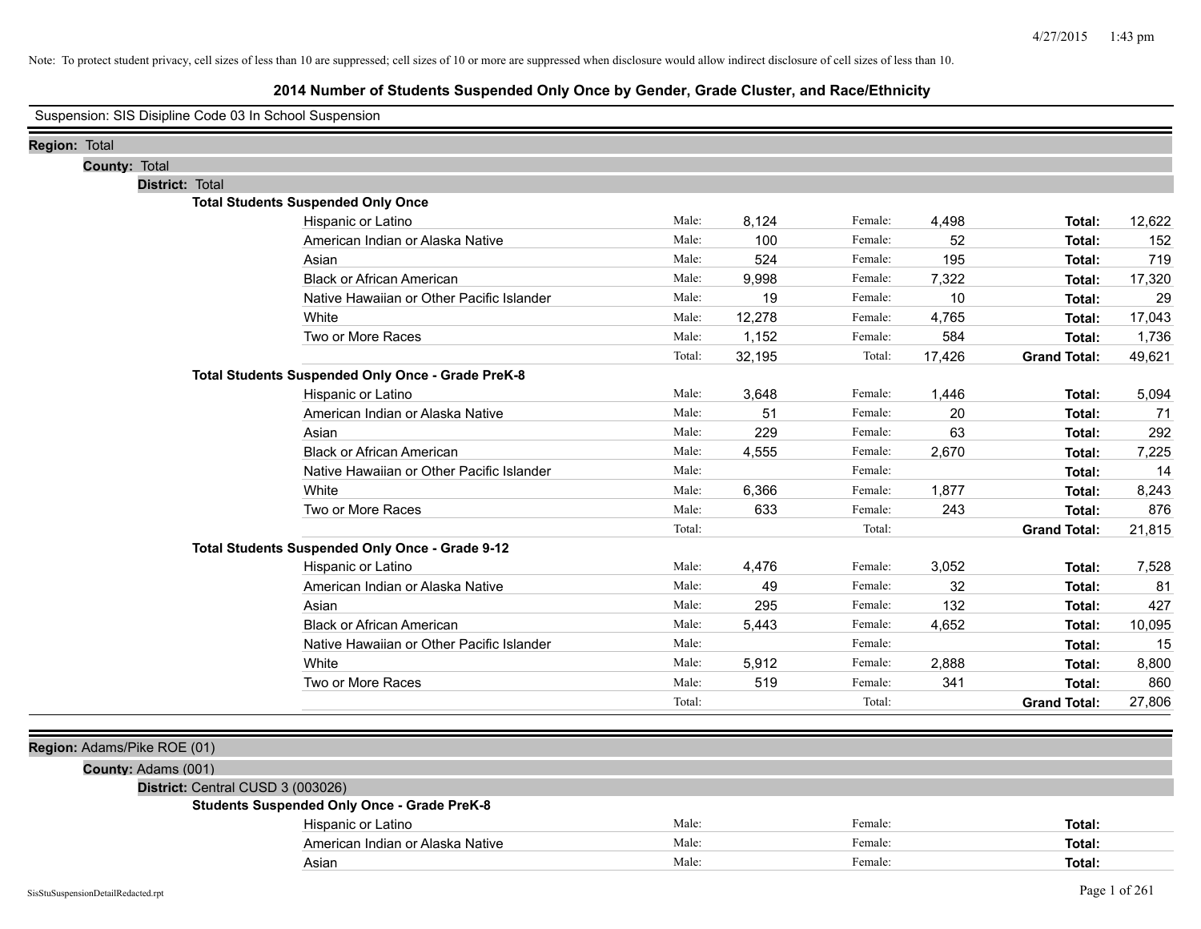Note: To protect student privacy, cell sizes of less than 10 are suppressed; cell sizes of 10 or more are suppressed when disclosure would allow indirect disclosure of cell sizes of less than 10.

# 2014 Number of Students Suspended Only Once by Gender, Grade Cluster, and Race/Ethnicity

Suspension: SIS Disipline Code 03 In School Suspension

**Region:** Total

**County:** Total

**District:** Total

### Total Students Suspended Only Once

| Race/Ethnicity | | Male | | Female | | Total |
|---|---|---|---|---|---|---|
| Hispanic or Latino | Male: | 8,124 | Female: | 4,498 | **Total:** | 12,622 |
| American Indian or Alaska Native | Male: | 100 | Female: | 52 | **Total:** | 152 |
| Asian | Male: | 524 | Female: | 195 | **Total:** | 719 |
| Black or African American | Male: | 9,998 | Female: | 7,322 | **Total:** | 17,320 |
| Native Hawaiian or Other Pacific Islander | Male: | 19 | Female: | 10 | **Total:** | 29 |
| White | Male: | 12,278 | Female: | 4,765 | **Total:** | 17,043 |
| Two or More Races | Male: | 1,152 | Female: | 584 | **Total:** | 1,736 |
| | Total: | 32,195 | Total: | 17,426 | **Grand Total:** | 49,621 |

### Total Students Suspended Only Once - Grade PreK-8

| Race/Ethnicity | | Male | | Female | | Total |
|---|---|---|---|---|---|---|
| Hispanic or Latino | Male: | 3,648 | Female: | 1,446 | **Total:** | 5,094 |
| American Indian or Alaska Native | Male: | 51 | Female: | 20 | **Total:** | 71 |
| Asian | Male: | 229 | Female: | 63 | **Total:** | 292 |
| Black or African American | Male: | 4,555 | Female: | 2,670 | **Total:** | 7,225 |
| Native Hawaiian or Other Pacific Islander | Male: | | Female: | | **Total:** | 14 |
| White | Male: | 6,366 | Female: | 1,877 | **Total:** | 8,243 |
| Two or More Races | Male: | 633 | Female: | 243 | **Total:** | 876 |
| | Total: | | Total: | | **Grand Total:** | 21,815 |

### Total Students Suspended Only Once - Grade 9-12

| Race/Ethnicity | | Male | | Female | | Total |
|---|---|---|---|---|---|---|
| Hispanic or Latino | Male: | 4,476 | Female: | 3,052 | **Total:** | 7,528 |
| American Indian or Alaska Native | Male: | 49 | Female: | 32 | **Total:** | 81 |
| Asian | Male: | 295 | Female: | 132 | **Total:** | 427 |
| Black or African American | Male: | 5,443 | Female: | 4,652 | **Total:** | 10,095 |
| Native Hawaiian or Other Pacific Islander | Male: | | Female: | | **Total:** | 15 |
| White | Male: | 5,912 | Female: | 2,888 | **Total:** | 8,800 |
| Two or More Races | Male: | 519 | Female: | 341 | **Total:** | 860 |
| | Total: | | Total: | | **Grand Total:** | 27,806 |

**Region:** Adams/Pike ROE (01)

**County:** Adams (001)

**District:** Central CUSD 3 (003026)

### Students Suspended Only Once - Grade PreK-8

| Race/Ethnicity | | Male | | Female | | Total |
|---|---|---|---|---|---|---|
| Hispanic or Latino | Male: | | Female: | | **Total:** | |
| American Indian or Alaska Native | Male: | | Female: | | **Total:** | |
| Asian | Male: | | Female: | | **Total:** | |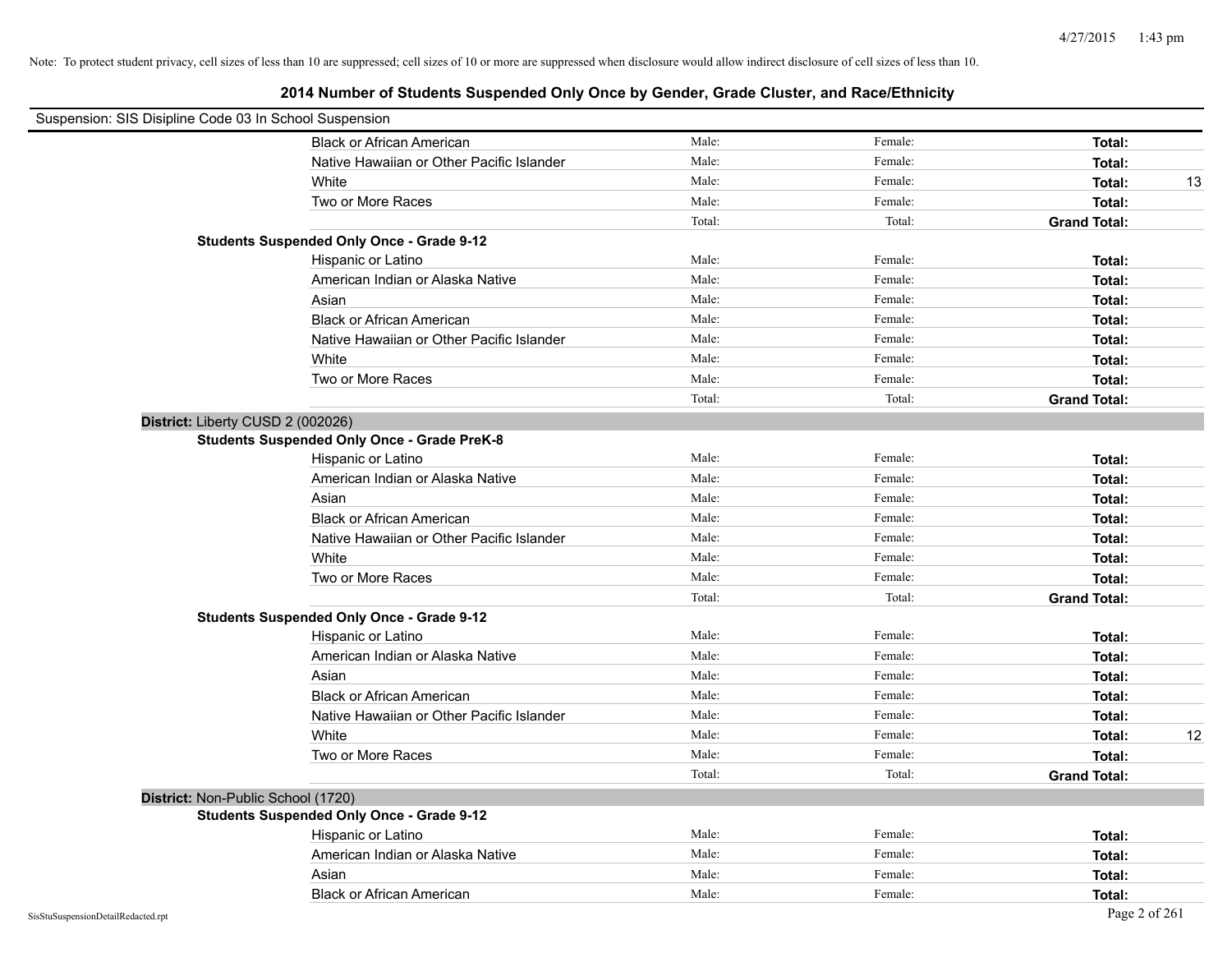Note: To protect student privacy, cell sizes of less than 10 are suppressed; cell sizes of 10 or more are suppressed when disclosure would allow indirect disclosure of cell sizes of less than 10.

# 2014 Number of Students Suspended Only Once by Gender, Grade Cluster, and Race/Ethnicity

Suspension: SIS Disipline Code 03 In School Suspension

| | | | | |
|---|---|---|---|---|
| Black or African American | Male: | Female: | **Total:** | |
| Native Hawaiian or Other Pacific Islander | Male: | Female: | **Total:** | |
| White | Male: | Female: | **Total:** | 13 |
| Two or More Races | Male: | Female: | **Total:** | |
| | Total: | Total: | **Grand Total:** | |

**Students Suspended Only Once - Grade 9-12**

| | | | | |
|---|---|---|---|---|
| Hispanic or Latino | Male: | Female: | **Total:** | |
| American Indian or Alaska Native | Male: | Female: | **Total:** | |
| Asian | Male: | Female: | **Total:** | |
| Black or African American | Male: | Female: | **Total:** | |
| Native Hawaiian or Other Pacific Islander | Male: | Female: | **Total:** | |
| White | Male: | Female: | **Total:** | |
| Two or More Races | Male: | Female: | **Total:** | |
| | Total: | Total: | **Grand Total:** | |

**District:** Liberty CUSD 2 (002026)

**Students Suspended Only Once - Grade PreK-8**

| | | | | |
|---|---|---|---|---|
| Hispanic or Latino | Male: | Female: | **Total:** | |
| American Indian or Alaska Native | Male: | Female: | **Total:** | |
| Asian | Male: | Female: | **Total:** | |
| Black or African American | Male: | Female: | **Total:** | |
| Native Hawaiian or Other Pacific Islander | Male: | Female: | **Total:** | |
| White | Male: | Female: | **Total:** | |
| Two or More Races | Male: | Female: | **Total:** | |
| | Total: | Total: | **Grand Total:** | |

**Students Suspended Only Once - Grade 9-12**

| | | | | |
|---|---|---|---|---|
| Hispanic or Latino | Male: | Female: | **Total:** | |
| American Indian or Alaska Native | Male: | Female: | **Total:** | |
| Asian | Male: | Female: | **Total:** | |
| Black or African American | Male: | Female: | **Total:** | |
| Native Hawaiian or Other Pacific Islander | Male: | Female: | **Total:** | |
| White | Male: | Female: | **Total:** | 12 |
| Two or More Races | Male: | Female: | **Total:** | |
| | Total: | Total: | **Grand Total:** | |

**District:** Non-Public School (1720)

**Students Suspended Only Once - Grade 9-12**

| | | | | |
|---|---|---|---|---|
| Hispanic or Latino | Male: | Female: | **Total:** | |
| American Indian or Alaska Native | Male: | Female: | **Total:** | |
| Asian | Male: | Female: | **Total:** | |
| Black or African American | Male: | Female: | **Total:** | |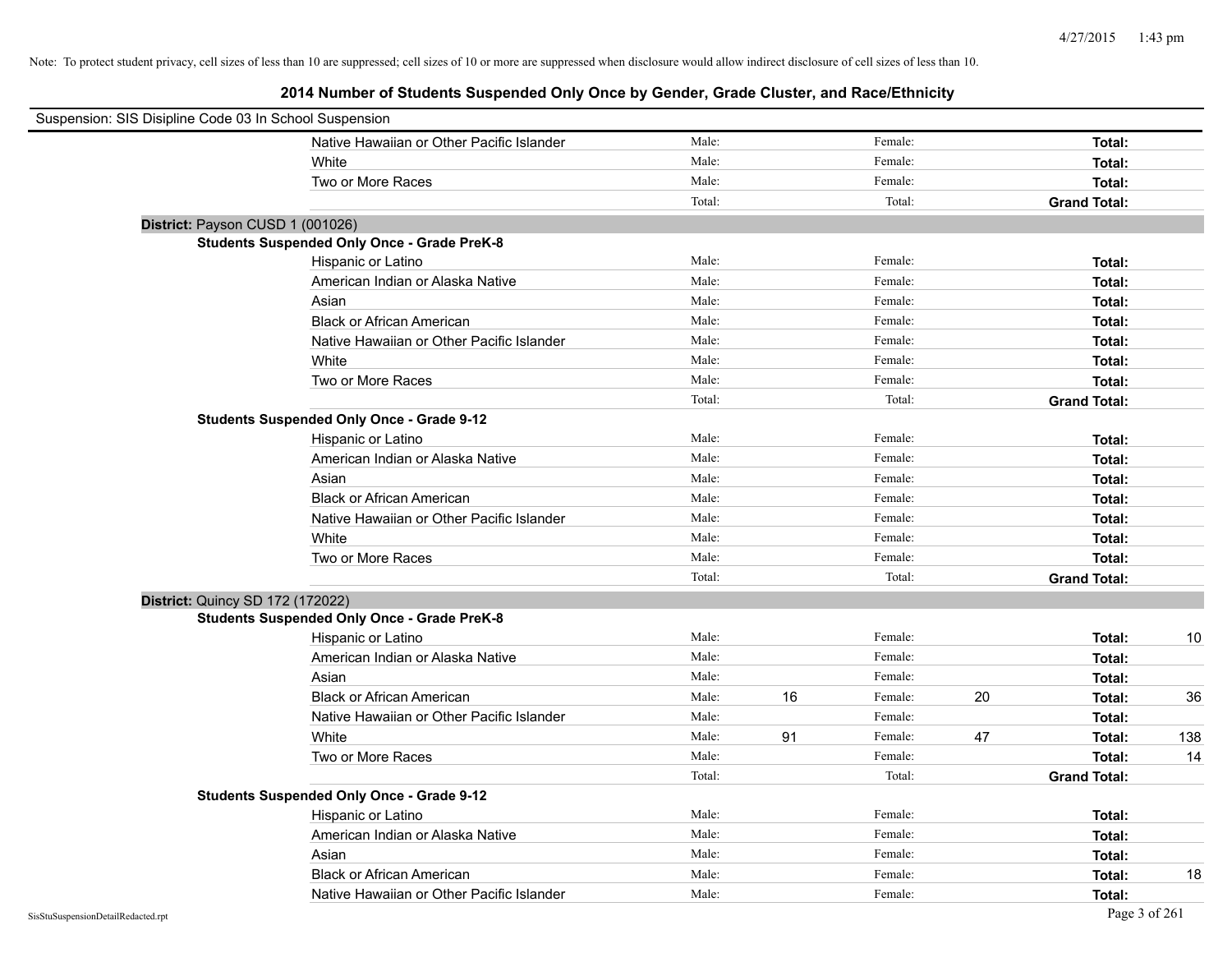Note: To protect student privacy, cell sizes of less than 10 are suppressed; cell sizes of 10 or more are suppressed when disclosure would allow indirect disclosure of cell sizes of less than 10.

## 2014 Number of Students Suspended Only Once by Gender, Grade Cluster, and Race/Ethnicity

Suspension: SIS Disipline Code 03 In School Suspension

| | | | | | | |
|---|---|---|---|---|---|---|
| Native Hawaiian or Other Pacific Islander | Male: | | Female: | | **Total:** | |
| White | Male: | | Female: | | **Total:** | |
| Two or More Races | Male: | | Female: | | **Total:** | |
| | Total: | | Total: | | **Grand Total:** | |

**District:** Payson CUSD 1 (001026)

**Students Suspended Only Once - Grade PreK-8**

| | | | | | | |
|---|---|---|---|---|---|---|
| Hispanic or Latino | Male: | | Female: | | **Total:** | |
| American Indian or Alaska Native | Male: | | Female: | | **Total:** | |
| Asian | Male: | | Female: | | **Total:** | |
| Black or African American | Male: | | Female: | | **Total:** | |
| Native Hawaiian or Other Pacific Islander | Male: | | Female: | | **Total:** | |
| White | Male: | | Female: | | **Total:** | |
| Two or More Races | Male: | | Female: | | **Total:** | |
| | Total: | | Total: | | **Grand Total:** | |

**Students Suspended Only Once - Grade 9-12**

| | | | | | | |
|---|---|---|---|---|---|---|
| Hispanic or Latino | Male: | | Female: | | **Total:** | |
| American Indian or Alaska Native | Male: | | Female: | | **Total:** | |
| Asian | Male: | | Female: | | **Total:** | |
| Black or African American | Male: | | Female: | | **Total:** | |
| Native Hawaiian or Other Pacific Islander | Male: | | Female: | | **Total:** | |
| White | Male: | | Female: | | **Total:** | |
| Two or More Races | Male: | | Female: | | **Total:** | |
| | Total: | | Total: | | **Grand Total:** | |

**District:** Quincy SD 172 (172022)

**Students Suspended Only Once - Grade PreK-8**

| | | | | | | |
|---|---|---|---|---|---|---|
| Hispanic or Latino | Male: | | Female: | | **Total:** | 10 |
| American Indian or Alaska Native | Male: | | Female: | | **Total:** | |
| Asian | Male: | | Female: | | **Total:** | |
| Black or African American | Male: | 16 | Female: | 20 | **Total:** | 36 |
| Native Hawaiian or Other Pacific Islander | Male: | | Female: | | **Total:** | |
| White | Male: | 91 | Female: | 47 | **Total:** | 138 |
| Two or More Races | Male: | | Female: | | **Total:** | 14 |
| | Total: | | Total: | | **Grand Total:** | |

**Students Suspended Only Once - Grade 9-12**

| | | | | | | |
|---|---|---|---|---|---|---|
| Hispanic or Latino | Male: | | Female: | | **Total:** | |
| American Indian or Alaska Native | Male: | | Female: | | **Total:** | |
| Asian | Male: | | Female: | | **Total:** | |
| Black or African American | Male: | | Female: | | **Total:** | 18 |
| Native Hawaiian or Other Pacific Islander | Male: | | Female: | | **Total:** | |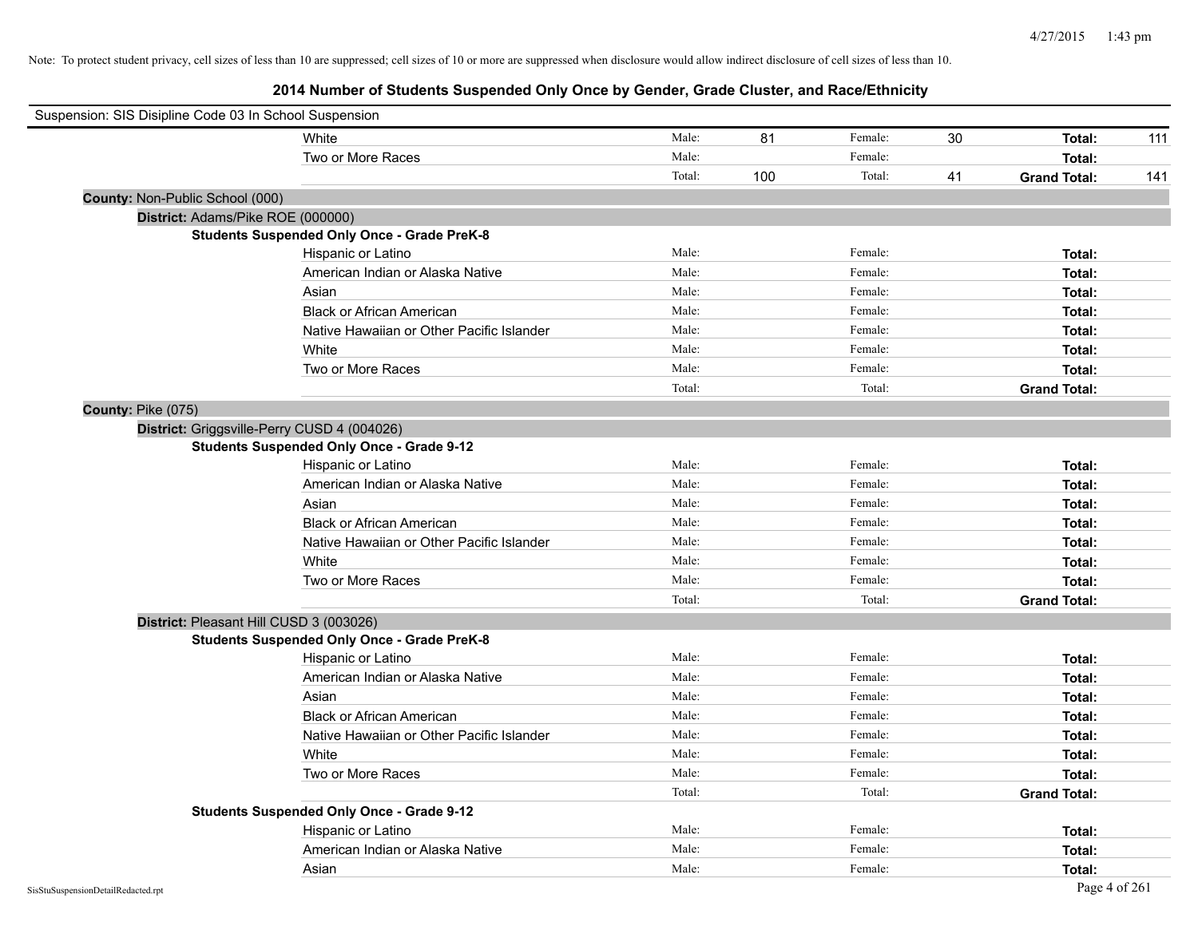Note: To protect student privacy, cell sizes of less than 10 are suppressed; cell sizes of 10 or more are suppressed when disclosure would allow indirect disclosure of cell sizes of less than 10.

# 2014 Number of Students Suspended Only Once by Gender, Grade Cluster, and Race/Ethnicity

Suspension: SIS Disipline Code 03 In School Suspension

| | Male: | | Female: | | | |
|---|---|---|---|---|---|---|
| White | Male: | 81 | Female: | 30 | **Total:** | 111 |
| Two or More Races | Male: | | Female: | | **Total:** | |
| | Total: | 100 | Total: | 41 | **Grand Total:** | 141 |

**County:** Non-Public School (000)

**District:** Adams/Pike ROE (000000)

**Students Suspended Only Once - Grade PreK-8**

| | | | | | | |
|---|---|---|---|---|---|---|
| Hispanic or Latino | Male: | | Female: | | **Total:** | |
| American Indian or Alaska Native | Male: | | Female: | | **Total:** | |
| Asian | Male: | | Female: | | **Total:** | |
| Black or African American | Male: | | Female: | | **Total:** | |
| Native Hawaiian or Other Pacific Islander | Male: | | Female: | | **Total:** | |
| White | Male: | | Female: | | **Total:** | |
| Two or More Races | Male: | | Female: | | **Total:** | |
| | Total: | | Total: | | **Grand Total:** | |

**County:** Pike (075)

**District:** Griggsville-Perry CUSD 4 (004026)

**Students Suspended Only Once - Grade 9-12**

| | | | | | | |
|---|---|---|---|---|---|---|
| Hispanic or Latino | Male: | | Female: | | **Total:** | |
| American Indian or Alaska Native | Male: | | Female: | | **Total:** | |
| Asian | Male: | | Female: | | **Total:** | |
| Black or African American | Male: | | Female: | | **Total:** | |
| Native Hawaiian or Other Pacific Islander | Male: | | Female: | | **Total:** | |
| White | Male: | | Female: | | **Total:** | |
| Two or More Races | Male: | | Female: | | **Total:** | |
| | Total: | | Total: | | **Grand Total:** | |

**District:** Pleasant Hill CUSD 3 (003026)

**Students Suspended Only Once - Grade PreK-8**

| | | | | | | |
|---|---|---|---|---|---|---|
| Hispanic or Latino | Male: | | Female: | | **Total:** | |
| American Indian or Alaska Native | Male: | | Female: | | **Total:** | |
| Asian | Male: | | Female: | | **Total:** | |
| Black or African American | Male: | | Female: | | **Total:** | |
| Native Hawaiian or Other Pacific Islander | Male: | | Female: | | **Total:** | |
| White | Male: | | Female: | | **Total:** | |
| Two or More Races | Male: | | Female: | | **Total:** | |
| | Total: | | Total: | | **Grand Total:** | |

**Students Suspended Only Once - Grade 9-12**

| | | | | | | |
|---|---|---|---|---|---|---|
| Hispanic or Latino | Male: | | Female: | | **Total:** | |
| American Indian or Alaska Native | Male: | | Female: | | **Total:** | |
| Asian | Male: | | Female: | | **Total:** | |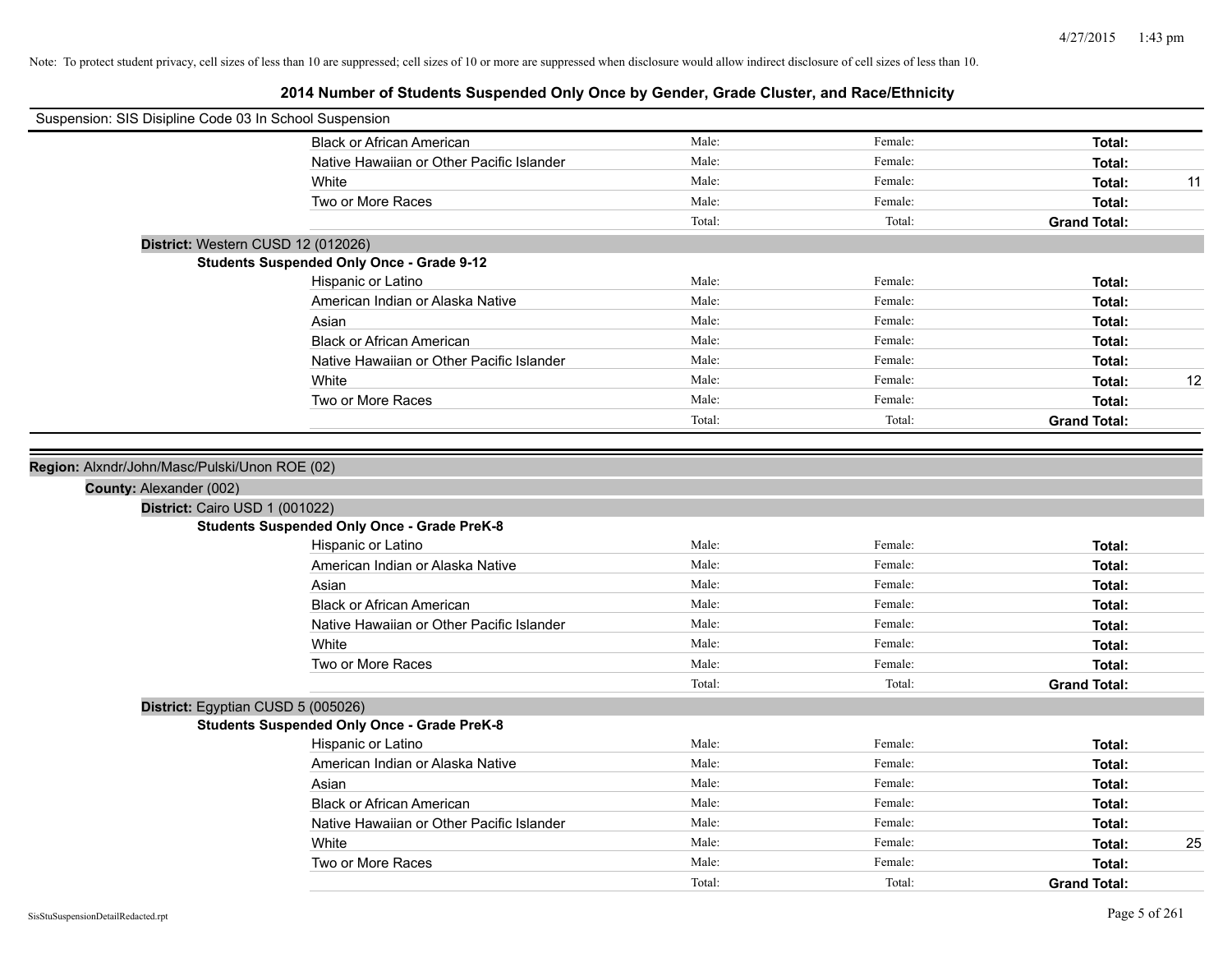Note: To protect student privacy, cell sizes of less than 10 are suppressed; cell sizes of 10 or more are suppressed when disclosure would allow indirect disclosure of cell sizes of less than 10.

## 2014 Number of Students Suspended Only Once by Gender, Grade Cluster, and Race/Ethnicity

Suspension: SIS Disipline Code 03 In School Suspension

| | Male | Female | Total | |
|---|---|---|---|---|
| Black or African American | Male: | Female: | **Total:** | |
| Native Hawaiian or Other Pacific Islander | Male: | Female: | **Total:** | |
| White | Male: | Female: | **Total:** | 11 |
| Two or More Races | Male: | Female: | **Total:** | |
| | Total: | Total: | **Grand Total:** | |

**District:** Western CUSD 12 (012026)

**Students Suspended Only Once - Grade 9-12**

| | Male | Female | Total | |
|---|---|---|---|---|
| Hispanic or Latino | Male: | Female: | **Total:** | |
| American Indian or Alaska Native | Male: | Female: | **Total:** | |
| Asian | Male: | Female: | **Total:** | |
| Black or African American | Male: | Female: | **Total:** | |
| Native Hawaiian or Other Pacific Islander | Male: | Female: | **Total:** | |
| White | Male: | Female: | **Total:** | 12 |
| Two or More Races | Male: | Female: | **Total:** | |
| | Total: | Total: | **Grand Total:** | |

**Region:** Alxndr/John/Masc/Pulski/Unon ROE (02)

**County:** Alexander (002)

**District:** Cairo USD 1 (001022)

**Students Suspended Only Once - Grade PreK-8**

| | Male | Female | Total | |
|---|---|---|---|---|
| Hispanic or Latino | Male: | Female: | **Total:** | |
| American Indian or Alaska Native | Male: | Female: | **Total:** | |
| Asian | Male: | Female: | **Total:** | |
| Black or African American | Male: | Female: | **Total:** | |
| Native Hawaiian or Other Pacific Islander | Male: | Female: | **Total:** | |
| White | Male: | Female: | **Total:** | |
| Two or More Races | Male: | Female: | **Total:** | |
| | Total: | Total: | **Grand Total:** | |

**District:** Egyptian CUSD 5 (005026)

**Students Suspended Only Once - Grade PreK-8**

| | Male | Female | Total | |
|---|---|---|---|---|
| Hispanic or Latino | Male: | Female: | **Total:** | |
| American Indian or Alaska Native | Male: | Female: | **Total:** | |
| Asian | Male: | Female: | **Total:** | |
| Black or African American | Male: | Female: | **Total:** | |
| Native Hawaiian or Other Pacific Islander | Male: | Female: | **Total:** | |
| White | Male: | Female: | **Total:** | 25 |
| Two or More Races | Male: | Female: | **Total:** | |
| | Total: | Total: | **Grand Total:** | |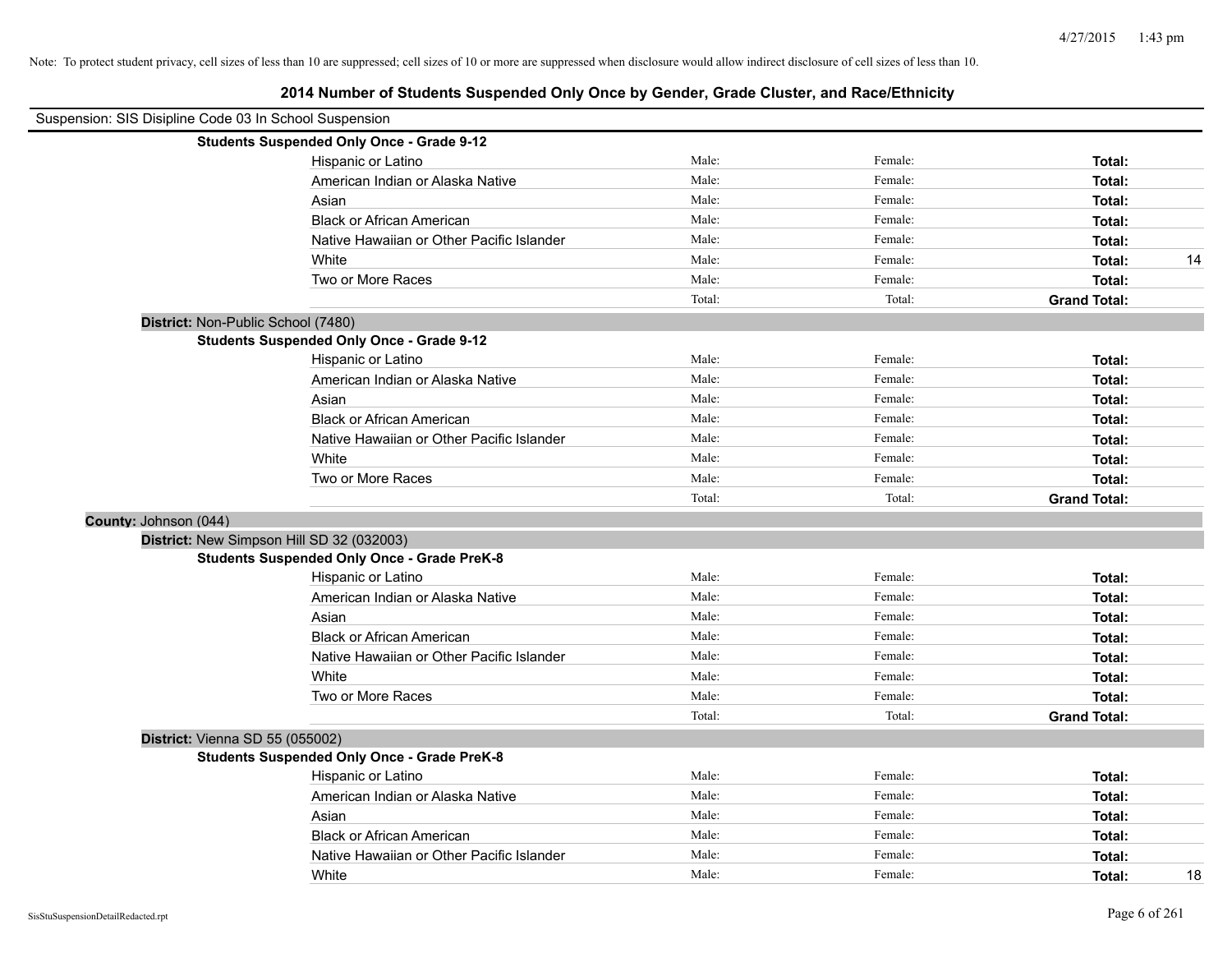Note: To protect student privacy, cell sizes of less than 10 are suppressed; cell sizes of 10 or more are suppressed when disclosure would allow indirect disclosure of cell sizes of less than 10.

# 2014 Number of Students Suspended Only Once by Gender, Grade Cluster, and Race/Ethnicity

Suspension: SIS Disipline Code 03 In School Suspension

**Students Suspended Only Once - Grade 9-12**

| | | | | |
|---|---|---|---|---|
| Hispanic or Latino | Male: | Female: | **Total:** | |
| American Indian or Alaska Native | Male: | Female: | **Total:** | |
| Asian | Male: | Female: | **Total:** | |
| Black or African American | Male: | Female: | **Total:** | |
| Native Hawaiian or Other Pacific Islander | Male: | Female: | **Total:** | |
| White | Male: | Female: | **Total:** | 14 |
| Two or More Races | Male: | Female: | **Total:** | |
| | Total: | Total: | **Grand Total:** | |

**District:** Non-Public School (7480)

**Students Suspended Only Once - Grade 9-12**

| | | | | |
|---|---|---|---|---|
| Hispanic or Latino | Male: | Female: | **Total:** | |
| American Indian or Alaska Native | Male: | Female: | **Total:** | |
| Asian | Male: | Female: | **Total:** | |
| Black or African American | Male: | Female: | **Total:** | |
| Native Hawaiian or Other Pacific Islander | Male: | Female: | **Total:** | |
| White | Male: | Female: | **Total:** | |
| Two or More Races | Male: | Female: | **Total:** | |
| | Total: | Total: | **Grand Total:** | |

**County:** Johnson (044)

**District:** New Simpson Hill SD 32 (032003)

**Students Suspended Only Once - Grade PreK-8**

| | | | | |
|---|---|---|---|---|
| Hispanic or Latino | Male: | Female: | **Total:** | |
| American Indian or Alaska Native | Male: | Female: | **Total:** | |
| Asian | Male: | Female: | **Total:** | |
| Black or African American | Male: | Female: | **Total:** | |
| Native Hawaiian or Other Pacific Islander | Male: | Female: | **Total:** | |
| White | Male: | Female: | **Total:** | |
| Two or More Races | Male: | Female: | **Total:** | |
| | Total: | Total: | **Grand Total:** | |

**District:** Vienna SD 55 (055002)

**Students Suspended Only Once - Grade PreK-8**

| | | | | |
|---|---|---|---|---|
| Hispanic or Latino | Male: | Female: | **Total:** | |
| American Indian or Alaska Native | Male: | Female: | **Total:** | |
| Asian | Male: | Female: | **Total:** | |
| Black or African American | Male: | Female: | **Total:** | |
| Native Hawaiian or Other Pacific Islander | Male: | Female: | **Total:** | |
| White | Male: | Female: | **Total:** | 18 |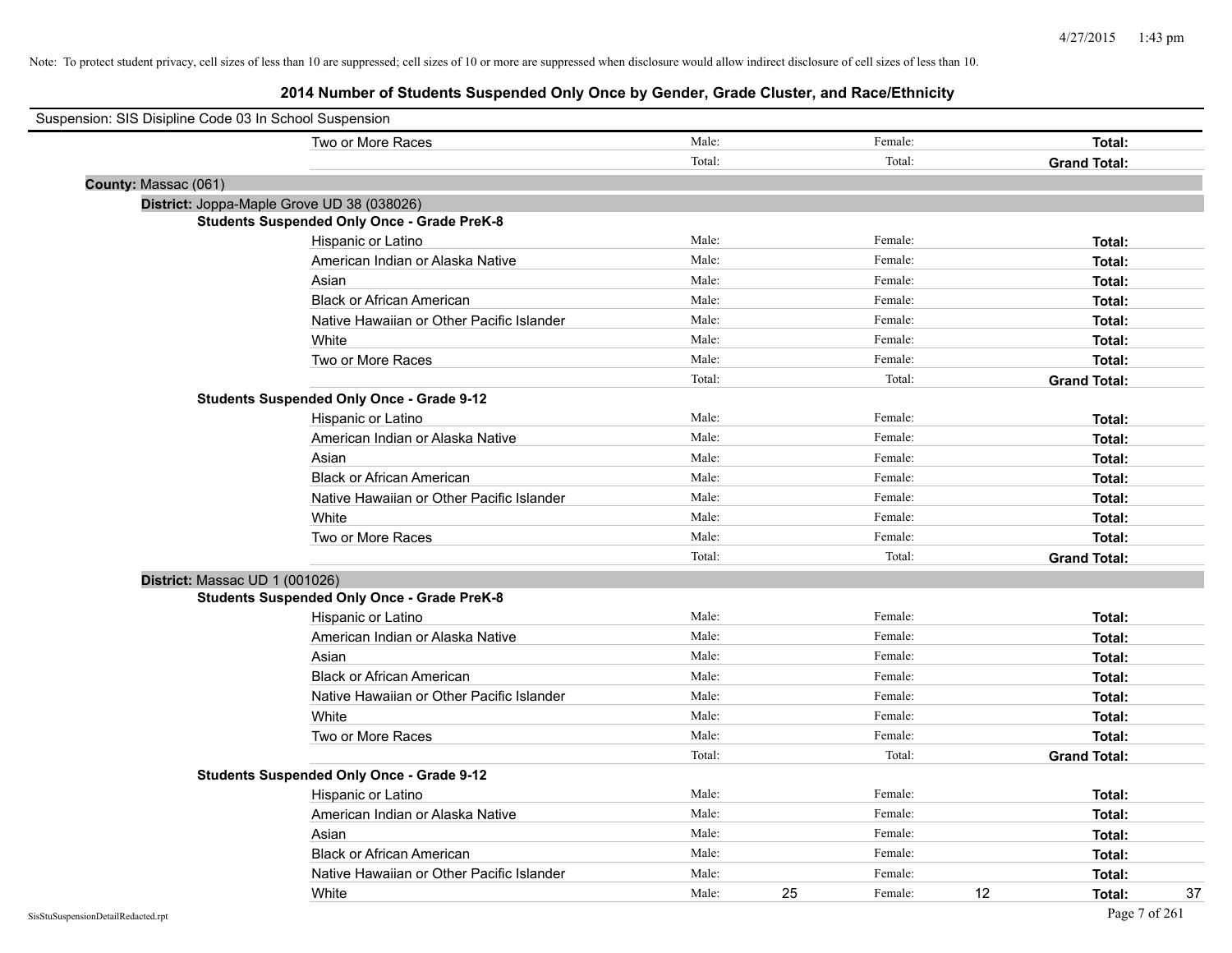Note: To protect student privacy, cell sizes of less than 10 are suppressed; cell sizes of 10 or more are suppressed when disclosure would allow indirect disclosure of cell sizes of less than 10.

# 2014 Number of Students Suspended Only Once by Gender, Grade Cluster, and Race/Ethnicity

Suspension: SIS Disipline Code 03 In School Suspension

| | | | | | | |
|---|---|---|---|---|---|---|
| Two or More Races | Male: | | Female: | | **Total:** | |
| | Total: | | Total: | | **Grand Total:** | |

**County:** Massac (061)

**District:** Joppa-Maple Grove UD 38 (038026)

**Students Suspended Only Once - Grade PreK-8**

| | | | | | | |
|---|---|---|---|---|---|---|
| Hispanic or Latino | Male: | | Female: | | **Total:** | |
| American Indian or Alaska Native | Male: | | Female: | | **Total:** | |
| Asian | Male: | | Female: | | **Total:** | |
| Black or African American | Male: | | Female: | | **Total:** | |
| Native Hawaiian or Other Pacific Islander | Male: | | Female: | | **Total:** | |
| White | Male: | | Female: | | **Total:** | |
| Two or More Races | Male: | | Female: | | **Total:** | |
| | Total: | | Total: | | **Grand Total:** | |

**Students Suspended Only Once - Grade 9-12**

| | | | | | | |
|---|---|---|---|---|---|---|
| Hispanic or Latino | Male: | | Female: | | **Total:** | |
| American Indian or Alaska Native | Male: | | Female: | | **Total:** | |
| Asian | Male: | | Female: | | **Total:** | |
| Black or African American | Male: | | Female: | | **Total:** | |
| Native Hawaiian or Other Pacific Islander | Male: | | Female: | | **Total:** | |
| White | Male: | | Female: | | **Total:** | |
| Two or More Races | Male: | | Female: | | **Total:** | |
| | Total: | | Total: | | **Grand Total:** | |

**District:** Massac UD 1 (001026)

**Students Suspended Only Once - Grade PreK-8**

| | | | | | | |
|---|---|---|---|---|---|---|
| Hispanic or Latino | Male: | | Female: | | **Total:** | |
| American Indian or Alaska Native | Male: | | Female: | | **Total:** | |
| Asian | Male: | | Female: | | **Total:** | |
| Black or African American | Male: | | Female: | | **Total:** | |
| Native Hawaiian or Other Pacific Islander | Male: | | Female: | | **Total:** | |
| White | Male: | | Female: | | **Total:** | |
| Two or More Races | Male: | | Female: | | **Total:** | |
| | Total: | | Total: | | **Grand Total:** | |

**Students Suspended Only Once - Grade 9-12**

| | | | | | | |
|---|---|---|---|---|---|---|
| Hispanic or Latino | Male: | | Female: | | **Total:** | |
| American Indian or Alaska Native | Male: | | Female: | | **Total:** | |
| Asian | Male: | | Female: | | **Total:** | |
| Black or African American | Male: | | Female: | | **Total:** | |
| Native Hawaiian or Other Pacific Islander | Male: | | Female: | | **Total:** | |
| White | Male: | 25 | Female: | 12 | **Total:** | 37 |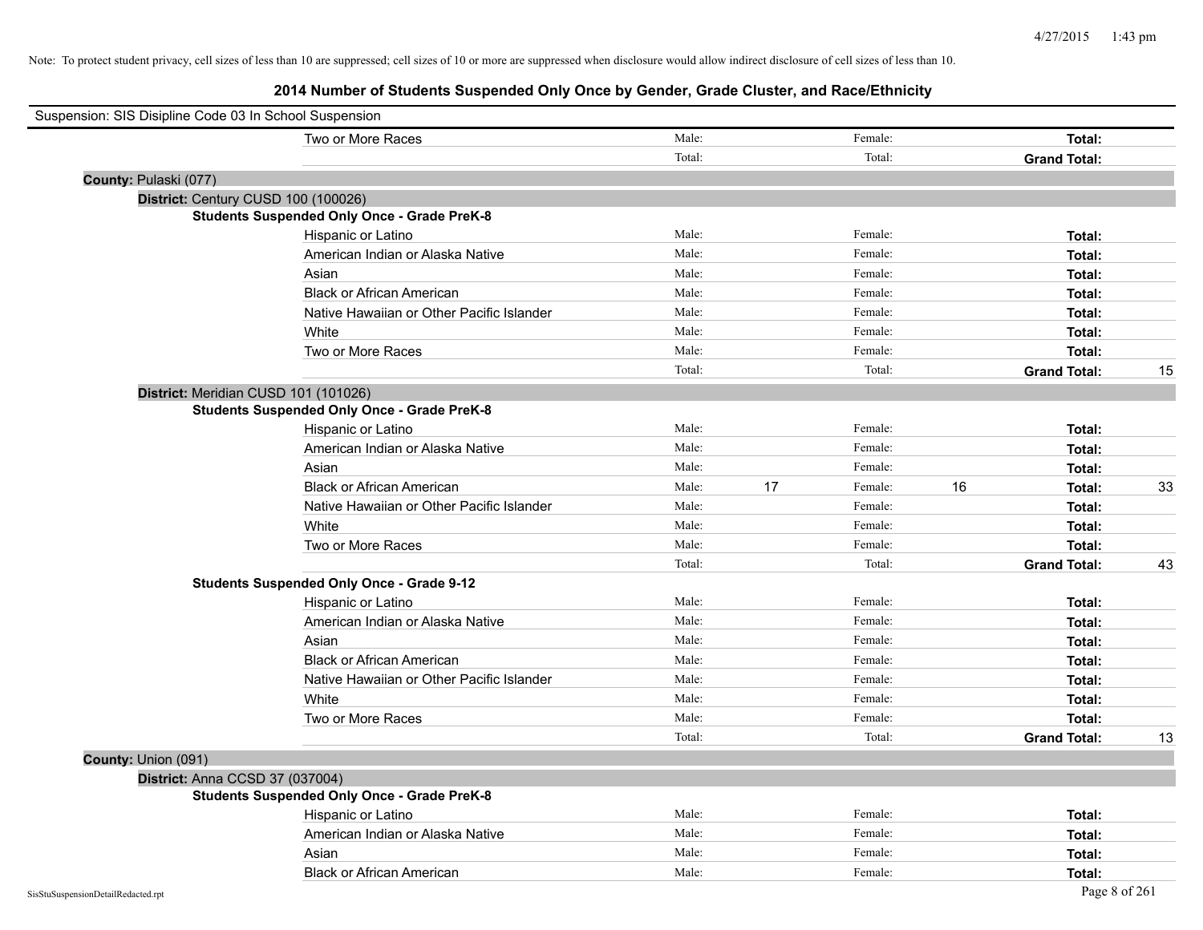Note: To protect student privacy, cell sizes of less than 10 are suppressed; cell sizes of 10 or more are suppressed when disclosure would allow indirect disclosure of cell sizes of less than 10.

# 2014 Number of Students Suspended Only Once by Gender, Grade Cluster, and Race/Ethnicity

Suspension: SIS Disipline Code 03 In School Suspension

| | | | | | | | |
|---|---|---|---|---|---|---|---|
| Two or More Races | Male: | | Female: | | **Total:** | |
| | Total: | | Total: | | **Grand Total:** | |

**County:** Pulaski (077)

**District:** Century CUSD 100 (100026)

**Students Suspended Only Once - Grade PreK-8**

| | | | | | | |
|---|---|---|---|---|---|---|
| Hispanic or Latino | Male: | | Female: | | **Total:** | |
| American Indian or Alaska Native | Male: | | Female: | | **Total:** | |
| Asian | Male: | | Female: | | **Total:** | |
| Black or African American | Male: | | Female: | | **Total:** | |
| Native Hawaiian or Other Pacific Islander | Male: | | Female: | | **Total:** | |
| White | Male: | | Female: | | **Total:** | |
| Two or More Races | Male: | | Female: | | **Total:** | |
| | Total: | | Total: | | **Grand Total:** | 15 |

**District:** Meridian CUSD 101 (101026)

**Students Suspended Only Once - Grade PreK-8**

| | | | | | | |
|---|---|---|---|---|---|---|
| Hispanic or Latino | Male: | | Female: | | **Total:** | |
| American Indian or Alaska Native | Male: | | Female: | | **Total:** | |
| Asian | Male: | | Female: | | **Total:** | |
| Black or African American | Male: | 17 | Female: | 16 | **Total:** | 33 |
| Native Hawaiian or Other Pacific Islander | Male: | | Female: | | **Total:** | |
| White | Male: | | Female: | | **Total:** | |
| Two or More Races | Male: | | Female: | | **Total:** | |
| | Total: | | Total: | | **Grand Total:** | 43 |

**Students Suspended Only Once - Grade 9-12**

| | | | | | | |
|---|---|---|---|---|---|---|
| Hispanic or Latino | Male: | | Female: | | **Total:** | |
| American Indian or Alaska Native | Male: | | Female: | | **Total:** | |
| Asian | Male: | | Female: | | **Total:** | |
| Black or African American | Male: | | Female: | | **Total:** | |
| Native Hawaiian or Other Pacific Islander | Male: | | Female: | | **Total:** | |
| White | Male: | | Female: | | **Total:** | |
| Two or More Races | Male: | | Female: | | **Total:** | |
| | Total: | | Total: | | **Grand Total:** | 13 |

**County:** Union (091)

**District:** Anna CCSD 37 (037004)

**Students Suspended Only Once - Grade PreK-8**

| | | | | | | |
|---|---|---|---|---|---|---|
| Hispanic or Latino | Male: | | Female: | | **Total:** | |
| American Indian or Alaska Native | Male: | | Female: | | **Total:** | |
| Asian | Male: | | Female: | | **Total:** | |
| Black or African American | Male: | | Female: | | **Total:** | |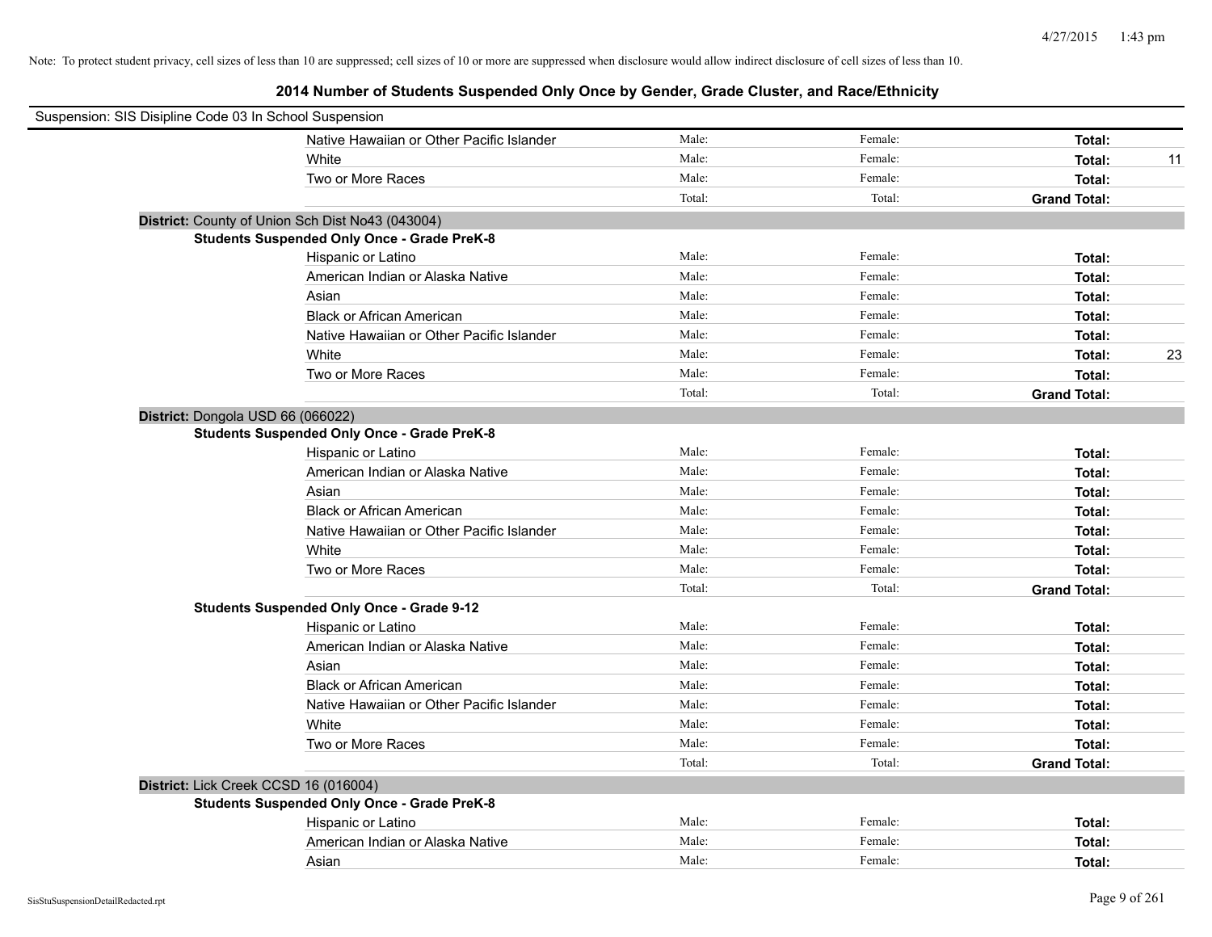Note: To protect student privacy, cell sizes of less than 10 are suppressed; cell sizes of 10 or more are suppressed when disclosure would allow indirect disclosure of cell sizes of less than 10.

# 2014 Number of Students Suspended Only Once by Gender, Grade Cluster, and Race/Ethnicity

Suspension: SIS Disipline Code 03 In School Suspension

| | | | | |
|---|---|---|---|---|
| Native Hawaiian or Other Pacific Islander | Male: | Female: | **Total:** | |
| White | Male: | Female: | **Total:** | 11 |
| Two or More Races | Male: | Female: | **Total:** | |
| | Total: | Total: | **Grand Total:** | |

**District:** County of Union Sch Dist No43 (043004)

**Students Suspended Only Once - Grade PreK-8**

| | | | | |
|---|---|---|---|---|
| Hispanic or Latino | Male: | Female: | **Total:** | |
| American Indian or Alaska Native | Male: | Female: | **Total:** | |
| Asian | Male: | Female: | **Total:** | |
| Black or African American | Male: | Female: | **Total:** | |
| Native Hawaiian or Other Pacific Islander | Male: | Female: | **Total:** | |
| White | Male: | Female: | **Total:** | 23 |
| Two or More Races | Male: | Female: | **Total:** | |
| | Total: | Total: | **Grand Total:** | |

**District:** Dongola USD 66 (066022)

**Students Suspended Only Once - Grade PreK-8**

| | | | | |
|---|---|---|---|---|
| Hispanic or Latino | Male: | Female: | **Total:** | |
| American Indian or Alaska Native | Male: | Female: | **Total:** | |
| Asian | Male: | Female: | **Total:** | |
| Black or African American | Male: | Female: | **Total:** | |
| Native Hawaiian or Other Pacific Islander | Male: | Female: | **Total:** | |
| White | Male: | Female: | **Total:** | |
| Two or More Races | Male: | Female: | **Total:** | |
| | Total: | Total: | **Grand Total:** | |

**Students Suspended Only Once - Grade 9-12**

| | | | | |
|---|---|---|---|---|
| Hispanic or Latino | Male: | Female: | **Total:** | |
| American Indian or Alaska Native | Male: | Female: | **Total:** | |
| Asian | Male: | Female: | **Total:** | |
| Black or African American | Male: | Female: | **Total:** | |
| Native Hawaiian or Other Pacific Islander | Male: | Female: | **Total:** | |
| White | Male: | Female: | **Total:** | |
| Two or More Races | Male: | Female: | **Total:** | |
| | Total: | Total: | **Grand Total:** | |

**District:** Lick Creek CCSD 16 (016004)

**Students Suspended Only Once - Grade PreK-8**

| | | | | |
|---|---|---|---|---|
| Hispanic or Latino | Male: | Female: | **Total:** | |
| American Indian or Alaska Native | Male: | Female: | **Total:** | |
| Asian | Male: | Female: | **Total:** | |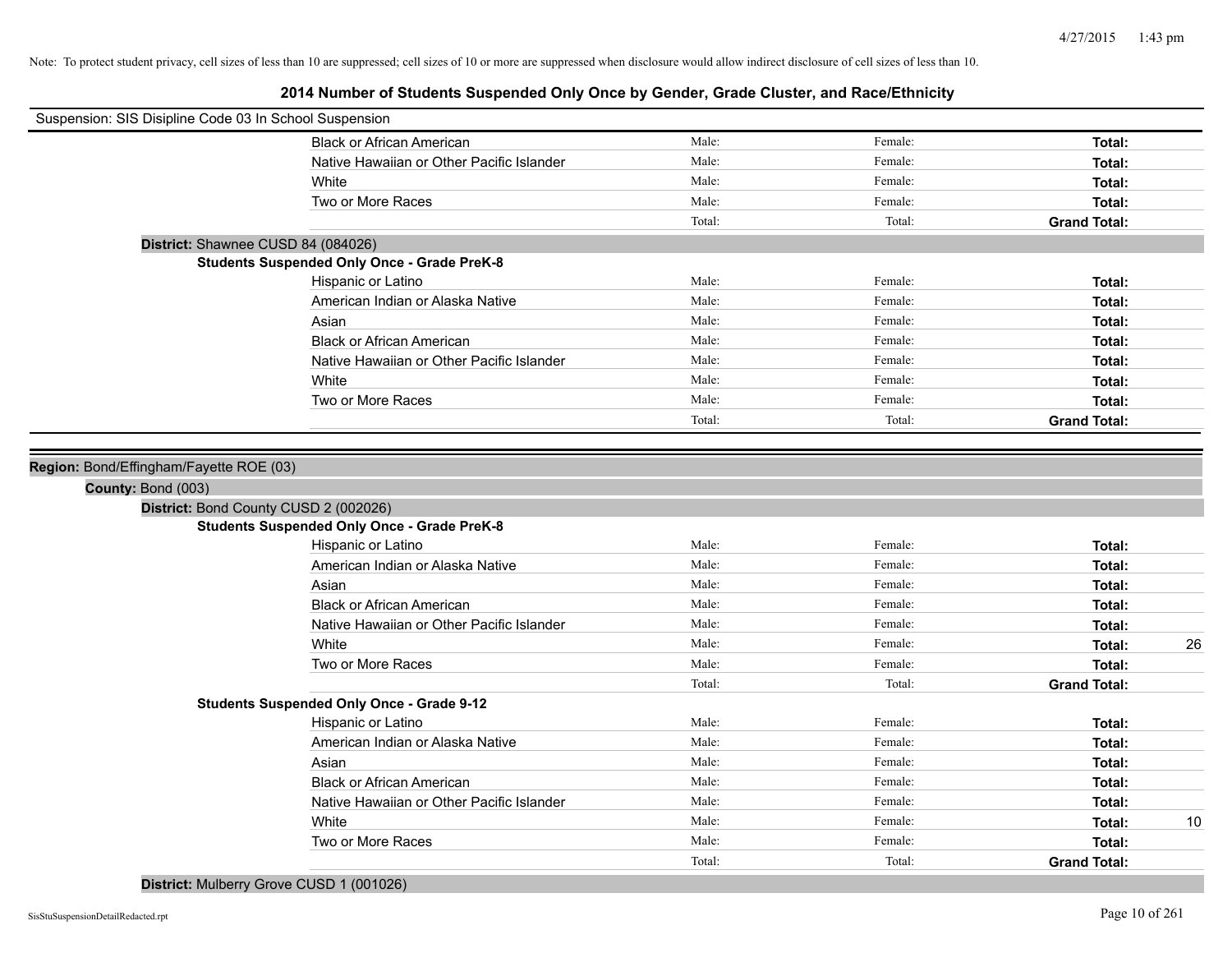Note: To protect student privacy, cell sizes of less than 10 are suppressed; cell sizes of 10 or more are suppressed when disclosure would allow indirect disclosure of cell sizes of less than 10.

## 2014 Number of Students Suspended Only Once by Gender, Grade Cluster, and Race/Ethnicity

Suspension: SIS Disipline Code 03 In School Suspension

| | Male: | Female: | Total: | |
|---|---|---|---|---|
| Black or African American | Male: | Female: | **Total:** | |
| Native Hawaiian or Other Pacific Islander | Male: | Female: | **Total:** | |
| White | Male: | Female: | **Total:** | |
| Two or More Races | Male: | Female: | **Total:** | |
| | Total: | Total: | **Grand Total:** | |

**District:** Shawnee CUSD 84 (084026)

**Students Suspended Only Once - Grade PreK-8**

| | | | | |
|---|---|---|---|---|
| Hispanic or Latino | Male: | Female: | **Total:** | |
| American Indian or Alaska Native | Male: | Female: | **Total:** | |
| Asian | Male: | Female: | **Total:** | |
| Black or African American | Male: | Female: | **Total:** | |
| Native Hawaiian or Other Pacific Islander | Male: | Female: | **Total:** | |
| White | Male: | Female: | **Total:** | |
| Two or More Races | Male: | Female: | **Total:** | |
| | Total: | Total: | **Grand Total:** | |

**Region:** Bond/Effingham/Fayette ROE (03)

**County:** Bond (003)

**District:** Bond County CUSD 2 (002026)

**Students Suspended Only Once - Grade PreK-8**

| | | | | |
|---|---|---|---|---|
| Hispanic or Latino | Male: | Female: | **Total:** | |
| American Indian or Alaska Native | Male: | Female: | **Total:** | |
| Asian | Male: | Female: | **Total:** | |
| Black or African American | Male: | Female: | **Total:** | |
| Native Hawaiian or Other Pacific Islander | Male: | Female: | **Total:** | |
| White | Male: | Female: | **Total:** | 26 |
| Two or More Races | Male: | Female: | **Total:** | |
| | Total: | Total: | **Grand Total:** | |

**Students Suspended Only Once - Grade 9-12**

| | | | | |
|---|---|---|---|---|
| Hispanic or Latino | Male: | Female: | **Total:** | |
| American Indian or Alaska Native | Male: | Female: | **Total:** | |
| Asian | Male: | Female: | **Total:** | |
| Black or African American | Male: | Female: | **Total:** | |
| Native Hawaiian or Other Pacific Islander | Male: | Female: | **Total:** | |
| White | Male: | Female: | **Total:** | 10 |
| Two or More Races | Male: | Female: | **Total:** | |
| | Total: | Total: | **Grand Total:** | |

**District:** Mulberry Grove CUSD 1 (001026)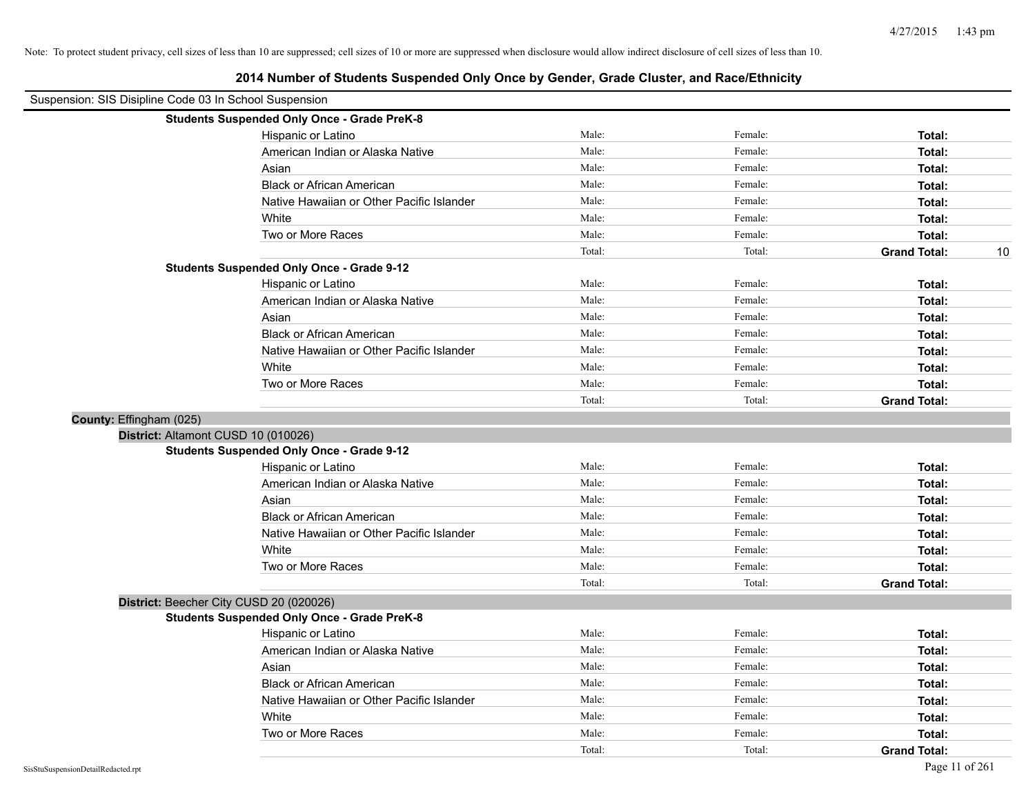Note: To protect student privacy, cell sizes of less than 10 are suppressed; cell sizes of 10 or more are suppressed when disclosure would allow indirect disclosure of cell sizes of less than 10.

# 2014 Number of Students Suspended Only Once by Gender, Grade Cluster, and Race/Ethnicity

Suspension: SIS Disipline Code 03 In School Suspension

**Students Suspended Only Once - Grade PreK-8**

| | | | | |
|---|---|---|---|---|
| Hispanic or Latino | Male: | Female: | **Total:** | |
| American Indian or Alaska Native | Male: | Female: | **Total:** | |
| Asian | Male: | Female: | **Total:** | |
| Black or African American | Male: | Female: | **Total:** | |
| Native Hawaiian or Other Pacific Islander | Male: | Female: | **Total:** | |
| White | Male: | Female: | **Total:** | |
| Two or More Races | Male: | Female: | **Total:** | |
| | Total: | Total: | **Grand Total:** | 10 |

**Students Suspended Only Once - Grade 9-12**

| | | | | |
|---|---|---|---|---|
| Hispanic or Latino | Male: | Female: | **Total:** | |
| American Indian or Alaska Native | Male: | Female: | **Total:** | |
| Asian | Male: | Female: | **Total:** | |
| Black or African American | Male: | Female: | **Total:** | |
| Native Hawaiian or Other Pacific Islander | Male: | Female: | **Total:** | |
| White | Male: | Female: | **Total:** | |
| Two or More Races | Male: | Female: | **Total:** | |
| | Total: | Total: | **Grand Total:** | |

**County:** Effingham (025)

**District:** Altamont CUSD 10 (010026)

**Students Suspended Only Once - Grade 9-12**

| | | | | |
|---|---|---|---|---|
| Hispanic or Latino | Male: | Female: | **Total:** | |
| American Indian or Alaska Native | Male: | Female: | **Total:** | |
| Asian | Male: | Female: | **Total:** | |
| Black or African American | Male: | Female: | **Total:** | |
| Native Hawaiian or Other Pacific Islander | Male: | Female: | **Total:** | |
| White | Male: | Female: | **Total:** | |
| Two or More Races | Male: | Female: | **Total:** | |
| | Total: | Total: | **Grand Total:** | |

**District:** Beecher City CUSD 20 (020026)

**Students Suspended Only Once - Grade PreK-8**

| | | | | |
|---|---|---|---|---|
| Hispanic or Latino | Male: | Female: | **Total:** | |
| American Indian or Alaska Native | Male: | Female: | **Total:** | |
| Asian | Male: | Female: | **Total:** | |
| Black or African American | Male: | Female: | **Total:** | |
| Native Hawaiian or Other Pacific Islander | Male: | Female: | **Total:** | |
| White | Male: | Female: | **Total:** | |
| Two or More Races | Male: | Female: | **Total:** | |
| | Total: | Total: | **Grand Total:** | |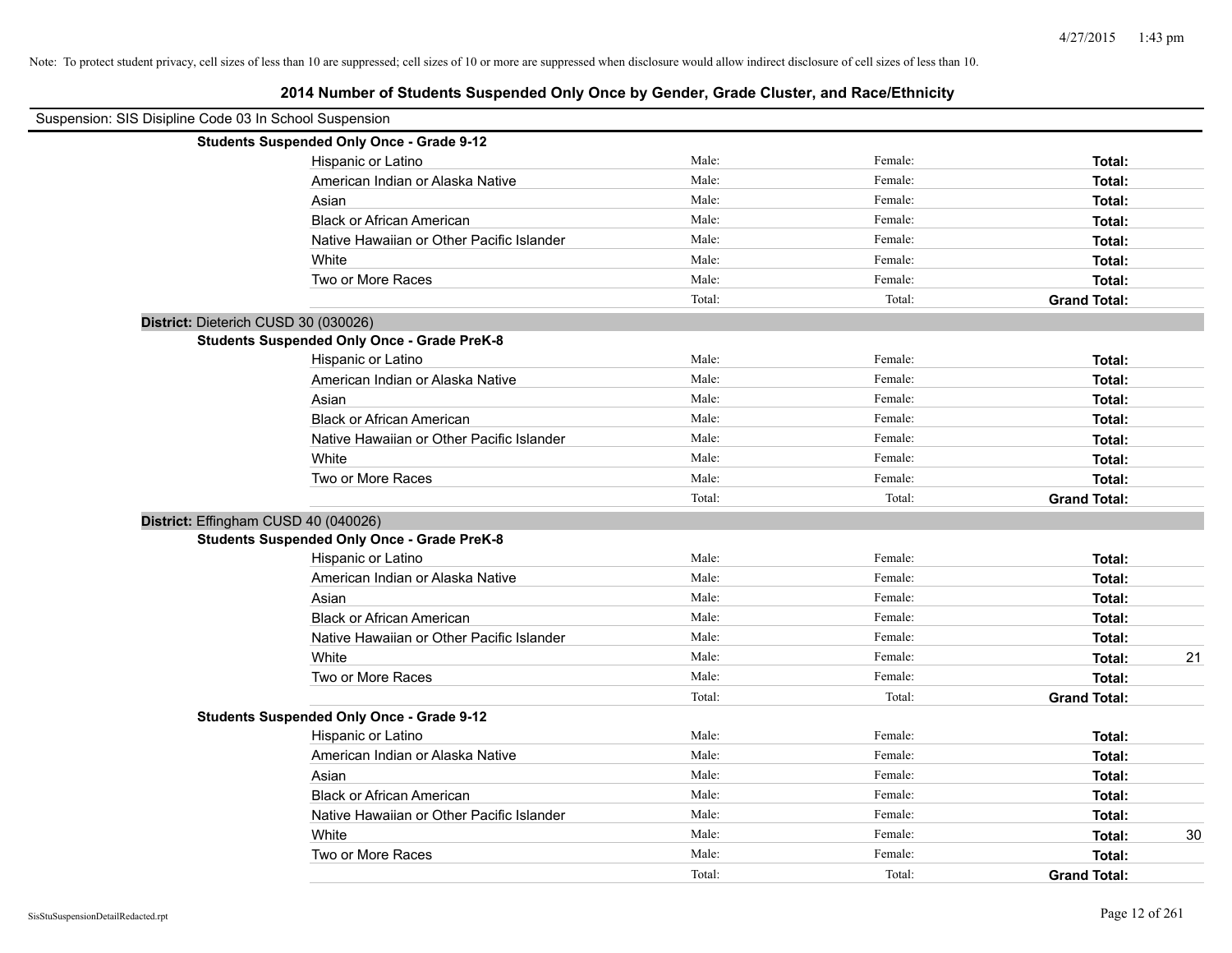Note: To protect student privacy, cell sizes of less than 10 are suppressed; cell sizes of 10 or more are suppressed when disclosure would allow indirect disclosure of cell sizes of less than 10.

## 2014 Number of Students Suspended Only Once by Gender, Grade Cluster, and Race/Ethnicity

Suspension: SIS Disipline Code 03 In School Suspension

**Students Suspended Only Once - Grade 9-12**

| | | | | |
|---|---|---|---|---|
| Hispanic or Latino | Male: | Female: | **Total:** | |
| American Indian or Alaska Native | Male: | Female: | **Total:** | |
| Asian | Male: | Female: | **Total:** | |
| Black or African American | Male: | Female: | **Total:** | |
| Native Hawaiian or Other Pacific Islander | Male: | Female: | **Total:** | |
| White | Male: | Female: | **Total:** | |
| Two or More Races | Male: | Female: | **Total:** | |
| | Total: | Total: | **Grand Total:** | |

**District:** Dieterich CUSD 30 (030026)

**Students Suspended Only Once - Grade PreK-8**

| | | | | |
|---|---|---|---|---|
| Hispanic or Latino | Male: | Female: | **Total:** | |
| American Indian or Alaska Native | Male: | Female: | **Total:** | |
| Asian | Male: | Female: | **Total:** | |
| Black or African American | Male: | Female: | **Total:** | |
| Native Hawaiian or Other Pacific Islander | Male: | Female: | **Total:** | |
| White | Male: | Female: | **Total:** | |
| Two or More Races | Male: | Female: | **Total:** | |
| | Total: | Total: | **Grand Total:** | |

**District:** Effingham CUSD 40 (040026)

**Students Suspended Only Once - Grade PreK-8**

| | | | | |
|---|---|---|---|---|
| Hispanic or Latino | Male: | Female: | **Total:** | |
| American Indian or Alaska Native | Male: | Female: | **Total:** | |
| Asian | Male: | Female: | **Total:** | |
| Black or African American | Male: | Female: | **Total:** | |
| Native Hawaiian or Other Pacific Islander | Male: | Female: | **Total:** | |
| White | Male: | Female: | **Total:** | 21 |
| Two or More Races | Male: | Female: | **Total:** | |
| | Total: | Total: | **Grand Total:** | |

**Students Suspended Only Once - Grade 9-12**

| | | | | |
|---|---|---|---|---|
| Hispanic or Latino | Male: | Female: | **Total:** | |
| American Indian or Alaska Native | Male: | Female: | **Total:** | |
| Asian | Male: | Female: | **Total:** | |
| Black or African American | Male: | Female: | **Total:** | |
| Native Hawaiian or Other Pacific Islander | Male: | Female: | **Total:** | |
| White | Male: | Female: | **Total:** | 30 |
| Two or More Races | Male: | Female: | **Total:** | |
| | Total: | Total: | **Grand Total:** | |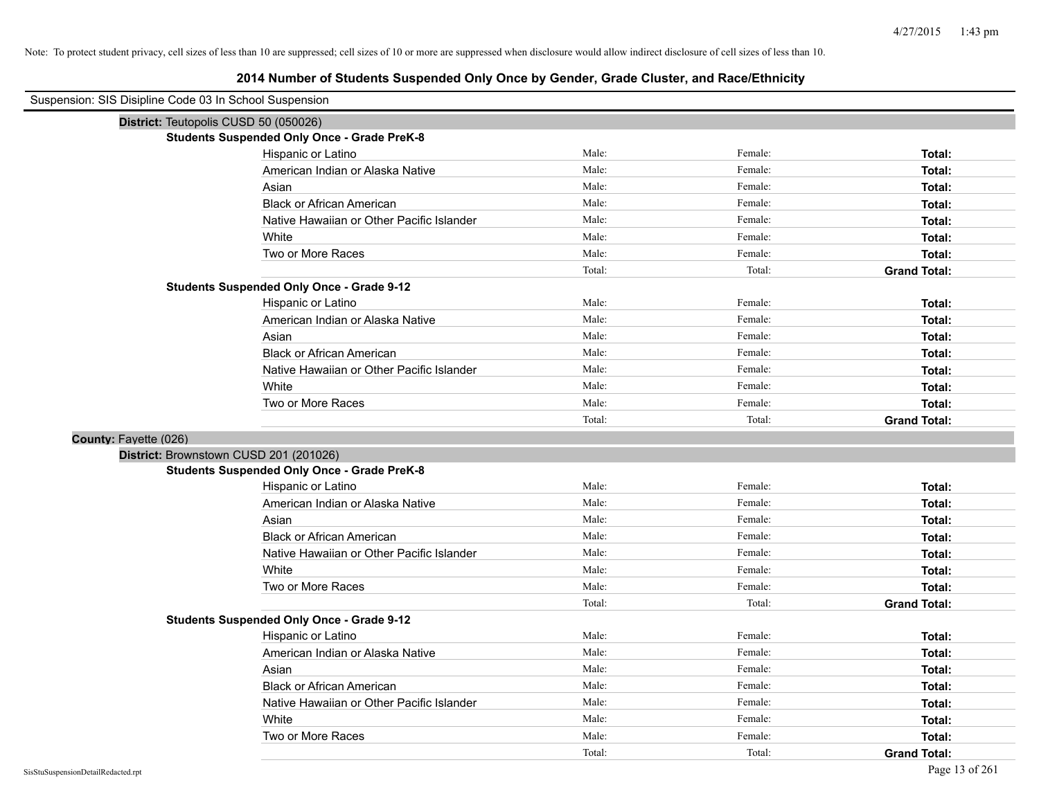Note: To protect student privacy, cell sizes of less than 10 are suppressed; cell sizes of 10 or more are suppressed when disclosure would allow indirect disclosure of cell sizes of less than 10.

# 2014 Number of Students Suspended Only Once by Gender, Grade Cluster, and Race/Ethnicity

Suspension: SIS Disipline Code 03 In School Suspension

**District:** Teutopolis CUSD 50 (050026)

**Students Suspended Only Once - Grade PreK-8**

| | | | |
|---|---|---|---|
| Hispanic or Latino | Male: | Female: | **Total:** |
| American Indian or Alaska Native | Male: | Female: | **Total:** |
| Asian | Male: | Female: | **Total:** |
| Black or African American | Male: | Female: | **Total:** |
| Native Hawaiian or Other Pacific Islander | Male: | Female: | **Total:** |
| White | Male: | Female: | **Total:** |
| Two or More Races | Male: | Female: | **Total:** |
| | Total: | Total: | **Grand Total:** |

**Students Suspended Only Once - Grade 9-12**

| | | | |
|---|---|---|---|
| Hispanic or Latino | Male: | Female: | **Total:** |
| American Indian or Alaska Native | Male: | Female: | **Total:** |
| Asian | Male: | Female: | **Total:** |
| Black or African American | Male: | Female: | **Total:** |
| Native Hawaiian or Other Pacific Islander | Male: | Female: | **Total:** |
| White | Male: | Female: | **Total:** |
| Two or More Races | Male: | Female: | **Total:** |
| | Total: | Total: | **Grand Total:** |

**County:** Fayette (026)

**District:** Brownstown CUSD 201 (201026)

**Students Suspended Only Once - Grade PreK-8**

| | | | |
|---|---|---|---|
| Hispanic or Latino | Male: | Female: | **Total:** |
| American Indian or Alaska Native | Male: | Female: | **Total:** |
| Asian | Male: | Female: | **Total:** |
| Black or African American | Male: | Female: | **Total:** |
| Native Hawaiian or Other Pacific Islander | Male: | Female: | **Total:** |
| White | Male: | Female: | **Total:** |
| Two or More Races | Male: | Female: | **Total:** |
| | Total: | Total: | **Grand Total:** |

**Students Suspended Only Once - Grade 9-12**

| | | | |
|---|---|---|---|
| Hispanic or Latino | Male: | Female: | **Total:** |
| American Indian or Alaska Native | Male: | Female: | **Total:** |
| Asian | Male: | Female: | **Total:** |
| Black or African American | Male: | Female: | **Total:** |
| Native Hawaiian or Other Pacific Islander | Male: | Female: | **Total:** |
| White | Male: | Female: | **Total:** |
| Two or More Races | Male: | Female: | **Total:** |
| | Total: | Total: | **Grand Total:** |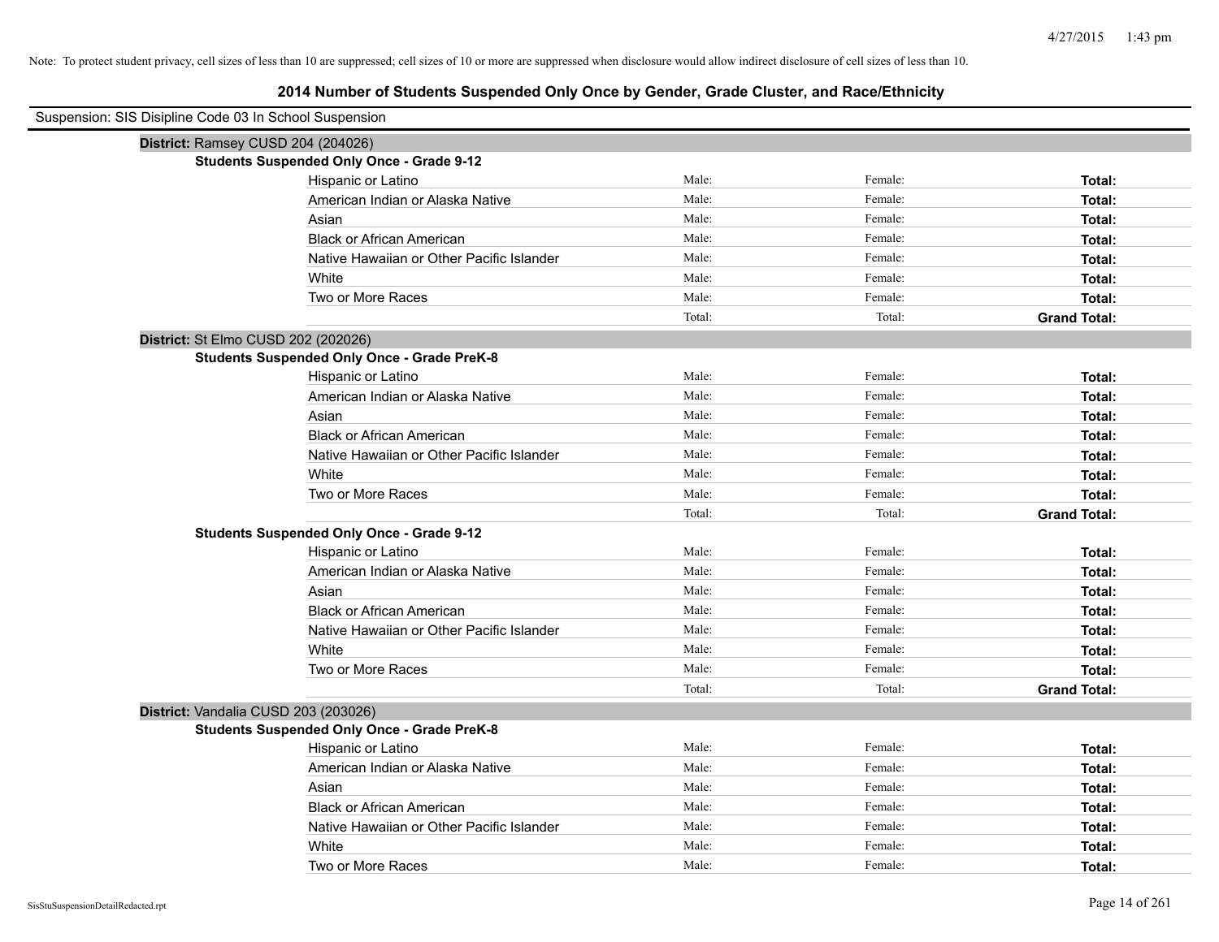Note: To protect student privacy, cell sizes of less than 10 are suppressed; cell sizes of 10 or more are suppressed when disclosure would allow indirect disclosure of cell sizes of less than 10.

# 2014 Number of Students Suspended Only Once by Gender, Grade Cluster, and Race/Ethnicity

Suspension: SIS Disipline Code 03 In School Suspension

## District: Ramsey CUSD 204 (204026)

### Students Suspended Only Once - Grade 9-12

| | | | |
|---|---|---|---|
| Hispanic or Latino | Male: | Female: | **Total:** |
| American Indian or Alaska Native | Male: | Female: | **Total:** |
| Asian | Male: | Female: | **Total:** |
| Black or African American | Male: | Female: | **Total:** |
| Native Hawaiian or Other Pacific Islander | Male: | Female: | **Total:** |
| White | Male: | Female: | **Total:** |
| Two or More Races | Male: | Female: | **Total:** |
| | Total: | Total: | **Grand Total:** |

## District: St Elmo CUSD 202 (202026)

### Students Suspended Only Once - Grade PreK-8

| | | | |
|---|---|---|---|
| Hispanic or Latino | Male: | Female: | **Total:** |
| American Indian or Alaska Native | Male: | Female: | **Total:** |
| Asian | Male: | Female: | **Total:** |
| Black or African American | Male: | Female: | **Total:** |
| Native Hawaiian or Other Pacific Islander | Male: | Female: | **Total:** |
| White | Male: | Female: | **Total:** |
| Two or More Races | Male: | Female: | **Total:** |
| | Total: | Total: | **Grand Total:** |

### Students Suspended Only Once - Grade 9-12

| | | | |
|---|---|---|---|
| Hispanic or Latino | Male: | Female: | **Total:** |
| American Indian or Alaska Native | Male: | Female: | **Total:** |
| Asian | Male: | Female: | **Total:** |
| Black or African American | Male: | Female: | **Total:** |
| Native Hawaiian or Other Pacific Islander | Male: | Female: | **Total:** |
| White | Male: | Female: | **Total:** |
| Two or More Races | Male: | Female: | **Total:** |
| | Total: | Total: | **Grand Total:** |

## District: Vandalia CUSD 203 (203026)

### Students Suspended Only Once - Grade PreK-8

| | | | |
|---|---|---|---|
| Hispanic or Latino | Male: | Female: | **Total:** |
| American Indian or Alaska Native | Male: | Female: | **Total:** |
| Asian | Male: | Female: | **Total:** |
| Black or African American | Male: | Female: | **Total:** |
| Native Hawaiian or Other Pacific Islander | Male: | Female: | **Total:** |
| White | Male: | Female: | **Total:** |
| Two or More Races | Male: | Female: | **Total:** |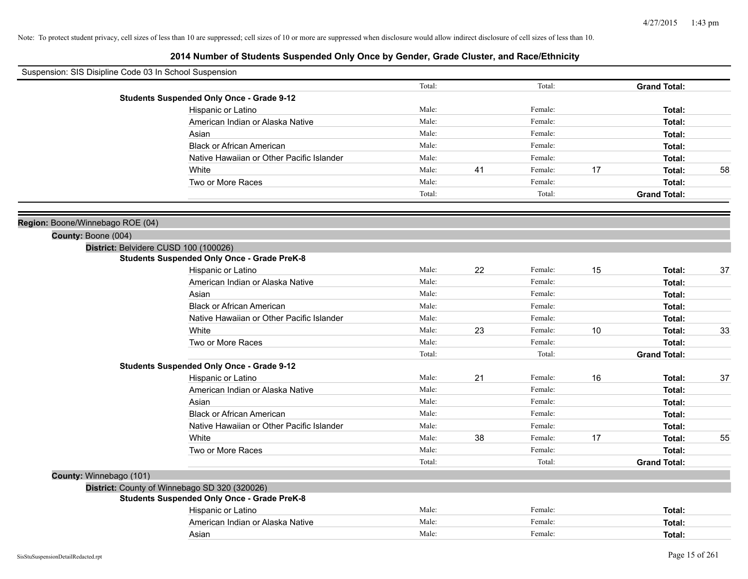Note: To protect student privacy, cell sizes of less than 10 are suppressed; cell sizes of 10 or more are suppressed when disclosure would allow indirect disclosure of cell sizes of less than 10.

# 2014 Number of Students Suspended Only Once by Gender, Grade Cluster, and Race/Ethnicity

Suspension: SIS Disipline Code 03 In School Suspension

| | Male | | Female | | | |
|---|---|---|---|---|---|---|
| | Total: | | Total: | | **Grand Total:** | |
| **Students Suspended Only Once - Grade 9-12** | | | | | | |
| Hispanic or Latino | Male: | | Female: | | **Total:** | |
| American Indian or Alaska Native | Male: | | Female: | | **Total:** | |
| Asian | Male: | | Female: | | **Total:** | |
| Black or African American | Male: | | Female: | | **Total:** | |
| Native Hawaiian or Other Pacific Islander | Male: | | Female: | | **Total:** | |
| White | Male: | 41 | Female: | 17 | **Total:** | 58 |
| Two or More Races | Male: | | Female: | | **Total:** | |
| | Total: | | Total: | | **Grand Total:** | |

**Region:** Boone/Winnebago ROE (04)

**County:** Boone (004)

**District:** Belvidere CUSD 100 (100026)

| | | | | | | |
|---|---|---|---|---|---|---|
| **Students Suspended Only Once - Grade PreK-8** | | | | | | |
| Hispanic or Latino | Male: | 22 | Female: | 15 | **Total:** | 37 |
| American Indian or Alaska Native | Male: | | Female: | | **Total:** | |
| Asian | Male: | | Female: | | **Total:** | |
| Black or African American | Male: | | Female: | | **Total:** | |
| Native Hawaiian or Other Pacific Islander | Male: | | Female: | | **Total:** | |
| White | Male: | 23 | Female: | 10 | **Total:** | 33 |
| Two or More Races | Male: | | Female: | | **Total:** | |
| | Total: | | Total: | | **Grand Total:** | |
| **Students Suspended Only Once - Grade 9-12** | | | | | | |
| Hispanic or Latino | Male: | 21 | Female: | 16 | **Total:** | 37 |
| American Indian or Alaska Native | Male: | | Female: | | **Total:** | |
| Asian | Male: | | Female: | | **Total:** | |
| Black or African American | Male: | | Female: | | **Total:** | |
| Native Hawaiian or Other Pacific Islander | Male: | | Female: | | **Total:** | |
| White | Male: | 38 | Female: | 17 | **Total:** | 55 |
| Two or More Races | Male: | | Female: | | **Total:** | |
| | Total: | | Total: | | **Grand Total:** | |

**County:** Winnebago (101)

**District:** County of Winnebago SD 320 (320026)

| | | | | | | |
|---|---|---|---|---|---|---|
| **Students Suspended Only Once - Grade PreK-8** | | | | | | |
| Hispanic or Latino | Male: | | Female: | | **Total:** | |
| American Indian or Alaska Native | Male: | | Female: | | **Total:** | |
| Asian | Male: | | Female: | | **Total:** | |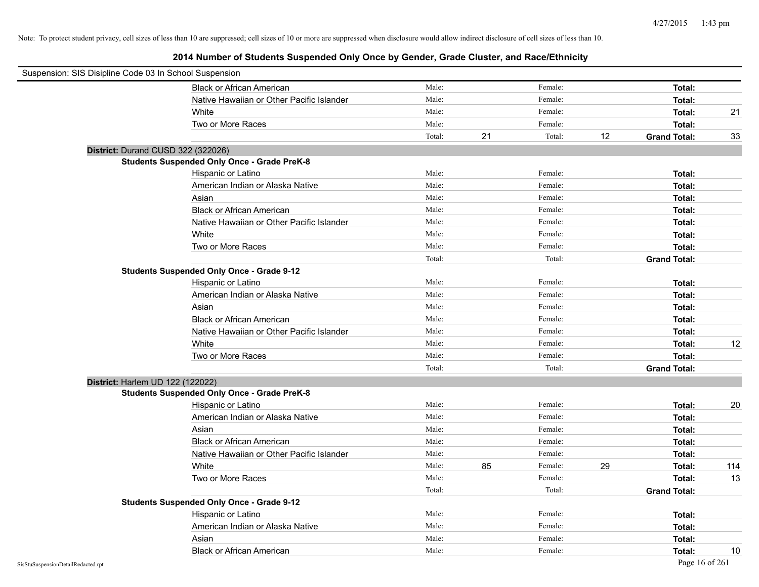Note: To protect student privacy, cell sizes of less than 10 are suppressed; cell sizes of 10 or more are suppressed when disclosure would allow indirect disclosure of cell sizes of less than 10.

# 2014 Number of Students Suspended Only Once by Gender, Grade Cluster, and Race/Ethnicity

Suspension: SIS Disipline Code 03 In School Suspension

| | | | | | | | |
|---|---|---|---|---|---|---|---|
| Black or African American | Male: | | Female: | | **Total:** | |
| Native Hawaiian or Other Pacific Islander | Male: | | Female: | | **Total:** | |
| White | Male: | | Female: | | **Total:** | 21 |
| Two or More Races | Male: | | Female: | | **Total:** | |
| | Total: | 21 | Total: | 12 | **Grand Total:** | 33 |

**District:** Durand CUSD 322 (322026)

**Students Suspended Only Once - Grade PreK-8**

| | | | | | | |
|---|---|---|---|---|---|---|
| Hispanic or Latino | Male: | | Female: | | **Total:** | |
| American Indian or Alaska Native | Male: | | Female: | | **Total:** | |
| Asian | Male: | | Female: | | **Total:** | |
| Black or African American | Male: | | Female: | | **Total:** | |
| Native Hawaiian or Other Pacific Islander | Male: | | Female: | | **Total:** | |
| White | Male: | | Female: | | **Total:** | |
| Two or More Races | Male: | | Female: | | **Total:** | |
| | Total: | | Total: | | **Grand Total:** | |

**Students Suspended Only Once - Grade 9-12**

| | | | | | | |
|---|---|---|---|---|---|---|
| Hispanic or Latino | Male: | | Female: | | **Total:** | |
| American Indian or Alaska Native | Male: | | Female: | | **Total:** | |
| Asian | Male: | | Female: | | **Total:** | |
| Black or African American | Male: | | Female: | | **Total:** | |
| Native Hawaiian or Other Pacific Islander | Male: | | Female: | | **Total:** | |
| White | Male: | | Female: | | **Total:** | 12 |
| Two or More Races | Male: | | Female: | | **Total:** | |
| | Total: | | Total: | | **Grand Total:** | |

**District:** Harlem UD 122 (122022)

**Students Suspended Only Once - Grade PreK-8**

| | | | | | | |
|---|---|---|---|---|---|---|
| Hispanic or Latino | Male: | | Female: | | **Total:** | 20 |
| American Indian or Alaska Native | Male: | | Female: | | **Total:** | |
| Asian | Male: | | Female: | | **Total:** | |
| Black or African American | Male: | | Female: | | **Total:** | |
| Native Hawaiian or Other Pacific Islander | Male: | | Female: | | **Total:** | |
| White | Male: | 85 | Female: | 29 | **Total:** | 114 |
| Two or More Races | Male: | | Female: | | **Total:** | 13 |
| | Total: | | Total: | | **Grand Total:** | |

**Students Suspended Only Once - Grade 9-12**

| | | | | | | |
|---|---|---|---|---|---|---|
| Hispanic or Latino | Male: | | Female: | | **Total:** | |
| American Indian or Alaska Native | Male: | | Female: | | **Total:** | |
| Asian | Male: | | Female: | | **Total:** | |
| Black or African American | Male: | | Female: | | **Total:** | 10 |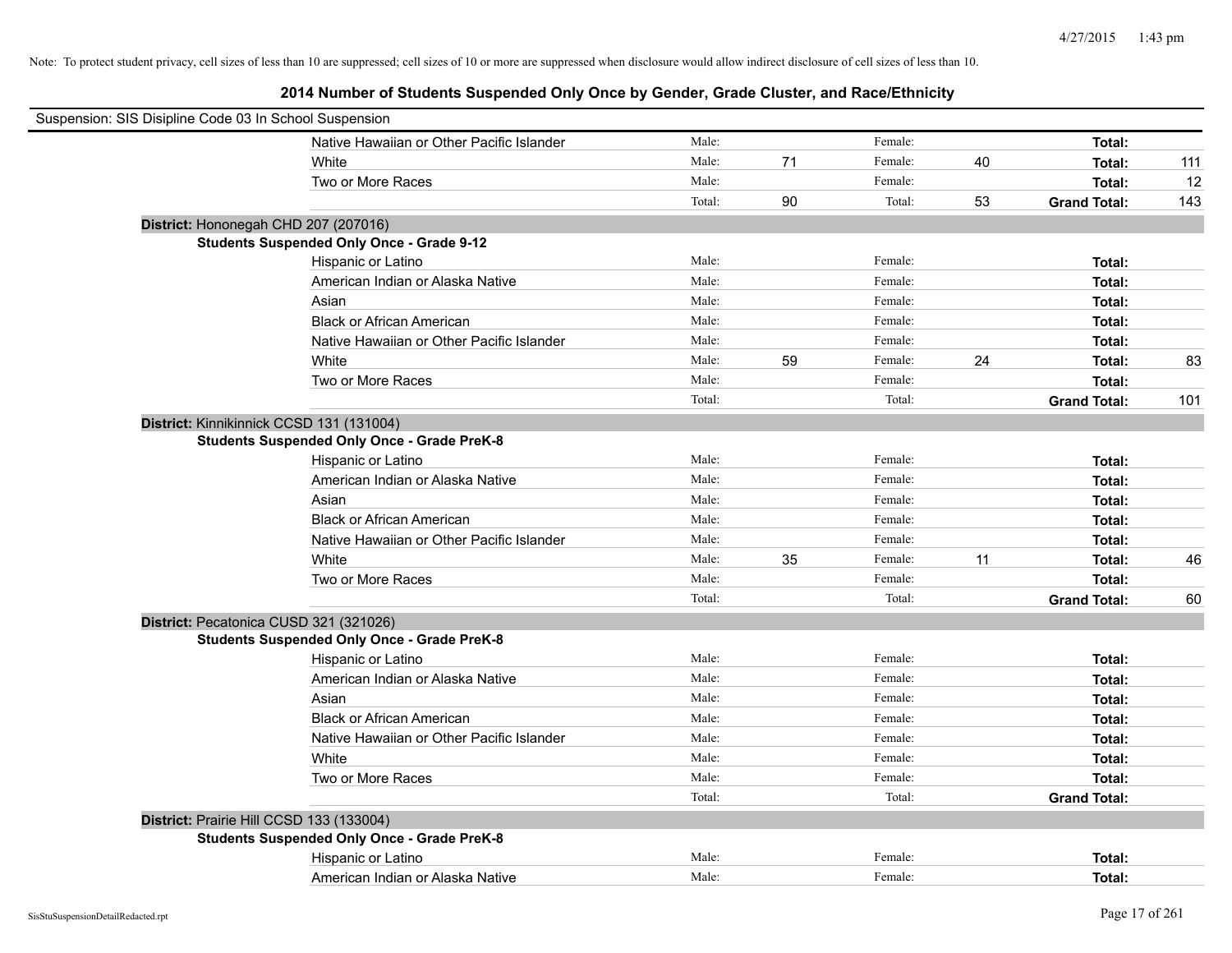Note: To protect student privacy, cell sizes of less than 10 are suppressed; cell sizes of 10 or more are suppressed when disclosure would allow indirect disclosure of cell sizes of less than 10.

## 2014 Number of Students Suspended Only Once by Gender, Grade Cluster, and Race/Ethnicity

Suspension: SIS Disipline Code 03 In School Suspension

| | | | | | | |
|---|---|---|---|---|---|---|
| Native Hawaiian or Other Pacific Islander | Male: | | Female: | | **Total:** | |
| White | Male: | 71 | Female: | 40 | **Total:** | 111 |
| Two or More Races | Male: | | Female: | | **Total:** | 12 |
| | Total: | 90 | Total: | 53 | **Grand Total:** | 143 |

**District:** Hononegah CHD 207 (207016)

**Students Suspended Only Once - Grade 9-12**

| | | | | | | |
|---|---|---|---|---|---|---|
| Hispanic or Latino | Male: | | Female: | | **Total:** | |
| American Indian or Alaska Native | Male: | | Female: | | **Total:** | |
| Asian | Male: | | Female: | | **Total:** | |
| Black or African American | Male: | | Female: | | **Total:** | |
| Native Hawaiian or Other Pacific Islander | Male: | | Female: | | **Total:** | |
| White | Male: | 59 | Female: | 24 | **Total:** | 83 |
| Two or More Races | Male: | | Female: | | **Total:** | |
| | Total: | | Total: | | **Grand Total:** | 101 |

**District:** Kinnikinnick CCSD 131 (131004)

**Students Suspended Only Once - Grade PreK-8**

| | | | | | | |
|---|---|---|---|---|---|---|
| Hispanic or Latino | Male: | | Female: | | **Total:** | |
| American Indian or Alaska Native | Male: | | Female: | | **Total:** | |
| Asian | Male: | | Female: | | **Total:** | |
| Black or African American | Male: | | Female: | | **Total:** | |
| Native Hawaiian or Other Pacific Islander | Male: | | Female: | | **Total:** | |
| White | Male: | 35 | Female: | 11 | **Total:** | 46 |
| Two or More Races | Male: | | Female: | | **Total:** | |
| | Total: | | Total: | | **Grand Total:** | 60 |

**District:** Pecatonica CUSD 321 (321026)

**Students Suspended Only Once - Grade PreK-8**

| | | | | | | |
|---|---|---|---|---|---|---|
| Hispanic or Latino | Male: | | Female: | | **Total:** | |
| American Indian or Alaska Native | Male: | | Female: | | **Total:** | |
| Asian | Male: | | Female: | | **Total:** | |
| Black or African American | Male: | | Female: | | **Total:** | |
| Native Hawaiian or Other Pacific Islander | Male: | | Female: | | **Total:** | |
| White | Male: | | Female: | | **Total:** | |
| Two or More Races | Male: | | Female: | | **Total:** | |
| | Total: | | Total: | | **Grand Total:** | |

**District:** Prairie Hill CCSD 133 (133004)

**Students Suspended Only Once - Grade PreK-8**

| | | | | | | |
|---|---|---|---|---|---|---|
| Hispanic or Latino | Male: | | Female: | | **Total:** | |
| American Indian or Alaska Native | Male: | | Female: | | **Total:** | |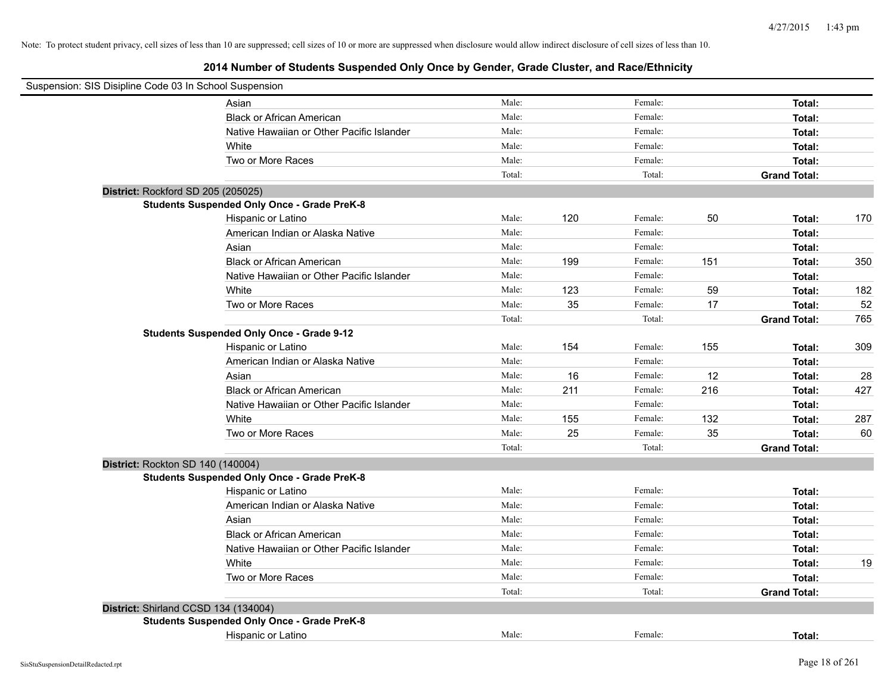Note: To protect student privacy, cell sizes of less than 10 are suppressed; cell sizes of 10 or more are suppressed when disclosure would allow indirect disclosure of cell sizes of less than 10.

## 2014 Number of Students Suspended Only Once by Gender, Grade Cluster, and Race/Ethnicity

Suspension: SIS Disipline Code 03 In School Suspension

| | | | | | | | |
|---|---|---|---|---|---|---|---|
| Asian | Male: | | Female: | | **Total:** | |
| Black or African American | Male: | | Female: | | **Total:** | |
| Native Hawaiian or Other Pacific Islander | Male: | | Female: | | **Total:** | |
| White | Male: | | Female: | | **Total:** | |
| Two or More Races | Male: | | Female: | | **Total:** | |
| | Total: | | Total: | | **Grand Total:** | |

**District:** Rockford SD 205 (205025)

**Students Suspended Only Once - Grade PreK-8**

| | | | | | | |
|---|---|---|---|---|---|---|
| Hispanic or Latino | Male: | 120 | Female: | 50 | **Total:** | 170 |
| American Indian or Alaska Native | Male: | | Female: | | **Total:** | |
| Asian | Male: | | Female: | | **Total:** | |
| Black or African American | Male: | 199 | Female: | 151 | **Total:** | 350 |
| Native Hawaiian or Other Pacific Islander | Male: | | Female: | | **Total:** | |
| White | Male: | 123 | Female: | 59 | **Total:** | 182 |
| Two or More Races | Male: | 35 | Female: | 17 | **Total:** | 52 |
| | Total: | | Total: | | **Grand Total:** | 765 |

**Students Suspended Only Once - Grade 9-12**

| | | | | | | |
|---|---|---|---|---|---|---|
| Hispanic or Latino | Male: | 154 | Female: | 155 | **Total:** | 309 |
| American Indian or Alaska Native | Male: | | Female: | | **Total:** | |
| Asian | Male: | 16 | Female: | 12 | **Total:** | 28 |
| Black or African American | Male: | 211 | Female: | 216 | **Total:** | 427 |
| Native Hawaiian or Other Pacific Islander | Male: | | Female: | | **Total:** | |
| White | Male: | 155 | Female: | 132 | **Total:** | 287 |
| Two or More Races | Male: | 25 | Female: | 35 | **Total:** | 60 |
| | Total: | | Total: | | **Grand Total:** | |

**District:** Rockton SD 140 (140004)

**Students Suspended Only Once - Grade PreK-8**

| | | | | | | |
|---|---|---|---|---|---|---|
| Hispanic or Latino | Male: | | Female: | | **Total:** | |
| American Indian or Alaska Native | Male: | | Female: | | **Total:** | |
| Asian | Male: | | Female: | | **Total:** | |
| Black or African American | Male: | | Female: | | **Total:** | |
| Native Hawaiian or Other Pacific Islander | Male: | | Female: | | **Total:** | |
| White | Male: | | Female: | | **Total:** | 19 |
| Two or More Races | Male: | | Female: | | **Total:** | |
| | Total: | | Total: | | **Grand Total:** | |

**District:** Shirland CCSD 134 (134004)

**Students Suspended Only Once - Grade PreK-8**

| | | | | | | |
|---|---|---|---|---|---|---|
| Hispanic or Latino | Male: | | Female: | | **Total:** | |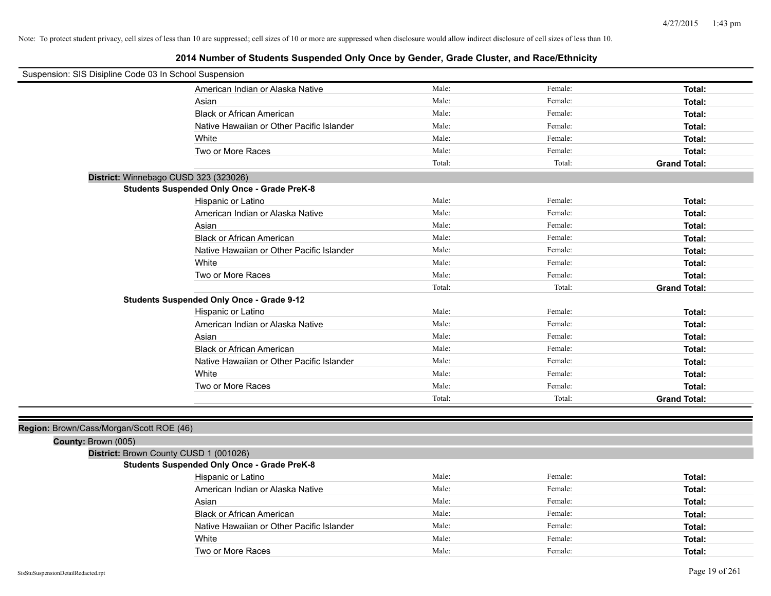Note: To protect student privacy, cell sizes of less than 10 are suppressed; cell sizes of 10 or more are suppressed when disclosure would allow indirect disclosure of cell sizes of less than 10.

# 2014 Number of Students Suspended Only Once by Gender, Grade Cluster, and Race/Ethnicity

Suspension: SIS Disipline Code 03 In School Suspension

| | Male: | Female: | Total: |
|---|---|---|---|
| American Indian or Alaska Native | Male: | Female: | **Total:** |
| Asian | Male: | Female: | **Total:** |
| Black or African American | Male: | Female: | **Total:** |
| Native Hawaiian or Other Pacific Islander | Male: | Female: | **Total:** |
| White | Male: | Female: | **Total:** |
| Two or More Races | Male: | Female: | **Total:** |
| | Total: | Total: | **Grand Total:** |

**District:** Winnebago CUSD 323 (323026)

**Students Suspended Only Once - Grade PreK-8**

| | | | |
|---|---|---|---|
| Hispanic or Latino | Male: | Female: | **Total:** |
| American Indian or Alaska Native | Male: | Female: | **Total:** |
| Asian | Male: | Female: | **Total:** |
| Black or African American | Male: | Female: | **Total:** |
| Native Hawaiian or Other Pacific Islander | Male: | Female: | **Total:** |
| White | Male: | Female: | **Total:** |
| Two or More Races | Male: | Female: | **Total:** |
| | Total: | Total: | **Grand Total:** |

**Students Suspended Only Once - Grade 9-12**

| | | | |
|---|---|---|---|
| Hispanic or Latino | Male: | Female: | **Total:** |
| American Indian or Alaska Native | Male: | Female: | **Total:** |
| Asian | Male: | Female: | **Total:** |
| Black or African American | Male: | Female: | **Total:** |
| Native Hawaiian or Other Pacific Islander | Male: | Female: | **Total:** |
| White | Male: | Female: | **Total:** |
| Two or More Races | Male: | Female: | **Total:** |
| | Total: | Total: | **Grand Total:** |

**Region:** Brown/Cass/Morgan/Scott ROE (46)

**County:** Brown (005)

**District:** Brown County CUSD 1 (001026)

**Students Suspended Only Once - Grade PreK-8**

| | | | |
|---|---|---|---|
| Hispanic or Latino | Male: | Female: | **Total:** |
| American Indian or Alaska Native | Male: | Female: | **Total:** |
| Asian | Male: | Female: | **Total:** |
| Black or African American | Male: | Female: | **Total:** |
| Native Hawaiian or Other Pacific Islander | Male: | Female: | **Total:** |
| White | Male: | Female: | **Total:** |
| Two or More Races | Male: | Female: | **Total:** |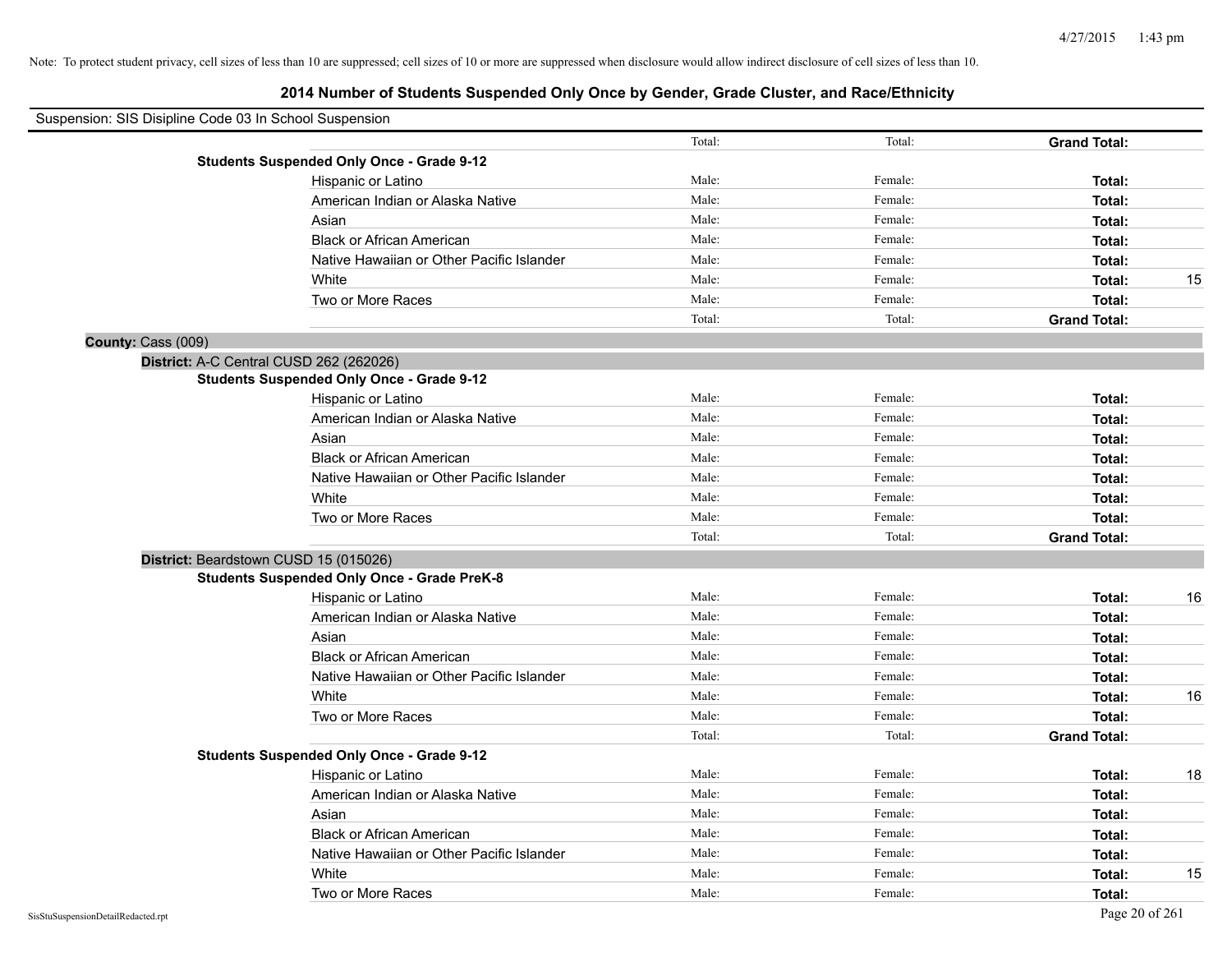Note: To protect student privacy, cell sizes of less than 10 are suppressed; cell sizes of 10 or more are suppressed when disclosure would allow indirect disclosure of cell sizes of less than 10.

# 2014 Number of Students Suspended Only Once by Gender, Grade Cluster, and Race/Ethnicity

Suspension: SIS Disipline Code 03 In School Suspension

| | | | | |
|---|---|---|---|---|
| | Total: | Total: | **Grand Total:** | |
| **Students Suspended Only Once - Grade 9-12** | | | | |
| Hispanic or Latino | Male: | Female: | **Total:** | |
| American Indian or Alaska Native | Male: | Female: | **Total:** | |
| Asian | Male: | Female: | **Total:** | |
| Black or African American | Male: | Female: | **Total:** | |
| Native Hawaiian or Other Pacific Islander | Male: | Female: | **Total:** | |
| White | Male: | Female: | **Total:** | 15 |
| Two or More Races | Male: | Female: | **Total:** | |
| | Total: | Total: | **Grand Total:** | |

**County:** Cass (009)

**District:** A-C Central CUSD 262 (262026)

| | | | | |
|---|---|---|---|---|
| **Students Suspended Only Once - Grade 9-12** | | | | |
| Hispanic or Latino | Male: | Female: | **Total:** | |
| American Indian or Alaska Native | Male: | Female: | **Total:** | |
| Asian | Male: | Female: | **Total:** | |
| Black or African American | Male: | Female: | **Total:** | |
| Native Hawaiian or Other Pacific Islander | Male: | Female: | **Total:** | |
| White | Male: | Female: | **Total:** | |
| Two or More Races | Male: | Female: | **Total:** | |
| | Total: | Total: | **Grand Total:** | |

**District:** Beardstown CUSD 15 (015026)

| | | | | |
|---|---|---|---|---|
| **Students Suspended Only Once - Grade PreK-8** | | | | |
| Hispanic or Latino | Male: | Female: | **Total:** | 16 |
| American Indian or Alaska Native | Male: | Female: | **Total:** | |
| Asian | Male: | Female: | **Total:** | |
| Black or African American | Male: | Female: | **Total:** | |
| Native Hawaiian or Other Pacific Islander | Male: | Female: | **Total:** | |
| White | Male: | Female: | **Total:** | 16 |
| Two or More Races | Male: | Female: | **Total:** | |
| | Total: | Total: | **Grand Total:** | |
| **Students Suspended Only Once - Grade 9-12** | | | | |
| Hispanic or Latino | Male: | Female: | **Total:** | 18 |
| American Indian or Alaska Native | Male: | Female: | **Total:** | |
| Asian | Male: | Female: | **Total:** | |
| Black or African American | Male: | Female: | **Total:** | |
| Native Hawaiian or Other Pacific Islander | Male: | Female: | **Total:** | |
| White | Male: | Female: | **Total:** | 15 |
| Two or More Races | Male: | Female: | **Total:** | |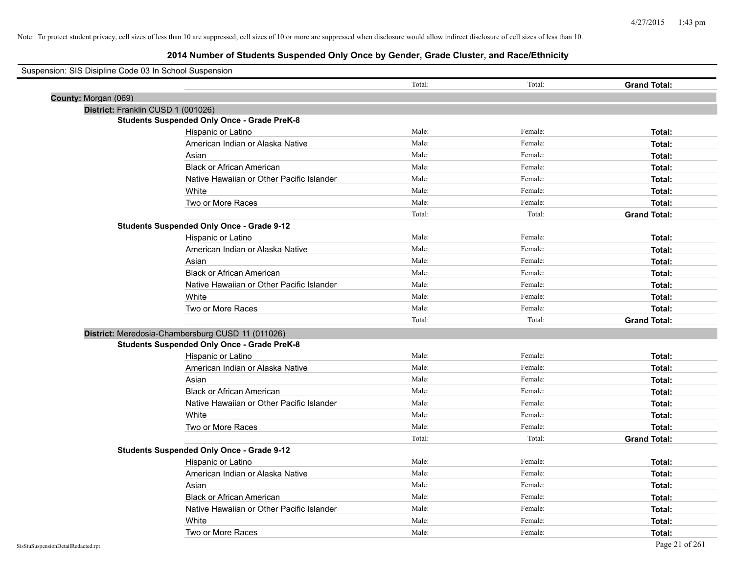Note: To protect student privacy, cell sizes of less than 10 are suppressed; cell sizes of 10 or more are suppressed when disclosure would allow indirect disclosure of cell sizes of less than 10.

# 2014 Number of Students Suspended Only Once by Gender, Grade Cluster, and Race/Ethnicity

Suspension: SIS Disipline Code 03 In School Suspension

| | Total: | Total: | **Grand Total:** |
|---|---|---|---|

**County:** Morgan (069)

**District:** Franklin CUSD 1 (001026)

**Students Suspended Only Once - Grade PreK-8**

| | | | |
|---|---|---|---|
| Hispanic or Latino | Male: | Female: | **Total:** |
| American Indian or Alaska Native | Male: | Female: | **Total:** |
| Asian | Male: | Female: | **Total:** |
| Black or African American | Male: | Female: | **Total:** |
| Native Hawaiian or Other Pacific Islander | Male: | Female: | **Total:** |
| White | Male: | Female: | **Total:** |
| Two or More Races | Male: | Female: | **Total:** |
| | Total: | Total: | **Grand Total:** |

**Students Suspended Only Once - Grade 9-12**

| | | | |
|---|---|---|---|
| Hispanic or Latino | Male: | Female: | **Total:** |
| American Indian or Alaska Native | Male: | Female: | **Total:** |
| Asian | Male: | Female: | **Total:** |
| Black or African American | Male: | Female: | **Total:** |
| Native Hawaiian or Other Pacific Islander | Male: | Female: | **Total:** |
| White | Male: | Female: | **Total:** |
| Two or More Races | Male: | Female: | **Total:** |
| | Total: | Total: | **Grand Total:** |

**District:** Meredosia-Chambersburg CUSD 11 (011026)

**Students Suspended Only Once - Grade PreK-8**

| | | | |
|---|---|---|---|
| Hispanic or Latino | Male: | Female: | **Total:** |
| American Indian or Alaska Native | Male: | Female: | **Total:** |
| Asian | Male: | Female: | **Total:** |
| Black or African American | Male: | Female: | **Total:** |
| Native Hawaiian or Other Pacific Islander | Male: | Female: | **Total:** |
| White | Male: | Female: | **Total:** |
| Two or More Races | Male: | Female: | **Total:** |
| | Total: | Total: | **Grand Total:** |

**Students Suspended Only Once - Grade 9-12**

| | | | |
|---|---|---|---|
| Hispanic or Latino | Male: | Female: | **Total:** |
| American Indian or Alaska Native | Male: | Female: | **Total:** |
| Asian | Male: | Female: | **Total:** |
| Black or African American | Male: | Female: | **Total:** |
| Native Hawaiian or Other Pacific Islander | Male: | Female: | **Total:** |
| White | Male: | Female: | **Total:** |
| Two or More Races | Male: | Female: | **Total:** |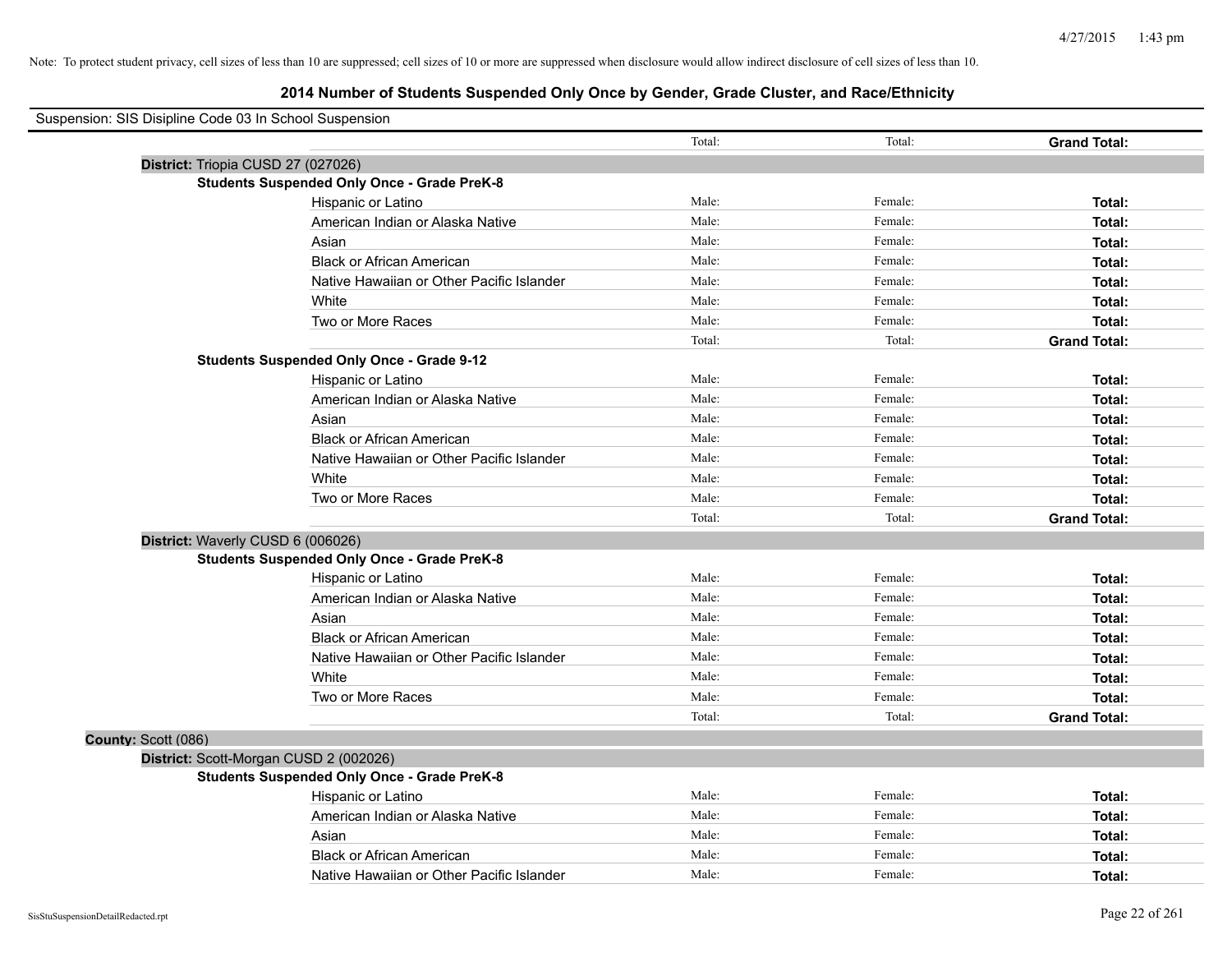Note: To protect student privacy, cell sizes of less than 10 are suppressed; cell sizes of 10 or more are suppressed when disclosure would allow indirect disclosure of cell sizes of less than 10.

# 2014 Number of Students Suspended Only Once by Gender, Grade Cluster, and Race/Ethnicity

Suspension: SIS Disipline Code 03 In School Suspension

| | | Total: | Total: | **Grand Total:** |
|---|---|---|---|---|
| **District:** Triopia CUSD 27 (027026) | | | | |
| **Students Suspended Only Once - Grade PreK-8** | | | | |
| | Hispanic or Latino | Male: | Female: | **Total:** |
| | American Indian or Alaska Native | Male: | Female: | **Total:** |
| | Asian | Male: | Female: | **Total:** |
| | Black or African American | Male: | Female: | **Total:** |
| | Native Hawaiian or Other Pacific Islander | Male: | Female: | **Total:** |
| | White | Male: | Female: | **Total:** |
| | Two or More Races | Male: | Female: | **Total:** |
| | | Total: | Total: | **Grand Total:** |
| **Students Suspended Only Once - Grade 9-12** | | | | |
| | Hispanic or Latino | Male: | Female: | **Total:** |
| | American Indian or Alaska Native | Male: | Female: | **Total:** |
| | Asian | Male: | Female: | **Total:** |
| | Black or African American | Male: | Female: | **Total:** |
| | Native Hawaiian or Other Pacific Islander | Male: | Female: | **Total:** |
| | White | Male: | Female: | **Total:** |
| | Two or More Races | Male: | Female: | **Total:** |
| | | Total: | Total: | **Grand Total:** |
| **District:** Waverly CUSD 6 (006026) | | | | |
| **Students Suspended Only Once - Grade PreK-8** | | | | |
| | Hispanic or Latino | Male: | Female: | **Total:** |
| | American Indian or Alaska Native | Male: | Female: | **Total:** |
| | Asian | Male: | Female: | **Total:** |
| | Black or African American | Male: | Female: | **Total:** |
| | Native Hawaiian or Other Pacific Islander | Male: | Female: | **Total:** |
| | White | Male: | Female: | **Total:** |
| | Two or More Races | Male: | Female: | **Total:** |
| | | Total: | Total: | **Grand Total:** |
| **County:** Scott (086) | | | | |
| **District:** Scott-Morgan CUSD 2 (002026) | | | | |
| **Students Suspended Only Once - Grade PreK-8** | | | | |
| | Hispanic or Latino | Male: | Female: | **Total:** |
| | American Indian or Alaska Native | Male: | Female: | **Total:** |
| | Asian | Male: | Female: | **Total:** |
| | Black or African American | Male: | Female: | **Total:** |
| | Native Hawaiian or Other Pacific Islander | Male: | Female: | **Total:** |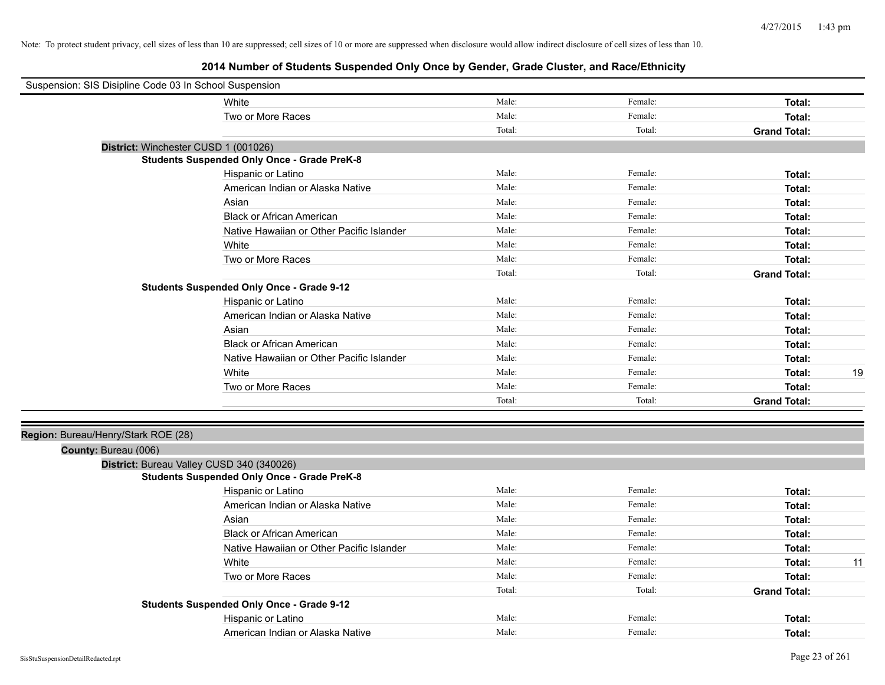Note: To protect student privacy, cell sizes of less than 10 are suppressed; cell sizes of 10 or more are suppressed when disclosure would allow indirect disclosure of cell sizes of less than 10.

## 2014 Number of Students Suspended Only Once by Gender, Grade Cluster, and Race/Ethnicity

Suspension: SIS Disipline Code 03 In School Suspension

| | Male | Female | Total | |
|---|---|---|---|---|
| White | Male: | Female: | Total: | |
| Two or More Races | Male: | Female: | Total: | |
| | Total: | Total: | Grand Total: | |

**District:** Winchester CUSD 1 (001026)

**Students Suspended Only Once - Grade PreK-8**

| | Male | Female | Total | |
|---|---|---|---|---|
| Hispanic or Latino | Male: | Female: | Total: | |
| American Indian or Alaska Native | Male: | Female: | Total: | |
| Asian | Male: | Female: | Total: | |
| Black or African American | Male: | Female: | Total: | |
| Native Hawaiian or Other Pacific Islander | Male: | Female: | Total: | |
| White | Male: | Female: | Total: | |
| Two or More Races | Male: | Female: | Total: | |
| | Total: | Total: | Grand Total: | |

**Students Suspended Only Once - Grade 9-12**

| | Male | Female | Total | |
|---|---|---|---|---|
| Hispanic or Latino | Male: | Female: | Total: | |
| American Indian or Alaska Native | Male: | Female: | Total: | |
| Asian | Male: | Female: | Total: | |
| Black or African American | Male: | Female: | Total: | |
| Native Hawaiian or Other Pacific Islander | Male: | Female: | Total: | |
| White | Male: | Female: | Total: | 19 |
| Two or More Races | Male: | Female: | Total: | |
| | Total: | Total: | Grand Total: | |

**Region:** Bureau/Henry/Stark ROE (28)

**County:** Bureau (006)

**District:** Bureau Valley CUSD 340 (340026)

**Students Suspended Only Once - Grade PreK-8**

| | Male | Female | Total | |
|---|---|---|---|---|
| Hispanic or Latino | Male: | Female: | Total: | |
| American Indian or Alaska Native | Male: | Female: | Total: | |
| Asian | Male: | Female: | Total: | |
| Black or African American | Male: | Female: | Total: | |
| Native Hawaiian or Other Pacific Islander | Male: | Female: | Total: | |
| White | Male: | Female: | Total: | 11 |
| Two or More Races | Male: | Female: | Total: | |
| | Total: | Total: | Grand Total: | |

**Students Suspended Only Once - Grade 9-12**

| | Male | Female | Total | |
|---|---|---|---|---|
| Hispanic or Latino | Male: | Female: | Total: | |
| American Indian or Alaska Native | Male: | Female: | Total: | |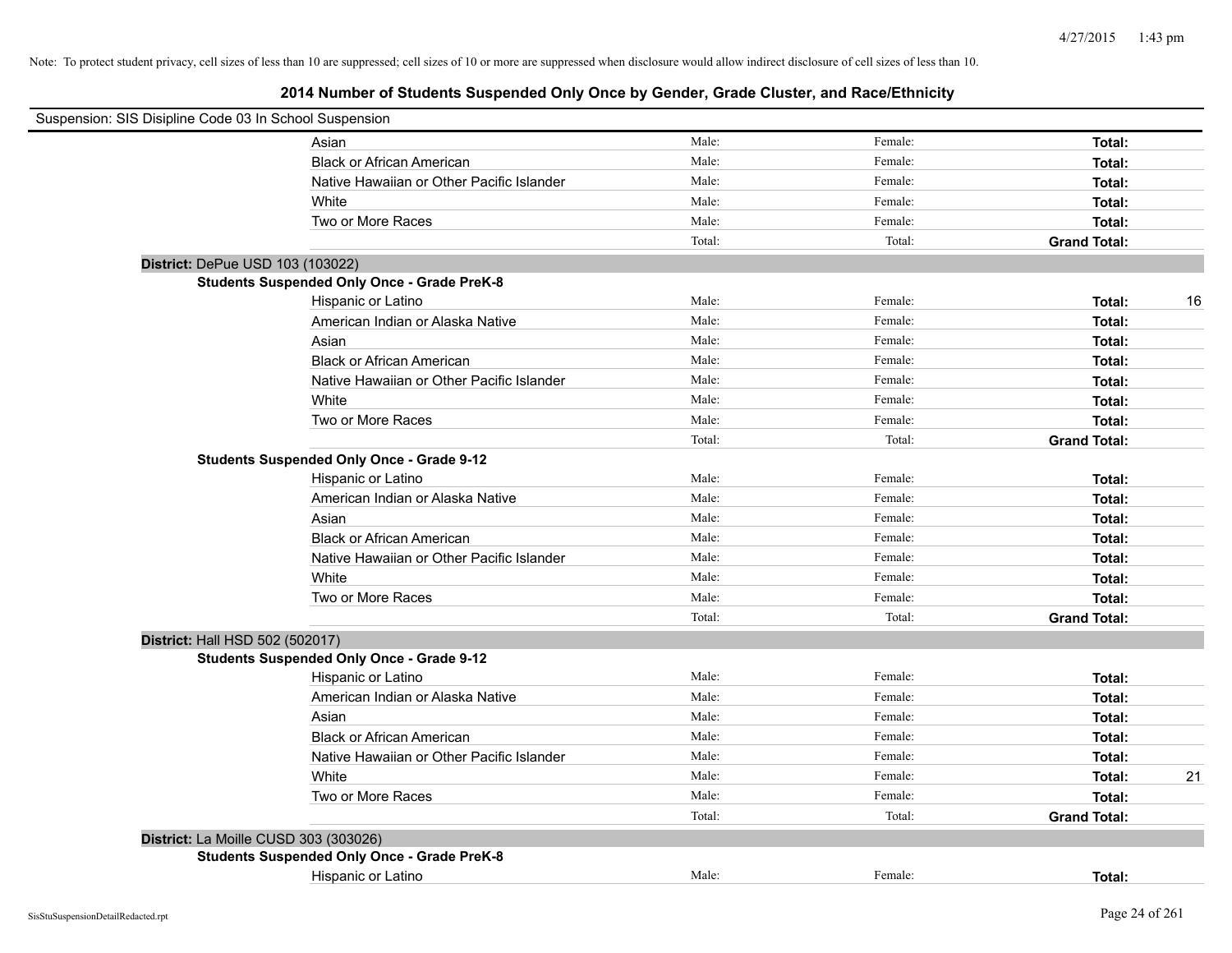Note: To protect student privacy, cell sizes of less than 10 are suppressed; cell sizes of 10 or more are suppressed when disclosure would allow indirect disclosure of cell sizes of less than 10.

# 2014 Number of Students Suspended Only Once by Gender, Grade Cluster, and Race/Ethnicity

Suspension: SIS Disipline Code 03 In School Suspension

| | | | | |
|---|---|---|---|---|
| Asian | Male: | Female: | **Total:** | |
| Black or African American | Male: | Female: | **Total:** | |
| Native Hawaiian or Other Pacific Islander | Male: | Female: | **Total:** | |
| White | Male: | Female: | **Total:** | |
| Two or More Races | Male: | Female: | **Total:** | |
| | Total: | Total: | **Grand Total:** | |

**District:** DePue USD 103 (103022)

**Students Suspended Only Once - Grade PreK-8**

| | | | | |
|---|---|---|---|---|
| Hispanic or Latino | Male: | Female: | **Total:** | 16 |
| American Indian or Alaska Native | Male: | Female: | **Total:** | |
| Asian | Male: | Female: | **Total:** | |
| Black or African American | Male: | Female: | **Total:** | |
| Native Hawaiian or Other Pacific Islander | Male: | Female: | **Total:** | |
| White | Male: | Female: | **Total:** | |
| Two or More Races | Male: | Female: | **Total:** | |
| | Total: | Total: | **Grand Total:** | |

**Students Suspended Only Once - Grade 9-12**

| | | | | |
|---|---|---|---|---|
| Hispanic or Latino | Male: | Female: | **Total:** | |
| American Indian or Alaska Native | Male: | Female: | **Total:** | |
| Asian | Male: | Female: | **Total:** | |
| Black or African American | Male: | Female: | **Total:** | |
| Native Hawaiian or Other Pacific Islander | Male: | Female: | **Total:** | |
| White | Male: | Female: | **Total:** | |
| Two or More Races | Male: | Female: | **Total:** | |
| | Total: | Total: | **Grand Total:** | |

**District:** Hall HSD 502 (502017)

**Students Suspended Only Once - Grade 9-12**

| | | | | |
|---|---|---|---|---|
| Hispanic or Latino | Male: | Female: | **Total:** | |
| American Indian or Alaska Native | Male: | Female: | **Total:** | |
| Asian | Male: | Female: | **Total:** | |
| Black or African American | Male: | Female: | **Total:** | |
| Native Hawaiian or Other Pacific Islander | Male: | Female: | **Total:** | |
| White | Male: | Female: | **Total:** | 21 |
| Two or More Races | Male: | Female: | **Total:** | |
| | Total: | Total: | **Grand Total:** | |

**District:** La Moille CUSD 303 (303026)

**Students Suspended Only Once - Grade PreK-8**

| | | | | |
|---|---|---|---|---|
| Hispanic or Latino | Male: | Female: | **Total:** | |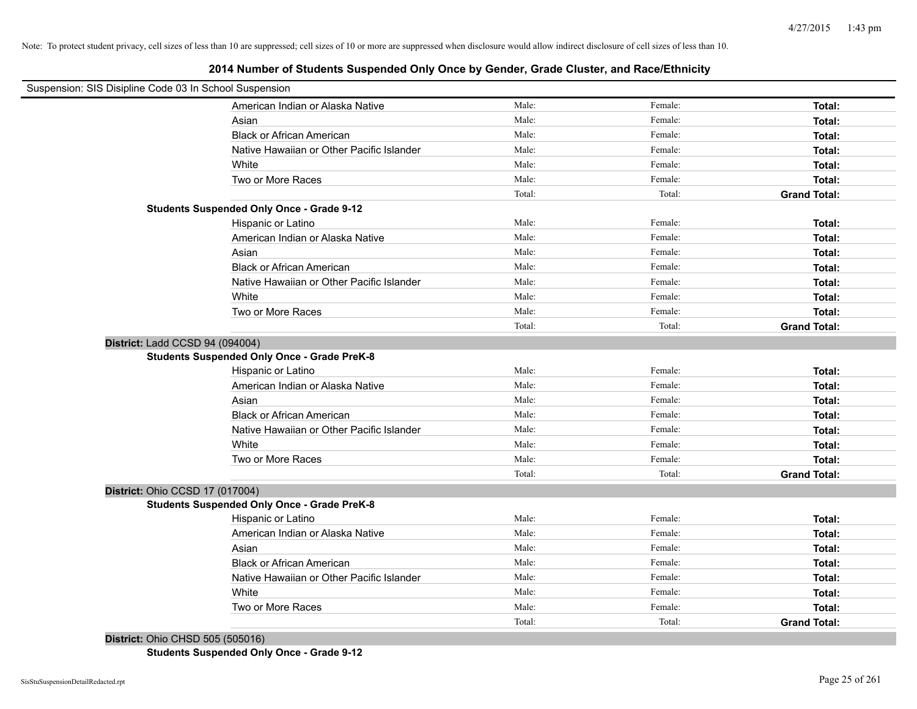Note: To protect student privacy, cell sizes of less than 10 are suppressed; cell sizes of 10 or more are suppressed when disclosure would allow indirect disclosure of cell sizes of less than 10.

## 2014 Number of Students Suspended Only Once by Gender, Grade Cluster, and Race/Ethnicity

Suspension: SIS Disipline Code 03 In School Suspension

| | | | |
|---|---|---|---|
| American Indian or Alaska Native | Male: | Female: | **Total:** |
| Asian | Male: | Female: | **Total:** |
| Black or African American | Male: | Female: | **Total:** |
| Native Hawaiian or Other Pacific Islander | Male: | Female: | **Total:** |
| White | Male: | Female: | **Total:** |
| Two or More Races | Male: | Female: | **Total:** |
| | Total: | Total: | **Grand Total:** |

**Students Suspended Only Once - Grade 9-12**

| | | | |
|---|---|---|---|
| Hispanic or Latino | Male: | Female: | **Total:** |
| American Indian or Alaska Native | Male: | Female: | **Total:** |
| Asian | Male: | Female: | **Total:** |
| Black or African American | Male: | Female: | **Total:** |
| Native Hawaiian or Other Pacific Islander | Male: | Female: | **Total:** |
| White | Male: | Female: | **Total:** |
| Two or More Races | Male: | Female: | **Total:** |
| | Total: | Total: | **Grand Total:** |

**District:** Ladd CCSD 94 (094004)

**Students Suspended Only Once - Grade PreK-8**

| | | | |
|---|---|---|---|
| Hispanic or Latino | Male: | Female: | **Total:** |
| American Indian or Alaska Native | Male: | Female: | **Total:** |
| Asian | Male: | Female: | **Total:** |
| Black or African American | Male: | Female: | **Total:** |
| Native Hawaiian or Other Pacific Islander | Male: | Female: | **Total:** |
| White | Male: | Female: | **Total:** |
| Two or More Races | Male: | Female: | **Total:** |
| | Total: | Total: | **Grand Total:** |

**District:** Ohio CCSD 17 (017004)

**Students Suspended Only Once - Grade PreK-8**

| | | | |
|---|---|---|---|
| Hispanic or Latino | Male: | Female: | **Total:** |
| American Indian or Alaska Native | Male: | Female: | **Total:** |
| Asian | Male: | Female: | **Total:** |
| Black or African American | Male: | Female: | **Total:** |
| Native Hawaiian or Other Pacific Islander | Male: | Female: | **Total:** |
| White | Male: | Female: | **Total:** |
| Two or More Races | Male: | Female: | **Total:** |
| | Total: | Total: | **Grand Total:** |

**District:** Ohio CHSD 505 (505016)

**Students Suspended Only Once - Grade 9-12**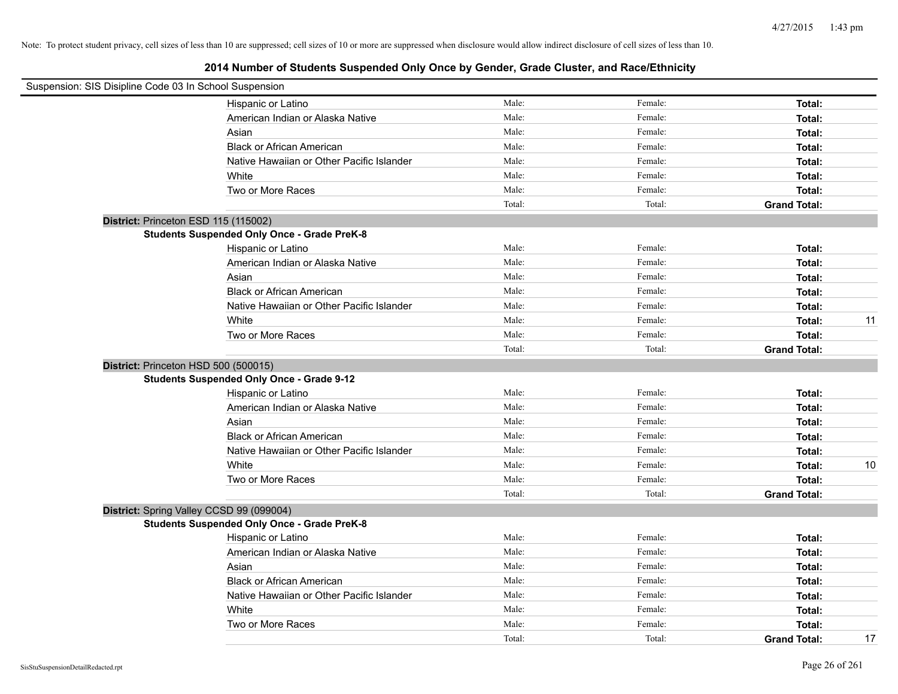Note: To protect student privacy, cell sizes of less than 10 are suppressed; cell sizes of 10 or more are suppressed when disclosure would allow indirect disclosure of cell sizes of less than 10.

# 2014 Number of Students Suspended Only Once by Gender, Grade Cluster, and Race/Ethnicity

Suspension: SIS Disipline Code 03 In School Suspension

| | | | |
|---|---|---|---|
| Hispanic or Latino | Male: | Female: | Total: |
| American Indian or Alaska Native | Male: | Female: | Total: |
| Asian | Male: | Female: | Total: |
| Black or African American | Male: | Female: | Total: |
| Native Hawaiian or Other Pacific Islander | Male: | Female: | Total: |
| White | Male: | Female: | Total: |
| Two or More Races | Male: | Female: | Total: |
| | Total: | Total: | **Grand Total:** |

**District:** Princeton ESD 115 (115002)

**Students Suspended Only Once - Grade PreK-8**

| | | | | |
|---|---|---|---|---|
| Hispanic or Latino | Male: | Female: | Total: | |
| American Indian or Alaska Native | Male: | Female: | Total: | |
| Asian | Male: | Female: | Total: | |
| Black or African American | Male: | Female: | Total: | |
| Native Hawaiian or Other Pacific Islander | Male: | Female: | Total: | |
| White | Male: | Female: | Total: | 11 |
| Two or More Races | Male: | Female: | Total: | |
| | Total: | Total: | **Grand Total:** | |

**District:** Princeton HSD 500 (500015)

**Students Suspended Only Once - Grade 9-12**

| | | | | |
|---|---|---|---|---|
| Hispanic or Latino | Male: | Female: | Total: | |
| American Indian or Alaska Native | Male: | Female: | Total: | |
| Asian | Male: | Female: | Total: | |
| Black or African American | Male: | Female: | Total: | |
| Native Hawaiian or Other Pacific Islander | Male: | Female: | Total: | |
| White | Male: | Female: | Total: | 10 |
| Two or More Races | Male: | Female: | Total: | |
| | Total: | Total: | **Grand Total:** | |

**District:** Spring Valley CCSD 99 (099004)

**Students Suspended Only Once - Grade PreK-8**

| | | | | |
|---|---|---|---|---|
| Hispanic or Latino | Male: | Female: | Total: | |
| American Indian or Alaska Native | Male: | Female: | Total: | |
| Asian | Male: | Female: | Total: | |
| Black or African American | Male: | Female: | Total: | |
| Native Hawaiian or Other Pacific Islander | Male: | Female: | Total: | |
| White | Male: | Female: | Total: | |
| Two or More Races | Male: | Female: | Total: | |
| | Total: | Total: | **Grand Total:** | 17 |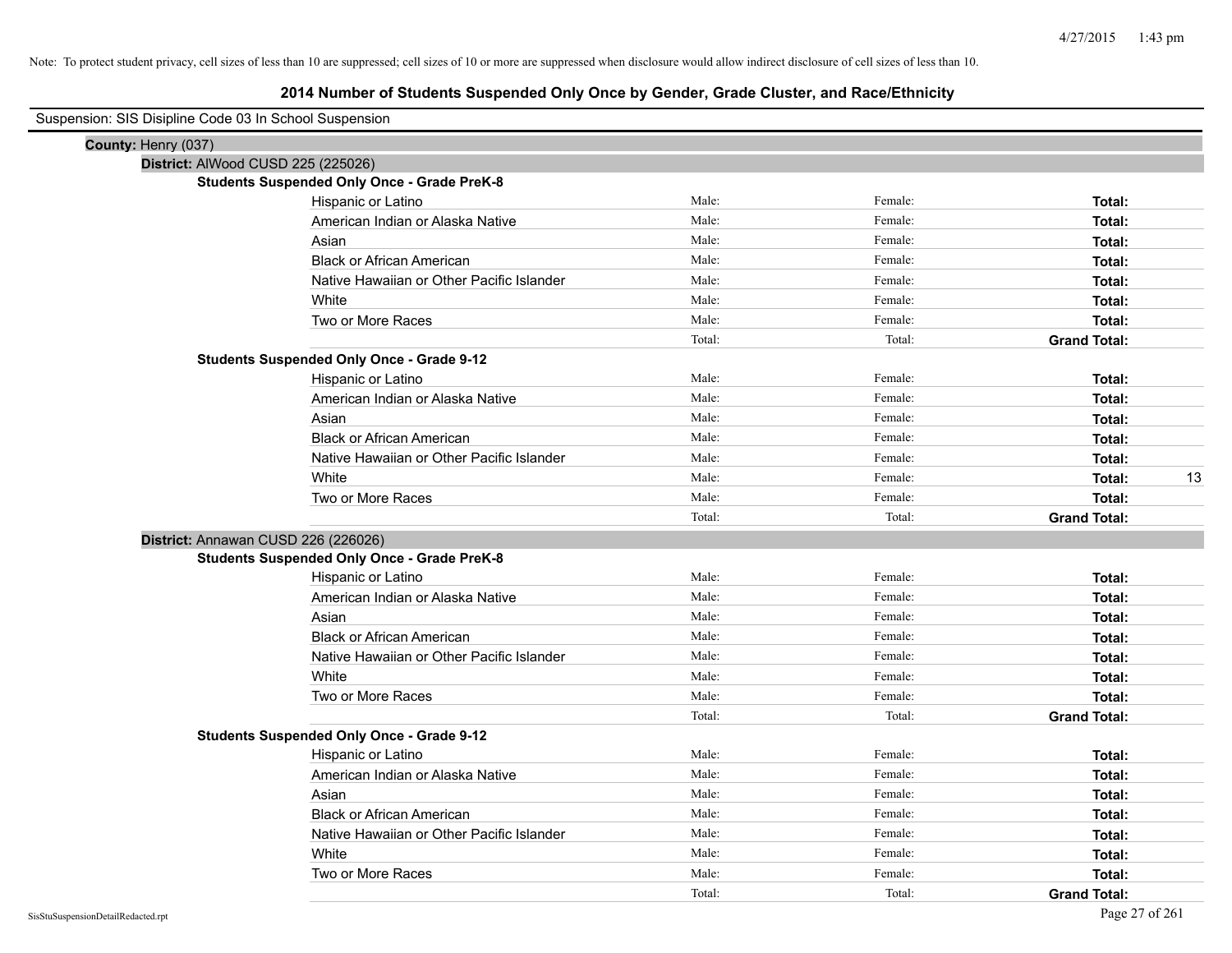Note: To protect student privacy, cell sizes of less than 10 are suppressed; cell sizes of 10 or more are suppressed when disclosure would allow indirect disclosure of cell sizes of less than 10.

# 2014 Number of Students Suspended Only Once by Gender, Grade Cluster, and Race/Ethnicity

Suspension: SIS Disipline Code 03 In School Suspension

**County:** Henry (037)

**District:** AlWood CUSD 225 (225026)

**Students Suspended Only Once - Grade PreK-8**

| Race/Ethnicity | Male | Female | Total |
|---|---|---|---|
| Hispanic or Latino | Male: | Female: | **Total:** |
| American Indian or Alaska Native | Male: | Female: | **Total:** |
| Asian | Male: | Female: | **Total:** |
| Black or African American | Male: | Female: | **Total:** |
| Native Hawaiian or Other Pacific Islander | Male: | Female: | **Total:** |
| White | Male: | Female: | **Total:** |
| Two or More Races | Male: | Female: | **Total:** |
| | Total: | Total: | **Grand Total:** |

**Students Suspended Only Once - Grade 9-12**

| Race/Ethnicity | Male | Female | Total |
|---|---|---|---|
| Hispanic or Latino | Male: | Female: | **Total:** |
| American Indian or Alaska Native | Male: | Female: | **Total:** |
| Asian | Male: | Female: | **Total:** |
| Black or African American | Male: | Female: | **Total:** |
| Native Hawaiian or Other Pacific Islander | Male: | Female: | **Total:** |
| White | Male: | Female: | **Total:** 13 |
| Two or More Races | Male: | Female: | **Total:** |
| | Total: | Total: | **Grand Total:** |

**District:** Annawan CUSD 226 (226026)

**Students Suspended Only Once - Grade PreK-8**

| Race/Ethnicity | Male | Female | Total |
|---|---|---|---|
| Hispanic or Latino | Male: | Female: | **Total:** |
| American Indian or Alaska Native | Male: | Female: | **Total:** |
| Asian | Male: | Female: | **Total:** |
| Black or African American | Male: | Female: | **Total:** |
| Native Hawaiian or Other Pacific Islander | Male: | Female: | **Total:** |
| White | Male: | Female: | **Total:** |
| Two or More Races | Male: | Female: | **Total:** |
| | Total: | Total: | **Grand Total:** |

**Students Suspended Only Once - Grade 9-12**

| Race/Ethnicity | Male | Female | Total |
|---|---|---|---|
| Hispanic or Latino | Male: | Female: | **Total:** |
| American Indian or Alaska Native | Male: | Female: | **Total:** |
| Asian | Male: | Female: | **Total:** |
| Black or African American | Male: | Female: | **Total:** |
| Native Hawaiian or Other Pacific Islander | Male: | Female: | **Total:** |
| White | Male: | Female: | **Total:** |
| Two or More Races | Male: | Female: | **Total:** |
| | Total: | Total: | **Grand Total:** |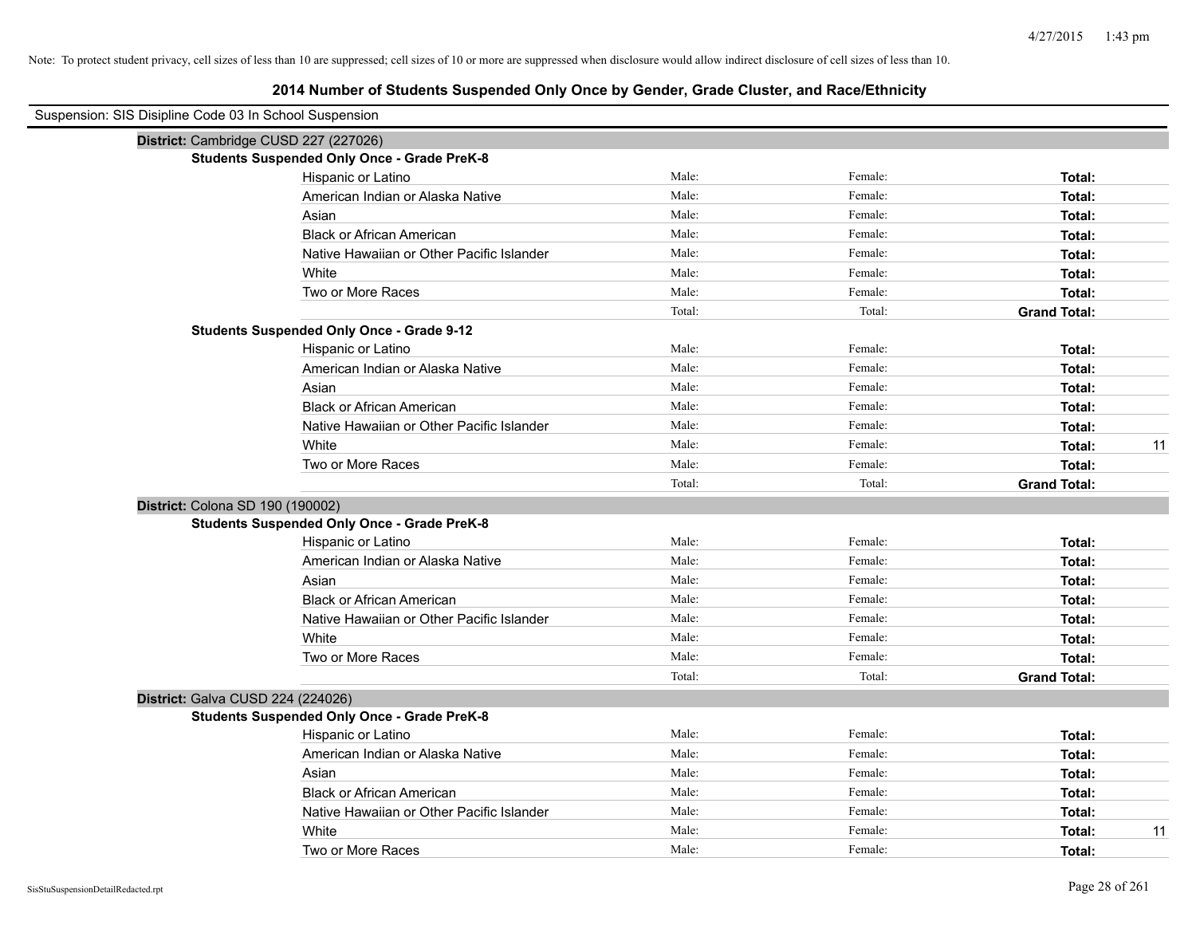Note: To protect student privacy, cell sizes of less than 10 are suppressed; cell sizes of 10 or more are suppressed when disclosure would allow indirect disclosure of cell sizes of less than 10.

# 2014 Number of Students Suspended Only Once by Gender, Grade Cluster, and Race/Ethnicity

Suspension: SIS Disipline Code 03 In School Suspension

**District:** Cambridge CUSD 227 (227026)

**Students Suspended Only Once - Grade PreK-8**

| Race/Ethnicity | Male | Female | Total |
|---|---|---|---|
| Hispanic or Latino | Male: | Female: | **Total:** |
| American Indian or Alaska Native | Male: | Female: | **Total:** |
| Asian | Male: | Female: | **Total:** |
| Black or African American | Male: | Female: | **Total:** |
| Native Hawaiian or Other Pacific Islander | Male: | Female: | **Total:** |
| White | Male: | Female: | **Total:** |
| Two or More Races | Male: | Female: | **Total:** |
| | Total: | Total: | **Grand Total:** |

**Students Suspended Only Once - Grade 9-12**

| Race/Ethnicity | Male | Female | Total |
|---|---|---|---|
| Hispanic or Latino | Male: | Female: | **Total:** |
| American Indian or Alaska Native | Male: | Female: | **Total:** |
| Asian | Male: | Female: | **Total:** |
| Black or African American | Male: | Female: | **Total:** |
| Native Hawaiian or Other Pacific Islander | Male: | Female: | **Total:** |
| White | Male: | Female: | **Total:** 11 |
| Two or More Races | Male: | Female: | **Total:** |
| | Total: | Total: | **Grand Total:** |

**District:** Colona SD 190 (190002)

**Students Suspended Only Once - Grade PreK-8**

| Race/Ethnicity | Male | Female | Total |
|---|---|---|---|
| Hispanic or Latino | Male: | Female: | **Total:** |
| American Indian or Alaska Native | Male: | Female: | **Total:** |
| Asian | Male: | Female: | **Total:** |
| Black or African American | Male: | Female: | **Total:** |
| Native Hawaiian or Other Pacific Islander | Male: | Female: | **Total:** |
| White | Male: | Female: | **Total:** |
| Two or More Races | Male: | Female: | **Total:** |
| | Total: | Total: | **Grand Total:** |

**District:** Galva CUSD 224 (224026)

**Students Suspended Only Once - Grade PreK-8**

| Race/Ethnicity | Male | Female | Total |
|---|---|---|---|
| Hispanic or Latino | Male: | Female: | **Total:** |
| American Indian or Alaska Native | Male: | Female: | **Total:** |
| Asian | Male: | Female: | **Total:** |
| Black or African American | Male: | Female: | **Total:** |
| Native Hawaiian or Other Pacific Islander | Male: | Female: | **Total:** |
| White | Male: | Female: | **Total:** 11 |
| Two or More Races | Male: | Female: | **Total:** |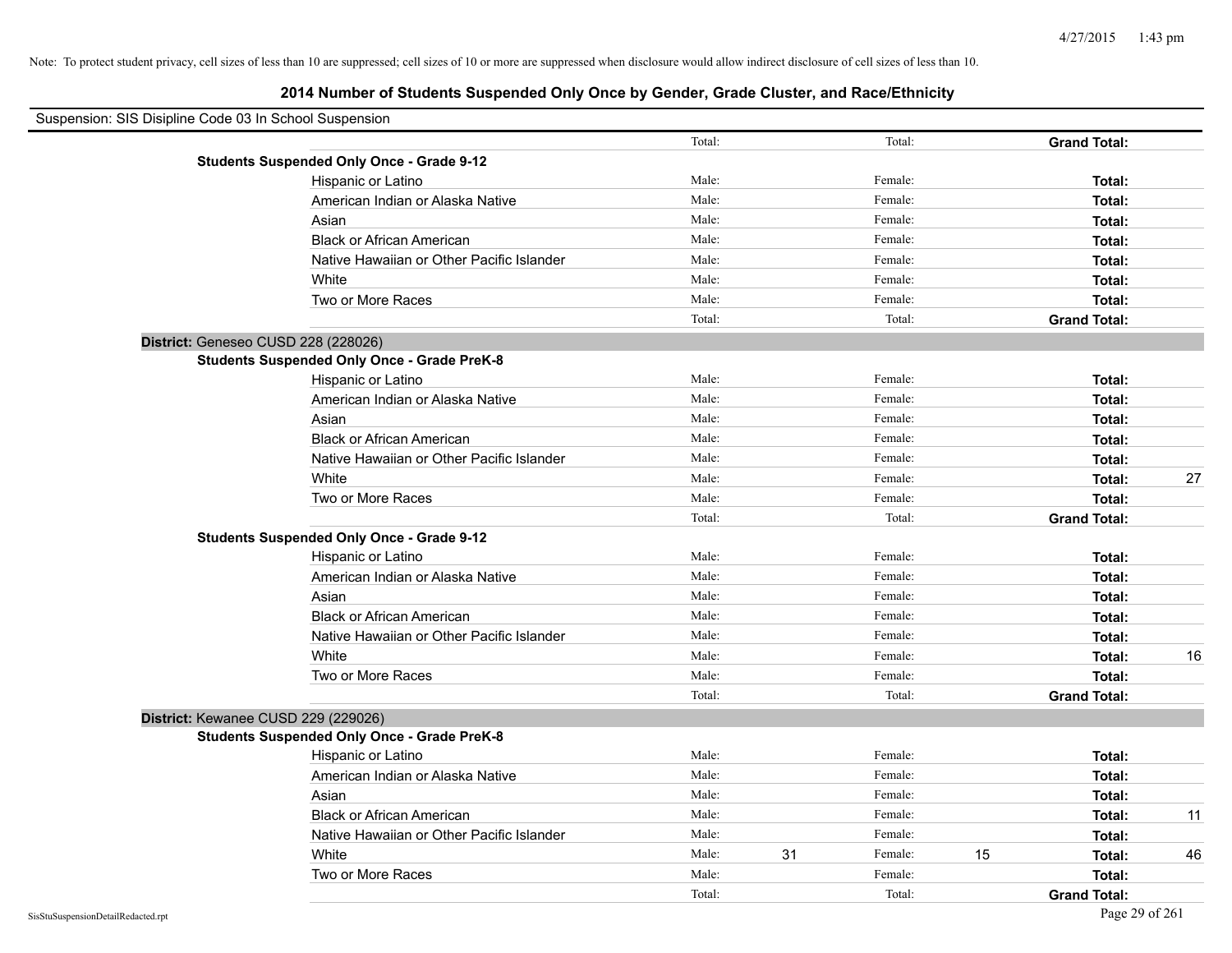Note: To protect student privacy, cell sizes of less than 10 are suppressed; cell sizes of 10 or more are suppressed when disclosure would allow indirect disclosure of cell sizes of less than 10.

## 2014 Number of Students Suspended Only Once by Gender, Grade Cluster, and Race/Ethnicity

Suspension: SIS Disipline Code 03 In School Suspension

| | | | | | | | |
|---|---|---|---|---|---|---|---|
| | | Total: | | Total: | | **Grand Total:** | |
| **Students Suspended Only Once - Grade 9-12** | | | | | | | |
| | Hispanic or Latino | Male: | | Female: | | **Total:** | |
| | American Indian or Alaska Native | Male: | | Female: | | **Total:** | |
| | Asian | Male: | | Female: | | **Total:** | |
| | Black or African American | Male: | | Female: | | **Total:** | |
| | Native Hawaiian or Other Pacific Islander | Male: | | Female: | | **Total:** | |
| | White | Male: | | Female: | | **Total:** | |
| | Two or More Races | Male: | | Female: | | **Total:** | |
| | | Total: | | Total: | | **Grand Total:** | |
| **District:** Geneseo CUSD 228 (228026) | | | | | | | |
| **Students Suspended Only Once - Grade PreK-8** | | | | | | | |
| | Hispanic or Latino | Male: | | Female: | | **Total:** | |
| | American Indian or Alaska Native | Male: | | Female: | | **Total:** | |
| | Asian | Male: | | Female: | | **Total:** | |
| | Black or African American | Male: | | Female: | | **Total:** | |
| | Native Hawaiian or Other Pacific Islander | Male: | | Female: | | **Total:** | |
| | White | Male: | | Female: | | **Total:** | 27 |
| | Two or More Races | Male: | | Female: | | **Total:** | |
| | | Total: | | Total: | | **Grand Total:** | |
| **Students Suspended Only Once - Grade 9-12** | | | | | | | |
| | Hispanic or Latino | Male: | | Female: | | **Total:** | |
| | American Indian or Alaska Native | Male: | | Female: | | **Total:** | |
| | Asian | Male: | | Female: | | **Total:** | |
| | Black or African American | Male: | | Female: | | **Total:** | |
| | Native Hawaiian or Other Pacific Islander | Male: | | Female: | | **Total:** | |
| | White | Male: | | Female: | | **Total:** | 16 |
| | Two or More Races | Male: | | Female: | | **Total:** | |
| | | Total: | | Total: | | **Grand Total:** | |
| **District:** Kewanee CUSD 229 (229026) | | | | | | | |
| **Students Suspended Only Once - Grade PreK-8** | | | | | | | |
| | Hispanic or Latino | Male: | | Female: | | **Total:** | |
| | American Indian or Alaska Native | Male: | | Female: | | **Total:** | |
| | Asian | Male: | | Female: | | **Total:** | |
| | Black or African American | Male: | | Female: | | **Total:** | 11 |
| | Native Hawaiian or Other Pacific Islander | Male: | | Female: | | **Total:** | |
| | White | Male: | 31 | Female: | 15 | **Total:** | 46 |
| | Two or More Races | Male: | | Female: | | **Total:** | |
| | | Total: | | Total: | | **Grand Total:** | |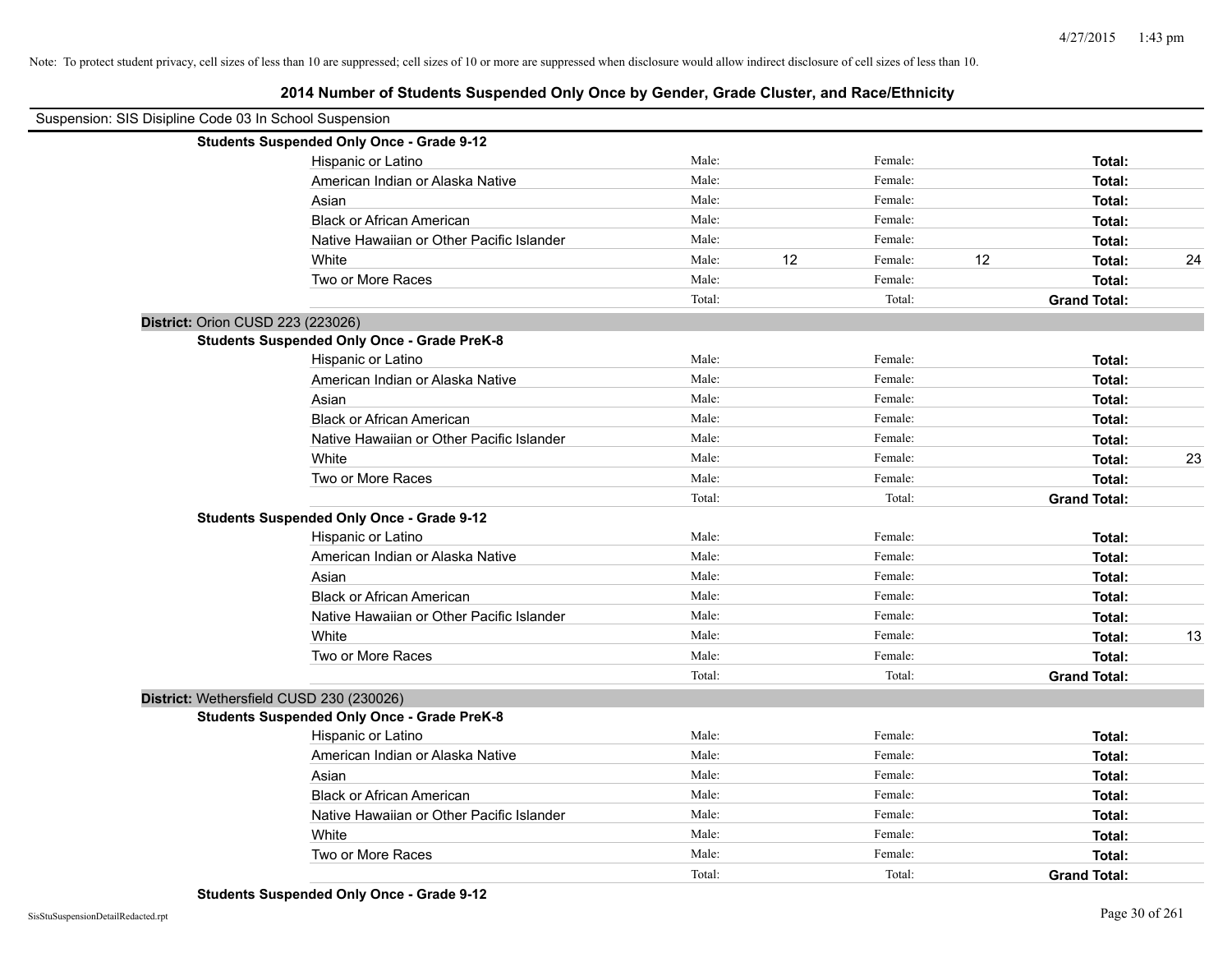Note: To protect student privacy, cell sizes of less than 10 are suppressed; cell sizes of 10 or more are suppressed when disclosure would allow indirect disclosure of cell sizes of less than 10.

# 2014 Number of Students Suspended Only Once by Gender, Grade Cluster, and Race/Ethnicity

Suspension: SIS Disipline Code 03 In School Suspension

**Students Suspended Only Once - Grade 9-12**

| | | | | | | |
|---|---|---|---|---|---|---|
| Hispanic or Latino | Male: | | Female: | | **Total:** | |
| American Indian or Alaska Native | Male: | | Female: | | **Total:** | |
| Asian | Male: | | Female: | | **Total:** | |
| Black or African American | Male: | | Female: | | **Total:** | |
| Native Hawaiian or Other Pacific Islander | Male: | | Female: | | **Total:** | |
| White | Male: | 12 | Female: | 12 | **Total:** | 24 |
| Two or More Races | Male: | | Female: | | **Total:** | |
| | Total: | | Total: | | **Grand Total:** | |

## District: Orion CUSD 223 (223026)

**Students Suspended Only Once - Grade PreK-8**

| | | | | | | |
|---|---|---|---|---|---|---|
| Hispanic or Latino | Male: | | Female: | | **Total:** | |
| American Indian or Alaska Native | Male: | | Female: | | **Total:** | |
| Asian | Male: | | Female: | | **Total:** | |
| Black or African American | Male: | | Female: | | **Total:** | |
| Native Hawaiian or Other Pacific Islander | Male: | | Female: | | **Total:** | |
| White | Male: | | Female: | | **Total:** | 23 |
| Two or More Races | Male: | | Female: | | **Total:** | |
| | Total: | | Total: | | **Grand Total:** | |

**Students Suspended Only Once - Grade 9-12**

| | | | | | | |
|---|---|---|---|---|---|---|
| Hispanic or Latino | Male: | | Female: | | **Total:** | |
| American Indian or Alaska Native | Male: | | Female: | | **Total:** | |
| Asian | Male: | | Female: | | **Total:** | |
| Black or African American | Male: | | Female: | | **Total:** | |
| Native Hawaiian or Other Pacific Islander | Male: | | Female: | | **Total:** | |
| White | Male: | | Female: | | **Total:** | 13 |
| Two or More Races | Male: | | Female: | | **Total:** | |
| | Total: | | Total: | | **Grand Total:** | |

## District: Wethersfield CUSD 230 (230026)

**Students Suspended Only Once - Grade PreK-8**

| | | | | | | |
|---|---|---|---|---|---|---|
| Hispanic or Latino | Male: | | Female: | | **Total:** | |
| American Indian or Alaska Native | Male: | | Female: | | **Total:** | |
| Asian | Male: | | Female: | | **Total:** | |
| Black or African American | Male: | | Female: | | **Total:** | |
| Native Hawaiian or Other Pacific Islander | Male: | | Female: | | **Total:** | |
| White | Male: | | Female: | | **Total:** | |
| Two or More Races | Male: | | Female: | | **Total:** | |
| | Total: | | Total: | | **Grand Total:** | |

**Students Suspended Only Once - Grade 9-12**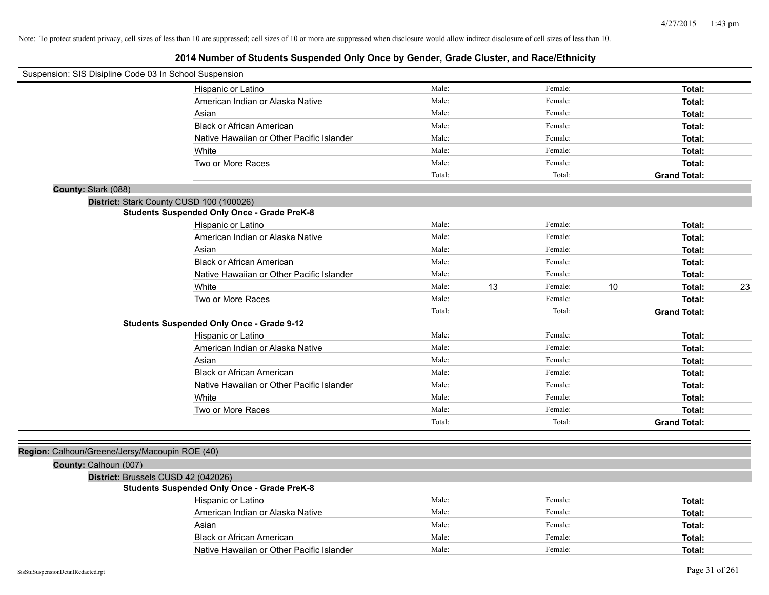Note: To protect student privacy, cell sizes of less than 10 are suppressed; cell sizes of 10 or more are suppressed when disclosure would allow indirect disclosure of cell sizes of less than 10.

## 2014 Number of Students Suspended Only Once by Gender, Grade Cluster, and Race/Ethnicity

Suspension: SIS Disipline Code 03 In School Suspension

| | Male: | | Female: | | Total: | |
|---|---|---|---|---|---|---|
| Hispanic or Latino | Male: | | Female: | | **Total:** | |
| American Indian or Alaska Native | Male: | | Female: | | **Total:** | |
| Asian | Male: | | Female: | | **Total:** | |
| Black or African American | Male: | | Female: | | **Total:** | |
| Native Hawaiian or Other Pacific Islander | Male: | | Female: | | **Total:** | |
| White | Male: | | Female: | | **Total:** | |
| Two or More Races | Male: | | Female: | | **Total:** | |
| | Total: | | Total: | | **Grand Total:** | |

**County:** Stark (088)

**District:** Stark County CUSD 100 (100026)

**Students Suspended Only Once - Grade PreK-8**

| | Male: | | Female: | | Total: | |
|---|---|---|---|---|---|---|
| Hispanic or Latino | Male: | | Female: | | **Total:** | |
| American Indian or Alaska Native | Male: | | Female: | | **Total:** | |
| Asian | Male: | | Female: | | **Total:** | |
| Black or African American | Male: | | Female: | | **Total:** | |
| Native Hawaiian or Other Pacific Islander | Male: | | Female: | | **Total:** | |
| White | Male: | 13 | Female: | 10 | **Total:** | 23 |
| Two or More Races | Male: | | Female: | | **Total:** | |
| | Total: | | Total: | | **Grand Total:** | |

**Students Suspended Only Once - Grade 9-12**

| | Male: | | Female: | | Total: | |
|---|---|---|---|---|---|---|
| Hispanic or Latino | Male: | | Female: | | **Total:** | |
| American Indian or Alaska Native | Male: | | Female: | | **Total:** | |
| Asian | Male: | | Female: | | **Total:** | |
| Black or African American | Male: | | Female: | | **Total:** | |
| Native Hawaiian or Other Pacific Islander | Male: | | Female: | | **Total:** | |
| White | Male: | | Female: | | **Total:** | |
| Two or More Races | Male: | | Female: | | **Total:** | |
| | Total: | | Total: | | **Grand Total:** | |

**Region:** Calhoun/Greene/Jersy/Macoupin ROE (40)

**County:** Calhoun (007)

**District:** Brussels CUSD 42 (042026)

**Students Suspended Only Once - Grade PreK-8**

| | Male: | | Female: | | Total: | |
|---|---|---|---|---|---|---|
| Hispanic or Latino | Male: | | Female: | | **Total:** | |
| American Indian or Alaska Native | Male: | | Female: | | **Total:** | |
| Asian | Male: | | Female: | | **Total:** | |
| Black or African American | Male: | | Female: | | **Total:** | |
| Native Hawaiian or Other Pacific Islander | Male: | | Female: | | **Total:** | |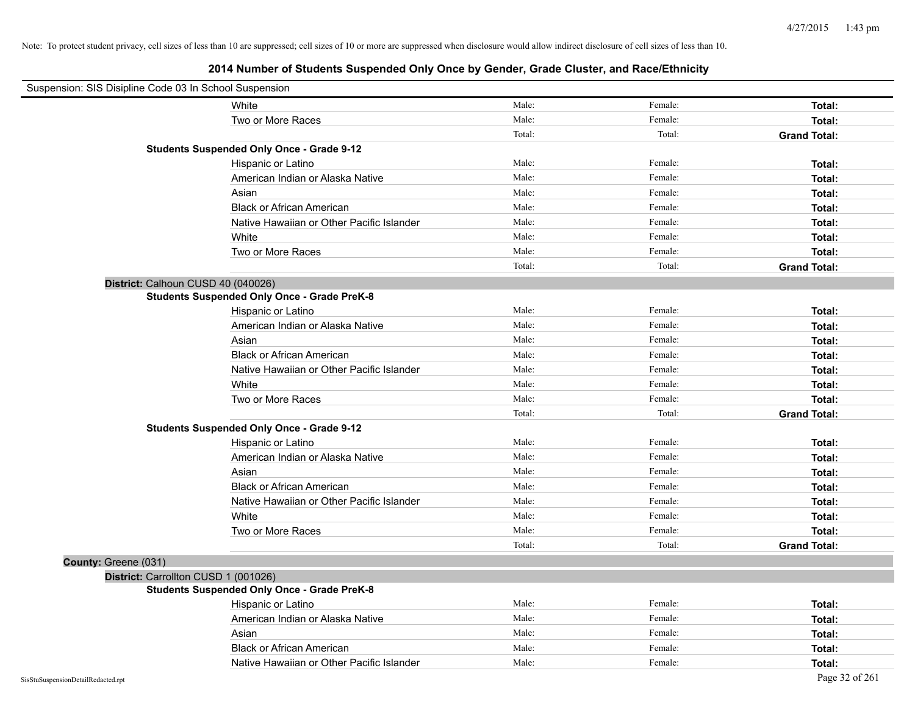Note: To protect student privacy, cell sizes of less than 10 are suppressed; cell sizes of 10 or more are suppressed when disclosure would allow indirect disclosure of cell sizes of less than 10.

## 2014 Number of Students Suspended Only Once by Gender, Grade Cluster, and Race/Ethnicity

Suspension: SIS Disipline Code 03 In School Suspension

| | | | | |
|---|---|---|---|---|
| | White | Male: | Female: | **Total:** |
| | Two or More Races | Male: | Female: | **Total:** |
| | | Total: | Total: | **Grand Total:** |
| **Students Suspended Only Once - Grade 9-12** | | | | |
| | Hispanic or Latino | Male: | Female: | **Total:** |
| | American Indian or Alaska Native | Male: | Female: | **Total:** |
| | Asian | Male: | Female: | **Total:** |
| | Black or African American | Male: | Female: | **Total:** |
| | Native Hawaiian or Other Pacific Islander | Male: | Female: | **Total:** |
| | White | Male: | Female: | **Total:** |
| | Two or More Races | Male: | Female: | **Total:** |
| | | Total: | Total: | **Grand Total:** |

**District:** Calhoun CUSD 40 (040026)

| | | | | |
|---|---|---|---|---|
| **Students Suspended Only Once - Grade PreK-8** | | | | |
| | Hispanic or Latino | Male: | Female: | **Total:** |
| | American Indian or Alaska Native | Male: | Female: | **Total:** |
| | Asian | Male: | Female: | **Total:** |
| | Black or African American | Male: | Female: | **Total:** |
| | Native Hawaiian or Other Pacific Islander | Male: | Female: | **Total:** |
| | White | Male: | Female: | **Total:** |
| | Two or More Races | Male: | Female: | **Total:** |
| | | Total: | Total: | **Grand Total:** |
| **Students Suspended Only Once - Grade 9-12** | | | | |
| | Hispanic or Latino | Male: | Female: | **Total:** |
| | American Indian or Alaska Native | Male: | Female: | **Total:** |
| | Asian | Male: | Female: | **Total:** |
| | Black or African American | Male: | Female: | **Total:** |
| | Native Hawaiian or Other Pacific Islander | Male: | Female: | **Total:** |
| | White | Male: | Female: | **Total:** |
| | Two or More Races | Male: | Female: | **Total:** |
| | | Total: | Total: | **Grand Total:** |

**County:** Greene (031)

**District:** Carrollton CUSD 1 (001026)

| | | | | |
|---|---|---|---|---|
| **Students Suspended Only Once - Grade PreK-8** | | | | |
| | Hispanic or Latino | Male: | Female: | **Total:** |
| | American Indian or Alaska Native | Male: | Female: | **Total:** |
| | Asian | Male: | Female: | **Total:** |
| | Black or African American | Male: | Female: | **Total:** |
| | Native Hawaiian or Other Pacific Islander | Male: | Female: | **Total:** |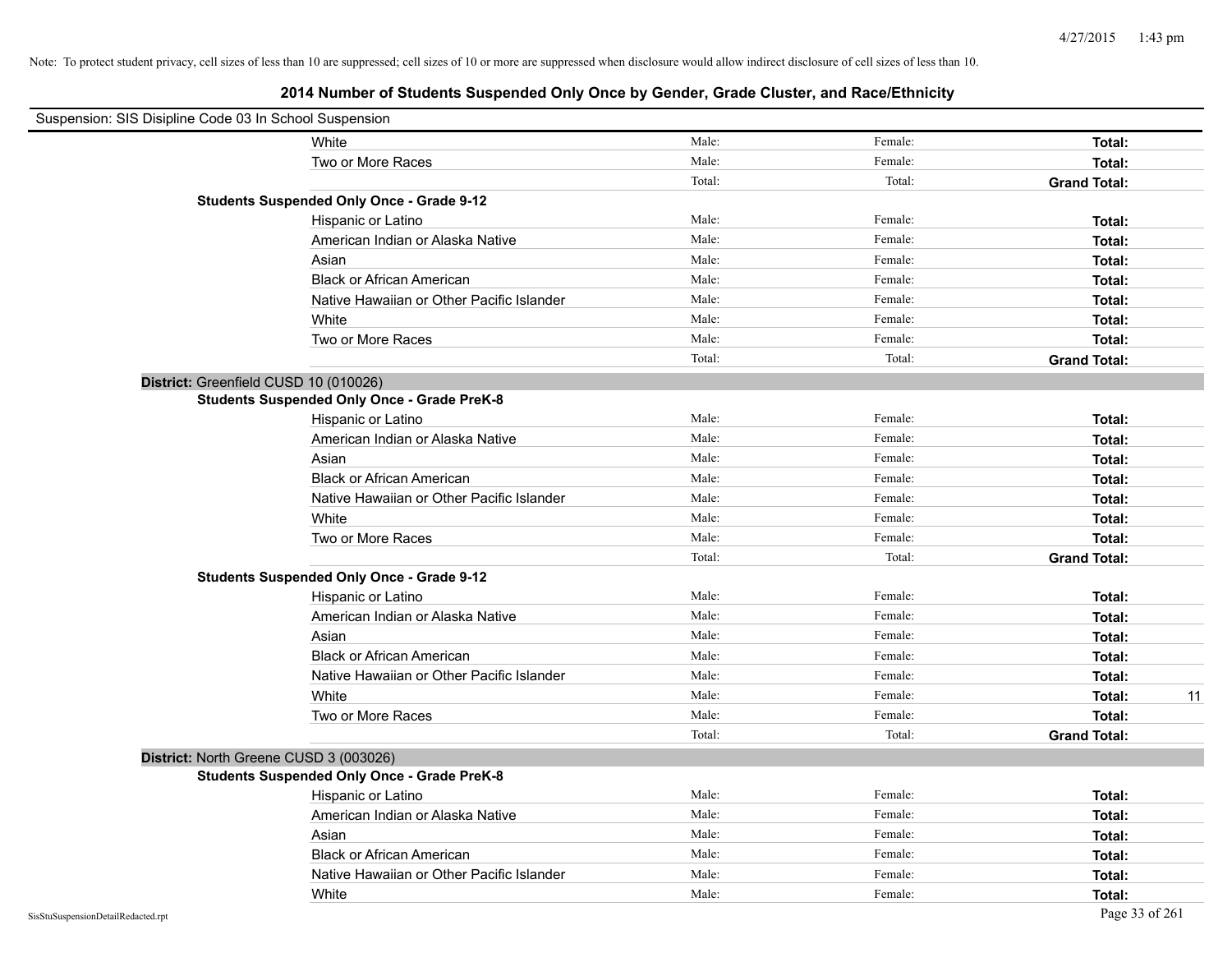Note: To protect student privacy, cell sizes of less than 10 are suppressed; cell sizes of 10 or more are suppressed when disclosure would allow indirect disclosure of cell sizes of less than 10.

# 2014 Number of Students Suspended Only Once by Gender, Grade Cluster, and Race/Ethnicity

Suspension: SIS Disipline Code 03 In School Suspension

| | | | | | |
|---|---|---|---|---|---|
| | White | Male: | Female: | **Total:** | |
| | Two or More Races | Male: | Female: | **Total:** | |
| | | Total: | Total: | **Grand Total:** | |
| **Students Suspended Only Once - Grade 9-12** | | | | | |
| | Hispanic or Latino | Male: | Female: | **Total:** | |
| | American Indian or Alaska Native | Male: | Female: | **Total:** | |
| | Asian | Male: | Female: | **Total:** | |
| | Black or African American | Male: | Female: | **Total:** | |
| | Native Hawaiian or Other Pacific Islander | Male: | Female: | **Total:** | |
| | White | Male: | Female: | **Total:** | |
| | Two or More Races | Male: | Female: | **Total:** | |
| | | Total: | Total: | **Grand Total:** | |
| **District:** Greenfield CUSD 10 (010026) | | | | | |
| **Students Suspended Only Once - Grade PreK-8** | | | | | |
| | Hispanic or Latino | Male: | Female: | **Total:** | |
| | American Indian or Alaska Native | Male: | Female: | **Total:** | |
| | Asian | Male: | Female: | **Total:** | |
| | Black or African American | Male: | Female: | **Total:** | |
| | Native Hawaiian or Other Pacific Islander | Male: | Female: | **Total:** | |
| | White | Male: | Female: | **Total:** | |
| | Two or More Races | Male: | Female: | **Total:** | |
| | | Total: | Total: | **Grand Total:** | |
| **Students Suspended Only Once - Grade 9-12** | | | | | |
| | Hispanic or Latino | Male: | Female: | **Total:** | |
| | American Indian or Alaska Native | Male: | Female: | **Total:** | |
| | Asian | Male: | Female: | **Total:** | |
| | Black or African American | Male: | Female: | **Total:** | |
| | Native Hawaiian or Other Pacific Islander | Male: | Female: | **Total:** | |
| | White | Male: | Female: | **Total:** | 11 |
| | Two or More Races | Male: | Female: | **Total:** | |
| | | Total: | Total: | **Grand Total:** | |
| **District:** North Greene CUSD 3 (003026) | | | | | |
| **Students Suspended Only Once - Grade PreK-8** | | | | | |
| | Hispanic or Latino | Male: | Female: | **Total:** | |
| | American Indian or Alaska Native | Male: | Female: | **Total:** | |
| | Asian | Male: | Female: | **Total:** | |
| | Black or African American | Male: | Female: | **Total:** | |
| | Native Hawaiian or Other Pacific Islander | Male: | Female: | **Total:** | |
| | White | Male: | Female: | **Total:** | |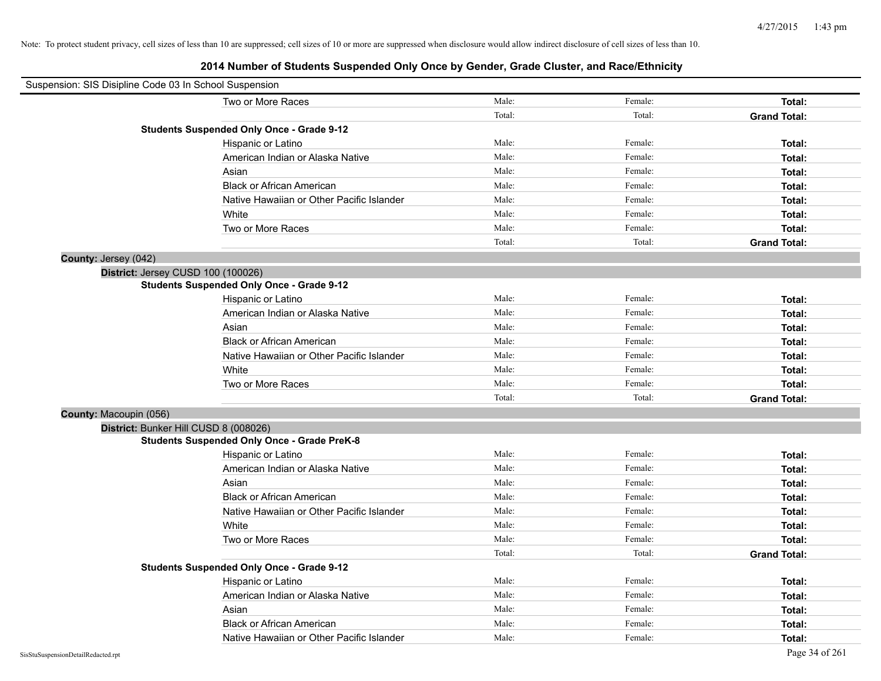Note: To protect student privacy, cell sizes of less than 10 are suppressed; cell sizes of 10 or more are suppressed when disclosure would allow indirect disclosure of cell sizes of less than 10.

# 2014 Number of Students Suspended Only Once by Gender, Grade Cluster, and Race/Ethnicity

Suspension: SIS Disipline Code 03 In School Suspension

| | | | |
|---|---|---|---|
| Two or More Races | Male: | Female: | **Total:** |
| | Total: | Total: | **Grand Total:** |

**Students Suspended Only Once - Grade 9-12**

| | | | |
|---|---|---|---|
| Hispanic or Latino | Male: | Female: | **Total:** |
| American Indian or Alaska Native | Male: | Female: | **Total:** |
| Asian | Male: | Female: | **Total:** |
| Black or African American | Male: | Female: | **Total:** |
| Native Hawaiian or Other Pacific Islander | Male: | Female: | **Total:** |
| White | Male: | Female: | **Total:** |
| Two or More Races | Male: | Female: | **Total:** |
| | Total: | Total: | **Grand Total:** |

**County:** Jersey (042)

**District:** Jersey CUSD 100 (100026)

**Students Suspended Only Once - Grade 9-12**

| | | | |
|---|---|---|---|
| Hispanic or Latino | Male: | Female: | **Total:** |
| American Indian or Alaska Native | Male: | Female: | **Total:** |
| Asian | Male: | Female: | **Total:** |
| Black or African American | Male: | Female: | **Total:** |
| Native Hawaiian or Other Pacific Islander | Male: | Female: | **Total:** |
| White | Male: | Female: | **Total:** |
| Two or More Races | Male: | Female: | **Total:** |
| | Total: | Total: | **Grand Total:** |

**County:** Macoupin (056)

**District:** Bunker Hill CUSD 8 (008026)

**Students Suspended Only Once - Grade PreK-8**

| | | | |
|---|---|---|---|
| Hispanic or Latino | Male: | Female: | **Total:** |
| American Indian or Alaska Native | Male: | Female: | **Total:** |
| Asian | Male: | Female: | **Total:** |
| Black or African American | Male: | Female: | **Total:** |
| Native Hawaiian or Other Pacific Islander | Male: | Female: | **Total:** |
| White | Male: | Female: | **Total:** |
| Two or More Races | Male: | Female: | **Total:** |
| | Total: | Total: | **Grand Total:** |

**Students Suspended Only Once - Grade 9-12**

| | | | |
|---|---|---|---|
| Hispanic or Latino | Male: | Female: | **Total:** |
| American Indian or Alaska Native | Male: | Female: | **Total:** |
| Asian | Male: | Female: | **Total:** |
| Black or African American | Male: | Female: | **Total:** |
| Native Hawaiian or Other Pacific Islander | Male: | Female: | **Total:** |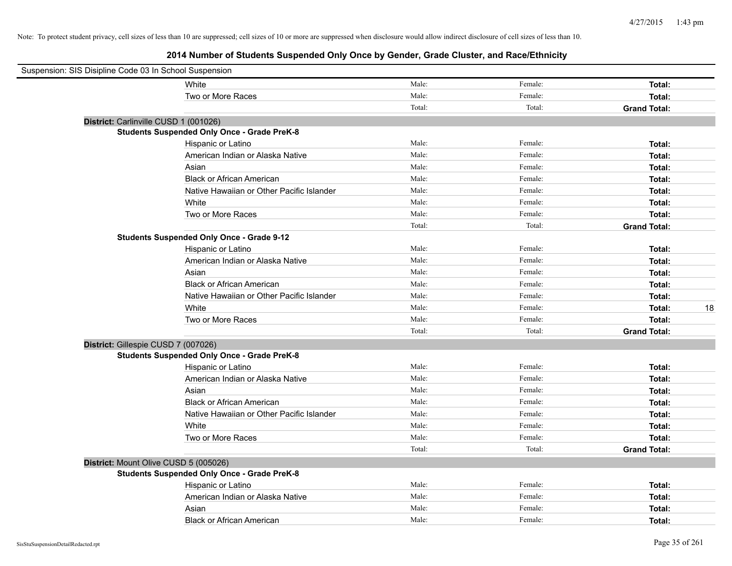Note: To protect student privacy, cell sizes of less than 10 are suppressed; cell sizes of 10 or more are suppressed when disclosure would allow indirect disclosure of cell sizes of less than 10.

# 2014 Number of Students Suspended Only Once by Gender, Grade Cluster, and Race/Ethnicity

Suspension: SIS Disipline Code 03 In School Suspension

| | | | | |
|---|---|---|---|---|
| White | Male: | Female: | **Total:** | |
| Two or More Races | Male: | Female: | **Total:** | |
| | Total: | Total: | **Grand Total:** | |

**District:** Carlinville CUSD 1 (001026)

**Students Suspended Only Once - Grade PreK-8**

| | | | | |
|---|---|---|---|---|
| Hispanic or Latino | Male: | Female: | **Total:** | |
| American Indian or Alaska Native | Male: | Female: | **Total:** | |
| Asian | Male: | Female: | **Total:** | |
| Black or African American | Male: | Female: | **Total:** | |
| Native Hawaiian or Other Pacific Islander | Male: | Female: | **Total:** | |
| White | Male: | Female: | **Total:** | |
| Two or More Races | Male: | Female: | **Total:** | |
| | Total: | Total: | **Grand Total:** | |

**Students Suspended Only Once - Grade 9-12**

| | | | | |
|---|---|---|---|---|
| Hispanic or Latino | Male: | Female: | **Total:** | |
| American Indian or Alaska Native | Male: | Female: | **Total:** | |
| Asian | Male: | Female: | **Total:** | |
| Black or African American | Male: | Female: | **Total:** | |
| Native Hawaiian or Other Pacific Islander | Male: | Female: | **Total:** | |
| White | Male: | Female: | **Total:** | 18 |
| Two or More Races | Male: | Female: | **Total:** | |
| | Total: | Total: | **Grand Total:** | |

**District:** Gillespie CUSD 7 (007026)

**Students Suspended Only Once - Grade PreK-8**

| | | | | |
|---|---|---|---|---|
| Hispanic or Latino | Male: | Female: | **Total:** | |
| American Indian or Alaska Native | Male: | Female: | **Total:** | |
| Asian | Male: | Female: | **Total:** | |
| Black or African American | Male: | Female: | **Total:** | |
| Native Hawaiian or Other Pacific Islander | Male: | Female: | **Total:** | |
| White | Male: | Female: | **Total:** | |
| Two or More Races | Male: | Female: | **Total:** | |
| | Total: | Total: | **Grand Total:** | |

**District:** Mount Olive CUSD 5 (005026)

**Students Suspended Only Once - Grade PreK-8**

| | | | | |
|---|---|---|---|---|
| Hispanic or Latino | Male: | Female: | **Total:** | |
| American Indian or Alaska Native | Male: | Female: | **Total:** | |
| Asian | Male: | Female: | **Total:** | |
| Black or African American | Male: | Female: | **Total:** | |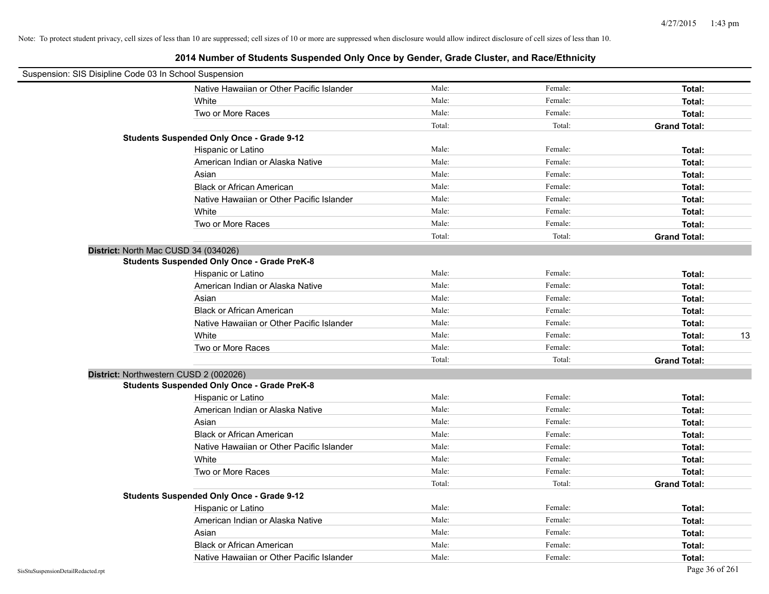Note: To protect student privacy, cell sizes of less than 10 are suppressed; cell sizes of 10 or more are suppressed when disclosure would allow indirect disclosure of cell sizes of less than 10.

# 2014 Number of Students Suspended Only Once by Gender, Grade Cluster, and Race/Ethnicity

Suspension: SIS Disipline Code 03 In School Suspension

| | | | | |
|---|---|---|---|---|
| Native Hawaiian or Other Pacific Islander | Male: | Female: | **Total:** | |
| White | Male: | Female: | **Total:** | |
| Two or More Races | Male: | Female: | **Total:** | |
| | Total: | Total: | **Grand Total:** | |

**Students Suspended Only Once - Grade 9-12**

| | | | | |
|---|---|---|---|---|
| Hispanic or Latino | Male: | Female: | **Total:** | |
| American Indian or Alaska Native | Male: | Female: | **Total:** | |
| Asian | Male: | Female: | **Total:** | |
| Black or African American | Male: | Female: | **Total:** | |
| Native Hawaiian or Other Pacific Islander | Male: | Female: | **Total:** | |
| White | Male: | Female: | **Total:** | |
| Two or More Races | Male: | Female: | **Total:** | |
| | Total: | Total: | **Grand Total:** | |

**District:** North Mac CUSD 34 (034026)

**Students Suspended Only Once - Grade PreK-8**

| | | | | |
|---|---|---|---|---|
| Hispanic or Latino | Male: | Female: | **Total:** | |
| American Indian or Alaska Native | Male: | Female: | **Total:** | |
| Asian | Male: | Female: | **Total:** | |
| Black or African American | Male: | Female: | **Total:** | |
| Native Hawaiian or Other Pacific Islander | Male: | Female: | **Total:** | |
| White | Male: | Female: | **Total:** | 13 |
| Two or More Races | Male: | Female: | **Total:** | |
| | Total: | Total: | **Grand Total:** | |

**District:** Northwestern CUSD 2 (002026)

**Students Suspended Only Once - Grade PreK-8**

| | | | | |
|---|---|---|---|---|
| Hispanic or Latino | Male: | Female: | **Total:** | |
| American Indian or Alaska Native | Male: | Female: | **Total:** | |
| Asian | Male: | Female: | **Total:** | |
| Black or African American | Male: | Female: | **Total:** | |
| Native Hawaiian or Other Pacific Islander | Male: | Female: | **Total:** | |
| White | Male: | Female: | **Total:** | |
| Two or More Races | Male: | Female: | **Total:** | |
| | Total: | Total: | **Grand Total:** | |

**Students Suspended Only Once - Grade 9-12**

| | | | | |
|---|---|---|---|---|
| Hispanic or Latino | Male: | Female: | **Total:** | |
| American Indian or Alaska Native | Male: | Female: | **Total:** | |
| Asian | Male: | Female: | **Total:** | |
| Black or African American | Male: | Female: | **Total:** | |
| Native Hawaiian or Other Pacific Islander | Male: | Female: | **Total:** | |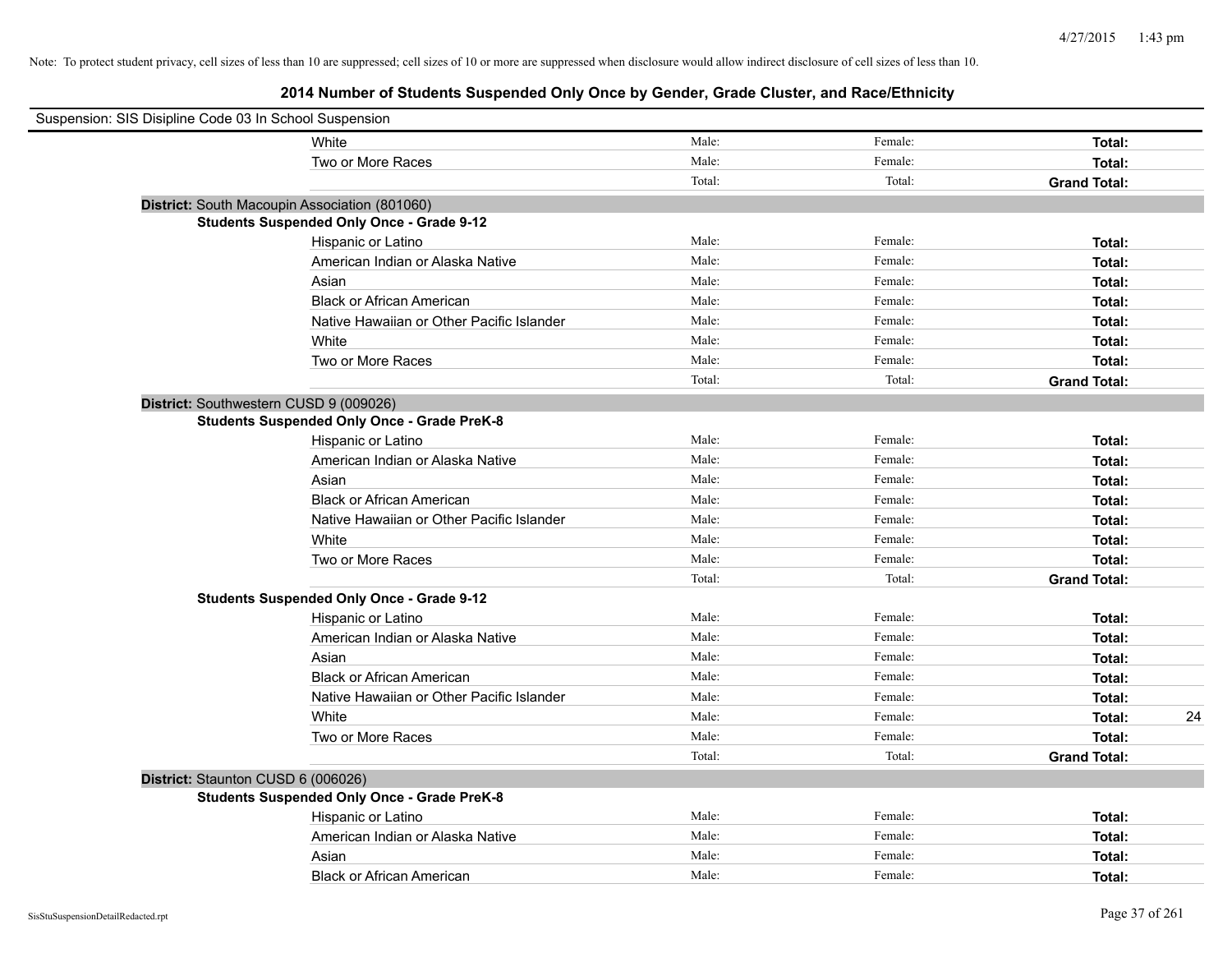Note: To protect student privacy, cell sizes of less than 10 are suppressed; cell sizes of 10 or more are suppressed when disclosure would allow indirect disclosure of cell sizes of less than 10.

# 2014 Number of Students Suspended Only Once by Gender, Grade Cluster, and Race/Ethnicity

Suspension: SIS Disipline Code 03 In School Suspension

| | | | | |
|---|---|---|---|---|
| White | Male: | Female: | **Total:** | |
| Two or More Races | Male: | Female: | **Total:** | |
| | Total: | Total: | **Grand Total:** | |

**District:** South Macoupin Association (801060)

**Students Suspended Only Once - Grade 9-12**

| | | | | |
|---|---|---|---|---|
| Hispanic or Latino | Male: | Female: | **Total:** | |
| American Indian or Alaska Native | Male: | Female: | **Total:** | |
| Asian | Male: | Female: | **Total:** | |
| Black or African American | Male: | Female: | **Total:** | |
| Native Hawaiian or Other Pacific Islander | Male: | Female: | **Total:** | |
| White | Male: | Female: | **Total:** | |
| Two or More Races | Male: | Female: | **Total:** | |
| | Total: | Total: | **Grand Total:** | |

**District:** Southwestern CUSD 9 (009026)

**Students Suspended Only Once - Grade PreK-8**

| | | | | |
|---|---|---|---|---|
| Hispanic or Latino | Male: | Female: | **Total:** | |
| American Indian or Alaska Native | Male: | Female: | **Total:** | |
| Asian | Male: | Female: | **Total:** | |
| Black or African American | Male: | Female: | **Total:** | |
| Native Hawaiian or Other Pacific Islander | Male: | Female: | **Total:** | |
| White | Male: | Female: | **Total:** | |
| Two or More Races | Male: | Female: | **Total:** | |
| | Total: | Total: | **Grand Total:** | |

**Students Suspended Only Once - Grade 9-12**

| | | | | |
|---|---|---|---|---|
| Hispanic or Latino | Male: | Female: | **Total:** | |
| American Indian or Alaska Native | Male: | Female: | **Total:** | |
| Asian | Male: | Female: | **Total:** | |
| Black or African American | Male: | Female: | **Total:** | |
| Native Hawaiian or Other Pacific Islander | Male: | Female: | **Total:** | |
| White | Male: | Female: | **Total:** | 24 |
| Two or More Races | Male: | Female: | **Total:** | |
| | Total: | Total: | **Grand Total:** | |

**District:** Staunton CUSD 6 (006026)

**Students Suspended Only Once - Grade PreK-8**

| | | | | |
|---|---|---|---|---|
| Hispanic or Latino | Male: | Female: | **Total:** | |
| American Indian or Alaska Native | Male: | Female: | **Total:** | |
| Asian | Male: | Female: | **Total:** | |
| Black or African American | Male: | Female: | **Total:** | |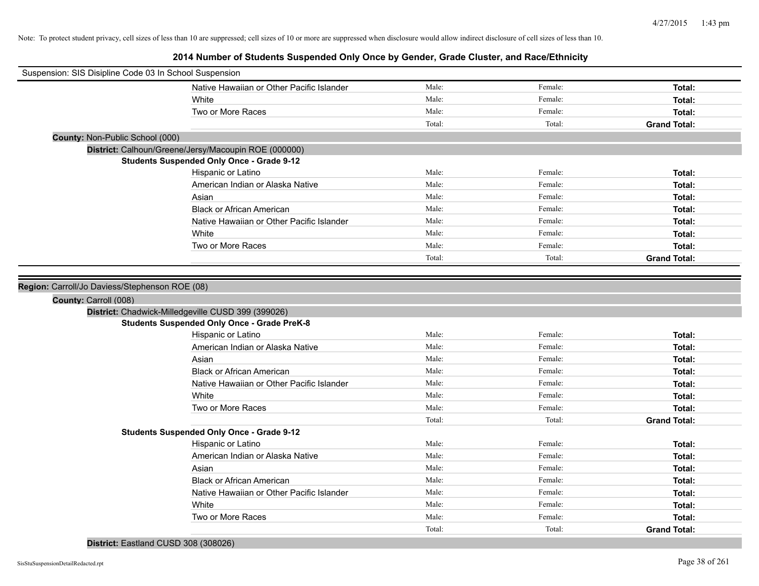Note: To protect student privacy, cell sizes of less than 10 are suppressed; cell sizes of 10 or more are suppressed when disclosure would allow indirect disclosure of cell sizes of less than 10.

# 2014 Number of Students Suspended Only Once by Gender, Grade Cluster, and Race/Ethnicity

Suspension: SIS Disipline Code 03 In School Suspension

| | | | |
|---|---|---|---|
| Native Hawaiian or Other Pacific Islander | Male: | Female: | **Total:** |
| White | Male: | Female: | **Total:** |
| Two or More Races | Male: | Female: | **Total:** |
| | Total: | Total: | **Grand Total:** |

**County:** Non-Public School (000)

**District:** Calhoun/Greene/Jersy/Macoupin ROE (000000)

**Students Suspended Only Once - Grade 9-12**

| | | | |
|---|---|---|---|
| Hispanic or Latino | Male: | Female: | **Total:** |
| American Indian or Alaska Native | Male: | Female: | **Total:** |
| Asian | Male: | Female: | **Total:** |
| Black or African American | Male: | Female: | **Total:** |
| Native Hawaiian or Other Pacific Islander | Male: | Female: | **Total:** |
| White | Male: | Female: | **Total:** |
| Two or More Races | Male: | Female: | **Total:** |
| | Total: | Total: | **Grand Total:** |

**Region:** Carroll/Jo Daviess/Stephenson ROE (08)

**County:** Carroll (008)

**District:** Chadwick-Milledgeville CUSD 399 (399026)

**Students Suspended Only Once - Grade PreK-8**

| | | | |
|---|---|---|---|
| Hispanic or Latino | Male: | Female: | **Total:** |
| American Indian or Alaska Native | Male: | Female: | **Total:** |
| Asian | Male: | Female: | **Total:** |
| Black or African American | Male: | Female: | **Total:** |
| Native Hawaiian or Other Pacific Islander | Male: | Female: | **Total:** |
| White | Male: | Female: | **Total:** |
| Two or More Races | Male: | Female: | **Total:** |
| | Total: | Total: | **Grand Total:** |

**Students Suspended Only Once - Grade 9-12**

| | | | |
|---|---|---|---|
| Hispanic or Latino | Male: | Female: | **Total:** |
| American Indian or Alaska Native | Male: | Female: | **Total:** |
| Asian | Male: | Female: | **Total:** |
| Black or African American | Male: | Female: | **Total:** |
| Native Hawaiian or Other Pacific Islander | Male: | Female: | **Total:** |
| White | Male: | Female: | **Total:** |
| Two or More Races | Male: | Female: | **Total:** |
| | Total: | Total: | **Grand Total:** |

**District:** Eastland CUSD 308 (308026)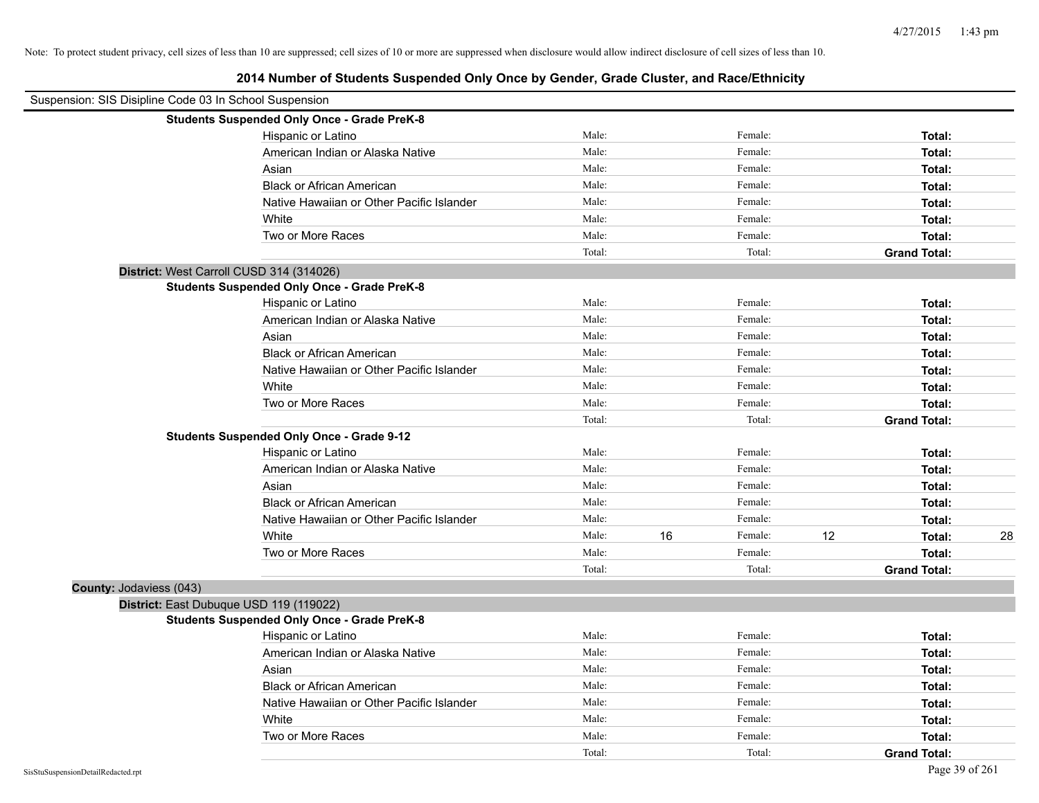Note: To protect student privacy, cell sizes of less than 10 are suppressed; cell sizes of 10 or more are suppressed when disclosure would allow indirect disclosure of cell sizes of less than 10.

# 2014 Number of Students Suspended Only Once by Gender, Grade Cluster, and Race/Ethnicity

Suspension: SIS Disipline Code 03 In School Suspension

**Students Suspended Only Once - Grade PreK-8**

| | | | | | | |
|---|---|---|---|---|---|---|
| Hispanic or Latino | Male: | | Female: | | **Total:** | |
| American Indian or Alaska Native | Male: | | Female: | | **Total:** | |
| Asian | Male: | | Female: | | **Total:** | |
| Black or African American | Male: | | Female: | | **Total:** | |
| Native Hawaiian or Other Pacific Islander | Male: | | Female: | | **Total:** | |
| White | Male: | | Female: | | **Total:** | |
| Two or More Races | Male: | | Female: | | **Total:** | |
| | Total: | | Total: | | **Grand Total:** | |

**District:** West Carroll CUSD 314 (314026)

**Students Suspended Only Once - Grade PreK-8**

| | | | | | | |
|---|---|---|---|---|---|---|
| Hispanic or Latino | Male: | | Female: | | **Total:** | |
| American Indian or Alaska Native | Male: | | Female: | | **Total:** | |
| Asian | Male: | | Female: | | **Total:** | |
| Black or African American | Male: | | Female: | | **Total:** | |
| Native Hawaiian or Other Pacific Islander | Male: | | Female: | | **Total:** | |
| White | Male: | | Female: | | **Total:** | |
| Two or More Races | Male: | | Female: | | **Total:** | |
| | Total: | | Total: | | **Grand Total:** | |

**Students Suspended Only Once - Grade 9-12**

| | | | | | | |
|---|---|---|---|---|---|---|
| Hispanic or Latino | Male: | | Female: | | **Total:** | |
| American Indian or Alaska Native | Male: | | Female: | | **Total:** | |
| Asian | Male: | | Female: | | **Total:** | |
| Black or African American | Male: | | Female: | | **Total:** | |
| Native Hawaiian or Other Pacific Islander | Male: | | Female: | | **Total:** | |
| White | Male: | 16 | Female: | 12 | **Total:** | 28 |
| Two or More Races | Male: | | Female: | | **Total:** | |
| | Total: | | Total: | | **Grand Total:** | |

**County:** Jodaviess (043)

**District:** East Dubuque USD 119 (119022)

**Students Suspended Only Once - Grade PreK-8**

| | | | | | | |
|---|---|---|---|---|---|---|
| Hispanic or Latino | Male: | | Female: | | **Total:** | |
| American Indian or Alaska Native | Male: | | Female: | | **Total:** | |
| Asian | Male: | | Female: | | **Total:** | |
| Black or African American | Male: | | Female: | | **Total:** | |
| Native Hawaiian or Other Pacific Islander | Male: | | Female: | | **Total:** | |
| White | Male: | | Female: | | **Total:** | |
| Two or More Races | Male: | | Female: | | **Total:** | |
| | Total: | | Total: | | **Grand Total:** | |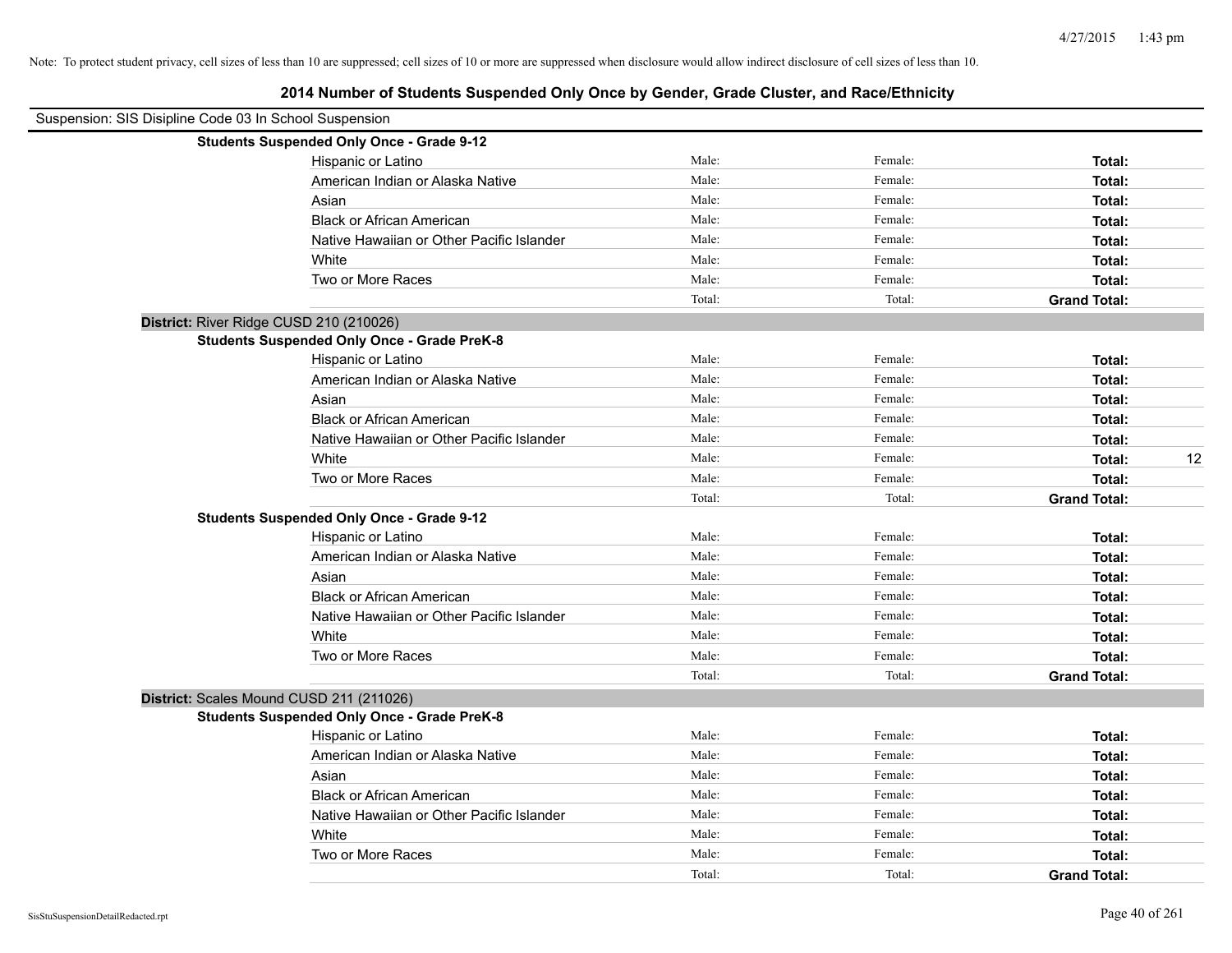Note: To protect student privacy, cell sizes of less than 10 are suppressed; cell sizes of 10 or more are suppressed when disclosure would allow indirect disclosure of cell sizes of less than 10.

## 2014 Number of Students Suspended Only Once by Gender, Grade Cluster, and Race/Ethnicity

Suspension: SIS Disipline Code 03 In School Suspension

**Students Suspended Only Once - Grade 9-12**

| | | | | |
|---|---|---|---|---|
| Hispanic or Latino | Male: | Female: | **Total:** | |
| American Indian or Alaska Native | Male: | Female: | **Total:** | |
| Asian | Male: | Female: | **Total:** | |
| Black or African American | Male: | Female: | **Total:** | |
| Native Hawaiian or Other Pacific Islander | Male: | Female: | **Total:** | |
| White | Male: | Female: | **Total:** | |
| Two or More Races | Male: | Female: | **Total:** | |
| | Total: | Total: | **Grand Total:** | |

**District:** River Ridge CUSD 210 (210026)

**Students Suspended Only Once - Grade PreK-8**

| | | | | |
|---|---|---|---|---|
| Hispanic or Latino | Male: | Female: | **Total:** | |
| American Indian or Alaska Native | Male: | Female: | **Total:** | |
| Asian | Male: | Female: | **Total:** | |
| Black or African American | Male: | Female: | **Total:** | |
| Native Hawaiian or Other Pacific Islander | Male: | Female: | **Total:** | |
| White | Male: | Female: | **Total:** | 12 |
| Two or More Races | Male: | Female: | **Total:** | |
| | Total: | Total: | **Grand Total:** | |

**Students Suspended Only Once - Grade 9-12**

| | | | | |
|---|---|---|---|---|
| Hispanic or Latino | Male: | Female: | **Total:** | |
| American Indian or Alaska Native | Male: | Female: | **Total:** | |
| Asian | Male: | Female: | **Total:** | |
| Black or African American | Male: | Female: | **Total:** | |
| Native Hawaiian or Other Pacific Islander | Male: | Female: | **Total:** | |
| White | Male: | Female: | **Total:** | |
| Two or More Races | Male: | Female: | **Total:** | |
| | Total: | Total: | **Grand Total:** | |

**District:** Scales Mound CUSD 211 (211026)

**Students Suspended Only Once - Grade PreK-8**

| | | | | |
|---|---|---|---|---|
| Hispanic or Latino | Male: | Female: | **Total:** | |
| American Indian or Alaska Native | Male: | Female: | **Total:** | |
| Asian | Male: | Female: | **Total:** | |
| Black or African American | Male: | Female: | **Total:** | |
| Native Hawaiian or Other Pacific Islander | Male: | Female: | **Total:** | |
| White | Male: | Female: | **Total:** | |
| Two or More Races | Male: | Female: | **Total:** | |
| | Total: | Total: | **Grand Total:** | |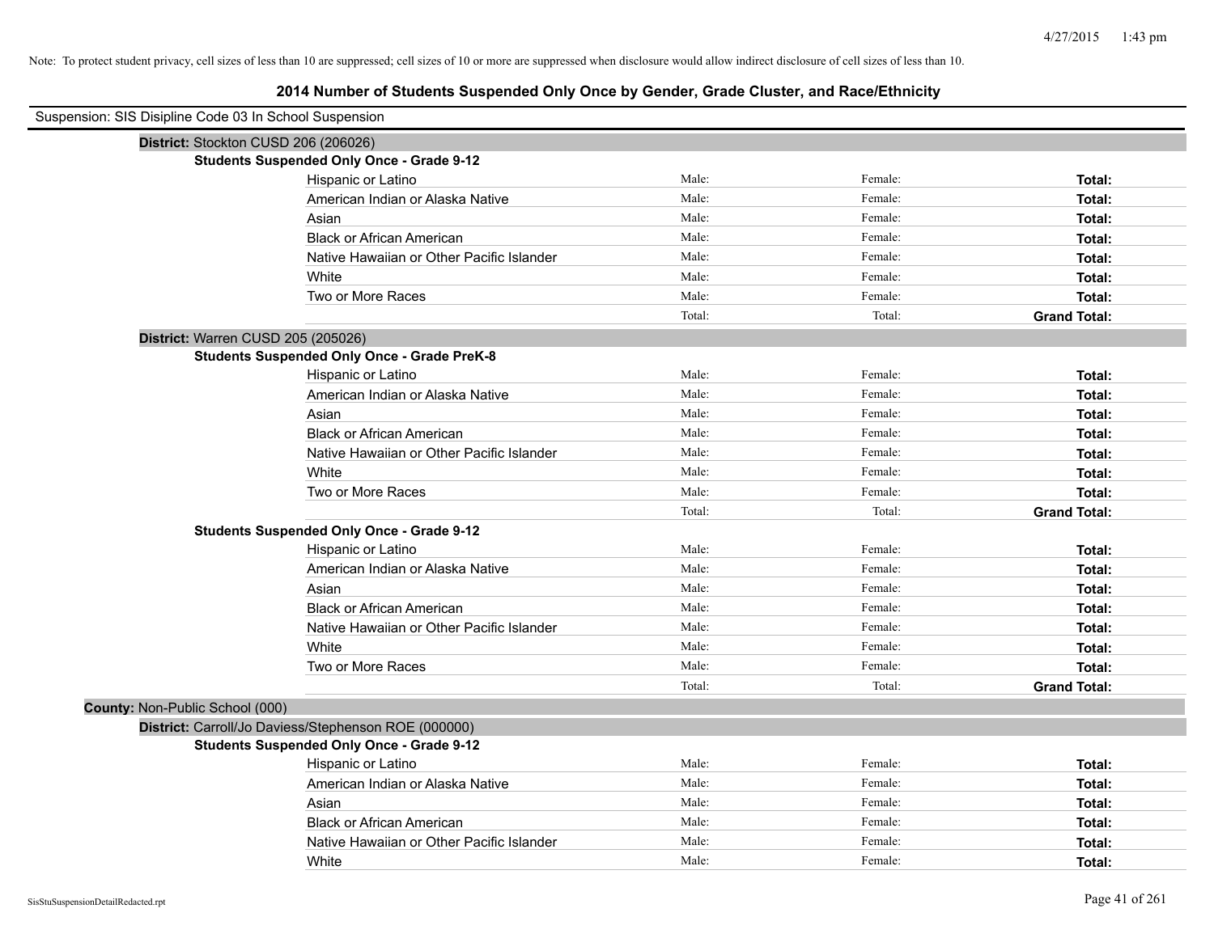Note: To protect student privacy, cell sizes of less than 10 are suppressed; cell sizes of 10 or more are suppressed when disclosure would allow indirect disclosure of cell sizes of less than 10.

# 2014 Number of Students Suspended Only Once by Gender, Grade Cluster, and Race/Ethnicity

Suspension: SIS Disipline Code 03 In School Suspension

**District:** Stockton CUSD 206 (206026)

**Students Suspended Only Once - Grade 9-12**

| | | | |
|---|---|---|---|
| Hispanic or Latino | Male: | Female: | **Total:** |
| American Indian or Alaska Native | Male: | Female: | **Total:** |
| Asian | Male: | Female: | **Total:** |
| Black or African American | Male: | Female: | **Total:** |
| Native Hawaiian or Other Pacific Islander | Male: | Female: | **Total:** |
| White | Male: | Female: | **Total:** |
| Two or More Races | Male: | Female: | **Total:** |
| | Total: | Total: | **Grand Total:** |

**District:** Warren CUSD 205 (205026)

**Students Suspended Only Once - Grade PreK-8**

| | | | |
|---|---|---|---|
| Hispanic or Latino | Male: | Female: | **Total:** |
| American Indian or Alaska Native | Male: | Female: | **Total:** |
| Asian | Male: | Female: | **Total:** |
| Black or African American | Male: | Female: | **Total:** |
| Native Hawaiian or Other Pacific Islander | Male: | Female: | **Total:** |
| White | Male: | Female: | **Total:** |
| Two or More Races | Male: | Female: | **Total:** |
| | Total: | Total: | **Grand Total:** |

**Students Suspended Only Once - Grade 9-12**

| | | | |
|---|---|---|---|
| Hispanic or Latino | Male: | Female: | **Total:** |
| American Indian or Alaska Native | Male: | Female: | **Total:** |
| Asian | Male: | Female: | **Total:** |
| Black or African American | Male: | Female: | **Total:** |
| Native Hawaiian or Other Pacific Islander | Male: | Female: | **Total:** |
| White | Male: | Female: | **Total:** |
| Two or More Races | Male: | Female: | **Total:** |
| | Total: | Total: | **Grand Total:** |

**County:** Non-Public School (000)

**District:** Carroll/Jo Daviess/Stephenson ROE (000000)

**Students Suspended Only Once - Grade 9-12**

| | | | |
|---|---|---|---|
| Hispanic or Latino | Male: | Female: | **Total:** |
| American Indian or Alaska Native | Male: | Female: | **Total:** |
| Asian | Male: | Female: | **Total:** |
| Black or African American | Male: | Female: | **Total:** |
| Native Hawaiian or Other Pacific Islander | Male: | Female: | **Total:** |
| White | Male: | Female: | **Total:** |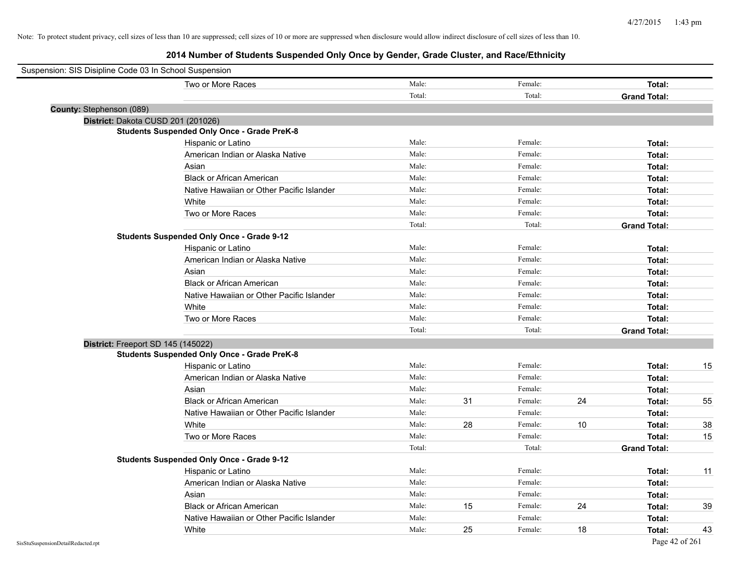Note: To protect student privacy, cell sizes of less than 10 are suppressed; cell sizes of 10 or more are suppressed when disclosure would allow indirect disclosure of cell sizes of less than 10.

# 2014 Number of Students Suspended Only Once by Gender, Grade Cluster, and Race/Ethnicity

Suspension: SIS Disipline Code 03 In School Suspension

| | | | | | |
|---|---|---|---|---|---|
| Two or More Races | Male: | | Female: | | **Total:** | |
| | Total: | | Total: | | **Grand Total:** | |

**County:** Stephenson (089)

**District:** Dakota CUSD 201 (201026)

**Students Suspended Only Once - Grade PreK-8**

| Race/Ethnicity | | Male | | Female | | Total |
|---|---|---|---|---|---|---|
| Hispanic or Latino | Male: | | Female: | | **Total:** | |
| American Indian or Alaska Native | Male: | | Female: | | **Total:** | |
| Asian | Male: | | Female: | | **Total:** | |
| Black or African American | Male: | | Female: | | **Total:** | |
| Native Hawaiian or Other Pacific Islander | Male: | | Female: | | **Total:** | |
| White | Male: | | Female: | | **Total:** | |
| Two or More Races | Male: | | Female: | | **Total:** | |
| | Total: | | Total: | | **Grand Total:** | |

**Students Suspended Only Once - Grade 9-12**

| Race/Ethnicity | | Male | | Female | | Total |
|---|---|---|---|---|---|---|
| Hispanic or Latino | Male: | | Female: | | **Total:** | |
| American Indian or Alaska Native | Male: | | Female: | | **Total:** | |
| Asian | Male: | | Female: | | **Total:** | |
| Black or African American | Male: | | Female: | | **Total:** | |
| Native Hawaiian or Other Pacific Islander | Male: | | Female: | | **Total:** | |
| White | Male: | | Female: | | **Total:** | |
| Two or More Races | Male: | | Female: | | **Total:** | |
| | Total: | | Total: | | **Grand Total:** | |

**District:** Freeport SD 145 (145022)

**Students Suspended Only Once - Grade PreK-8**

| Race/Ethnicity | | Male | | Female | | Total |
|---|---|---|---|---|---|---|
| Hispanic or Latino | Male: | | Female: | | **Total:** | 15 |
| American Indian or Alaska Native | Male: | | Female: | | **Total:** | |
| Asian | Male: | | Female: | | **Total:** | |
| Black or African American | Male: | 31 | Female: | 24 | **Total:** | 55 |
| Native Hawaiian or Other Pacific Islander | Male: | | Female: | | **Total:** | |
| White | Male: | 28 | Female: | 10 | **Total:** | 38 |
| Two or More Races | Male: | | Female: | | **Total:** | 15 |
| | Total: | | Total: | | **Grand Total:** | |

**Students Suspended Only Once - Grade 9-12**

| Race/Ethnicity | | Male | | Female | | Total |
|---|---|---|---|---|---|---|
| Hispanic or Latino | Male: | | Female: | | **Total:** | 11 |
| American Indian or Alaska Native | Male: | | Female: | | **Total:** | |
| Asian | Male: | | Female: | | **Total:** | |
| Black or African American | Male: | 15 | Female: | 24 | **Total:** | 39 |
| Native Hawaiian or Other Pacific Islander | Male: | | Female: | | **Total:** | |
| White | Male: | 25 | Female: | 18 | **Total:** | 43 |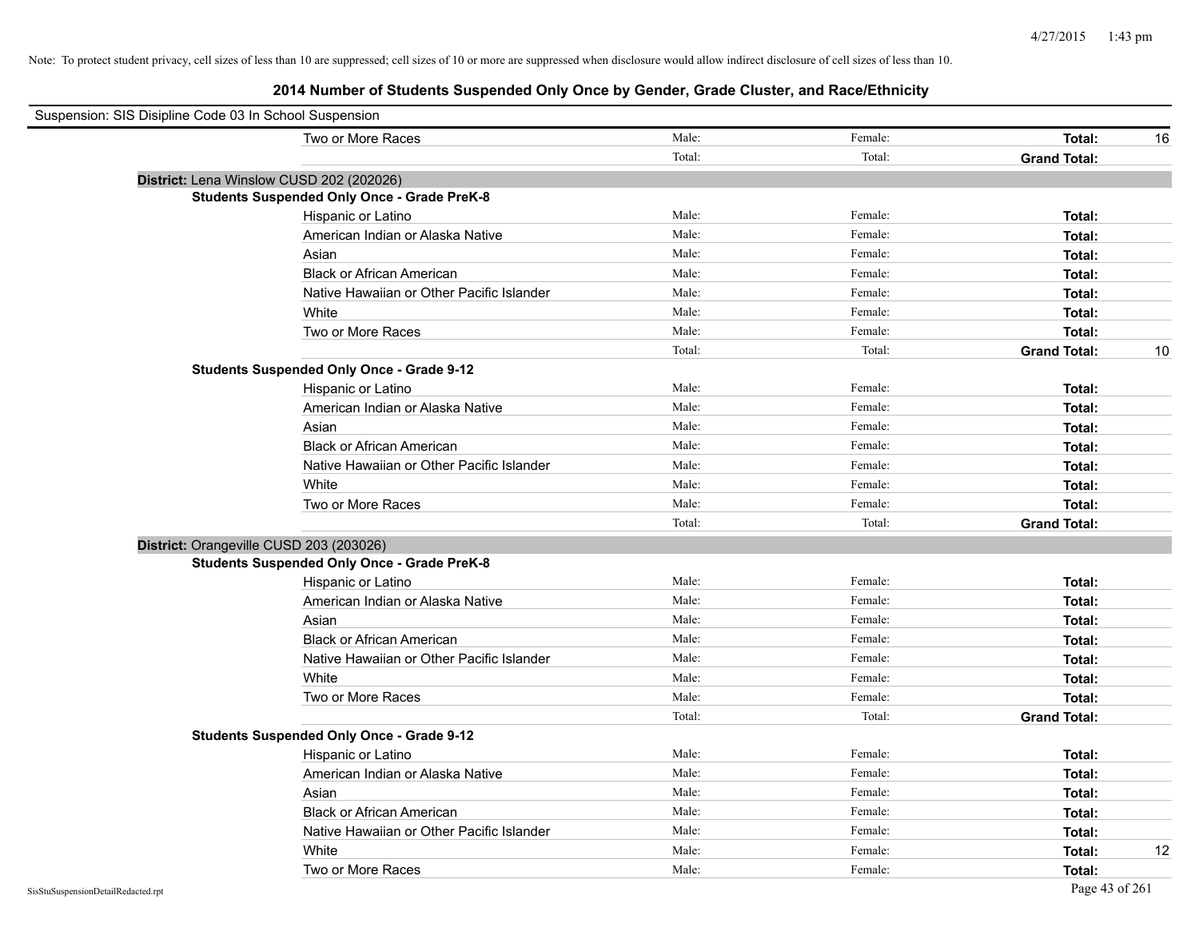Note: To protect student privacy, cell sizes of less than 10 are suppressed; cell sizes of 10 or more are suppressed when disclosure would allow indirect disclosure of cell sizes of less than 10.

# 2014 Number of Students Suspended Only Once by Gender, Grade Cluster, and Race/Ethnicity

Suspension: SIS Disipline Code 03 In School Suspension

| | | | | |
|---|---|---|---|---|
| Two or More Races | Male: | Female: | **Total:** | 16 |
| | Total: | Total: | **Grand Total:** | |

**District:** Lena Winslow CUSD 202 (202026)

**Students Suspended Only Once - Grade PreK-8**

| | | | | |
|---|---|---|---|---|
| Hispanic or Latino | Male: | Female: | **Total:** | |
| American Indian or Alaska Native | Male: | Female: | **Total:** | |
| Asian | Male: | Female: | **Total:** | |
| Black or African American | Male: | Female: | **Total:** | |
| Native Hawaiian or Other Pacific Islander | Male: | Female: | **Total:** | |
| White | Male: | Female: | **Total:** | |
| Two or More Races | Male: | Female: | **Total:** | |
| | Total: | Total: | **Grand Total:** | 10 |

**Students Suspended Only Once - Grade 9-12**

| | | | | |
|---|---|---|---|---|
| Hispanic or Latino | Male: | Female: | **Total:** | |
| American Indian or Alaska Native | Male: | Female: | **Total:** | |
| Asian | Male: | Female: | **Total:** | |
| Black or African American | Male: | Female: | **Total:** | |
| Native Hawaiian or Other Pacific Islander | Male: | Female: | **Total:** | |
| White | Male: | Female: | **Total:** | |
| Two or More Races | Male: | Female: | **Total:** | |
| | Total: | Total: | **Grand Total:** | |

**District:** Orangeville CUSD 203 (203026)

**Students Suspended Only Once - Grade PreK-8**

| | | | | |
|---|---|---|---|---|
| Hispanic or Latino | Male: | Female: | **Total:** | |
| American Indian or Alaska Native | Male: | Female: | **Total:** | |
| Asian | Male: | Female: | **Total:** | |
| Black or African American | Male: | Female: | **Total:** | |
| Native Hawaiian or Other Pacific Islander | Male: | Female: | **Total:** | |
| White | Male: | Female: | **Total:** | |
| Two or More Races | Male: | Female: | **Total:** | |
| | Total: | Total: | **Grand Total:** | |

**Students Suspended Only Once - Grade 9-12**

| | | | | |
|---|---|---|---|---|
| Hispanic or Latino | Male: | Female: | **Total:** | |
| American Indian or Alaska Native | Male: | Female: | **Total:** | |
| Asian | Male: | Female: | **Total:** | |
| Black or African American | Male: | Female: | **Total:** | |
| Native Hawaiian or Other Pacific Islander | Male: | Female: | **Total:** | |
| White | Male: | Female: | **Total:** | 12 |
| Two or More Races | Male: | Female: | **Total:** | |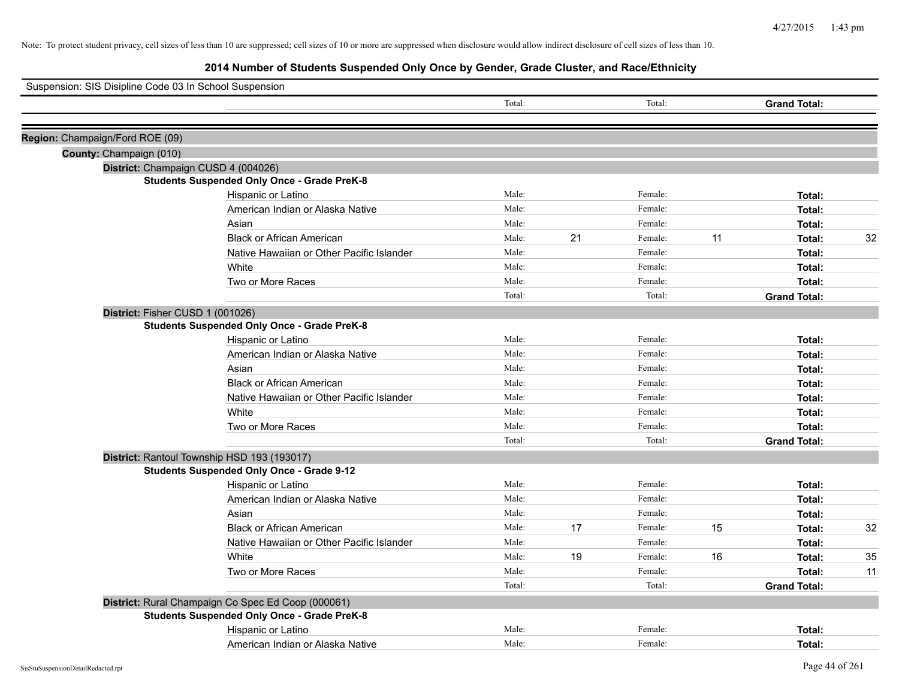Note: To protect student privacy, cell sizes of less than 10 are suppressed; cell sizes of 10 or more are suppressed when disclosure would allow indirect disclosure of cell sizes of less than 10.

# 2014 Number of Students Suspended Only Once by Gender, Grade Cluster, and Race/Ethnicity

Suspension: SIS Disipline Code 03 In School Suspension

| | | | | | | |
|---|---|---|---|---|---|---|
| | Total: | | Total: | | **Grand Total:** | |

**Region:** Champaign/Ford ROE (09)

**County:** Champaign (010)

**District:** Champaign CUSD 4 (004026)

**Students Suspended Only Once - Grade PreK-8**

| Race/Ethnicity | | Male | | Female | | Total |
|---|---|---|---|---|---|---|
| Hispanic or Latino | Male: | | Female: | | **Total:** | |
| American Indian or Alaska Native | Male: | | Female: | | **Total:** | |
| Asian | Male: | | Female: | | **Total:** | |
| Black or African American | Male: | 21 | Female: | 11 | **Total:** | 32 |
| Native Hawaiian or Other Pacific Islander | Male: | | Female: | | **Total:** | |
| White | Male: | | Female: | | **Total:** | |
| Two or More Races | Male: | | Female: | | **Total:** | |
| | Total: | | Total: | | **Grand Total:** | |

**District:** Fisher CUSD 1 (001026)

**Students Suspended Only Once - Grade PreK-8**

| Race/Ethnicity | | Male | | Female | | Total |
|---|---|---|---|---|---|---|
| Hispanic or Latino | Male: | | Female: | | **Total:** | |
| American Indian or Alaska Native | Male: | | Female: | | **Total:** | |
| Asian | Male: | | Female: | | **Total:** | |
| Black or African American | Male: | | Female: | | **Total:** | |
| Native Hawaiian or Other Pacific Islander | Male: | | Female: | | **Total:** | |
| White | Male: | | Female: | | **Total:** | |
| Two or More Races | Male: | | Female: | | **Total:** | |
| | Total: | | Total: | | **Grand Total:** | |

**District:** Rantoul Township HSD 193 (193017)

**Students Suspended Only Once - Grade 9-12**

| Race/Ethnicity | | Male | | Female | | Total |
|---|---|---|---|---|---|---|
| Hispanic or Latino | Male: | | Female: | | **Total:** | |
| American Indian or Alaska Native | Male: | | Female: | | **Total:** | |
| Asian | Male: | | Female: | | **Total:** | |
| Black or African American | Male: | 17 | Female: | 15 | **Total:** | 32 |
| Native Hawaiian or Other Pacific Islander | Male: | | Female: | | **Total:** | |
| White | Male: | 19 | Female: | 16 | **Total:** | 35 |
| Two or More Races | Male: | | Female: | | **Total:** | 11 |
| | Total: | | Total: | | **Grand Total:** | |

**District:** Rural Champaign Co Spec Ed Coop (000061)

**Students Suspended Only Once - Grade PreK-8**

| Race/Ethnicity | | Male | | Female | | Total |
|---|---|---|---|---|---|---|
| Hispanic or Latino | Male: | | Female: | | **Total:** | |
| American Indian or Alaska Native | Male: | | Female: | | **Total:** | |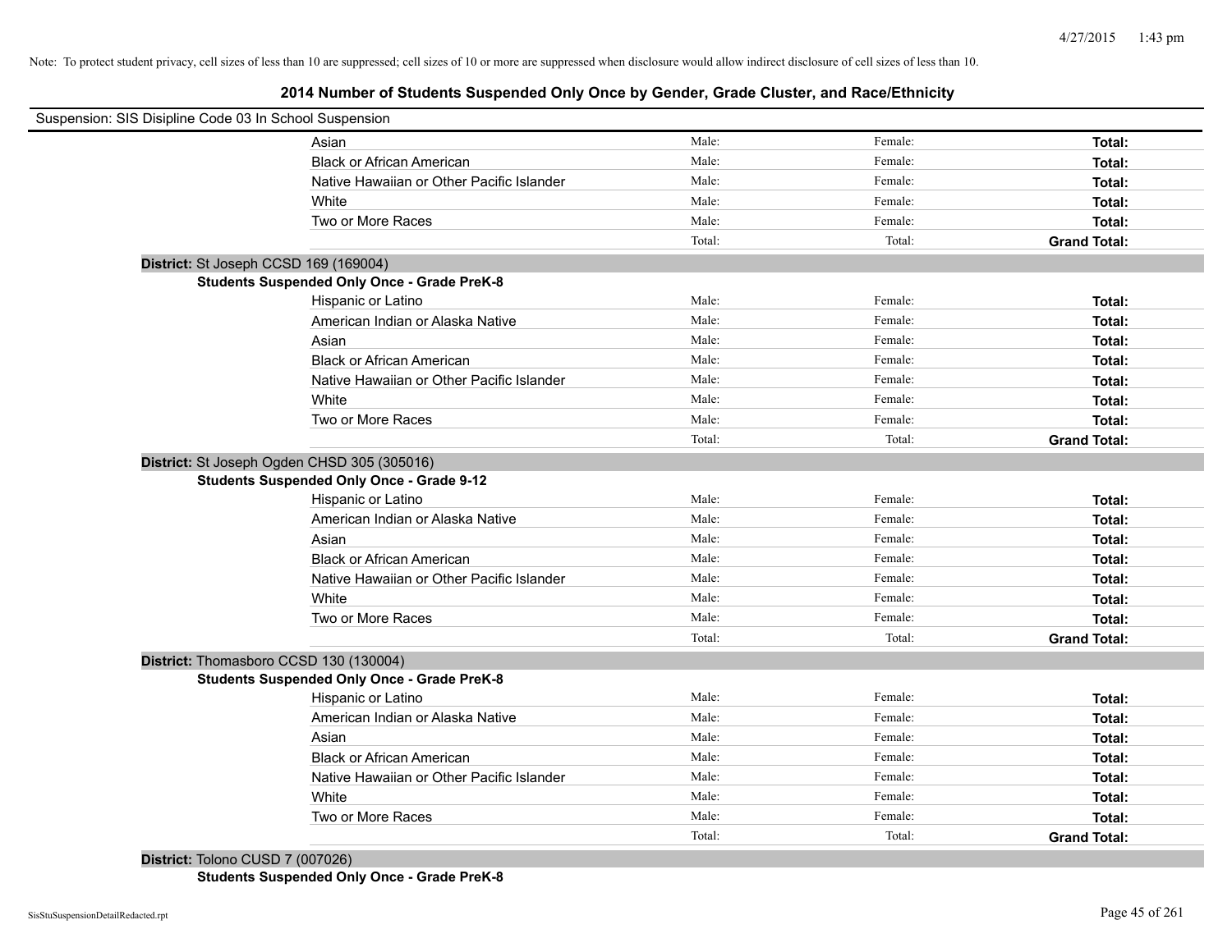Note: To protect student privacy, cell sizes of less than 10 are suppressed; cell sizes of 10 or more are suppressed when disclosure would allow indirect disclosure of cell sizes of less than 10.

## 2014 Number of Students Suspended Only Once by Gender, Grade Cluster, and Race/Ethnicity

Suspension: SIS Disipline Code 03 In School Suspension

| | | | |
|---|---|---|---|
| Asian | Male: | Female: | **Total:** |
| Black or African American | Male: | Female: | **Total:** |
| Native Hawaiian or Other Pacific Islander | Male: | Female: | **Total:** |
| White | Male: | Female: | **Total:** |
| Two or More Races | Male: | Female: | **Total:** |
| | Total: | Total: | **Grand Total:** |

**District:** St Joseph CCSD 169 (169004)

**Students Suspended Only Once - Grade PreK-8**

| | | | |
|---|---|---|---|
| Hispanic or Latino | Male: | Female: | **Total:** |
| American Indian or Alaska Native | Male: | Female: | **Total:** |
| Asian | Male: | Female: | **Total:** |
| Black or African American | Male: | Female: | **Total:** |
| Native Hawaiian or Other Pacific Islander | Male: | Female: | **Total:** |
| White | Male: | Female: | **Total:** |
| Two or More Races | Male: | Female: | **Total:** |
| | Total: | Total: | **Grand Total:** |

**District:** St Joseph Ogden CHSD 305 (305016)

**Students Suspended Only Once - Grade 9-12**

| | | | |
|---|---|---|---|
| Hispanic or Latino | Male: | Female: | **Total:** |
| American Indian or Alaska Native | Male: | Female: | **Total:** |
| Asian | Male: | Female: | **Total:** |
| Black or African American | Male: | Female: | **Total:** |
| Native Hawaiian or Other Pacific Islander | Male: | Female: | **Total:** |
| White | Male: | Female: | **Total:** |
| Two or More Races | Male: | Female: | **Total:** |
| | Total: | Total: | **Grand Total:** |

**District:** Thomasboro CCSD 130 (130004)

**Students Suspended Only Once - Grade PreK-8**

| | | | |
|---|---|---|---|
| Hispanic or Latino | Male: | Female: | **Total:** |
| American Indian or Alaska Native | Male: | Female: | **Total:** |
| Asian | Male: | Female: | **Total:** |
| Black or African American | Male: | Female: | **Total:** |
| Native Hawaiian or Other Pacific Islander | Male: | Female: | **Total:** |
| White | Male: | Female: | **Total:** |
| Two or More Races | Male: | Female: | **Total:** |
| | Total: | Total: | **Grand Total:** |

**District:** Tolono CUSD 7 (007026)

**Students Suspended Only Once - Grade PreK-8**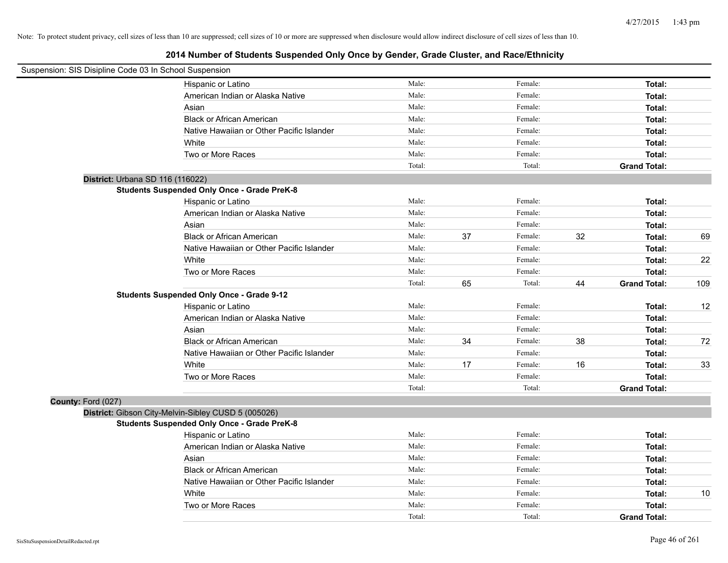Note: To protect student privacy, cell sizes of less than 10 are suppressed; cell sizes of 10 or more are suppressed when disclosure would allow indirect disclosure of cell sizes of less than 10.

# 2014 Number of Students Suspended Only Once by Gender, Grade Cluster, and Race/Ethnicity

Suspension: SIS Disipline Code 03 In School Suspension

| | Male: | | Female: | | Total: | |
|---|---|---|---|---|---|---|
| Hispanic or Latino | Male: | | Female: | | **Total:** | |
| American Indian or Alaska Native | Male: | | Female: | | **Total:** | |
| Asian | Male: | | Female: | | **Total:** | |
| Black or African American | Male: | | Female: | | **Total:** | |
| Native Hawaiian or Other Pacific Islander | Male: | | Female: | | **Total:** | |
| White | Male: | | Female: | | **Total:** | |
| Two or More Races | Male: | | Female: | | **Total:** | |
| | Total: | | Total: | | **Grand Total:** | |

**District:** Urbana SD 116 (116022)

**Students Suspended Only Once - Grade PreK-8**

| | Male: | | Female: | | Total: | |
|---|---|---|---|---|---|---|
| Hispanic or Latino | Male: | | Female: | | **Total:** | |
| American Indian or Alaska Native | Male: | | Female: | | **Total:** | |
| Asian | Male: | | Female: | | **Total:** | |
| Black or African American | Male: | 37 | Female: | 32 | **Total:** | 69 |
| Native Hawaiian or Other Pacific Islander | Male: | | Female: | | **Total:** | |
| White | Male: | | Female: | | **Total:** | 22 |
| Two or More Races | Male: | | Female: | | **Total:** | |
| | Total: | 65 | Total: | 44 | **Grand Total:** | 109 |

**Students Suspended Only Once - Grade 9-12**

| | Male: | | Female: | | Total: | |
|---|---|---|---|---|---|---|
| Hispanic or Latino | Male: | | Female: | | **Total:** | 12 |
| American Indian or Alaska Native | Male: | | Female: | | **Total:** | |
| Asian | Male: | | Female: | | **Total:** | |
| Black or African American | Male: | 34 | Female: | 38 | **Total:** | 72 |
| Native Hawaiian or Other Pacific Islander | Male: | | Female: | | **Total:** | |
| White | Male: | 17 | Female: | 16 | **Total:** | 33 |
| Two or More Races | Male: | | Female: | | **Total:** | |
| | Total: | | Total: | | **Grand Total:** | |

**County:** Ford (027)

**District:** Gibson City-Melvin-Sibley CUSD 5 (005026)

**Students Suspended Only Once - Grade PreK-8**

| | Male: | | Female: | | Total: | |
|---|---|---|---|---|---|---|
| Hispanic or Latino | Male: | | Female: | | **Total:** | |
| American Indian or Alaska Native | Male: | | Female: | | **Total:** | |
| Asian | Male: | | Female: | | **Total:** | |
| Black or African American | Male: | | Female: | | **Total:** | |
| Native Hawaiian or Other Pacific Islander | Male: | | Female: | | **Total:** | |
| White | Male: | | Female: | | **Total:** | 10 |
| Two or More Races | Male: | | Female: | | **Total:** | |
| | Total: | | Total: | | **Grand Total:** | |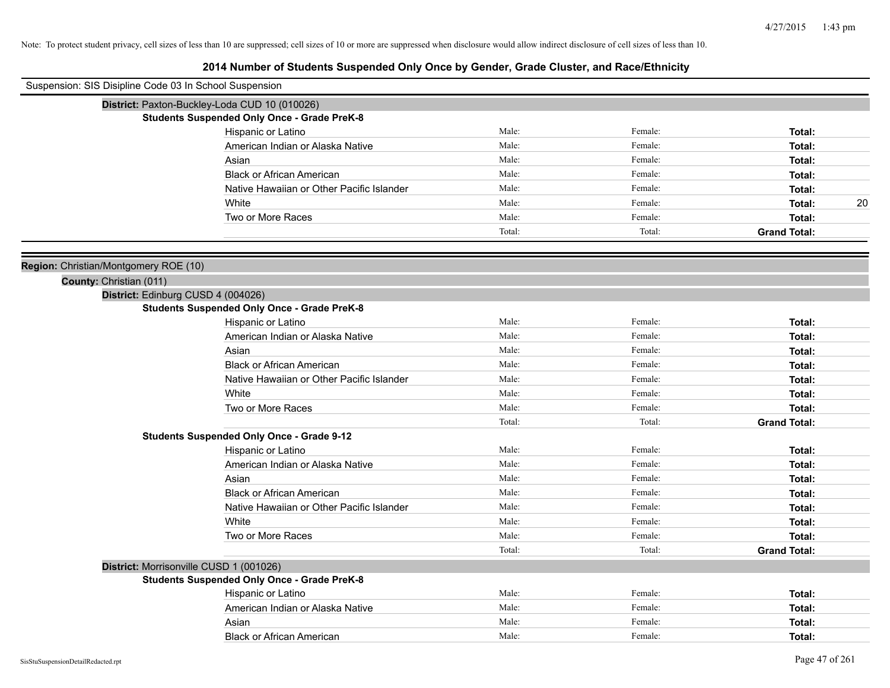Note: To protect student privacy, cell sizes of less than 10 are suppressed; cell sizes of 10 or more are suppressed when disclosure would allow indirect disclosure of cell sizes of less than 10.

# 2014 Number of Students Suspended Only Once by Gender, Grade Cluster, and Race/Ethnicity

Suspension: SIS Disipline Code 03 In School Suspension

**District:** Paxton-Buckley-Loda CUD 10 (010026)

**Students Suspended Only Once - Grade PreK-8**

| | | | | |
|---|---|---|---|---|
| Hispanic or Latino | Male: | Female: | **Total:** | |
| American Indian or Alaska Native | Male: | Female: | **Total:** | |
| Asian | Male: | Female: | **Total:** | |
| Black or African American | Male: | Female: | **Total:** | |
| Native Hawaiian or Other Pacific Islander | Male: | Female: | **Total:** | |
| White | Male: | Female: | **Total:** | 20 |
| Two or More Races | Male: | Female: | **Total:** | |
| | Total: | Total: | **Grand Total:** | |

**Region:** Christian/Montgomery ROE (10)

**County:** Christian (011)

**District:** Edinburg CUSD 4 (004026)

**Students Suspended Only Once - Grade PreK-8**

| | | | | |
|---|---|---|---|---|
| Hispanic or Latino | Male: | Female: | **Total:** | |
| American Indian or Alaska Native | Male: | Female: | **Total:** | |
| Asian | Male: | Female: | **Total:** | |
| Black or African American | Male: | Female: | **Total:** | |
| Native Hawaiian or Other Pacific Islander | Male: | Female: | **Total:** | |
| White | Male: | Female: | **Total:** | |
| Two or More Races | Male: | Female: | **Total:** | |
| | Total: | Total: | **Grand Total:** | |

**Students Suspended Only Once - Grade 9-12**

| | | | | |
|---|---|---|---|---|
| Hispanic or Latino | Male: | Female: | **Total:** | |
| American Indian or Alaska Native | Male: | Female: | **Total:** | |
| Asian | Male: | Female: | **Total:** | |
| Black or African American | Male: | Female: | **Total:** | |
| Native Hawaiian or Other Pacific Islander | Male: | Female: | **Total:** | |
| White | Male: | Female: | **Total:** | |
| Two or More Races | Male: | Female: | **Total:** | |
| | Total: | Total: | **Grand Total:** | |

**District:** Morrisonville CUSD 1 (001026)

**Students Suspended Only Once - Grade PreK-8**

| | | | | |
|---|---|---|---|---|
| Hispanic or Latino | Male: | Female: | **Total:** | |
| American Indian or Alaska Native | Male: | Female: | **Total:** | |
| Asian | Male: | Female: | **Total:** | |
| Black or African American | Male: | Female: | **Total:** | |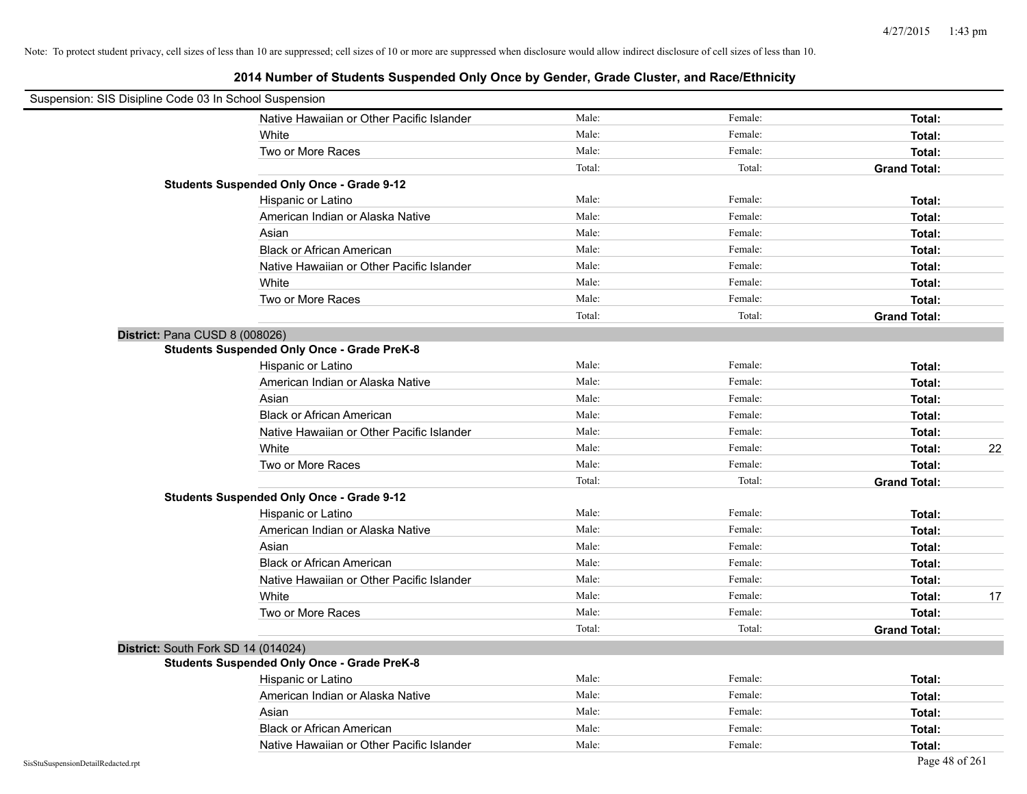Note: To protect student privacy, cell sizes of less than 10 are suppressed; cell sizes of 10 or more are suppressed when disclosure would allow indirect disclosure of cell sizes of less than 10.

## 2014 Number of Students Suspended Only Once by Gender, Grade Cluster, and Race/Ethnicity

Suspension: SIS Disipline Code 03 In School Suspension

| | | | | |
|---|---|---|---|---|
| Native Hawaiian or Other Pacific Islander | Male: | Female: | **Total:** | |
| White | Male: | Female: | **Total:** | |
| Two or More Races | Male: | Female: | **Total:** | |
| | Total: | Total: | **Grand Total:** | |

**Students Suspended Only Once - Grade 9-12**

| | | | | |
|---|---|---|---|---|
| Hispanic or Latino | Male: | Female: | **Total:** | |
| American Indian or Alaska Native | Male: | Female: | **Total:** | |
| Asian | Male: | Female: | **Total:** | |
| Black or African American | Male: | Female: | **Total:** | |
| Native Hawaiian or Other Pacific Islander | Male: | Female: | **Total:** | |
| White | Male: | Female: | **Total:** | |
| Two or More Races | Male: | Female: | **Total:** | |
| | Total: | Total: | **Grand Total:** | |

**District:** Pana CUSD 8 (008026)

**Students Suspended Only Once - Grade PreK-8**

| | | | | |
|---|---|---|---|---|
| Hispanic or Latino | Male: | Female: | **Total:** | |
| American Indian or Alaska Native | Male: | Female: | **Total:** | |
| Asian | Male: | Female: | **Total:** | |
| Black or African American | Male: | Female: | **Total:** | |
| Native Hawaiian or Other Pacific Islander | Male: | Female: | **Total:** | |
| White | Male: | Female: | **Total:** | 22 |
| Two or More Races | Male: | Female: | **Total:** | |
| | Total: | Total: | **Grand Total:** | |

**Students Suspended Only Once - Grade 9-12**

| | | | | |
|---|---|---|---|---|
| Hispanic or Latino | Male: | Female: | **Total:** | |
| American Indian or Alaska Native | Male: | Female: | **Total:** | |
| Asian | Male: | Female: | **Total:** | |
| Black or African American | Male: | Female: | **Total:** | |
| Native Hawaiian or Other Pacific Islander | Male: | Female: | **Total:** | |
| White | Male: | Female: | **Total:** | 17 |
| Two or More Races | Male: | Female: | **Total:** | |
| | Total: | Total: | **Grand Total:** | |

**District:** South Fork SD 14 (014024)

**Students Suspended Only Once - Grade PreK-8**

| | | | | |
|---|---|---|---|---|
| Hispanic or Latino | Male: | Female: | **Total:** | |
| American Indian or Alaska Native | Male: | Female: | **Total:** | |
| Asian | Male: | Female: | **Total:** | |
| Black or African American | Male: | Female: | **Total:** | |
| Native Hawaiian or Other Pacific Islander | Male: | Female: | **Total:** | |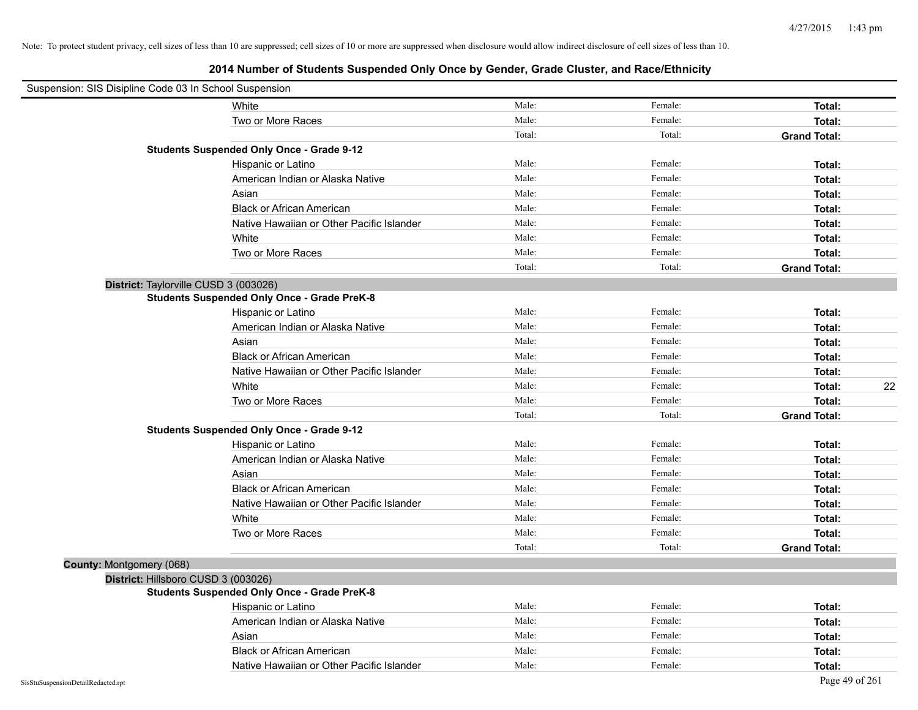Note: To protect student privacy, cell sizes of less than 10 are suppressed; cell sizes of 10 or more are suppressed when disclosure would allow indirect disclosure of cell sizes of less than 10.

## 2014 Number of Students Suspended Only Once by Gender, Grade Cluster, and Race/Ethnicity

Suspension: SIS Disipline Code 03 In School Suspension

| | | | | |
|---|---|---|---|---|
| White | Male: | Female: | **Total:** | |
| Two or More Races | Male: | Female: | **Total:** | |
| | Total: | Total: | **Grand Total:** | |

**Students Suspended Only Once - Grade 9-12**

| | | | | |
|---|---|---|---|---|
| Hispanic or Latino | Male: | Female: | **Total:** | |
| American Indian or Alaska Native | Male: | Female: | **Total:** | |
| Asian | Male: | Female: | **Total:** | |
| Black or African American | Male: | Female: | **Total:** | |
| Native Hawaiian or Other Pacific Islander | Male: | Female: | **Total:** | |
| White | Male: | Female: | **Total:** | |
| Two or More Races | Male: | Female: | **Total:** | |
| | Total: | Total: | **Grand Total:** | |

**District:** Taylorville CUSD 3 (003026)

**Students Suspended Only Once - Grade PreK-8**

| | | | | |
|---|---|---|---|---|
| Hispanic or Latino | Male: | Female: | **Total:** | |
| American Indian or Alaska Native | Male: | Female: | **Total:** | |
| Asian | Male: | Female: | **Total:** | |
| Black or African American | Male: | Female: | **Total:** | |
| Native Hawaiian or Other Pacific Islander | Male: | Female: | **Total:** | |
| White | Male: | Female: | **Total:** | 22 |
| Two or More Races | Male: | Female: | **Total:** | |
| | Total: | Total: | **Grand Total:** | |

**Students Suspended Only Once - Grade 9-12**

| | | | | |
|---|---|---|---|---|
| Hispanic or Latino | Male: | Female: | **Total:** | |
| American Indian or Alaska Native | Male: | Female: | **Total:** | |
| Asian | Male: | Female: | **Total:** | |
| Black or African American | Male: | Female: | **Total:** | |
| Native Hawaiian or Other Pacific Islander | Male: | Female: | **Total:** | |
| White | Male: | Female: | **Total:** | |
| Two or More Races | Male: | Female: | **Total:** | |
| | Total: | Total: | **Grand Total:** | |

**County:** Montgomery (068)

**District:** Hillsboro CUSD 3 (003026)

**Students Suspended Only Once - Grade PreK-8**

| | | | | |
|---|---|---|---|---|
| Hispanic or Latino | Male: | Female: | **Total:** | |
| American Indian or Alaska Native | Male: | Female: | **Total:** | |
| Asian | Male: | Female: | **Total:** | |
| Black or African American | Male: | Female: | **Total:** | |
| Native Hawaiian or Other Pacific Islander | Male: | Female: | **Total:** | |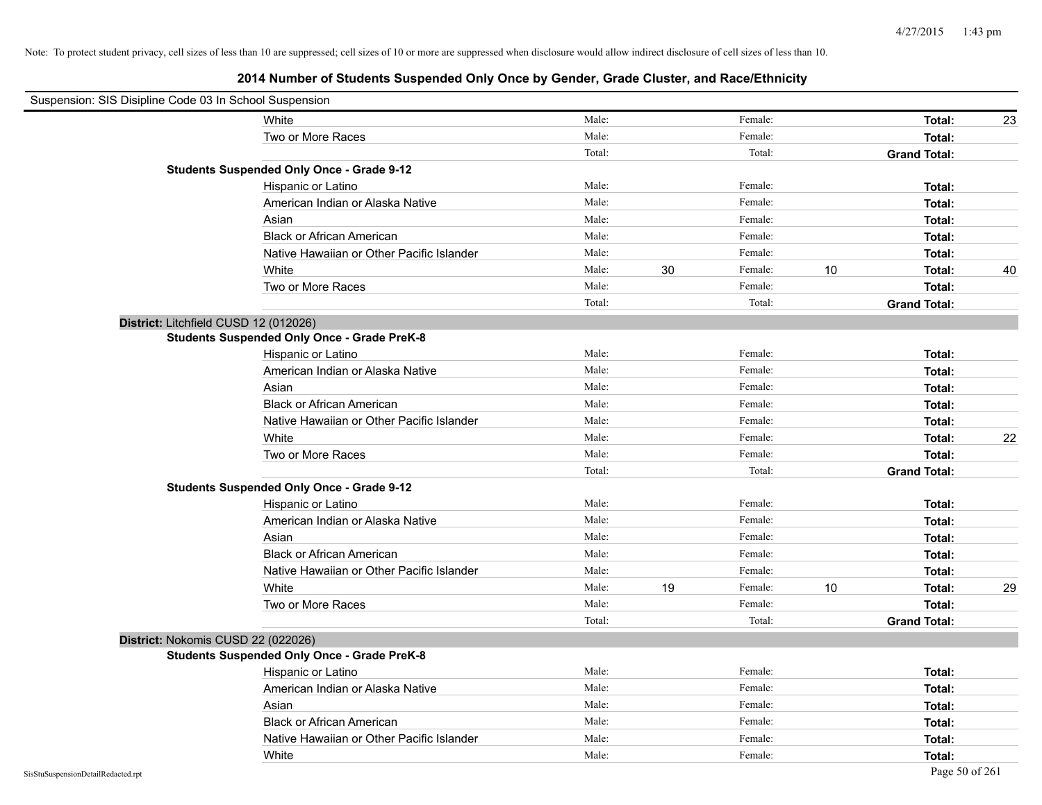Note: To protect student privacy, cell sizes of less than 10 are suppressed; cell sizes of 10 or more are suppressed when disclosure would allow indirect disclosure of cell sizes of less than 10.

# 2014 Number of Students Suspended Only Once by Gender, Grade Cluster, and Race/Ethnicity

Suspension: SIS Disipline Code 03 In School Suspension

| | | | | | | |
|---|---|---|---|---|---|---|
| White | Male: | | Female: | | **Total:** | 23 |
| Two or More Races | Male: | | Female: | | **Total:** | |
| | Total: | | Total: | | **Grand Total:** | |

**Students Suspended Only Once - Grade 9-12**

| | | | | | | |
|---|---|---|---|---|---|---|
| Hispanic or Latino | Male: | | Female: | | **Total:** | |
| American Indian or Alaska Native | Male: | | Female: | | **Total:** | |
| Asian | Male: | | Female: | | **Total:** | |
| Black or African American | Male: | | Female: | | **Total:** | |
| Native Hawaiian or Other Pacific Islander | Male: | | Female: | | **Total:** | |
| White | Male: | 30 | Female: | 10 | **Total:** | 40 |
| Two or More Races | Male: | | Female: | | **Total:** | |
| | Total: | | Total: | | **Grand Total:** | |

**District:** Litchfield CUSD 12 (012026)

**Students Suspended Only Once - Grade PreK-8**

| | | | | | | |
|---|---|---|---|---|---|---|
| Hispanic or Latino | Male: | | Female: | | **Total:** | |
| American Indian or Alaska Native | Male: | | Female: | | **Total:** | |
| Asian | Male: | | Female: | | **Total:** | |
| Black or African American | Male: | | Female: | | **Total:** | |
| Native Hawaiian or Other Pacific Islander | Male: | | Female: | | **Total:** | |
| White | Male: | | Female: | | **Total:** | 22 |
| Two or More Races | Male: | | Female: | | **Total:** | |
| | Total: | | Total: | | **Grand Total:** | |

**Students Suspended Only Once - Grade 9-12**

| | | | | | | |
|---|---|---|---|---|---|---|
| Hispanic or Latino | Male: | | Female: | | **Total:** | |
| American Indian or Alaska Native | Male: | | Female: | | **Total:** | |
| Asian | Male: | | Female: | | **Total:** | |
| Black or African American | Male: | | Female: | | **Total:** | |
| Native Hawaiian or Other Pacific Islander | Male: | | Female: | | **Total:** | |
| White | Male: | 19 | Female: | 10 | **Total:** | 29 |
| Two or More Races | Male: | | Female: | | **Total:** | |
| | Total: | | Total: | | **Grand Total:** | |

**District:** Nokomis CUSD 22 (022026)

**Students Suspended Only Once - Grade PreK-8**

| | | | | | | |
|---|---|---|---|---|---|---|
| Hispanic or Latino | Male: | | Female: | | **Total:** | |
| American Indian or Alaska Native | Male: | | Female: | | **Total:** | |
| Asian | Male: | | Female: | | **Total:** | |
| Black or African American | Male: | | Female: | | **Total:** | |
| Native Hawaiian or Other Pacific Islander | Male: | | Female: | | **Total:** | |
| White | Male: | | Female: | | **Total:** | |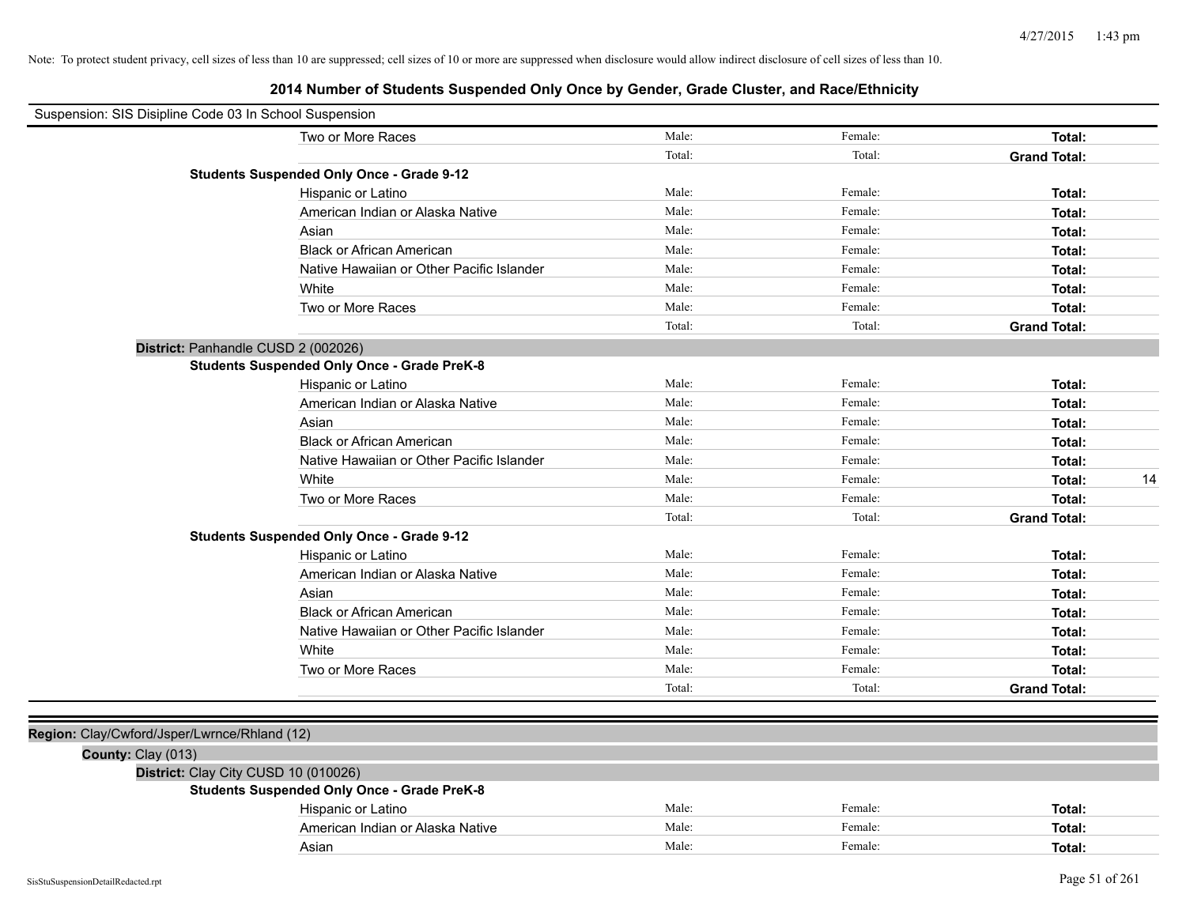Note: To protect student privacy, cell sizes of less than 10 are suppressed; cell sizes of 10 or more are suppressed when disclosure would allow indirect disclosure of cell sizes of less than 10.

# 2014 Number of Students Suspended Only Once by Gender, Grade Cluster, and Race/Ethnicity

Suspension: SIS Disipline Code 03 In School Suspension

| | | | | |
|---|---|---|---|---|
| Two or More Races | Male: | Female: | **Total:** | |
| | Total: | Total: | **Grand Total:** | |
| **Students Suspended Only Once - Grade 9-12** | | | | |
| Hispanic or Latino | Male: | Female: | **Total:** | |
| American Indian or Alaska Native | Male: | Female: | **Total:** | |
| Asian | Male: | Female: | **Total:** | |
| Black or African American | Male: | Female: | **Total:** | |
| Native Hawaiian or Other Pacific Islander | Male: | Female: | **Total:** | |
| White | Male: | Female: | **Total:** | |
| Two or More Races | Male: | Female: | **Total:** | |
| | Total: | Total: | **Grand Total:** | |

**District:** Panhandle CUSD 2 (002026)

| | | | | |
|---|---|---|---|---|
| **Students Suspended Only Once - Grade PreK-8** | | | | |
| Hispanic or Latino | Male: | Female: | **Total:** | |
| American Indian or Alaska Native | Male: | Female: | **Total:** | |
| Asian | Male: | Female: | **Total:** | |
| Black or African American | Male: | Female: | **Total:** | |
| Native Hawaiian or Other Pacific Islander | Male: | Female: | **Total:** | |
| White | Male: | Female: | **Total:** | 14 |
| Two or More Races | Male: | Female: | **Total:** | |
| | Total: | Total: | **Grand Total:** | |
| **Students Suspended Only Once - Grade 9-12** | | | | |
| Hispanic or Latino | Male: | Female: | **Total:** | |
| American Indian or Alaska Native | Male: | Female: | **Total:** | |
| Asian | Male: | Female: | **Total:** | |
| Black or African American | Male: | Female: | **Total:** | |
| Native Hawaiian or Other Pacific Islander | Male: | Female: | **Total:** | |
| White | Male: | Female: | **Total:** | |
| Two or More Races | Male: | Female: | **Total:** | |
| | Total: | Total: | **Grand Total:** | |

**Region:** Clay/Cwford/Jsper/Lwrnce/Rhland (12)

**County:** Clay (013)

**District:** Clay City CUSD 10 (010026)

| | | | | |
|---|---|---|---|---|
| **Students Suspended Only Once - Grade PreK-8** | | | | |
| Hispanic or Latino | Male: | Female: | **Total:** | |
| American Indian or Alaska Native | Male: | Female: | **Total:** | |
| Asian | Male: | Female: | **Total:** | |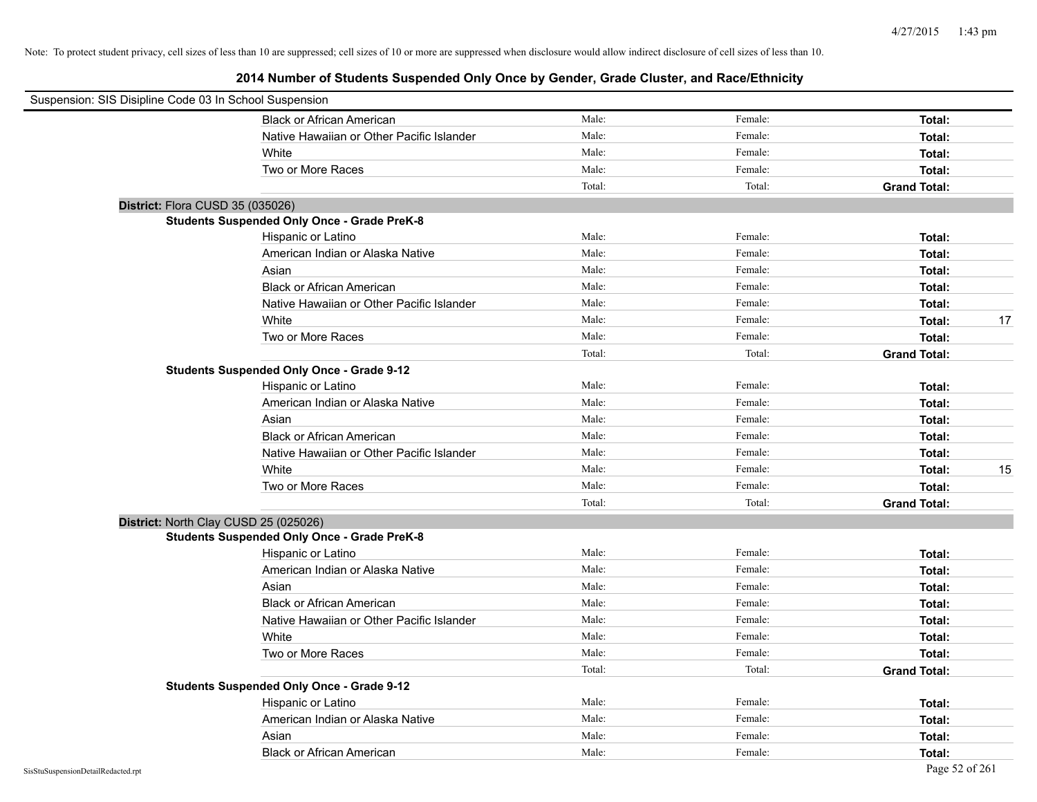Note: To protect student privacy, cell sizes of less than 10 are suppressed; cell sizes of 10 or more are suppressed when disclosure would allow indirect disclosure of cell sizes of less than 10.

## 2014 Number of Students Suspended Only Once by Gender, Grade Cluster, and Race/Ethnicity

Suspension: SIS Disipline Code 03 In School Suspension

| | | | | |
|---|---|---|---|---|
| Black or African American | Male: | Female: | **Total:** | |
| Native Hawaiian or Other Pacific Islander | Male: | Female: | **Total:** | |
| White | Male: | Female: | **Total:** | |
| Two or More Races | Male: | Female: | **Total:** | |
| | Total: | Total: | **Grand Total:** | |

**District:** Flora CUSD 35 (035026)

**Students Suspended Only Once - Grade PreK-8**

| | | | | |
|---|---|---|---|---|
| Hispanic or Latino | Male: | Female: | **Total:** | |
| American Indian or Alaska Native | Male: | Female: | **Total:** | |
| Asian | Male: | Female: | **Total:** | |
| Black or African American | Male: | Female: | **Total:** | |
| Native Hawaiian or Other Pacific Islander | Male: | Female: | **Total:** | |
| White | Male: | Female: | **Total:** | 17 |
| Two or More Races | Male: | Female: | **Total:** | |
| | Total: | Total: | **Grand Total:** | |

**Students Suspended Only Once - Grade 9-12**

| | | | | |
|---|---|---|---|---|
| Hispanic or Latino | Male: | Female: | **Total:** | |
| American Indian or Alaska Native | Male: | Female: | **Total:** | |
| Asian | Male: | Female: | **Total:** | |
| Black or African American | Male: | Female: | **Total:** | |
| Native Hawaiian or Other Pacific Islander | Male: | Female: | **Total:** | |
| White | Male: | Female: | **Total:** | 15 |
| Two or More Races | Male: | Female: | **Total:** | |
| | Total: | Total: | **Grand Total:** | |

**District:** North Clay CUSD 25 (025026)

**Students Suspended Only Once - Grade PreK-8**

| | | | | |
|---|---|---|---|---|
| Hispanic or Latino | Male: | Female: | **Total:** | |
| American Indian or Alaska Native | Male: | Female: | **Total:** | |
| Asian | Male: | Female: | **Total:** | |
| Black or African American | Male: | Female: | **Total:** | |
| Native Hawaiian or Other Pacific Islander | Male: | Female: | **Total:** | |
| White | Male: | Female: | **Total:** | |
| Two or More Races | Male: | Female: | **Total:** | |
| | Total: | Total: | **Grand Total:** | |

**Students Suspended Only Once - Grade 9-12**

| | | | | |
|---|---|---|---|---|
| Hispanic or Latino | Male: | Female: | **Total:** | |
| American Indian or Alaska Native | Male: | Female: | **Total:** | |
| Asian | Male: | Female: | **Total:** | |
| Black or African American | Male: | Female: | **Total:** | |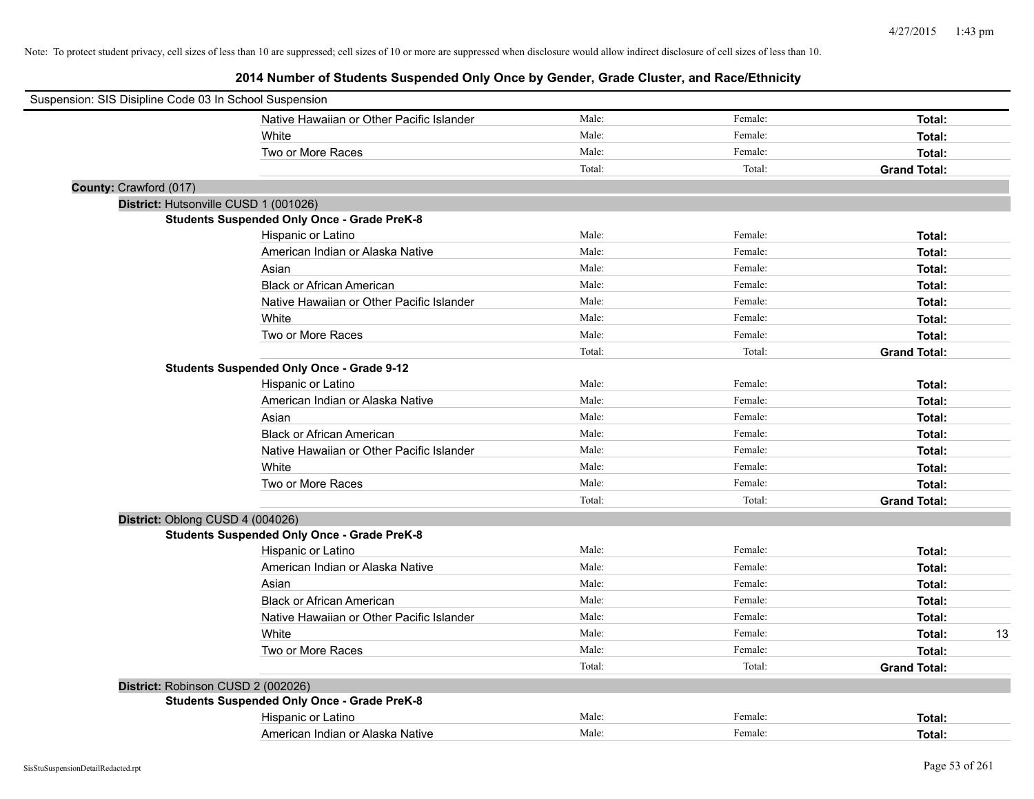Note: To protect student privacy, cell sizes of less than 10 are suppressed; cell sizes of 10 or more are suppressed when disclosure would allow indirect disclosure of cell sizes of less than 10.

# 2014 Number of Students Suspended Only Once by Gender, Grade Cluster, and Race/Ethnicity

Suspension: SIS Disipline Code 03 In School Suspension

| | | | | |
|---|---|---|---|---|
| Native Hawaiian or Other Pacific Islander | Male: | Female: | **Total:** | |
| White | Male: | Female: | **Total:** | |
| Two or More Races | Male: | Female: | **Total:** | |
| | Total: | Total: | **Grand Total:** | |

**County:** Crawford (017)

**District:** Hutsonville CUSD 1 (001026)

**Students Suspended Only Once - Grade PreK-8**

| | | | | |
|---|---|---|---|---|
| Hispanic or Latino | Male: | Female: | **Total:** | |
| American Indian or Alaska Native | Male: | Female: | **Total:** | |
| Asian | Male: | Female: | **Total:** | |
| Black or African American | Male: | Female: | **Total:** | |
| Native Hawaiian or Other Pacific Islander | Male: | Female: | **Total:** | |
| White | Male: | Female: | **Total:** | |
| Two or More Races | Male: | Female: | **Total:** | |
| | Total: | Total: | **Grand Total:** | |

**Students Suspended Only Once - Grade 9-12**

| | | | | |
|---|---|---|---|---|
| Hispanic or Latino | Male: | Female: | **Total:** | |
| American Indian or Alaska Native | Male: | Female: | **Total:** | |
| Asian | Male: | Female: | **Total:** | |
| Black or African American | Male: | Female: | **Total:** | |
| Native Hawaiian or Other Pacific Islander | Male: | Female: | **Total:** | |
| White | Male: | Female: | **Total:** | |
| Two or More Races | Male: | Female: | **Total:** | |
| | Total: | Total: | **Grand Total:** | |

**District:** Oblong CUSD 4 (004026)

**Students Suspended Only Once - Grade PreK-8**

| | | | | |
|---|---|---|---|---|
| Hispanic or Latino | Male: | Female: | **Total:** | |
| American Indian or Alaska Native | Male: | Female: | **Total:** | |
| Asian | Male: | Female: | **Total:** | |
| Black or African American | Male: | Female: | **Total:** | |
| Native Hawaiian or Other Pacific Islander | Male: | Female: | **Total:** | |
| White | Male: | Female: | **Total:** | 13 |
| Two or More Races | Male: | Female: | **Total:** | |
| | Total: | Total: | **Grand Total:** | |

**District:** Robinson CUSD 2 (002026)

**Students Suspended Only Once - Grade PreK-8**

| | | | | |
|---|---|---|---|---|
| Hispanic or Latino | Male: | Female: | **Total:** | |
| American Indian or Alaska Native | Male: | Female: | **Total:** | |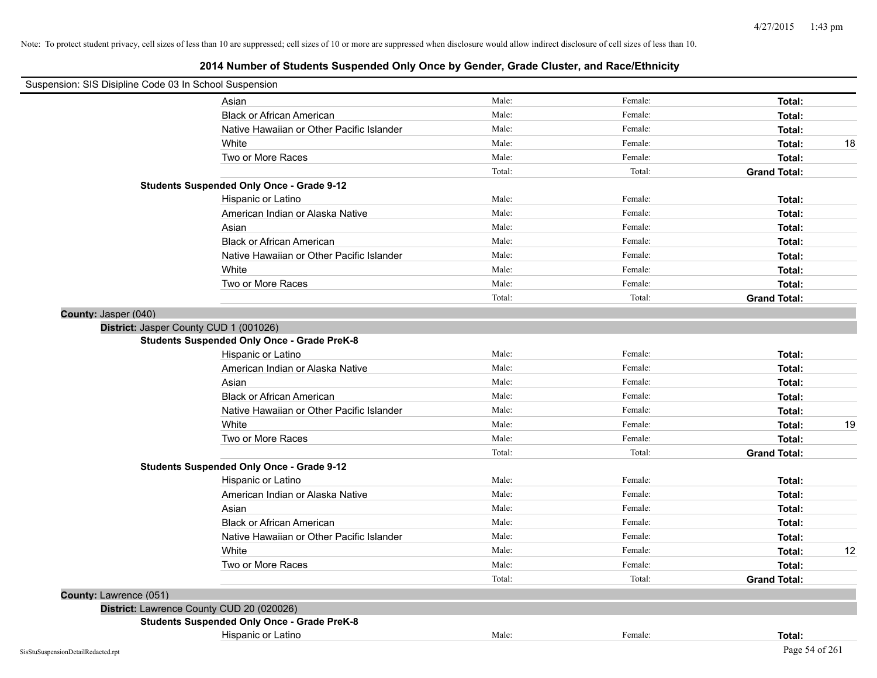Note: To protect student privacy, cell sizes of less than 10 are suppressed; cell sizes of 10 or more are suppressed when disclosure would allow indirect disclosure of cell sizes of less than 10.

# 2014 Number of Students Suspended Only Once by Gender, Grade Cluster, and Race/Ethnicity

Suspension: SIS Disipline Code 03 In School Suspension

| | | | | |
|---|---|---|---|---|
| Asian | Male: | Female: | **Total:** | |
| Black or African American | Male: | Female: | **Total:** | |
| Native Hawaiian or Other Pacific Islander | Male: | Female: | **Total:** | |
| White | Male: | Female: | **Total:** | 18 |
| Two or More Races | Male: | Female: | **Total:** | |
| | Total: | Total: | **Grand Total:** | |

**Students Suspended Only Once - Grade 9-12**

| | | | | |
|---|---|---|---|---|
| Hispanic or Latino | Male: | Female: | **Total:** | |
| American Indian or Alaska Native | Male: | Female: | **Total:** | |
| Asian | Male: | Female: | **Total:** | |
| Black or African American | Male: | Female: | **Total:** | |
| Native Hawaiian or Other Pacific Islander | Male: | Female: | **Total:** | |
| White | Male: | Female: | **Total:** | |
| Two or More Races | Male: | Female: | **Total:** | |
| | Total: | Total: | **Grand Total:** | |

**County:** Jasper (040)

**District:** Jasper County CUD 1 (001026)

**Students Suspended Only Once - Grade PreK-8**

| | | | | |
|---|---|---|---|---|
| Hispanic or Latino | Male: | Female: | **Total:** | |
| American Indian or Alaska Native | Male: | Female: | **Total:** | |
| Asian | Male: | Female: | **Total:** | |
| Black or African American | Male: | Female: | **Total:** | |
| Native Hawaiian or Other Pacific Islander | Male: | Female: | **Total:** | |
| White | Male: | Female: | **Total:** | 19 |
| Two or More Races | Male: | Female: | **Total:** | |
| | Total: | Total: | **Grand Total:** | |

**Students Suspended Only Once - Grade 9-12**

| | | | | |
|---|---|---|---|---|
| Hispanic or Latino | Male: | Female: | **Total:** | |
| American Indian or Alaska Native | Male: | Female: | **Total:** | |
| Asian | Male: | Female: | **Total:** | |
| Black or African American | Male: | Female: | **Total:** | |
| Native Hawaiian or Other Pacific Islander | Male: | Female: | **Total:** | |
| White | Male: | Female: | **Total:** | 12 |
| Two or More Races | Male: | Female: | **Total:** | |
| | Total: | Total: | **Grand Total:** | |

**County:** Lawrence (051)

**District:** Lawrence County CUD 20 (020026)

**Students Suspended Only Once - Grade PreK-8**

| | | | | |
|---|---|---|---|---|
| Hispanic or Latino | Male: | Female: | **Total:** | |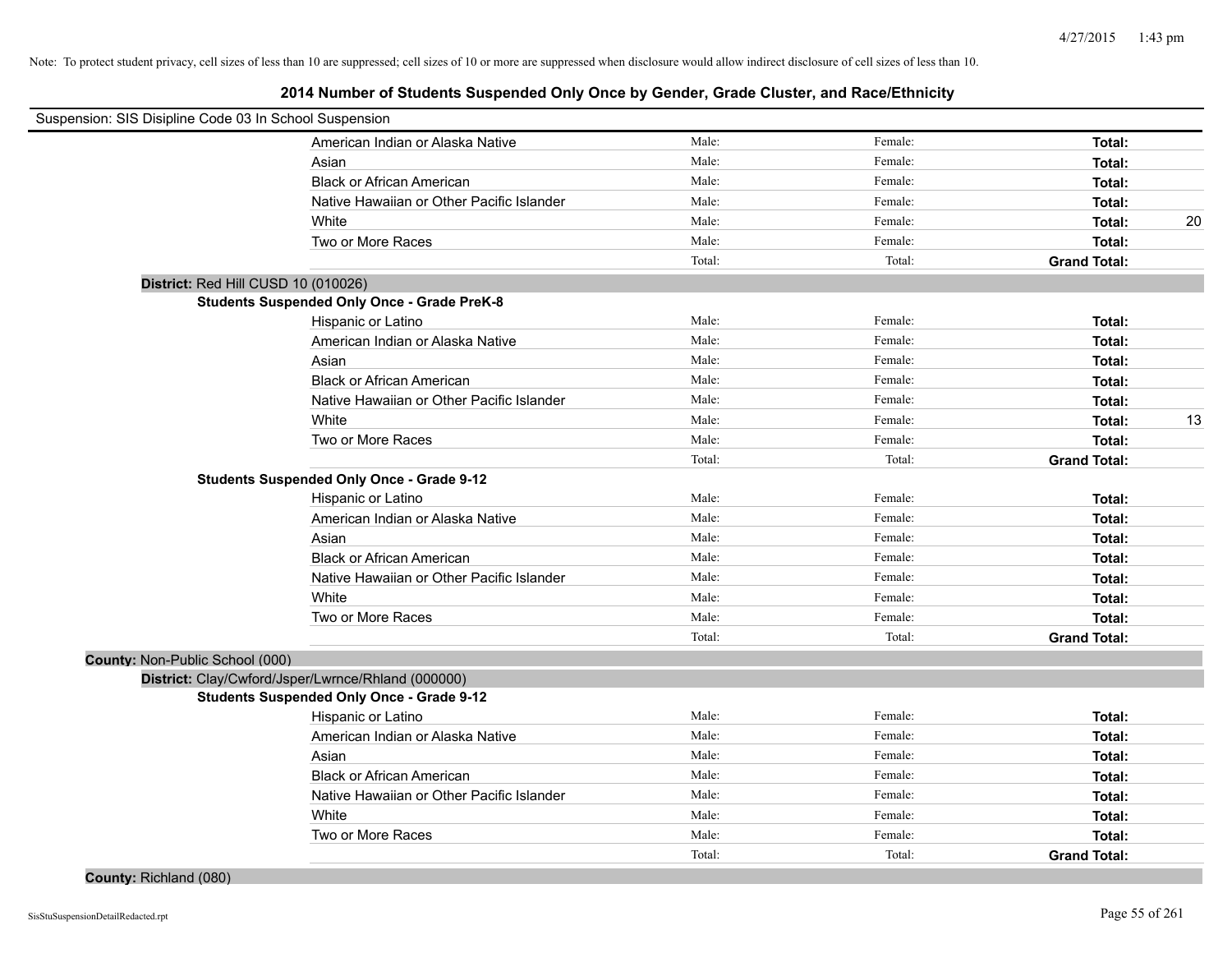Note: To protect student privacy, cell sizes of less than 10 are suppressed; cell sizes of 10 or more are suppressed when disclosure would allow indirect disclosure of cell sizes of less than 10.

# 2014 Number of Students Suspended Only Once by Gender, Grade Cluster, and Race/Ethnicity

Suspension: SIS Disipline Code 03 In School Suspension

| | | | | |
|---|---|---|---|---|
| American Indian or Alaska Native | Male: | Female: | **Total:** | |
| Asian | Male: | Female: | **Total:** | |
| Black or African American | Male: | Female: | **Total:** | |
| Native Hawaiian or Other Pacific Islander | Male: | Female: | **Total:** | |
| White | Male: | Female: | **Total:** | 20 |
| Two or More Races | Male: | Female: | **Total:** | |
| | Total: | Total: | **Grand Total:** | |

**District:** Red Hill CUSD 10 (010026)

**Students Suspended Only Once - Grade PreK-8**

| | | | | |
|---|---|---|---|---|
| Hispanic or Latino | Male: | Female: | **Total:** | |
| American Indian or Alaska Native | Male: | Female: | **Total:** | |
| Asian | Male: | Female: | **Total:** | |
| Black or African American | Male: | Female: | **Total:** | |
| Native Hawaiian or Other Pacific Islander | Male: | Female: | **Total:** | |
| White | Male: | Female: | **Total:** | 13 |
| Two or More Races | Male: | Female: | **Total:** | |
| | Total: | Total: | **Grand Total:** | |

**Students Suspended Only Once - Grade 9-12**

| | | | | |
|---|---|---|---|---|
| Hispanic or Latino | Male: | Female: | **Total:** | |
| American Indian or Alaska Native | Male: | Female: | **Total:** | |
| Asian | Male: | Female: | **Total:** | |
| Black or African American | Male: | Female: | **Total:** | |
| Native Hawaiian or Other Pacific Islander | Male: | Female: | **Total:** | |
| White | Male: | Female: | **Total:** | |
| Two or More Races | Male: | Female: | **Total:** | |
| | Total: | Total: | **Grand Total:** | |

**County:** Non-Public School (000)

**District:** Clay/Cwford/Jsper/Lwrnce/Rhland (000000)

**Students Suspended Only Once - Grade 9-12**

| | | | | |
|---|---|---|---|---|
| Hispanic or Latino | Male: | Female: | **Total:** | |
| American Indian or Alaska Native | Male: | Female: | **Total:** | |
| Asian | Male: | Female: | **Total:** | |
| Black or African American | Male: | Female: | **Total:** | |
| Native Hawaiian or Other Pacific Islander | Male: | Female: | **Total:** | |
| White | Male: | Female: | **Total:** | |
| Two or More Races | Male: | Female: | **Total:** | |
| | Total: | Total: | **Grand Total:** | |

**County:** Richland (080)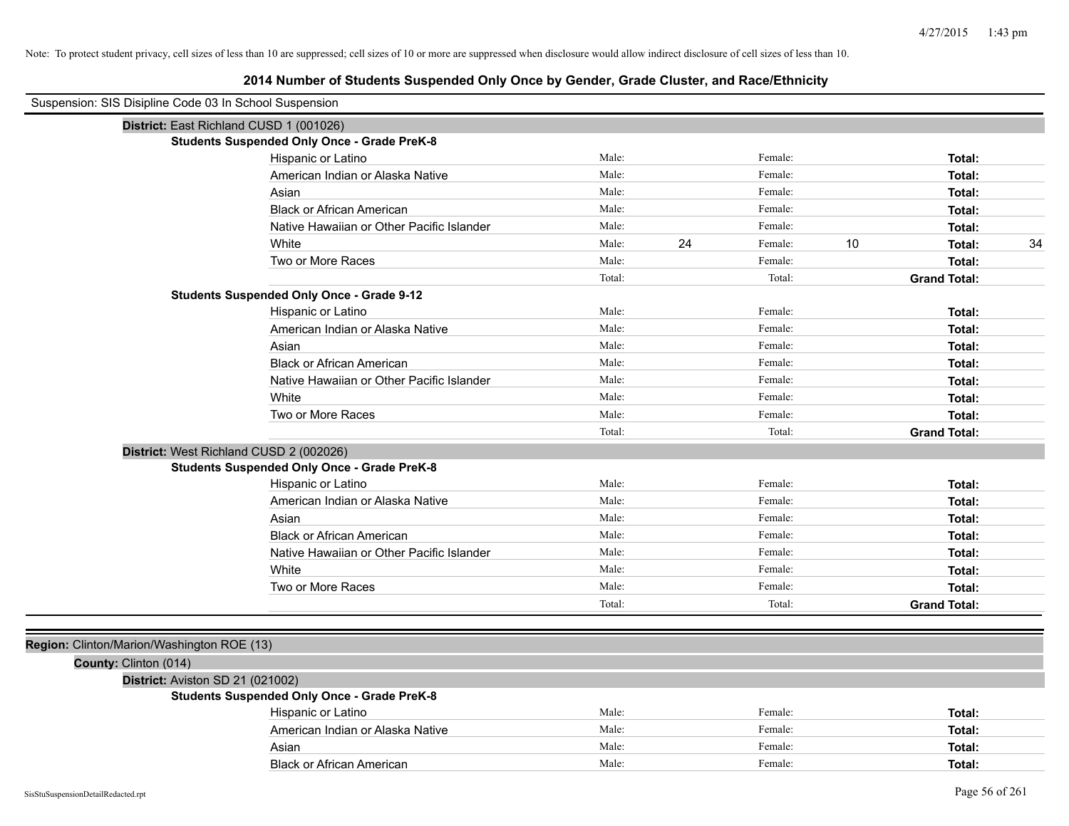Note: To protect student privacy, cell sizes of less than 10 are suppressed; cell sizes of 10 or more are suppressed when disclosure would allow indirect disclosure of cell sizes of less than 10.

# 2014 Number of Students Suspended Only Once by Gender, Grade Cluster, and Race/Ethnicity

Suspension: SIS Disipline Code 03 In School Suspension

**District:** East Richland CUSD 1 (001026)

**Students Suspended Only Once - Grade PreK-8**

| Race/Ethnicity | | Male | | Female | | Total |
|---|---|---|---|---|---|---|
| Hispanic or Latino | Male: | | Female: | | **Total:** | |
| American Indian or Alaska Native | Male: | | Female: | | **Total:** | |
| Asian | Male: | | Female: | | **Total:** | |
| Black or African American | Male: | | Female: | | **Total:** | |
| Native Hawaiian or Other Pacific Islander | Male: | | Female: | | **Total:** | |
| White | Male: | 24 | Female: | 10 | **Total:** | 34 |
| Two or More Races | Male: | | Female: | | **Total:** | |
| | Total: | | Total: | | **Grand Total:** | |

**Students Suspended Only Once - Grade 9-12**

| Race/Ethnicity | | Male | | Female | | Total |
|---|---|---|---|---|---|---|
| Hispanic or Latino | Male: | | Female: | | **Total:** | |
| American Indian or Alaska Native | Male: | | Female: | | **Total:** | |
| Asian | Male: | | Female: | | **Total:** | |
| Black or African American | Male: | | Female: | | **Total:** | |
| Native Hawaiian or Other Pacific Islander | Male: | | Female: | | **Total:** | |
| White | Male: | | Female: | | **Total:** | |
| Two or More Races | Male: | | Female: | | **Total:** | |
| | Total: | | Total: | | **Grand Total:** | |

**District:** West Richland CUSD 2 (002026)

**Students Suspended Only Once - Grade PreK-8**

| Race/Ethnicity | | Male | | Female | | Total |
|---|---|---|---|---|---|---|
| Hispanic or Latino | Male: | | Female: | | **Total:** | |
| American Indian or Alaska Native | Male: | | Female: | | **Total:** | |
| Asian | Male: | | Female: | | **Total:** | |
| Black or African American | Male: | | Female: | | **Total:** | |
| Native Hawaiian or Other Pacific Islander | Male: | | Female: | | **Total:** | |
| White | Male: | | Female: | | **Total:** | |
| Two or More Races | Male: | | Female: | | **Total:** | |
| | Total: | | Total: | | **Grand Total:** | |

**Region:** Clinton/Marion/Washington ROE (13)

**County:** Clinton (014)

**District:** Aviston SD 21 (021002)

**Students Suspended Only Once - Grade PreK-8**

| Race/Ethnicity | | Male | | Female | | Total |
|---|---|---|---|---|---|---|
| Hispanic or Latino | Male: | | Female: | | **Total:** | |
| American Indian or Alaska Native | Male: | | Female: | | **Total:** | |
| Asian | Male: | | Female: | | **Total:** | |
| Black or African American | Male: | | Female: | | **Total:** | |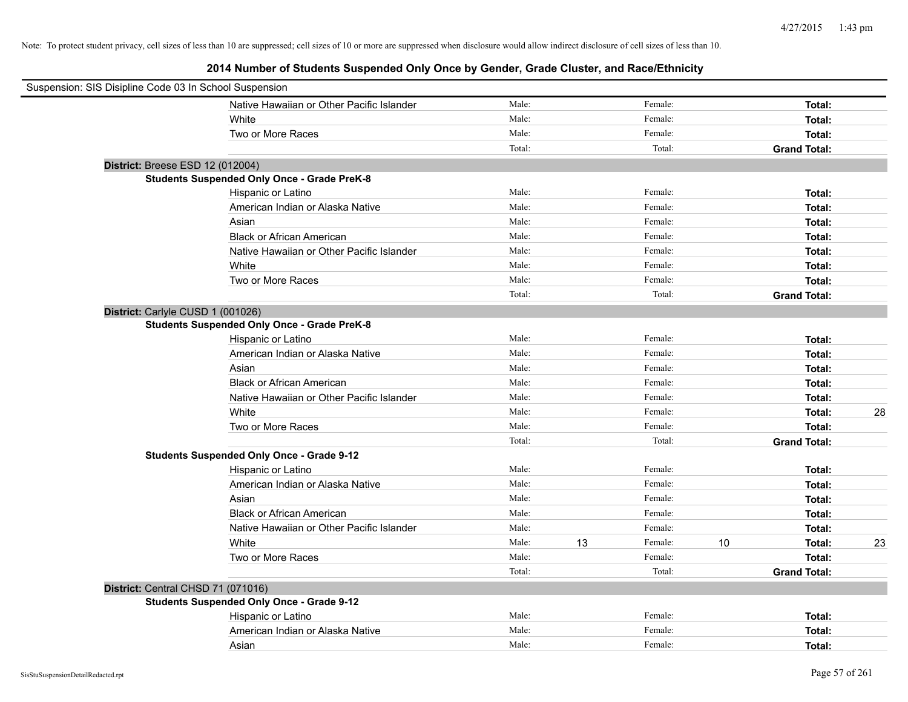Note: To protect student privacy, cell sizes of less than 10 are suppressed; cell sizes of 10 or more are suppressed when disclosure would allow indirect disclosure of cell sizes of less than 10.

## 2014 Number of Students Suspended Only Once by Gender, Grade Cluster, and Race/Ethnicity

Suspension: SIS Disipline Code 03 In School Suspension

| | | | | | | | |
|---|---|---|---|---|---|---|---|
| Native Hawaiian or Other Pacific Islander | Male: | | Female: | | **Total:** | |
| White | Male: | | Female: | | **Total:** | |
| Two or More Races | Male: | | Female: | | **Total:** | |
| | Total: | | Total: | | **Grand Total:** | |

**District:** Breese ESD 12 (012004)

**Students Suspended Only Once - Grade PreK-8**

| | | | | | | |
|---|---|---|---|---|---|---|
| Hispanic or Latino | Male: | | Female: | | **Total:** | |
| American Indian or Alaska Native | Male: | | Female: | | **Total:** | |
| Asian | Male: | | Female: | | **Total:** | |
| Black or African American | Male: | | Female: | | **Total:** | |
| Native Hawaiian or Other Pacific Islander | Male: | | Female: | | **Total:** | |
| White | Male: | | Female: | | **Total:** | |
| Two or More Races | Male: | | Female: | | **Total:** | |
| | Total: | | Total: | | **Grand Total:** | |

**District:** Carlyle CUSD 1 (001026)

**Students Suspended Only Once - Grade PreK-8**

| | | | | | | |
|---|---|---|---|---|---|---|
| Hispanic or Latino | Male: | | Female: | | **Total:** | |
| American Indian or Alaska Native | Male: | | Female: | | **Total:** | |
| Asian | Male: | | Female: | | **Total:** | |
| Black or African American | Male: | | Female: | | **Total:** | |
| Native Hawaiian or Other Pacific Islander | Male: | | Female: | | **Total:** | |
| White | Male: | | Female: | | **Total:** | 28 |
| Two or More Races | Male: | | Female: | | **Total:** | |
| | Total: | | Total: | | **Grand Total:** | |

**Students Suspended Only Once - Grade 9-12**

| | | | | | | |
|---|---|---|---|---|---|---|
| Hispanic or Latino | Male: | | Female: | | **Total:** | |
| American Indian or Alaska Native | Male: | | Female: | | **Total:** | |
| Asian | Male: | | Female: | | **Total:** | |
| Black or African American | Male: | | Female: | | **Total:** | |
| Native Hawaiian or Other Pacific Islander | Male: | | Female: | | **Total:** | |
| White | Male: | 13 | Female: | 10 | **Total:** | 23 |
| Two or More Races | Male: | | Female: | | **Total:** | |
| | Total: | | Total: | | **Grand Total:** | |

**District:** Central CHSD 71 (071016)

**Students Suspended Only Once - Grade 9-12**

| | | | | | | |
|---|---|---|---|---|---|---|
| Hispanic or Latino | Male: | | Female: | | **Total:** | |
| American Indian or Alaska Native | Male: | | Female: | | **Total:** | |
| Asian | Male: | | Female: | | **Total:** | |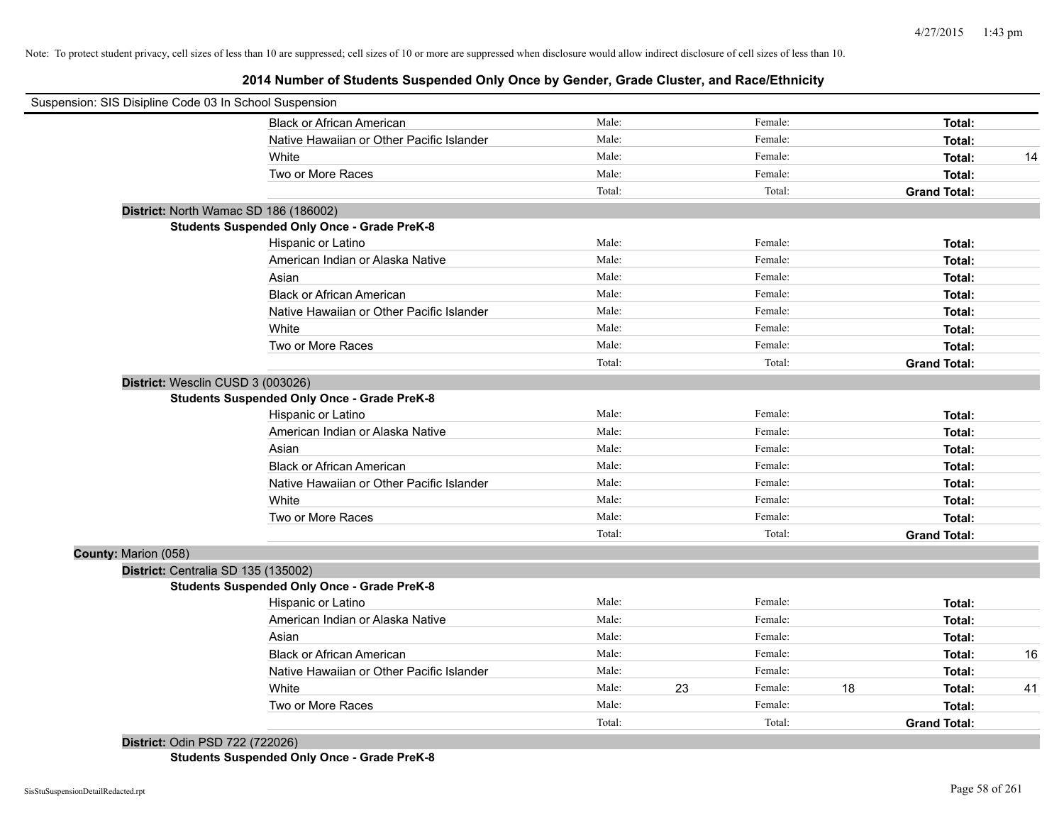Note: To protect student privacy, cell sizes of less than 10 are suppressed; cell sizes of 10 or more are suppressed when disclosure would allow indirect disclosure of cell sizes of less than 10.

# 2014 Number of Students Suspended Only Once by Gender, Grade Cluster, and Race/Ethnicity

Suspension: SIS Disipline Code 03 In School Suspension

| | Male: | | Female: | | | |
|---|---|---|---|---|---|---|
| Black or African American | Male: | | Female: | | **Total:** | |
| Native Hawaiian or Other Pacific Islander | Male: | | Female: | | **Total:** | |
| White | Male: | | Female: | | **Total:** | 14 |
| Two or More Races | Male: | | Female: | | **Total:** | |
| | Total: | | Total: | | **Grand Total:** | |

**District:** North Wamac SD 186 (186002)

**Students Suspended Only Once - Grade PreK-8**

| | | | | | | |
|---|---|---|---|---|---|---|
| Hispanic or Latino | Male: | | Female: | | **Total:** | |
| American Indian or Alaska Native | Male: | | Female: | | **Total:** | |
| Asian | Male: | | Female: | | **Total:** | |
| Black or African American | Male: | | Female: | | **Total:** | |
| Native Hawaiian or Other Pacific Islander | Male: | | Female: | | **Total:** | |
| White | Male: | | Female: | | **Total:** | |
| Two or More Races | Male: | | Female: | | **Total:** | |
| | Total: | | Total: | | **Grand Total:** | |

**District:** Wesclin CUSD 3 (003026)

**Students Suspended Only Once - Grade PreK-8**

| | | | | | | |
|---|---|---|---|---|---|---|
| Hispanic or Latino | Male: | | Female: | | **Total:** | |
| American Indian or Alaska Native | Male: | | Female: | | **Total:** | |
| Asian | Male: | | Female: | | **Total:** | |
| Black or African American | Male: | | Female: | | **Total:** | |
| Native Hawaiian or Other Pacific Islander | Male: | | Female: | | **Total:** | |
| White | Male: | | Female: | | **Total:** | |
| Two or More Races | Male: | | Female: | | **Total:** | |
| | Total: | | Total: | | **Grand Total:** | |

**County:** Marion (058)

**District:** Centralia SD 135 (135002)

**Students Suspended Only Once - Grade PreK-8**

| | | | | | | |
|---|---|---|---|---|---|---|
| Hispanic or Latino | Male: | | Female: | | **Total:** | |
| American Indian or Alaska Native | Male: | | Female: | | **Total:** | |
| Asian | Male: | | Female: | | **Total:** | |
| Black or African American | Male: | | Female: | | **Total:** | 16 |
| Native Hawaiian or Other Pacific Islander | Male: | | Female: | | **Total:** | |
| White | Male: | 23 | Female: | 18 | **Total:** | 41 |
| Two or More Races | Male: | | Female: | | **Total:** | |
| | Total: | | Total: | | **Grand Total:** | |

**District:** Odin PSD 722 (722026)

**Students Suspended Only Once - Grade PreK-8**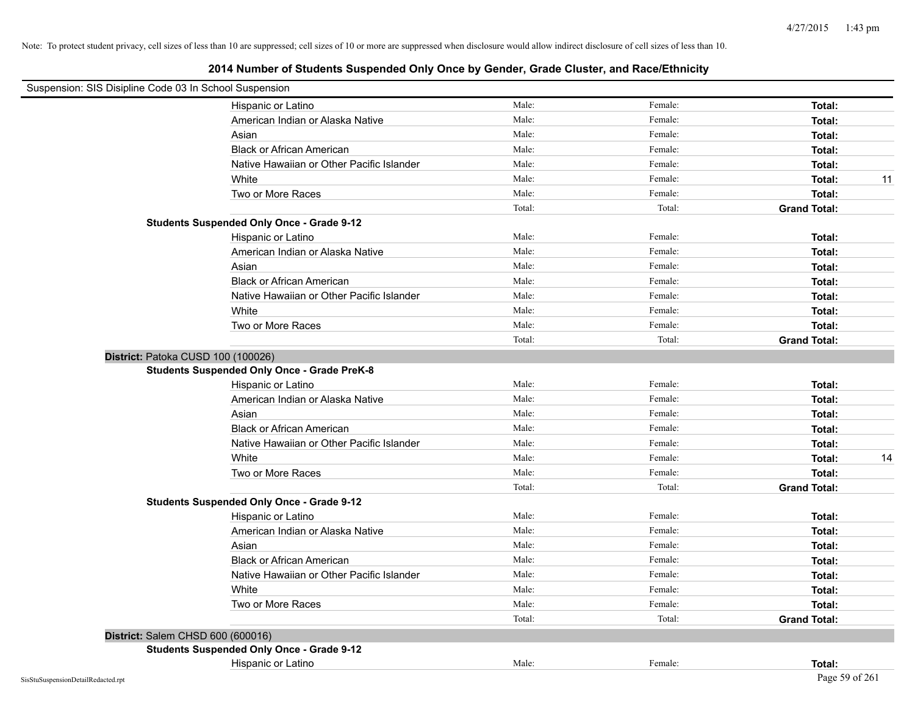Note: To protect student privacy, cell sizes of less than 10 are suppressed; cell sizes of 10 or more are suppressed when disclosure would allow indirect disclosure of cell sizes of less than 10.

## 2014 Number of Students Suspended Only Once by Gender, Grade Cluster, and Race/Ethnicity

Suspension: SIS Disipline Code 03 In School Suspension

| | Male | Female | Total |
|---|---|---|---|
| Hispanic or Latino | Male: | Female: | Total: |
| American Indian or Alaska Native | Male: | Female: | Total: |
| Asian | Male: | Female: | Total: |
| Black or African American | Male: | Female: | Total: |
| Native Hawaiian or Other Pacific Islander | Male: | Female: | Total: |
| White | Male: | Female: | Total: 11 |
| Two or More Races | Male: | Female: | Total: |
| | Total: | Total: | Grand Total: |

**Students Suspended Only Once - Grade 9-12**

| | Male | Female | Total |
|---|---|---|---|
| Hispanic or Latino | Male: | Female: | Total: |
| American Indian or Alaska Native | Male: | Female: | Total: |
| Asian | Male: | Female: | Total: |
| Black or African American | Male: | Female: | Total: |
| Native Hawaiian or Other Pacific Islander | Male: | Female: | Total: |
| White | Male: | Female: | Total: |
| Two or More Races | Male: | Female: | Total: |
| | Total: | Total: | Grand Total: |

**District:** Patoka CUSD 100 (100026)

**Students Suspended Only Once - Grade PreK-8**

| | Male | Female | Total |
|---|---|---|---|
| Hispanic or Latino | Male: | Female: | Total: |
| American Indian or Alaska Native | Male: | Female: | Total: |
| Asian | Male: | Female: | Total: |
| Black or African American | Male: | Female: | Total: |
| Native Hawaiian or Other Pacific Islander | Male: | Female: | Total: |
| White | Male: | Female: | Total: 14 |
| Two or More Races | Male: | Female: | Total: |
| | Total: | Total: | Grand Total: |

**Students Suspended Only Once - Grade 9-12**

| | Male | Female | Total |
|---|---|---|---|
| Hispanic or Latino | Male: | Female: | Total: |
| American Indian or Alaska Native | Male: | Female: | Total: |
| Asian | Male: | Female: | Total: |
| Black or African American | Male: | Female: | Total: |
| Native Hawaiian or Other Pacific Islander | Male: | Female: | Total: |
| White | Male: | Female: | Total: |
| Two or More Races | Male: | Female: | Total: |
| | Total: | Total: | Grand Total: |

**District:** Salem CHSD 600 (600016)

**Students Suspended Only Once - Grade 9-12**

| | Male | Female | Total |
|---|---|---|---|
| Hispanic or Latino | Male: | Female: | Total: |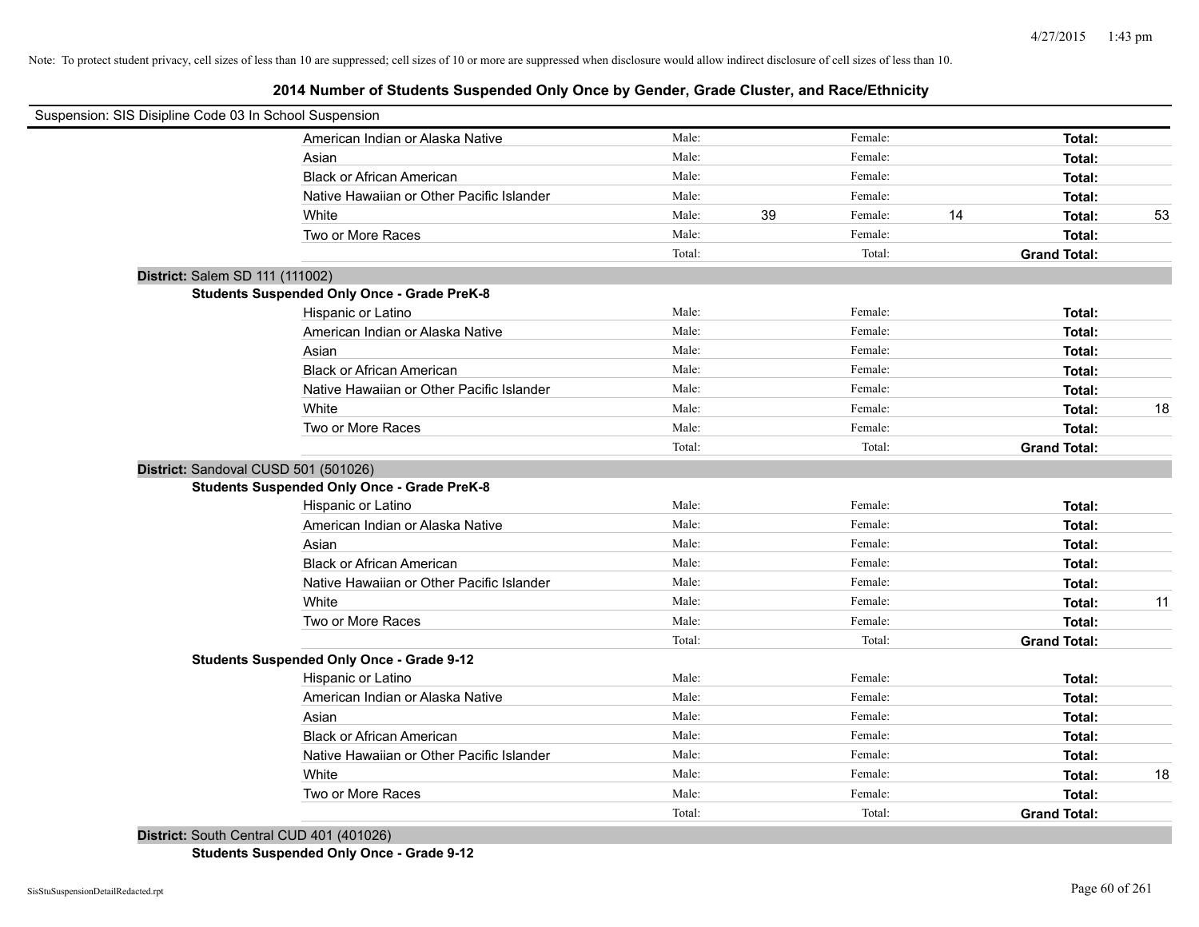Note: To protect student privacy, cell sizes of less than 10 are suppressed; cell sizes of 10 or more are suppressed when disclosure would allow indirect disclosure of cell sizes of less than 10.

## 2014 Number of Students Suspended Only Once by Gender, Grade Cluster, and Race/Ethnicity

Suspension: SIS Disipline Code 03 In School Suspension

| | Male: | | Female: | | | |
|---|---|---|---|---|---|---|
| American Indian or Alaska Native | Male: | | Female: | | **Total:** | |
| Asian | Male: | | Female: | | **Total:** | |
| Black or African American | Male: | | Female: | | **Total:** | |
| Native Hawaiian or Other Pacific Islander | Male: | | Female: | | **Total:** | |
| White | Male: | 39 | Female: | 14 | **Total:** | 53 |
| Two or More Races | Male: | | Female: | | **Total:** | |
| | Total: | | Total: | | **Grand Total:** | |

**District:** Salem SD 111 (111002)

**Students Suspended Only Once - Grade PreK-8**

| | | | | | | |
|---|---|---|---|---|---|---|
| Hispanic or Latino | Male: | | Female: | | **Total:** | |
| American Indian or Alaska Native | Male: | | Female: | | **Total:** | |
| Asian | Male: | | Female: | | **Total:** | |
| Black or African American | Male: | | Female: | | **Total:** | |
| Native Hawaiian or Other Pacific Islander | Male: | | Female: | | **Total:** | |
| White | Male: | | Female: | | **Total:** | 18 |
| Two or More Races | Male: | | Female: | | **Total:** | |
| | Total: | | Total: | | **Grand Total:** | |

**District:** Sandoval CUSD 501 (501026)

**Students Suspended Only Once - Grade PreK-8**

| | | | | | | |
|---|---|---|---|---|---|---|
| Hispanic or Latino | Male: | | Female: | | **Total:** | |
| American Indian or Alaska Native | Male: | | Female: | | **Total:** | |
| Asian | Male: | | Female: | | **Total:** | |
| Black or African American | Male: | | Female: | | **Total:** | |
| Native Hawaiian or Other Pacific Islander | Male: | | Female: | | **Total:** | |
| White | Male: | | Female: | | **Total:** | 11 |
| Two or More Races | Male: | | Female: | | **Total:** | |
| | Total: | | Total: | | **Grand Total:** | |

**Students Suspended Only Once - Grade 9-12**

| | | | | | | |
|---|---|---|---|---|---|---|
| Hispanic or Latino | Male: | | Female: | | **Total:** | |
| American Indian or Alaska Native | Male: | | Female: | | **Total:** | |
| Asian | Male: | | Female: | | **Total:** | |
| Black or African American | Male: | | Female: | | **Total:** | |
| Native Hawaiian or Other Pacific Islander | Male: | | Female: | | **Total:** | |
| White | Male: | | Female: | | **Total:** | 18 |
| Two or More Races | Male: | | Female: | | **Total:** | |
| | Total: | | Total: | | **Grand Total:** | |

**District:** South Central CUD 401 (401026)

**Students Suspended Only Once - Grade 9-12**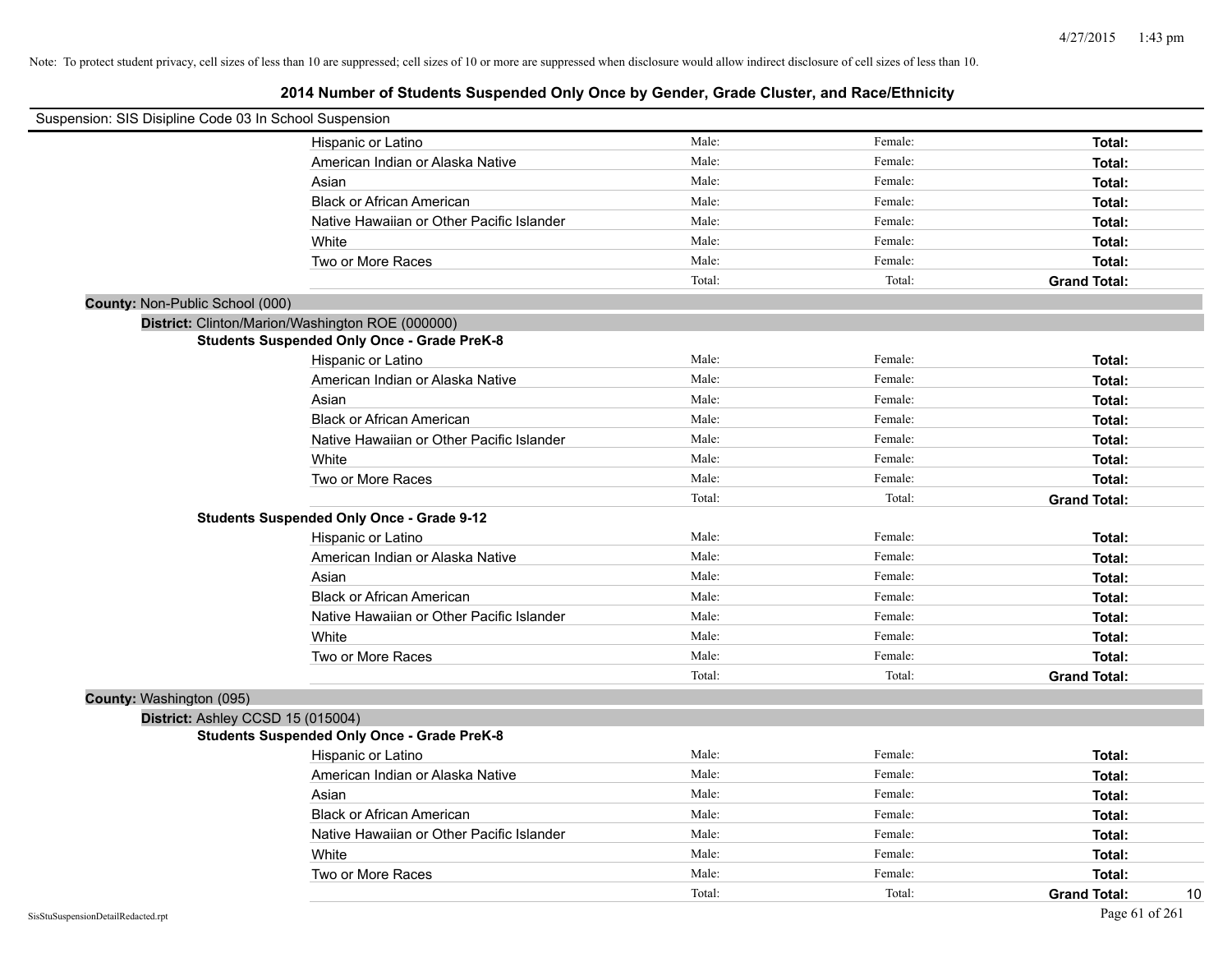Note: To protect student privacy, cell sizes of less than 10 are suppressed; cell sizes of 10 or more are suppressed when disclosure would allow indirect disclosure of cell sizes of less than 10.

# 2014 Number of Students Suspended Only Once by Gender, Grade Cluster, and Race/Ethnicity

Suspension: SIS Disipline Code 03 In School Suspension

| | | | | |
|---|---|---|---|---|
| Hispanic or Latino | Male: | Female: | **Total:** | |
| American Indian or Alaska Native | Male: | Female: | **Total:** | |
| Asian | Male: | Female: | **Total:** | |
| Black or African American | Male: | Female: | **Total:** | |
| Native Hawaiian or Other Pacific Islander | Male: | Female: | **Total:** | |
| White | Male: | Female: | **Total:** | |
| Two or More Races | Male: | Female: | **Total:** | |
| | Total: | Total: | **Grand Total:** | |

**County:** Non-Public School (000)

**District:** Clinton/Marion/Washington ROE (000000)

**Students Suspended Only Once - Grade PreK-8**

| | | | | |
|---|---|---|---|---|
| Hispanic or Latino | Male: | Female: | **Total:** | |
| American Indian or Alaska Native | Male: | Female: | **Total:** | |
| Asian | Male: | Female: | **Total:** | |
| Black or African American | Male: | Female: | **Total:** | |
| Native Hawaiian or Other Pacific Islander | Male: | Female: | **Total:** | |
| White | Male: | Female: | **Total:** | |
| Two or More Races | Male: | Female: | **Total:** | |
| | Total: | Total: | **Grand Total:** | |

**Students Suspended Only Once - Grade 9-12**

| | | | | |
|---|---|---|---|---|
| Hispanic or Latino | Male: | Female: | **Total:** | |
| American Indian or Alaska Native | Male: | Female: | **Total:** | |
| Asian | Male: | Female: | **Total:** | |
| Black or African American | Male: | Female: | **Total:** | |
| Native Hawaiian or Other Pacific Islander | Male: | Female: | **Total:** | |
| White | Male: | Female: | **Total:** | |
| Two or More Races | Male: | Female: | **Total:** | |
| | Total: | Total: | **Grand Total:** | |

**County:** Washington (095)

**District:** Ashley CCSD 15 (015004)

**Students Suspended Only Once - Grade PreK-8**

| | | | | |
|---|---|---|---|---|
| Hispanic or Latino | Male: | Female: | **Total:** | |
| American Indian or Alaska Native | Male: | Female: | **Total:** | |
| Asian | Male: | Female: | **Total:** | |
| Black or African American | Male: | Female: | **Total:** | |
| Native Hawaiian or Other Pacific Islander | Male: | Female: | **Total:** | |
| White | Male: | Female: | **Total:** | |
| Two or More Races | Male: | Female: | **Total:** | |
| | Total: | Total: | **Grand Total:** | 10 |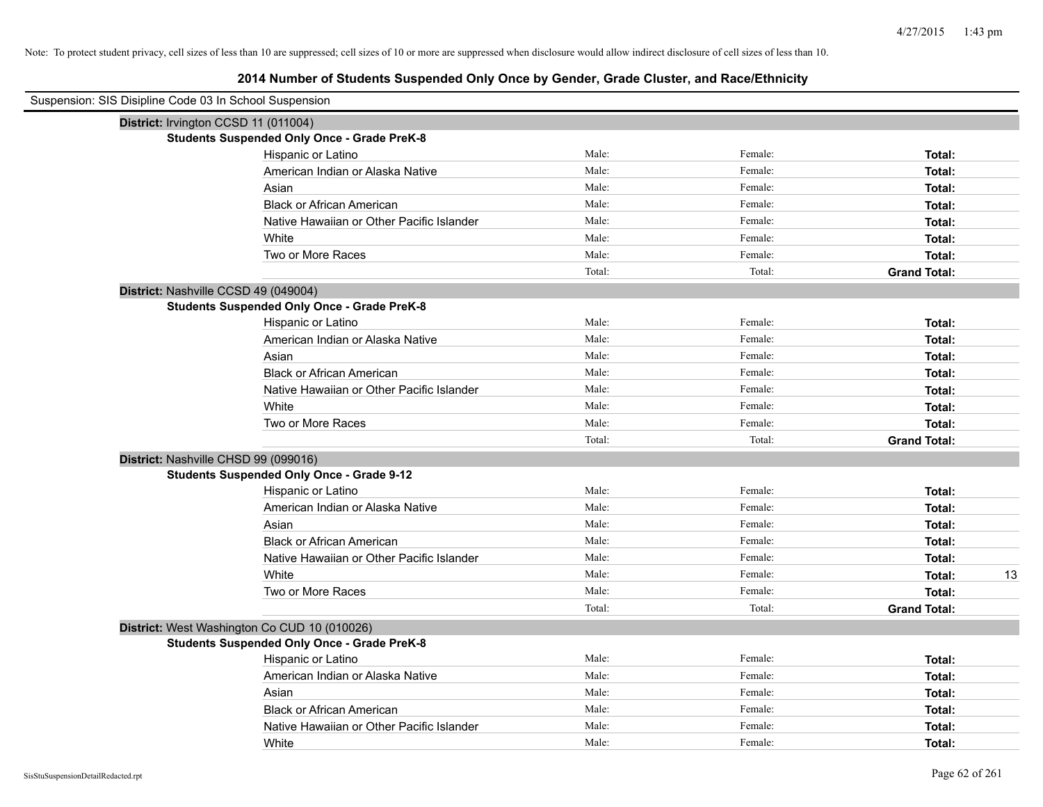Note: To protect student privacy, cell sizes of less than 10 are suppressed; cell sizes of 10 or more are suppressed when disclosure would allow indirect disclosure of cell sizes of less than 10.

# 2014 Number of Students Suspended Only Once by Gender, Grade Cluster, and Race/Ethnicity

Suspension: SIS Disipline Code 03 In School Suspension

**District:** Irvington CCSD 11 (011004)

**Students Suspended Only Once - Grade PreK-8**

| | | | | |
|---|---|---|---|---|
| Hispanic or Latino | Male: | Female: | **Total:** | |
| American Indian or Alaska Native | Male: | Female: | **Total:** | |
| Asian | Male: | Female: | **Total:** | |
| Black or African American | Male: | Female: | **Total:** | |
| Native Hawaiian or Other Pacific Islander | Male: | Female: | **Total:** | |
| White | Male: | Female: | **Total:** | |
| Two or More Races | Male: | Female: | **Total:** | |
| | Total: | Total: | **Grand Total:** | |

**District:** Nashville CCSD 49 (049004)

**Students Suspended Only Once - Grade PreK-8**

| | | | | |
|---|---|---|---|---|
| Hispanic or Latino | Male: | Female: | **Total:** | |
| American Indian or Alaska Native | Male: | Female: | **Total:** | |
| Asian | Male: | Female: | **Total:** | |
| Black or African American | Male: | Female: | **Total:** | |
| Native Hawaiian or Other Pacific Islander | Male: | Female: | **Total:** | |
| White | Male: | Female: | **Total:** | |
| Two or More Races | Male: | Female: | **Total:** | |
| | Total: | Total: | **Grand Total:** | |

**District:** Nashville CHSD 99 (099016)

**Students Suspended Only Once - Grade 9-12**

| | | | | |
|---|---|---|---|---|
| Hispanic or Latino | Male: | Female: | **Total:** | |
| American Indian or Alaska Native | Male: | Female: | **Total:** | |
| Asian | Male: | Female: | **Total:** | |
| Black or African American | Male: | Female: | **Total:** | |
| Native Hawaiian or Other Pacific Islander | Male: | Female: | **Total:** | |
| White | Male: | Female: | **Total:** | 13 |
| Two or More Races | Male: | Female: | **Total:** | |
| | Total: | Total: | **Grand Total:** | |

**District:** West Washington Co CUD 10 (010026)

**Students Suspended Only Once - Grade PreK-8**

| | | | | |
|---|---|---|---|---|
| Hispanic or Latino | Male: | Female: | **Total:** | |
| American Indian or Alaska Native | Male: | Female: | **Total:** | |
| Asian | Male: | Female: | **Total:** | |
| Black or African American | Male: | Female: | **Total:** | |
| Native Hawaiian or Other Pacific Islander | Male: | Female: | **Total:** | |
| White | Male: | Female: | **Total:** | |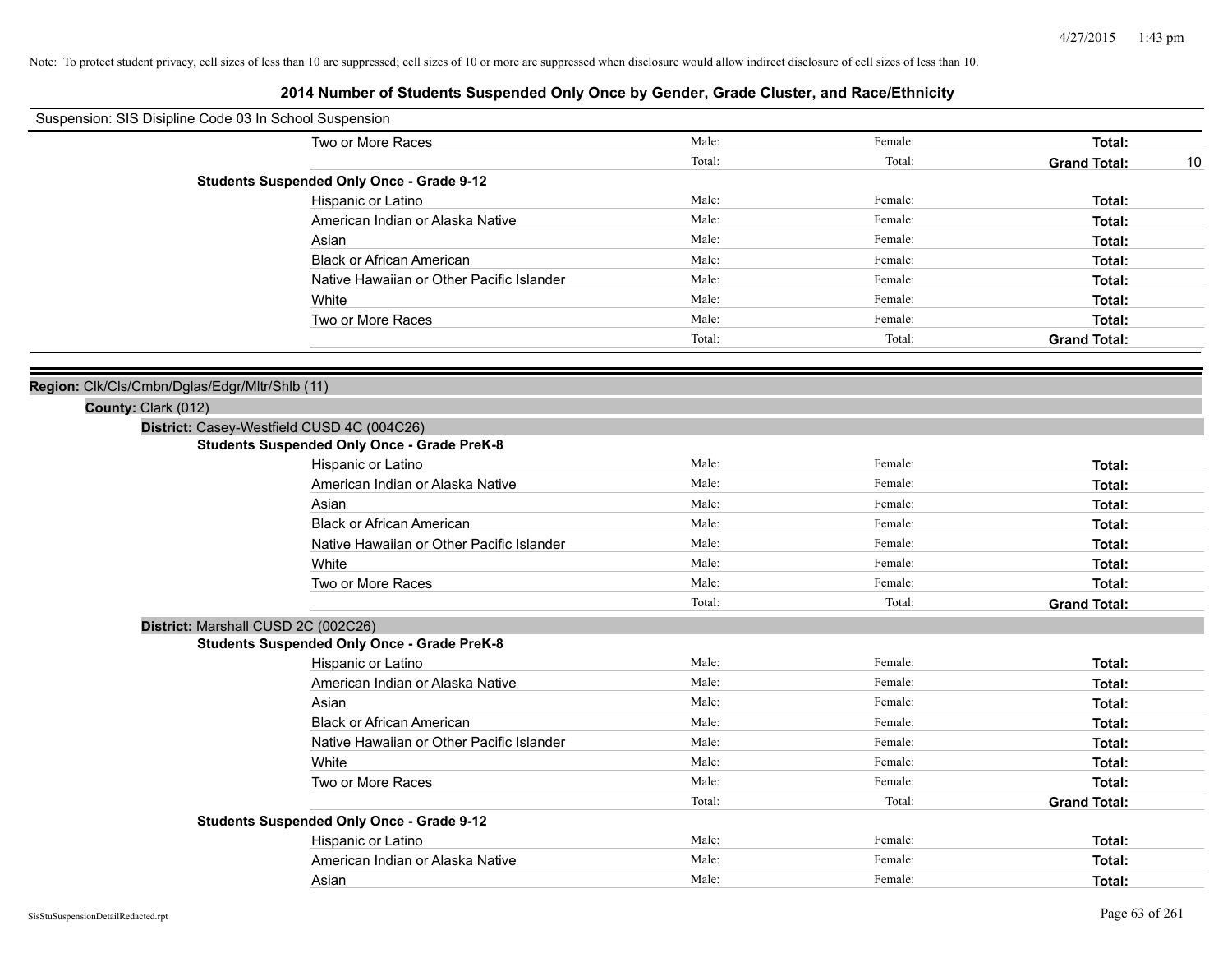Note: To protect student privacy, cell sizes of less than 10 are suppressed; cell sizes of 10 or more are suppressed when disclosure would allow indirect disclosure of cell sizes of less than 10.

# 2014 Number of Students Suspended Only Once by Gender, Grade Cluster, and Race/Ethnicity

Suspension: SIS Disipline Code 03 In School Suspension

| | | | | |
|---|---|---|---|---|
| Two or More Races | Male: | Female: | **Total:** | |
| | Total: | Total: | **Grand Total:** | 10 |

**Students Suspended Only Once - Grade 9-12**

| | | | | |
|---|---|---|---|---|
| Hispanic or Latino | Male: | Female: | **Total:** | |
| American Indian or Alaska Native | Male: | Female: | **Total:** | |
| Asian | Male: | Female: | **Total:** | |
| Black or African American | Male: | Female: | **Total:** | |
| Native Hawaiian or Other Pacific Islander | Male: | Female: | **Total:** | |
| White | Male: | Female: | **Total:** | |
| Two or More Races | Male: | Female: | **Total:** | |
| | Total: | Total: | **Grand Total:** | |

**Region:** Clk/Cls/Cmbn/Dglas/Edgr/Mltr/Shlb (11)

**County:** Clark (012)

**District:** Casey-Westfield CUSD 4C (004C26)

**Students Suspended Only Once - Grade PreK-8**

| | | | | |
|---|---|---|---|---|
| Hispanic or Latino | Male: | Female: | **Total:** | |
| American Indian or Alaska Native | Male: | Female: | **Total:** | |
| Asian | Male: | Female: | **Total:** | |
| Black or African American | Male: | Female: | **Total:** | |
| Native Hawaiian or Other Pacific Islander | Male: | Female: | **Total:** | |
| White | Male: | Female: | **Total:** | |
| Two or More Races | Male: | Female: | **Total:** | |
| | Total: | Total: | **Grand Total:** | |

**District:** Marshall CUSD 2C (002C26)

**Students Suspended Only Once - Grade PreK-8**

| | | | | |
|---|---|---|---|---|
| Hispanic or Latino | Male: | Female: | **Total:** | |
| American Indian or Alaska Native | Male: | Female: | **Total:** | |
| Asian | Male: | Female: | **Total:** | |
| Black or African American | Male: | Female: | **Total:** | |
| Native Hawaiian or Other Pacific Islander | Male: | Female: | **Total:** | |
| White | Male: | Female: | **Total:** | |
| Two or More Races | Male: | Female: | **Total:** | |
| | Total: | Total: | **Grand Total:** | |

**Students Suspended Only Once - Grade 9-12**

| | | | | |
|---|---|---|---|---|
| Hispanic or Latino | Male: | Female: | **Total:** | |
| American Indian or Alaska Native | Male: | Female: | **Total:** | |
| Asian | Male: | Female: | **Total:** | |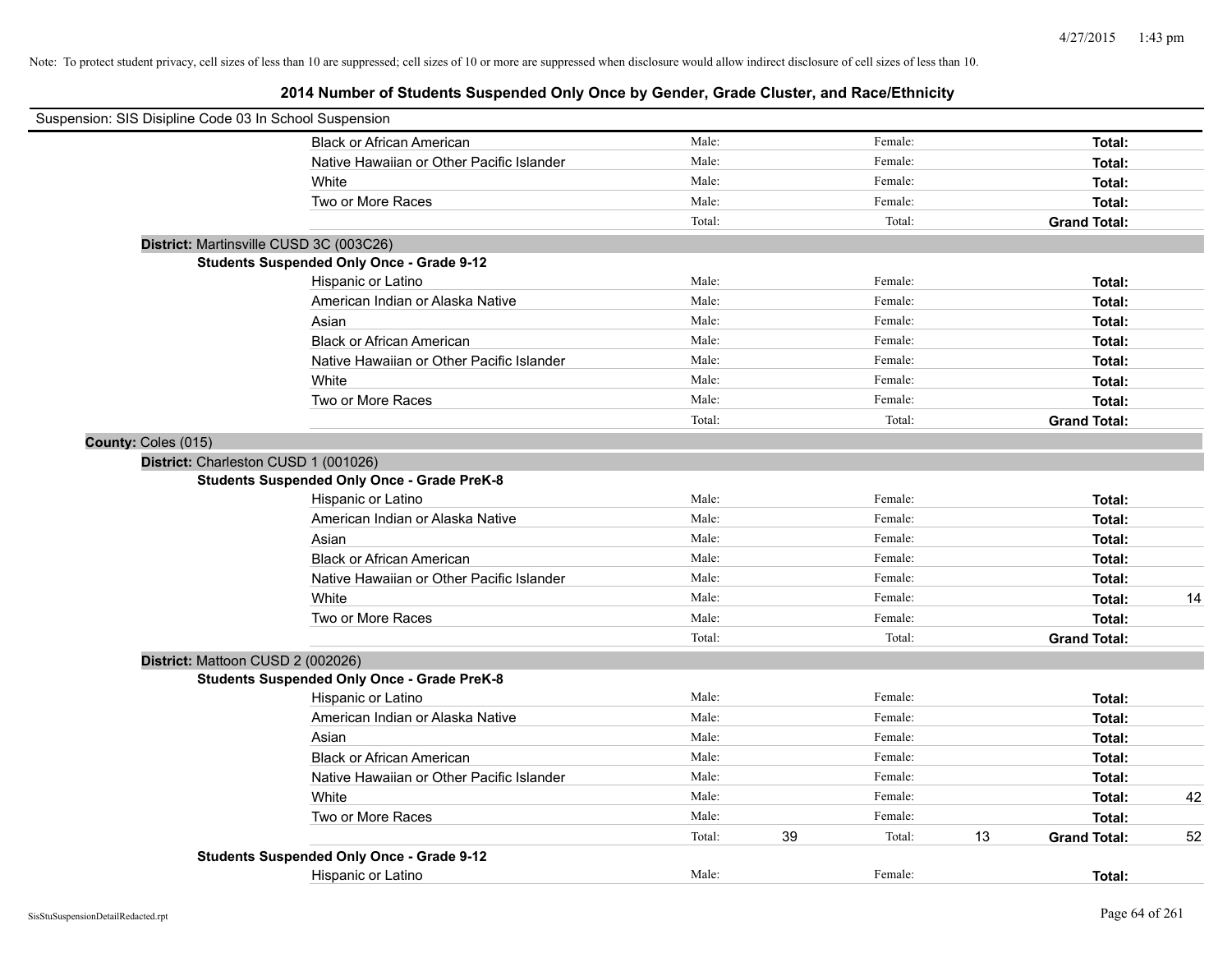Note: To protect student privacy, cell sizes of less than 10 are suppressed; cell sizes of 10 or more are suppressed when disclosure would allow indirect disclosure of cell sizes of less than 10.

# 2014 Number of Students Suspended Only Once by Gender, Grade Cluster, and Race/Ethnicity

Suspension: SIS Disipline Code 03 In School Suspension

| | | | | | |
|---|---|---|---|---|---|
| Black or African American | Male: | Female: | | **Total:** | |
| Native Hawaiian or Other Pacific Islander | Male: | Female: | | **Total:** | |
| White | Male: | Female: | | **Total:** | |
| Two or More Races | Male: | Female: | | **Total:** | |
| | Total: | Total: | | **Grand Total:** | |

**District:** Martinsville CUSD 3C (003C26)

**Students Suspended Only Once - Grade 9-12**

| | | | | | |
|---|---|---|---|---|---|
| Hispanic or Latino | Male: | Female: | | **Total:** | |
| American Indian or Alaska Native | Male: | Female: | | **Total:** | |
| Asian | Male: | Female: | | **Total:** | |
| Black or African American | Male: | Female: | | **Total:** | |
| Native Hawaiian or Other Pacific Islander | Male: | Female: | | **Total:** | |
| White | Male: | Female: | | **Total:** | |
| Two or More Races | Male: | Female: | | **Total:** | |
| | Total: | Total: | | **Grand Total:** | |

**County:** Coles (015)

**District:** Charleston CUSD 1 (001026)

**Students Suspended Only Once - Grade PreK-8**

| | | | | | |
|---|---|---|---|---|---|
| Hispanic or Latino | Male: | Female: | | **Total:** | |
| American Indian or Alaska Native | Male: | Female: | | **Total:** | |
| Asian | Male: | Female: | | **Total:** | |
| Black or African American | Male: | Female: | | **Total:** | |
| Native Hawaiian or Other Pacific Islander | Male: | Female: | | **Total:** | |
| White | Male: | Female: | | **Total:** | 14 |
| Two or More Races | Male: | Female: | | **Total:** | |
| | Total: | Total: | | **Grand Total:** | |

**District:** Mattoon CUSD 2 (002026)

**Students Suspended Only Once - Grade PreK-8**

| | | | | | | |
|---|---|---|---|---|---|---|
| Hispanic or Latino | Male: | | Female: | | **Total:** | |
| American Indian or Alaska Native | Male: | | Female: | | **Total:** | |
| Asian | Male: | | Female: | | **Total:** | |
| Black or African American | Male: | | Female: | | **Total:** | |
| Native Hawaiian or Other Pacific Islander | Male: | | Female: | | **Total:** | |
| White | Male: | | Female: | | **Total:** | 42 |
| Two or More Races | Male: | | Female: | | **Total:** | |
| | Total: | 39 | Total: | 13 | **Grand Total:** | 52 |

**Students Suspended Only Once - Grade 9-12**

| | | | | | |
|---|---|---|---|---|---|
| Hispanic or Latino | Male: | Female: | | **Total:** | |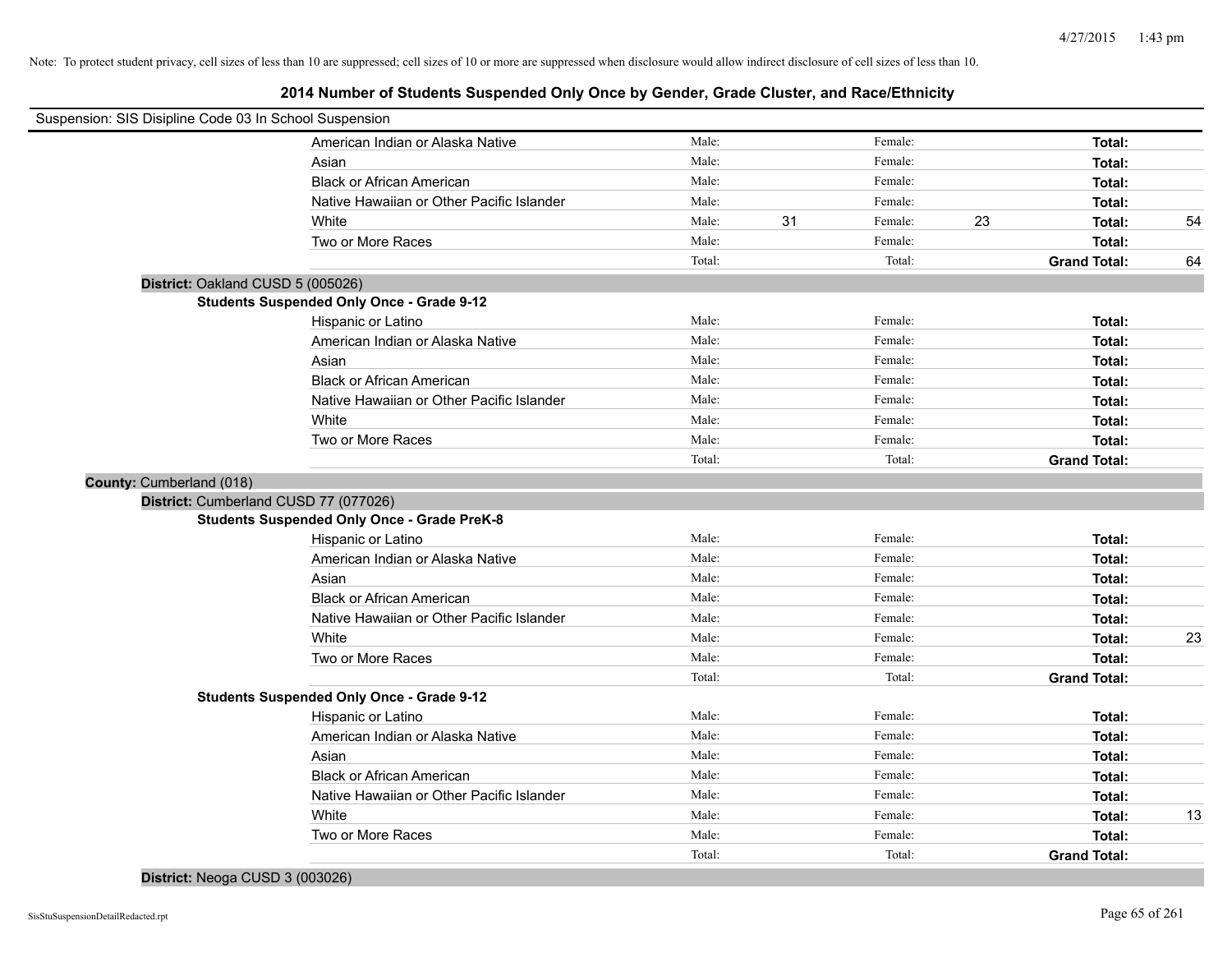Note: To protect student privacy, cell sizes of less than 10 are suppressed; cell sizes of 10 or more are suppressed when disclosure would allow indirect disclosure of cell sizes of less than 10.

## 2014 Number of Students Suspended Only Once by Gender, Grade Cluster, and Race/Ethnicity

Suspension: SIS Disipline Code 03 In School Suspension

| | | | | | | |
|---|---|---|---|---|---|---|
| American Indian or Alaska Native | Male: | | Female: | | **Total:** | |
| Asian | Male: | | Female: | | **Total:** | |
| Black or African American | Male: | | Female: | | **Total:** | |
| Native Hawaiian or Other Pacific Islander | Male: | | Female: | | **Total:** | |
| White | Male: | 31 | Female: | 23 | **Total:** | 54 |
| Two or More Races | Male: | | Female: | | **Total:** | |
| | Total: | | Total: | | **Grand Total:** | 64 |

**District:** Oakland CUSD 5 (005026)

**Students Suspended Only Once - Grade 9-12**

| | | | | | | |
|---|---|---|---|---|---|---|
| Hispanic or Latino | Male: | | Female: | | **Total:** | |
| American Indian or Alaska Native | Male: | | Female: | | **Total:** | |
| Asian | Male: | | Female: | | **Total:** | |
| Black or African American | Male: | | Female: | | **Total:** | |
| Native Hawaiian or Other Pacific Islander | Male: | | Female: | | **Total:** | |
| White | Male: | | Female: | | **Total:** | |
| Two or More Races | Male: | | Female: | | **Total:** | |
| | Total: | | Total: | | **Grand Total:** | |

**County:** Cumberland (018)

**District:** Cumberland CUSD 77 (077026)

**Students Suspended Only Once - Grade PreK-8**

| | | | | | | |
|---|---|---|---|---|---|---|
| Hispanic or Latino | Male: | | Female: | | **Total:** | |
| American Indian or Alaska Native | Male: | | Female: | | **Total:** | |
| Asian | Male: | | Female: | | **Total:** | |
| Black or African American | Male: | | Female: | | **Total:** | |
| Native Hawaiian or Other Pacific Islander | Male: | | Female: | | **Total:** | |
| White | Male: | | Female: | | **Total:** | 23 |
| Two or More Races | Male: | | Female: | | **Total:** | |
| | Total: | | Total: | | **Grand Total:** | |

**Students Suspended Only Once - Grade 9-12**

| | | | | | | |
|---|---|---|---|---|---|---|
| Hispanic or Latino | Male: | | Female: | | **Total:** | |
| American Indian or Alaska Native | Male: | | Female: | | **Total:** | |
| Asian | Male: | | Female: | | **Total:** | |
| Black or African American | Male: | | Female: | | **Total:** | |
| Native Hawaiian or Other Pacific Islander | Male: | | Female: | | **Total:** | |
| White | Male: | | Female: | | **Total:** | 13 |
| Two or More Races | Male: | | Female: | | **Total:** | |
| | Total: | | Total: | | **Grand Total:** | |

**District:** Neoga CUSD 3 (003026)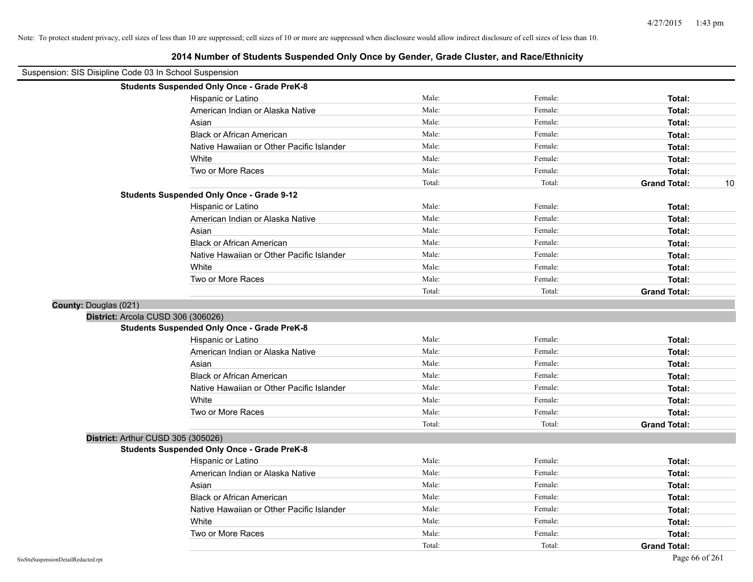Note: To protect student privacy, cell sizes of less than 10 are suppressed; cell sizes of 10 or more are suppressed when disclosure would allow indirect disclosure of cell sizes of less than 10.

# 2014 Number of Students Suspended Only Once by Gender, Grade Cluster, and Race/Ethnicity

Suspension: SIS Disipline Code 03 In School Suspension

**Students Suspended Only Once - Grade PreK-8**

| | | | | |
|---|---|---|---|---|
| Hispanic or Latino | Male: | Female: | **Total:** | |
| American Indian or Alaska Native | Male: | Female: | **Total:** | |
| Asian | Male: | Female: | **Total:** | |
| Black or African American | Male: | Female: | **Total:** | |
| Native Hawaiian or Other Pacific Islander | Male: | Female: | **Total:** | |
| White | Male: | Female: | **Total:** | |
| Two or More Races | Male: | Female: | **Total:** | |
| | Total: | Total: | **Grand Total:** | 10 |

**Students Suspended Only Once - Grade 9-12**

| | | | | |
|---|---|---|---|---|
| Hispanic or Latino | Male: | Female: | **Total:** | |
| American Indian or Alaska Native | Male: | Female: | **Total:** | |
| Asian | Male: | Female: | **Total:** | |
| Black or African American | Male: | Female: | **Total:** | |
| Native Hawaiian or Other Pacific Islander | Male: | Female: | **Total:** | |
| White | Male: | Female: | **Total:** | |
| Two or More Races | Male: | Female: | **Total:** | |
| | Total: | Total: | **Grand Total:** | |

**County:** Douglas (021)

**District:** Arcola CUSD 306 (306026)

**Students Suspended Only Once - Grade PreK-8**

| | | | | |
|---|---|---|---|---|
| Hispanic or Latino | Male: | Female: | **Total:** | |
| American Indian or Alaska Native | Male: | Female: | **Total:** | |
| Asian | Male: | Female: | **Total:** | |
| Black or African American | Male: | Female: | **Total:** | |
| Native Hawaiian or Other Pacific Islander | Male: | Female: | **Total:** | |
| White | Male: | Female: | **Total:** | |
| Two or More Races | Male: | Female: | **Total:** | |
| | Total: | Total: | **Grand Total:** | |

**District:** Arthur CUSD 305 (305026)

**Students Suspended Only Once - Grade PreK-8**

| | | | | |
|---|---|---|---|---|
| Hispanic or Latino | Male: | Female: | **Total:** | |
| American Indian or Alaska Native | Male: | Female: | **Total:** | |
| Asian | Male: | Female: | **Total:** | |
| Black or African American | Male: | Female: | **Total:** | |
| Native Hawaiian or Other Pacific Islander | Male: | Female: | **Total:** | |
| White | Male: | Female: | **Total:** | |
| Two or More Races | Male: | Female: | **Total:** | |
| | Total: | Total: | **Grand Total:** | |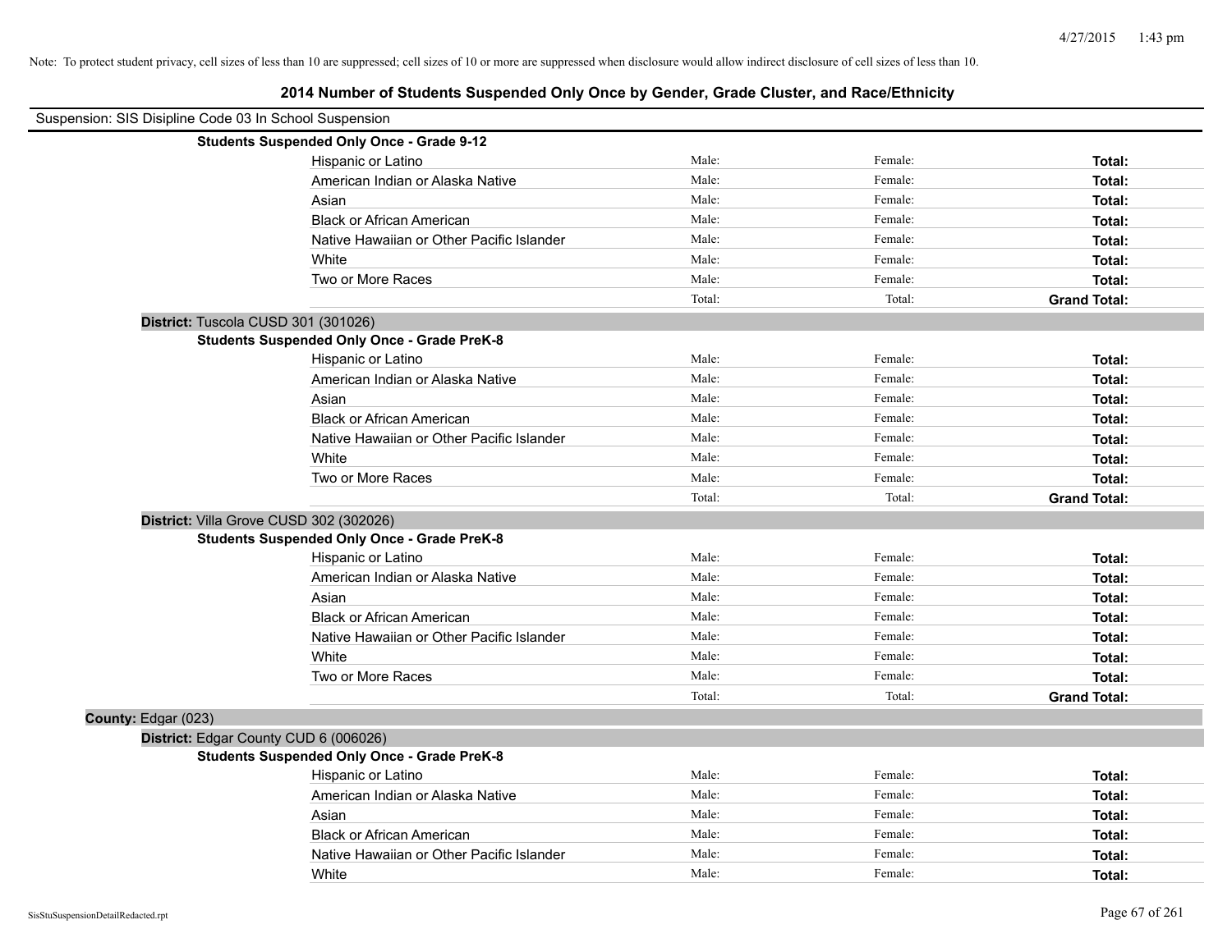Note: To protect student privacy, cell sizes of less than 10 are suppressed; cell sizes of 10 or more are suppressed when disclosure would allow indirect disclosure of cell sizes of less than 10.

# 2014 Number of Students Suspended Only Once by Gender, Grade Cluster, and Race/Ethnicity

Suspension: SIS Disipline Code 03 In School Suspension

**Students Suspended Only Once - Grade 9-12**

| | | | |
|---|---|---|---|
| Hispanic or Latino | Male: | Female: | **Total:** |
| American Indian or Alaska Native | Male: | Female: | **Total:** |
| Asian | Male: | Female: | **Total:** |
| Black or African American | Male: | Female: | **Total:** |
| Native Hawaiian or Other Pacific Islander | Male: | Female: | **Total:** |
| White | Male: | Female: | **Total:** |
| Two or More Races | Male: | Female: | **Total:** |
| | Total: | Total: | **Grand Total:** |

**District:** Tuscola CUSD 301 (301026)

**Students Suspended Only Once - Grade PreK-8**

| | | | |
|---|---|---|---|
| Hispanic or Latino | Male: | Female: | **Total:** |
| American Indian or Alaska Native | Male: | Female: | **Total:** |
| Asian | Male: | Female: | **Total:** |
| Black or African American | Male: | Female: | **Total:** |
| Native Hawaiian or Other Pacific Islander | Male: | Female: | **Total:** |
| White | Male: | Female: | **Total:** |
| Two or More Races | Male: | Female: | **Total:** |
| | Total: | Total: | **Grand Total:** |

**District:** Villa Grove CUSD 302 (302026)

**Students Suspended Only Once - Grade PreK-8**

| | | | |
|---|---|---|---|
| Hispanic or Latino | Male: | Female: | **Total:** |
| American Indian or Alaska Native | Male: | Female: | **Total:** |
| Asian | Male: | Female: | **Total:** |
| Black or African American | Male: | Female: | **Total:** |
| Native Hawaiian or Other Pacific Islander | Male: | Female: | **Total:** |
| White | Male: | Female: | **Total:** |
| Two or More Races | Male: | Female: | **Total:** |
| | Total: | Total: | **Grand Total:** |

**County:** Edgar (023)

**District:** Edgar County CUD 6 (006026)

**Students Suspended Only Once - Grade PreK-8**

| | | | |
|---|---|---|---|
| Hispanic or Latino | Male: | Female: | **Total:** |
| American Indian or Alaska Native | Male: | Female: | **Total:** |
| Asian | Male: | Female: | **Total:** |
| Black or African American | Male: | Female: | **Total:** |
| Native Hawaiian or Other Pacific Islander | Male: | Female: | **Total:** |
| White | Male: | Female: | **Total:** |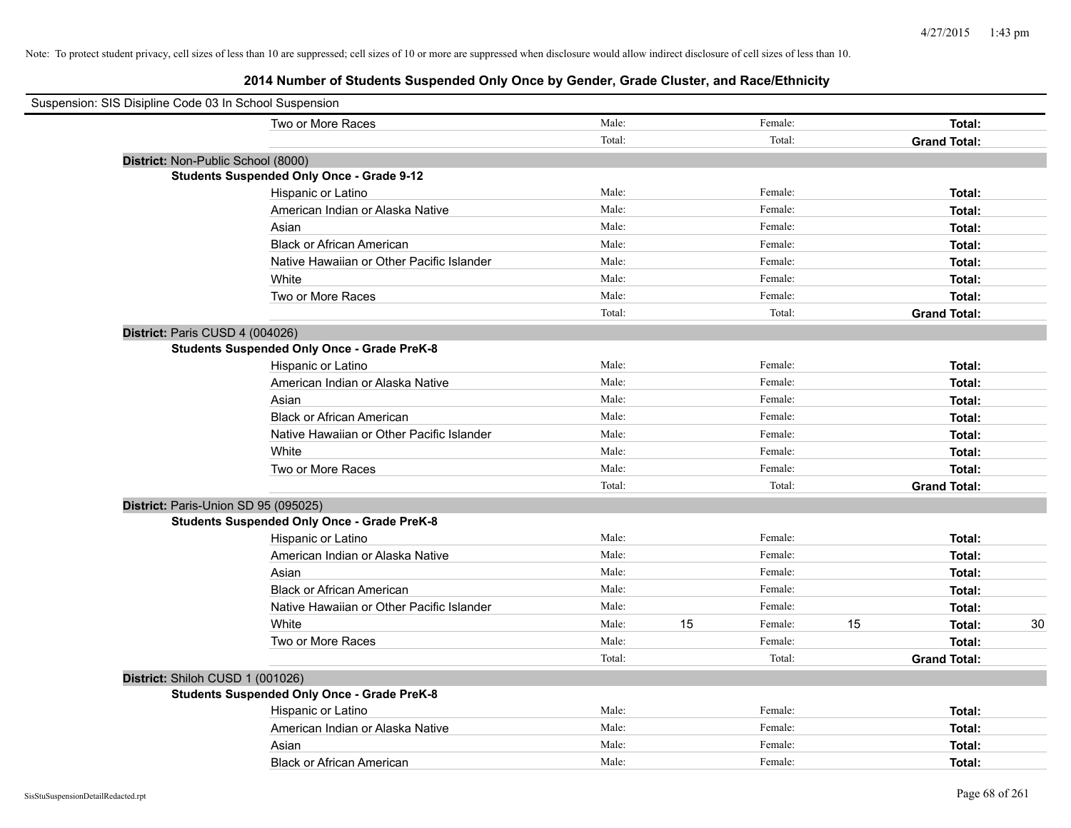Note: To protect student privacy, cell sizes of less than 10 are suppressed; cell sizes of 10 or more are suppressed when disclosure would allow indirect disclosure of cell sizes of less than 10.

## 2014 Number of Students Suspended Only Once by Gender, Grade Cluster, and Race/Ethnicity

Suspension: SIS Disipline Code 03 In School Suspension

| | | | | | | |
|---|---|---|---|---|---|---|
| Two or More Races | Male: | | Female: | | **Total:** | |
| | Total: | | Total: | | **Grand Total:** | |

**District:** Non-Public School (8000)

**Students Suspended Only Once - Grade 9-12**

| | | | | | | |
|---|---|---|---|---|---|---|
| Hispanic or Latino | Male: | | Female: | | **Total:** | |
| American Indian or Alaska Native | Male: | | Female: | | **Total:** | |
| Asian | Male: | | Female: | | **Total:** | |
| Black or African American | Male: | | Female: | | **Total:** | |
| Native Hawaiian or Other Pacific Islander | Male: | | Female: | | **Total:** | |
| White | Male: | | Female: | | **Total:** | |
| Two or More Races | Male: | | Female: | | **Total:** | |
| | Total: | | Total: | | **Grand Total:** | |

**District:** Paris CUSD 4 (004026)

**Students Suspended Only Once - Grade PreK-8**

| | | | | | | |
|---|---|---|---|---|---|---|
| Hispanic or Latino | Male: | | Female: | | **Total:** | |
| American Indian or Alaska Native | Male: | | Female: | | **Total:** | |
| Asian | Male: | | Female: | | **Total:** | |
| Black or African American | Male: | | Female: | | **Total:** | |
| Native Hawaiian or Other Pacific Islander | Male: | | Female: | | **Total:** | |
| White | Male: | | Female: | | **Total:** | |
| Two or More Races | Male: | | Female: | | **Total:** | |
| | Total: | | Total: | | **Grand Total:** | |

**District:** Paris-Union SD 95 (095025)

**Students Suspended Only Once - Grade PreK-8**

| | | | | | | |
|---|---|---|---|---|---|---|
| Hispanic or Latino | Male: | | Female: | | **Total:** | |
| American Indian or Alaska Native | Male: | | Female: | | **Total:** | |
| Asian | Male: | | Female: | | **Total:** | |
| Black or African American | Male: | | Female: | | **Total:** | |
| Native Hawaiian or Other Pacific Islander | Male: | | Female: | | **Total:** | |
| White | Male: | 15 | Female: | 15 | **Total:** | 30 |
| Two or More Races | Male: | | Female: | | **Total:** | |
| | Total: | | Total: | | **Grand Total:** | |

**District:** Shiloh CUSD 1 (001026)

**Students Suspended Only Once - Grade PreK-8**

| | | | | | | |
|---|---|---|---|---|---|---|
| Hispanic or Latino | Male: | | Female: | | **Total:** | |
| American Indian or Alaska Native | Male: | | Female: | | **Total:** | |
| Asian | Male: | | Female: | | **Total:** | |
| Black or African American | Male: | | Female: | | **Total:** | |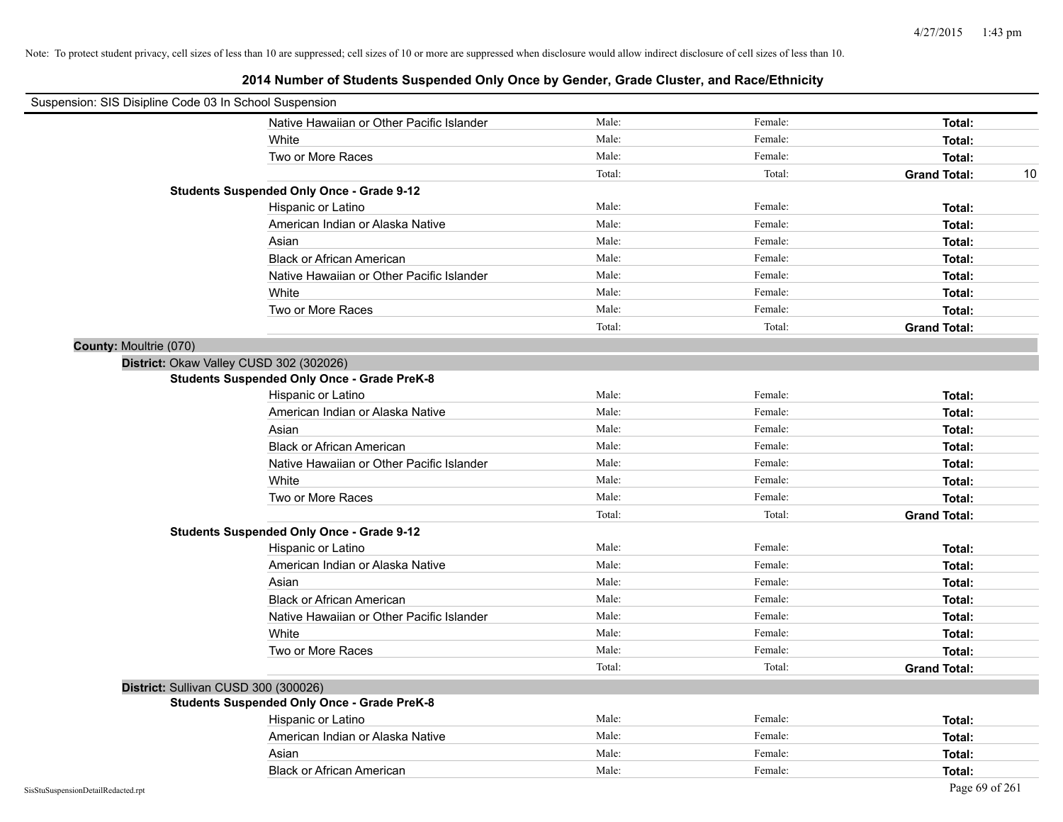Note: To protect student privacy, cell sizes of less than 10 are suppressed; cell sizes of 10 or more are suppressed when disclosure would allow indirect disclosure of cell sizes of less than 10.

# 2014 Number of Students Suspended Only Once by Gender, Grade Cluster, and Race/Ethnicity

Suspension: SIS Disipline Code 03 In School Suspension

| | | | | |
|---|---|---|---|---|
| Native Hawaiian or Other Pacific Islander | Male: | Female: | **Total:** | |
| White | Male: | Female: | **Total:** | |
| Two or More Races | Male: | Female: | **Total:** | |
| | Total: | Total: | **Grand Total:** | 10 |

**Students Suspended Only Once - Grade 9-12**

| | | | | |
|---|---|---|---|---|
| Hispanic or Latino | Male: | Female: | **Total:** | |
| American Indian or Alaska Native | Male: | Female: | **Total:** | |
| Asian | Male: | Female: | **Total:** | |
| Black or African American | Male: | Female: | **Total:** | |
| Native Hawaiian or Other Pacific Islander | Male: | Female: | **Total:** | |
| White | Male: | Female: | **Total:** | |
| Two or More Races | Male: | Female: | **Total:** | |
| | Total: | Total: | **Grand Total:** | |

**County:** Moultrie (070)

**District:** Okaw Valley CUSD 302 (302026)

**Students Suspended Only Once - Grade PreK-8**

| | | | | |
|---|---|---|---|---|
| Hispanic or Latino | Male: | Female: | **Total:** | |
| American Indian or Alaska Native | Male: | Female: | **Total:** | |
| Asian | Male: | Female: | **Total:** | |
| Black or African American | Male: | Female: | **Total:** | |
| Native Hawaiian or Other Pacific Islander | Male: | Female: | **Total:** | |
| White | Male: | Female: | **Total:** | |
| Two or More Races | Male: | Female: | **Total:** | |
| | Total: | Total: | **Grand Total:** | |

**Students Suspended Only Once - Grade 9-12**

| | | | | |
|---|---|---|---|---|
| Hispanic or Latino | Male: | Female: | **Total:** | |
| American Indian or Alaska Native | Male: | Female: | **Total:** | |
| Asian | Male: | Female: | **Total:** | |
| Black or African American | Male: | Female: | **Total:** | |
| Native Hawaiian or Other Pacific Islander | Male: | Female: | **Total:** | |
| White | Male: | Female: | **Total:** | |
| Two or More Races | Male: | Female: | **Total:** | |
| | Total: | Total: | **Grand Total:** | |

**District:** Sullivan CUSD 300 (300026)

**Students Suspended Only Once - Grade PreK-8**

| | | | | |
|---|---|---|---|---|
| Hispanic or Latino | Male: | Female: | **Total:** | |
| American Indian or Alaska Native | Male: | Female: | **Total:** | |
| Asian | Male: | Female: | **Total:** | |
| Black or African American | Male: | Female: | **Total:** | |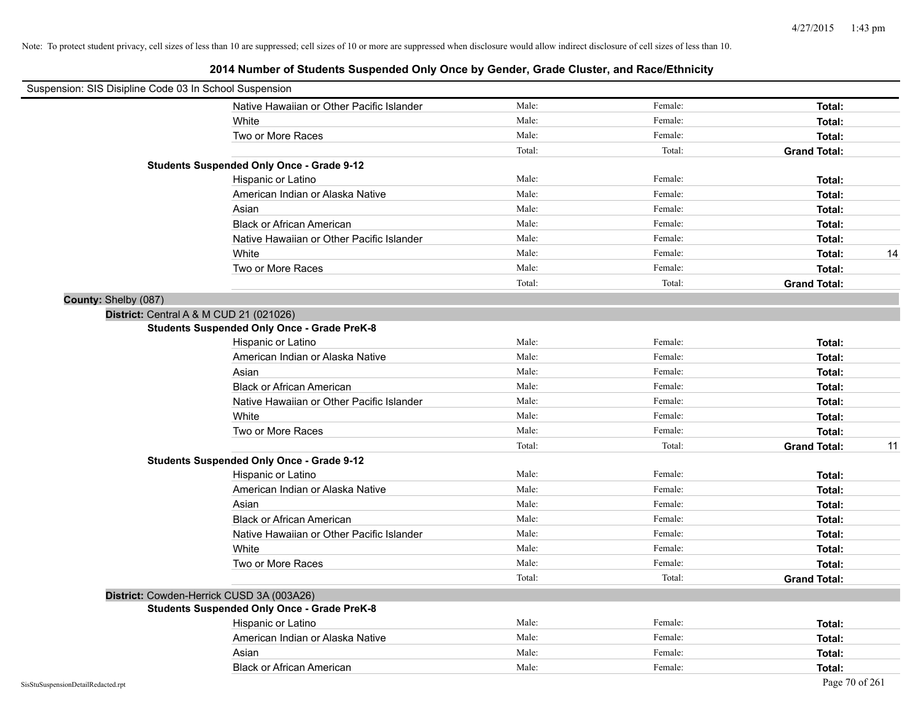Note: To protect student privacy, cell sizes of less than 10 are suppressed; cell sizes of 10 or more are suppressed when disclosure would allow indirect disclosure of cell sizes of less than 10.

# 2014 Number of Students Suspended Only Once by Gender, Grade Cluster, and Race/Ethnicity

Suspension: SIS Disipline Code 03 In School Suspension

| | | | | |
|---|---|---|---|---|
| Native Hawaiian or Other Pacific Islander | Male: | Female: | **Total:** | |
| White | Male: | Female: | **Total:** | |
| Two or More Races | Male: | Female: | **Total:** | |
| | Total: | Total: | **Grand Total:** | |

**Students Suspended Only Once - Grade 9-12**

| | | | | |
|---|---|---|---|---|
| Hispanic or Latino | Male: | Female: | **Total:** | |
| American Indian or Alaska Native | Male: | Female: | **Total:** | |
| Asian | Male: | Female: | **Total:** | |
| Black or African American | Male: | Female: | **Total:** | |
| Native Hawaiian or Other Pacific Islander | Male: | Female: | **Total:** | |
| White | Male: | Female: | **Total:** | 14 |
| Two or More Races | Male: | Female: | **Total:** | |
| | Total: | Total: | **Grand Total:** | |

**County:** Shelby (087)

**District:** Central A & M CUD 21 (021026)

**Students Suspended Only Once - Grade PreK-8**

| | | | | |
|---|---|---|---|---|
| Hispanic or Latino | Male: | Female: | **Total:** | |
| American Indian or Alaska Native | Male: | Female: | **Total:** | |
| Asian | Male: | Female: | **Total:** | |
| Black or African American | Male: | Female: | **Total:** | |
| Native Hawaiian or Other Pacific Islander | Male: | Female: | **Total:** | |
| White | Male: | Female: | **Total:** | |
| Two or More Races | Male: | Female: | **Total:** | |
| | Total: | Total: | **Grand Total:** | 11 |

**Students Suspended Only Once - Grade 9-12**

| | | | | |
|---|---|---|---|---|
| Hispanic or Latino | Male: | Female: | **Total:** | |
| American Indian or Alaska Native | Male: | Female: | **Total:** | |
| Asian | Male: | Female: | **Total:** | |
| Black or African American | Male: | Female: | **Total:** | |
| Native Hawaiian or Other Pacific Islander | Male: | Female: | **Total:** | |
| White | Male: | Female: | **Total:** | |
| Two or More Races | Male: | Female: | **Total:** | |
| | Total: | Total: | **Grand Total:** | |

**District:** Cowden-Herrick CUSD 3A (003A26)

**Students Suspended Only Once - Grade PreK-8**

| | | | | |
|---|---|---|---|---|
| Hispanic or Latino | Male: | Female: | **Total:** | |
| American Indian or Alaska Native | Male: | Female: | **Total:** | |
| Asian | Male: | Female: | **Total:** | |
| Black or African American | Male: | Female: | **Total:** | |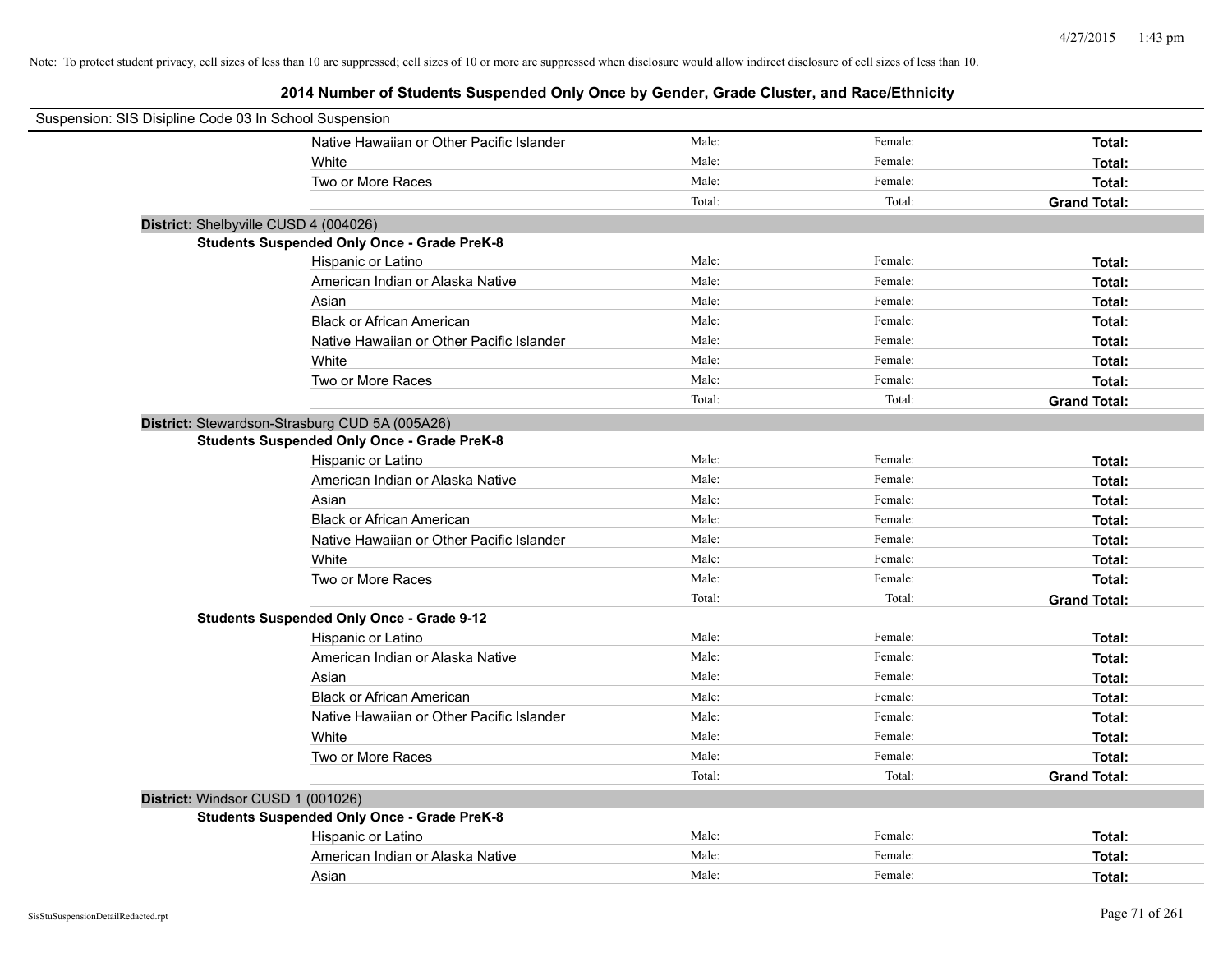Note: To protect student privacy, cell sizes of less than 10 are suppressed; cell sizes of 10 or more are suppressed when disclosure would allow indirect disclosure of cell sizes of less than 10.

## 2014 Number of Students Suspended Only Once by Gender, Grade Cluster, and Race/Ethnicity

Suspension: SIS Disipline Code 03 In School Suspension

| | | | |
|---|---|---|---|
| Native Hawaiian or Other Pacific Islander | Male: | Female: | **Total:** |
| White | Male: | Female: | **Total:** |
| Two or More Races | Male: | Female: | **Total:** |
| | Total: | Total: | **Grand Total:** |

**District:** Shelbyville CUSD 4 (004026)

**Students Suspended Only Once - Grade PreK-8**

| | | | |
|---|---|---|---|
| Hispanic or Latino | Male: | Female: | **Total:** |
| American Indian or Alaska Native | Male: | Female: | **Total:** |
| Asian | Male: | Female: | **Total:** |
| Black or African American | Male: | Female: | **Total:** |
| Native Hawaiian or Other Pacific Islander | Male: | Female: | **Total:** |
| White | Male: | Female: | **Total:** |
| Two or More Races | Male: | Female: | **Total:** |
| | Total: | Total: | **Grand Total:** |

**District:** Stewardson-Strasburg CUD 5A (005A26)

**Students Suspended Only Once - Grade PreK-8**

| | | | |
|---|---|---|---|
| Hispanic or Latino | Male: | Female: | **Total:** |
| American Indian or Alaska Native | Male: | Female: | **Total:** |
| Asian | Male: | Female: | **Total:** |
| Black or African American | Male: | Female: | **Total:** |
| Native Hawaiian or Other Pacific Islander | Male: | Female: | **Total:** |
| White | Male: | Female: | **Total:** |
| Two or More Races | Male: | Female: | **Total:** |
| | Total: | Total: | **Grand Total:** |

**Students Suspended Only Once - Grade 9-12**

| | | | |
|---|---|---|---|
| Hispanic or Latino | Male: | Female: | **Total:** |
| American Indian or Alaska Native | Male: | Female: | **Total:** |
| Asian | Male: | Female: | **Total:** |
| Black or African American | Male: | Female: | **Total:** |
| Native Hawaiian or Other Pacific Islander | Male: | Female: | **Total:** |
| White | Male: | Female: | **Total:** |
| Two or More Races | Male: | Female: | **Total:** |
| | Total: | Total: | **Grand Total:** |

**District:** Windsor CUSD 1 (001026)

**Students Suspended Only Once - Grade PreK-8**

| | | | |
|---|---|---|---|
| Hispanic or Latino | Male: | Female: | **Total:** |
| American Indian or Alaska Native | Male: | Female: | **Total:** |
| Asian | Male: | Female: | **Total:** |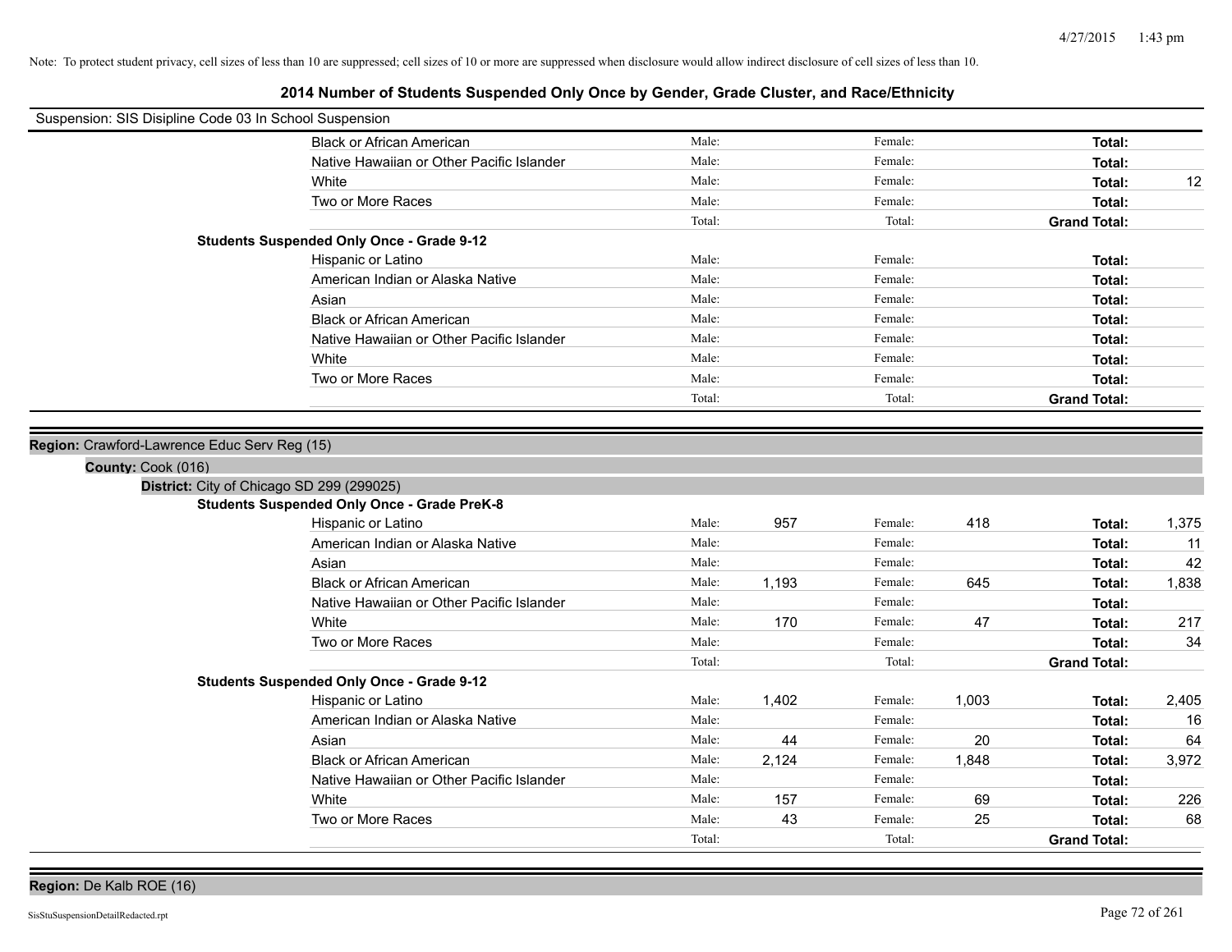Note: To protect student privacy, cell sizes of less than 10 are suppressed; cell sizes of 10 or more are suppressed when disclosure would allow indirect disclosure of cell sizes of less than 10.

## 2014 Number of Students Suspended Only Once by Gender, Grade Cluster, and Race/Ethnicity

Suspension: SIS Disipline Code 03 In School Suspension

| | | | | | | |
|---|---|---|---|---|---|---|
| Black or African American | Male: | | Female: | | **Total:** | |
| Native Hawaiian or Other Pacific Islander | Male: | | Female: | | **Total:** | |
| White | Male: | | Female: | | **Total:** | 12 |
| Two or More Races | Male: | | Female: | | **Total:** | |
| | Total: | | Total: | | **Grand Total:** | |

**Students Suspended Only Once - Grade 9-12**

| | | | | | | |
|---|---|---|---|---|---|---|
| Hispanic or Latino | Male: | | Female: | | **Total:** | |
| American Indian or Alaska Native | Male: | | Female: | | **Total:** | |
| Asian | Male: | | Female: | | **Total:** | |
| Black or African American | Male: | | Female: | | **Total:** | |
| Native Hawaiian or Other Pacific Islander | Male: | | Female: | | **Total:** | |
| White | Male: | | Female: | | **Total:** | |
| Two or More Races | Male: | | Female: | | **Total:** | |
| | Total: | | Total: | | **Grand Total:** | |

**Region:** Crawford-Lawrence Educ Serv Reg (15)

**County:** Cook (016)

**District:** City of Chicago SD 299 (299025)

**Students Suspended Only Once - Grade PreK-8**

| | | | | | | |
|---|---|---|---|---|---|---|
| Hispanic or Latino | Male: | 957 | Female: | 418 | **Total:** | 1,375 |
| American Indian or Alaska Native | Male: | | Female: | | **Total:** | 11 |
| Asian | Male: | | Female: | | **Total:** | 42 |
| Black or African American | Male: | 1,193 | Female: | 645 | **Total:** | 1,838 |
| Native Hawaiian or Other Pacific Islander | Male: | | Female: | | **Total:** | |
| White | Male: | 170 | Female: | 47 | **Total:** | 217 |
| Two or More Races | Male: | | Female: | | **Total:** | 34 |
| | Total: | | Total: | | **Grand Total:** | |

**Students Suspended Only Once - Grade 9-12**

| | | | | | | |
|---|---|---|---|---|---|---|
| Hispanic or Latino | Male: | 1,402 | Female: | 1,003 | **Total:** | 2,405 |
| American Indian or Alaska Native | Male: | | Female: | | **Total:** | 16 |
| Asian | Male: | 44 | Female: | 20 | **Total:** | 64 |
| Black or African American | Male: | 2,124 | Female: | 1,848 | **Total:** | 3,972 |
| Native Hawaiian or Other Pacific Islander | Male: | | Female: | | **Total:** | |
| White | Male: | 157 | Female: | 69 | **Total:** | 226 |
| Two or More Races | Male: | 43 | Female: | 25 | **Total:** | 68 |
| | Total: | | Total: | | **Grand Total:** | |

**Region:** De Kalb ROE (16)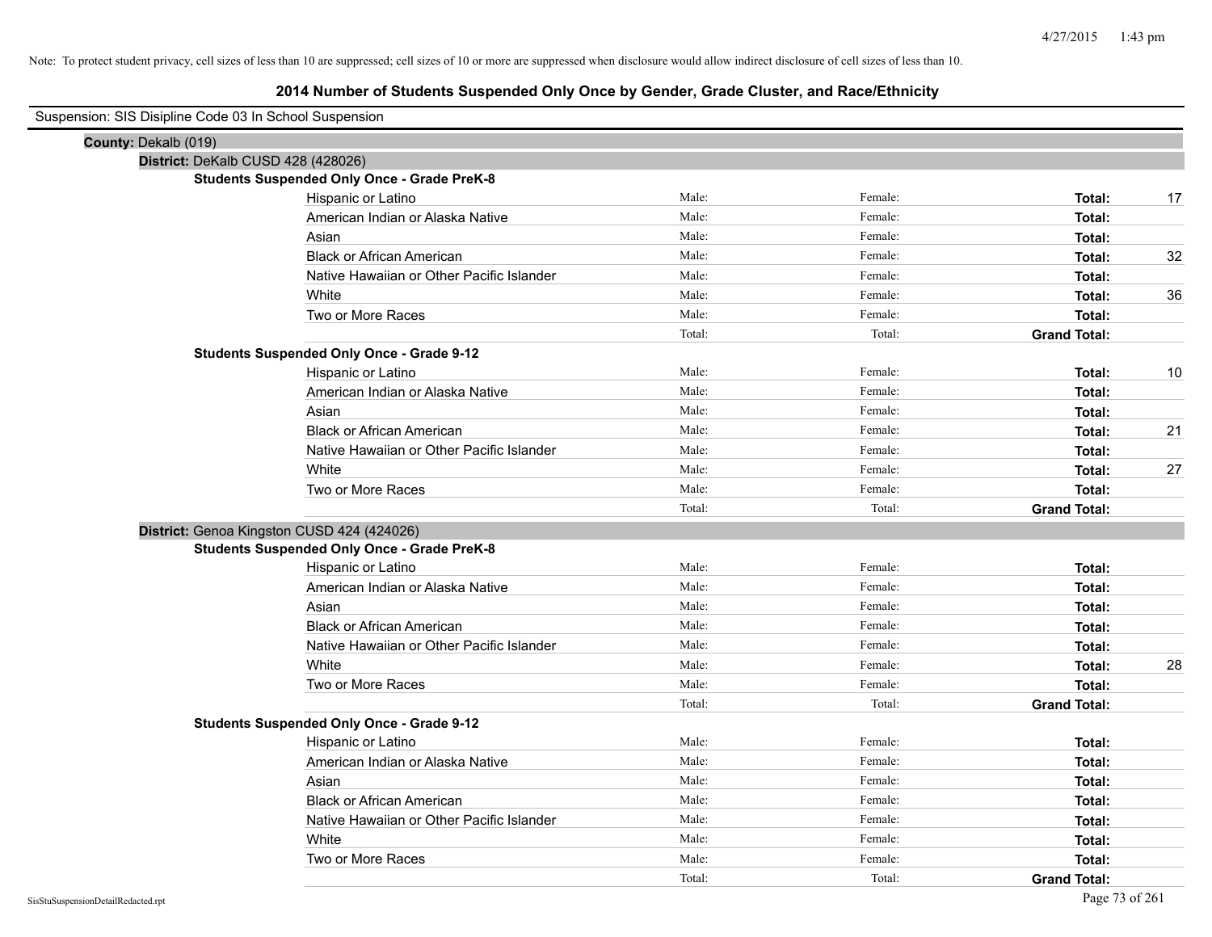Note: To protect student privacy, cell sizes of less than 10 are suppressed; cell sizes of 10 or more are suppressed when disclosure would allow indirect disclosure of cell sizes of less than 10.

# 2014 Number of Students Suspended Only Once by Gender, Grade Cluster, and Race/Ethnicity

Suspension: SIS Disipline Code 03 In School Suspension

**County:** Dekalb (019)

**District:** DeKalb CUSD 428 (428026)

**Students Suspended Only Once - Grade PreK-8**

| Race/Ethnicity | Male | Female | Total | |
|---|---|---|---|---|
| Hispanic or Latino | Male: | Female: | **Total:** | 17 |
| American Indian or Alaska Native | Male: | Female: | **Total:** | |
| Asian | Male: | Female: | **Total:** | |
| Black or African American | Male: | Female: | **Total:** | 32 |
| Native Hawaiian or Other Pacific Islander | Male: | Female: | **Total:** | |
| White | Male: | Female: | **Total:** | 36 |
| Two or More Races | Male: | Female: | **Total:** | |
| | Total: | Total: | **Grand Total:** | |

**Students Suspended Only Once - Grade 9-12**

| Race/Ethnicity | Male | Female | Total | |
|---|---|---|---|---|
| Hispanic or Latino | Male: | Female: | **Total:** | 10 |
| American Indian or Alaska Native | Male: | Female: | **Total:** | |
| Asian | Male: | Female: | **Total:** | |
| Black or African American | Male: | Female: | **Total:** | 21 |
| Native Hawaiian or Other Pacific Islander | Male: | Female: | **Total:** | |
| White | Male: | Female: | **Total:** | 27 |
| Two or More Races | Male: | Female: | **Total:** | |
| | Total: | Total: | **Grand Total:** | |

**District:** Genoa Kingston CUSD 424 (424026)

**Students Suspended Only Once - Grade PreK-8**

| Race/Ethnicity | Male | Female | Total | |
|---|---|---|---|---|
| Hispanic or Latino | Male: | Female: | **Total:** | |
| American Indian or Alaska Native | Male: | Female: | **Total:** | |
| Asian | Male: | Female: | **Total:** | |
| Black or African American | Male: | Female: | **Total:** | |
| Native Hawaiian or Other Pacific Islander | Male: | Female: | **Total:** | |
| White | Male: | Female: | **Total:** | 28 |
| Two or More Races | Male: | Female: | **Total:** | |
| | Total: | Total: | **Grand Total:** | |

**Students Suspended Only Once - Grade 9-12**

| Race/Ethnicity | Male | Female | Total | |
|---|---|---|---|---|
| Hispanic or Latino | Male: | Female: | **Total:** | |
| American Indian or Alaska Native | Male: | Female: | **Total:** | |
| Asian | Male: | Female: | **Total:** | |
| Black or African American | Male: | Female: | **Total:** | |
| Native Hawaiian or Other Pacific Islander | Male: | Female: | **Total:** | |
| White | Male: | Female: | **Total:** | |
| Two or More Races | Male: | Female: | **Total:** | |
| | Total: | Total: | **Grand Total:** | |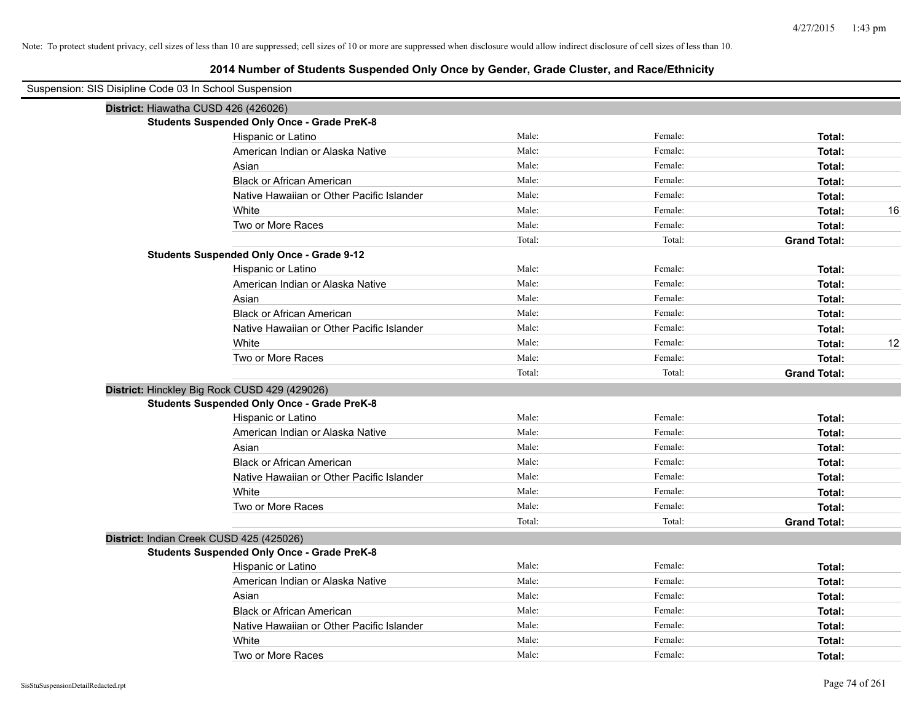Note: To protect student privacy, cell sizes of less than 10 are suppressed; cell sizes of 10 or more are suppressed when disclosure would allow indirect disclosure of cell sizes of less than 10.

## 2014 Number of Students Suspended Only Once by Gender, Grade Cluster, and Race/Ethnicity

Suspension: SIS Disipline Code 03 In School Suspension

**District:** Hiawatha CUSD 426 (426026)

**Students Suspended Only Once - Grade PreK-8**

| Race/Ethnicity | Male: | Female: | Total: | |
|---|---|---|---|---|
| Hispanic or Latino | Male: | Female: | **Total:** | |
| American Indian or Alaska Native | Male: | Female: | **Total:** | |
| Asian | Male: | Female: | **Total:** | |
| Black or African American | Male: | Female: | **Total:** | |
| Native Hawaiian or Other Pacific Islander | Male: | Female: | **Total:** | |
| White | Male: | Female: | **Total:** | 16 |
| Two or More Races | Male: | Female: | **Total:** | |
| | Total: | Total: | **Grand Total:** | |

**Students Suspended Only Once - Grade 9-12**

| Race/Ethnicity | Male: | Female: | Total: | |
|---|---|---|---|---|
| Hispanic or Latino | Male: | Female: | **Total:** | |
| American Indian or Alaska Native | Male: | Female: | **Total:** | |
| Asian | Male: | Female: | **Total:** | |
| Black or African American | Male: | Female: | **Total:** | |
| Native Hawaiian or Other Pacific Islander | Male: | Female: | **Total:** | |
| White | Male: | Female: | **Total:** | 12 |
| Two or More Races | Male: | Female: | **Total:** | |
| | Total: | Total: | **Grand Total:** | |

**District:** Hinckley Big Rock CUSD 429 (429026)

**Students Suspended Only Once - Grade PreK-8**

| Race/Ethnicity | Male: | Female: | Total: | |
|---|---|---|---|---|
| Hispanic or Latino | Male: | Female: | **Total:** | |
| American Indian or Alaska Native | Male: | Female: | **Total:** | |
| Asian | Male: | Female: | **Total:** | |
| Black or African American | Male: | Female: | **Total:** | |
| Native Hawaiian or Other Pacific Islander | Male: | Female: | **Total:** | |
| White | Male: | Female: | **Total:** | |
| Two or More Races | Male: | Female: | **Total:** | |
| | Total: | Total: | **Grand Total:** | |

**District:** Indian Creek CUSD 425 (425026)

**Students Suspended Only Once - Grade PreK-8**

| Race/Ethnicity | Male: | Female: | Total: | |
|---|---|---|---|---|
| Hispanic or Latino | Male: | Female: | **Total:** | |
| American Indian or Alaska Native | Male: | Female: | **Total:** | |
| Asian | Male: | Female: | **Total:** | |
| Black or African American | Male: | Female: | **Total:** | |
| Native Hawaiian or Other Pacific Islander | Male: | Female: | **Total:** | |
| White | Male: | Female: | **Total:** | |
| Two or More Races | Male: | Female: | **Total:** | |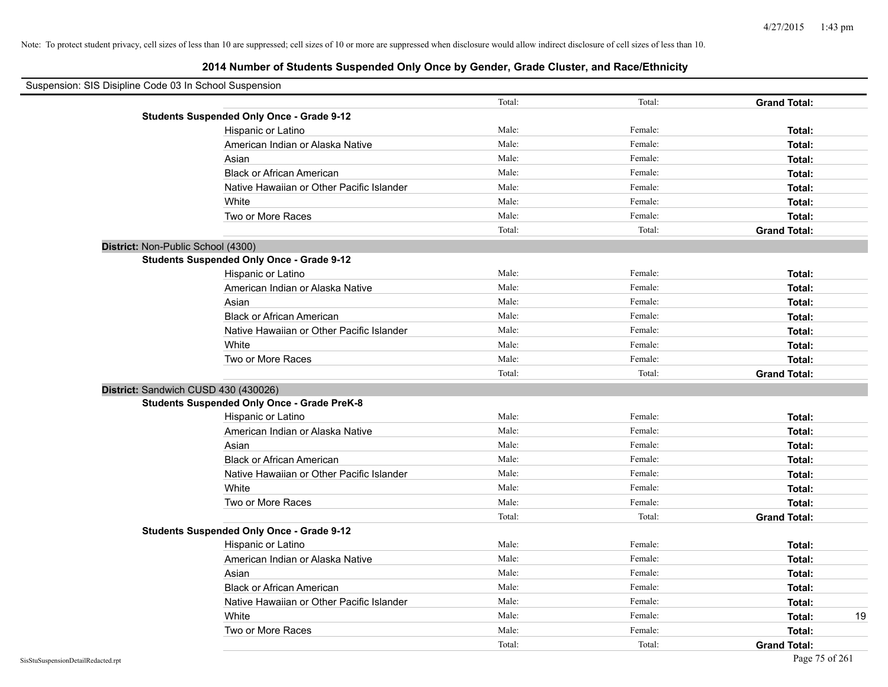Note: To protect student privacy, cell sizes of less than 10 are suppressed; cell sizes of 10 or more are suppressed when disclosure would allow indirect disclosure of cell sizes of less than 10.

# 2014 Number of Students Suspended Only Once by Gender, Grade Cluster, and Race/Ethnicity

Suspension: SIS Disipline Code 03 In School Suspension

| | | | | | |
|---|---|---|---|---|---|
| | | Total: | Total: | **Grand Total:** | |
| **Students Suspended Only Once - Grade 9-12** | | | | | |
| | Hispanic or Latino | Male: | Female: | **Total:** | |
| | American Indian or Alaska Native | Male: | Female: | **Total:** | |
| | Asian | Male: | Female: | **Total:** | |
| | Black or African American | Male: | Female: | **Total:** | |
| | Native Hawaiian or Other Pacific Islander | Male: | Female: | **Total:** | |
| | White | Male: | Female: | **Total:** | |
| | Two or More Races | Male: | Female: | **Total:** | |
| | | Total: | Total: | **Grand Total:** | |
| **District:** Non-Public School (4300) | | | | | |
| **Students Suspended Only Once - Grade 9-12** | | | | | |
| | Hispanic or Latino | Male: | Female: | **Total:** | |
| | American Indian or Alaska Native | Male: | Female: | **Total:** | |
| | Asian | Male: | Female: | **Total:** | |
| | Black or African American | Male: | Female: | **Total:** | |
| | Native Hawaiian or Other Pacific Islander | Male: | Female: | **Total:** | |
| | White | Male: | Female: | **Total:** | |
| | Two or More Races | Male: | Female: | **Total:** | |
| | | Total: | Total: | **Grand Total:** | |
| **District:** Sandwich CUSD 430 (430026) | | | | | |
| **Students Suspended Only Once - Grade PreK-8** | | | | | |
| | Hispanic or Latino | Male: | Female: | **Total:** | |
| | American Indian or Alaska Native | Male: | Female: | **Total:** | |
| | Asian | Male: | Female: | **Total:** | |
| | Black or African American | Male: | Female: | **Total:** | |
| | Native Hawaiian or Other Pacific Islander | Male: | Female: | **Total:** | |
| | White | Male: | Female: | **Total:** | |
| | Two or More Races | Male: | Female: | **Total:** | |
| | | Total: | Total: | **Grand Total:** | |
| **Students Suspended Only Once - Grade 9-12** | | | | | |
| | Hispanic or Latino | Male: | Female: | **Total:** | |
| | American Indian or Alaska Native | Male: | Female: | **Total:** | |
| | Asian | Male: | Female: | **Total:** | |
| | Black or African American | Male: | Female: | **Total:** | |
| | Native Hawaiian or Other Pacific Islander | Male: | Female: | **Total:** | |
| | White | Male: | Female: | **Total:** | 19 |
| | Two or More Races | Male: | Female: | **Total:** | |
| | | Total: | Total: | **Grand Total:** | |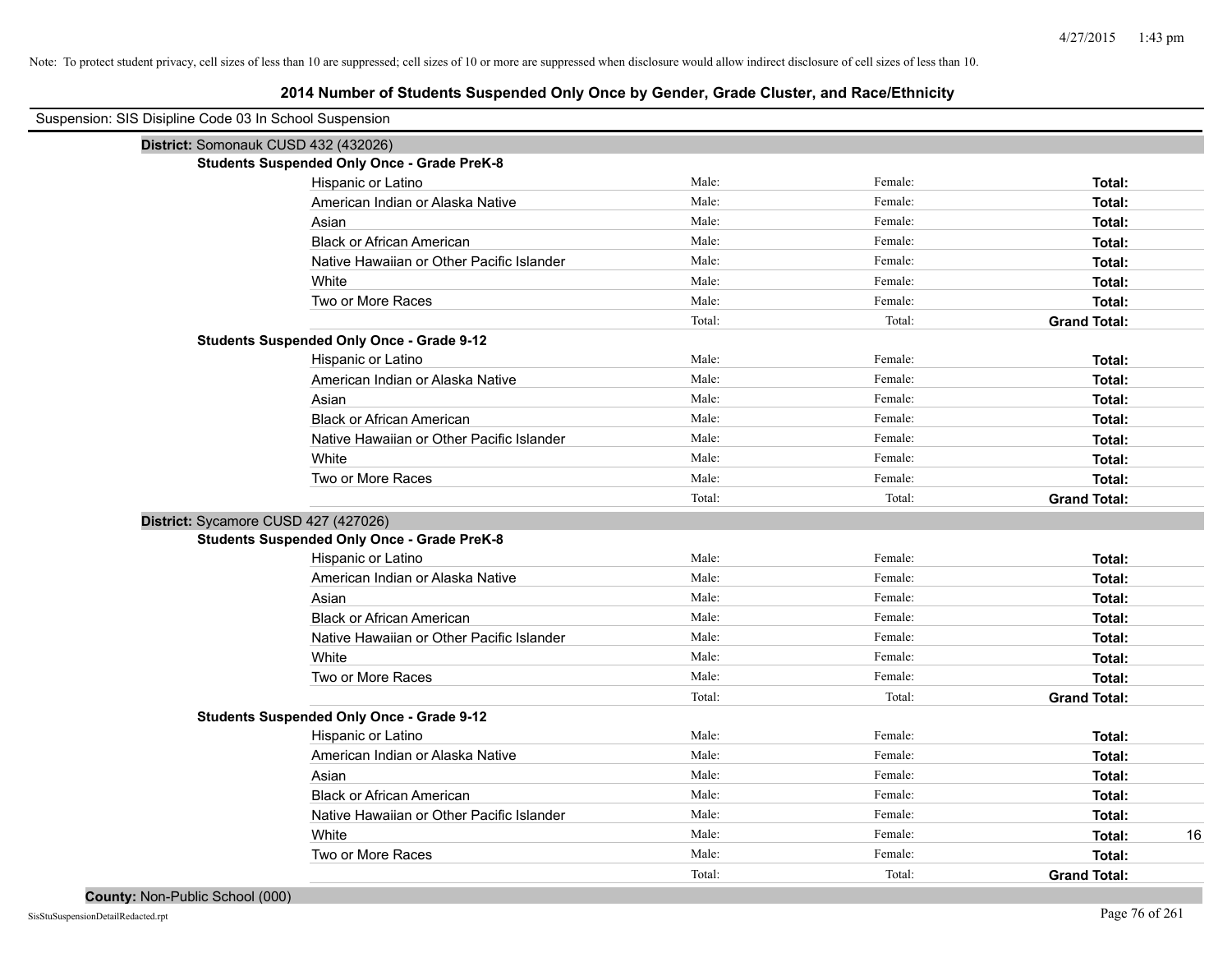Note: To protect student privacy, cell sizes of less than 10 are suppressed; cell sizes of 10 or more are suppressed when disclosure would allow indirect disclosure of cell sizes of less than 10.

# 2014 Number of Students Suspended Only Once by Gender, Grade Cluster, and Race/Ethnicity

Suspension: SIS Disipline Code 03 In School Suspension

## District: Somonauk CUSD 432 (432026)

### Students Suspended Only Once - Grade PreK-8

| Race/Ethnicity | Male: | Female: | Total: |
|---|---|---|---|
| Hispanic or Latino | | | |
| American Indian or Alaska Native | | | |
| Asian | | | |
| Black or African American | | | |
| Native Hawaiian or Other Pacific Islander | | | |
| White | | | |
| Two or More Races | | | |
| | Total: | Total: | **Grand Total:** |

### Students Suspended Only Once - Grade 9-12

| Race/Ethnicity | Male: | Female: | Total: |
|---|---|---|---|
| Hispanic or Latino | | | |
| American Indian or Alaska Native | | | |
| Asian | | | |
| Black or African American | | | |
| Native Hawaiian or Other Pacific Islander | | | |
| White | | | |
| Two or More Races | | | |
| | Total: | Total: | **Grand Total:** |

## District: Sycamore CUSD 427 (427026)

### Students Suspended Only Once - Grade PreK-8

| Race/Ethnicity | Male: | Female: | Total: |
|---|---|---|---|
| Hispanic or Latino | | | |
| American Indian or Alaska Native | | | |
| Asian | | | |
| Black or African American | | | |
| Native Hawaiian or Other Pacific Islander | | | |
| White | | | |
| Two or More Races | | | |
| | Total: | Total: | **Grand Total:** |

### Students Suspended Only Once - Grade 9-12

| Race/Ethnicity | Male: | Female: | Total: |
|---|---|---|---|
| Hispanic or Latino | | | |
| American Indian or Alaska Native | | | |
| Asian | | | |
| Black or African American | | | |
| Native Hawaiian or Other Pacific Islander | | | |
| White | | | 16 |
| Two or More Races | | | |
| | Total: | Total: | **Grand Total:** |

## County: Non-Public School (000)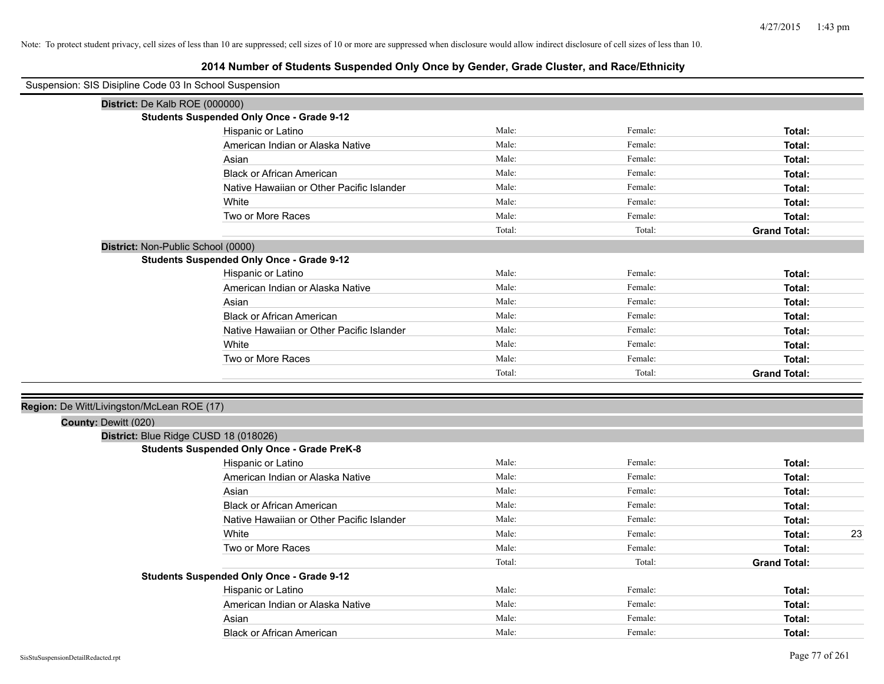Note: To protect student privacy, cell sizes of less than 10 are suppressed; cell sizes of 10 or more are suppressed when disclosure would allow indirect disclosure of cell sizes of less than 10.

## 2014 Number of Students Suspended Only Once by Gender, Grade Cluster, and Race/Ethnicity

Suspension: SIS Disipline Code 03 In School Suspension

**District:** De Kalb ROE (000000)

**Students Suspended Only Once - Grade 9-12**

| | | | | |
|---|---|---|---|---|
| Hispanic or Latino | Male: | Female: | **Total:** | |
| American Indian or Alaska Native | Male: | Female: | **Total:** | |
| Asian | Male: | Female: | **Total:** | |
| Black or African American | Male: | Female: | **Total:** | |
| Native Hawaiian or Other Pacific Islander | Male: | Female: | **Total:** | |
| White | Male: | Female: | **Total:** | |
| Two or More Races | Male: | Female: | **Total:** | |
| | Total: | Total: | **Grand Total:** | |

**District:** Non-Public School (0000)

**Students Suspended Only Once - Grade 9-12**

| | | | | |
|---|---|---|---|---|
| Hispanic or Latino | Male: | Female: | **Total:** | |
| American Indian or Alaska Native | Male: | Female: | **Total:** | |
| Asian | Male: | Female: | **Total:** | |
| Black or African American | Male: | Female: | **Total:** | |
| Native Hawaiian or Other Pacific Islander | Male: | Female: | **Total:** | |
| White | Male: | Female: | **Total:** | |
| Two or More Races | Male: | Female: | **Total:** | |
| | Total: | Total: | **Grand Total:** | |

**Region:** De Witt/Livingston/McLean ROE (17)

**County:** Dewitt (020)

**District:** Blue Ridge CUSD 18 (018026)

**Students Suspended Only Once - Grade PreK-8**

| | | | | |
|---|---|---|---|---|
| Hispanic or Latino | Male: | Female: | **Total:** | |
| American Indian or Alaska Native | Male: | Female: | **Total:** | |
| Asian | Male: | Female: | **Total:** | |
| Black or African American | Male: | Female: | **Total:** | |
| Native Hawaiian or Other Pacific Islander | Male: | Female: | **Total:** | |
| White | Male: | Female: | **Total:** | 23 |
| Two or More Races | Male: | Female: | **Total:** | |
| | Total: | Total: | **Grand Total:** | |

**Students Suspended Only Once - Grade 9-12**

| | | | | |
|---|---|---|---|---|
| Hispanic or Latino | Male: | Female: | **Total:** | |
| American Indian or Alaska Native | Male: | Female: | **Total:** | |
| Asian | Male: | Female: | **Total:** | |
| Black or African American | Male: | Female: | **Total:** | |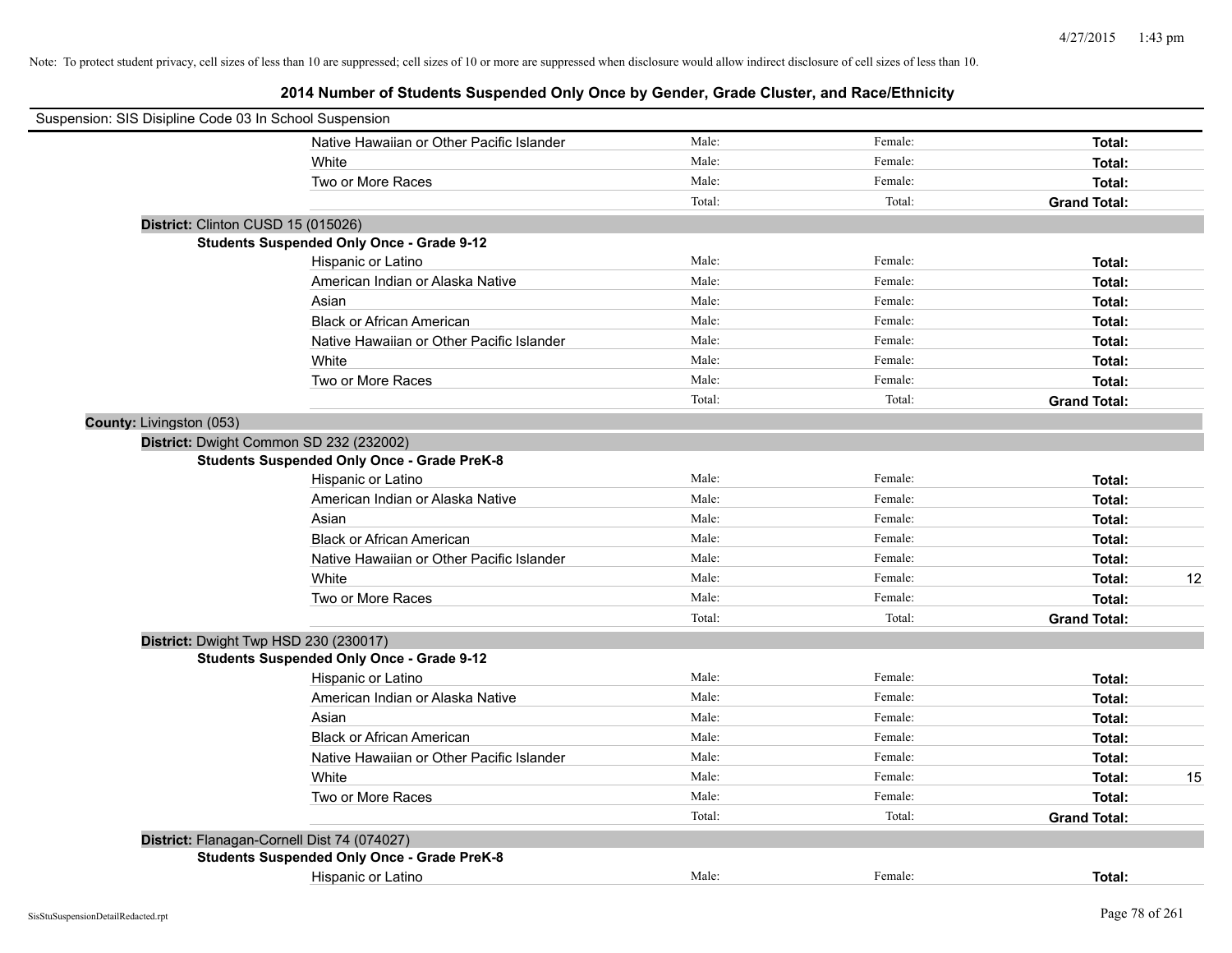Note: To protect student privacy, cell sizes of less than 10 are suppressed; cell sizes of 10 or more are suppressed when disclosure would allow indirect disclosure of cell sizes of less than 10.

# 2014 Number of Students Suspended Only Once by Gender, Grade Cluster, and Race/Ethnicity

Suspension: SIS Disipline Code 03 In School Suspension

| | | | |
|---|---|---|---|
| Native Hawaiian or Other Pacific Islander | Male: | Female: | **Total:** |
| White | Male: | Female: | **Total:** |
| Two or More Races | Male: | Female: | **Total:** |
| | Total: | Total: | **Grand Total:** |

**District:** Clinton CUSD 15 (015026)

**Students Suspended Only Once - Grade 9-12**

| | | | |
|---|---|---|---|
| Hispanic or Latino | Male: | Female: | **Total:** |
| American Indian or Alaska Native | Male: | Female: | **Total:** |
| Asian | Male: | Female: | **Total:** |
| Black or African American | Male: | Female: | **Total:** |
| Native Hawaiian or Other Pacific Islander | Male: | Female: | **Total:** |
| White | Male: | Female: | **Total:** |
| Two or More Races | Male: | Female: | **Total:** |
| | Total: | Total: | **Grand Total:** |

**County:** Livingston (053)

**District:** Dwight Common SD 232 (232002)

**Students Suspended Only Once - Grade PreK-8**

| | | | |
|---|---|---|---|
| Hispanic or Latino | Male: | Female: | **Total:** |
| American Indian or Alaska Native | Male: | Female: | **Total:** |
| Asian | Male: | Female: | **Total:** |
| Black or African American | Male: | Female: | **Total:** |
| Native Hawaiian or Other Pacific Islander | Male: | Female: | **Total:** |
| White | Male: | Female: | **Total:** 12 |
| Two or More Races | Male: | Female: | **Total:** |
| | Total: | Total: | **Grand Total:** |

**District:** Dwight Twp HSD 230 (230017)

**Students Suspended Only Once - Grade 9-12**

| | | | |
|---|---|---|---|
| Hispanic or Latino | Male: | Female: | **Total:** |
| American Indian or Alaska Native | Male: | Female: | **Total:** |
| Asian | Male: | Female: | **Total:** |
| Black or African American | Male: | Female: | **Total:** |
| Native Hawaiian or Other Pacific Islander | Male: | Female: | **Total:** |
| White | Male: | Female: | **Total:** 15 |
| Two or More Races | Male: | Female: | **Total:** |
| | Total: | Total: | **Grand Total:** |

**District:** Flanagan-Cornell Dist 74 (074027)

**Students Suspended Only Once - Grade PreK-8**

| | | | |
|---|---|---|---|
| Hispanic or Latino | Male: | Female: | **Total:** |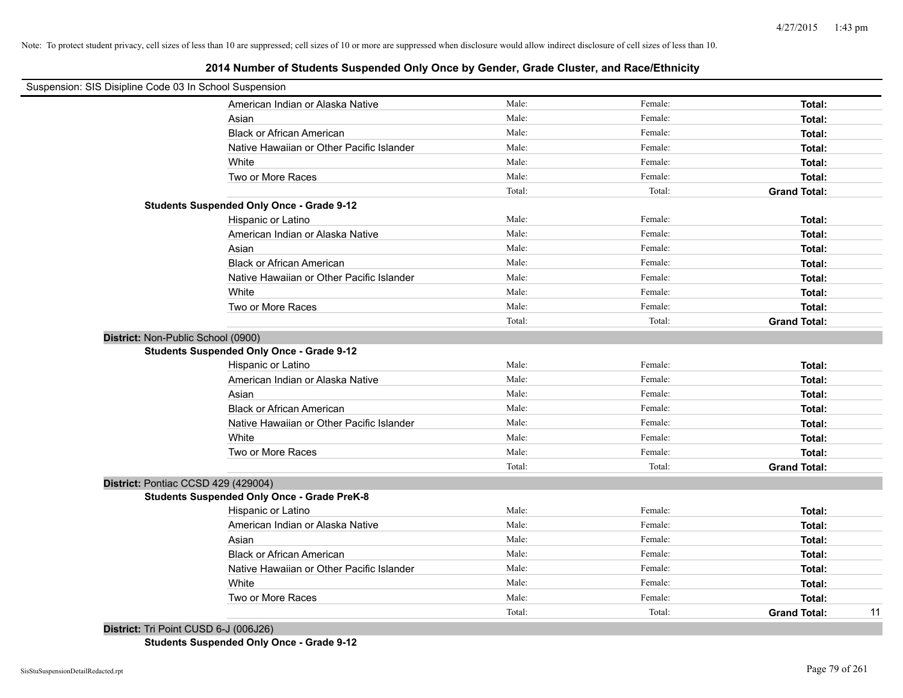Note: To protect student privacy, cell sizes of less than 10 are suppressed; cell sizes of 10 or more are suppressed when disclosure would allow indirect disclosure of cell sizes of less than 10.

## 2014 Number of Students Suspended Only Once by Gender, Grade Cluster, and Race/Ethnicity

Suspension: SIS Disipline Code 03 In School Suspension

| | | | | |
|---|---|---|---|---|
| American Indian or Alaska Native | Male: | Female: | **Total:** | |
| Asian | Male: | Female: | **Total:** | |
| Black or African American | Male: | Female: | **Total:** | |
| Native Hawaiian or Other Pacific Islander | Male: | Female: | **Total:** | |
| White | Male: | Female: | **Total:** | |
| Two or More Races | Male: | Female: | **Total:** | |
| | Total: | Total: | **Grand Total:** | |

**Students Suspended Only Once - Grade 9-12**

| | | | | |
|---|---|---|---|---|
| Hispanic or Latino | Male: | Female: | **Total:** | |
| American Indian or Alaska Native | Male: | Female: | **Total:** | |
| Asian | Male: | Female: | **Total:** | |
| Black or African American | Male: | Female: | **Total:** | |
| Native Hawaiian or Other Pacific Islander | Male: | Female: | **Total:** | |
| White | Male: | Female: | **Total:** | |
| Two or More Races | Male: | Female: | **Total:** | |
| | Total: | Total: | **Grand Total:** | |

**District:** Non-Public School (0900)

**Students Suspended Only Once - Grade 9-12**

| | | | | |
|---|---|---|---|---|
| Hispanic or Latino | Male: | Female: | **Total:** | |
| American Indian or Alaska Native | Male: | Female: | **Total:** | |
| Asian | Male: | Female: | **Total:** | |
| Black or African American | Male: | Female: | **Total:** | |
| Native Hawaiian or Other Pacific Islander | Male: | Female: | **Total:** | |
| White | Male: | Female: | **Total:** | |
| Two or More Races | Male: | Female: | **Total:** | |
| | Total: | Total: | **Grand Total:** | |

**District:** Pontiac CCSD 429 (429004)

**Students Suspended Only Once - Grade PreK-8**

| | | | | |
|---|---|---|---|---|
| Hispanic or Latino | Male: | Female: | **Total:** | |
| American Indian or Alaska Native | Male: | Female: | **Total:** | |
| Asian | Male: | Female: | **Total:** | |
| Black or African American | Male: | Female: | **Total:** | |
| Native Hawaiian or Other Pacific Islander | Male: | Female: | **Total:** | |
| White | Male: | Female: | **Total:** | |
| Two or More Races | Male: | Female: | **Total:** | |
| | Total: | Total: | **Grand Total:** | 11 |

**District:** Tri Point CUSD 6-J (006J26)

**Students Suspended Only Once - Grade 9-12**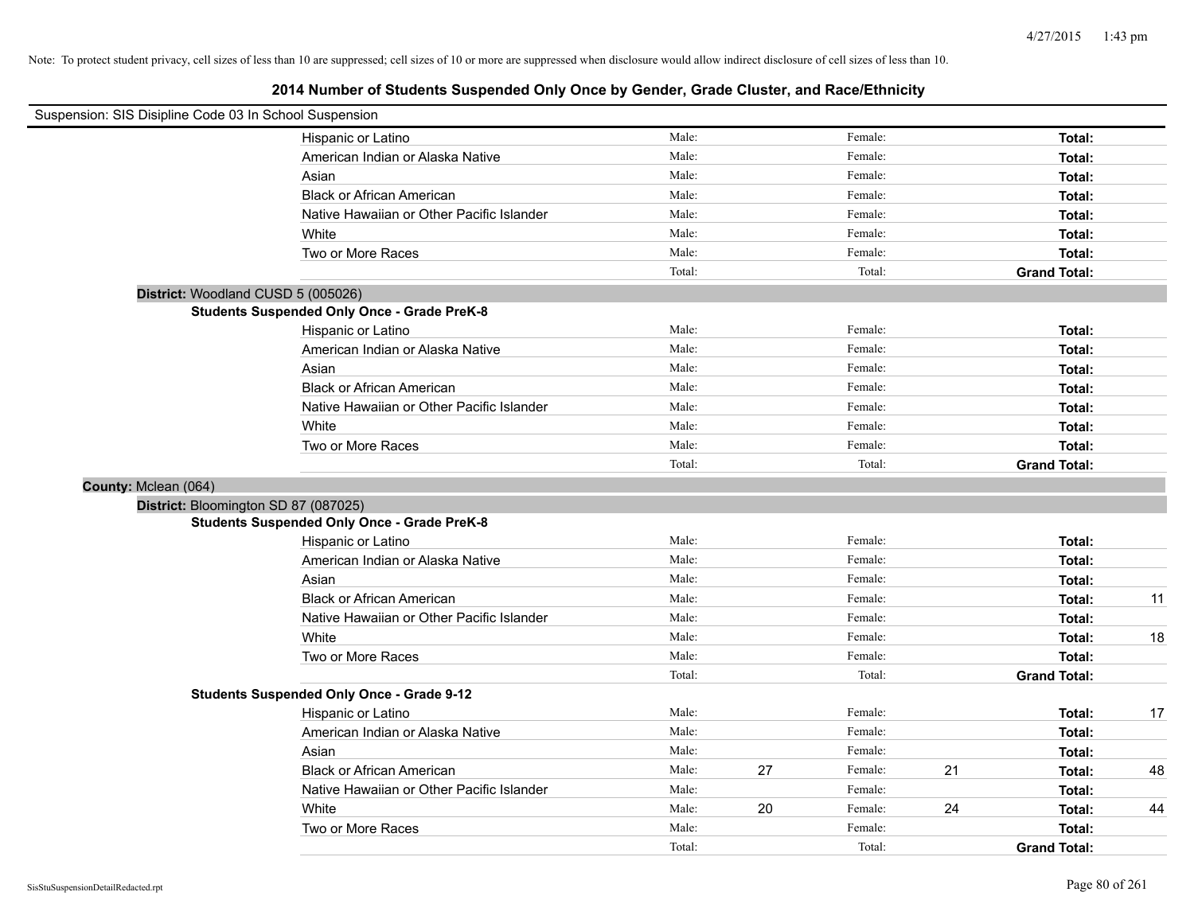Note: To protect student privacy, cell sizes of less than 10 are suppressed; cell sizes of 10 or more are suppressed when disclosure would allow indirect disclosure of cell sizes of less than 10.

# 2014 Number of Students Suspended Only Once by Gender, Grade Cluster, and Race/Ethnicity

Suspension: SIS Disipline Code 03 In School Suspension

| | Male: | | Female: | | | |
|---|---|---|---|---|---|---|
| Hispanic or Latino | Male: | | Female: | | **Total:** | |
| American Indian or Alaska Native | Male: | | Female: | | **Total:** | |
| Asian | Male: | | Female: | | **Total:** | |
| Black or African American | Male: | | Female: | | **Total:** | |
| Native Hawaiian or Other Pacific Islander | Male: | | Female: | | **Total:** | |
| White | Male: | | Female: | | **Total:** | |
| Two or More Races | Male: | | Female: | | **Total:** | |
| | Total: | | Total: | | **Grand Total:** | |

**District:** Woodland CUSD 5 (005026)

**Students Suspended Only Once - Grade PreK-8**

| | | | | | | |
|---|---|---|---|---|---|---|
| Hispanic or Latino | Male: | | Female: | | **Total:** | |
| American Indian or Alaska Native | Male: | | Female: | | **Total:** | |
| Asian | Male: | | Female: | | **Total:** | |
| Black or African American | Male: | | Female: | | **Total:** | |
| Native Hawaiian or Other Pacific Islander | Male: | | Female: | | **Total:** | |
| White | Male: | | Female: | | **Total:** | |
| Two or More Races | Male: | | Female: | | **Total:** | |
| | Total: | | Total: | | **Grand Total:** | |

**County:** Mclean (064)

**District:** Bloomington SD 87 (087025)

**Students Suspended Only Once - Grade PreK-8**

| | | | | | | |
|---|---|---|---|---|---|---|
| Hispanic or Latino | Male: | | Female: | | **Total:** | |
| American Indian or Alaska Native | Male: | | Female: | | **Total:** | |
| Asian | Male: | | Female: | | **Total:** | |
| Black or African American | Male: | | Female: | | **Total:** | 11 |
| Native Hawaiian or Other Pacific Islander | Male: | | Female: | | **Total:** | |
| White | Male: | | Female: | | **Total:** | 18 |
| Two or More Races | Male: | | Female: | | **Total:** | |
| | Total: | | Total: | | **Grand Total:** | |

**Students Suspended Only Once - Grade 9-12**

| | | | | | | |
|---|---|---|---|---|---|---|
| Hispanic or Latino | Male: | | Female: | | **Total:** | 17 |
| American Indian or Alaska Native | Male: | | Female: | | **Total:** | |
| Asian | Male: | | Female: | | **Total:** | |
| Black or African American | Male: | 27 | Female: | 21 | **Total:** | 48 |
| Native Hawaiian or Other Pacific Islander | Male: | | Female: | | **Total:** | |
| White | Male: | 20 | Female: | 24 | **Total:** | 44 |
| Two or More Races | Male: | | Female: | | **Total:** | |
| | Total: | | Total: | | **Grand Total:** | |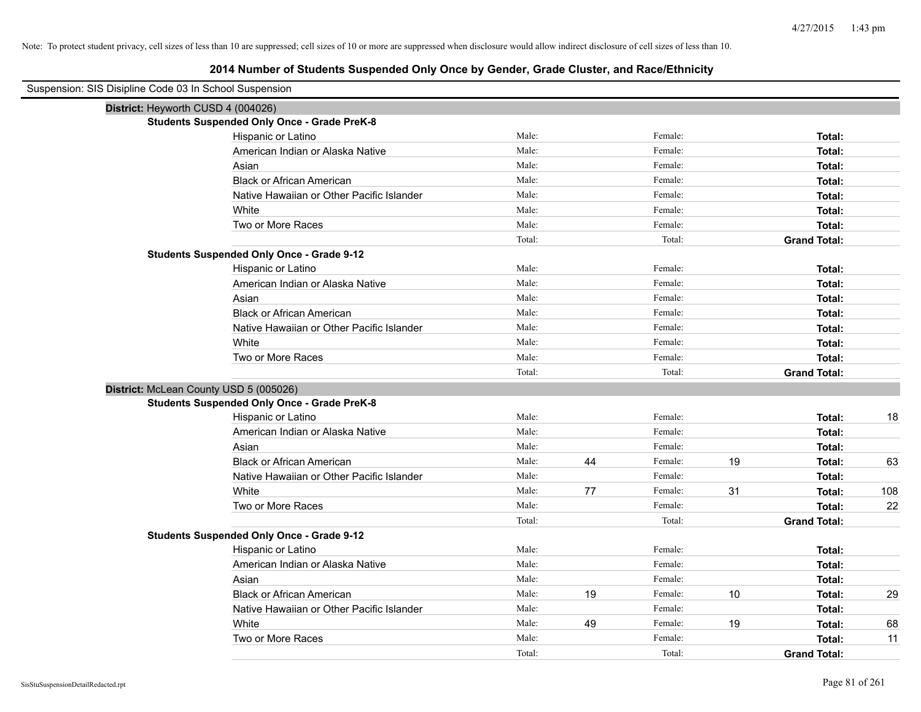Note: To protect student privacy, cell sizes of less than 10 are suppressed; cell sizes of 10 or more are suppressed when disclosure would allow indirect disclosure of cell sizes of less than 10.

# 2014 Number of Students Suspended Only Once by Gender, Grade Cluster, and Race/Ethnicity

Suspension: SIS Disipline Code 03 In School Suspension

## District: Heyworth CUSD 4 (004026)

### Students Suspended Only Once - Grade PreK-8

| Race/Ethnicity | | Male | | Female | | Total |
|---|---|---|---|---|---|---|
| Hispanic or Latino | Male: | | Female: | | Total: | |
| American Indian or Alaska Native | Male: | | Female: | | Total: | |
| Asian | Male: | | Female: | | Total: | |
| Black or African American | Male: | | Female: | | Total: | |
| Native Hawaiian or Other Pacific Islander | Male: | | Female: | | Total: | |
| White | Male: | | Female: | | Total: | |
| Two or More Races | Male: | | Female: | | Total: | |
| | Total: | | Total: | | Grand Total: | |

### Students Suspended Only Once - Grade 9-12

| Race/Ethnicity | | Male | | Female | | Total |
|---|---|---|---|---|---|---|
| Hispanic or Latino | Male: | | Female: | | Total: | |
| American Indian or Alaska Native | Male: | | Female: | | Total: | |
| Asian | Male: | | Female: | | Total: | |
| Black or African American | Male: | | Female: | | Total: | |
| Native Hawaiian or Other Pacific Islander | Male: | | Female: | | Total: | |
| White | Male: | | Female: | | Total: | |
| Two or More Races | Male: | | Female: | | Total: | |
| | Total: | | Total: | | Grand Total: | |

## District: McLean County USD 5 (005026)

### Students Suspended Only Once - Grade PreK-8

| Race/Ethnicity | | Male | | Female | | Total |
|---|---|---|---|---|---|---|
| Hispanic or Latino | Male: | | Female: | | Total: | 18 |
| American Indian or Alaska Native | Male: | | Female: | | Total: | |
| Asian | Male: | | Female: | | Total: | |
| Black or African American | Male: | 44 | Female: | 19 | Total: | 63 |
| Native Hawaiian or Other Pacific Islander | Male: | | Female: | | Total: | |
| White | Male: | 77 | Female: | 31 | Total: | 108 |
| Two or More Races | Male: | | Female: | | Total: | 22 |
| | Total: | | Total: | | Grand Total: | |

### Students Suspended Only Once - Grade 9-12

| Race/Ethnicity | | Male | | Female | | Total |
|---|---|---|---|---|---|---|
| Hispanic or Latino | Male: | | Female: | | Total: | |
| American Indian or Alaska Native | Male: | | Female: | | Total: | |
| Asian | Male: | | Female: | | Total: | |
| Black or African American | Male: | 19 | Female: | 10 | Total: | 29 |
| Native Hawaiian or Other Pacific Islander | Male: | | Female: | | Total: | |
| White | Male: | 49 | Female: | 19 | Total: | 68 |
| Two or More Races | Male: | | Female: | | Total: | 11 |
| | Total: | | Total: | | Grand Total: | |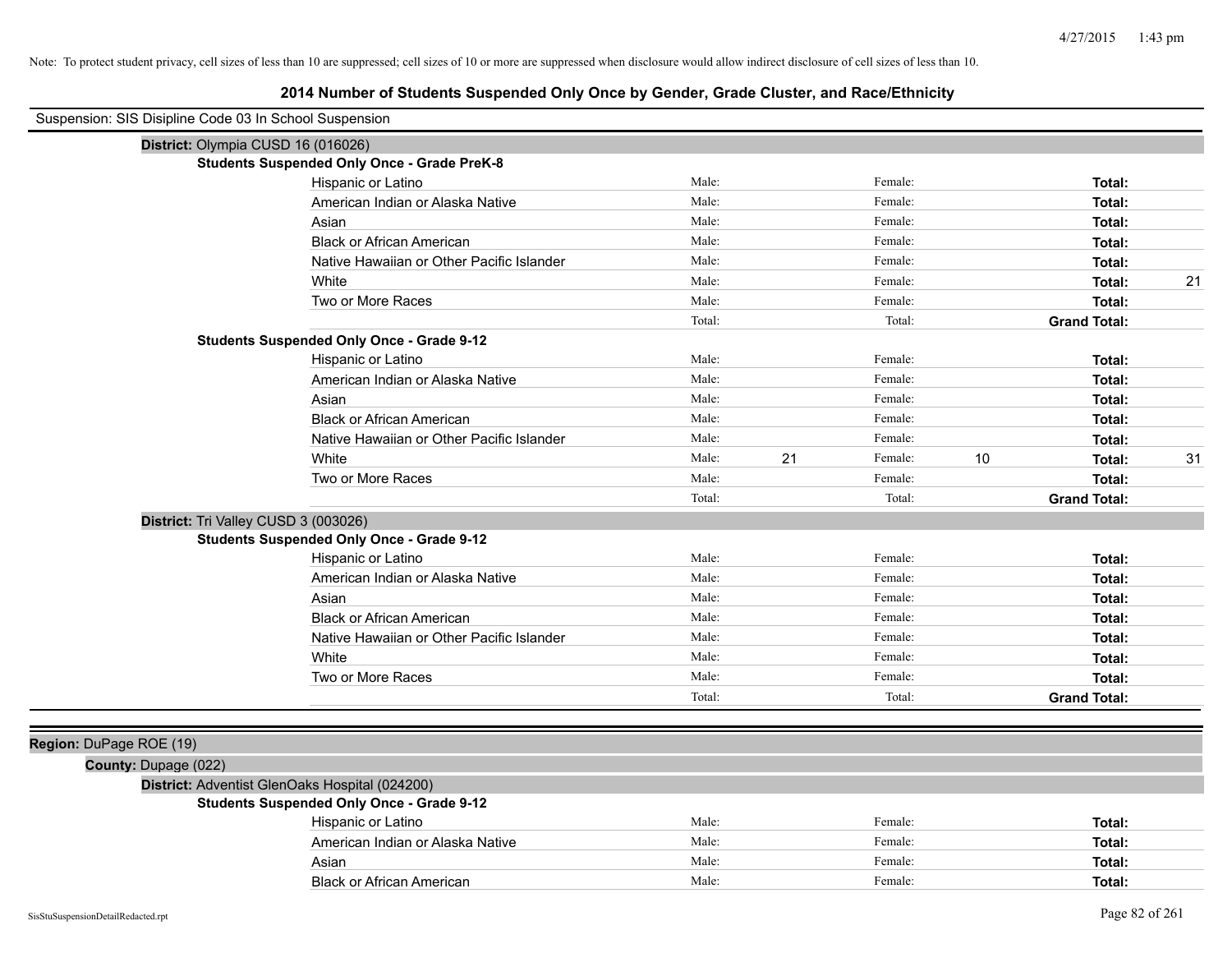Note: To protect student privacy, cell sizes of less than 10 are suppressed; cell sizes of 10 or more are suppressed when disclosure would allow indirect disclosure of cell sizes of less than 10.

# 2014 Number of Students Suspended Only Once by Gender, Grade Cluster, and Race/Ethnicity

Suspension: SIS Disipline Code 03 In School Suspension

**District:** Olympia CUSD 16 (016026)

**Students Suspended Only Once - Grade PreK-8**

| Race/Ethnicity | | | | | | |
|---|---|---|---|---|---|---|
| Hispanic or Latino | Male: | | Female: | | **Total:** | |
| American Indian or Alaska Native | Male: | | Female: | | **Total:** | |
| Asian | Male: | | Female: | | **Total:** | |
| Black or African American | Male: | | Female: | | **Total:** | |
| Native Hawaiian or Other Pacific Islander | Male: | | Female: | | **Total:** | |
| White | Male: | | Female: | | **Total:** | 21 |
| Two or More Races | Male: | | Female: | | **Total:** | |
| | Total: | | Total: | | **Grand Total:** | |

**Students Suspended Only Once - Grade 9-12**

| Race/Ethnicity | | | | | | |
|---|---|---|---|---|---|---|
| Hispanic or Latino | Male: | | Female: | | **Total:** | |
| American Indian or Alaska Native | Male: | | Female: | | **Total:** | |
| Asian | Male: | | Female: | | **Total:** | |
| Black or African American | Male: | | Female: | | **Total:** | |
| Native Hawaiian or Other Pacific Islander | Male: | | Female: | | **Total:** | |
| White | Male: | 21 | Female: | 10 | **Total:** | 31 |
| Two or More Races | Male: | | Female: | | **Total:** | |
| | Total: | | Total: | | **Grand Total:** | |

**District:** Tri Valley CUSD 3 (003026)

**Students Suspended Only Once - Grade 9-12**

| Race/Ethnicity | | | | | | |
|---|---|---|---|---|---|---|
| Hispanic or Latino | Male: | | Female: | | **Total:** | |
| American Indian or Alaska Native | Male: | | Female: | | **Total:** | |
| Asian | Male: | | Female: | | **Total:** | |
| Black or African American | Male: | | Female: | | **Total:** | |
| Native Hawaiian or Other Pacific Islander | Male: | | Female: | | **Total:** | |
| White | Male: | | Female: | | **Total:** | |
| Two or More Races | Male: | | Female: | | **Total:** | |
| | Total: | | Total: | | **Grand Total:** | |

**Region:** DuPage ROE (19)

**County:** Dupage (022)

**District:** Adventist GlenOaks Hospital (024200)

**Students Suspended Only Once - Grade 9-12**

| Race/Ethnicity | | | | | | |
|---|---|---|---|---|---|---|
| Hispanic or Latino | Male: | | Female: | | **Total:** | |
| American Indian or Alaska Native | Male: | | Female: | | **Total:** | |
| Asian | Male: | | Female: | | **Total:** | |
| Black or African American | Male: | | Female: | | **Total:** | |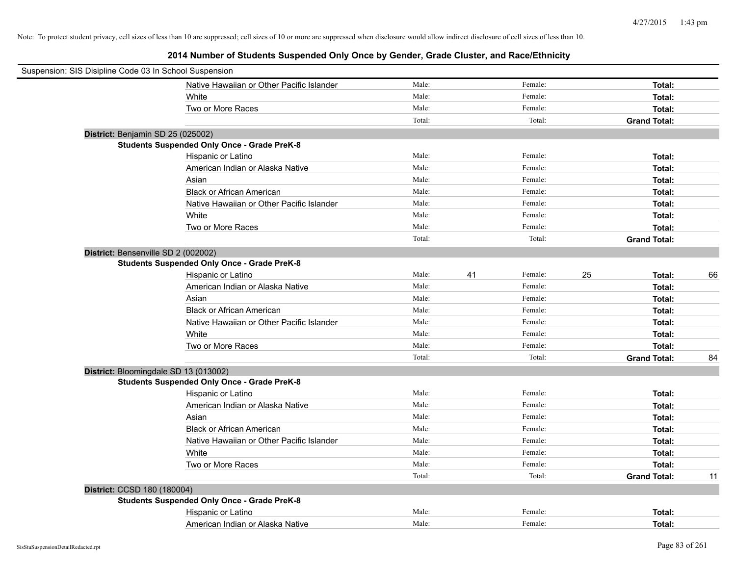Note: To protect student privacy, cell sizes of less than 10 are suppressed; cell sizes of 10 or more are suppressed when disclosure would allow indirect disclosure of cell sizes of less than 10.

## 2014 Number of Students Suspended Only Once by Gender, Grade Cluster, and Race/Ethnicity

Suspension: SIS Disipline Code 03 In School Suspension

| | | | | | | | |
|---|---|---|---|---|---|---|---|
| Native Hawaiian or Other Pacific Islander | Male: | | Female: | | **Total:** | |
| White | Male: | | Female: | | **Total:** | |
| Two or More Races | Male: | | Female: | | **Total:** | |
| | Total: | | Total: | | **Grand Total:** | |

**District:** Benjamin SD 25 (025002)

**Students Suspended Only Once - Grade PreK-8**

| | | | | | | |
|---|---|---|---|---|---|---|
| Hispanic or Latino | Male: | | Female: | | **Total:** | |
| American Indian or Alaska Native | Male: | | Female: | | **Total:** | |
| Asian | Male: | | Female: | | **Total:** | |
| Black or African American | Male: | | Female: | | **Total:** | |
| Native Hawaiian or Other Pacific Islander | Male: | | Female: | | **Total:** | |
| White | Male: | | Female: | | **Total:** | |
| Two or More Races | Male: | | Female: | | **Total:** | |
| | Total: | | Total: | | **Grand Total:** | |

**District:** Bensenville SD 2 (002002)

**Students Suspended Only Once - Grade PreK-8**

| | | | | | | |
|---|---|---|---|---|---|---|
| Hispanic or Latino | Male: | 41 | Female: | 25 | **Total:** | 66 |
| American Indian or Alaska Native | Male: | | Female: | | **Total:** | |
| Asian | Male: | | Female: | | **Total:** | |
| Black or African American | Male: | | Female: | | **Total:** | |
| Native Hawaiian or Other Pacific Islander | Male: | | Female: | | **Total:** | |
| White | Male: | | Female: | | **Total:** | |
| Two or More Races | Male: | | Female: | | **Total:** | |
| | Total: | | Total: | | **Grand Total:** | 84 |

**District:** Bloomingdale SD 13 (013002)

**Students Suspended Only Once - Grade PreK-8**

| | | | | | | |
|---|---|---|---|---|---|---|
| Hispanic or Latino | Male: | | Female: | | **Total:** | |
| American Indian or Alaska Native | Male: | | Female: | | **Total:** | |
| Asian | Male: | | Female: | | **Total:** | |
| Black or African American | Male: | | Female: | | **Total:** | |
| Native Hawaiian or Other Pacific Islander | Male: | | Female: | | **Total:** | |
| White | Male: | | Female: | | **Total:** | |
| Two or More Races | Male: | | Female: | | **Total:** | |
| | Total: | | Total: | | **Grand Total:** | 11 |

**District:** CCSD 180 (180004)

**Students Suspended Only Once - Grade PreK-8**

| | | | | | | |
|---|---|---|---|---|---|---|
| Hispanic or Latino | Male: | | Female: | | **Total:** | |
| American Indian or Alaska Native | Male: | | Female: | | **Total:** | |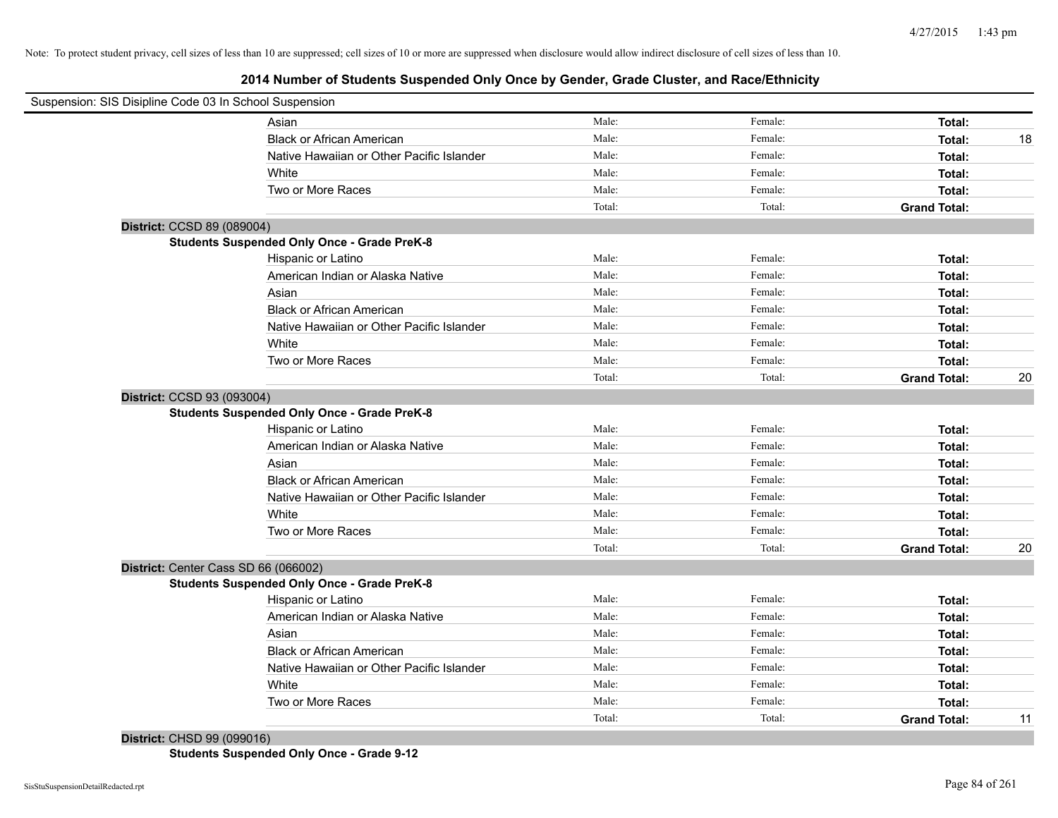Note: To protect student privacy, cell sizes of less than 10 are suppressed; cell sizes of 10 or more are suppressed when disclosure would allow indirect disclosure of cell sizes of less than 10.

## 2014 Number of Students Suspended Only Once by Gender, Grade Cluster, and Race/Ethnicity

Suspension: SIS Disipline Code 03 In School Suspension

| | | | | |
|---|---|---|---|---|
| Asian | Male: | Female: | **Total:** | |
| Black or African American | Male: | Female: | **Total:** | 18 |
| Native Hawaiian or Other Pacific Islander | Male: | Female: | **Total:** | |
| White | Male: | Female: | **Total:** | |
| Two or More Races | Male: | Female: | **Total:** | |
| | Total: | Total: | **Grand Total:** | |

**District:** CCSD 89 (089004)

**Students Suspended Only Once - Grade PreK-8**

| | | | | |
|---|---|---|---|---|
| Hispanic or Latino | Male: | Female: | **Total:** | |
| American Indian or Alaska Native | Male: | Female: | **Total:** | |
| Asian | Male: | Female: | **Total:** | |
| Black or African American | Male: | Female: | **Total:** | |
| Native Hawaiian or Other Pacific Islander | Male: | Female: | **Total:** | |
| White | Male: | Female: | **Total:** | |
| Two or More Races | Male: | Female: | **Total:** | |
| | Total: | Total: | **Grand Total:** | 20 |

**District:** CCSD 93 (093004)

**Students Suspended Only Once - Grade PreK-8**

| | | | | |
|---|---|---|---|---|
| Hispanic or Latino | Male: | Female: | **Total:** | |
| American Indian or Alaska Native | Male: | Female: | **Total:** | |
| Asian | Male: | Female: | **Total:** | |
| Black or African American | Male: | Female: | **Total:** | |
| Native Hawaiian or Other Pacific Islander | Male: | Female: | **Total:** | |
| White | Male: | Female: | **Total:** | |
| Two or More Races | Male: | Female: | **Total:** | |
| | Total: | Total: | **Grand Total:** | 20 |

**District:** Center Cass SD 66 (066002)

**Students Suspended Only Once - Grade PreK-8**

| | | | | |
|---|---|---|---|---|
| Hispanic or Latino | Male: | Female: | **Total:** | |
| American Indian or Alaska Native | Male: | Female: | **Total:** | |
| Asian | Male: | Female: | **Total:** | |
| Black or African American | Male: | Female: | **Total:** | |
| Native Hawaiian or Other Pacific Islander | Male: | Female: | **Total:** | |
| White | Male: | Female: | **Total:** | |
| Two or More Races | Male: | Female: | **Total:** | |
| | Total: | Total: | **Grand Total:** | 11 |

**District:** CHSD 99 (099016)

**Students Suspended Only Once - Grade 9-12**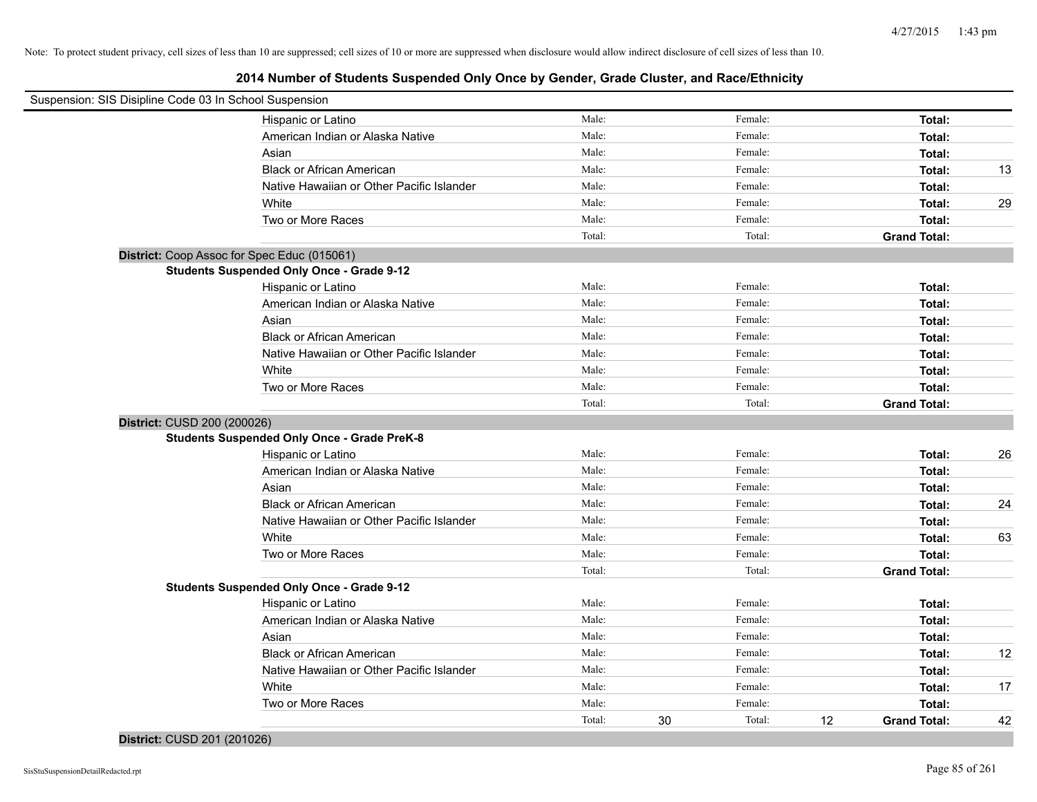Note: To protect student privacy, cell sizes of less than 10 are suppressed; cell sizes of 10 or more are suppressed when disclosure would allow indirect disclosure of cell sizes of less than 10.

## 2014 Number of Students Suspended Only Once by Gender, Grade Cluster, and Race/Ethnicity

Suspension: SIS Disipline Code 03 In School Suspension

| | | | | | | | |
|---|---|---|---|---|---|---|---|
| Hispanic or Latino | Male: | | Female: | | **Total:** | |
| American Indian or Alaska Native | Male: | | Female: | | **Total:** | |
| Asian | Male: | | Female: | | **Total:** | |
| Black or African American | Male: | | Female: | | **Total:** | 13 |
| Native Hawaiian or Other Pacific Islander | Male: | | Female: | | **Total:** | |
| White | Male: | | Female: | | **Total:** | 29 |
| Two or More Races | Male: | | Female: | | **Total:** | |
| | Total: | | Total: | | **Grand Total:** | |

**District:** Coop Assoc for Spec Educ (015061)

**Students Suspended Only Once - Grade 9-12**

| | | | | | | |
|---|---|---|---|---|---|---|
| Hispanic or Latino | Male: | | Female: | | **Total:** | |
| American Indian or Alaska Native | Male: | | Female: | | **Total:** | |
| Asian | Male: | | Female: | | **Total:** | |
| Black or African American | Male: | | Female: | | **Total:** | |
| Native Hawaiian or Other Pacific Islander | Male: | | Female: | | **Total:** | |
| White | Male: | | Female: | | **Total:** | |
| Two or More Races | Male: | | Female: | | **Total:** | |
| | Total: | | Total: | | **Grand Total:** | |

**District:** CUSD 200 (200026)

**Students Suspended Only Once - Grade PreK-8**

| | | | | | | |
|---|---|---|---|---|---|---|
| Hispanic or Latino | Male: | | Female: | | **Total:** | 26 |
| American Indian or Alaska Native | Male: | | Female: | | **Total:** | |
| Asian | Male: | | Female: | | **Total:** | |
| Black or African American | Male: | | Female: | | **Total:** | 24 |
| Native Hawaiian or Other Pacific Islander | Male: | | Female: | | **Total:** | |
| White | Male: | | Female: | | **Total:** | 63 |
| Two or More Races | Male: | | Female: | | **Total:** | |
| | Total: | | Total: | | **Grand Total:** | |

**Students Suspended Only Once - Grade 9-12**

| | | | | | | |
|---|---|---|---|---|---|---|
| Hispanic or Latino | Male: | | Female: | | **Total:** | |
| American Indian or Alaska Native | Male: | | Female: | | **Total:** | |
| Asian | Male: | | Female: | | **Total:** | |
| Black or African American | Male: | | Female: | | **Total:** | 12 |
| Native Hawaiian or Other Pacific Islander | Male: | | Female: | | **Total:** | |
| White | Male: | | Female: | | **Total:** | 17 |
| Two or More Races | Male: | | Female: | | **Total:** | |
| | Total: | 30 | Total: | 12 | **Grand Total:** | 42 |

**District:** CUSD 201 (201026)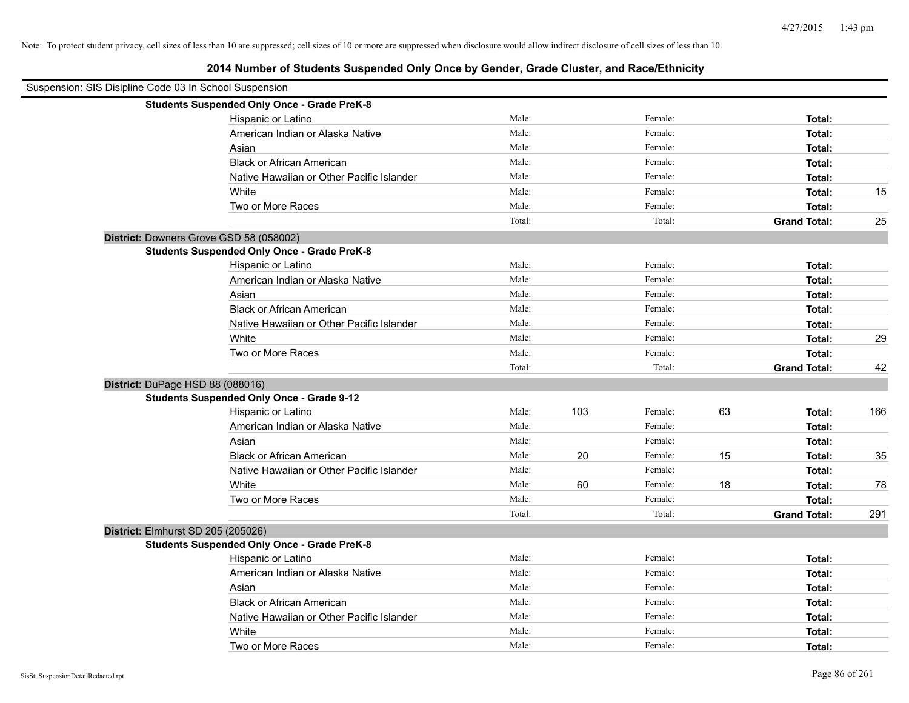Note: To protect student privacy, cell sizes of less than 10 are suppressed; cell sizes of 10 or more are suppressed when disclosure would allow indirect disclosure of cell sizes of less than 10.

# 2014 Number of Students Suspended Only Once by Gender, Grade Cluster, and Race/Ethnicity

Suspension: SIS Disipline Code 03 In School Suspension

**Students Suspended Only Once - Grade PreK-8**

| Race/Ethnicity | Male: | | Female: | | | |
|---|---|---|---|---|---|---|
| Hispanic or Latino | Male: | | Female: | | **Total:** | |
| American Indian or Alaska Native | Male: | | Female: | | **Total:** | |
| Asian | Male: | | Female: | | **Total:** | |
| Black or African American | Male: | | Female: | | **Total:** | |
| Native Hawaiian or Other Pacific Islander | Male: | | Female: | | **Total:** | |
| White | Male: | | Female: | | **Total:** | 15 |
| Two or More Races | Male: | | Female: | | **Total:** | |
| | Total: | | Total: | | **Grand Total:** | 25 |

**District:** Downers Grove GSD 58 (058002)

**Students Suspended Only Once - Grade PreK-8**

| Race/Ethnicity | Male: | | Female: | | | |
|---|---|---|---|---|---|---|
| Hispanic or Latino | Male: | | Female: | | **Total:** | |
| American Indian or Alaska Native | Male: | | Female: | | **Total:** | |
| Asian | Male: | | Female: | | **Total:** | |
| Black or African American | Male: | | Female: | | **Total:** | |
| Native Hawaiian or Other Pacific Islander | Male: | | Female: | | **Total:** | |
| White | Male: | | Female: | | **Total:** | 29 |
| Two or More Races | Male: | | Female: | | **Total:** | |
| | Total: | | Total: | | **Grand Total:** | 42 |

**District:** DuPage HSD 88 (088016)

**Students Suspended Only Once - Grade 9-12**

| Race/Ethnicity | Male: | | Female: | | | |
|---|---|---|---|---|---|---|
| Hispanic or Latino | Male: | 103 | Female: | 63 | **Total:** | 166 |
| American Indian or Alaska Native | Male: | | Female: | | **Total:** | |
| Asian | Male: | | Female: | | **Total:** | |
| Black or African American | Male: | 20 | Female: | 15 | **Total:** | 35 |
| Native Hawaiian or Other Pacific Islander | Male: | | Female: | | **Total:** | |
| White | Male: | 60 | Female: | 18 | **Total:** | 78 |
| Two or More Races | Male: | | Female: | | **Total:** | |
| | Total: | | Total: | | **Grand Total:** | 291 |

**District:** Elmhurst SD 205 (205026)

**Students Suspended Only Once - Grade PreK-8**

| Race/Ethnicity | Male: | | Female: | | | |
|---|---|---|---|---|---|---|
| Hispanic or Latino | Male: | | Female: | | **Total:** | |
| American Indian or Alaska Native | Male: | | Female: | | **Total:** | |
| Asian | Male: | | Female: | | **Total:** | |
| Black or African American | Male: | | Female: | | **Total:** | |
| Native Hawaiian or Other Pacific Islander | Male: | | Female: | | **Total:** | |
| White | Male: | | Female: | | **Total:** | |
| Two or More Races | Male: | | Female: | | **Total:** | |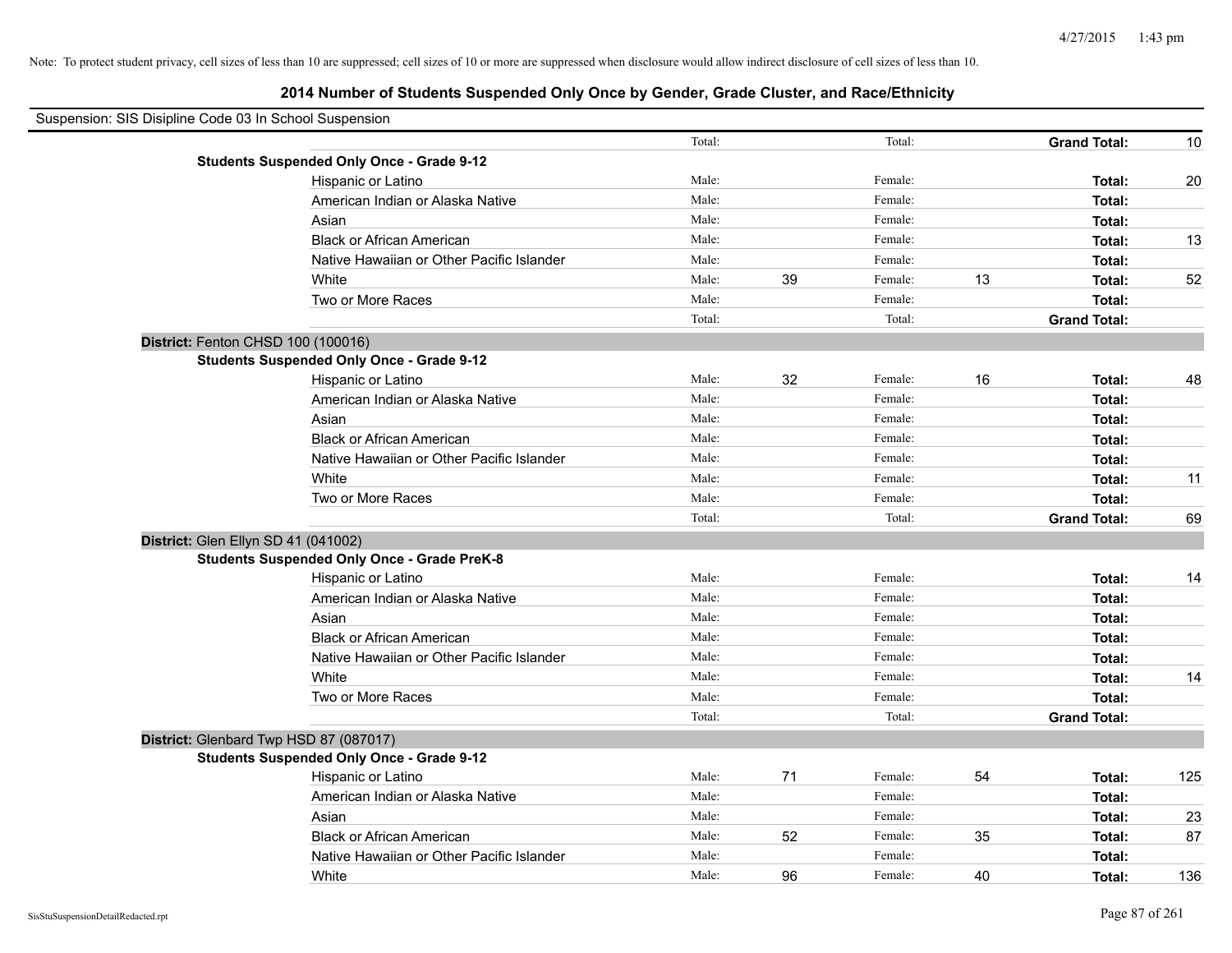Note: To protect student privacy, cell sizes of less than 10 are suppressed; cell sizes of 10 or more are suppressed when disclosure would allow indirect disclosure of cell sizes of less than 10.

# 2014 Number of Students Suspended Only Once by Gender, Grade Cluster, and Race/Ethnicity

Suspension: SIS Disipline Code 03 In School Suspension

| | | | | | | | |
|---|---|---|---|---|---|---|---|
| | Total: | | Total: | | **Grand Total:** | 10 |
| **Students Suspended Only Once - Grade 9-12** | | | | | | |
| Hispanic or Latino | Male: | | Female: | | **Total:** | 20 |
| American Indian or Alaska Native | Male: | | Female: | | **Total:** | |
| Asian | Male: | | Female: | | **Total:** | |
| Black or African American | Male: | | Female: | | **Total:** | 13 |
| Native Hawaiian or Other Pacific Islander | Male: | | Female: | | **Total:** | |
| White | Male: | 39 | Female: | 13 | **Total:** | 52 |
| Two or More Races | Male: | | Female: | | **Total:** | |
| | Total: | | Total: | | **Grand Total:** | |

**District:** Fenton CHSD 100 (100016)

| | | | | | | |
|---|---|---|---|---|---|---|
| **Students Suspended Only Once - Grade 9-12** | | | | | | |
| Hispanic or Latino | Male: | 32 | Female: | 16 | **Total:** | 48 |
| American Indian or Alaska Native | Male: | | Female: | | **Total:** | |
| Asian | Male: | | Female: | | **Total:** | |
| Black or African American | Male: | | Female: | | **Total:** | |
| Native Hawaiian or Other Pacific Islander | Male: | | Female: | | **Total:** | |
| White | Male: | | Female: | | **Total:** | 11 |
| Two or More Races | Male: | | Female: | | **Total:** | |
| | Total: | | Total: | | **Grand Total:** | 69 |

**District:** Glen Ellyn SD 41 (041002)

| | | | | | | |
|---|---|---|---|---|---|---|
| **Students Suspended Only Once - Grade PreK-8** | | | | | | |
| Hispanic or Latino | Male: | | Female: | | **Total:** | 14 |
| American Indian or Alaska Native | Male: | | Female: | | **Total:** | |
| Asian | Male: | | Female: | | **Total:** | |
| Black or African American | Male: | | Female: | | **Total:** | |
| Native Hawaiian or Other Pacific Islander | Male: | | Female: | | **Total:** | |
| White | Male: | | Female: | | **Total:** | 14 |
| Two or More Races | Male: | | Female: | | **Total:** | |
| | Total: | | Total: | | **Grand Total:** | |

**District:** Glenbard Twp HSD 87 (087017)

| | | | | | | |
|---|---|---|---|---|---|---|
| **Students Suspended Only Once - Grade 9-12** | | | | | | |
| Hispanic or Latino | Male: | 71 | Female: | 54 | **Total:** | 125 |
| American Indian or Alaska Native | Male: | | Female: | | **Total:** | |
| Asian | Male: | | Female: | | **Total:** | 23 |
| Black or African American | Male: | 52 | Female: | 35 | **Total:** | 87 |
| Native Hawaiian or Other Pacific Islander | Male: | | Female: | | **Total:** | |
| White | Male: | 96 | Female: | 40 | **Total:** | 136 |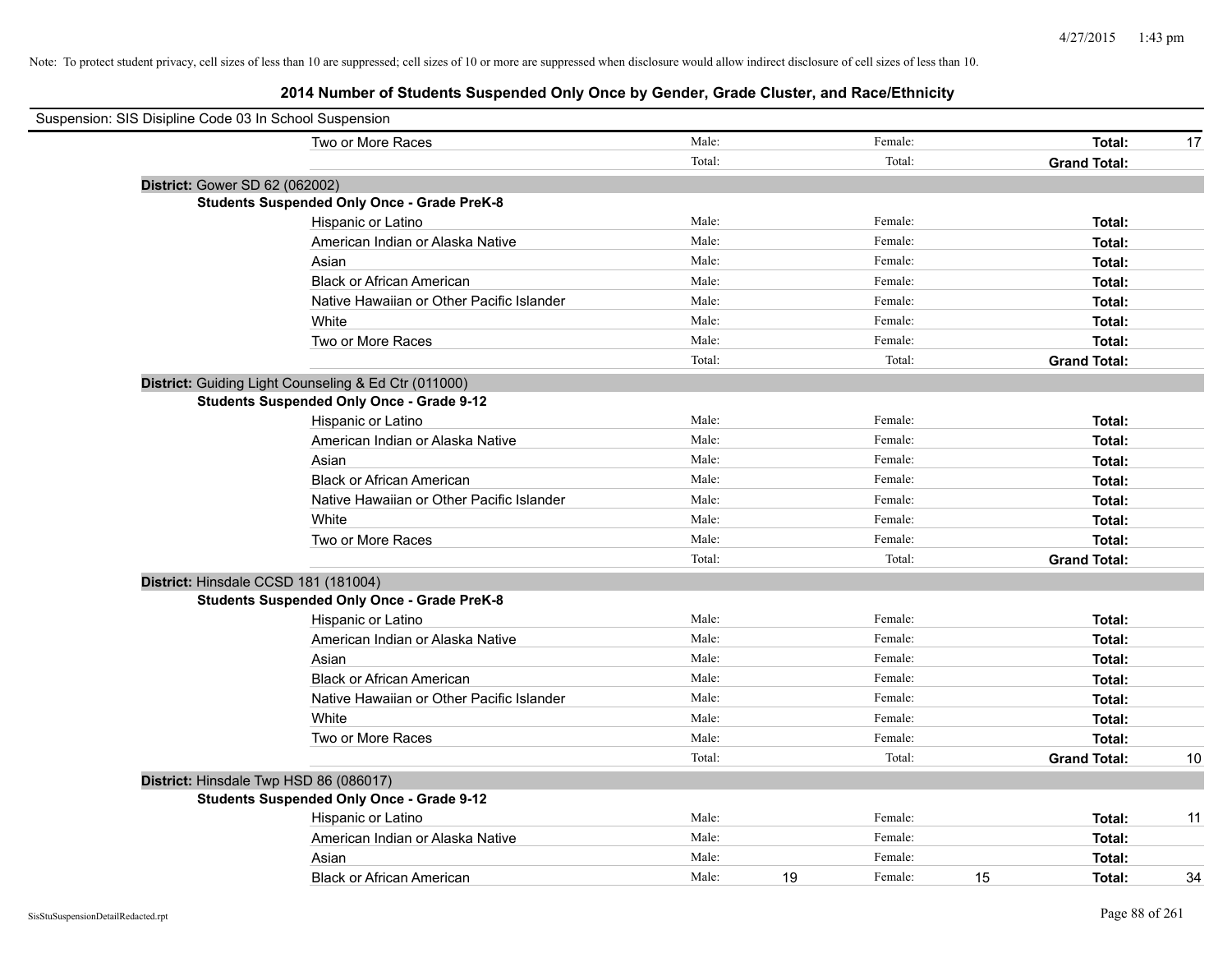Note: To protect student privacy, cell sizes of less than 10 are suppressed; cell sizes of 10 or more are suppressed when disclosure would allow indirect disclosure of cell sizes of less than 10.

## 2014 Number of Students Suspended Only Once by Gender, Grade Cluster, and Race/Ethnicity

Suspension: SIS Disipline Code 03 In School Suspension

| | | | | | | |
|---|---|---|---|---|---|---|
| Two or More Races | Male: | | Female: | | **Total:** | 17 |
| | Total: | | Total: | | **Grand Total:** | |

**District:** Gower SD 62 (062002)

**Students Suspended Only Once - Grade PreK-8**

| | | | | | | |
|---|---|---|---|---|---|---|
| Hispanic or Latino | Male: | | Female: | | **Total:** | |
| American Indian or Alaska Native | Male: | | Female: | | **Total:** | |
| Asian | Male: | | Female: | | **Total:** | |
| Black or African American | Male: | | Female: | | **Total:** | |
| Native Hawaiian or Other Pacific Islander | Male: | | Female: | | **Total:** | |
| White | Male: | | Female: | | **Total:** | |
| Two or More Races | Male: | | Female: | | **Total:** | |
| | Total: | | Total: | | **Grand Total:** | |

**District:** Guiding Light Counseling & Ed Ctr (011000)

**Students Suspended Only Once - Grade 9-12**

| | | | | | | |
|---|---|---|---|---|---|---|
| Hispanic or Latino | Male: | | Female: | | **Total:** | |
| American Indian or Alaska Native | Male: | | Female: | | **Total:** | |
| Asian | Male: | | Female: | | **Total:** | |
| Black or African American | Male: | | Female: | | **Total:** | |
| Native Hawaiian or Other Pacific Islander | Male: | | Female: | | **Total:** | |
| White | Male: | | Female: | | **Total:** | |
| Two or More Races | Male: | | Female: | | **Total:** | |
| | Total: | | Total: | | **Grand Total:** | |

**District:** Hinsdale CCSD 181 (181004)

**Students Suspended Only Once - Grade PreK-8**

| | | | | | | |
|---|---|---|---|---|---|---|
| Hispanic or Latino | Male: | | Female: | | **Total:** | |
| American Indian or Alaska Native | Male: | | Female: | | **Total:** | |
| Asian | Male: | | Female: | | **Total:** | |
| Black or African American | Male: | | Female: | | **Total:** | |
| Native Hawaiian or Other Pacific Islander | Male: | | Female: | | **Total:** | |
| White | Male: | | Female: | | **Total:** | |
| Two or More Races | Male: | | Female: | | **Total:** | |
| | Total: | | Total: | | **Grand Total:** | 10 |

**District:** Hinsdale Twp HSD 86 (086017)

**Students Suspended Only Once - Grade 9-12**

| | | | | | | |
|---|---|---|---|---|---|---|
| Hispanic or Latino | Male: | | Female: | | **Total:** | 11 |
| American Indian or Alaska Native | Male: | | Female: | | **Total:** | |
| Asian | Male: | | Female: | | **Total:** | |
| Black or African American | Male: | 19 | Female: | 15 | **Total:** | 34 |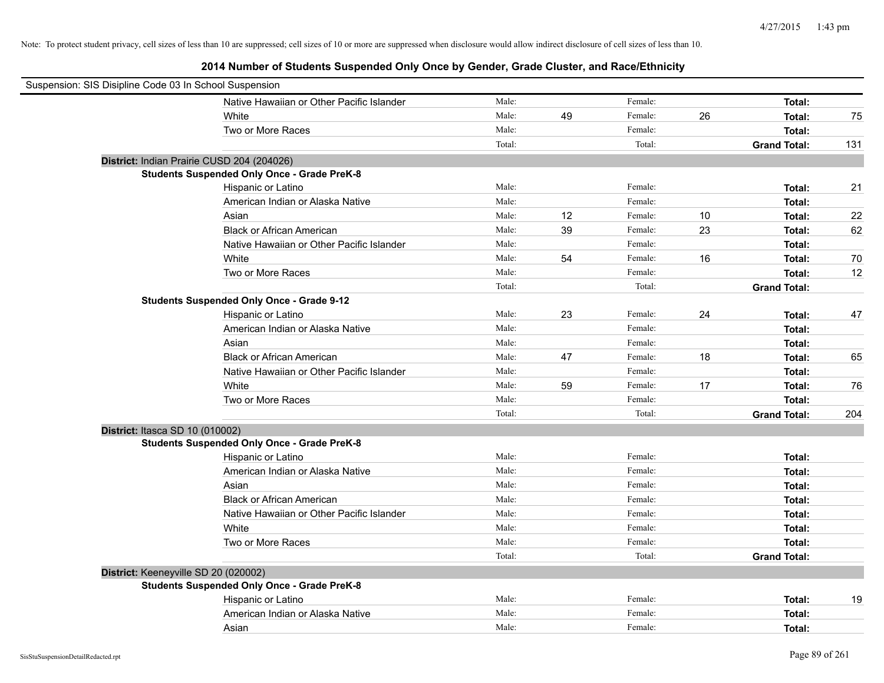Note: To protect student privacy, cell sizes of less than 10 are suppressed; cell sizes of 10 or more are suppressed when disclosure would allow indirect disclosure of cell sizes of less than 10.

# 2014 Number of Students Suspended Only Once by Gender, Grade Cluster, and Race/Ethnicity

Suspension: SIS Disipline Code 03 In School Suspension

| | | | | | | |
|---|---|---|---|---|---|---|
| Native Hawaiian or Other Pacific Islander | Male: | | Female: | | **Total:** | |
| White | Male: | 49 | Female: | 26 | **Total:** | 75 |
| Two or More Races | Male: | | Female: | | **Total:** | |
| | Total: | | Total: | | **Grand Total:** | 131 |

**District:** Indian Prairie CUSD 204 (204026)

**Students Suspended Only Once - Grade PreK-8**

| | | | | | | |
|---|---|---|---|---|---|---|
| Hispanic or Latino | Male: | | Female: | | **Total:** | 21 |
| American Indian or Alaska Native | Male: | | Female: | | **Total:** | |
| Asian | Male: | 12 | Female: | 10 | **Total:** | 22 |
| Black or African American | Male: | 39 | Female: | 23 | **Total:** | 62 |
| Native Hawaiian or Other Pacific Islander | Male: | | Female: | | **Total:** | |
| White | Male: | 54 | Female: | 16 | **Total:** | 70 |
| Two or More Races | Male: | | Female: | | **Total:** | 12 |
| | Total: | | Total: | | **Grand Total:** | |

**Students Suspended Only Once - Grade 9-12**

| | | | | | | |
|---|---|---|---|---|---|---|
| Hispanic or Latino | Male: | 23 | Female: | 24 | **Total:** | 47 |
| American Indian or Alaska Native | Male: | | Female: | | **Total:** | |
| Asian | Male: | | Female: | | **Total:** | |
| Black or African American | Male: | 47 | Female: | 18 | **Total:** | 65 |
| Native Hawaiian or Other Pacific Islander | Male: | | Female: | | **Total:** | |
| White | Male: | 59 | Female: | 17 | **Total:** | 76 |
| Two or More Races | Male: | | Female: | | **Total:** | |
| | Total: | | Total: | | **Grand Total:** | 204 |

**District:** Itasca SD 10 (010002)

**Students Suspended Only Once - Grade PreK-8**

| | | | | | | |
|---|---|---|---|---|---|---|
| Hispanic or Latino | Male: | | Female: | | **Total:** | |
| American Indian or Alaska Native | Male: | | Female: | | **Total:** | |
| Asian | Male: | | Female: | | **Total:** | |
| Black or African American | Male: | | Female: | | **Total:** | |
| Native Hawaiian or Other Pacific Islander | Male: | | Female: | | **Total:** | |
| White | Male: | | Female: | | **Total:** | |
| Two or More Races | Male: | | Female: | | **Total:** | |
| | Total: | | Total: | | **Grand Total:** | |

**District:** Keeneyville SD 20 (020002)

**Students Suspended Only Once - Grade PreK-8**

| | | | | | | |
|---|---|---|---|---|---|---|
| Hispanic or Latino | Male: | | Female: | | **Total:** | 19 |
| American Indian or Alaska Native | Male: | | Female: | | **Total:** | |
| Asian | Male: | | Female: | | **Total:** | |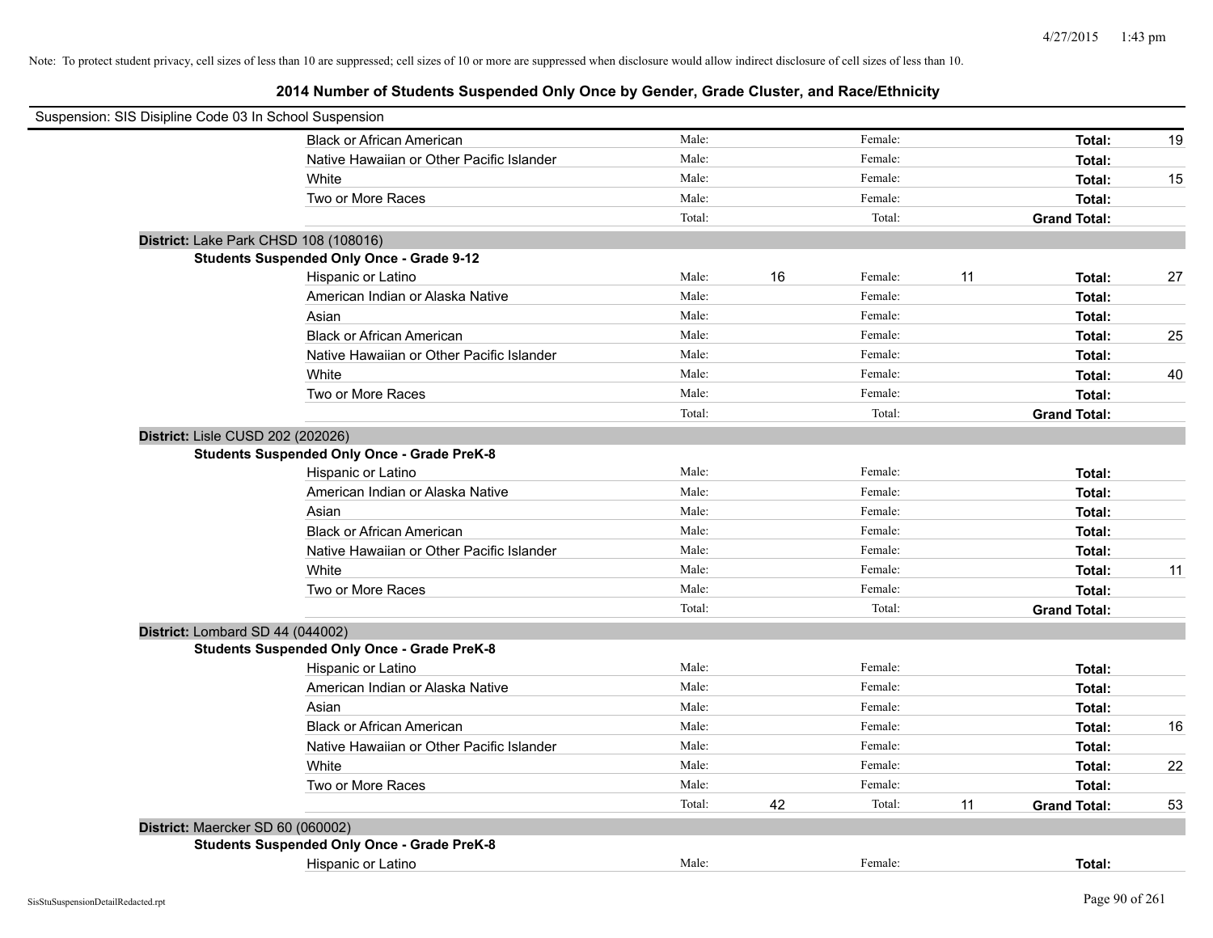Note: To protect student privacy, cell sizes of less than 10 are suppressed; cell sizes of 10 or more are suppressed when disclosure would allow indirect disclosure of cell sizes of less than 10.

## 2014 Number of Students Suspended Only Once by Gender, Grade Cluster, and Race/Ethnicity

Suspension: SIS Disipline Code 03 In School Suspension

| | Male: | | Female: | | | |
|---|---|---|---|---|---|---|
| Black or African American | Male: | | Female: | | **Total:** | 19 |
| Native Hawaiian or Other Pacific Islander | Male: | | Female: | | **Total:** | |
| White | Male: | | Female: | | **Total:** | 15 |
| Two or More Races | Male: | | Female: | | **Total:** | |
| | Total: | | Total: | | **Grand Total:** | |

**District:** Lake Park CHSD 108 (108016)

**Students Suspended Only Once - Grade 9-12**

| | | | | | | |
|---|---|---|---|---|---|---|
| Hispanic or Latino | Male: | 16 | Female: | 11 | **Total:** | 27 |
| American Indian or Alaska Native | Male: | | Female: | | **Total:** | |
| Asian | Male: | | Female: | | **Total:** | |
| Black or African American | Male: | | Female: | | **Total:** | 25 |
| Native Hawaiian or Other Pacific Islander | Male: | | Female: | | **Total:** | |
| White | Male: | | Female: | | **Total:** | 40 |
| Two or More Races | Male: | | Female: | | **Total:** | |
| | Total: | | Total: | | **Grand Total:** | |

**District:** Lisle CUSD 202 (202026)

**Students Suspended Only Once - Grade PreK-8**

| | | | | | | |
|---|---|---|---|---|---|---|
| Hispanic or Latino | Male: | | Female: | | **Total:** | |
| American Indian or Alaska Native | Male: | | Female: | | **Total:** | |
| Asian | Male: | | Female: | | **Total:** | |
| Black or African American | Male: | | Female: | | **Total:** | |
| Native Hawaiian or Other Pacific Islander | Male: | | Female: | | **Total:** | |
| White | Male: | | Female: | | **Total:** | 11 |
| Two or More Races | Male: | | Female: | | **Total:** | |
| | Total: | | Total: | | **Grand Total:** | |

**District:** Lombard SD 44 (044002)

**Students Suspended Only Once - Grade PreK-8**

| | | | | | | |
|---|---|---|---|---|---|---|
| Hispanic or Latino | Male: | | Female: | | **Total:** | |
| American Indian or Alaska Native | Male: | | Female: | | **Total:** | |
| Asian | Male: | | Female: | | **Total:** | |
| Black or African American | Male: | | Female: | | **Total:** | 16 |
| Native Hawaiian or Other Pacific Islander | Male: | | Female: | | **Total:** | |
| White | Male: | | Female: | | **Total:** | 22 |
| Two or More Races | Male: | | Female: | | **Total:** | |
| | Total: | 42 | Total: | 11 | **Grand Total:** | 53 |

**District:** Maercker SD 60 (060002)

**Students Suspended Only Once - Grade PreK-8**

| | | | | | | |
|---|---|---|---|---|---|---|
| Hispanic or Latino | Male: | | Female: | | **Total:** | |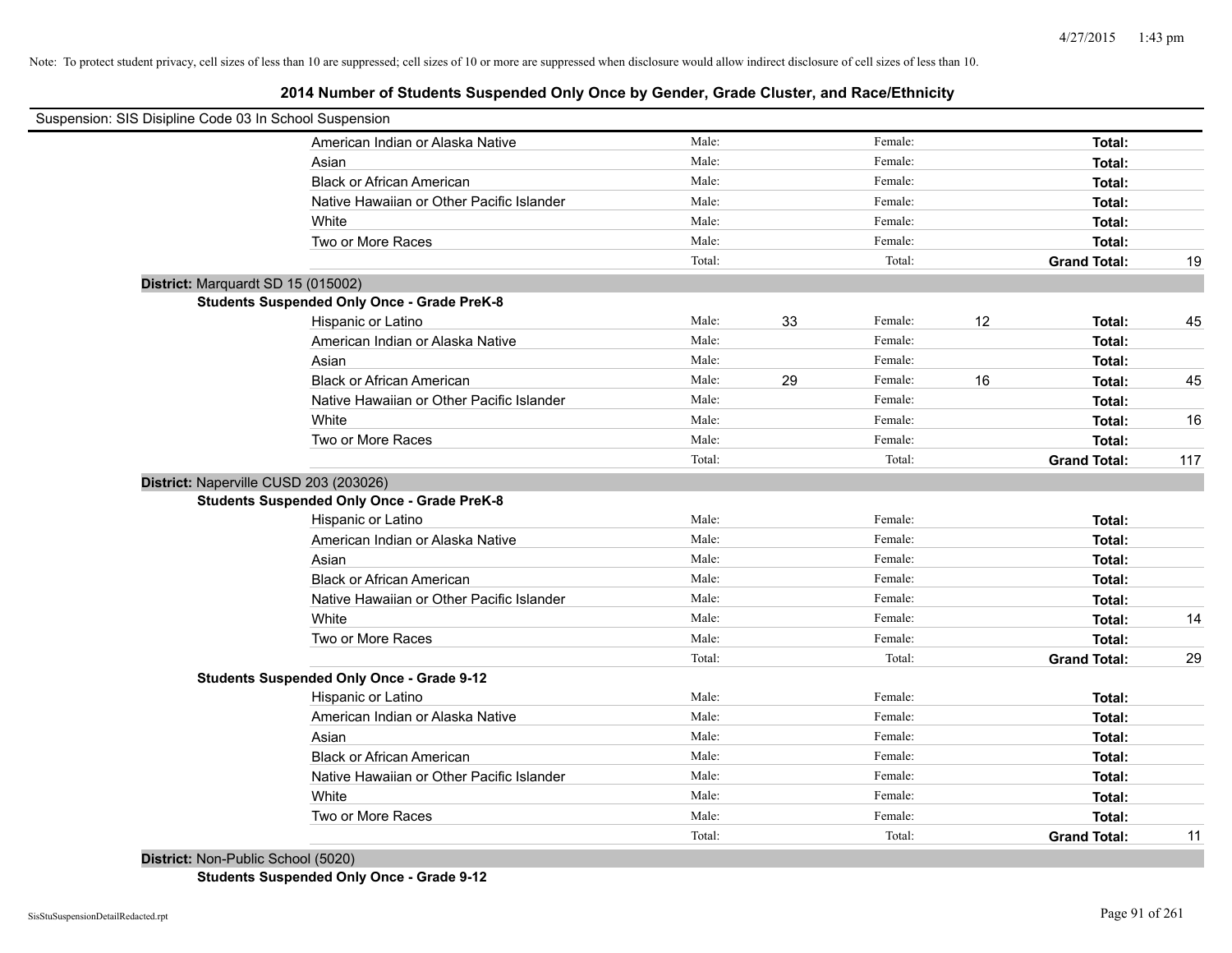Note: To protect student privacy, cell sizes of less than 10 are suppressed; cell sizes of 10 or more are suppressed when disclosure would allow indirect disclosure of cell sizes of less than 10.

# 2014 Number of Students Suspended Only Once by Gender, Grade Cluster, and Race/Ethnicity

Suspension: SIS Disipline Code 03 In School Suspension

| | Male: | | Female: | | | |
|---|---|---|---|---|---|---|
| American Indian or Alaska Native | Male: | | Female: | | **Total:** | |
| Asian | Male: | | Female: | | **Total:** | |
| Black or African American | Male: | | Female: | | **Total:** | |
| Native Hawaiian or Other Pacific Islander | Male: | | Female: | | **Total:** | |
| White | Male: | | Female: | | **Total:** | |
| Two or More Races | Male: | | Female: | | **Total:** | |
| | Total: | | Total: | | **Grand Total:** | 19 |

**District:** Marquardt SD 15 (015002)

**Students Suspended Only Once - Grade PreK-8**

| | | | | | | |
|---|---|---|---|---|---|---|
| Hispanic or Latino | Male: | 33 | Female: | 12 | **Total:** | 45 |
| American Indian or Alaska Native | Male: | | Female: | | **Total:** | |
| Asian | Male: | | Female: | | **Total:** | |
| Black or African American | Male: | 29 | Female: | 16 | **Total:** | 45 |
| Native Hawaiian or Other Pacific Islander | Male: | | Female: | | **Total:** | |
| White | Male: | | Female: | | **Total:** | 16 |
| Two or More Races | Male: | | Female: | | **Total:** | |
| | Total: | | Total: | | **Grand Total:** | 117 |

**District:** Naperville CUSD 203 (203026)

**Students Suspended Only Once - Grade PreK-8**

| | | | | | | |
|---|---|---|---|---|---|---|
| Hispanic or Latino | Male: | | Female: | | **Total:** | |
| American Indian or Alaska Native | Male: | | Female: | | **Total:** | |
| Asian | Male: | | Female: | | **Total:** | |
| Black or African American | Male: | | Female: | | **Total:** | |
| Native Hawaiian or Other Pacific Islander | Male: | | Female: | | **Total:** | |
| White | Male: | | Female: | | **Total:** | 14 |
| Two or More Races | Male: | | Female: | | **Total:** | |
| | Total: | | Total: | | **Grand Total:** | 29 |

**Students Suspended Only Once - Grade 9-12**

| | | | | | | |
|---|---|---|---|---|---|---|
| Hispanic or Latino | Male: | | Female: | | **Total:** | |
| American Indian or Alaska Native | Male: | | Female: | | **Total:** | |
| Asian | Male: | | Female: | | **Total:** | |
| Black or African American | Male: | | Female: | | **Total:** | |
| Native Hawaiian or Other Pacific Islander | Male: | | Female: | | **Total:** | |
| White | Male: | | Female: | | **Total:** | |
| Two or More Races | Male: | | Female: | | **Total:** | |
| | Total: | | Total: | | **Grand Total:** | 11 |

**District:** Non-Public School (5020)

**Students Suspended Only Once - Grade 9-12**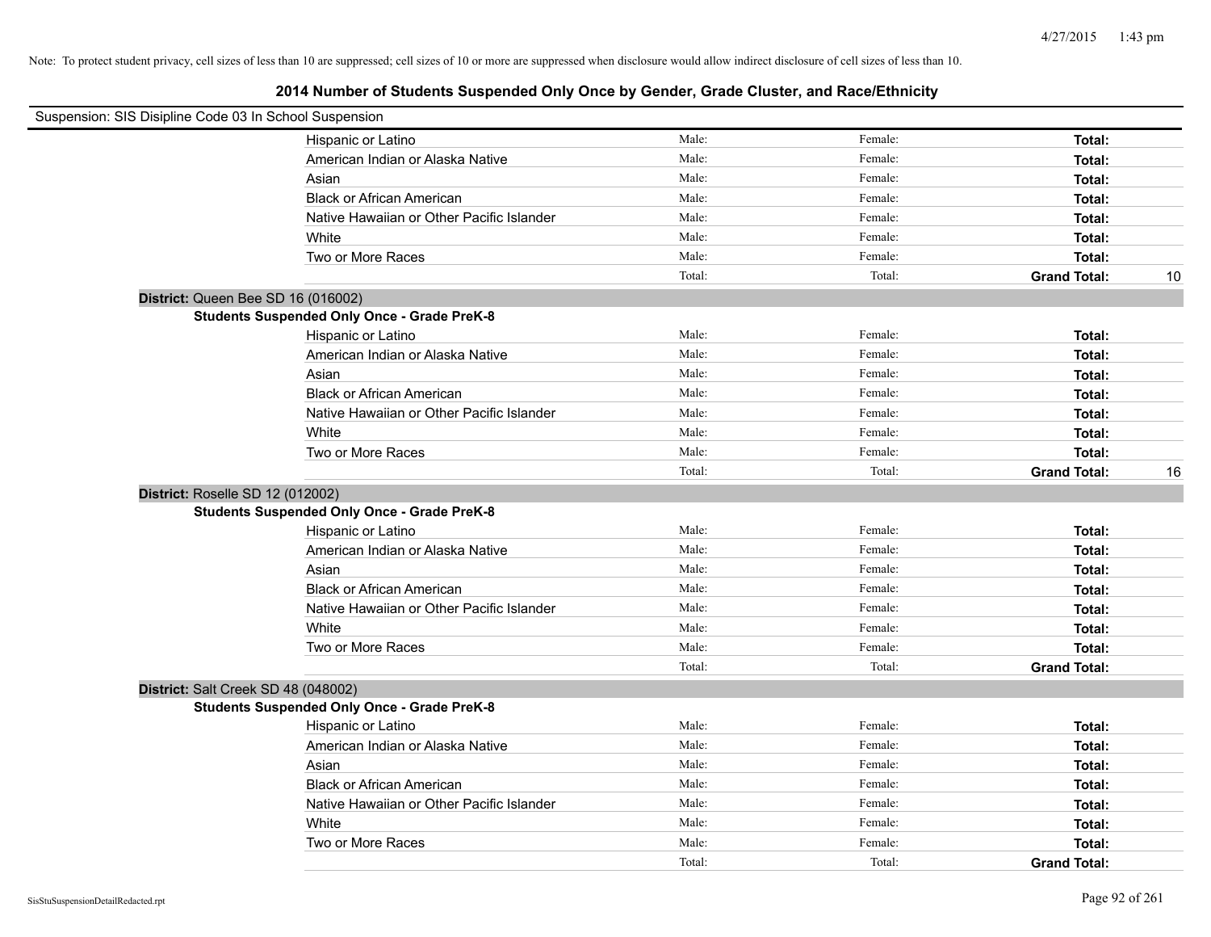Note: To protect student privacy, cell sizes of less than 10 are suppressed; cell sizes of 10 or more are suppressed when disclosure would allow indirect disclosure of cell sizes of less than 10.

## 2014 Number of Students Suspended Only Once by Gender, Grade Cluster, and Race/Ethnicity

Suspension: SIS Disipline Code 03 In School Suspension

| | | | | |
|---|---|---|---|---|
| Hispanic or Latino | Male: | Female: | **Total:** | |
| American Indian or Alaska Native | Male: | Female: | **Total:** | |
| Asian | Male: | Female: | **Total:** | |
| Black or African American | Male: | Female: | **Total:** | |
| Native Hawaiian or Other Pacific Islander | Male: | Female: | **Total:** | |
| White | Male: | Female: | **Total:** | |
| Two or More Races | Male: | Female: | **Total:** | |
| | Total: | Total: | **Grand Total:** | 10 |

**District:** Queen Bee SD 16 (016002)

**Students Suspended Only Once - Grade PreK-8**

| | | | | |
|---|---|---|---|---|
| Hispanic or Latino | Male: | Female: | **Total:** | |
| American Indian or Alaska Native | Male: | Female: | **Total:** | |
| Asian | Male: | Female: | **Total:** | |
| Black or African American | Male: | Female: | **Total:** | |
| Native Hawaiian or Other Pacific Islander | Male: | Female: | **Total:** | |
| White | Male: | Female: | **Total:** | |
| Two or More Races | Male: | Female: | **Total:** | |
| | Total: | Total: | **Grand Total:** | 16 |

**District:** Roselle SD 12 (012002)

**Students Suspended Only Once - Grade PreK-8**

| | | | | |
|---|---|---|---|---|
| Hispanic or Latino | Male: | Female: | **Total:** | |
| American Indian or Alaska Native | Male: | Female: | **Total:** | |
| Asian | Male: | Female: | **Total:** | |
| Black or African American | Male: | Female: | **Total:** | |
| Native Hawaiian or Other Pacific Islander | Male: | Female: | **Total:** | |
| White | Male: | Female: | **Total:** | |
| Two or More Races | Male: | Female: | **Total:** | |
| | Total: | Total: | **Grand Total:** | |

**District:** Salt Creek SD 48 (048002)

**Students Suspended Only Once - Grade PreK-8**

| | | | | |
|---|---|---|---|---|
| Hispanic or Latino | Male: | Female: | **Total:** | |
| American Indian or Alaska Native | Male: | Female: | **Total:** | |
| Asian | Male: | Female: | **Total:** | |
| Black or African American | Male: | Female: | **Total:** | |
| Native Hawaiian or Other Pacific Islander | Male: | Female: | **Total:** | |
| White | Male: | Female: | **Total:** | |
| Two or More Races | Male: | Female: | **Total:** | |
| | Total: | Total: | **Grand Total:** | |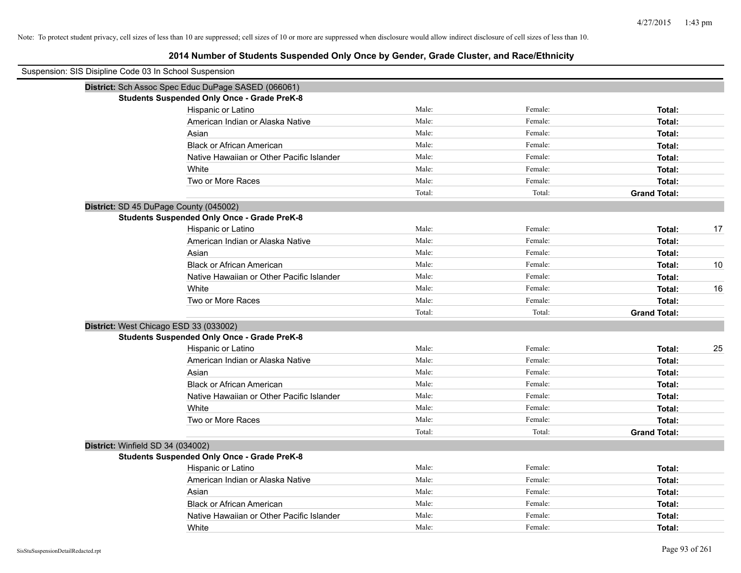Note: To protect student privacy, cell sizes of less than 10 are suppressed; cell sizes of 10 or more are suppressed when disclosure would allow indirect disclosure of cell sizes of less than 10.

## 2014 Number of Students Suspended Only Once by Gender, Grade Cluster, and Race/Ethnicity

Suspension: SIS Disipline Code 03 In School Suspension

**District:** Sch Assoc Spec Educ DuPage SASED (066061)

**Students Suspended Only Once - Grade PreK-8**

| Race/Ethnicity | Male: | Female: | Total: |
|---|---|---|---|
| Hispanic or Latino | | | |
| American Indian or Alaska Native | | | |
| Asian | | | |
| Black or African American | | | |
| Native Hawaiian or Other Pacific Islander | | | |
| White | | | |
| Two or More Races | | | |
| | Total: | Total: | **Grand Total:** |

**District:** SD 45 DuPage County (045002)

**Students Suspended Only Once - Grade PreK-8**

| Race/Ethnicity | Male: | Female: | Total: |
|---|---|---|---|
| Hispanic or Latino | | | 17 |
| American Indian or Alaska Native | | | |
| Asian | | | |
| Black or African American | | | 10 |
| Native Hawaiian or Other Pacific Islander | | | |
| White | | | 16 |
| Two or More Races | | | |
| | Total: | Total: | **Grand Total:** |

**District:** West Chicago ESD 33 (033002)

**Students Suspended Only Once - Grade PreK-8**

| Race/Ethnicity | Male: | Female: | Total: |
|---|---|---|---|
| Hispanic or Latino | | | 25 |
| American Indian or Alaska Native | | | |
| Asian | | | |
| Black or African American | | | |
| Native Hawaiian or Other Pacific Islander | | | |
| White | | | |
| Two or More Races | | | |
| | Total: | Total: | **Grand Total:** |

**District:** Winfield SD 34 (034002)

**Students Suspended Only Once - Grade PreK-8**

| Race/Ethnicity | Male: | Female: | Total: |
|---|---|---|---|
| Hispanic or Latino | | | |
| American Indian or Alaska Native | | | |
| Asian | | | |
| Black or African American | | | |
| Native Hawaiian or Other Pacific Islander | | | |
| White | | | |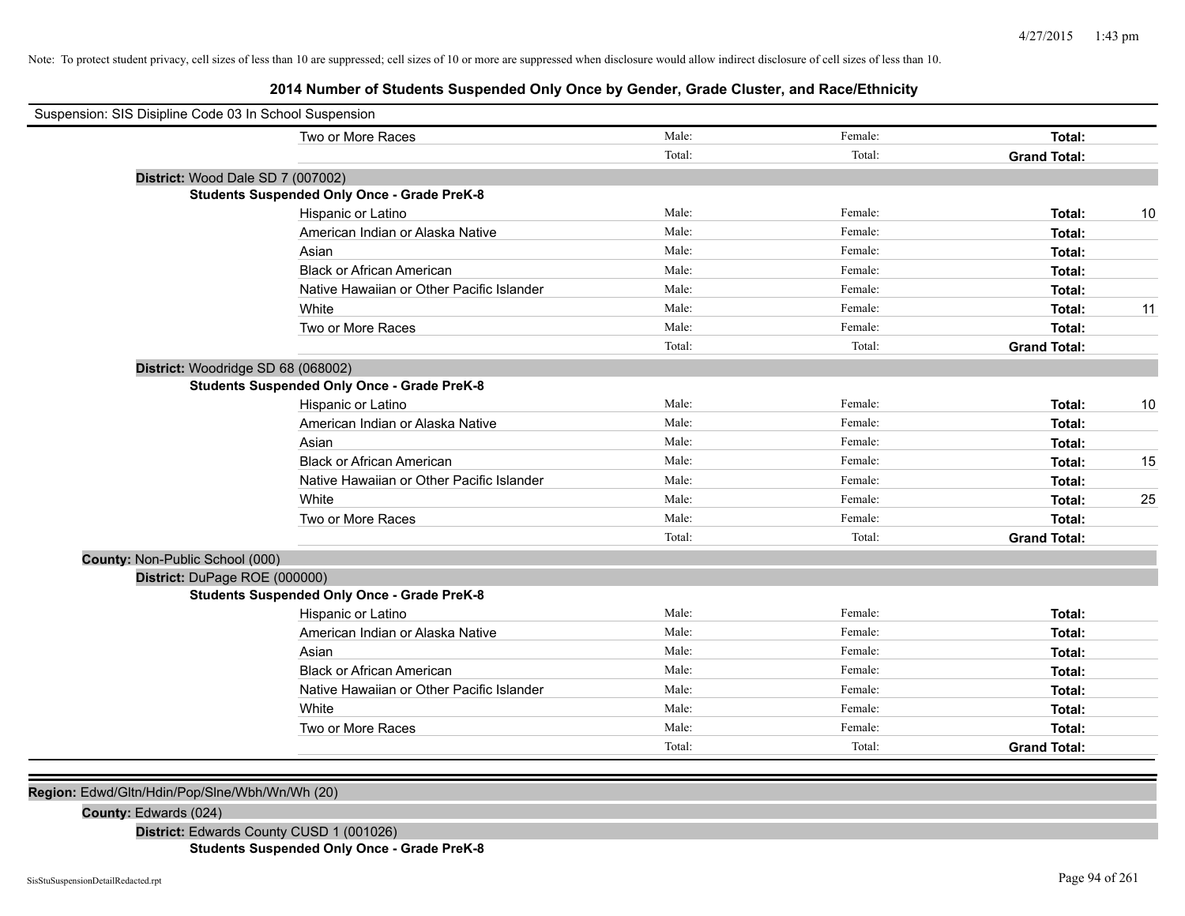Note: To protect student privacy, cell sizes of less than 10 are suppressed; cell sizes of 10 or more are suppressed when disclosure would allow indirect disclosure of cell sizes of less than 10.

## 2014 Number of Students Suspended Only Once by Gender, Grade Cluster, and Race/Ethnicity

Suspension: SIS Disipline Code 03 In School Suspension

| | Male | Female | Total |
|---|---|---|---|
| Two or More Races | Male: | Female: | Total: |
| | Total: | Total: | Grand Total: |

**District:** Wood Dale SD 7 (007002)

**Students Suspended Only Once - Grade PreK-8**

| Race/Ethnicity | Male | Female | Total |
|---|---|---|---|
| Hispanic or Latino | Male: | Female: | Total: 10 |
| American Indian or Alaska Native | Male: | Female: | Total: |
| Asian | Male: | Female: | Total: |
| Black or African American | Male: | Female: | Total: |
| Native Hawaiian or Other Pacific Islander | Male: | Female: | Total: |
| White | Male: | Female: | Total: 11 |
| Two or More Races | Male: | Female: | Total: |
| | Total: | Total: | Grand Total: |

**District:** Woodridge SD 68 (068002)

**Students Suspended Only Once - Grade PreK-8**

| Race/Ethnicity | Male | Female | Total |
|---|---|---|---|
| Hispanic or Latino | Male: | Female: | Total: 10 |
| American Indian or Alaska Native | Male: | Female: | Total: |
| Asian | Male: | Female: | Total: |
| Black or African American | Male: | Female: | Total: 15 |
| Native Hawaiian or Other Pacific Islander | Male: | Female: | Total: |
| White | Male: | Female: | Total: 25 |
| Two or More Races | Male: | Female: | Total: |
| | Total: | Total: | Grand Total: |

**County:** Non-Public School (000)

**District:** DuPage ROE (000000)

**Students Suspended Only Once - Grade PreK-8**

| Race/Ethnicity | Male | Female | Total |
|---|---|---|---|
| Hispanic or Latino | Male: | Female: | Total: |
| American Indian or Alaska Native | Male: | Female: | Total: |
| Asian | Male: | Female: | Total: |
| Black or African American | Male: | Female: | Total: |
| Native Hawaiian or Other Pacific Islander | Male: | Female: | Total: |
| White | Male: | Female: | Total: |
| Two or More Races | Male: | Female: | Total: |
| | Total: | Total: | Grand Total: |

**Region:** Edwd/Gltn/Hdin/Pop/Slne/Wbh/Wn/Wh (20)

**County:** Edwards (024)

**District:** Edwards County CUSD 1 (001026)

**Students Suspended Only Once - Grade PreK-8**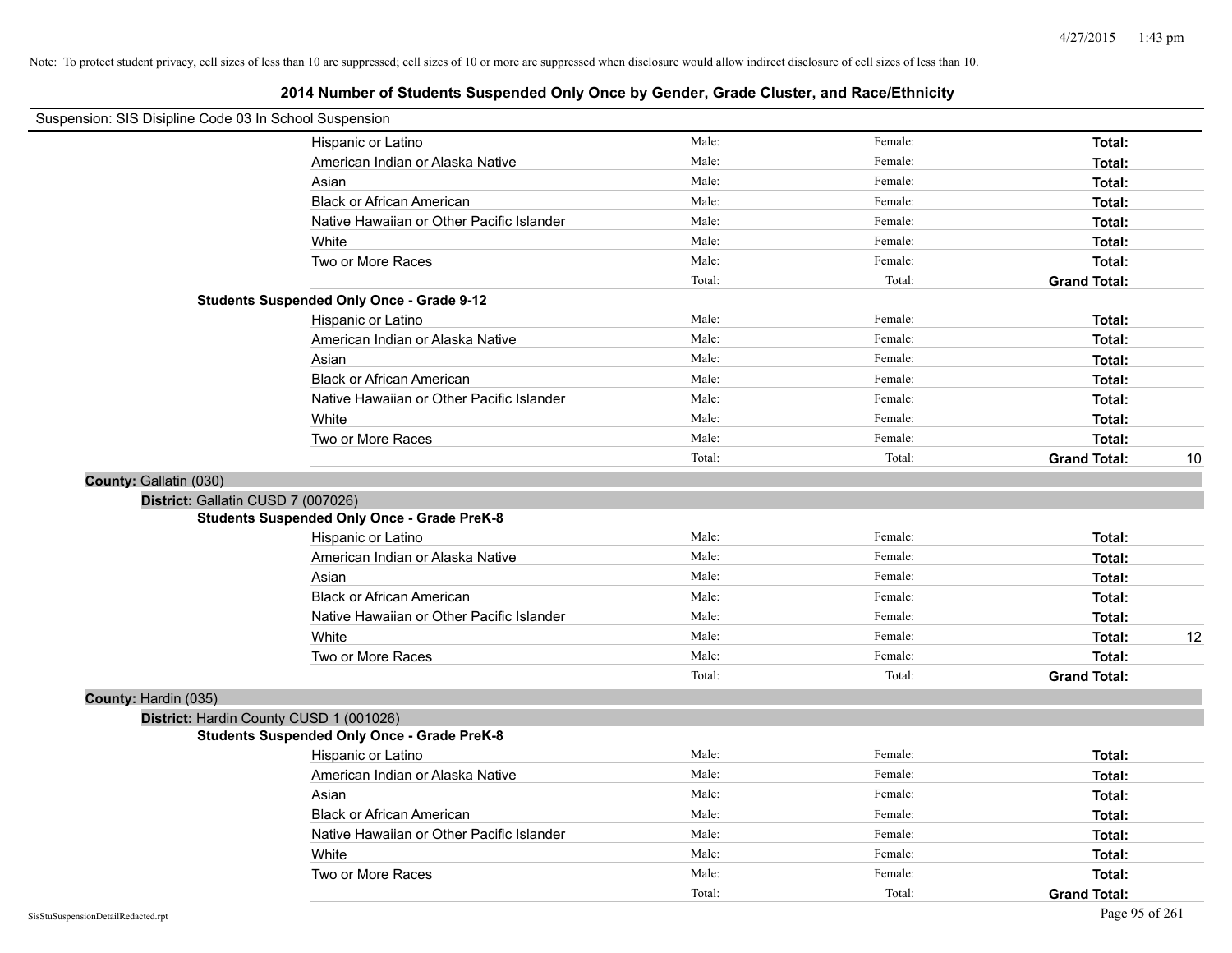Note: To protect student privacy, cell sizes of less than 10 are suppressed; cell sizes of 10 or more are suppressed when disclosure would allow indirect disclosure of cell sizes of less than 10.

# 2014 Number of Students Suspended Only Once by Gender, Grade Cluster, and Race/Ethnicity

Suspension: SIS Disipline Code 03 In School Suspension

| | | | | |
|---|---|---|---|---|
| Hispanic or Latino | Male: | Female: | **Total:** | |
| American Indian or Alaska Native | Male: | Female: | **Total:** | |
| Asian | Male: | Female: | **Total:** | |
| Black or African American | Male: | Female: | **Total:** | |
| Native Hawaiian or Other Pacific Islander | Male: | Female: | **Total:** | |
| White | Male: | Female: | **Total:** | |
| Two or More Races | Male: | Female: | **Total:** | |
| | Total: | Total: | **Grand Total:** | |

**Students Suspended Only Once - Grade 9-12**

| | | | | |
|---|---|---|---|---|
| Hispanic or Latino | Male: | Female: | **Total:** | |
| American Indian or Alaska Native | Male: | Female: | **Total:** | |
| Asian | Male: | Female: | **Total:** | |
| Black or African American | Male: | Female: | **Total:** | |
| Native Hawaiian or Other Pacific Islander | Male: | Female: | **Total:** | |
| White | Male: | Female: | **Total:** | |
| Two or More Races | Male: | Female: | **Total:** | |
| | Total: | Total: | **Grand Total:** | 10 |

**County:** Gallatin (030)

**District:** Gallatin CUSD 7 (007026)

**Students Suspended Only Once - Grade PreK-8**

| | | | | |
|---|---|---|---|---|
| Hispanic or Latino | Male: | Female: | **Total:** | |
| American Indian or Alaska Native | Male: | Female: | **Total:** | |
| Asian | Male: | Female: | **Total:** | |
| Black or African American | Male: | Female: | **Total:** | |
| Native Hawaiian or Other Pacific Islander | Male: | Female: | **Total:** | |
| White | Male: | Female: | **Total:** | 12 |
| Two or More Races | Male: | Female: | **Total:** | |
| | Total: | Total: | **Grand Total:** | |

**County:** Hardin (035)

**District:** Hardin County CUSD 1 (001026)

**Students Suspended Only Once - Grade PreK-8**

| | | | | |
|---|---|---|---|---|
| Hispanic or Latino | Male: | Female: | **Total:** | |
| American Indian or Alaska Native | Male: | Female: | **Total:** | |
| Asian | Male: | Female: | **Total:** | |
| Black or African American | Male: | Female: | **Total:** | |
| Native Hawaiian or Other Pacific Islander | Male: | Female: | **Total:** | |
| White | Male: | Female: | **Total:** | |
| Two or More Races | Male: | Female: | **Total:** | |
| | Total: | Total: | **Grand Total:** | |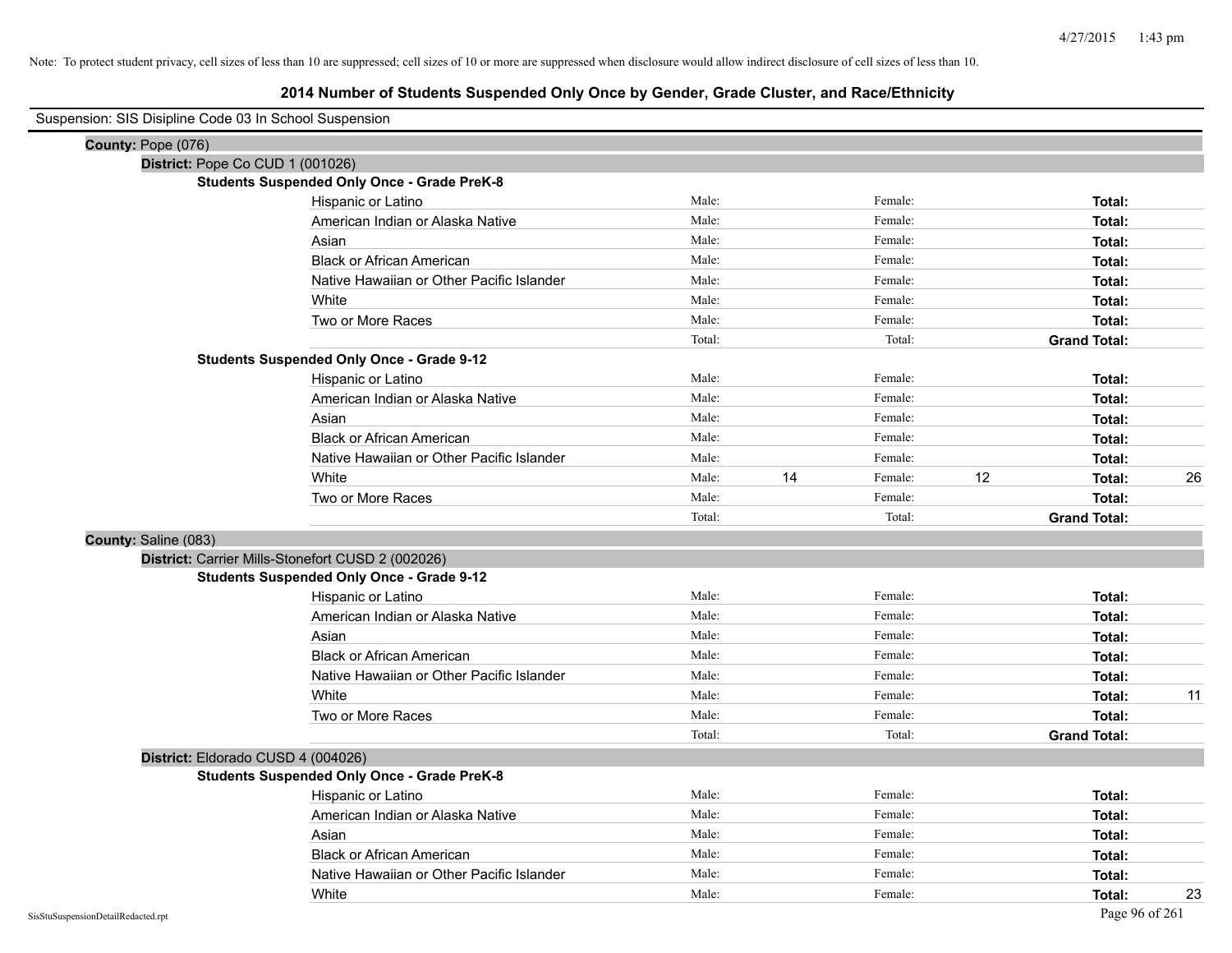Note: To protect student privacy, cell sizes of less than 10 are suppressed; cell sizes of 10 or more are suppressed when disclosure would allow indirect disclosure of cell sizes of less than 10.

# 2014 Number of Students Suspended Only Once by Gender, Grade Cluster, and Race/Ethnicity

Suspension: SIS Disipline Code 03 In School Suspension

**County:** Pope (076)

**District:** Pope Co CUD 1 (001026)

**Students Suspended Only Once - Grade PreK-8**

| | | | | | | |
|---|---|---|---|---|---|---|
| Hispanic or Latino | Male: | | Female: | | **Total:** | |
| American Indian or Alaska Native | Male: | | Female: | | **Total:** | |
| Asian | Male: | | Female: | | **Total:** | |
| Black or African American | Male: | | Female: | | **Total:** | |
| Native Hawaiian or Other Pacific Islander | Male: | | Female: | | **Total:** | |
| White | Male: | | Female: | | **Total:** | |
| Two or More Races | Male: | | Female: | | **Total:** | |
| | Total: | | Total: | | **Grand Total:** | |

**Students Suspended Only Once - Grade 9-12**

| | | | | | | |
|---|---|---|---|---|---|---|
| Hispanic or Latino | Male: | | Female: | | **Total:** | |
| American Indian or Alaska Native | Male: | | Female: | | **Total:** | |
| Asian | Male: | | Female: | | **Total:** | |
| Black or African American | Male: | | Female: | | **Total:** | |
| Native Hawaiian or Other Pacific Islander | Male: | | Female: | | **Total:** | |
| White | Male: | 14 | Female: | 12 | **Total:** | 26 |
| Two or More Races | Male: | | Female: | | **Total:** | |
| | Total: | | Total: | | **Grand Total:** | |

**County:** Saline (083)

**District:** Carrier Mills-Stonefort CUSD 2 (002026)

**Students Suspended Only Once - Grade 9-12**

| | | | | | | |
|---|---|---|---|---|---|---|
| Hispanic or Latino | Male: | | Female: | | **Total:** | |
| American Indian or Alaska Native | Male: | | Female: | | **Total:** | |
| Asian | Male: | | Female: | | **Total:** | |
| Black or African American | Male: | | Female: | | **Total:** | |
| Native Hawaiian or Other Pacific Islander | Male: | | Female: | | **Total:** | |
| White | Male: | | Female: | | **Total:** | 11 |
| Two or More Races | Male: | | Female: | | **Total:** | |
| | Total: | | Total: | | **Grand Total:** | |

**District:** Eldorado CUSD 4 (004026)

**Students Suspended Only Once - Grade PreK-8**

| | | | | | | |
|---|---|---|---|---|---|---|
| Hispanic or Latino | Male: | | Female: | | **Total:** | |
| American Indian or Alaska Native | Male: | | Female: | | **Total:** | |
| Asian | Male: | | Female: | | **Total:** | |
| Black or African American | Male: | | Female: | | **Total:** | |
| Native Hawaiian or Other Pacific Islander | Male: | | Female: | | **Total:** | |
| White | Male: | | Female: | | **Total:** | 23 |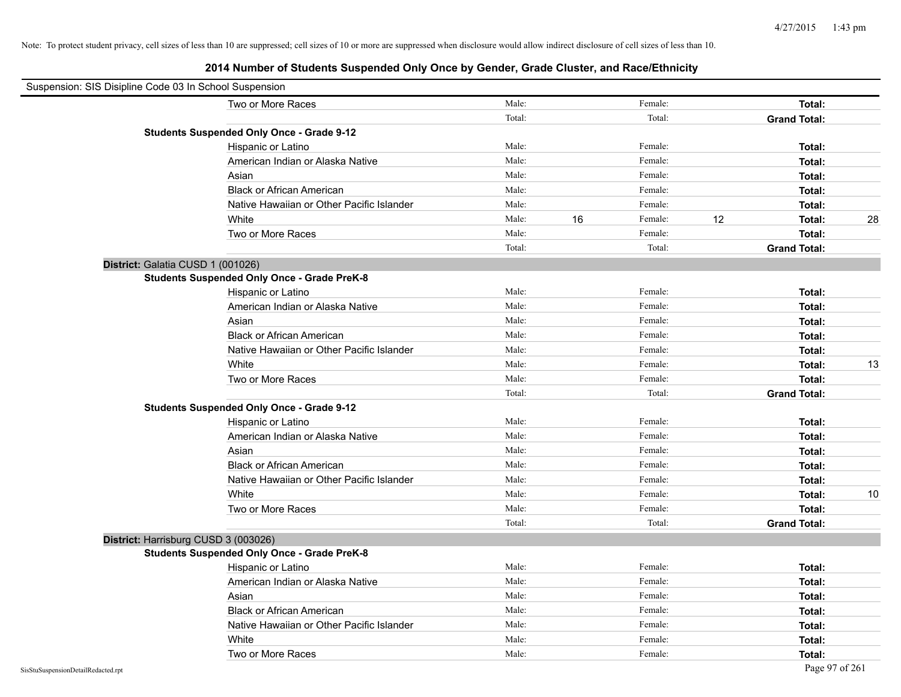Note: To protect student privacy, cell sizes of less than 10 are suppressed; cell sizes of 10 or more are suppressed when disclosure would allow indirect disclosure of cell sizes of less than 10.

# 2014 Number of Students Suspended Only Once by Gender, Grade Cluster, and Race/Ethnicity

Suspension: SIS Disipline Code 03 In School Suspension

| | | | | | | | |
|---|---|---|---|---|---|---|---|
| Two or More Races | Male: | | Female: | | **Total:** | |
| | Total: | | Total: | | **Grand Total:** | |

**Students Suspended Only Once - Grade 9-12**

| | | | | | | |
|---|---|---|---|---|---|---|
| Hispanic or Latino | Male: | | Female: | | **Total:** | |
| American Indian or Alaska Native | Male: | | Female: | | **Total:** | |
| Asian | Male: | | Female: | | **Total:** | |
| Black or African American | Male: | | Female: | | **Total:** | |
| Native Hawaiian or Other Pacific Islander | Male: | | Female: | | **Total:** | |
| White | Male: | 16 | Female: | 12 | **Total:** | 28 |
| Two or More Races | Male: | | Female: | | **Total:** | |
| | Total: | | Total: | | **Grand Total:** | |

## District: Galatia CUSD 1 (001026)

**Students Suspended Only Once - Grade PreK-8**

| | | | | | | |
|---|---|---|---|---|---|---|
| Hispanic or Latino | Male: | | Female: | | **Total:** | |
| American Indian or Alaska Native | Male: | | Female: | | **Total:** | |
| Asian | Male: | | Female: | | **Total:** | |
| Black or African American | Male: | | Female: | | **Total:** | |
| Native Hawaiian or Other Pacific Islander | Male: | | Female: | | **Total:** | |
| White | Male: | | Female: | | **Total:** | 13 |
| Two or More Races | Male: | | Female: | | **Total:** | |
| | Total: | | Total: | | **Grand Total:** | |

**Students Suspended Only Once - Grade 9-12**

| | | | | | | |
|---|---|---|---|---|---|---|
| Hispanic or Latino | Male: | | Female: | | **Total:** | |
| American Indian or Alaska Native | Male: | | Female: | | **Total:** | |
| Asian | Male: | | Female: | | **Total:** | |
| Black or African American | Male: | | Female: | | **Total:** | |
| Native Hawaiian or Other Pacific Islander | Male: | | Female: | | **Total:** | |
| White | Male: | | Female: | | **Total:** | 10 |
| Two or More Races | Male: | | Female: | | **Total:** | |
| | Total: | | Total: | | **Grand Total:** | |

## District: Harrisburg CUSD 3 (003026)

**Students Suspended Only Once - Grade PreK-8**

| | | | | | | |
|---|---|---|---|---|---|---|
| Hispanic or Latino | Male: | | Female: | | **Total:** | |
| American Indian or Alaska Native | Male: | | Female: | | **Total:** | |
| Asian | Male: | | Female: | | **Total:** | |
| Black or African American | Male: | | Female: | | **Total:** | |
| Native Hawaiian or Other Pacific Islander | Male: | | Female: | | **Total:** | |
| White | Male: | | Female: | | **Total:** | |
| Two or More Races | Male: | | Female: | | **Total:** | |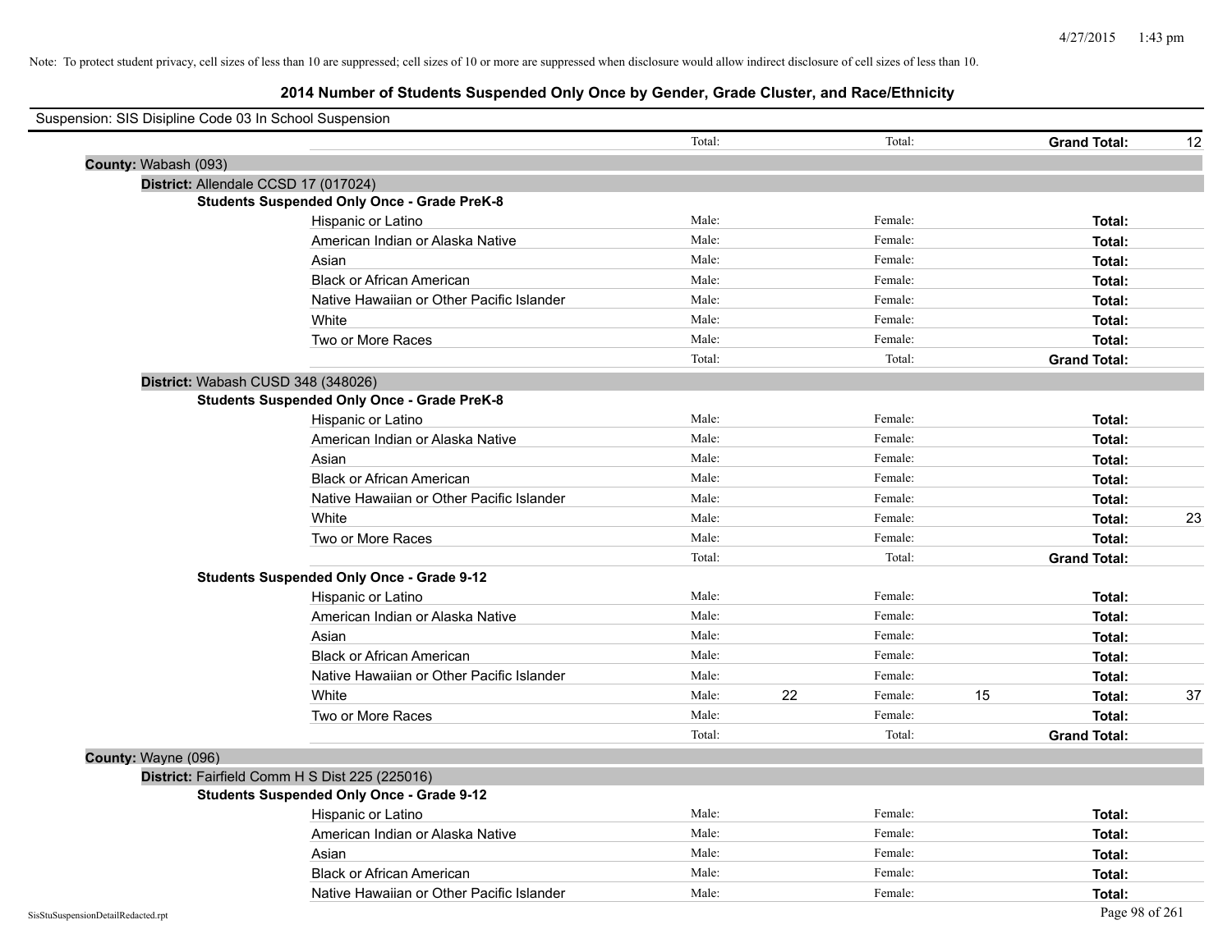Note: To protect student privacy, cell sizes of less than 10 are suppressed; cell sizes of 10 or more are suppressed when disclosure would allow indirect disclosure of cell sizes of less than 10.

# 2014 Number of Students Suspended Only Once by Gender, Grade Cluster, and Race/Ethnicity

Suspension: SIS Disipline Code 03 In School Suspension

| | | | | | | |
|---|---|---|---|---|---|---|
| | Total: | | Total: | | **Grand Total:** | 12 |

**County:** Wabash (093)

**District:** Allendale CCSD 17 (017024)

**Students Suspended Only Once - Grade PreK-8**

| | | | | | | |
|---|---|---|---|---|---|---|
| Hispanic or Latino | Male: | | Female: | | **Total:** | |
| American Indian or Alaska Native | Male: | | Female: | | **Total:** | |
| Asian | Male: | | Female: | | **Total:** | |
| Black or African American | Male: | | Female: | | **Total:** | |
| Native Hawaiian or Other Pacific Islander | Male: | | Female: | | **Total:** | |
| White | Male: | | Female: | | **Total:** | |
| Two or More Races | Male: | | Female: | | **Total:** | |
| | Total: | | Total: | | **Grand Total:** | |

**District:** Wabash CUSD 348 (348026)

**Students Suspended Only Once - Grade PreK-8**

| | | | | | | |
|---|---|---|---|---|---|---|
| Hispanic or Latino | Male: | | Female: | | **Total:** | |
| American Indian or Alaska Native | Male: | | Female: | | **Total:** | |
| Asian | Male: | | Female: | | **Total:** | |
| Black or African American | Male: | | Female: | | **Total:** | |
| Native Hawaiian or Other Pacific Islander | Male: | | Female: | | **Total:** | |
| White | Male: | | Female: | | **Total:** | 23 |
| Two or More Races | Male: | | Female: | | **Total:** | |
| | Total: | | Total: | | **Grand Total:** | |

**Students Suspended Only Once - Grade 9-12**

| | | | | | | |
|---|---|---|---|---|---|---|
| Hispanic or Latino | Male: | | Female: | | **Total:** | |
| American Indian or Alaska Native | Male: | | Female: | | **Total:** | |
| Asian | Male: | | Female: | | **Total:** | |
| Black or African American | Male: | | Female: | | **Total:** | |
| Native Hawaiian or Other Pacific Islander | Male: | | Female: | | **Total:** | |
| White | Male: | 22 | Female: | 15 | **Total:** | 37 |
| Two or More Races | Male: | | Female: | | **Total:** | |
| | Total: | | Total: | | **Grand Total:** | |

**County:** Wayne (096)

**District:** Fairfield Comm H S Dist 225 (225016)

**Students Suspended Only Once - Grade 9-12**

| | | | | | | |
|---|---|---|---|---|---|---|
| Hispanic or Latino | Male: | | Female: | | **Total:** | |
| American Indian or Alaska Native | Male: | | Female: | | **Total:** | |
| Asian | Male: | | Female: | | **Total:** | |
| Black or African American | Male: | | Female: | | **Total:** | |
| Native Hawaiian or Other Pacific Islander | Male: | | Female: | | **Total:** | |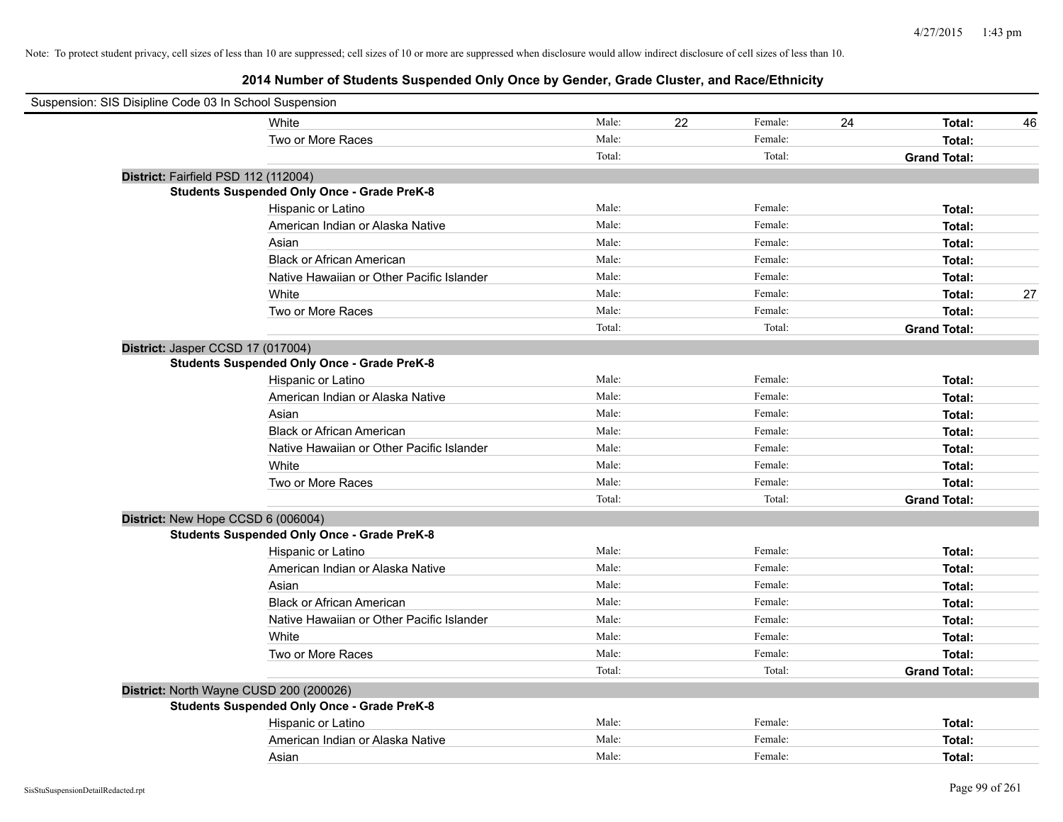Note: To protect student privacy, cell sizes of less than 10 are suppressed; cell sizes of 10 or more are suppressed when disclosure would allow indirect disclosure of cell sizes of less than 10.

## 2014 Number of Students Suspended Only Once by Gender, Grade Cluster, and Race/Ethnicity

Suspension: SIS Disipline Code 03 In School Suspension

| | | | | | | | |
|---|---|---|---|---|---|---|---|
| White | Male: | 22 | Female: | 24 | **Total:** | 46 |
| Two or More Races | Male: | | Female: | | **Total:** | |
| | Total: | | Total: | | **Grand Total:** | |

**District:** Fairfield PSD 112 (112004)

**Students Suspended Only Once - Grade PreK-8**

| | | | | | | |
|---|---|---|---|---|---|---|
| Hispanic or Latino | Male: | | Female: | | **Total:** | |
| American Indian or Alaska Native | Male: | | Female: | | **Total:** | |
| Asian | Male: | | Female: | | **Total:** | |
| Black or African American | Male: | | Female: | | **Total:** | |
| Native Hawaiian or Other Pacific Islander | Male: | | Female: | | **Total:** | |
| White | Male: | | Female: | | **Total:** | 27 |
| Two or More Races | Male: | | Female: | | **Total:** | |
| | Total: | | Total: | | **Grand Total:** | |

**District:** Jasper CCSD 17 (017004)

**Students Suspended Only Once - Grade PreK-8**

| | | | | | | |
|---|---|---|---|---|---|---|
| Hispanic or Latino | Male: | | Female: | | **Total:** | |
| American Indian or Alaska Native | Male: | | Female: | | **Total:** | |
| Asian | Male: | | Female: | | **Total:** | |
| Black or African American | Male: | | Female: | | **Total:** | |
| Native Hawaiian or Other Pacific Islander | Male: | | Female: | | **Total:** | |
| White | Male: | | Female: | | **Total:** | |
| Two or More Races | Male: | | Female: | | **Total:** | |
| | Total: | | Total: | | **Grand Total:** | |

**District:** New Hope CCSD 6 (006004)

**Students Suspended Only Once - Grade PreK-8**

| | | | | | | |
|---|---|---|---|---|---|---|
| Hispanic or Latino | Male: | | Female: | | **Total:** | |
| American Indian or Alaska Native | Male: | | Female: | | **Total:** | |
| Asian | Male: | | Female: | | **Total:** | |
| Black or African American | Male: | | Female: | | **Total:** | |
| Native Hawaiian or Other Pacific Islander | Male: | | Female: | | **Total:** | |
| White | Male: | | Female: | | **Total:** | |
| Two or More Races | Male: | | Female: | | **Total:** | |
| | Total: | | Total: | | **Grand Total:** | |

**District:** North Wayne CUSD 200 (200026)

**Students Suspended Only Once - Grade PreK-8**

| | | | | | | |
|---|---|---|---|---|---|---|
| Hispanic or Latino | Male: | | Female: | | **Total:** | |
| American Indian or Alaska Native | Male: | | Female: | | **Total:** | |
| Asian | Male: | | Female: | | **Total:** | |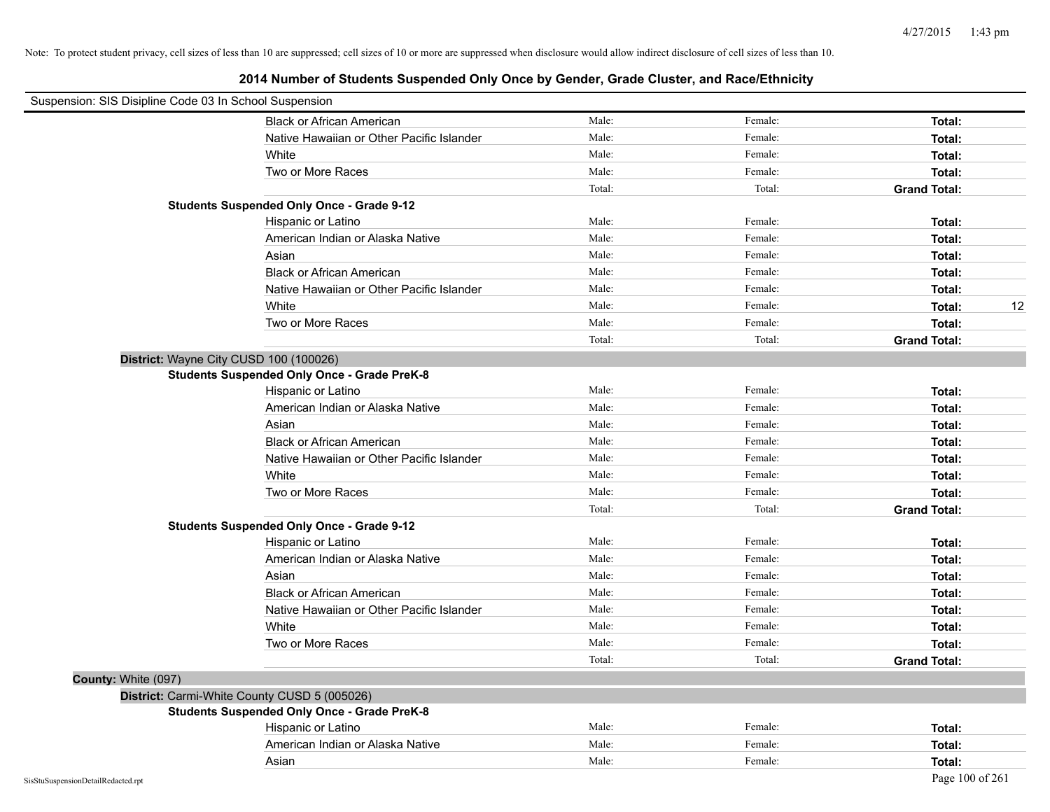Note: To protect student privacy, cell sizes of less than 10 are suppressed; cell sizes of 10 or more are suppressed when disclosure would allow indirect disclosure of cell sizes of less than 10.

# 2014 Number of Students Suspended Only Once by Gender, Grade Cluster, and Race/Ethnicity

Suspension: SIS Disipline Code 03 In School Suspension

| | | | | |
|---|---|---|---|---|
| Black or African American | Male: | Female: | **Total:** | |
| Native Hawaiian or Other Pacific Islander | Male: | Female: | **Total:** | |
| White | Male: | Female: | **Total:** | |
| Two or More Races | Male: | Female: | **Total:** | |
| | Total: | Total: | **Grand Total:** | |

**Students Suspended Only Once - Grade 9-12**

| | | | | |
|---|---|---|---|---|
| Hispanic or Latino | Male: | Female: | **Total:** | |
| American Indian or Alaska Native | Male: | Female: | **Total:** | |
| Asian | Male: | Female: | **Total:** | |
| Black or African American | Male: | Female: | **Total:** | |
| Native Hawaiian or Other Pacific Islander | Male: | Female: | **Total:** | |
| White | Male: | Female: | **Total:** | 12 |
| Two or More Races | Male: | Female: | **Total:** | |
| | Total: | Total: | **Grand Total:** | |

**District:** Wayne City CUSD 100 (100026)

**Students Suspended Only Once - Grade PreK-8**

| | | | | |
|---|---|---|---|---|
| Hispanic or Latino | Male: | Female: | **Total:** | |
| American Indian or Alaska Native | Male: | Female: | **Total:** | |
| Asian | Male: | Female: | **Total:** | |
| Black or African American | Male: | Female: | **Total:** | |
| Native Hawaiian or Other Pacific Islander | Male: | Female: | **Total:** | |
| White | Male: | Female: | **Total:** | |
| Two or More Races | Male: | Female: | **Total:** | |
| | Total: | Total: | **Grand Total:** | |

**Students Suspended Only Once - Grade 9-12**

| | | | | |
|---|---|---|---|---|
| Hispanic or Latino | Male: | Female: | **Total:** | |
| American Indian or Alaska Native | Male: | Female: | **Total:** | |
| Asian | Male: | Female: | **Total:** | |
| Black or African American | Male: | Female: | **Total:** | |
| Native Hawaiian or Other Pacific Islander | Male: | Female: | **Total:** | |
| White | Male: | Female: | **Total:** | |
| Two or More Races | Male: | Female: | **Total:** | |
| | Total: | Total: | **Grand Total:** | |

**County:** White (097)

**District:** Carmi-White County CUSD 5 (005026)

**Students Suspended Only Once - Grade PreK-8**

| | | | | |
|---|---|---|---|---|
| Hispanic or Latino | Male: | Female: | **Total:** | |
| American Indian or Alaska Native | Male: | Female: | **Total:** | |
| Asian | Male: | Female: | **Total:** | |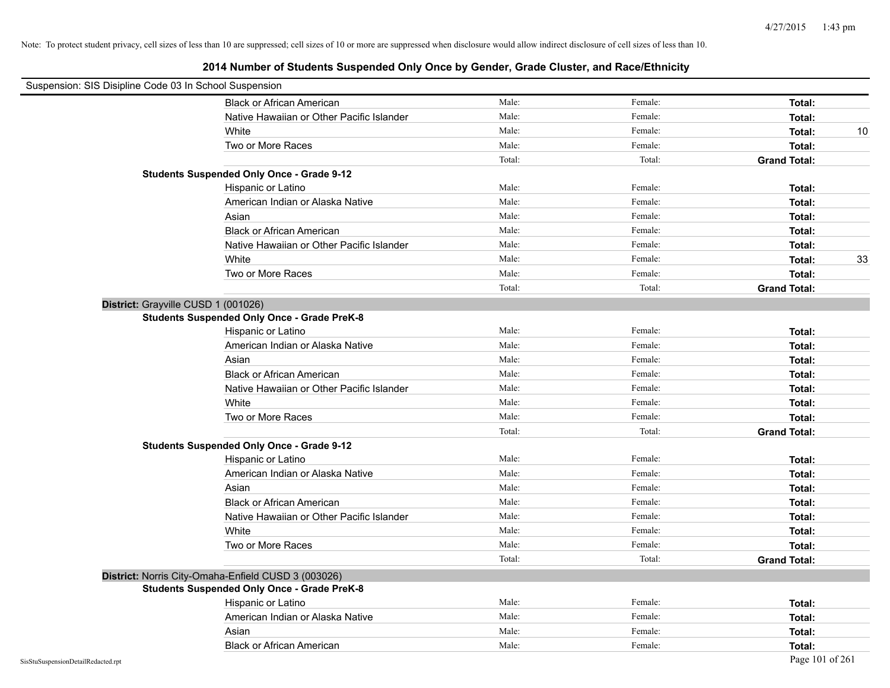Note: To protect student privacy, cell sizes of less than 10 are suppressed; cell sizes of 10 or more are suppressed when disclosure would allow indirect disclosure of cell sizes of less than 10.

# 2014 Number of Students Suspended Only Once by Gender, Grade Cluster, and Race/Ethnicity

Suspension: SIS Disipline Code 03 In School Suspension

| | | | | |
|---|---|---|---|---|
| Black or African American | Male: | Female: | **Total:** | |
| Native Hawaiian or Other Pacific Islander | Male: | Female: | **Total:** | |
| White | Male: | Female: | **Total:** | 10 |
| Two or More Races | Male: | Female: | **Total:** | |
| | Total: | Total: | **Grand Total:** | |

**Students Suspended Only Once - Grade 9-12**

| | | | | |
|---|---|---|---|---|
| Hispanic or Latino | Male: | Female: | **Total:** | |
| American Indian or Alaska Native | Male: | Female: | **Total:** | |
| Asian | Male: | Female: | **Total:** | |
| Black or African American | Male: | Female: | **Total:** | |
| Native Hawaiian or Other Pacific Islander | Male: | Female: | **Total:** | |
| White | Male: | Female: | **Total:** | 33 |
| Two or More Races | Male: | Female: | **Total:** | |
| | Total: | Total: | **Grand Total:** | |

**District:** Grayville CUSD 1 (001026)

**Students Suspended Only Once - Grade PreK-8**

| | | | | |
|---|---|---|---|---|
| Hispanic or Latino | Male: | Female: | **Total:** | |
| American Indian or Alaska Native | Male: | Female: | **Total:** | |
| Asian | Male: | Female: | **Total:** | |
| Black or African American | Male: | Female: | **Total:** | |
| Native Hawaiian or Other Pacific Islander | Male: | Female: | **Total:** | |
| White | Male: | Female: | **Total:** | |
| Two or More Races | Male: | Female: | **Total:** | |
| | Total: | Total: | **Grand Total:** | |

**Students Suspended Only Once - Grade 9-12**

| | | | | |
|---|---|---|---|---|
| Hispanic or Latino | Male: | Female: | **Total:** | |
| American Indian or Alaska Native | Male: | Female: | **Total:** | |
| Asian | Male: | Female: | **Total:** | |
| Black or African American | Male: | Female: | **Total:** | |
| Native Hawaiian or Other Pacific Islander | Male: | Female: | **Total:** | |
| White | Male: | Female: | **Total:** | |
| Two or More Races | Male: | Female: | **Total:** | |
| | Total: | Total: | **Grand Total:** | |

**District:** Norris City-Omaha-Enfield CUSD 3 (003026)

**Students Suspended Only Once - Grade PreK-8**

| | | | | |
|---|---|---|---|---|
| Hispanic or Latino | Male: | Female: | **Total:** | |
| American Indian or Alaska Native | Male: | Female: | **Total:** | |
| Asian | Male: | Female: | **Total:** | |
| Black or African American | Male: | Female: | **Total:** | |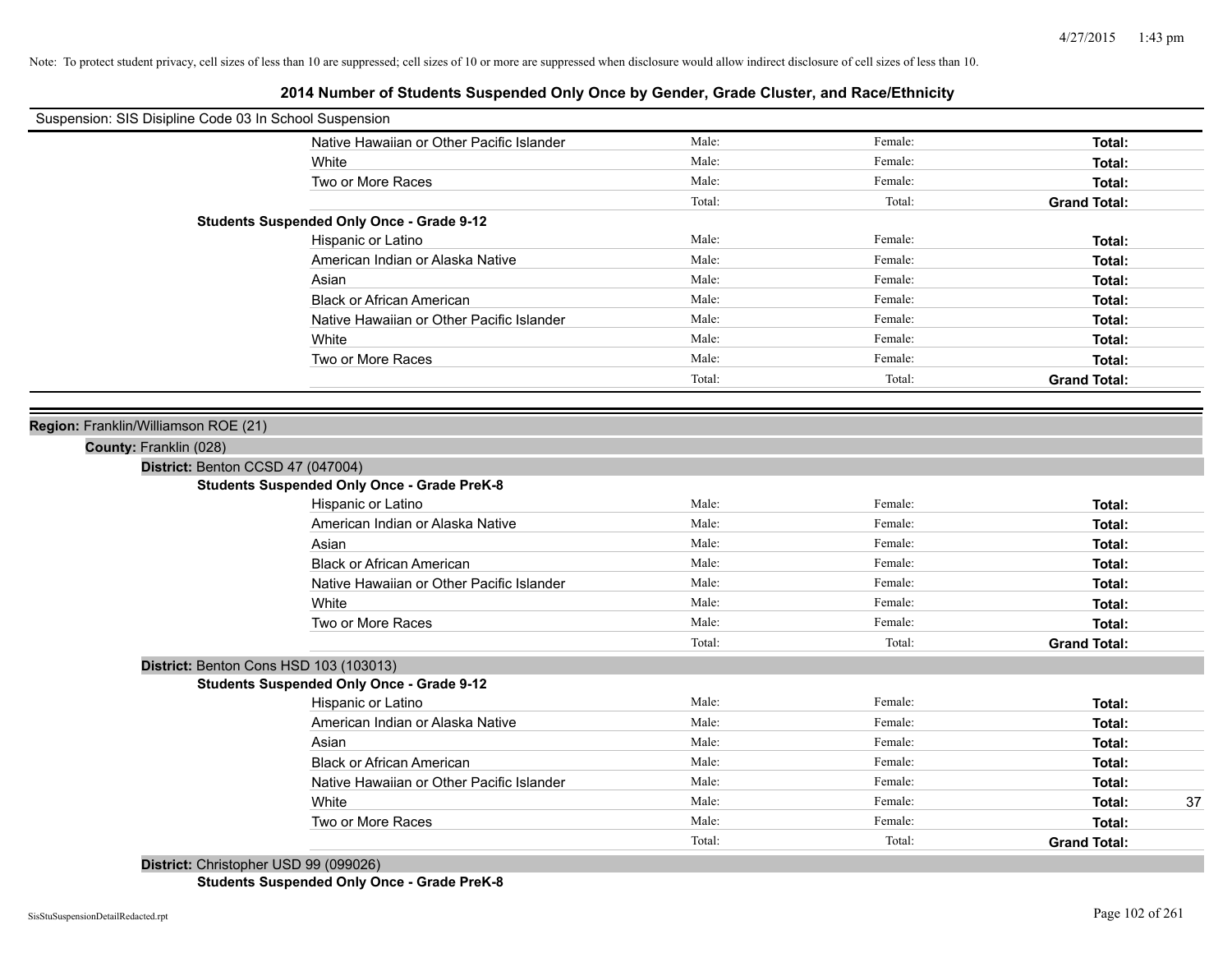Note: To protect student privacy, cell sizes of less than 10 are suppressed; cell sizes of 10 or more are suppressed when disclosure would allow indirect disclosure of cell sizes of less than 10.

## 2014 Number of Students Suspended Only Once by Gender, Grade Cluster, and Race/Ethnicity

Suspension: SIS Disipline Code 03 In School Suspension

| | | | | |
|---|---|---|---|---|
| Native Hawaiian or Other Pacific Islander | Male: | Female: | **Total:** | |
| White | Male: | Female: | **Total:** | |
| Two or More Races | Male: | Female: | **Total:** | |
| | Total: | Total: | **Grand Total:** | |

**Students Suspended Only Once - Grade 9-12**

| | | | | |
|---|---|---|---|---|
| Hispanic or Latino | Male: | Female: | **Total:** | |
| American Indian or Alaska Native | Male: | Female: | **Total:** | |
| Asian | Male: | Female: | **Total:** | |
| Black or African American | Male: | Female: | **Total:** | |
| Native Hawaiian or Other Pacific Islander | Male: | Female: | **Total:** | |
| White | Male: | Female: | **Total:** | |
| Two or More Races | Male: | Female: | **Total:** | |
| | Total: | Total: | **Grand Total:** | |

**Region:** Franklin/Williamson ROE (21)

**County:** Franklin (028)

**District:** Benton CCSD 47 (047004)

**Students Suspended Only Once - Grade PreK-8**

| | | | | |
|---|---|---|---|---|
| Hispanic or Latino | Male: | Female: | **Total:** | |
| American Indian or Alaska Native | Male: | Female: | **Total:** | |
| Asian | Male: | Female: | **Total:** | |
| Black or African American | Male: | Female: | **Total:** | |
| Native Hawaiian or Other Pacific Islander | Male: | Female: | **Total:** | |
| White | Male: | Female: | **Total:** | |
| Two or More Races | Male: | Female: | **Total:** | |
| | Total: | Total: | **Grand Total:** | |

**District:** Benton Cons HSD 103 (103013)

**Students Suspended Only Once - Grade 9-12**

| | | | | |
|---|---|---|---|---|
| Hispanic or Latino | Male: | Female: | **Total:** | |
| American Indian or Alaska Native | Male: | Female: | **Total:** | |
| Asian | Male: | Female: | **Total:** | |
| Black or African American | Male: | Female: | **Total:** | |
| Native Hawaiian or Other Pacific Islander | Male: | Female: | **Total:** | |
| White | Male: | Female: | **Total:** | 37 |
| Two or More Races | Male: | Female: | **Total:** | |
| | Total: | Total: | **Grand Total:** | |

**District:** Christopher USD 99 (099026)

**Students Suspended Only Once - Grade PreK-8**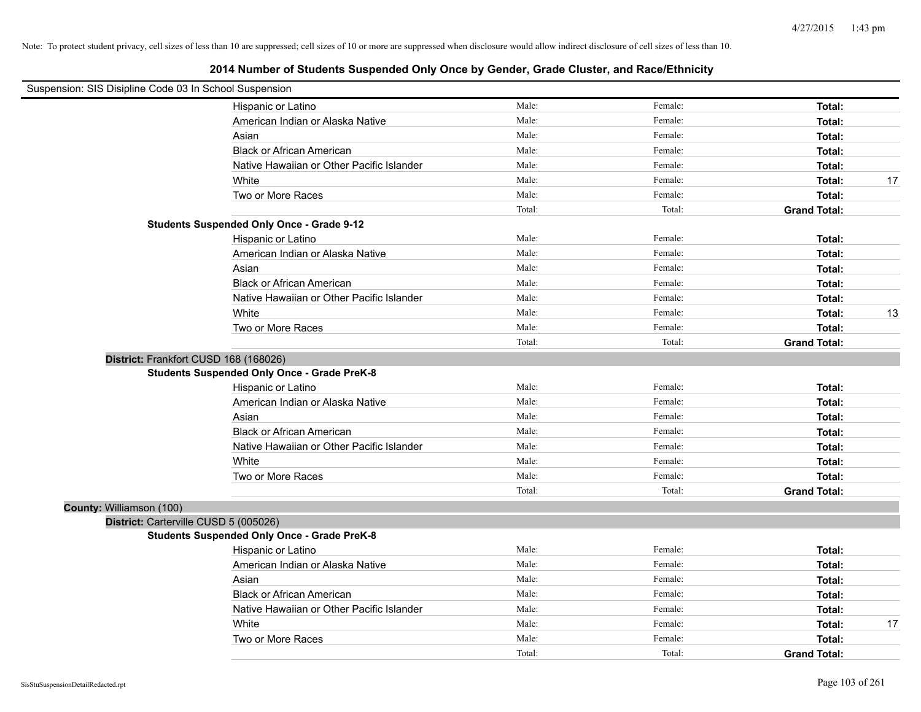Note: To protect student privacy, cell sizes of less than 10 are suppressed; cell sizes of 10 or more are suppressed when disclosure would allow indirect disclosure of cell sizes of less than 10.

## 2014 Number of Students Suspended Only Once by Gender, Grade Cluster, and Race/Ethnicity

Suspension: SIS Disipline Code 03 In School Suspension

| | Male: | Female: | Total: | |
|---|---|---|---|---|
| Hispanic or Latino | Male: | Female: | **Total:** | |
| American Indian or Alaska Native | Male: | Female: | **Total:** | |
| Asian | Male: | Female: | **Total:** | |
| Black or African American | Male: | Female: | **Total:** | |
| Native Hawaiian or Other Pacific Islander | Male: | Female: | **Total:** | |
| White | Male: | Female: | **Total:** | 17 |
| Two or More Races | Male: | Female: | **Total:** | |
| | Total: | Total: | **Grand Total:** | |

**Students Suspended Only Once - Grade 9-12**

| | | | | |
|---|---|---|---|---|
| Hispanic or Latino | Male: | Female: | **Total:** | |
| American Indian or Alaska Native | Male: | Female: | **Total:** | |
| Asian | Male: | Female: | **Total:** | |
| Black or African American | Male: | Female: | **Total:** | |
| Native Hawaiian or Other Pacific Islander | Male: | Female: | **Total:** | |
| White | Male: | Female: | **Total:** | 13 |
| Two or More Races | Male: | Female: | **Total:** | |
| | Total: | Total: | **Grand Total:** | |

**District:** Frankfort CUSD 168 (168026)

**Students Suspended Only Once - Grade PreK-8**

| | | | | |
|---|---|---|---|---|
| Hispanic or Latino | Male: | Female: | **Total:** | |
| American Indian or Alaska Native | Male: | Female: | **Total:** | |
| Asian | Male: | Female: | **Total:** | |
| Black or African American | Male: | Female: | **Total:** | |
| Native Hawaiian or Other Pacific Islander | Male: | Female: | **Total:** | |
| White | Male: | Female: | **Total:** | |
| Two or More Races | Male: | Female: | **Total:** | |
| | Total: | Total: | **Grand Total:** | |

**County:** Williamson (100)

**District:** Carterville CUSD 5 (005026)

**Students Suspended Only Once - Grade PreK-8**

| | | | | |
|---|---|---|---|---|
| Hispanic or Latino | Male: | Female: | **Total:** | |
| American Indian or Alaska Native | Male: | Female: | **Total:** | |
| Asian | Male: | Female: | **Total:** | |
| Black or African American | Male: | Female: | **Total:** | |
| Native Hawaiian or Other Pacific Islander | Male: | Female: | **Total:** | |
| White | Male: | Female: | **Total:** | 17 |
| Two or More Races | Male: | Female: | **Total:** | |
| | Total: | Total: | **Grand Total:** | |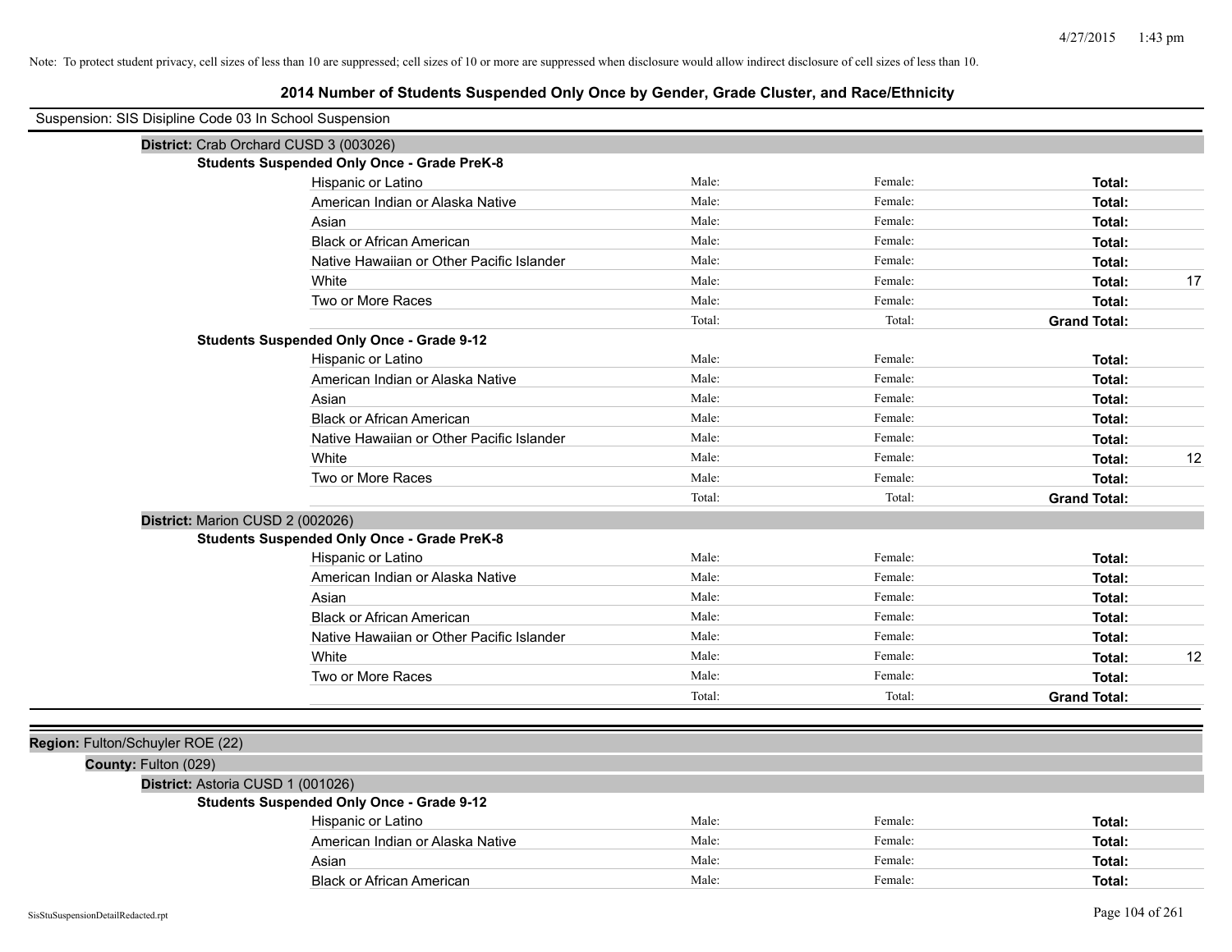Note: To protect student privacy, cell sizes of less than 10 are suppressed; cell sizes of 10 or more are suppressed when disclosure would allow indirect disclosure of cell sizes of less than 10.

# 2014 Number of Students Suspended Only Once by Gender, Grade Cluster, and Race/Ethnicity

Suspension: SIS Disipline Code 03 In School Suspension

**District:** Crab Orchard CUSD 3 (003026)

**Students Suspended Only Once - Grade PreK-8**

| Race/Ethnicity | Male | Female | Total | |
|---|---|---|---|---|
| Hispanic or Latino | Male: | Female: | **Total:** | |
| American Indian or Alaska Native | Male: | Female: | **Total:** | |
| Asian | Male: | Female: | **Total:** | |
| Black or African American | Male: | Female: | **Total:** | |
| Native Hawaiian or Other Pacific Islander | Male: | Female: | **Total:** | |
| White | Male: | Female: | **Total:** | 17 |
| Two or More Races | Male: | Female: | **Total:** | |
| | Total: | Total: | **Grand Total:** | |

**Students Suspended Only Once - Grade 9-12**

| Race/Ethnicity | Male | Female | Total | |
|---|---|---|---|---|
| Hispanic or Latino | Male: | Female: | **Total:** | |
| American Indian or Alaska Native | Male: | Female: | **Total:** | |
| Asian | Male: | Female: | **Total:** | |
| Black or African American | Male: | Female: | **Total:** | |
| Native Hawaiian or Other Pacific Islander | Male: | Female: | **Total:** | |
| White | Male: | Female: | **Total:** | 12 |
| Two or More Races | Male: | Female: | **Total:** | |
| | Total: | Total: | **Grand Total:** | |

**District:** Marion CUSD 2 (002026)

**Students Suspended Only Once - Grade PreK-8**

| Race/Ethnicity | Male | Female | Total | |
|---|---|---|---|---|
| Hispanic or Latino | Male: | Female: | **Total:** | |
| American Indian or Alaska Native | Male: | Female: | **Total:** | |
| Asian | Male: | Female: | **Total:** | |
| Black or African American | Male: | Female: | **Total:** | |
| Native Hawaiian or Other Pacific Islander | Male: | Female: | **Total:** | |
| White | Male: | Female: | **Total:** | 12 |
| Two or More Races | Male: | Female: | **Total:** | |
| | Total: | Total: | **Grand Total:** | |

**Region:** Fulton/Schuyler ROE (22)

**County:** Fulton (029)

**District:** Astoria CUSD 1 (001026)

**Students Suspended Only Once - Grade 9-12**

| Race/Ethnicity | Male | Female | Total | |
|---|---|---|---|---|
| Hispanic or Latino | Male: | Female: | **Total:** | |
| American Indian or Alaska Native | Male: | Female: | **Total:** | |
| Asian | Male: | Female: | **Total:** | |
| Black or African American | Male: | Female: | **Total:** | |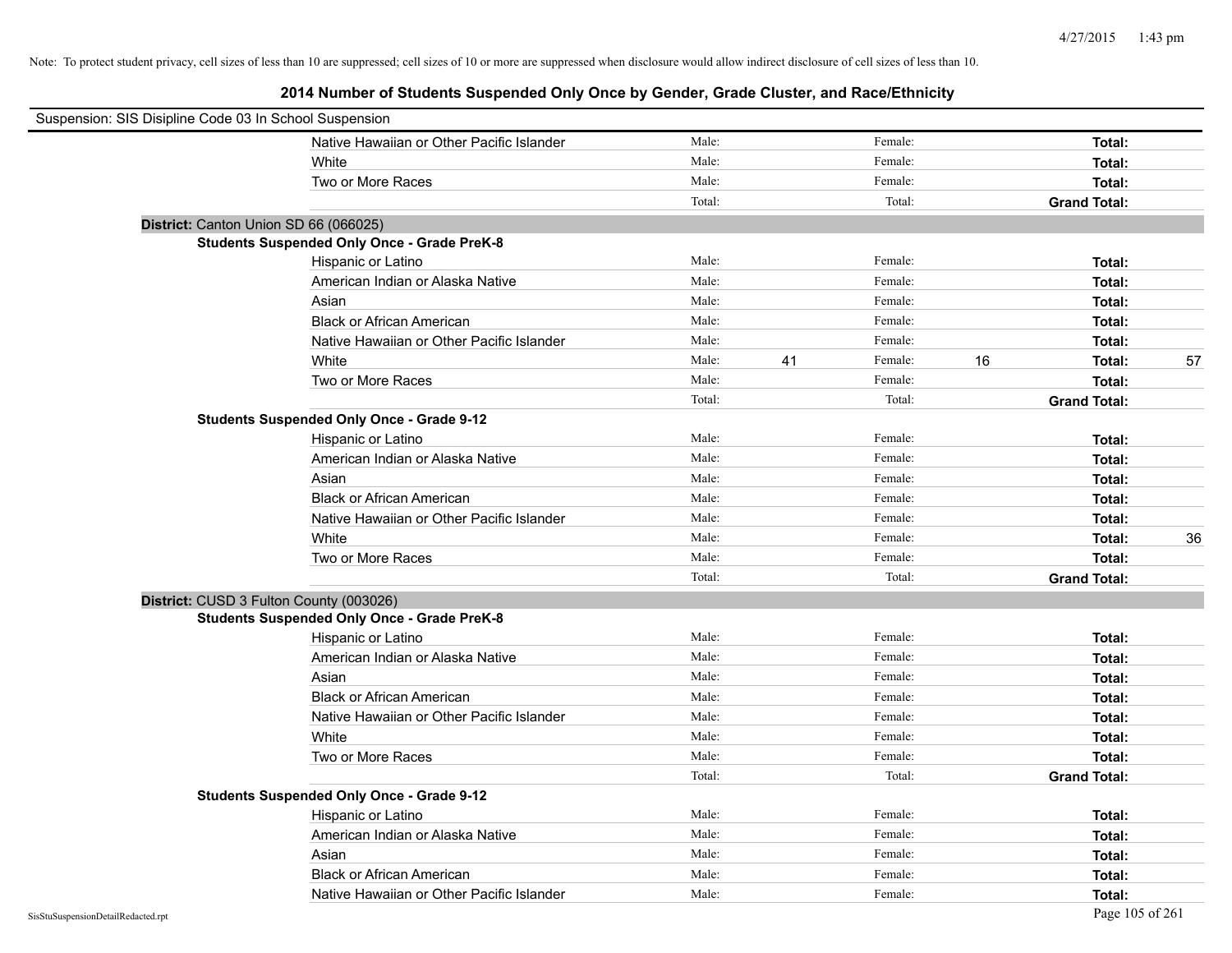Note: To protect student privacy, cell sizes of less than 10 are suppressed; cell sizes of 10 or more are suppressed when disclosure would allow indirect disclosure of cell sizes of less than 10.

## 2014 Number of Students Suspended Only Once by Gender, Grade Cluster, and Race/Ethnicity

Suspension: SIS Disipline Code 03 In School Suspension

| | | | | | |
|---|---|---|---|---|---|
| Native Hawaiian or Other Pacific Islander | Male: | | Female: | | **Total:** | |
| White | Male: | | Female: | | **Total:** | |
| Two or More Races | Male: | | Female: | | **Total:** | |
| | Total: | | Total: | | **Grand Total:** | |

**District:** Canton Union SD 66 (066025)

**Students Suspended Only Once - Grade PreK-8**

| | | | | | | |
|---|---|---|---|---|---|---|
| Hispanic or Latino | Male: | | Female: | | **Total:** | |
| American Indian or Alaska Native | Male: | | Female: | | **Total:** | |
| Asian | Male: | | Female: | | **Total:** | |
| Black or African American | Male: | | Female: | | **Total:** | |
| Native Hawaiian or Other Pacific Islander | Male: | | Female: | | **Total:** | |
| White | Male: | 41 | Female: | 16 | **Total:** | 57 |
| Two or More Races | Male: | | Female: | | **Total:** | |
| | Total: | | Total: | | **Grand Total:** | |

**Students Suspended Only Once - Grade 9-12**

| | | | | | | |
|---|---|---|---|---|---|---|
| Hispanic or Latino | Male: | | Female: | | **Total:** | |
| American Indian or Alaska Native | Male: | | Female: | | **Total:** | |
| Asian | Male: | | Female: | | **Total:** | |
| Black or African American | Male: | | Female: | | **Total:** | |
| Native Hawaiian or Other Pacific Islander | Male: | | Female: | | **Total:** | |
| White | Male: | | Female: | | **Total:** | 36 |
| Two or More Races | Male: | | Female: | | **Total:** | |
| | Total: | | Total: | | **Grand Total:** | |

**District:** CUSD 3 Fulton County (003026)

**Students Suspended Only Once - Grade PreK-8**

| | | | | | | |
|---|---|---|---|---|---|---|
| Hispanic or Latino | Male: | | Female: | | **Total:** | |
| American Indian or Alaska Native | Male: | | Female: | | **Total:** | |
| Asian | Male: | | Female: | | **Total:** | |
| Black or African American | Male: | | Female: | | **Total:** | |
| Native Hawaiian or Other Pacific Islander | Male: | | Female: | | **Total:** | |
| White | Male: | | Female: | | **Total:** | |
| Two or More Races | Male: | | Female: | | **Total:** | |
| | Total: | | Total: | | **Grand Total:** | |

**Students Suspended Only Once - Grade 9-12**

| | | | | | | |
|---|---|---|---|---|---|---|
| Hispanic or Latino | Male: | | Female: | | **Total:** | |
| American Indian or Alaska Native | Male: | | Female: | | **Total:** | |
| Asian | Male: | | Female: | | **Total:** | |
| Black or African American | Male: | | Female: | | **Total:** | |
| Native Hawaiian or Other Pacific Islander | Male: | | Female: | | **Total:** | |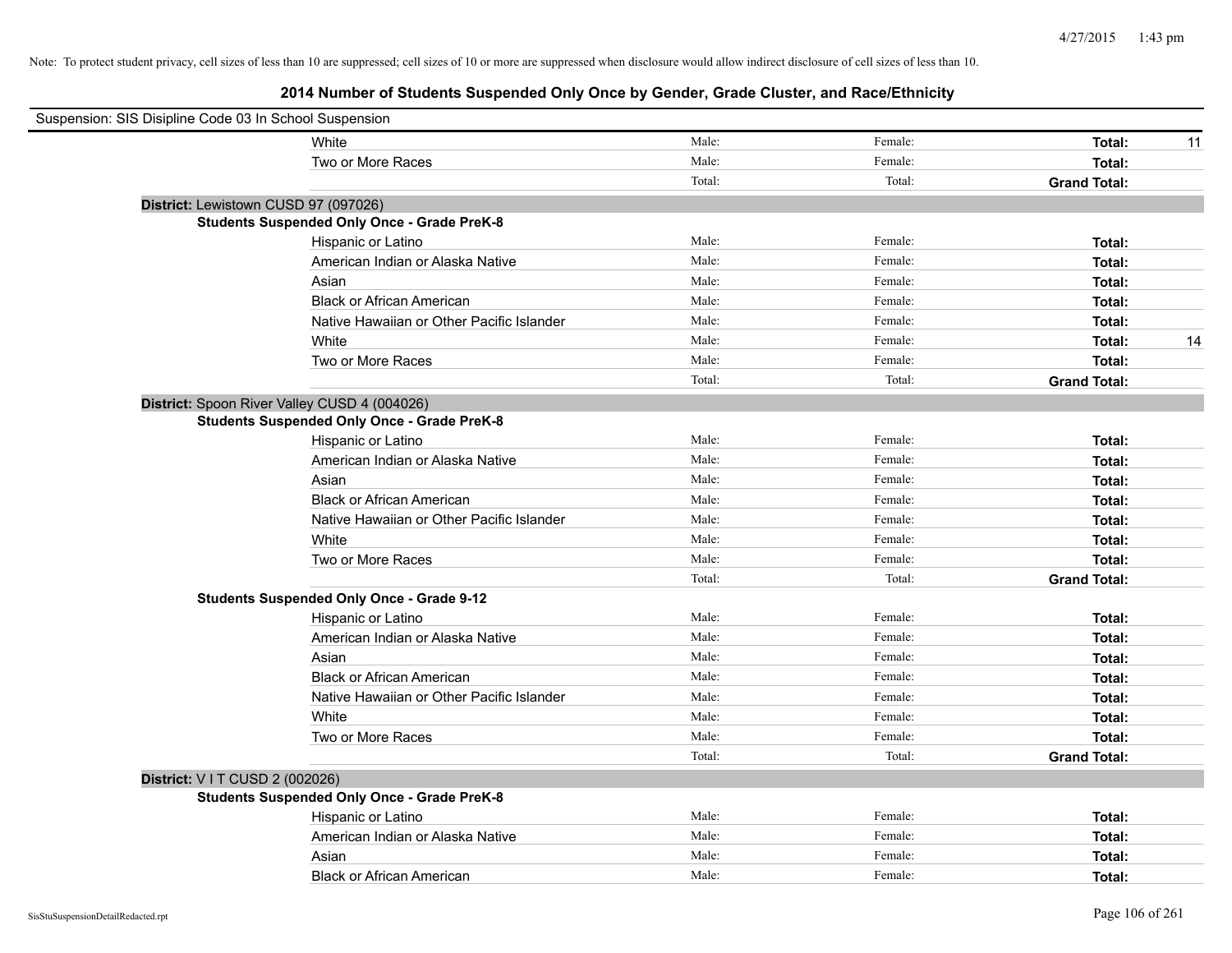Note: To protect student privacy, cell sizes of less than 10 are suppressed; cell sizes of 10 or more are suppressed when disclosure would allow indirect disclosure of cell sizes of less than 10.

## 2014 Number of Students Suspended Only Once by Gender, Grade Cluster, and Race/Ethnicity

Suspension: SIS Disipline Code 03 In School Suspension

| | | | | |
|---|---|---|---|---|
| White | Male: | Female: | **Total:** | 11 |
| Two or More Races | Male: | Female: | **Total:** | |
| | Total: | Total: | **Grand Total:** | |

**District:** Lewistown CUSD 97 (097026)

**Students Suspended Only Once - Grade PreK-8**

| | | | | |
|---|---|---|---|---|
| Hispanic or Latino | Male: | Female: | **Total:** | |
| American Indian or Alaska Native | Male: | Female: | **Total:** | |
| Asian | Male: | Female: | **Total:** | |
| Black or African American | Male: | Female: | **Total:** | |
| Native Hawaiian or Other Pacific Islander | Male: | Female: | **Total:** | |
| White | Male: | Female: | **Total:** | 14 |
| Two or More Races | Male: | Female: | **Total:** | |
| | Total: | Total: | **Grand Total:** | |

**District:** Spoon River Valley CUSD 4 (004026)

**Students Suspended Only Once - Grade PreK-8**

| | | | | |
|---|---|---|---|---|
| Hispanic or Latino | Male: | Female: | **Total:** | |
| American Indian or Alaska Native | Male: | Female: | **Total:** | |
| Asian | Male: | Female: | **Total:** | |
| Black or African American | Male: | Female: | **Total:** | |
| Native Hawaiian or Other Pacific Islander | Male: | Female: | **Total:** | |
| White | Male: | Female: | **Total:** | |
| Two or More Races | Male: | Female: | **Total:** | |
| | Total: | Total: | **Grand Total:** | |

**Students Suspended Only Once - Grade 9-12**

| | | | | |
|---|---|---|---|---|
| Hispanic or Latino | Male: | Female: | **Total:** | |
| American Indian or Alaska Native | Male: | Female: | **Total:** | |
| Asian | Male: | Female: | **Total:** | |
| Black or African American | Male: | Female: | **Total:** | |
| Native Hawaiian or Other Pacific Islander | Male: | Female: | **Total:** | |
| White | Male: | Female: | **Total:** | |
| Two or More Races | Male: | Female: | **Total:** | |
| | Total: | Total: | **Grand Total:** | |

**District:** V I T CUSD 2 (002026)

**Students Suspended Only Once - Grade PreK-8**

| | | | | |
|---|---|---|---|---|
| Hispanic or Latino | Male: | Female: | **Total:** | |
| American Indian or Alaska Native | Male: | Female: | **Total:** | |
| Asian | Male: | Female: | **Total:** | |
| Black or African American | Male: | Female: | **Total:** | |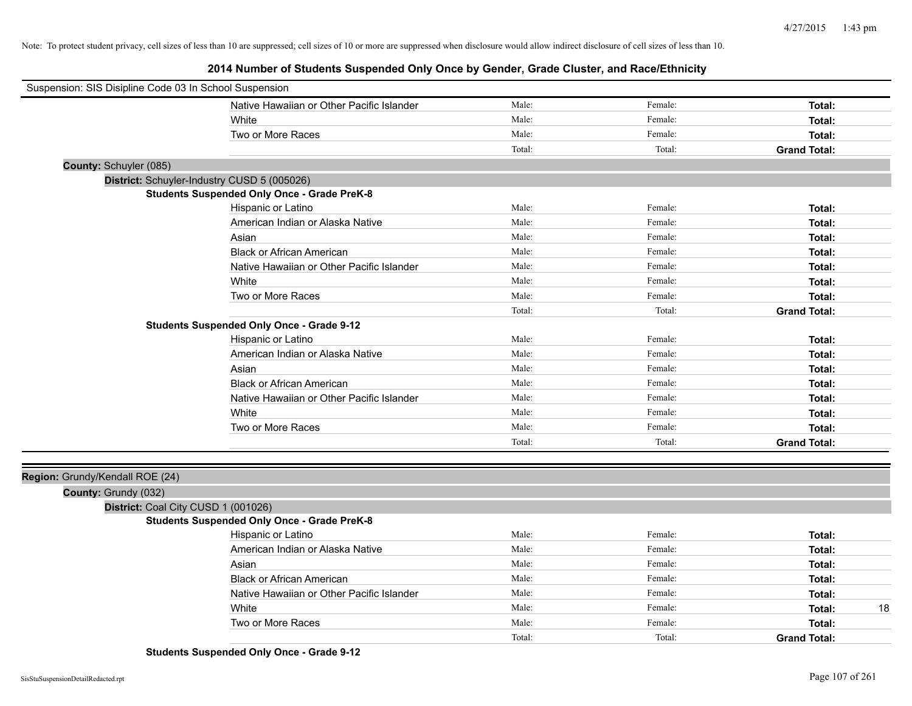Note: To protect student privacy, cell sizes of less than 10 are suppressed; cell sizes of 10 or more are suppressed when disclosure would allow indirect disclosure of cell sizes of less than 10.

# 2014 Number of Students Suspended Only Once by Gender, Grade Cluster, and Race/Ethnicity

Suspension: SIS Disipline Code 03 In School Suspension

| | Male | Female | Total | |
|---|---|---|---|---|
| Native Hawaiian or Other Pacific Islander | Male: | Female: | **Total:** | |
| White | Male: | Female: | **Total:** | |
| Two or More Races | Male: | Female: | **Total:** | |
| | Total: | Total: | **Grand Total:** | |

**County:** Schuyler (085)

**District:** Schuyler-Industry CUSD 5 (005026)

**Students Suspended Only Once - Grade PreK-8**

| | Male | Female | Total | |
|---|---|---|---|---|
| Hispanic or Latino | Male: | Female: | **Total:** | |
| American Indian or Alaska Native | Male: | Female: | **Total:** | |
| Asian | Male: | Female: | **Total:** | |
| Black or African American | Male: | Female: | **Total:** | |
| Native Hawaiian or Other Pacific Islander | Male: | Female: | **Total:** | |
| White | Male: | Female: | **Total:** | |
| Two or More Races | Male: | Female: | **Total:** | |
| | Total: | Total: | **Grand Total:** | |

**Students Suspended Only Once - Grade 9-12**

| | Male | Female | Total | |
|---|---|---|---|---|
| Hispanic or Latino | Male: | Female: | **Total:** | |
| American Indian or Alaska Native | Male: | Female: | **Total:** | |
| Asian | Male: | Female: | **Total:** | |
| Black or African American | Male: | Female: | **Total:** | |
| Native Hawaiian or Other Pacific Islander | Male: | Female: | **Total:** | |
| White | Male: | Female: | **Total:** | |
| Two or More Races | Male: | Female: | **Total:** | |
| | Total: | Total: | **Grand Total:** | |

**Region:** Grundy/Kendall ROE (24)

**County:** Grundy (032)

**District:** Coal City CUSD 1 (001026)

**Students Suspended Only Once - Grade PreK-8**

| | Male | Female | Total | |
|---|---|---|---|---|
| Hispanic or Latino | Male: | Female: | **Total:** | |
| American Indian or Alaska Native | Male: | Female: | **Total:** | |
| Asian | Male: | Female: | **Total:** | |
| Black or African American | Male: | Female: | **Total:** | |
| Native Hawaiian or Other Pacific Islander | Male: | Female: | **Total:** | |
| White | Male: | Female: | **Total:** | 18 |
| Two or More Races | Male: | Female: | **Total:** | |
| | Total: | Total: | **Grand Total:** | |

**Students Suspended Only Once - Grade 9-12**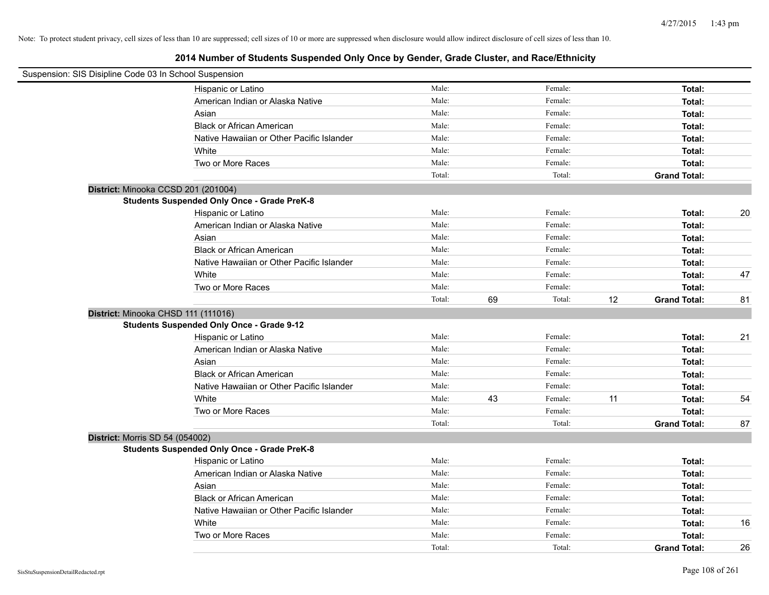Note: To protect student privacy, cell sizes of less than 10 are suppressed; cell sizes of 10 or more are suppressed when disclosure would allow indirect disclosure of cell sizes of less than 10.

## 2014 Number of Students Suspended Only Once by Gender, Grade Cluster, and Race/Ethnicity

Suspension: SIS Disipline Code 03 In School Suspension

| | Male: | | Female: | | Total: | |
|---|---|---|---|---|---|---|
| Hispanic or Latino | Male: | | Female: | | **Total:** | |
| American Indian or Alaska Native | Male: | | Female: | | **Total:** | |
| Asian | Male: | | Female: | | **Total:** | |
| Black or African American | Male: | | Female: | | **Total:** | |
| Native Hawaiian or Other Pacific Islander | Male: | | Female: | | **Total:** | |
| White | Male: | | Female: | | **Total:** | |
| Two or More Races | Male: | | Female: | | **Total:** | |
| | Total: | | Total: | | **Grand Total:** | |

**District:** Minooka CCSD 201 (201004)

**Students Suspended Only Once - Grade PreK-8**

| | | | | | | |
|---|---|---|---|---|---|---|
| Hispanic or Latino | Male: | | Female: | | **Total:** | 20 |
| American Indian or Alaska Native | Male: | | Female: | | **Total:** | |
| Asian | Male: | | Female: | | **Total:** | |
| Black or African American | Male: | | Female: | | **Total:** | |
| Native Hawaiian or Other Pacific Islander | Male: | | Female: | | **Total:** | |
| White | Male: | | Female: | | **Total:** | 47 |
| Two or More Races | Male: | | Female: | | **Total:** | |
| | Total: | 69 | Total: | 12 | **Grand Total:** | 81 |

**District:** Minooka CHSD 111 (111016)

**Students Suspended Only Once - Grade 9-12**

| | | | | | | |
|---|---|---|---|---|---|---|
| Hispanic or Latino | Male: | | Female: | | **Total:** | 21 |
| American Indian or Alaska Native | Male: | | Female: | | **Total:** | |
| Asian | Male: | | Female: | | **Total:** | |
| Black or African American | Male: | | Female: | | **Total:** | |
| Native Hawaiian or Other Pacific Islander | Male: | | Female: | | **Total:** | |
| White | Male: | 43 | Female: | 11 | **Total:** | 54 |
| Two or More Races | Male: | | Female: | | **Total:** | |
| | Total: | | Total: | | **Grand Total:** | 87 |

**District:** Morris SD 54 (054002)

**Students Suspended Only Once - Grade PreK-8**

| | | | | | | |
|---|---|---|---|---|---|---|
| Hispanic or Latino | Male: | | Female: | | **Total:** | |
| American Indian or Alaska Native | Male: | | Female: | | **Total:** | |
| Asian | Male: | | Female: | | **Total:** | |
| Black or African American | Male: | | Female: | | **Total:** | |
| Native Hawaiian or Other Pacific Islander | Male: | | Female: | | **Total:** | |
| White | Male: | | Female: | | **Total:** | 16 |
| Two or More Races | Male: | | Female: | | **Total:** | |
| | Total: | | Total: | | **Grand Total:** | 26 |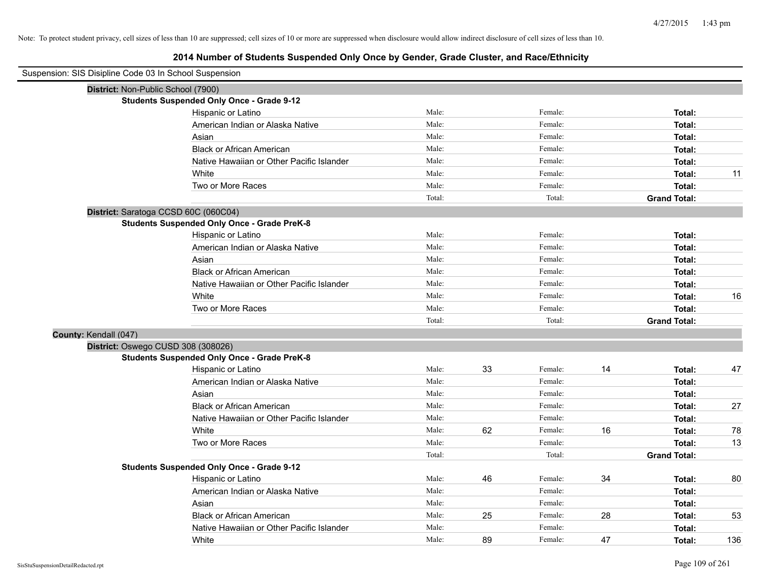Note: To protect student privacy, cell sizes of less than 10 are suppressed; cell sizes of 10 or more are suppressed when disclosure would allow indirect disclosure of cell sizes of less than 10.

## 2014 Number of Students Suspended Only Once by Gender, Grade Cluster, and Race/Ethnicity

Suspension: SIS Disipline Code 03 In School Suspension

**District:** Non-Public School (7900)

**Students Suspended Only Once - Grade 9-12**

| Race/Ethnicity | Male: | | Female: | | Total: | |
|---|---|---|---|---|---|---|
| Hispanic or Latino | Male: | | Female: | | **Total:** | |
| American Indian or Alaska Native | Male: | | Female: | | **Total:** | |
| Asian | Male: | | Female: | | **Total:** | |
| Black or African American | Male: | | Female: | | **Total:** | |
| Native Hawaiian or Other Pacific Islander | Male: | | Female: | | **Total:** | |
| White | Male: | | Female: | | **Total:** | 11 |
| Two or More Races | Male: | | Female: | | **Total:** | |
| | Total: | | Total: | | **Grand Total:** | |

**District:** Saratoga CCSD 60C (060C04)

**Students Suspended Only Once - Grade PreK-8**

| Race/Ethnicity | Male: | | Female: | | Total: | |
|---|---|---|---|---|---|---|
| Hispanic or Latino | Male: | | Female: | | **Total:** | |
| American Indian or Alaska Native | Male: | | Female: | | **Total:** | |
| Asian | Male: | | Female: | | **Total:** | |
| Black or African American | Male: | | Female: | | **Total:** | |
| Native Hawaiian or Other Pacific Islander | Male: | | Female: | | **Total:** | |
| White | Male: | | Female: | | **Total:** | 16 |
| Two or More Races | Male: | | Female: | | **Total:** | |
| | Total: | | Total: | | **Grand Total:** | |

**County:** Kendall (047)

**District:** Oswego CUSD 308 (308026)

**Students Suspended Only Once - Grade PreK-8**

| Race/Ethnicity | Male: | | Female: | | Total: | |
|---|---|---|---|---|---|---|
| Hispanic or Latino | Male: | 33 | Female: | 14 | **Total:** | 47 |
| American Indian or Alaska Native | Male: | | Female: | | **Total:** | |
| Asian | Male: | | Female: | | **Total:** | |
| Black or African American | Male: | | Female: | | **Total:** | 27 |
| Native Hawaiian or Other Pacific Islander | Male: | | Female: | | **Total:** | |
| White | Male: | 62 | Female: | 16 | **Total:** | 78 |
| Two or More Races | Male: | | Female: | | **Total:** | 13 |
| | Total: | | Total: | | **Grand Total:** | |

**Students Suspended Only Once - Grade 9-12**

| Race/Ethnicity | Male: | | Female: | | Total: | |
|---|---|---|---|---|---|---|
| Hispanic or Latino | Male: | 46 | Female: | 34 | **Total:** | 80 |
| American Indian or Alaska Native | Male: | | Female: | | **Total:** | |
| Asian | Male: | | Female: | | **Total:** | |
| Black or African American | Male: | 25 | Female: | 28 | **Total:** | 53 |
| Native Hawaiian or Other Pacific Islander | Male: | | Female: | | **Total:** | |
| White | Male: | 89 | Female: | 47 | **Total:** | 136 |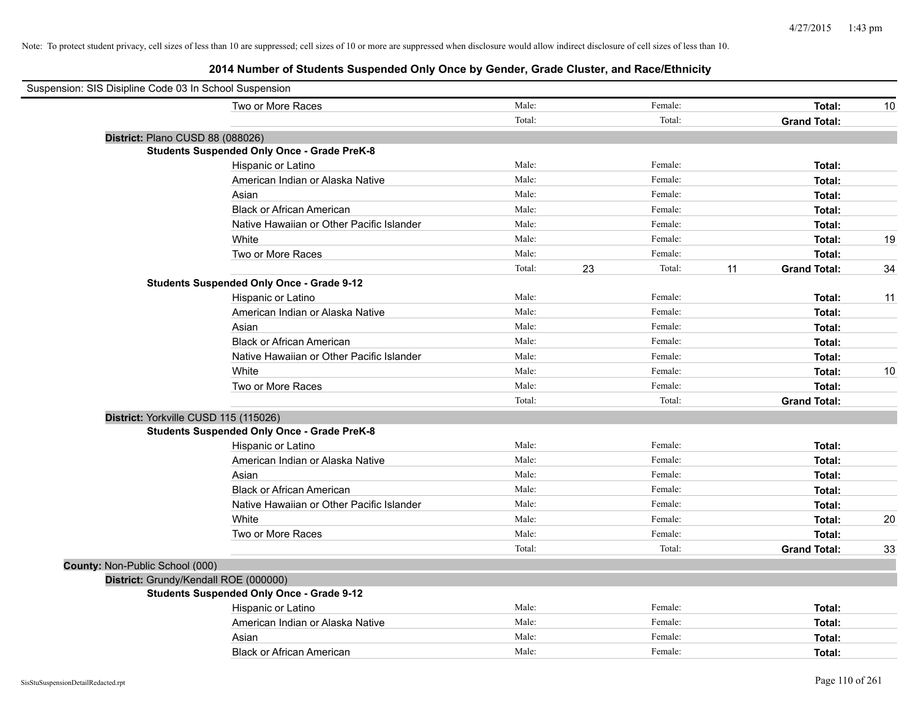Note: To protect student privacy, cell sizes of less than 10 are suppressed; cell sizes of 10 or more are suppressed when disclosure would allow indirect disclosure of cell sizes of less than 10.

# 2014 Number of Students Suspended Only Once by Gender, Grade Cluster, and Race/Ethnicity

Suspension: SIS Disipline Code 03 In School Suspension

| | | | | | |
|---|---|---|---|---|---|
| Two or More Races | Male: | | Female: | | **Total:** 10 |
| | Total: | | Total: | | **Grand Total:** |

**District:** Plano CUSD 88 (088026)

**Students Suspended Only Once - Grade PreK-8**

| | | | | | |
|---|---|---|---|---|---|
| Hispanic or Latino | Male: | | Female: | | **Total:** |
| American Indian or Alaska Native | Male: | | Female: | | **Total:** |
| Asian | Male: | | Female: | | **Total:** |
| Black or African American | Male: | | Female: | | **Total:** |
| Native Hawaiian or Other Pacific Islander | Male: | | Female: | | **Total:** |
| White | Male: | | Female: | | **Total:** 19 |
| Two or More Races | Male: | | Female: | | **Total:** |
| | Total: | 23 | Total: | 11 | **Grand Total:** 34 |

**Students Suspended Only Once - Grade 9-12**

| | | | | | |
|---|---|---|---|---|---|
| Hispanic or Latino | Male: | | Female: | | **Total:** 11 |
| American Indian or Alaska Native | Male: | | Female: | | **Total:** |
| Asian | Male: | | Female: | | **Total:** |
| Black or African American | Male: | | Female: | | **Total:** |
| Native Hawaiian or Other Pacific Islander | Male: | | Female: | | **Total:** |
| White | Male: | | Female: | | **Total:** 10 |
| Two or More Races | Male: | | Female: | | **Total:** |
| | Total: | | Total: | | **Grand Total:** |

**District:** Yorkville CUSD 115 (115026)

**Students Suspended Only Once - Grade PreK-8**

| | | | | | |
|---|---|---|---|---|---|
| Hispanic or Latino | Male: | | Female: | | **Total:** |
| American Indian or Alaska Native | Male: | | Female: | | **Total:** |
| Asian | Male: | | Female: | | **Total:** |
| Black or African American | Male: | | Female: | | **Total:** |
| Native Hawaiian or Other Pacific Islander | Male: | | Female: | | **Total:** |
| White | Male: | | Female: | | **Total:** 20 |
| Two or More Races | Male: | | Female: | | **Total:** |
| | Total: | | Total: | | **Grand Total:** 33 |

**County:** Non-Public School (000)

**District:** Grundy/Kendall ROE (000000)

**Students Suspended Only Once - Grade 9-12**

| | | | | | |
|---|---|---|---|---|---|
| Hispanic or Latino | Male: | | Female: | | **Total:** |
| American Indian or Alaska Native | Male: | | Female: | | **Total:** |
| Asian | Male: | | Female: | | **Total:** |
| Black or African American | Male: | | Female: | | **Total:** |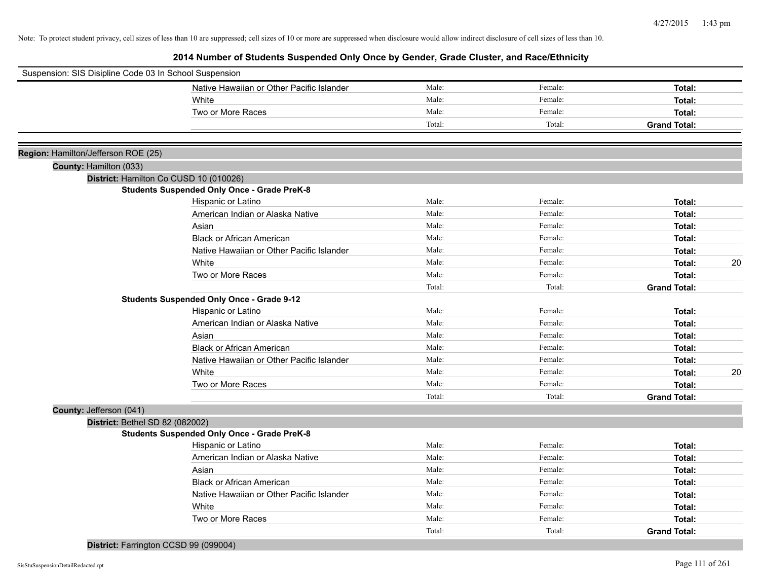Note: To protect student privacy, cell sizes of less than 10 are suppressed; cell sizes of 10 or more are suppressed when disclosure would allow indirect disclosure of cell sizes of less than 10.

# 2014 Number of Students Suspended Only Once by Gender, Grade Cluster, and Race/Ethnicity

Suspension: SIS Disipline Code 03 In School Suspension

| | | | | |
|---|---|---|---|---|
| Native Hawaiian or Other Pacific Islander | Male: | Female: | **Total:** | |
| White | Male: | Female: | **Total:** | |
| Two or More Races | Male: | Female: | **Total:** | |
| | Total: | Total: | **Grand Total:** | |

**Region:** Hamilton/Jefferson ROE (25)

**County:** Hamilton (033)

**District:** Hamilton Co CUSD 10 (010026)

**Students Suspended Only Once - Grade PreK-8**

| | | | | |
|---|---|---|---|---|
| Hispanic or Latino | Male: | Female: | **Total:** | |
| American Indian or Alaska Native | Male: | Female: | **Total:** | |
| Asian | Male: | Female: | **Total:** | |
| Black or African American | Male: | Female: | **Total:** | |
| Native Hawaiian or Other Pacific Islander | Male: | Female: | **Total:** | |
| White | Male: | Female: | **Total:** | 20 |
| Two or More Races | Male: | Female: | **Total:** | |
| | Total: | Total: | **Grand Total:** | |

**Students Suspended Only Once - Grade 9-12**

| | | | | |
|---|---|---|---|---|
| Hispanic or Latino | Male: | Female: | **Total:** | |
| American Indian or Alaska Native | Male: | Female: | **Total:** | |
| Asian | Male: | Female: | **Total:** | |
| Black or African American | Male: | Female: | **Total:** | |
| Native Hawaiian or Other Pacific Islander | Male: | Female: | **Total:** | |
| White | Male: | Female: | **Total:** | 20 |
| Two or More Races | Male: | Female: | **Total:** | |
| | Total: | Total: | **Grand Total:** | |

**County:** Jefferson (041)

**District:** Bethel SD 82 (082002)

**Students Suspended Only Once - Grade PreK-8**

| | | | | |
|---|---|---|---|---|
| Hispanic or Latino | Male: | Female: | **Total:** | |
| American Indian or Alaska Native | Male: | Female: | **Total:** | |
| Asian | Male: | Female: | **Total:** | |
| Black or African American | Male: | Female: | **Total:** | |
| Native Hawaiian or Other Pacific Islander | Male: | Female: | **Total:** | |
| White | Male: | Female: | **Total:** | |
| Two or More Races | Male: | Female: | **Total:** | |
| | Total: | Total: | **Grand Total:** | |

**District:** Farrington CCSD 99 (099004)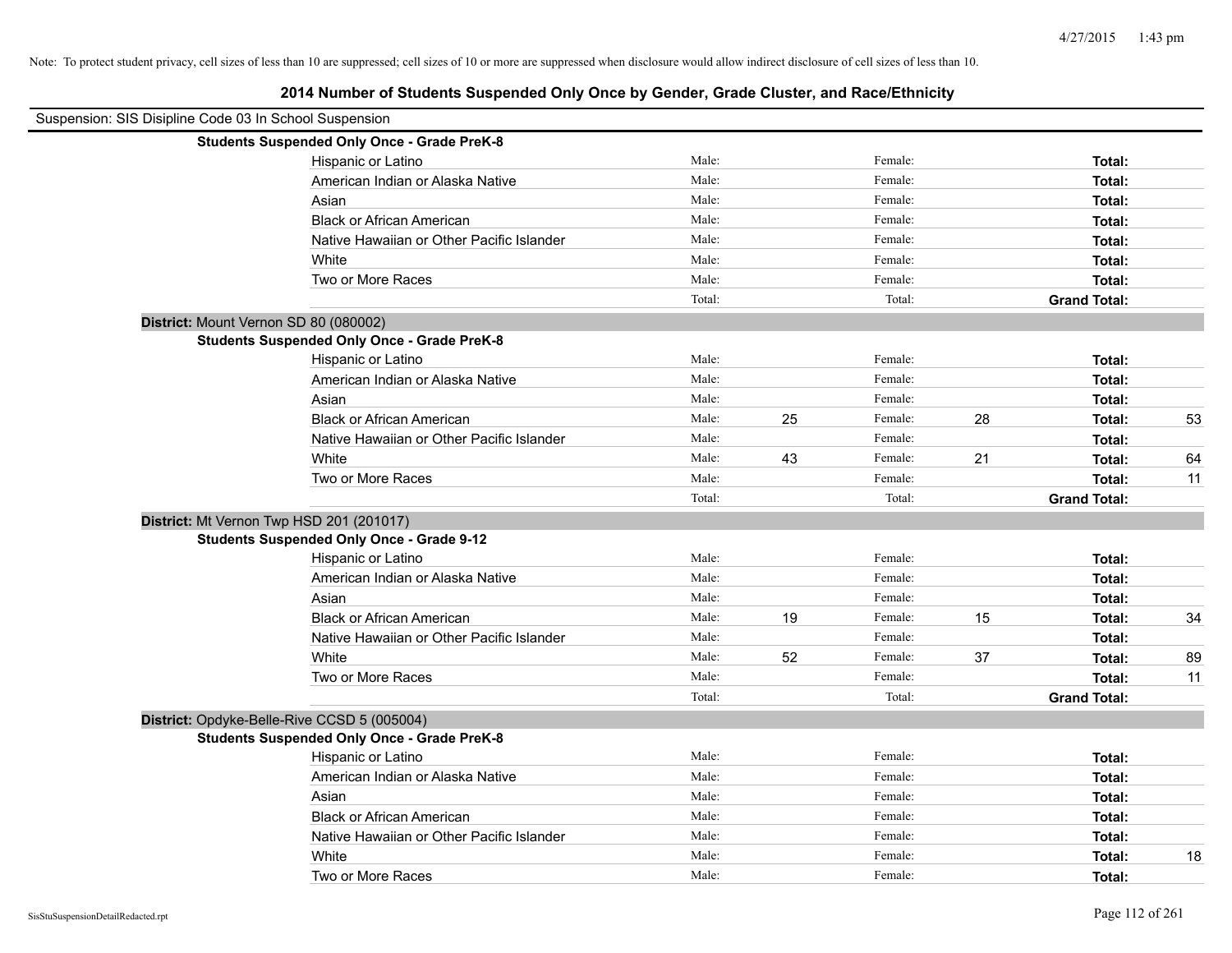Note: To protect student privacy, cell sizes of less than 10 are suppressed; cell sizes of 10 or more are suppressed when disclosure would allow indirect disclosure of cell sizes of less than 10.

# 2014 Number of Students Suspended Only Once by Gender, Grade Cluster, and Race/Ethnicity

Suspension: SIS Disipline Code 03 In School Suspension

**Students Suspended Only Once - Grade PreK-8**

| Race/Ethnicity | | | | | | |
|---|---|---|---|---|---|---|
| Hispanic or Latino | Male: | | Female: | | **Total:** | |
| American Indian or Alaska Native | Male: | | Female: | | **Total:** | |
| Asian | Male: | | Female: | | **Total:** | |
| Black or African American | Male: | | Female: | | **Total:** | |
| Native Hawaiian or Other Pacific Islander | Male: | | Female: | | **Total:** | |
| White | Male: | | Female: | | **Total:** | |
| Two or More Races | Male: | | Female: | | **Total:** | |
| | Total: | | Total: | | **Grand Total:** | |

**District:** Mount Vernon SD 80 (080002)

**Students Suspended Only Once - Grade PreK-8**

| Race/Ethnicity | | | | | | |
|---|---|---|---|---|---|---|
| Hispanic or Latino | Male: | | Female: | | **Total:** | |
| American Indian or Alaska Native | Male: | | Female: | | **Total:** | |
| Asian | Male: | | Female: | | **Total:** | |
| Black or African American | Male: | 25 | Female: | 28 | **Total:** | 53 |
| Native Hawaiian or Other Pacific Islander | Male: | | Female: | | **Total:** | |
| White | Male: | 43 | Female: | 21 | **Total:** | 64 |
| Two or More Races | Male: | | Female: | | **Total:** | 11 |
| | Total: | | Total: | | **Grand Total:** | |

**District:** Mt Vernon Twp HSD 201 (201017)

**Students Suspended Only Once - Grade 9-12**

| Race/Ethnicity | | | | | | |
|---|---|---|---|---|---|---|
| Hispanic or Latino | Male: | | Female: | | **Total:** | |
| American Indian or Alaska Native | Male: | | Female: | | **Total:** | |
| Asian | Male: | | Female: | | **Total:** | |
| Black or African American | Male: | 19 | Female: | 15 | **Total:** | 34 |
| Native Hawaiian or Other Pacific Islander | Male: | | Female: | | **Total:** | |
| White | Male: | 52 | Female: | 37 | **Total:** | 89 |
| Two or More Races | Male: | | Female: | | **Total:** | 11 |
| | Total: | | Total: | | **Grand Total:** | |

**District:** Opdyke-Belle-Rive CCSD 5 (005004)

**Students Suspended Only Once - Grade PreK-8**

| Race/Ethnicity | | | | | | |
|---|---|---|---|---|---|---|
| Hispanic or Latino | Male: | | Female: | | **Total:** | |
| American Indian or Alaska Native | Male: | | Female: | | **Total:** | |
| Asian | Male: | | Female: | | **Total:** | |
| Black or African American | Male: | | Female: | | **Total:** | |
| Native Hawaiian or Other Pacific Islander | Male: | | Female: | | **Total:** | |
| White | Male: | | Female: | | **Total:** | 18 |
| Two or More Races | Male: | | Female: | | **Total:** | |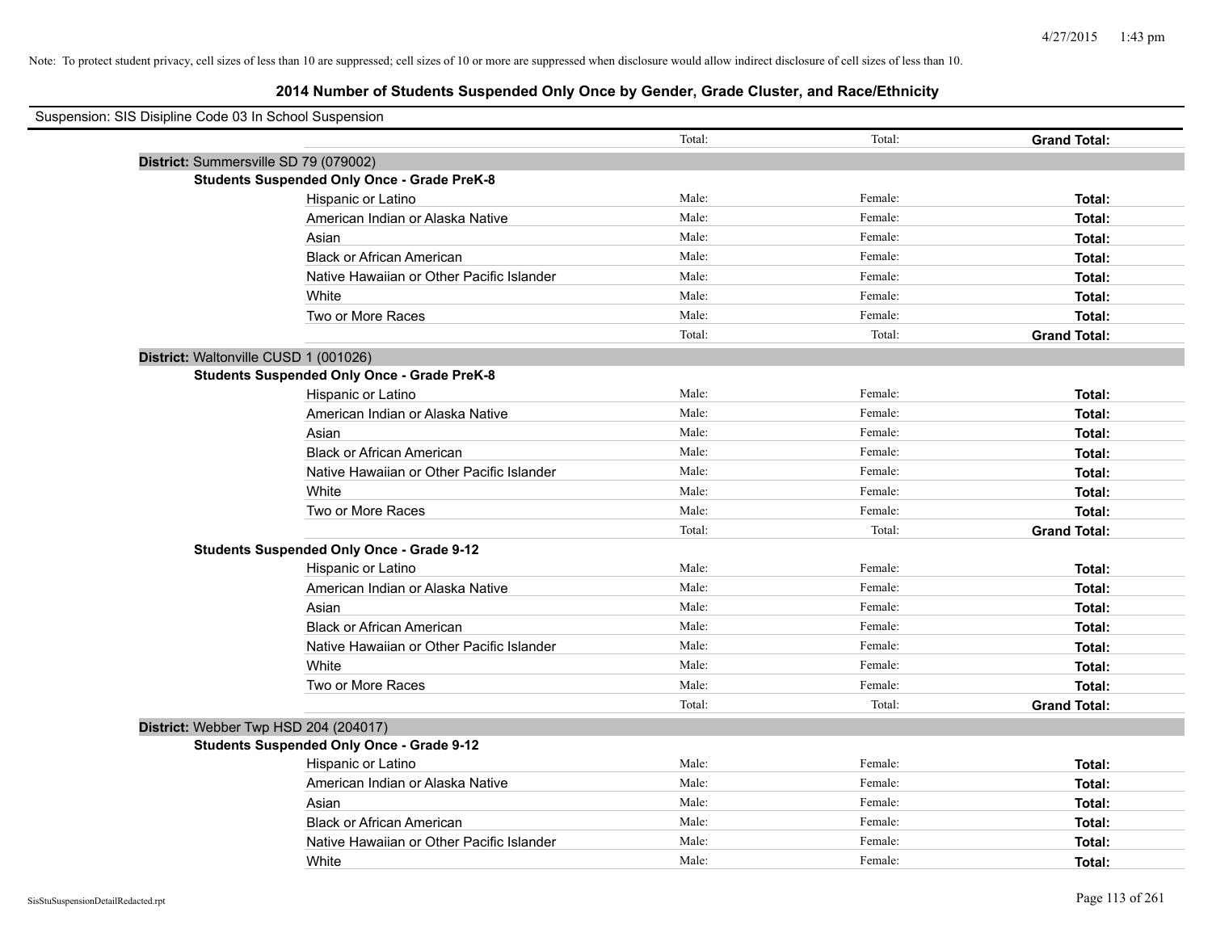Note: To protect student privacy, cell sizes of less than 10 are suppressed; cell sizes of 10 or more are suppressed when disclosure would allow indirect disclosure of cell sizes of less than 10.

# 2014 Number of Students Suspended Only Once by Gender, Grade Cluster, and Race/Ethnicity

Suspension: SIS Disipline Code 03 In School Suspension

| | | | | |
|---|---|---|---|---|
| | | Total: | Total: | **Grand Total:** |
| **District:** Summersville SD 79 (079002) | | | | |
| **Students Suspended Only Once - Grade PreK-8** | | | | |
| | Hispanic or Latino | Male: | Female: | **Total:** |
| | American Indian or Alaska Native | Male: | Female: | **Total:** |
| | Asian | Male: | Female: | **Total:** |
| | Black or African American | Male: | Female: | **Total:** |
| | Native Hawaiian or Other Pacific Islander | Male: | Female: | **Total:** |
| | White | Male: | Female: | **Total:** |
| | Two or More Races | Male: | Female: | **Total:** |
| | | Total: | Total: | **Grand Total:** |
| **District:** Waltonville CUSD 1 (001026) | | | | |
| **Students Suspended Only Once - Grade PreK-8** | | | | |
| | Hispanic or Latino | Male: | Female: | **Total:** |
| | American Indian or Alaska Native | Male: | Female: | **Total:** |
| | Asian | Male: | Female: | **Total:** |
| | Black or African American | Male: | Female: | **Total:** |
| | Native Hawaiian or Other Pacific Islander | Male: | Female: | **Total:** |
| | White | Male: | Female: | **Total:** |
| | Two or More Races | Male: | Female: | **Total:** |
| | | Total: | Total: | **Grand Total:** |
| **Students Suspended Only Once - Grade 9-12** | | | | |
| | Hispanic or Latino | Male: | Female: | **Total:** |
| | American Indian or Alaska Native | Male: | Female: | **Total:** |
| | Asian | Male: | Female: | **Total:** |
| | Black or African American | Male: | Female: | **Total:** |
| | Native Hawaiian or Other Pacific Islander | Male: | Female: | **Total:** |
| | White | Male: | Female: | **Total:** |
| | Two or More Races | Male: | Female: | **Total:** |
| | | Total: | Total: | **Grand Total:** |
| **District:** Webber Twp HSD 204 (204017) | | | | |
| **Students Suspended Only Once - Grade 9-12** | | | | |
| | Hispanic or Latino | Male: | Female: | **Total:** |
| | American Indian or Alaska Native | Male: | Female: | **Total:** |
| | Asian | Male: | Female: | **Total:** |
| | Black or African American | Male: | Female: | **Total:** |
| | Native Hawaiian or Other Pacific Islander | Male: | Female: | **Total:** |
| | White | Male: | Female: | **Total:** |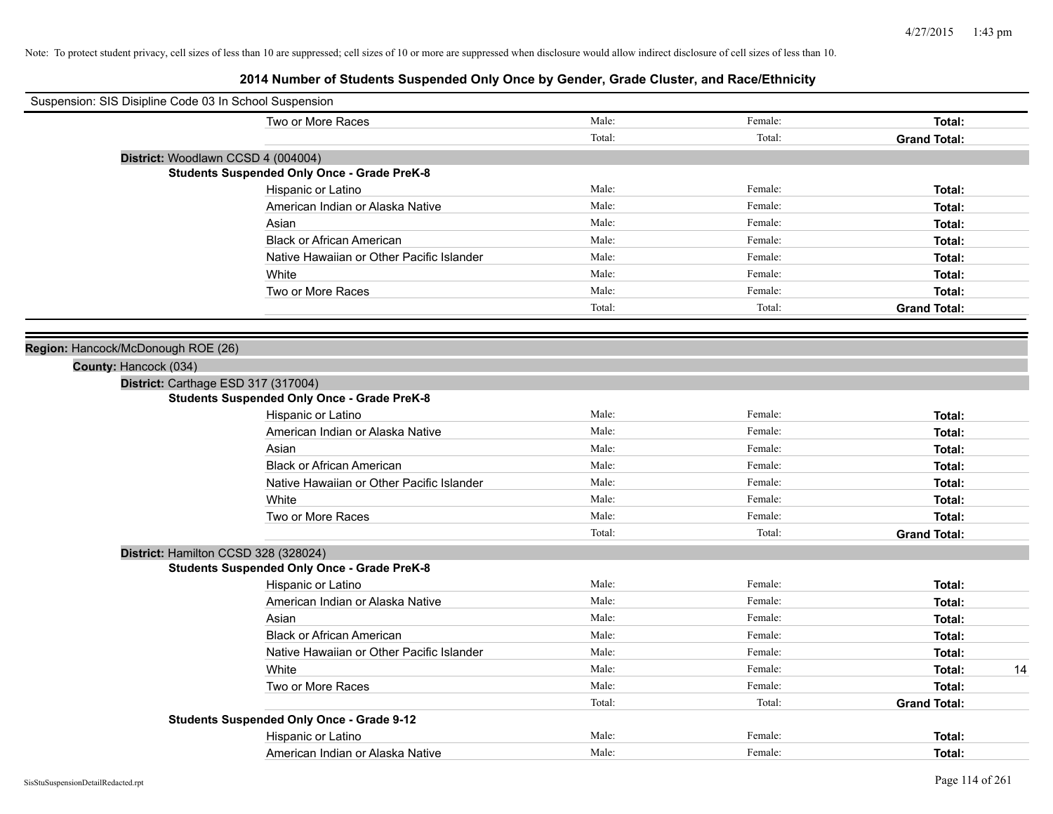Note: To protect student privacy, cell sizes of less than 10 are suppressed; cell sizes of 10 or more are suppressed when disclosure would allow indirect disclosure of cell sizes of less than 10.

# 2014 Number of Students Suspended Only Once by Gender, Grade Cluster, and Race/Ethnicity

Suspension: SIS Disipline Code 03 In School Suspension

| | Male | Female | Total |
|---|---|---|---|
| Two or More Races | Male: | Female: | Total: |
| | Total: | Total: | Grand Total: |

**District:** Woodlawn CCSD 4 (004004)

**Students Suspended Only Once - Grade PreK-8**

| | Male | Female | Total |
|---|---|---|---|
| Hispanic or Latino | Male: | Female: | Total: |
| American Indian or Alaska Native | Male: | Female: | Total: |
| Asian | Male: | Female: | Total: |
| Black or African American | Male: | Female: | Total: |
| Native Hawaiian or Other Pacific Islander | Male: | Female: | Total: |
| White | Male: | Female: | Total: |
| Two or More Races | Male: | Female: | Total: |
| | Total: | Total: | Grand Total: |

**Region:** Hancock/McDonough ROE (26)

**County:** Hancock (034)

**District:** Carthage ESD 317 (317004)

**Students Suspended Only Once - Grade PreK-8**

| | Male | Female | Total |
|---|---|---|---|
| Hispanic or Latino | Male: | Female: | Total: |
| American Indian or Alaska Native | Male: | Female: | Total: |
| Asian | Male: | Female: | Total: |
| Black or African American | Male: | Female: | Total: |
| Native Hawaiian or Other Pacific Islander | Male: | Female: | Total: |
| White | Male: | Female: | Total: |
| Two or More Races | Male: | Female: | Total: |
| | Total: | Total: | Grand Total: |

**District:** Hamilton CCSD 328 (328024)

**Students Suspended Only Once - Grade PreK-8**

| | Male | Female | Total |
|---|---|---|---|
| Hispanic or Latino | Male: | Female: | Total: |
| American Indian or Alaska Native | Male: | Female: | Total: |
| Asian | Male: | Female: | Total: |
| Black or African American | Male: | Female: | Total: |
| Native Hawaiian or Other Pacific Islander | Male: | Female: | Total: |
| White | Male: | Female: | Total: 14 |
| Two or More Races | Male: | Female: | Total: |
| | Total: | Total: | Grand Total: |

**Students Suspended Only Once - Grade 9-12**

| | Male | Female | Total |
|---|---|---|---|
| Hispanic or Latino | Male: | Female: | Total: |
| American Indian or Alaska Native | Male: | Female: | Total: |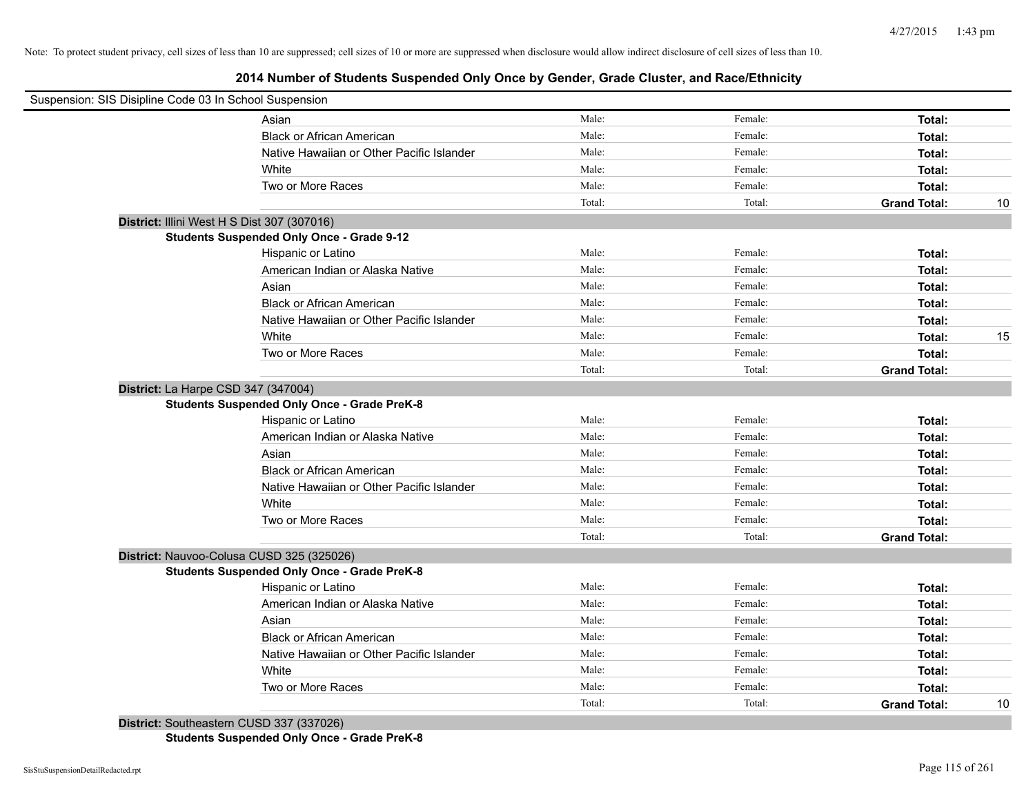Note: To protect student privacy, cell sizes of less than 10 are suppressed; cell sizes of 10 or more are suppressed when disclosure would allow indirect disclosure of cell sizes of less than 10.

# 2014 Number of Students Suspended Only Once by Gender, Grade Cluster, and Race/Ethnicity

Suspension: SIS Disipline Code 03 In School Suspension

| | | | | |
|---|---|---|---|---|
| Asian | Male: | Female: | **Total:** | |
| Black or African American | Male: | Female: | **Total:** | |
| Native Hawaiian or Other Pacific Islander | Male: | Female: | **Total:** | |
| White | Male: | Female: | **Total:** | |
| Two or More Races | Male: | Female: | **Total:** | |
| | Total: | Total: | **Grand Total:** | 10 |

**District:** Illini West H S Dist 307 (307016)

**Students Suspended Only Once - Grade 9-12**

| | | | | |
|---|---|---|---|---|
| Hispanic or Latino | Male: | Female: | **Total:** | |
| American Indian or Alaska Native | Male: | Female: | **Total:** | |
| Asian | Male: | Female: | **Total:** | |
| Black or African American | Male: | Female: | **Total:** | |
| Native Hawaiian or Other Pacific Islander | Male: | Female: | **Total:** | |
| White | Male: | Female: | **Total:** | 15 |
| Two or More Races | Male: | Female: | **Total:** | |
| | Total: | Total: | **Grand Total:** | |

**District:** La Harpe CSD 347 (347004)

**Students Suspended Only Once - Grade PreK-8**

| | | | | |
|---|---|---|---|---|
| Hispanic or Latino | Male: | Female: | **Total:** | |
| American Indian or Alaska Native | Male: | Female: | **Total:** | |
| Asian | Male: | Female: | **Total:** | |
| Black or African American | Male: | Female: | **Total:** | |
| Native Hawaiian or Other Pacific Islander | Male: | Female: | **Total:** | |
| White | Male: | Female: | **Total:** | |
| Two or More Races | Male: | Female: | **Total:** | |
| | Total: | Total: | **Grand Total:** | |

**District:** Nauvoo-Colusa CUSD 325 (325026)

**Students Suspended Only Once - Grade PreK-8**

| | | | | |
|---|---|---|---|---|
| Hispanic or Latino | Male: | Female: | **Total:** | |
| American Indian or Alaska Native | Male: | Female: | **Total:** | |
| Asian | Male: | Female: | **Total:** | |
| Black or African American | Male: | Female: | **Total:** | |
| Native Hawaiian or Other Pacific Islander | Male: | Female: | **Total:** | |
| White | Male: | Female: | **Total:** | |
| Two or More Races | Male: | Female: | **Total:** | |
| | Total: | Total: | **Grand Total:** | 10 |

**District:** Southeastern CUSD 337 (337026)

**Students Suspended Only Once - Grade PreK-8**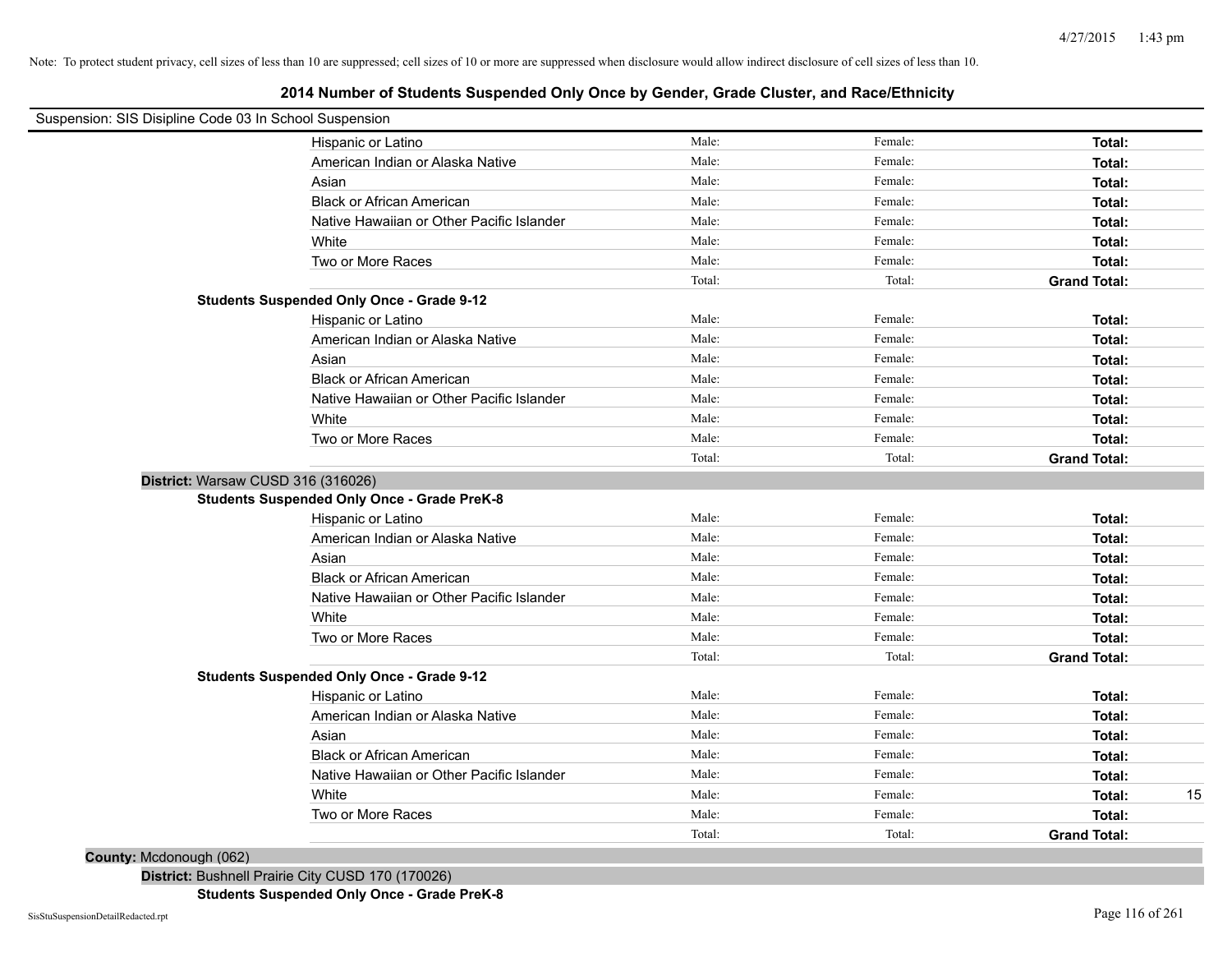Note: To protect student privacy, cell sizes of less than 10 are suppressed; cell sizes of 10 or more are suppressed when disclosure would allow indirect disclosure of cell sizes of less than 10.

## 2014 Number of Students Suspended Only Once by Gender, Grade Cluster, and Race/Ethnicity

Suspension: SIS Disipline Code 03 In School Suspension

| | Male: | Female: | Total: | |
|---|---|---|---|---|
| Hispanic or Latino | Male: | Female: | **Total:** | |
| American Indian or Alaska Native | Male: | Female: | **Total:** | |
| Asian | Male: | Female: | **Total:** | |
| Black or African American | Male: | Female: | **Total:** | |
| Native Hawaiian or Other Pacific Islander | Male: | Female: | **Total:** | |
| White | Male: | Female: | **Total:** | |
| Two or More Races | Male: | Female: | **Total:** | |
| | Total: | Total: | **Grand Total:** | |

**Students Suspended Only Once - Grade 9-12**

| | | | | |
|---|---|---|---|---|
| Hispanic or Latino | Male: | Female: | **Total:** | |
| American Indian or Alaska Native | Male: | Female: | **Total:** | |
| Asian | Male: | Female: | **Total:** | |
| Black or African American | Male: | Female: | **Total:** | |
| Native Hawaiian or Other Pacific Islander | Male: | Female: | **Total:** | |
| White | Male: | Female: | **Total:** | |
| Two or More Races | Male: | Female: | **Total:** | |
| | Total: | Total: | **Grand Total:** | |

**District:** Warsaw CUSD 316 (316026)

**Students Suspended Only Once - Grade PreK-8**

| | | | | |
|---|---|---|---|---|
| Hispanic or Latino | Male: | Female: | **Total:** | |
| American Indian or Alaska Native | Male: | Female: | **Total:** | |
| Asian | Male: | Female: | **Total:** | |
| Black or African American | Male: | Female: | **Total:** | |
| Native Hawaiian or Other Pacific Islander | Male: | Female: | **Total:** | |
| White | Male: | Female: | **Total:** | |
| Two or More Races | Male: | Female: | **Total:** | |
| | Total: | Total: | **Grand Total:** | |

**Students Suspended Only Once - Grade 9-12**

| | | | | |
|---|---|---|---|---|
| Hispanic or Latino | Male: | Female: | **Total:** | |
| American Indian or Alaska Native | Male: | Female: | **Total:** | |
| Asian | Male: | Female: | **Total:** | |
| Black or African American | Male: | Female: | **Total:** | |
| Native Hawaiian or Other Pacific Islander | Male: | Female: | **Total:** | |
| White | Male: | Female: | **Total:** | 15 |
| Two or More Races | Male: | Female: | **Total:** | |
| | Total: | Total: | **Grand Total:** | |

**County:** Mcdonough (062)

**District:** Bushnell Prairie City CUSD 170 (170026)

**Students Suspended Only Once - Grade PreK-8**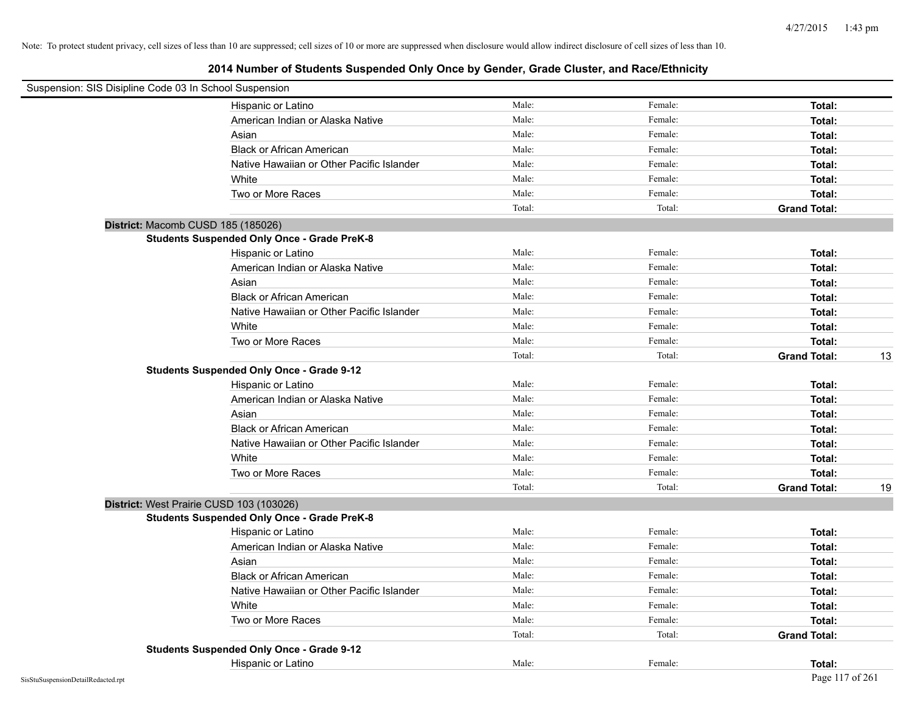Note: To protect student privacy, cell sizes of less than 10 are suppressed; cell sizes of 10 or more are suppressed when disclosure would allow indirect disclosure of cell sizes of less than 10.

# 2014 Number of Students Suspended Only Once by Gender, Grade Cluster, and Race/Ethnicity

Suspension: SIS Disipline Code 03 In School Suspension

| | Male: | Female: | Total: |
|---|---|---|---|
| Hispanic or Latino | Male: | Female: | Total: |
| American Indian or Alaska Native | Male: | Female: | Total: |
| Asian | Male: | Female: | Total: |
| Black or African American | Male: | Female: | Total: |
| Native Hawaiian or Other Pacific Islander | Male: | Female: | Total: |
| White | Male: | Female: | Total: |
| Two or More Races | Male: | Female: | Total: |
| | Total: | Total: | Grand Total: |

**District:** Macomb CUSD 185 (185026)

**Students Suspended Only Once - Grade PreK-8**

| | | | |
|---|---|---|---|
| Hispanic or Latino | Male: | Female: | Total: |
| American Indian or Alaska Native | Male: | Female: | Total: |
| Asian | Male: | Female: | Total: |
| Black or African American | Male: | Female: | Total: |
| Native Hawaiian or Other Pacific Islander | Male: | Female: | Total: |
| White | Male: | Female: | Total: |
| Two or More Races | Male: | Female: | Total: |
| | Total: | Total: | Grand Total: 13 |

**Students Suspended Only Once - Grade 9-12**

| | | | |
|---|---|---|---|
| Hispanic or Latino | Male: | Female: | Total: |
| American Indian or Alaska Native | Male: | Female: | Total: |
| Asian | Male: | Female: | Total: |
| Black or African American | Male: | Female: | Total: |
| Native Hawaiian or Other Pacific Islander | Male: | Female: | Total: |
| White | Male: | Female: | Total: |
| Two or More Races | Male: | Female: | Total: |
| | Total: | Total: | Grand Total: 19 |

**District:** West Prairie CUSD 103 (103026)

**Students Suspended Only Once - Grade PreK-8**

| | | | |
|---|---|---|---|
| Hispanic or Latino | Male: | Female: | Total: |
| American Indian or Alaska Native | Male: | Female: | Total: |
| Asian | Male: | Female: | Total: |
| Black or African American | Male: | Female: | Total: |
| Native Hawaiian or Other Pacific Islander | Male: | Female: | Total: |
| White | Male: | Female: | Total: |
| Two or More Races | Male: | Female: | Total: |
| | Total: | Total: | Grand Total: |

**Students Suspended Only Once - Grade 9-12**

| | | | |
|---|---|---|---|
| Hispanic or Latino | Male: | Female: | Total: |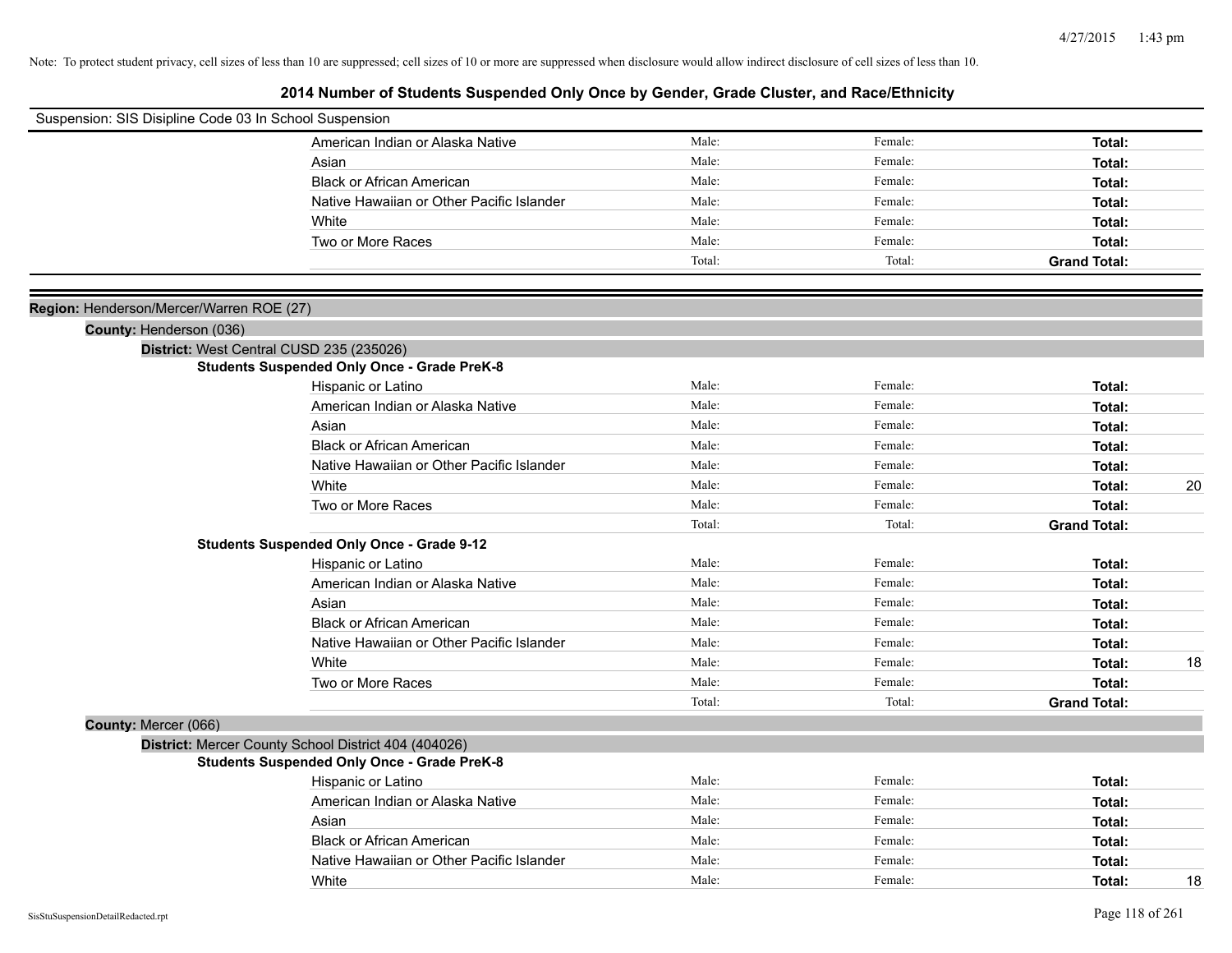Note: To protect student privacy, cell sizes of less than 10 are suppressed; cell sizes of 10 or more are suppressed when disclosure would allow indirect disclosure of cell sizes of less than 10.

# 2014 Number of Students Suspended Only Once by Gender, Grade Cluster, and Race/Ethnicity

Suspension: SIS Disipline Code 03 In School Suspension

| | Male | Female | Total |
|---|---|---|---|
| American Indian or Alaska Native | Male: | Female: | **Total:** |
| Asian | Male: | Female: | **Total:** |
| Black or African American | Male: | Female: | **Total:** |
| Native Hawaiian or Other Pacific Islander | Male: | Female: | **Total:** |
| White | Male: | Female: | **Total:** |
| Two or More Races | Male: | Female: | **Total:** |
| | Total: | Total: | **Grand Total:** |

**Region:** Henderson/Mercer/Warren ROE (27)

**County:** Henderson (036)

**District:** West Central CUSD 235 (235026)

**Students Suspended Only Once - Grade PreK-8**

| | Male | Female | Total |
|---|---|---|---|
| Hispanic or Latino | Male: | Female: | **Total:** |
| American Indian or Alaska Native | Male: | Female: | **Total:** |
| Asian | Male: | Female: | **Total:** |
| Black or African American | Male: | Female: | **Total:** |
| Native Hawaiian or Other Pacific Islander | Male: | Female: | **Total:** |
| White | Male: | Female: | **Total:** 20 |
| Two or More Races | Male: | Female: | **Total:** |
| | Total: | Total: | **Grand Total:** |

**Students Suspended Only Once - Grade 9-12**

| | Male | Female | Total |
|---|---|---|---|
| Hispanic or Latino | Male: | Female: | **Total:** |
| American Indian or Alaska Native | Male: | Female: | **Total:** |
| Asian | Male: | Female: | **Total:** |
| Black or African American | Male: | Female: | **Total:** |
| Native Hawaiian or Other Pacific Islander | Male: | Female: | **Total:** |
| White | Male: | Female: | **Total:** 18 |
| Two or More Races | Male: | Female: | **Total:** |
| | Total: | Total: | **Grand Total:** |

**County:** Mercer (066)

**District:** Mercer County School District 404 (404026)

**Students Suspended Only Once - Grade PreK-8**

| | Male | Female | Total |
|---|---|---|---|
| Hispanic or Latino | Male: | Female: | **Total:** |
| American Indian or Alaska Native | Male: | Female: | **Total:** |
| Asian | Male: | Female: | **Total:** |
| Black or African American | Male: | Female: | **Total:** |
| Native Hawaiian or Other Pacific Islander | Male: | Female: | **Total:** |
| White | Male: | Female: | **Total:** 18 |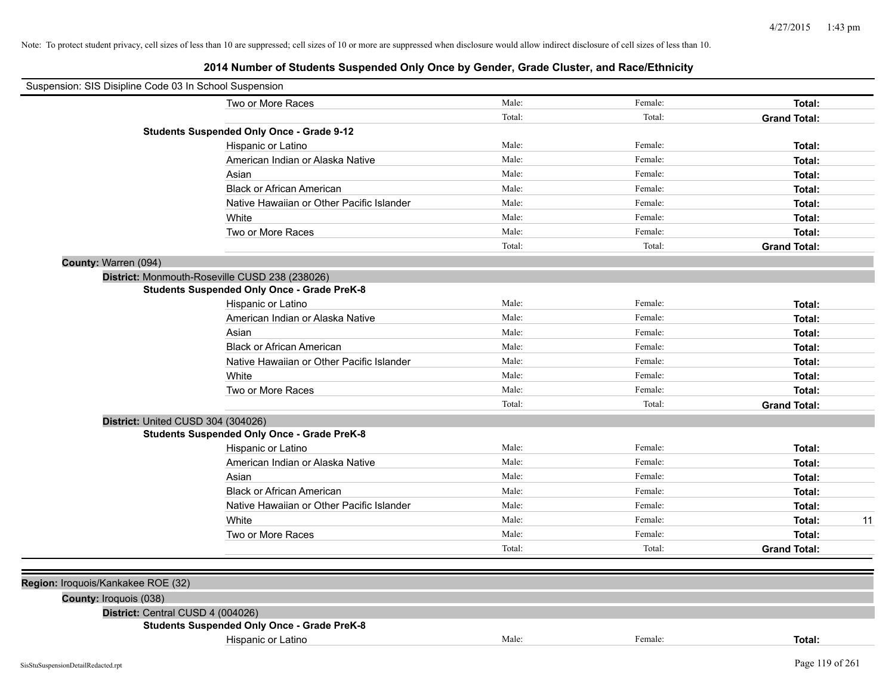Note: To protect student privacy, cell sizes of less than 10 are suppressed; cell sizes of 10 or more are suppressed when disclosure would allow indirect disclosure of cell sizes of less than 10.

# 2014 Number of Students Suspended Only Once by Gender, Grade Cluster, and Race/Ethnicity

Suspension: SIS Disipline Code 03 In School Suspension

| | | | | |
|---|---|---|---|---|
| Two or More Races | Male: | Female: | **Total:** | |
| | Total: | Total: | **Grand Total:** | |
| **Students Suspended Only Once - Grade 9-12** | | | | |
| Hispanic or Latino | Male: | Female: | **Total:** | |
| American Indian or Alaska Native | Male: | Female: | **Total:** | |
| Asian | Male: | Female: | **Total:** | |
| Black or African American | Male: | Female: | **Total:** | |
| Native Hawaiian or Other Pacific Islander | Male: | Female: | **Total:** | |
| White | Male: | Female: | **Total:** | |
| Two or More Races | Male: | Female: | **Total:** | |
| | Total: | Total: | **Grand Total:** | |

**County:** Warren (094)

**District:** Monmouth-Roseville CUSD 238 (238026)

| | | | | |
|---|---|---|---|---|
| **Students Suspended Only Once - Grade PreK-8** | | | | |
| Hispanic or Latino | Male: | Female: | **Total:** | |
| American Indian or Alaska Native | Male: | Female: | **Total:** | |
| Asian | Male: | Female: | **Total:** | |
| Black or African American | Male: | Female: | **Total:** | |
| Native Hawaiian or Other Pacific Islander | Male: | Female: | **Total:** | |
| White | Male: | Female: | **Total:** | |
| Two or More Races | Male: | Female: | **Total:** | |
| | Total: | Total: | **Grand Total:** | |

**District:** United CUSD 304 (304026)

| | | | | |
|---|---|---|---|---|
| **Students Suspended Only Once - Grade PreK-8** | | | | |
| Hispanic or Latino | Male: | Female: | **Total:** | |
| American Indian or Alaska Native | Male: | Female: | **Total:** | |
| Asian | Male: | Female: | **Total:** | |
| Black or African American | Male: | Female: | **Total:** | |
| Native Hawaiian or Other Pacific Islander | Male: | Female: | **Total:** | |
| White | Male: | Female: | **Total:** | 11 |
| Two or More Races | Male: | Female: | **Total:** | |
| | Total: | Total: | **Grand Total:** | |

**Region:** Iroquois/Kankakee ROE (32)

**County:** Iroquois (038)

**District:** Central CUSD 4 (004026)

| | | | | |
|---|---|---|---|---|
| **Students Suspended Only Once - Grade PreK-8** | | | | |
| Hispanic or Latino | Male: | Female: | **Total:** | |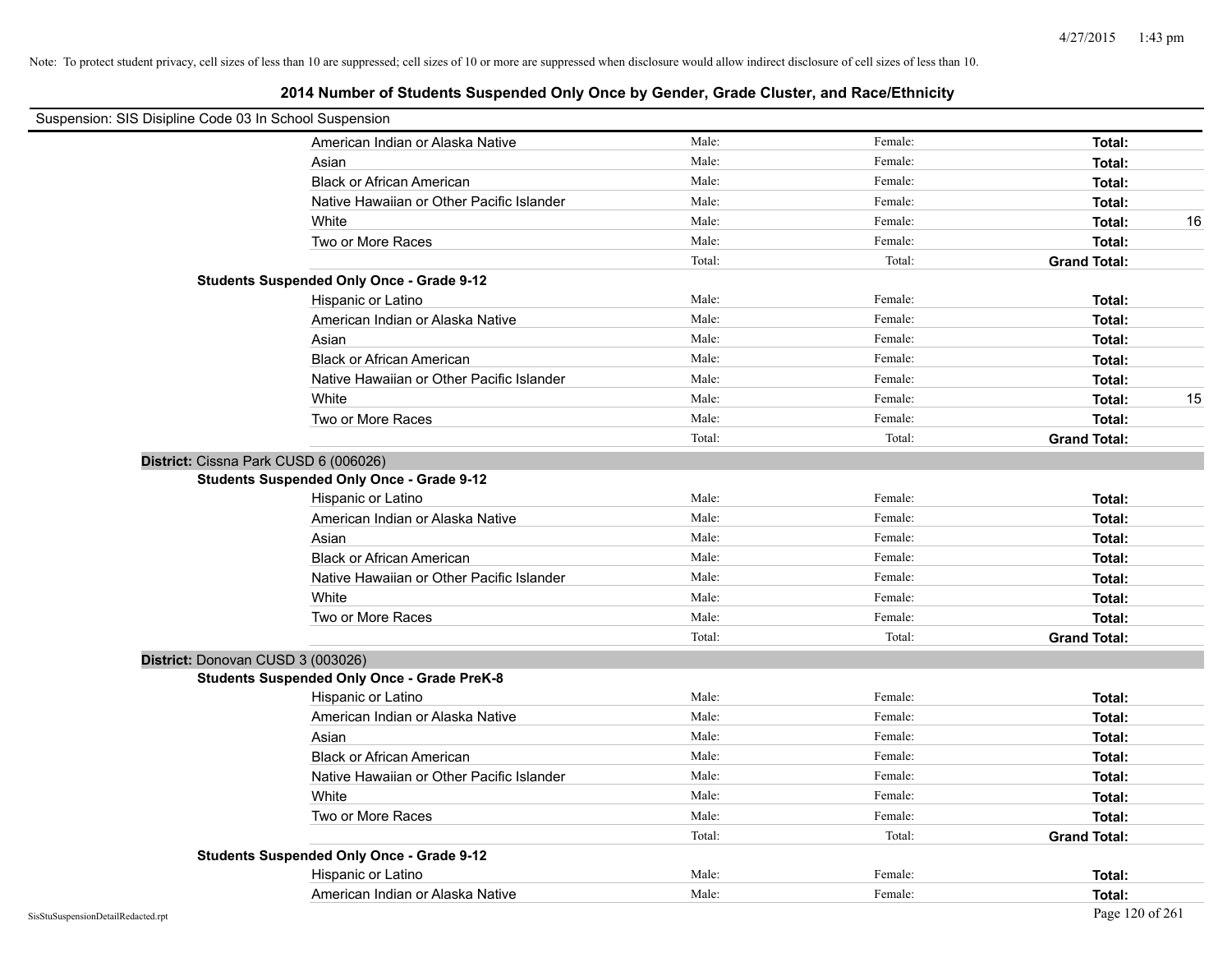Note: To protect student privacy, cell sizes of less than 10 are suppressed; cell sizes of 10 or more are suppressed when disclosure would allow indirect disclosure of cell sizes of less than 10.

# 2014 Number of Students Suspended Only Once by Gender, Grade Cluster, and Race/Ethnicity

Suspension: SIS Disipline Code 03 In School Suspension

| | | | | |
|---|---|---|---|---|
| American Indian or Alaska Native | Male: | Female: | **Total:** | |
| Asian | Male: | Female: | **Total:** | |
| Black or African American | Male: | Female: | **Total:** | |
| Native Hawaiian or Other Pacific Islander | Male: | Female: | **Total:** | |
| White | Male: | Female: | **Total:** | 16 |
| Two or More Races | Male: | Female: | **Total:** | |
| | Total: | Total: | **Grand Total:** | |

**Students Suspended Only Once - Grade 9-12**

| | | | | |
|---|---|---|---|---|
| Hispanic or Latino | Male: | Female: | **Total:** | |
| American Indian or Alaska Native | Male: | Female: | **Total:** | |
| Asian | Male: | Female: | **Total:** | |
| Black or African American | Male: | Female: | **Total:** | |
| Native Hawaiian or Other Pacific Islander | Male: | Female: | **Total:** | |
| White | Male: | Female: | **Total:** | 15 |
| Two or More Races | Male: | Female: | **Total:** | |
| | Total: | Total: | **Grand Total:** | |

**District:** Cissna Park CUSD 6 (006026)

**Students Suspended Only Once - Grade 9-12**

| | | | | |
|---|---|---|---|---|
| Hispanic or Latino | Male: | Female: | **Total:** | |
| American Indian or Alaska Native | Male: | Female: | **Total:** | |
| Asian | Male: | Female: | **Total:** | |
| Black or African American | Male: | Female: | **Total:** | |
| Native Hawaiian or Other Pacific Islander | Male: | Female: | **Total:** | |
| White | Male: | Female: | **Total:** | |
| Two or More Races | Male: | Female: | **Total:** | |
| | Total: | Total: | **Grand Total:** | |

**District:** Donovan CUSD 3 (003026)

**Students Suspended Only Once - Grade PreK-8**

| | | | | |
|---|---|---|---|---|
| Hispanic or Latino | Male: | Female: | **Total:** | |
| American Indian or Alaska Native | Male: | Female: | **Total:** | |
| Asian | Male: | Female: | **Total:** | |
| Black or African American | Male: | Female: | **Total:** | |
| Native Hawaiian or Other Pacific Islander | Male: | Female: | **Total:** | |
| White | Male: | Female: | **Total:** | |
| Two or More Races | Male: | Female: | **Total:** | |
| | Total: | Total: | **Grand Total:** | |

**Students Suspended Only Once - Grade 9-12**

| | | | | |
|---|---|---|---|---|
| Hispanic or Latino | Male: | Female: | **Total:** | |
| American Indian or Alaska Native | Male: | Female: | **Total:** | |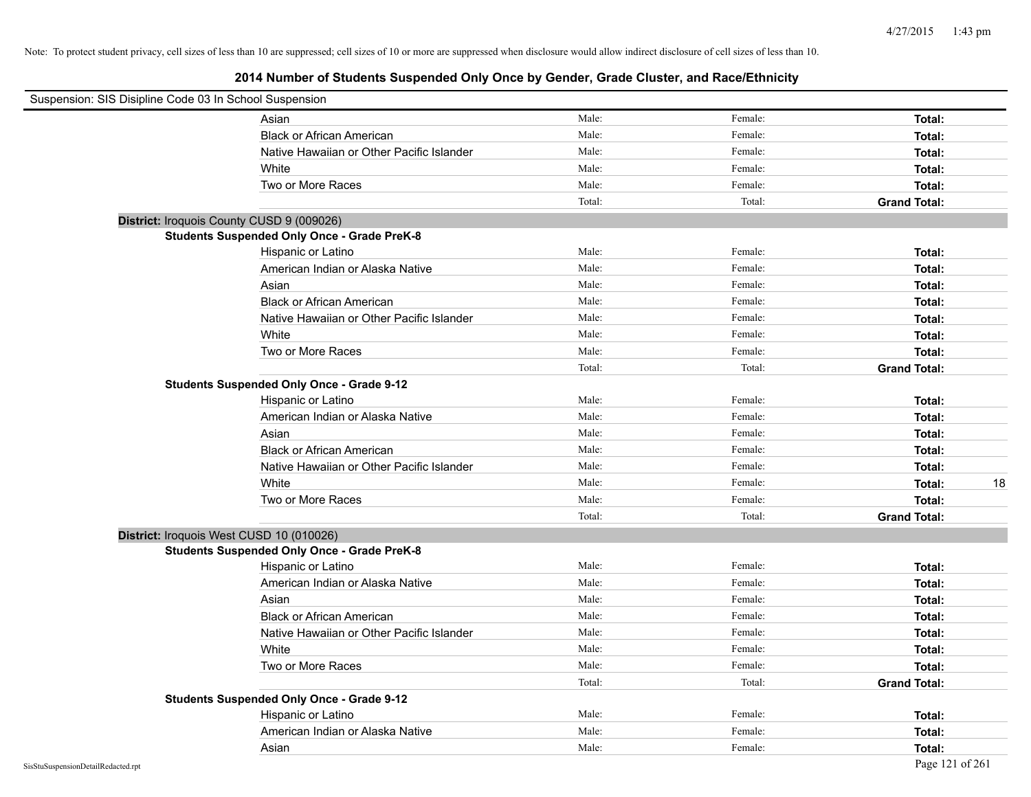Note: To protect student privacy, cell sizes of less than 10 are suppressed; cell sizes of 10 or more are suppressed when disclosure would allow indirect disclosure of cell sizes of less than 10.

# 2014 Number of Students Suspended Only Once by Gender, Grade Cluster, and Race/Ethnicity

Suspension: SIS Disipline Code 03 In School Suspension

| | | | | |
|---|---|---|---|---|
| Asian | Male: | Female: | **Total:** | |
| Black or African American | Male: | Female: | **Total:** | |
| Native Hawaiian or Other Pacific Islander | Male: | Female: | **Total:** | |
| White | Male: | Female: | **Total:** | |
| Two or More Races | Male: | Female: | **Total:** | |
| | Total: | Total: | **Grand Total:** | |

**District:** Iroquois County CUSD 9 (009026)

**Students Suspended Only Once - Grade PreK-8**

| | | | | |
|---|---|---|---|---|
| Hispanic or Latino | Male: | Female: | **Total:** | |
| American Indian or Alaska Native | Male: | Female: | **Total:** | |
| Asian | Male: | Female: | **Total:** | |
| Black or African American | Male: | Female: | **Total:** | |
| Native Hawaiian or Other Pacific Islander | Male: | Female: | **Total:** | |
| White | Male: | Female: | **Total:** | |
| Two or More Races | Male: | Female: | **Total:** | |
| | Total: | Total: | **Grand Total:** | |

**Students Suspended Only Once - Grade 9-12**

| | | | | |
|---|---|---|---|---|
| Hispanic or Latino | Male: | Female: | **Total:** | |
| American Indian or Alaska Native | Male: | Female: | **Total:** | |
| Asian | Male: | Female: | **Total:** | |
| Black or African American | Male: | Female: | **Total:** | |
| Native Hawaiian or Other Pacific Islander | Male: | Female: | **Total:** | |
| White | Male: | Female: | **Total:** | 18 |
| Two or More Races | Male: | Female: | **Total:** | |
| | Total: | Total: | **Grand Total:** | |

**District:** Iroquois West CUSD 10 (010026)

**Students Suspended Only Once - Grade PreK-8**

| | | | | |
|---|---|---|---|---|
| Hispanic or Latino | Male: | Female: | **Total:** | |
| American Indian or Alaska Native | Male: | Female: | **Total:** | |
| Asian | Male: | Female: | **Total:** | |
| Black or African American | Male: | Female: | **Total:** | |
| Native Hawaiian or Other Pacific Islander | Male: | Female: | **Total:** | |
| White | Male: | Female: | **Total:** | |
| Two or More Races | Male: | Female: | **Total:** | |
| | Total: | Total: | **Grand Total:** | |

**Students Suspended Only Once - Grade 9-12**

| | | | | |
|---|---|---|---|---|
| Hispanic or Latino | Male: | Female: | **Total:** | |
| American Indian or Alaska Native | Male: | Female: | **Total:** | |
| Asian | Male: | Female: | **Total:** | |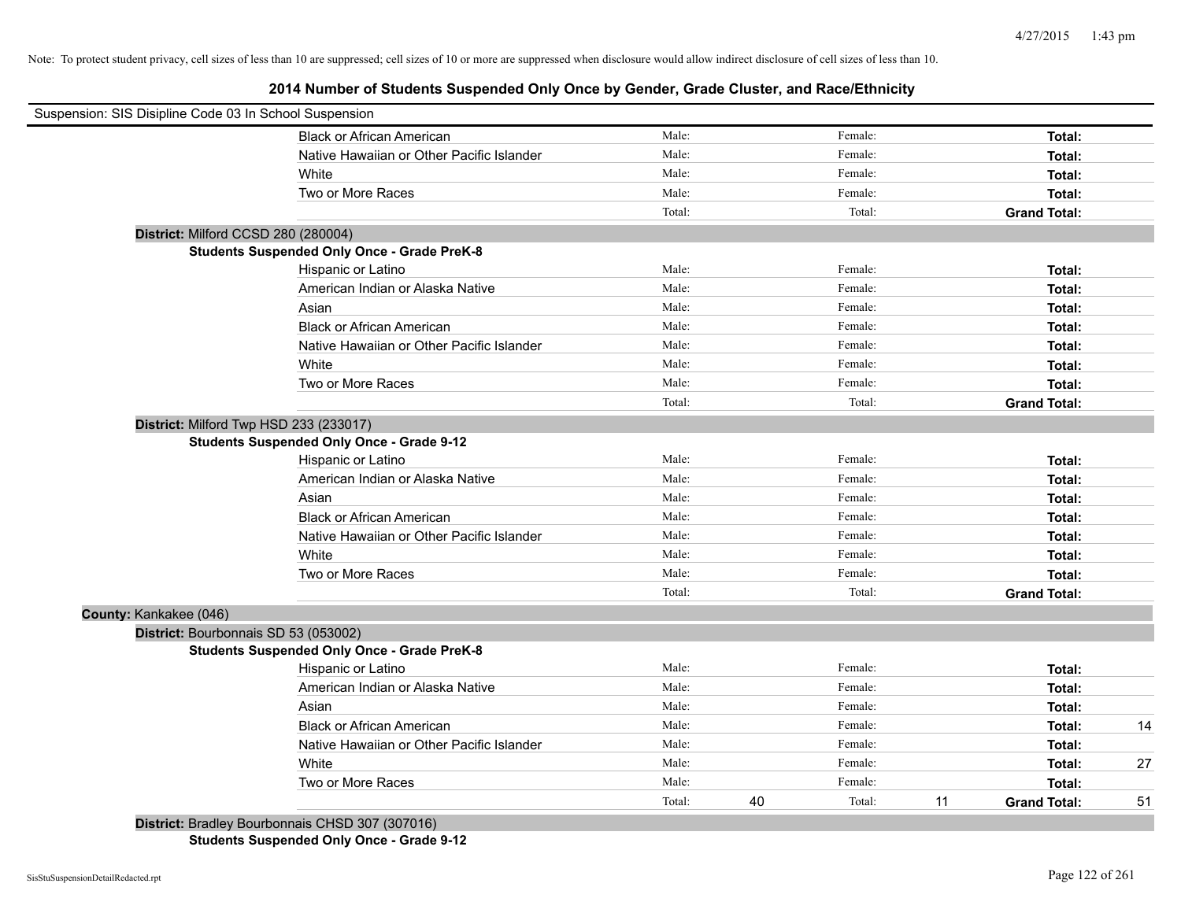Note: To protect student privacy, cell sizes of less than 10 are suppressed; cell sizes of 10 or more are suppressed when disclosure would allow indirect disclosure of cell sizes of less than 10.

## 2014 Number of Students Suspended Only Once by Gender, Grade Cluster, and Race/Ethnicity

Suspension: SIS Disipline Code 03 In School Suspension

| | | | | | | |
|---|---|---|---|---|---|---|
| Black or African American | Male: | | Female: | | **Total:** | |
| Native Hawaiian or Other Pacific Islander | Male: | | Female: | | **Total:** | |
| White | Male: | | Female: | | **Total:** | |
| Two or More Races | Male: | | Female: | | **Total:** | |
| | Total: | | Total: | | **Grand Total:** | |

**District:** Milford CCSD 280 (280004)

**Students Suspended Only Once - Grade PreK-8**

| | | | | | | |
|---|---|---|---|---|---|---|
| Hispanic or Latino | Male: | | Female: | | **Total:** | |
| American Indian or Alaska Native | Male: | | Female: | | **Total:** | |
| Asian | Male: | | Female: | | **Total:** | |
| Black or African American | Male: | | Female: | | **Total:** | |
| Native Hawaiian or Other Pacific Islander | Male: | | Female: | | **Total:** | |
| White | Male: | | Female: | | **Total:** | |
| Two or More Races | Male: | | Female: | | **Total:** | |
| | Total: | | Total: | | **Grand Total:** | |

**District:** Milford Twp HSD 233 (233017)

**Students Suspended Only Once - Grade 9-12**

| | | | | | | |
|---|---|---|---|---|---|---|
| Hispanic or Latino | Male: | | Female: | | **Total:** | |
| American Indian or Alaska Native | Male: | | Female: | | **Total:** | |
| Asian | Male: | | Female: | | **Total:** | |
| Black or African American | Male: | | Female: | | **Total:** | |
| Native Hawaiian or Other Pacific Islander | Male: | | Female: | | **Total:** | |
| White | Male: | | Female: | | **Total:** | |
| Two or More Races | Male: | | Female: | | **Total:** | |
| | Total: | | Total: | | **Grand Total:** | |

**County:** Kankakee (046)

**District:** Bourbonnais SD 53 (053002)

**Students Suspended Only Once - Grade PreK-8**

| | | | | | | |
|---|---|---|---|---|---|---|
| Hispanic or Latino | Male: | | Female: | | **Total:** | |
| American Indian or Alaska Native | Male: | | Female: | | **Total:** | |
| Asian | Male: | | Female: | | **Total:** | |
| Black or African American | Male: | | Female: | | **Total:** | 14 |
| Native Hawaiian or Other Pacific Islander | Male: | | Female: | | **Total:** | |
| White | Male: | | Female: | | **Total:** | 27 |
| Two or More Races | Male: | | Female: | | **Total:** | |
| | Total: | 40 | Total: | 11 | **Grand Total:** | 51 |

**District:** Bradley Bourbonnais CHSD 307 (307016)

**Students Suspended Only Once - Grade 9-12**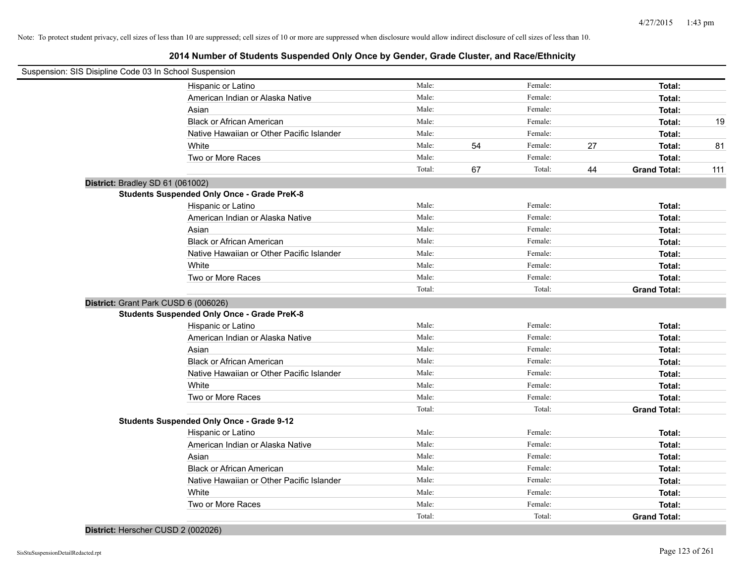Note: To protect student privacy, cell sizes of less than 10 are suppressed; cell sizes of 10 or more are suppressed when disclosure would allow indirect disclosure of cell sizes of less than 10.

## 2014 Number of Students Suspended Only Once by Gender, Grade Cluster, and Race/Ethnicity

Suspension: SIS Disipline Code 03 In School Suspension

| | | | | | | |
|---|---|---|---|---|---|---|
| Hispanic or Latino | Male: | | Female: | | **Total:** | |
| American Indian or Alaska Native | Male: | | Female: | | **Total:** | |
| Asian | Male: | | Female: | | **Total:** | |
| Black or African American | Male: | | Female: | | **Total:** | 19 |
| Native Hawaiian or Other Pacific Islander | Male: | | Female: | | **Total:** | |
| White | Male: | 54 | Female: | 27 | **Total:** | 81 |
| Two or More Races | Male: | | Female: | | **Total:** | |
| | Total: | 67 | Total: | 44 | **Grand Total:** | 111 |

**District:** Bradley SD 61 (061002)

**Students Suspended Only Once - Grade PreK-8**

| | | | | | | |
|---|---|---|---|---|---|---|
| Hispanic or Latino | Male: | | Female: | | **Total:** | |
| American Indian or Alaska Native | Male: | | Female: | | **Total:** | |
| Asian | Male: | | Female: | | **Total:** | |
| Black or African American | Male: | | Female: | | **Total:** | |
| Native Hawaiian or Other Pacific Islander | Male: | | Female: | | **Total:** | |
| White | Male: | | Female: | | **Total:** | |
| Two or More Races | Male: | | Female: | | **Total:** | |
| | Total: | | Total: | | **Grand Total:** | |

**District:** Grant Park CUSD 6 (006026)

**Students Suspended Only Once - Grade PreK-8**

| | | | | | | |
|---|---|---|---|---|---|---|
| Hispanic or Latino | Male: | | Female: | | **Total:** | |
| American Indian or Alaska Native | Male: | | Female: | | **Total:** | |
| Asian | Male: | | Female: | | **Total:** | |
| Black or African American | Male: | | Female: | | **Total:** | |
| Native Hawaiian or Other Pacific Islander | Male: | | Female: | | **Total:** | |
| White | Male: | | Female: | | **Total:** | |
| Two or More Races | Male: | | Female: | | **Total:** | |
| | Total: | | Total: | | **Grand Total:** | |

**Students Suspended Only Once - Grade 9-12**

| | | | | | | |
|---|---|---|---|---|---|---|
| Hispanic or Latino | Male: | | Female: | | **Total:** | |
| American Indian or Alaska Native | Male: | | Female: | | **Total:** | |
| Asian | Male: | | Female: | | **Total:** | |
| Black or African American | Male: | | Female: | | **Total:** | |
| Native Hawaiian or Other Pacific Islander | Male: | | Female: | | **Total:** | |
| White | Male: | | Female: | | **Total:** | |
| Two or More Races | Male: | | Female: | | **Total:** | |
| | Total: | | Total: | | **Grand Total:** | |

**District:** Herscher CUSD 2 (002026)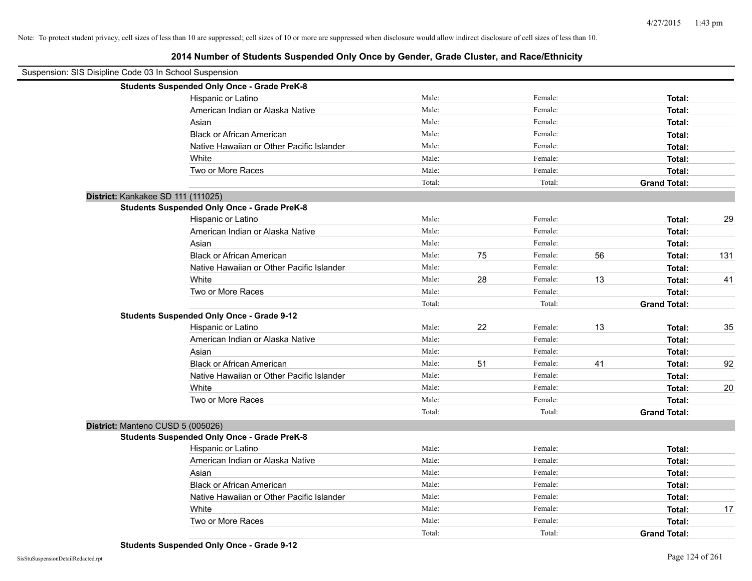Note: To protect student privacy, cell sizes of less than 10 are suppressed; cell sizes of 10 or more are suppressed when disclosure would allow indirect disclosure of cell sizes of less than 10.

## 2014 Number of Students Suspended Only Once by Gender, Grade Cluster, and Race/Ethnicity

Suspension: SIS Disipline Code 03 In School Suspension

**Students Suspended Only Once - Grade PreK-8**

| | | | | | | |
|---|---|---|---|---|---|---|
| Hispanic or Latino | Male: | | Female: | | **Total:** | |
| American Indian or Alaska Native | Male: | | Female: | | **Total:** | |
| Asian | Male: | | Female: | | **Total:** | |
| Black or African American | Male: | | Female: | | **Total:** | |
| Native Hawaiian or Other Pacific Islander | Male: | | Female: | | **Total:** | |
| White | Male: | | Female: | | **Total:** | |
| Two or More Races | Male: | | Female: | | **Total:** | |
| | Total: | | Total: | | **Grand Total:** | |

**District:** Kankakee SD 111 (111025)

**Students Suspended Only Once - Grade PreK-8**

| | | | | | | |
|---|---|---|---|---|---|---|
| Hispanic or Latino | Male: | | Female: | | **Total:** | 29 |
| American Indian or Alaska Native | Male: | | Female: | | **Total:** | |
| Asian | Male: | | Female: | | **Total:** | |
| Black or African American | Male: | 75 | Female: | 56 | **Total:** | 131 |
| Native Hawaiian or Other Pacific Islander | Male: | | Female: | | **Total:** | |
| White | Male: | 28 | Female: | 13 | **Total:** | 41 |
| Two or More Races | Male: | | Female: | | **Total:** | |
| | Total: | | Total: | | **Grand Total:** | |

**Students Suspended Only Once - Grade 9-12**

| | | | | | | |
|---|---|---|---|---|---|---|
| Hispanic or Latino | Male: | 22 | Female: | 13 | **Total:** | 35 |
| American Indian or Alaska Native | Male: | | Female: | | **Total:** | |
| Asian | Male: | | Female: | | **Total:** | |
| Black or African American | Male: | 51 | Female: | 41 | **Total:** | 92 |
| Native Hawaiian or Other Pacific Islander | Male: | | Female: | | **Total:** | |
| White | Male: | | Female: | | **Total:** | 20 |
| Two or More Races | Male: | | Female: | | **Total:** | |
| | Total: | | Total: | | **Grand Total:** | |

**District:** Manteno CUSD 5 (005026)

**Students Suspended Only Once - Grade PreK-8**

| | | | | | | |
|---|---|---|---|---|---|---|
| Hispanic or Latino | Male: | | Female: | | **Total:** | |
| American Indian or Alaska Native | Male: | | Female: | | **Total:** | |
| Asian | Male: | | Female: | | **Total:** | |
| Black or African American | Male: | | Female: | | **Total:** | |
| Native Hawaiian or Other Pacific Islander | Male: | | Female: | | **Total:** | |
| White | Male: | | Female: | | **Total:** | 17 |
| Two or More Races | Male: | | Female: | | **Total:** | |
| | Total: | | Total: | | **Grand Total:** | |

**Students Suspended Only Once - Grade 9-12**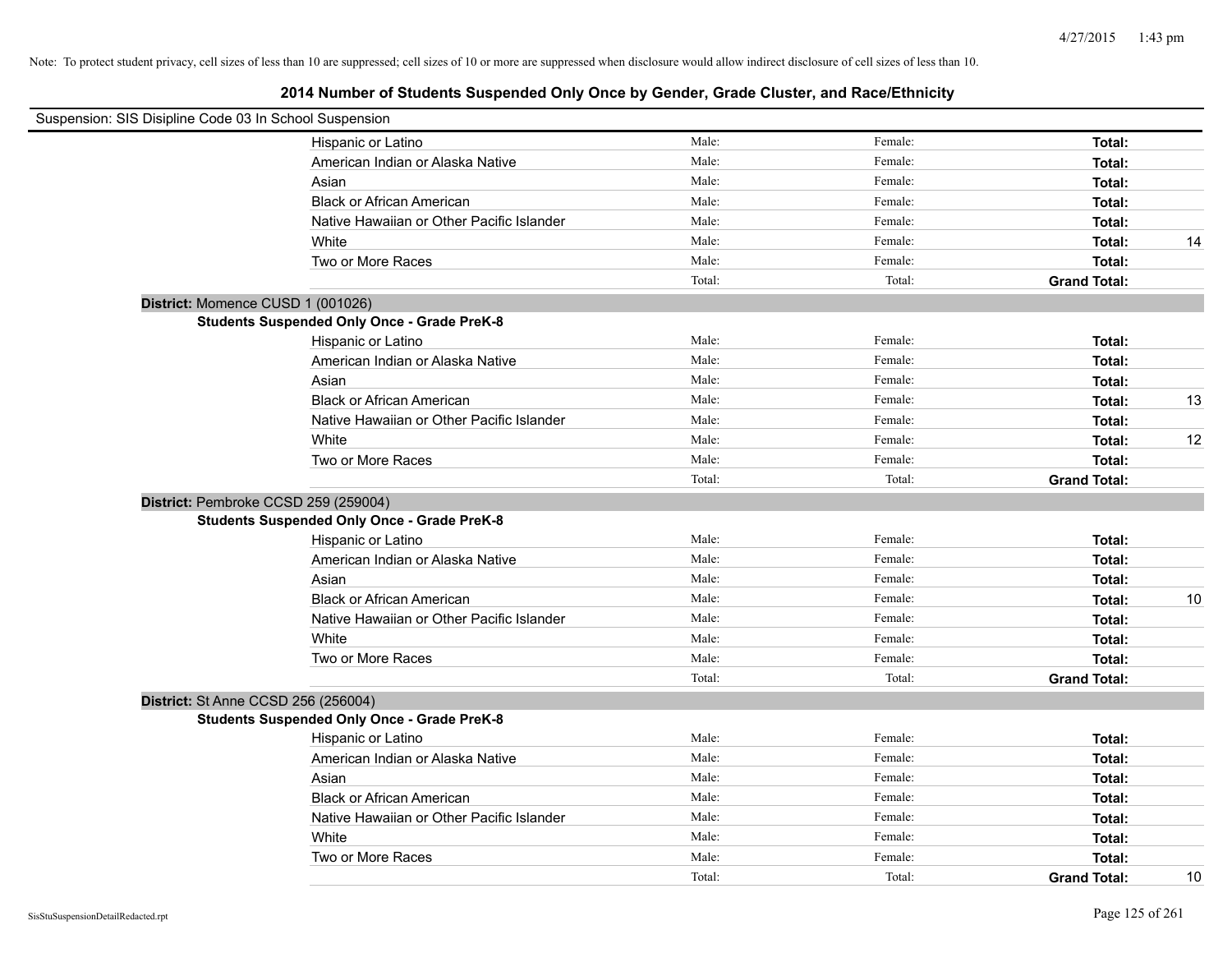Note: To protect student privacy, cell sizes of less than 10 are suppressed; cell sizes of 10 or more are suppressed when disclosure would allow indirect disclosure of cell sizes of less than 10.

# 2014 Number of Students Suspended Only Once by Gender, Grade Cluster, and Race/Ethnicity

Suspension: SIS Disipline Code 03 In School Suspension

| | Male | Female | Total |
|---|---|---|---|
| Hispanic or Latino | Male: | Female: | Total: |
| American Indian or Alaska Native | Male: | Female: | Total: |
| Asian | Male: | Female: | Total: |
| Black or African American | Male: | Female: | Total: |
| Native Hawaiian or Other Pacific Islander | Male: | Female: | Total: |
| White | Male: | Female: | Total: 14 |
| Two or More Races | Male: | Female: | Total: |
| | Total: | Total: | Grand Total: |

**District:** Momence CUSD 1 (001026)

**Students Suspended Only Once - Grade PreK-8**

| | Male | Female | Total |
|---|---|---|---|
| Hispanic or Latino | Male: | Female: | Total: |
| American Indian or Alaska Native | Male: | Female: | Total: |
| Asian | Male: | Female: | Total: |
| Black or African American | Male: | Female: | Total: 13 |
| Native Hawaiian or Other Pacific Islander | Male: | Female: | Total: |
| White | Male: | Female: | Total: 12 |
| Two or More Races | Male: | Female: | Total: |
| | Total: | Total: | Grand Total: |

**District:** Pembroke CCSD 259 (259004)

**Students Suspended Only Once - Grade PreK-8**

| | Male | Female | Total |
|---|---|---|---|
| Hispanic or Latino | Male: | Female: | Total: |
| American Indian or Alaska Native | Male: | Female: | Total: |
| Asian | Male: | Female: | Total: |
| Black or African American | Male: | Female: | Total: 10 |
| Native Hawaiian or Other Pacific Islander | Male: | Female: | Total: |
| White | Male: | Female: | Total: |
| Two or More Races | Male: | Female: | Total: |
| | Total: | Total: | Grand Total: |

**District:** St Anne CCSD 256 (256004)

**Students Suspended Only Once - Grade PreK-8**

| | Male | Female | Total |
|---|---|---|---|
| Hispanic or Latino | Male: | Female: | Total: |
| American Indian or Alaska Native | Male: | Female: | Total: |
| Asian | Male: | Female: | Total: |
| Black or African American | Male: | Female: | Total: |
| Native Hawaiian or Other Pacific Islander | Male: | Female: | Total: |
| White | Male: | Female: | Total: |
| Two or More Races | Male: | Female: | Total: |
| | Total: | Total: | Grand Total: 10 |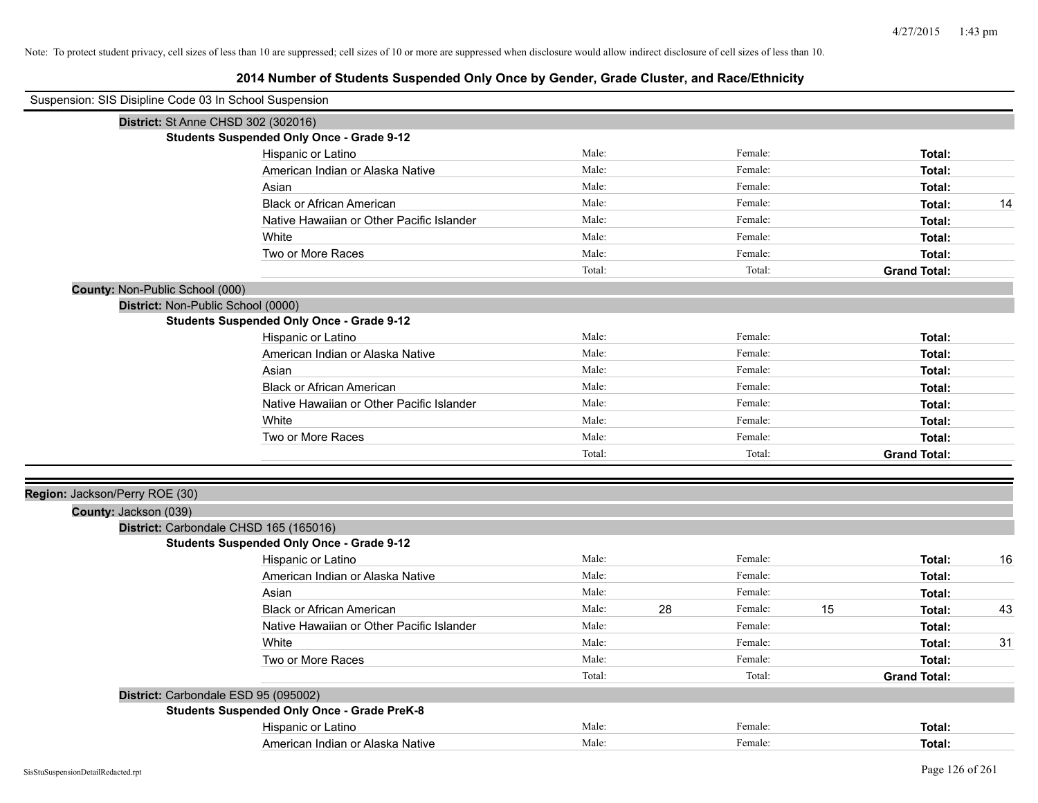Note: To protect student privacy, cell sizes of less than 10 are suppressed; cell sizes of 10 or more are suppressed when disclosure would allow indirect disclosure of cell sizes of less than 10.

# 2014 Number of Students Suspended Only Once by Gender, Grade Cluster, and Race/Ethnicity

Suspension: SIS Disipline Code 03 In School Suspension

**District:** St Anne CHSD 302 (302016)

**Students Suspended Only Once - Grade 9-12**

| Race/Ethnicity | Male: | | Female: | | Total: | |
|---|---|---|---|---|---|---|
| Hispanic or Latino | Male: | | Female: | | **Total:** | |
| American Indian or Alaska Native | Male: | | Female: | | **Total:** | |
| Asian | Male: | | Female: | | **Total:** | |
| Black or African American | Male: | | Female: | | **Total:** | 14 |
| Native Hawaiian or Other Pacific Islander | Male: | | Female: | | **Total:** | |
| White | Male: | | Female: | | **Total:** | |
| Two or More Races | Male: | | Female: | | **Total:** | |
| | Total: | | Total: | | **Grand Total:** | |

**County:** Non-Public School (000)

**District:** Non-Public School (0000)

**Students Suspended Only Once - Grade 9-12**

| Race/Ethnicity | Male: | | Female: | | Total: | |
|---|---|---|---|---|---|---|
| Hispanic or Latino | Male: | | Female: | | **Total:** | |
| American Indian or Alaska Native | Male: | | Female: | | **Total:** | |
| Asian | Male: | | Female: | | **Total:** | |
| Black or African American | Male: | | Female: | | **Total:** | |
| Native Hawaiian or Other Pacific Islander | Male: | | Female: | | **Total:** | |
| White | Male: | | Female: | | **Total:** | |
| Two or More Races | Male: | | Female: | | **Total:** | |
| | Total: | | Total: | | **Grand Total:** | |

**Region:** Jackson/Perry ROE (30)

**County:** Jackson (039)

**District:** Carbondale CHSD 165 (165016)

**Students Suspended Only Once - Grade 9-12**

| Race/Ethnicity | Male: | | Female: | | Total: | |
|---|---|---|---|---|---|---|
| Hispanic or Latino | Male: | | Female: | | **Total:** | 16 |
| American Indian or Alaska Native | Male: | | Female: | | **Total:** | |
| Asian | Male: | | Female: | | **Total:** | |
| Black or African American | Male: | 28 | Female: | 15 | **Total:** | 43 |
| Native Hawaiian or Other Pacific Islander | Male: | | Female: | | **Total:** | |
| White | Male: | | Female: | | **Total:** | 31 |
| Two or More Races | Male: | | Female: | | **Total:** | |
| | Total: | | Total: | | **Grand Total:** | |

**District:** Carbondale ESD 95 (095002)

**Students Suspended Only Once - Grade PreK-8**

| Race/Ethnicity | Male: | | Female: | | Total: | |
|---|---|---|---|---|---|---|
| Hispanic or Latino | Male: | | Female: | | **Total:** | |
| American Indian or Alaska Native | Male: | | Female: | | **Total:** | |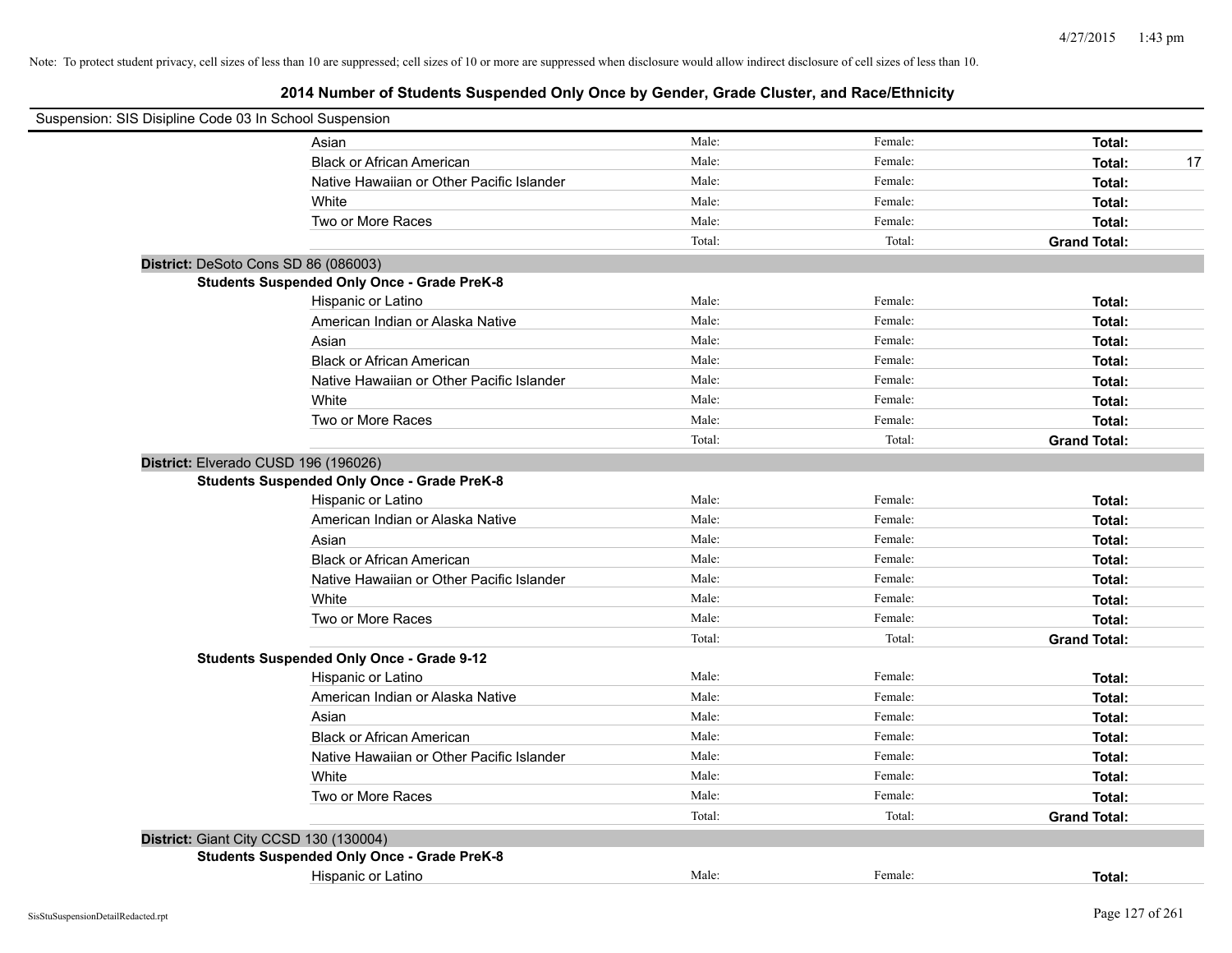Note: To protect student privacy, cell sizes of less than 10 are suppressed; cell sizes of 10 or more are suppressed when disclosure would allow indirect disclosure of cell sizes of less than 10.

## 2014 Number of Students Suspended Only Once by Gender, Grade Cluster, and Race/Ethnicity

Suspension: SIS Disipline Code 03 In School Suspension

| | Male: | Female: | Total: | |
|---|---|---|---|---|
| Asian | Male: | Female: | **Total:** | |
| Black or African American | Male: | Female: | **Total:** | 17 |
| Native Hawaiian or Other Pacific Islander | Male: | Female: | **Total:** | |
| White | Male: | Female: | **Total:** | |
| Two or More Races | Male: | Female: | **Total:** | |
| | Total: | Total: | **Grand Total:** | |

**District:** DeSoto Cons SD 86 (086003)

**Students Suspended Only Once - Grade PreK-8**

| | | | | |
|---|---|---|---|---|
| Hispanic or Latino | Male: | Female: | **Total:** | |
| American Indian or Alaska Native | Male: | Female: | **Total:** | |
| Asian | Male: | Female: | **Total:** | |
| Black or African American | Male: | Female: | **Total:** | |
| Native Hawaiian or Other Pacific Islander | Male: | Female: | **Total:** | |
| White | Male: | Female: | **Total:** | |
| Two or More Races | Male: | Female: | **Total:** | |
| | Total: | Total: | **Grand Total:** | |

**District:** Elverado CUSD 196 (196026)

**Students Suspended Only Once - Grade PreK-8**

| | | | | |
|---|---|---|---|---|
| Hispanic or Latino | Male: | Female: | **Total:** | |
| American Indian or Alaska Native | Male: | Female: | **Total:** | |
| Asian | Male: | Female: | **Total:** | |
| Black or African American | Male: | Female: | **Total:** | |
| Native Hawaiian or Other Pacific Islander | Male: | Female: | **Total:** | |
| White | Male: | Female: | **Total:** | |
| Two or More Races | Male: | Female: | **Total:** | |
| | Total: | Total: | **Grand Total:** | |

**Students Suspended Only Once - Grade 9-12**

| | | | | |
|---|---|---|---|---|
| Hispanic or Latino | Male: | Female: | **Total:** | |
| American Indian or Alaska Native | Male: | Female: | **Total:** | |
| Asian | Male: | Female: | **Total:** | |
| Black or African American | Male: | Female: | **Total:** | |
| Native Hawaiian or Other Pacific Islander | Male: | Female: | **Total:** | |
| White | Male: | Female: | **Total:** | |
| Two or More Races | Male: | Female: | **Total:** | |
| | Total: | Total: | **Grand Total:** | |

**District:** Giant City CCSD 130 (130004)

**Students Suspended Only Once - Grade PreK-8**

| | | | | |
|---|---|---|---|---|
| Hispanic or Latino | Male: | Female: | **Total:** | |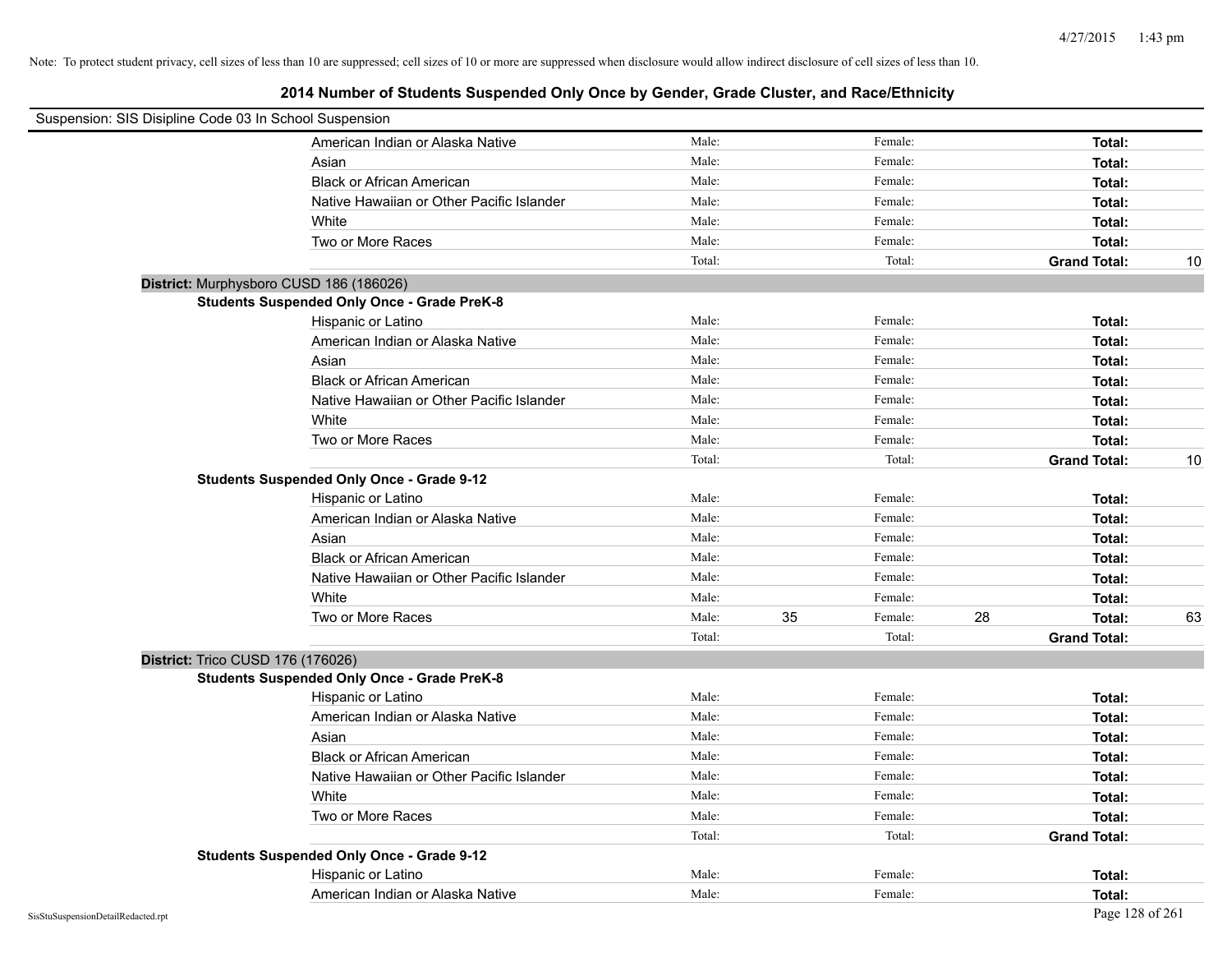Note: To protect student privacy, cell sizes of less than 10 are suppressed; cell sizes of 10 or more are suppressed when disclosure would allow indirect disclosure of cell sizes of less than 10.

# 2014 Number of Students Suspended Only Once by Gender, Grade Cluster, and Race/Ethnicity

Suspension: SIS Disipline Code 03 In School Suspension

| | Male | | Female | | | |
|---|---|---|---|---|---|---|
| American Indian or Alaska Native | Male: | | Female: | | **Total:** | |
| Asian | Male: | | Female: | | **Total:** | |
| Black or African American | Male: | | Female: | | **Total:** | |
| Native Hawaiian or Other Pacific Islander | Male: | | Female: | | **Total:** | |
| White | Male: | | Female: | | **Total:** | |
| Two or More Races | Male: | | Female: | | **Total:** | |
| | Total: | | Total: | | **Grand Total:** | 10 |

**District:** Murphysboro CUSD 186 (186026)

**Students Suspended Only Once - Grade PreK-8**

| | Male | | Female | | | |
|---|---|---|---|---|---|---|
| Hispanic or Latino | Male: | | Female: | | **Total:** | |
| American Indian or Alaska Native | Male: | | Female: | | **Total:** | |
| Asian | Male: | | Female: | | **Total:** | |
| Black or African American | Male: | | Female: | | **Total:** | |
| Native Hawaiian or Other Pacific Islander | Male: | | Female: | | **Total:** | |
| White | Male: | | Female: | | **Total:** | |
| Two or More Races | Male: | | Female: | | **Total:** | |
| | Total: | | Total: | | **Grand Total:** | 10 |

**Students Suspended Only Once - Grade 9-12**

| | Male | | Female | | | |
|---|---|---|---|---|---|---|
| Hispanic or Latino | Male: | | Female: | | **Total:** | |
| American Indian or Alaska Native | Male: | | Female: | | **Total:** | |
| Asian | Male: | | Female: | | **Total:** | |
| Black or African American | Male: | | Female: | | **Total:** | |
| Native Hawaiian or Other Pacific Islander | Male: | | Female: | | **Total:** | |
| White | Male: | | Female: | | **Total:** | |
| Two or More Races | Male: | 35 | Female: | 28 | **Total:** | 63 |
| | Total: | | Total: | | **Grand Total:** | |

**District:** Trico CUSD 176 (176026)

**Students Suspended Only Once - Grade PreK-8**

| | Male | | Female | | | |
|---|---|---|---|---|---|---|
| Hispanic or Latino | Male: | | Female: | | **Total:** | |
| American Indian or Alaska Native | Male: | | Female: | | **Total:** | |
| Asian | Male: | | Female: | | **Total:** | |
| Black or African American | Male: | | Female: | | **Total:** | |
| Native Hawaiian or Other Pacific Islander | Male: | | Female: | | **Total:** | |
| White | Male: | | Female: | | **Total:** | |
| Two or More Races | Male: | | Female: | | **Total:** | |
| | Total: | | Total: | | **Grand Total:** | |

**Students Suspended Only Once - Grade 9-12**

| | Male | | Female | | | |
|---|---|---|---|---|---|---|
| Hispanic or Latino | Male: | | Female: | | **Total:** | |
| American Indian or Alaska Native | Male: | | Female: | | **Total:** | |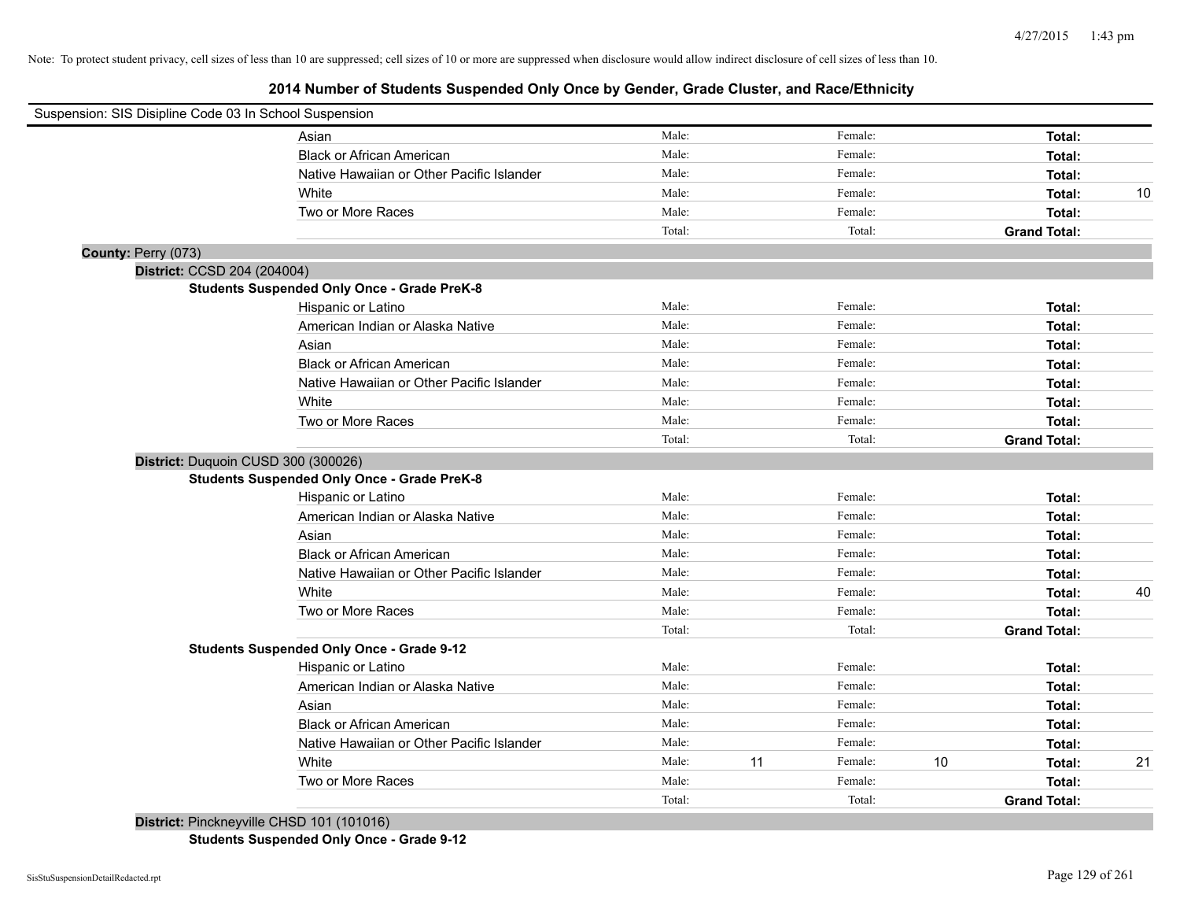Note: To protect student privacy, cell sizes of less than 10 are suppressed; cell sizes of 10 or more are suppressed when disclosure would allow indirect disclosure of cell sizes of less than 10.

# 2014 Number of Students Suspended Only Once by Gender, Grade Cluster, and Race/Ethnicity

Suspension: SIS Disipline Code 03 In School Suspension

| | Male: | | Female: | | | |
|---|---|---|---|---|---|---|
| Asian | Male: | | Female: | | **Total:** | |
| Black or African American | Male: | | Female: | | **Total:** | |
| Native Hawaiian or Other Pacific Islander | Male: | | Female: | | **Total:** | |
| White | Male: | | Female: | | **Total:** | 10 |
| Two or More Races | Male: | | Female: | | **Total:** | |
| | Total: | | Total: | | **Grand Total:** | |

**County:** Perry (073)

**District:** CCSD 204 (204004)

**Students Suspended Only Once - Grade PreK-8**

| | | | | | | |
|---|---|---|---|---|---|---|
| Hispanic or Latino | Male: | | Female: | | **Total:** | |
| American Indian or Alaska Native | Male: | | Female: | | **Total:** | |
| Asian | Male: | | Female: | | **Total:** | |
| Black or African American | Male: | | Female: | | **Total:** | |
| Native Hawaiian or Other Pacific Islander | Male: | | Female: | | **Total:** | |
| White | Male: | | Female: | | **Total:** | |
| Two or More Races | Male: | | Female: | | **Total:** | |
| | Total: | | Total: | | **Grand Total:** | |

**District:** Duquoin CUSD 300 (300026)

**Students Suspended Only Once - Grade PreK-8**

| | | | | | | |
|---|---|---|---|---|---|---|
| Hispanic or Latino | Male: | | Female: | | **Total:** | |
| American Indian or Alaska Native | Male: | | Female: | | **Total:** | |
| Asian | Male: | | Female: | | **Total:** | |
| Black or African American | Male: | | Female: | | **Total:** | |
| Native Hawaiian or Other Pacific Islander | Male: | | Female: | | **Total:** | |
| White | Male: | | Female: | | **Total:** | 40 |
| Two or More Races | Male: | | Female: | | **Total:** | |
| | Total: | | Total: | | **Grand Total:** | |

**Students Suspended Only Once - Grade 9-12**

| | | | | | | |
|---|---|---|---|---|---|---|
| Hispanic or Latino | Male: | | Female: | | **Total:** | |
| American Indian or Alaska Native | Male: | | Female: | | **Total:** | |
| Asian | Male: | | Female: | | **Total:** | |
| Black or African American | Male: | | Female: | | **Total:** | |
| Native Hawaiian or Other Pacific Islander | Male: | | Female: | | **Total:** | |
| White | Male: | 11 | Female: | 10 | **Total:** | 21 |
| Two or More Races | Male: | | Female: | | **Total:** | |
| | Total: | | Total: | | **Grand Total:** | |

**District:** Pinckneyville CHSD 101 (101016)

**Students Suspended Only Once - Grade 9-12**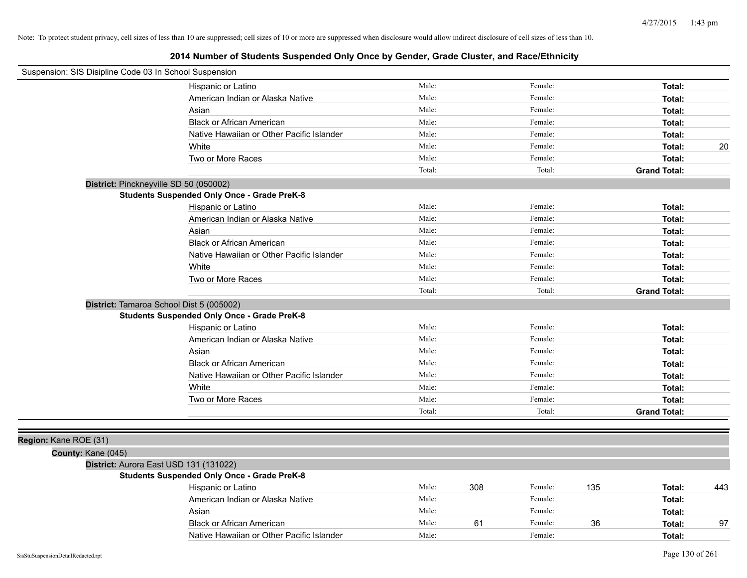Note: To protect student privacy, cell sizes of less than 10 are suppressed; cell sizes of 10 or more are suppressed when disclosure would allow indirect disclosure of cell sizes of less than 10.

# 2014 Number of Students Suspended Only Once by Gender, Grade Cluster, and Race/Ethnicity

Suspension: SIS Disipline Code 03 In School Suspension

| | Male: | | Female: | | | |
|---|---|---|---|---|---|---|
| Hispanic or Latino | Male: | | Female: | | **Total:** | |
| American Indian or Alaska Native | Male: | | Female: | | **Total:** | |
| Asian | Male: | | Female: | | **Total:** | |
| Black or African American | Male: | | Female: | | **Total:** | |
| Native Hawaiian or Other Pacific Islander | Male: | | Female: | | **Total:** | |
| White | Male: | | Female: | | **Total:** | 20 |
| Two or More Races | Male: | | Female: | | **Total:** | |
| | Total: | | Total: | | **Grand Total:** | |

**District:** Pinckneyville SD 50 (050002)

**Students Suspended Only Once - Grade PreK-8**

| | | | | | | |
|---|---|---|---|---|---|---|
| Hispanic or Latino | Male: | | Female: | | **Total:** | |
| American Indian or Alaska Native | Male: | | Female: | | **Total:** | |
| Asian | Male: | | Female: | | **Total:** | |
| Black or African American | Male: | | Female: | | **Total:** | |
| Native Hawaiian or Other Pacific Islander | Male: | | Female: | | **Total:** | |
| White | Male: | | Female: | | **Total:** | |
| Two or More Races | Male: | | Female: | | **Total:** | |
| | Total: | | Total: | | **Grand Total:** | |

**District:** Tamaroa School Dist 5 (005002)

**Students Suspended Only Once - Grade PreK-8**

| | | | | | | |
|---|---|---|---|---|---|---|
| Hispanic or Latino | Male: | | Female: | | **Total:** | |
| American Indian or Alaska Native | Male: | | Female: | | **Total:** | |
| Asian | Male: | | Female: | | **Total:** | |
| Black or African American | Male: | | Female: | | **Total:** | |
| Native Hawaiian or Other Pacific Islander | Male: | | Female: | | **Total:** | |
| White | Male: | | Female: | | **Total:** | |
| Two or More Races | Male: | | Female: | | **Total:** | |
| | Total: | | Total: | | **Grand Total:** | |

**Region:** Kane ROE (31)

**County:** Kane (045)

**District:** Aurora East USD 131 (131022)

**Students Suspended Only Once - Grade PreK-8**

| | | | | | | |
|---|---|---|---|---|---|---|
| Hispanic or Latino | Male: | 308 | Female: | 135 | **Total:** | 443 |
| American Indian or Alaska Native | Male: | | Female: | | **Total:** | |
| Asian | Male: | | Female: | | **Total:** | |
| Black or African American | Male: | 61 | Female: | 36 | **Total:** | 97 |
| Native Hawaiian or Other Pacific Islander | Male: | | Female: | | **Total:** | |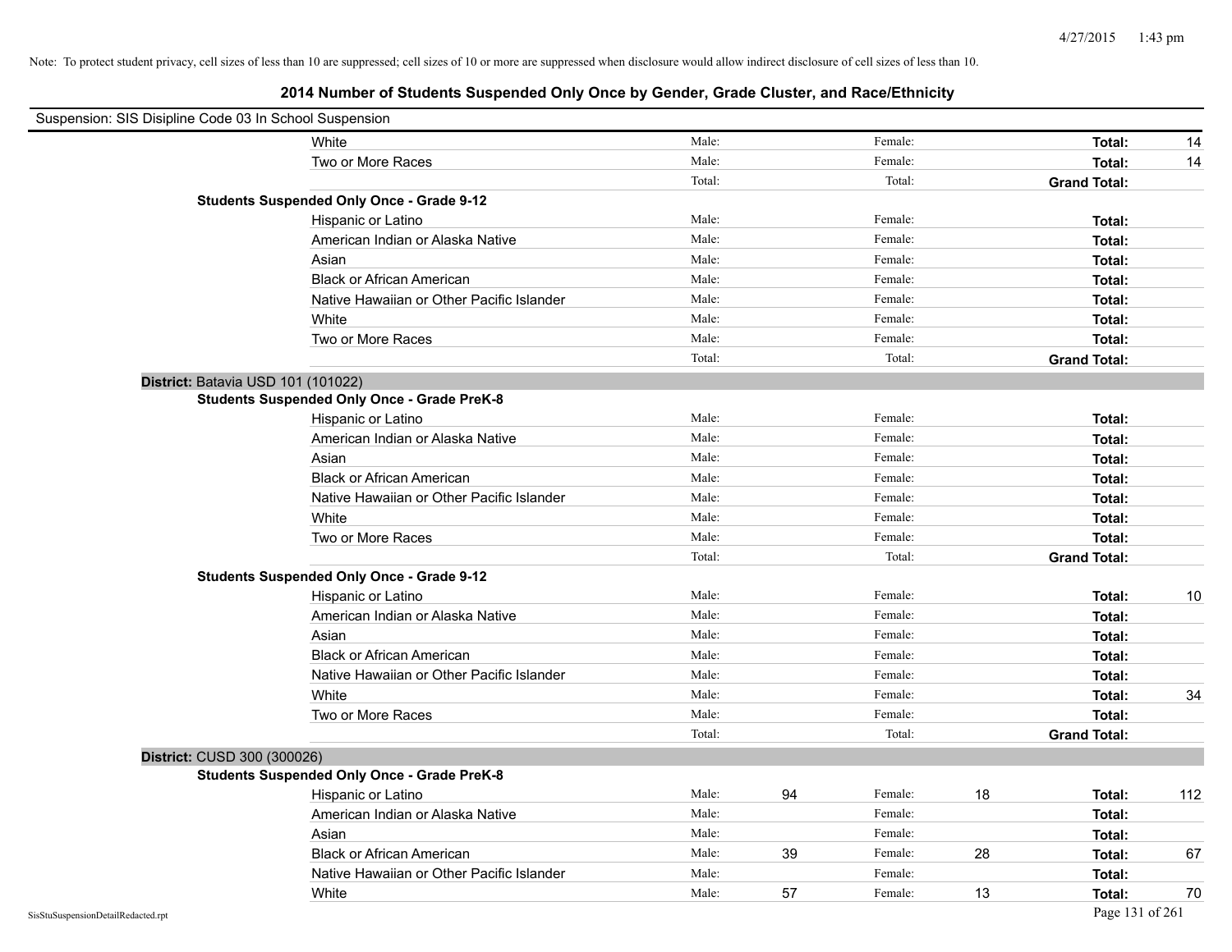Note: To protect student privacy, cell sizes of less than 10 are suppressed; cell sizes of 10 or more are suppressed when disclosure would allow indirect disclosure of cell sizes of less than 10.

# 2014 Number of Students Suspended Only Once by Gender, Grade Cluster, and Race/Ethnicity

Suspension: SIS Disipline Code 03 In School Suspension

| | | | | | | | |
|---|---|---|---|---|---|---|---|
| White | Male: | | Female: | | **Total:** | 14 |
| Two or More Races | Male: | | Female: | | **Total:** | 14 |
| | Total: | | Total: | | **Grand Total:** | |

**Students Suspended Only Once - Grade 9-12**

| | | | | | | |
|---|---|---|---|---|---|---|
| Hispanic or Latino | Male: | | Female: | | **Total:** | |
| American Indian or Alaska Native | Male: | | Female: | | **Total:** | |
| Asian | Male: | | Female: | | **Total:** | |
| Black or African American | Male: | | Female: | | **Total:** | |
| Native Hawaiian or Other Pacific Islander | Male: | | Female: | | **Total:** | |
| White | Male: | | Female: | | **Total:** | |
| Two or More Races | Male: | | Female: | | **Total:** | |
| | Total: | | Total: | | **Grand Total:** | |

**District:** Batavia USD 101 (101022)

**Students Suspended Only Once - Grade PreK-8**

| | | | | | | |
|---|---|---|---|---|---|---|
| Hispanic or Latino | Male: | | Female: | | **Total:** | |
| American Indian or Alaska Native | Male: | | Female: | | **Total:** | |
| Asian | Male: | | Female: | | **Total:** | |
| Black or African American | Male: | | Female: | | **Total:** | |
| Native Hawaiian or Other Pacific Islander | Male: | | Female: | | **Total:** | |
| White | Male: | | Female: | | **Total:** | |
| Two or More Races | Male: | | Female: | | **Total:** | |
| | Total: | | Total: | | **Grand Total:** | |

**Students Suspended Only Once - Grade 9-12**

| | | | | | | |
|---|---|---|---|---|---|---|
| Hispanic or Latino | Male: | | Female: | | **Total:** | 10 |
| American Indian or Alaska Native | Male: | | Female: | | **Total:** | |
| Asian | Male: | | Female: | | **Total:** | |
| Black or African American | Male: | | Female: | | **Total:** | |
| Native Hawaiian or Other Pacific Islander | Male: | | Female: | | **Total:** | |
| White | Male: | | Female: | | **Total:** | 34 |
| Two or More Races | Male: | | Female: | | **Total:** | |
| | Total: | | Total: | | **Grand Total:** | |

**District:** CUSD 300 (300026)

**Students Suspended Only Once - Grade PreK-8**

| | | | | | | |
|---|---|---|---|---|---|---|
| Hispanic or Latino | Male: | 94 | Female: | 18 | **Total:** | 112 |
| American Indian or Alaska Native | Male: | | Female: | | **Total:** | |
| Asian | Male: | | Female: | | **Total:** | |
| Black or African American | Male: | 39 | Female: | 28 | **Total:** | 67 |
| Native Hawaiian or Other Pacific Islander | Male: | | Female: | | **Total:** | |
| White | Male: | 57 | Female: | 13 | **Total:** | 70 |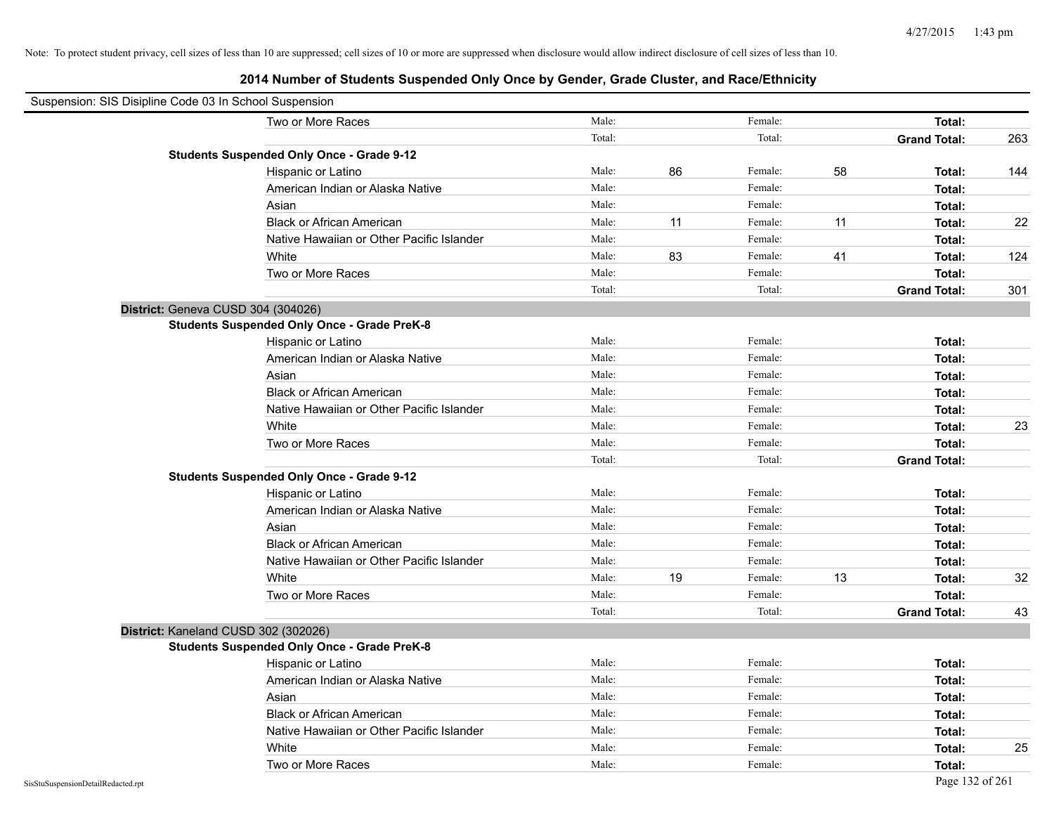Note: To protect student privacy, cell sizes of less than 10 are suppressed; cell sizes of 10 or more are suppressed when disclosure would allow indirect disclosure of cell sizes of less than 10.

# 2014 Number of Students Suspended Only Once by Gender, Grade Cluster, and Race/Ethnicity

Suspension: SIS Disipline Code 03 In School Suspension

| | | | | | | |
|---|---|---|---|---|---|---|
| Two or More Races | Male: | | Female: | | **Total:** | |
| | Total: | | Total: | | **Grand Total:** | 263 |

**Students Suspended Only Once - Grade 9-12**

| | | | | | | |
|---|---|---|---|---|---|---|
| Hispanic or Latino | Male: | 86 | Female: | 58 | **Total:** | 144 |
| American Indian or Alaska Native | Male: | | Female: | | **Total:** | |
| Asian | Male: | | Female: | | **Total:** | |
| Black or African American | Male: | 11 | Female: | 11 | **Total:** | 22 |
| Native Hawaiian or Other Pacific Islander | Male: | | Female: | | **Total:** | |
| White | Male: | 83 | Female: | 41 | **Total:** | 124 |
| Two or More Races | Male: | | Female: | | **Total:** | |
| | Total: | | Total: | | **Grand Total:** | 301 |

**District:** Geneva CUSD 304 (304026)

**Students Suspended Only Once - Grade PreK-8**

| | | | | | | |
|---|---|---|---|---|---|---|
| Hispanic or Latino | Male: | | Female: | | **Total:** | |
| American Indian or Alaska Native | Male: | | Female: | | **Total:** | |
| Asian | Male: | | Female: | | **Total:** | |
| Black or African American | Male: | | Female: | | **Total:** | |
| Native Hawaiian or Other Pacific Islander | Male: | | Female: | | **Total:** | |
| White | Male: | | Female: | | **Total:** | 23 |
| Two or More Races | Male: | | Female: | | **Total:** | |
| | Total: | | Total: | | **Grand Total:** | |

**Students Suspended Only Once - Grade 9-12**

| | | | | | | |
|---|---|---|---|---|---|---|
| Hispanic or Latino | Male: | | Female: | | **Total:** | |
| American Indian or Alaska Native | Male: | | Female: | | **Total:** | |
| Asian | Male: | | Female: | | **Total:** | |
| Black or African American | Male: | | Female: | | **Total:** | |
| Native Hawaiian or Other Pacific Islander | Male: | | Female: | | **Total:** | |
| White | Male: | 19 | Female: | 13 | **Total:** | 32 |
| Two or More Races | Male: | | Female: | | **Total:** | |
| | Total: | | Total: | | **Grand Total:** | 43 |

**District:** Kaneland CUSD 302 (302026)

**Students Suspended Only Once - Grade PreK-8**

| | | | | | | |
|---|---|---|---|---|---|---|
| Hispanic or Latino | Male: | | Female: | | **Total:** | |
| American Indian or Alaska Native | Male: | | Female: | | **Total:** | |
| Asian | Male: | | Female: | | **Total:** | |
| Black or African American | Male: | | Female: | | **Total:** | |
| Native Hawaiian or Other Pacific Islander | Male: | | Female: | | **Total:** | |
| White | Male: | | Female: | | **Total:** | 25 |
| Two or More Races | Male: | | Female: | | **Total:** | |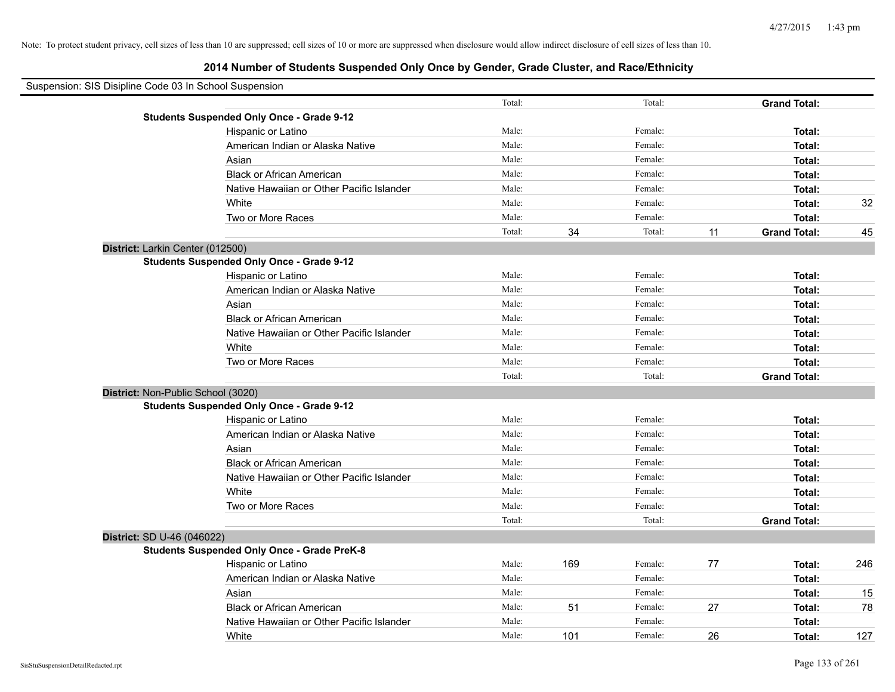Note: To protect student privacy, cell sizes of less than 10 are suppressed; cell sizes of 10 or more are suppressed when disclosure would allow indirect disclosure of cell sizes of less than 10.

# 2014 Number of Students Suspended Only Once by Gender, Grade Cluster, and Race/Ethnicity

Suspension: SIS Disipline Code 03 In School Suspension

| | | | | | | | |
|---|---|---|---|---|---|---|---|
| | | Total: | | Total: | | **Grand Total:** | |
| **Students Suspended Only Once - Grade 9-12** | | | | | | | |
| | Hispanic or Latino | Male: | | Female: | | **Total:** | |
| | American Indian or Alaska Native | Male: | | Female: | | **Total:** | |
| | Asian | Male: | | Female: | | **Total:** | |
| | Black or African American | Male: | | Female: | | **Total:** | |
| | Native Hawaiian or Other Pacific Islander | Male: | | Female: | | **Total:** | |
| | White | Male: | | Female: | | **Total:** | 32 |
| | Two or More Races | Male: | | Female: | | **Total:** | |
| | | Total: | 34 | Total: | 11 | **Grand Total:** | 45 |
| **District:** Larkin Center (012500) | | | | | | | |
| **Students Suspended Only Once - Grade 9-12** | | | | | | | |
| | Hispanic or Latino | Male: | | Female: | | **Total:** | |
| | American Indian or Alaska Native | Male: | | Female: | | **Total:** | |
| | Asian | Male: | | Female: | | **Total:** | |
| | Black or African American | Male: | | Female: | | **Total:** | |
| | Native Hawaiian or Other Pacific Islander | Male: | | Female: | | **Total:** | |
| | White | Male: | | Female: | | **Total:** | |
| | Two or More Races | Male: | | Female: | | **Total:** | |
| | | Total: | | Total: | | **Grand Total:** | |
| **District:** Non-Public School (3020) | | | | | | | |
| **Students Suspended Only Once - Grade 9-12** | | | | | | | |
| | Hispanic or Latino | Male: | | Female: | | **Total:** | |
| | American Indian or Alaska Native | Male: | | Female: | | **Total:** | |
| | Asian | Male: | | Female: | | **Total:** | |
| | Black or African American | Male: | | Female: | | **Total:** | |
| | Native Hawaiian or Other Pacific Islander | Male: | | Female: | | **Total:** | |
| | White | Male: | | Female: | | **Total:** | |
| | Two or More Races | Male: | | Female: | | **Total:** | |
| | | Total: | | Total: | | **Grand Total:** | |
| **District:** SD U-46 (046022) | | | | | | | |
| **Students Suspended Only Once - Grade PreK-8** | | | | | | | |
| | Hispanic or Latino | Male: | 169 | Female: | 77 | **Total:** | 246 |
| | American Indian or Alaska Native | Male: | | Female: | | **Total:** | |
| | Asian | Male: | | Female: | | **Total:** | 15 |
| | Black or African American | Male: | 51 | Female: | 27 | **Total:** | 78 |
| | Native Hawaiian or Other Pacific Islander | Male: | | Female: | | **Total:** | |
| | White | Male: | 101 | Female: | 26 | **Total:** | 127 |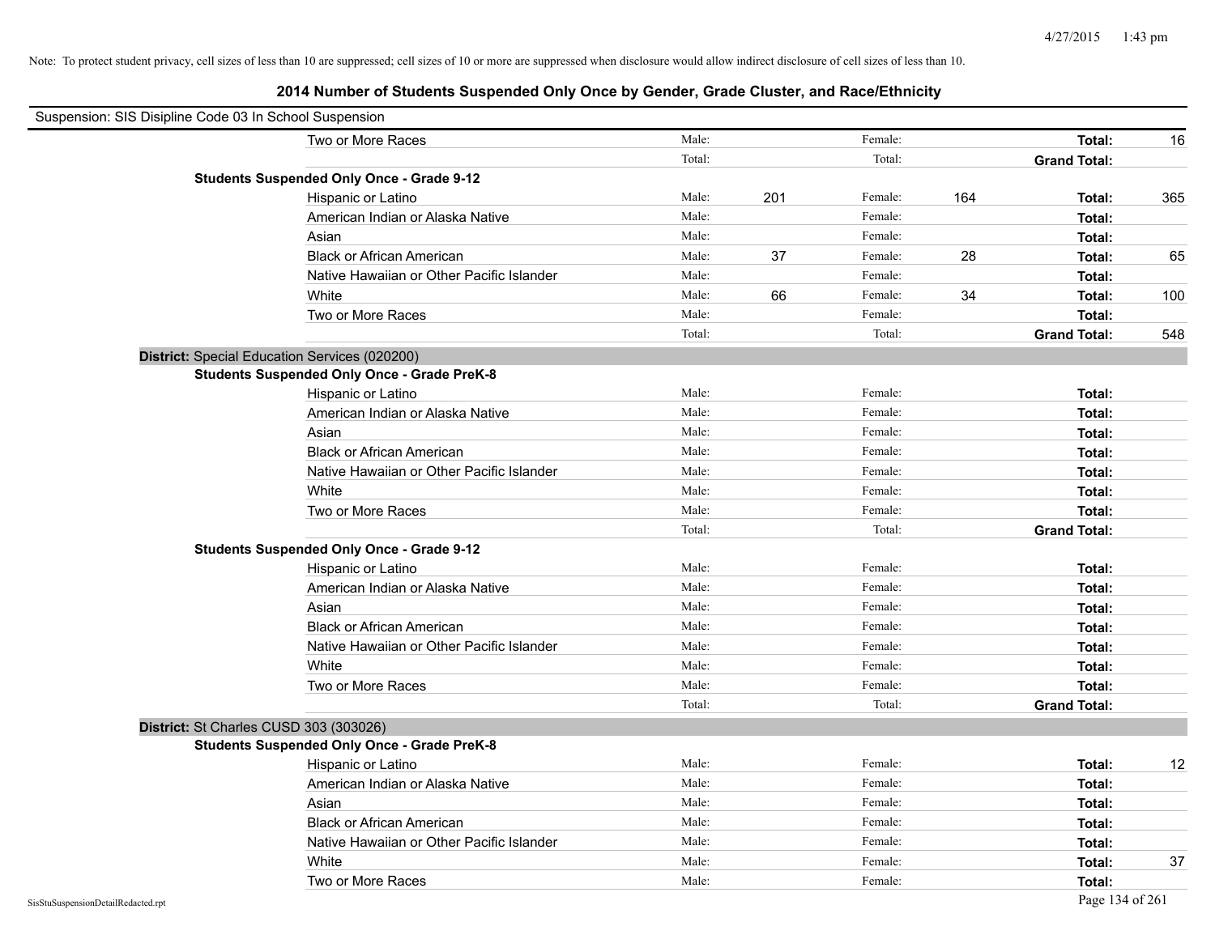Note: To protect student privacy, cell sizes of less than 10 are suppressed; cell sizes of 10 or more are suppressed when disclosure would allow indirect disclosure of cell sizes of less than 10.

## 2014 Number of Students Suspended Only Once by Gender, Grade Cluster, and Race/Ethnicity

Suspension: SIS Disipline Code 03 In School Suspension

| | | | | | | |
|---|---|---|---|---|---|---|
| Two or More Races | Male: | | Female: | | **Total:** | 16 |
| | Total: | | Total: | | **Grand Total:** | |
| **Students Suspended Only Once - Grade 9-12** | | | | | | |
| Hispanic or Latino | Male: | 201 | Female: | 164 | **Total:** | 365 |
| American Indian or Alaska Native | Male: | | Female: | | **Total:** | |
| Asian | Male: | | Female: | | **Total:** | |
| Black or African American | Male: | 37 | Female: | 28 | **Total:** | 65 |
| Native Hawaiian or Other Pacific Islander | Male: | | Female: | | **Total:** | |
| White | Male: | 66 | Female: | 34 | **Total:** | 100 |
| Two or More Races | Male: | | Female: | | **Total:** | |
| | Total: | | Total: | | **Grand Total:** | 548 |
| **District:** Special Education Services (020200) | | | | | | |
| **Students Suspended Only Once - Grade PreK-8** | | | | | | |
| Hispanic or Latino | Male: | | Female: | | **Total:** | |
| American Indian or Alaska Native | Male: | | Female: | | **Total:** | |
| Asian | Male: | | Female: | | **Total:** | |
| Black or African American | Male: | | Female: | | **Total:** | |
| Native Hawaiian or Other Pacific Islander | Male: | | Female: | | **Total:** | |
| White | Male: | | Female: | | **Total:** | |
| Two or More Races | Male: | | Female: | | **Total:** | |
| | Total: | | Total: | | **Grand Total:** | |
| **Students Suspended Only Once - Grade 9-12** | | | | | | |
| Hispanic or Latino | Male: | | Female: | | **Total:** | |
| American Indian or Alaska Native | Male: | | Female: | | **Total:** | |
| Asian | Male: | | Female: | | **Total:** | |
| Black or African American | Male: | | Female: | | **Total:** | |
| Native Hawaiian or Other Pacific Islander | Male: | | Female: | | **Total:** | |
| White | Male: | | Female: | | **Total:** | |
| Two or More Races | Male: | | Female: | | **Total:** | |
| | Total: | | Total: | | **Grand Total:** | |
| **District:** St Charles CUSD 303 (303026) | | | | | | |
| **Students Suspended Only Once - Grade PreK-8** | | | | | | |
| Hispanic or Latino | Male: | | Female: | | **Total:** | 12 |
| American Indian or Alaska Native | Male: | | Female: | | **Total:** | |
| Asian | Male: | | Female: | | **Total:** | |
| Black or African American | Male: | | Female: | | **Total:** | |
| Native Hawaiian or Other Pacific Islander | Male: | | Female: | | **Total:** | |
| White | Male: | | Female: | | **Total:** | 37 |
| Two or More Races | Male: | | Female: | | **Total:** | |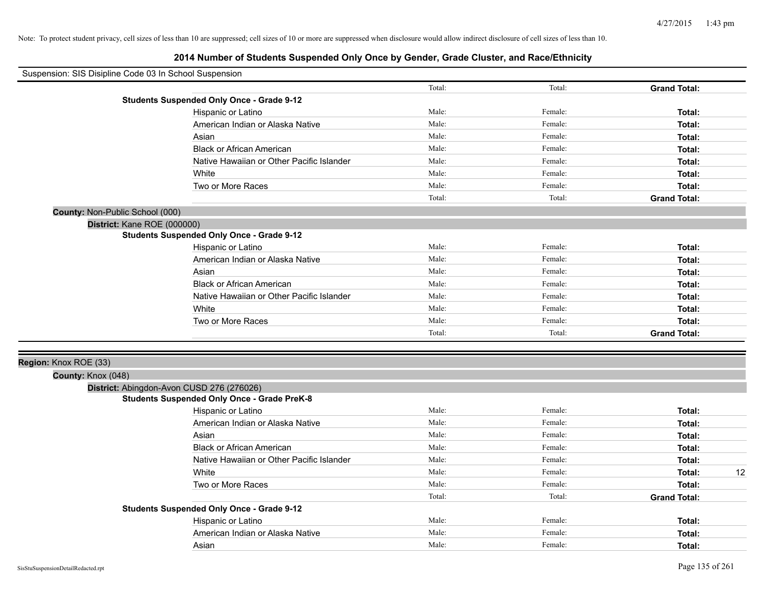Note: To protect student privacy, cell sizes of less than 10 are suppressed; cell sizes of 10 or more are suppressed when disclosure would allow indirect disclosure of cell sizes of less than 10.

## 2014 Number of Students Suspended Only Once by Gender, Grade Cluster, and Race/Ethnicity

Suspension: SIS Disipline Code 03 In School Suspension

| | Male | Female | Total |
|---|---|---|---|
| | Total: | Total: | **Grand Total:** |
| **Students Suspended Only Once - Grade 9-12** | | | |
| Hispanic or Latino | Male: | Female: | **Total:** |
| American Indian or Alaska Native | Male: | Female: | **Total:** |
| Asian | Male: | Female: | **Total:** |
| Black or African American | Male: | Female: | **Total:** |
| Native Hawaiian or Other Pacific Islander | Male: | Female: | **Total:** |
| White | Male: | Female: | **Total:** |
| Two or More Races | Male: | Female: | **Total:** |
| | Total: | Total: | **Grand Total:** |

**County:** Non-Public School (000)

**District:** Kane ROE (000000)

| | Male | Female | Total |
|---|---|---|---|
| **Students Suspended Only Once - Grade 9-12** | | | |
| Hispanic or Latino | Male: | Female: | **Total:** |
| American Indian or Alaska Native | Male: | Female: | **Total:** |
| Asian | Male: | Female: | **Total:** |
| Black or African American | Male: | Female: | **Total:** |
| Native Hawaiian or Other Pacific Islander | Male: | Female: | **Total:** |
| White | Male: | Female: | **Total:** |
| Two or More Races | Male: | Female: | **Total:** |
| | Total: | Total: | **Grand Total:** |

**Region:** Knox ROE (33)

**County:** Knox (048)

**District:** Abingdon-Avon CUSD 276 (276026)

| | Male | Female | Total |
|---|---|---|---|
| **Students Suspended Only Once - Grade PreK-8** | | | |
| Hispanic or Latino | Male: | Female: | **Total:** |
| American Indian or Alaska Native | Male: | Female: | **Total:** |
| Asian | Male: | Female: | **Total:** |
| Black or African American | Male: | Female: | **Total:** |
| Native Hawaiian or Other Pacific Islander | Male: | Female: | **Total:** |
| White | Male: | Female: | **Total:** 12 |
| Two or More Races | Male: | Female: | **Total:** |
| | Total: | Total: | **Grand Total:** |
| **Students Suspended Only Once - Grade 9-12** | | | |
| Hispanic or Latino | Male: | Female: | **Total:** |
| American Indian or Alaska Native | Male: | Female: | **Total:** |
| Asian | Male: | Female: | **Total:** |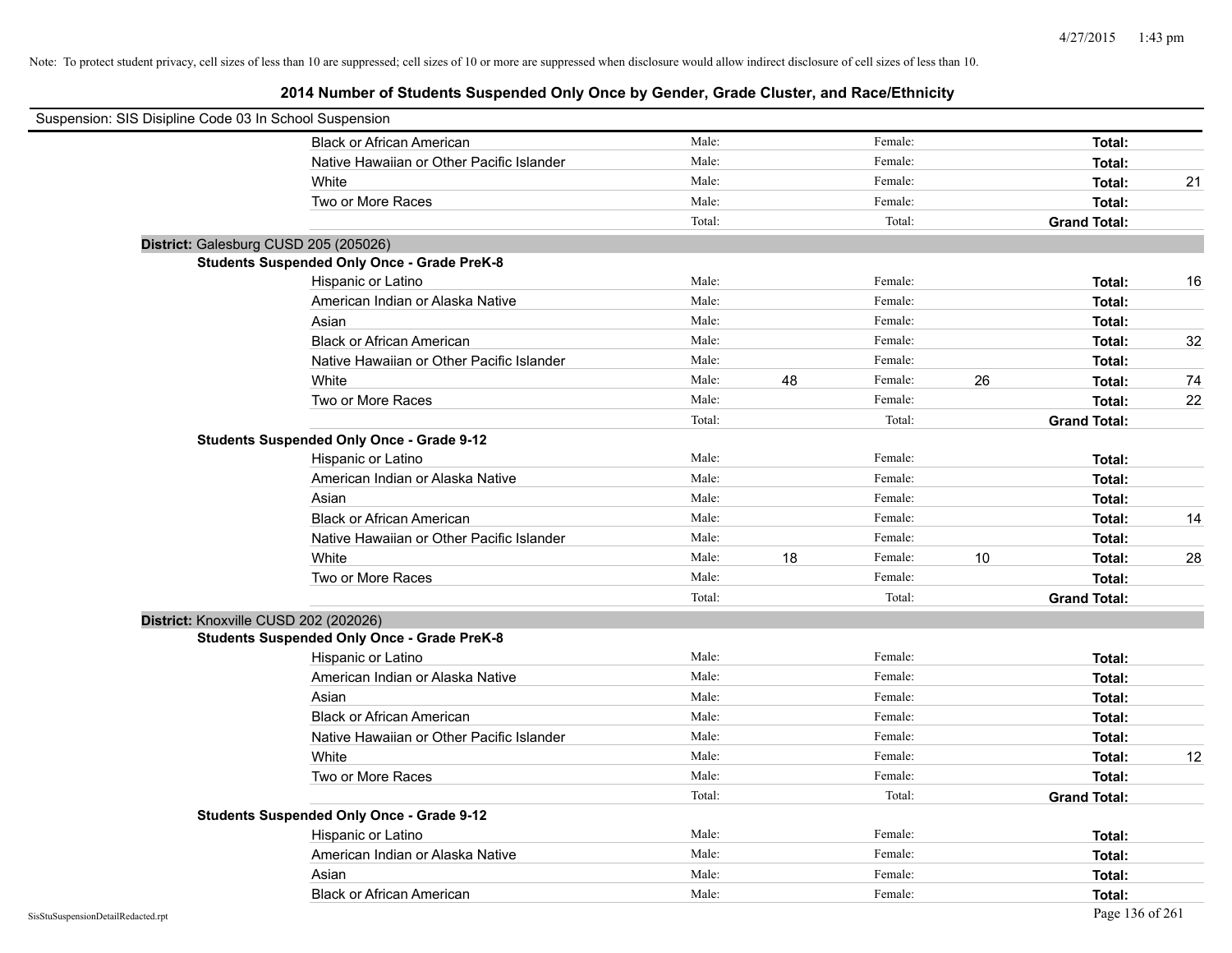Note: To protect student privacy, cell sizes of less than 10 are suppressed; cell sizes of 10 or more are suppressed when disclosure would allow indirect disclosure of cell sizes of less than 10.

# 2014 Number of Students Suspended Only Once by Gender, Grade Cluster, and Race/Ethnicity

Suspension: SIS Disipline Code 03 In School Suspension

| | Male: | | Female: | | | |
|---|---|---|---|---|---|---|
| Black or African American | Male: | | Female: | | **Total:** | |
| Native Hawaiian or Other Pacific Islander | Male: | | Female: | | **Total:** | |
| White | Male: | | Female: | | **Total:** | 21 |
| Two or More Races | Male: | | Female: | | **Total:** | |
| | Total: | | Total: | | **Grand Total:** | |

**District:** Galesburg CUSD 205 (205026)

**Students Suspended Only Once - Grade PreK-8**

| | | | | | | |
|---|---|---|---|---|---|---|
| Hispanic or Latino | Male: | | Female: | | **Total:** | 16 |
| American Indian or Alaska Native | Male: | | Female: | | **Total:** | |
| Asian | Male: | | Female: | | **Total:** | |
| Black or African American | Male: | | Female: | | **Total:** | 32 |
| Native Hawaiian or Other Pacific Islander | Male: | | Female: | | **Total:** | |
| White | Male: | 48 | Female: | 26 | **Total:** | 74 |
| Two or More Races | Male: | | Female: | | **Total:** | 22 |
| | Total: | | Total: | | **Grand Total:** | |

**Students Suspended Only Once - Grade 9-12**

| | | | | | | |
|---|---|---|---|---|---|---|
| Hispanic or Latino | Male: | | Female: | | **Total:** | |
| American Indian or Alaska Native | Male: | | Female: | | **Total:** | |
| Asian | Male: | | Female: | | **Total:** | |
| Black or African American | Male: | | Female: | | **Total:** | 14 |
| Native Hawaiian or Other Pacific Islander | Male: | | Female: | | **Total:** | |
| White | Male: | 18 | Female: | 10 | **Total:** | 28 |
| Two or More Races | Male: | | Female: | | **Total:** | |
| | Total: | | Total: | | **Grand Total:** | |

**District:** Knoxville CUSD 202 (202026)

**Students Suspended Only Once - Grade PreK-8**

| | | | | | | |
|---|---|---|---|---|---|---|
| Hispanic or Latino | Male: | | Female: | | **Total:** | |
| American Indian or Alaska Native | Male: | | Female: | | **Total:** | |
| Asian | Male: | | Female: | | **Total:** | |
| Black or African American | Male: | | Female: | | **Total:** | |
| Native Hawaiian or Other Pacific Islander | Male: | | Female: | | **Total:** | |
| White | Male: | | Female: | | **Total:** | 12 |
| Two or More Races | Male: | | Female: | | **Total:** | |
| | Total: | | Total: | | **Grand Total:** | |

**Students Suspended Only Once - Grade 9-12**

| | | | | | | |
|---|---|---|---|---|---|---|
| Hispanic or Latino | Male: | | Female: | | **Total:** | |
| American Indian or Alaska Native | Male: | | Female: | | **Total:** | |
| Asian | Male: | | Female: | | **Total:** | |
| Black or African American | Male: | | Female: | | **Total:** | |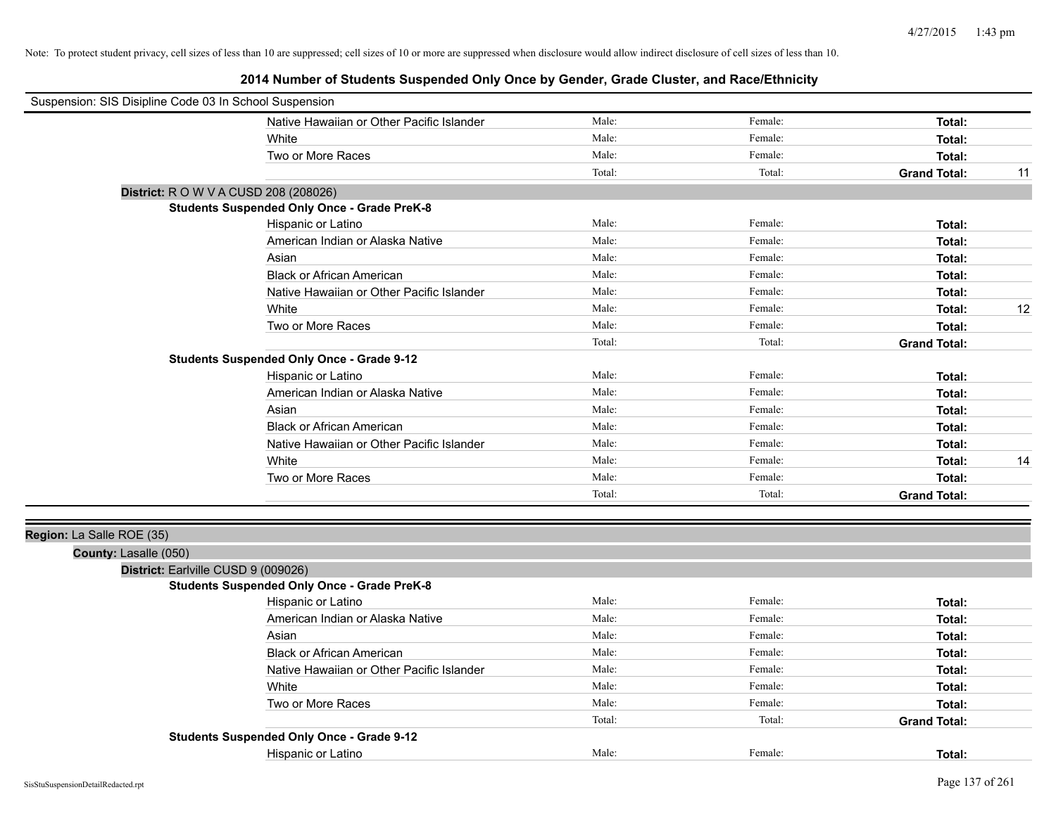Note: To protect student privacy, cell sizes of less than 10 are suppressed; cell sizes of 10 or more are suppressed when disclosure would allow indirect disclosure of cell sizes of less than 10.

## 2014 Number of Students Suspended Only Once by Gender, Grade Cluster, and Race/Ethnicity

Suspension: SIS Disipline Code 03 In School Suspension

| | | | | |
|---|---|---|---|---|
| Native Hawaiian or Other Pacific Islander | Male: | Female: | **Total:** | |
| White | Male: | Female: | **Total:** | |
| Two or More Races | Male: | Female: | **Total:** | |
| | Total: | Total: | **Grand Total:** | 11 |

**District:** R O W V A CUSD 208 (208026)

**Students Suspended Only Once - Grade PreK-8**

| | | | | |
|---|---|---|---|---|
| Hispanic or Latino | Male: | Female: | **Total:** | |
| American Indian or Alaska Native | Male: | Female: | **Total:** | |
| Asian | Male: | Female: | **Total:** | |
| Black or African American | Male: | Female: | **Total:** | |
| Native Hawaiian or Other Pacific Islander | Male: | Female: | **Total:** | |
| White | Male: | Female: | **Total:** | 12 |
| Two or More Races | Male: | Female: | **Total:** | |
| | Total: | Total: | **Grand Total:** | |

**Students Suspended Only Once - Grade 9-12**

| | | | | |
|---|---|---|---|---|
| Hispanic or Latino | Male: | Female: | **Total:** | |
| American Indian or Alaska Native | Male: | Female: | **Total:** | |
| Asian | Male: | Female: | **Total:** | |
| Black or African American | Male: | Female: | **Total:** | |
| Native Hawaiian or Other Pacific Islander | Male: | Female: | **Total:** | |
| White | Male: | Female: | **Total:** | 14 |
| Two or More Races | Male: | Female: | **Total:** | |
| | Total: | Total: | **Grand Total:** | |

**Region:** La Salle ROE (35)

**County:** Lasalle (050)

**District:** Earlville CUSD 9 (009026)

**Students Suspended Only Once - Grade PreK-8**

| | | | | |
|---|---|---|---|---|
| Hispanic or Latino | Male: | Female: | **Total:** | |
| American Indian or Alaska Native | Male: | Female: | **Total:** | |
| Asian | Male: | Female: | **Total:** | |
| Black or African American | Male: | Female: | **Total:** | |
| Native Hawaiian or Other Pacific Islander | Male: | Female: | **Total:** | |
| White | Male: | Female: | **Total:** | |
| Two or More Races | Male: | Female: | **Total:** | |
| | Total: | Total: | **Grand Total:** | |

**Students Suspended Only Once - Grade 9-12**

| | | | | |
|---|---|---|---|---|
| Hispanic or Latino | Male: | Female: | **Total:** | |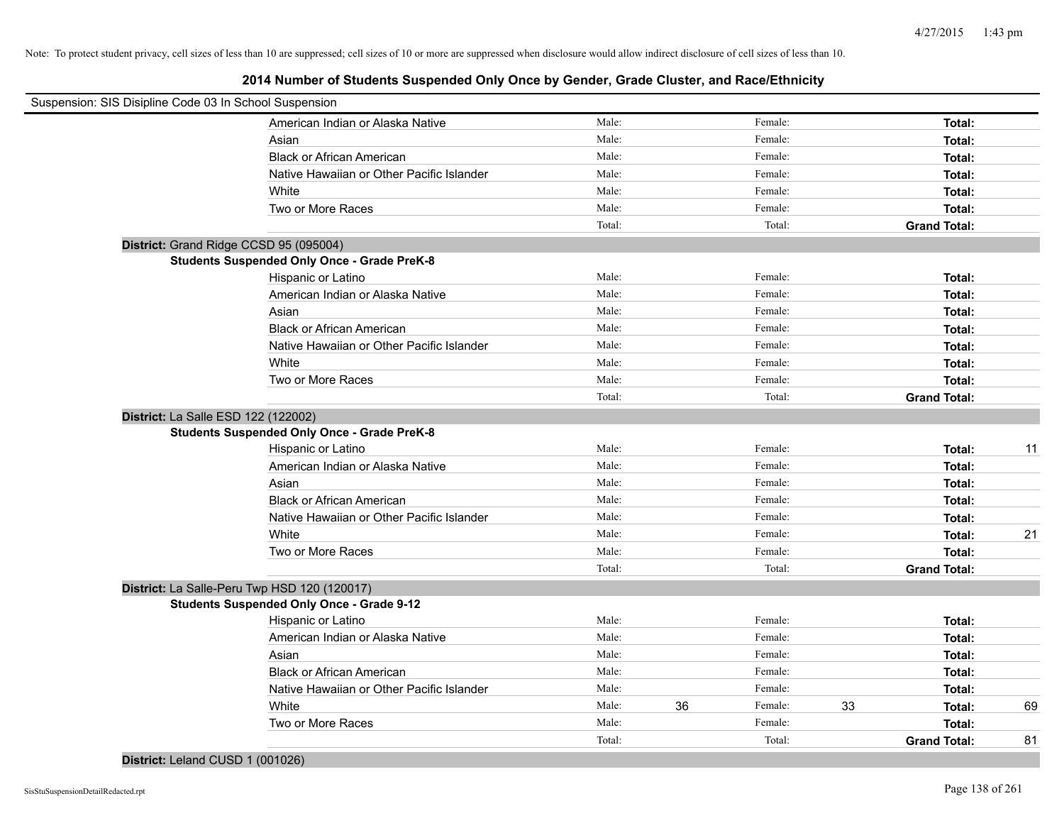Note: To protect student privacy, cell sizes of less than 10 are suppressed; cell sizes of 10 or more are suppressed when disclosure would allow indirect disclosure of cell sizes of less than 10.

# 2014 Number of Students Suspended Only Once by Gender, Grade Cluster, and Race/Ethnicity

Suspension: SIS Disipline Code 03 In School Suspension

| | Male: | | Female: | | | |
|---|---|---|---|---|---|---|
| American Indian or Alaska Native | Male: | | Female: | | **Total:** | |
| Asian | Male: | | Female: | | **Total:** | |
| Black or African American | Male: | | Female: | | **Total:** | |
| Native Hawaiian or Other Pacific Islander | Male: | | Female: | | **Total:** | |
| White | Male: | | Female: | | **Total:** | |
| Two or More Races | Male: | | Female: | | **Total:** | |
| | Total: | | Total: | | **Grand Total:** | |

**District:** Grand Ridge CCSD 95 (095004)

**Students Suspended Only Once - Grade PreK-8**

| | | | | | | |
|---|---|---|---|---|---|---|
| Hispanic or Latino | Male: | | Female: | | **Total:** | |
| American Indian or Alaska Native | Male: | | Female: | | **Total:** | |
| Asian | Male: | | Female: | | **Total:** | |
| Black or African American | Male: | | Female: | | **Total:** | |
| Native Hawaiian or Other Pacific Islander | Male: | | Female: | | **Total:** | |
| White | Male: | | Female: | | **Total:** | |
| Two or More Races | Male: | | Female: | | **Total:** | |
| | Total: | | Total: | | **Grand Total:** | |

**District:** La Salle ESD 122 (122002)

**Students Suspended Only Once - Grade PreK-8**

| | | | | | | |
|---|---|---|---|---|---|---|
| Hispanic or Latino | Male: | | Female: | | **Total:** | 11 |
| American Indian or Alaska Native | Male: | | Female: | | **Total:** | |
| Asian | Male: | | Female: | | **Total:** | |
| Black or African American | Male: | | Female: | | **Total:** | |
| Native Hawaiian or Other Pacific Islander | Male: | | Female: | | **Total:** | |
| White | Male: | | Female: | | **Total:** | 21 |
| Two or More Races | Male: | | Female: | | **Total:** | |
| | Total: | | Total: | | **Grand Total:** | |

**District:** La Salle-Peru Twp HSD 120 (120017)

**Students Suspended Only Once - Grade 9-12**

| | | | | | | |
|---|---|---|---|---|---|---|
| Hispanic or Latino | Male: | | Female: | | **Total:** | |
| American Indian or Alaska Native | Male: | | Female: | | **Total:** | |
| Asian | Male: | | Female: | | **Total:** | |
| Black or African American | Male: | | Female: | | **Total:** | |
| Native Hawaiian or Other Pacific Islander | Male: | | Female: | | **Total:** | |
| White | Male: | 36 | Female: | 33 | **Total:** | 69 |
| Two or More Races | Male: | | Female: | | **Total:** | |
| | Total: | | Total: | | **Grand Total:** | 81 |

**District:** Leland CUSD 1 (001026)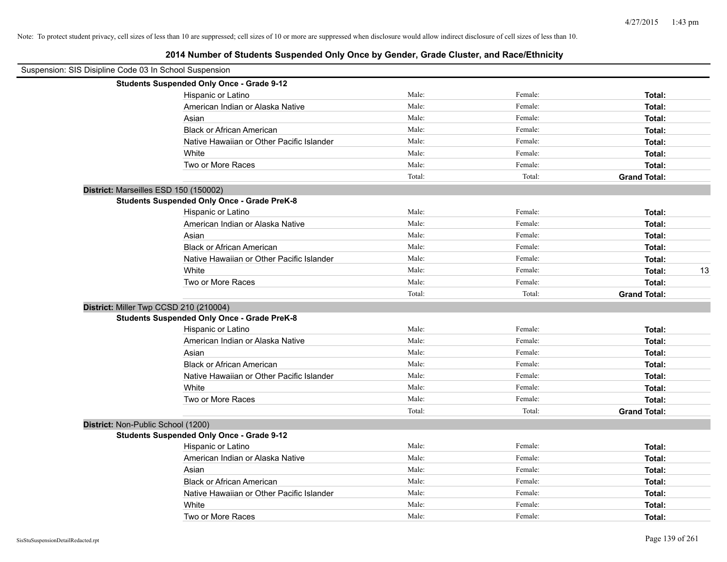Note: To protect student privacy, cell sizes of less than 10 are suppressed; cell sizes of 10 or more are suppressed when disclosure would allow indirect disclosure of cell sizes of less than 10.

# 2014 Number of Students Suspended Only Once by Gender, Grade Cluster, and Race/Ethnicity

Suspension: SIS Disipline Code 03 In School Suspension

**Students Suspended Only Once - Grade 9-12**

| | Male: | Female: | Total: |
|---|---|---|---|
| Hispanic or Latino | Male: | Female: | **Total:** |
| American Indian or Alaska Native | Male: | Female: | **Total:** |
| Asian | Male: | Female: | **Total:** |
| Black or African American | Male: | Female: | **Total:** |
| Native Hawaiian or Other Pacific Islander | Male: | Female: | **Total:** |
| White | Male: | Female: | **Total:** |
| Two or More Races | Male: | Female: | **Total:** |
| | Total: | Total: | **Grand Total:** |

**District:** Marseilles ESD 150 (150002)

**Students Suspended Only Once - Grade PreK-8**

| | Male: | Female: | Total: |
|---|---|---|---|
| Hispanic or Latino | Male: | Female: | **Total:** |
| American Indian or Alaska Native | Male: | Female: | **Total:** |
| Asian | Male: | Female: | **Total:** |
| Black or African American | Male: | Female: | **Total:** |
| Native Hawaiian or Other Pacific Islander | Male: | Female: | **Total:** |
| White | Male: | Female: | **Total:** 13 |
| Two or More Races | Male: | Female: | **Total:** |
| | Total: | Total: | **Grand Total:** |

**District:** Miller Twp CCSD 210 (210004)

**Students Suspended Only Once - Grade PreK-8**

| | Male: | Female: | Total: |
|---|---|---|---|
| Hispanic or Latino | Male: | Female: | **Total:** |
| American Indian or Alaska Native | Male: | Female: | **Total:** |
| Asian | Male: | Female: | **Total:** |
| Black or African American | Male: | Female: | **Total:** |
| Native Hawaiian or Other Pacific Islander | Male: | Female: | **Total:** |
| White | Male: | Female: | **Total:** |
| Two or More Races | Male: | Female: | **Total:** |
| | Total: | Total: | **Grand Total:** |

**District:** Non-Public School (1200)

**Students Suspended Only Once - Grade 9-12**

| | Male: | Female: | Total: |
|---|---|---|---|
| Hispanic or Latino | Male: | Female: | **Total:** |
| American Indian or Alaska Native | Male: | Female: | **Total:** |
| Asian | Male: | Female: | **Total:** |
| Black or African American | Male: | Female: | **Total:** |
| Native Hawaiian or Other Pacific Islander | Male: | Female: | **Total:** |
| White | Male: | Female: | **Total:** |
| Two or More Races | Male: | Female: | **Total:** |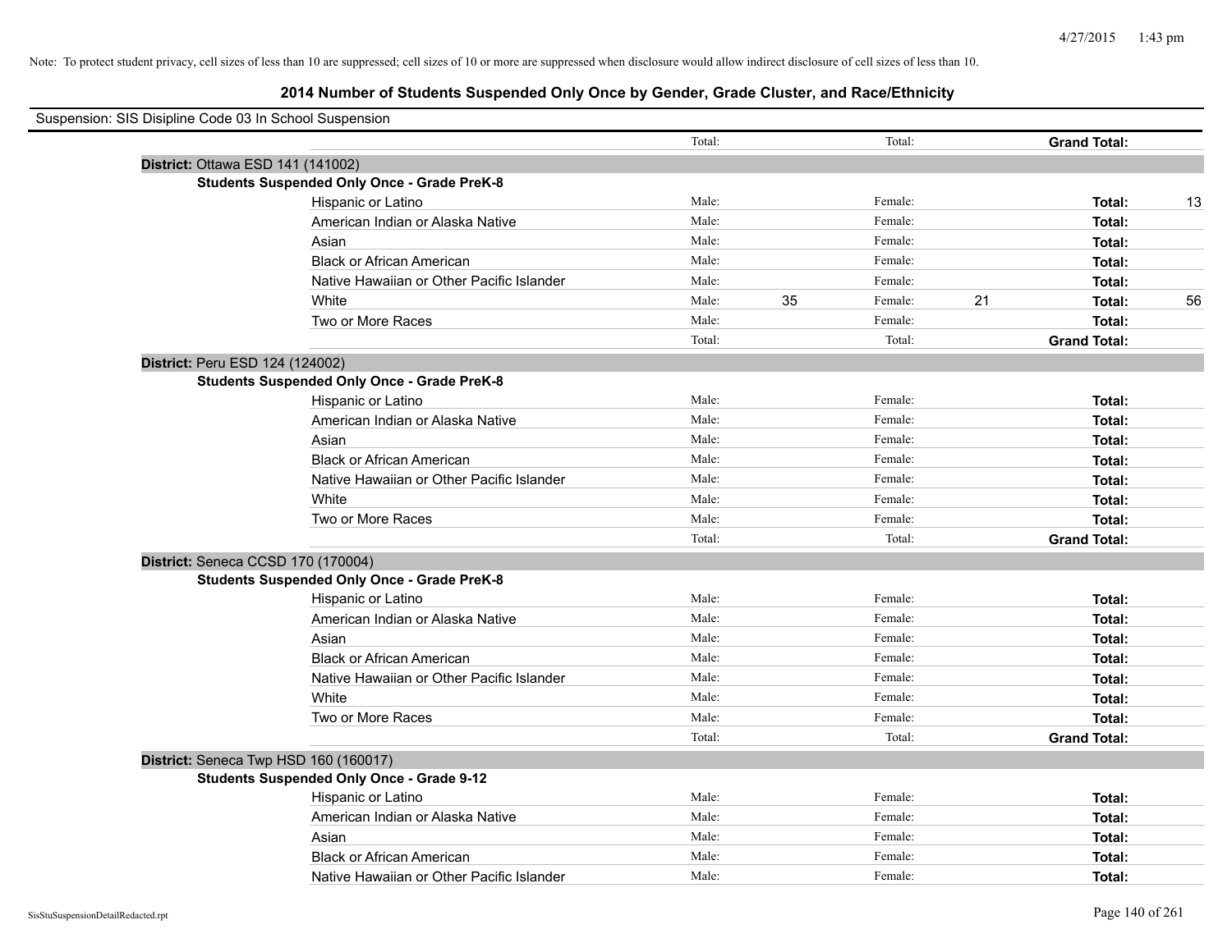Note: To protect student privacy, cell sizes of less than 10 are suppressed; cell sizes of 10 or more are suppressed when disclosure would allow indirect disclosure of cell sizes of less than 10.

## 2014 Number of Students Suspended Only Once by Gender, Grade Cluster, and Race/Ethnicity

Suspension: SIS Disipline Code 03 In School Suspension

| | | | | | | |
|---|---|---|---|---|---|---|
| | Total: | | Total: | | **Grand Total:** | |
| **District:** Ottawa ESD 141 (141002) | | | | | | |
| **Students Suspended Only Once - Grade PreK-8** | | | | | | |
| Hispanic or Latino | Male: | | Female: | | **Total:** | 13 |
| American Indian or Alaska Native | Male: | | Female: | | **Total:** | |
| Asian | Male: | | Female: | | **Total:** | |
| Black or African American | Male: | | Female: | | **Total:** | |
| Native Hawaiian or Other Pacific Islander | Male: | | Female: | | **Total:** | |
| White | Male: | 35 | Female: | 21 | **Total:** | 56 |
| Two or More Races | Male: | | Female: | | **Total:** | |
| | Total: | | Total: | | **Grand Total:** | |
| **District:** Peru ESD 124 (124002) | | | | | | |
| **Students Suspended Only Once - Grade PreK-8** | | | | | | |
| Hispanic or Latino | Male: | | Female: | | **Total:** | |
| American Indian or Alaska Native | Male: | | Female: | | **Total:** | |
| Asian | Male: | | Female: | | **Total:** | |
| Black or African American | Male: | | Female: | | **Total:** | |
| Native Hawaiian or Other Pacific Islander | Male: | | Female: | | **Total:** | |
| White | Male: | | Female: | | **Total:** | |
| Two or More Races | Male: | | Female: | | **Total:** | |
| | Total: | | Total: | | **Grand Total:** | |
| **District:** Seneca CCSD 170 (170004) | | | | | | |
| **Students Suspended Only Once - Grade PreK-8** | | | | | | |
| Hispanic or Latino | Male: | | Female: | | **Total:** | |
| American Indian or Alaska Native | Male: | | Female: | | **Total:** | |
| Asian | Male: | | Female: | | **Total:** | |
| Black or African American | Male: | | Female: | | **Total:** | |
| Native Hawaiian or Other Pacific Islander | Male: | | Female: | | **Total:** | |
| White | Male: | | Female: | | **Total:** | |
| Two or More Races | Male: | | Female: | | **Total:** | |
| | Total: | | Total: | | **Grand Total:** | |
| **District:** Seneca Twp HSD 160 (160017) | | | | | | |
| **Students Suspended Only Once - Grade 9-12** | | | | | | |
| Hispanic or Latino | Male: | | Female: | | **Total:** | |
| American Indian or Alaska Native | Male: | | Female: | | **Total:** | |
| Asian | Male: | | Female: | | **Total:** | |
| Black or African American | Male: | | Female: | | **Total:** | |
| Native Hawaiian or Other Pacific Islander | Male: | | Female: | | **Total:** | |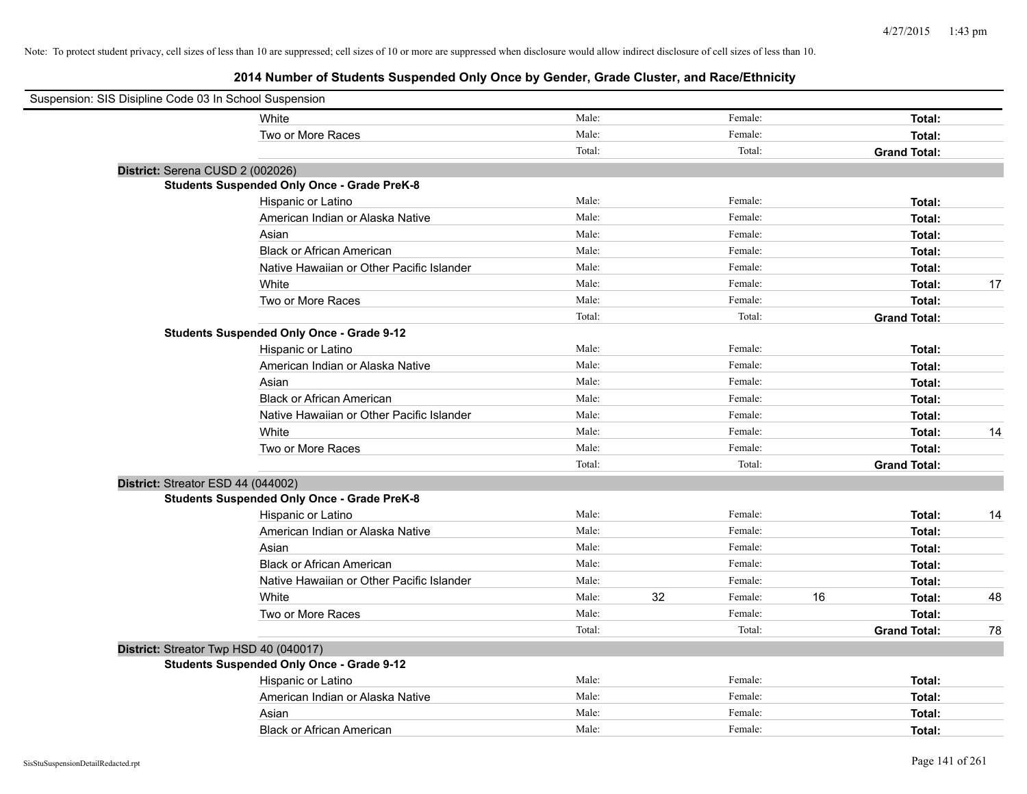Note: To protect student privacy, cell sizes of less than 10 are suppressed; cell sizes of 10 or more are suppressed when disclosure would allow indirect disclosure of cell sizes of less than 10.

## 2014 Number of Students Suspended Only Once by Gender, Grade Cluster, and Race/Ethnicity

Suspension: SIS Disipline Code 03 In School Suspension

| | | | | | | |
|---|---|---|---|---|---|---|
| White | Male: | | Female: | | **Total:** | |
| Two or More Races | Male: | | Female: | | **Total:** | |
| | Total: | | Total: | | **Grand Total:** | |

**District:** Serena CUSD 2 (002026)

**Students Suspended Only Once - Grade PreK-8**

| | | | | | | |
|---|---|---|---|---|---|---|
| Hispanic or Latino | Male: | | Female: | | **Total:** | |
| American Indian or Alaska Native | Male: | | Female: | | **Total:** | |
| Asian | Male: | | Female: | | **Total:** | |
| Black or African American | Male: | | Female: | | **Total:** | |
| Native Hawaiian or Other Pacific Islander | Male: | | Female: | | **Total:** | |
| White | Male: | | Female: | | **Total:** | 17 |
| Two or More Races | Male: | | Female: | | **Total:** | |
| | Total: | | Total: | | **Grand Total:** | |

**Students Suspended Only Once - Grade 9-12**

| | | | | | | |
|---|---|---|---|---|---|---|
| Hispanic or Latino | Male: | | Female: | | **Total:** | |
| American Indian or Alaska Native | Male: | | Female: | | **Total:** | |
| Asian | Male: | | Female: | | **Total:** | |
| Black or African American | Male: | | Female: | | **Total:** | |
| Native Hawaiian or Other Pacific Islander | Male: | | Female: | | **Total:** | |
| White | Male: | | Female: | | **Total:** | 14 |
| Two or More Races | Male: | | Female: | | **Total:** | |
| | Total: | | Total: | | **Grand Total:** | |

**District:** Streator ESD 44 (044002)

**Students Suspended Only Once - Grade PreK-8**

| | | | | | | |
|---|---|---|---|---|---|---|
| Hispanic or Latino | Male: | | Female: | | **Total:** | 14 |
| American Indian or Alaska Native | Male: | | Female: | | **Total:** | |
| Asian | Male: | | Female: | | **Total:** | |
| Black or African American | Male: | | Female: | | **Total:** | |
| Native Hawaiian or Other Pacific Islander | Male: | | Female: | | **Total:** | |
| White | Male: | 32 | Female: | 16 | **Total:** | 48 |
| Two or More Races | Male: | | Female: | | **Total:** | |
| | Total: | | Total: | | **Grand Total:** | 78 |

**District:** Streator Twp HSD 40 (040017)

**Students Suspended Only Once - Grade 9-12**

| | | | | | | |
|---|---|---|---|---|---|---|
| Hispanic or Latino | Male: | | Female: | | **Total:** | |
| American Indian or Alaska Native | Male: | | Female: | | **Total:** | |
| Asian | Male: | | Female: | | **Total:** | |
| Black or African American | Male: | | Female: | | **Total:** | |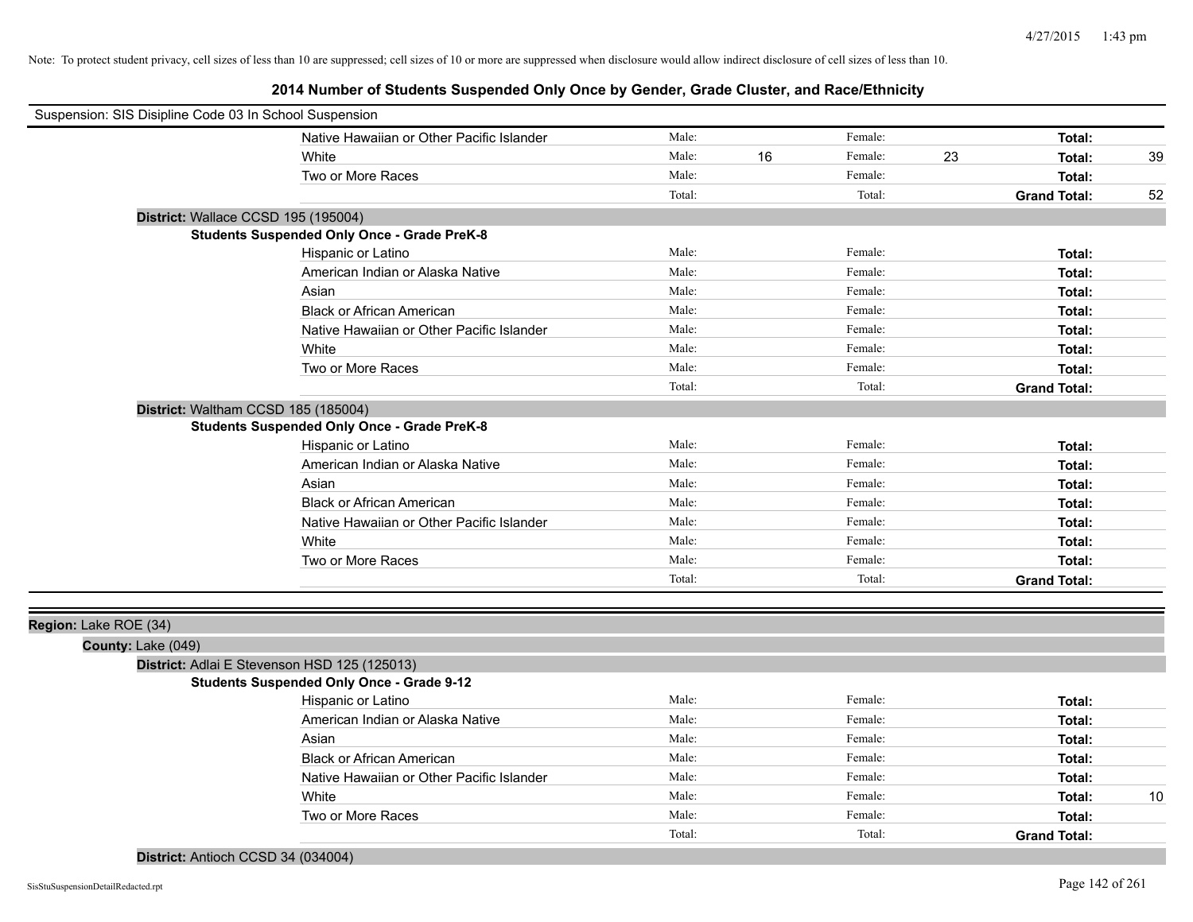Note: To protect student privacy, cell sizes of less than 10 are suppressed; cell sizes of 10 or more are suppressed when disclosure would allow indirect disclosure of cell sizes of less than 10.

## 2014 Number of Students Suspended Only Once by Gender, Grade Cluster, and Race/Ethnicity

Suspension: SIS Disipline Code 03 In School Suspension

| | | | | | | |
|---|---|---|---|---|---|---|
| Native Hawaiian or Other Pacific Islander | Male: | | Female: | | **Total:** | |
| White | Male: | 16 | Female: | 23 | **Total:** | 39 |
| Two or More Races | Male: | | Female: | | **Total:** | |
| | Total: | | Total: | | **Grand Total:** | 52 |

**District:** Wallace CCSD 195 (195004)

**Students Suspended Only Once - Grade PreK-8**

| | | | | | | |
|---|---|---|---|---|---|---|
| Hispanic or Latino | Male: | | Female: | | **Total:** | |
| American Indian or Alaska Native | Male: | | Female: | | **Total:** | |
| Asian | Male: | | Female: | | **Total:** | |
| Black or African American | Male: | | Female: | | **Total:** | |
| Native Hawaiian or Other Pacific Islander | Male: | | Female: | | **Total:** | |
| White | Male: | | Female: | | **Total:** | |
| Two or More Races | Male: | | Female: | | **Total:** | |
| | Total: | | Total: | | **Grand Total:** | |

**District:** Waltham CCSD 185 (185004)

**Students Suspended Only Once - Grade PreK-8**

| | | | | | | |
|---|---|---|---|---|---|---|
| Hispanic or Latino | Male: | | Female: | | **Total:** | |
| American Indian or Alaska Native | Male: | | Female: | | **Total:** | |
| Asian | Male: | | Female: | | **Total:** | |
| Black or African American | Male: | | Female: | | **Total:** | |
| Native Hawaiian or Other Pacific Islander | Male: | | Female: | | **Total:** | |
| White | Male: | | Female: | | **Total:** | |
| Two or More Races | Male: | | Female: | | **Total:** | |
| | Total: | | Total: | | **Grand Total:** | |

**Region:** Lake ROE (34)

**County:** Lake (049)

**District:** Adlai E Stevenson HSD 125 (125013)

**Students Suspended Only Once - Grade 9-12**

| | | | | | | |
|---|---|---|---|---|---|---|
| Hispanic or Latino | Male: | | Female: | | **Total:** | |
| American Indian or Alaska Native | Male: | | Female: | | **Total:** | |
| Asian | Male: | | Female: | | **Total:** | |
| Black or African American | Male: | | Female: | | **Total:** | |
| Native Hawaiian or Other Pacific Islander | Male: | | Female: | | **Total:** | |
| White | Male: | | Female: | | **Total:** | 10 |
| Two or More Races | Male: | | Female: | | **Total:** | |
| | Total: | | Total: | | **Grand Total:** | |

**District:** Antioch CCSD 34 (034004)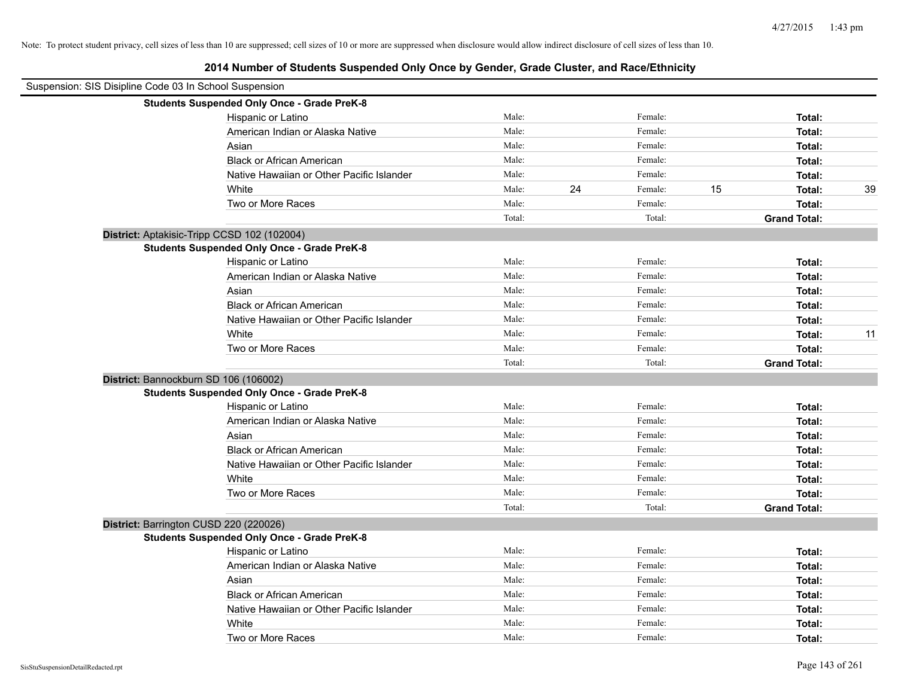Note: To protect student privacy, cell sizes of less than 10 are suppressed; cell sizes of 10 or more are suppressed when disclosure would allow indirect disclosure of cell sizes of less than 10.

# 2014 Number of Students Suspended Only Once by Gender, Grade Cluster, and Race/Ethnicity

Suspension: SIS Disipline Code 03 In School Suspension

**Students Suspended Only Once - Grade PreK-8**

| Race/Ethnicity | | Male | | Female | | Total |
|---|---|---|---|---|---|---|
| Hispanic or Latino | Male: | | Female: | | **Total:** | |
| American Indian or Alaska Native | Male: | | Female: | | **Total:** | |
| Asian | Male: | | Female: | | **Total:** | |
| Black or African American | Male: | | Female: | | **Total:** | |
| Native Hawaiian or Other Pacific Islander | Male: | | Female: | | **Total:** | |
| White | Male: | 24 | Female: | 15 | **Total:** | 39 |
| Two or More Races | Male: | | Female: | | **Total:** | |
| | Total: | | Total: | | **Grand Total:** | |

**District:** Aptakisic-Tripp CCSD 102 (102004)

**Students Suspended Only Once - Grade PreK-8**

| Race/Ethnicity | | Male | | Female | | Total |
|---|---|---|---|---|---|---|
| Hispanic or Latino | Male: | | Female: | | **Total:** | |
| American Indian or Alaska Native | Male: | | Female: | | **Total:** | |
| Asian | Male: | | Female: | | **Total:** | |
| Black or African American | Male: | | Female: | | **Total:** | |
| Native Hawaiian or Other Pacific Islander | Male: | | Female: | | **Total:** | |
| White | Male: | | Female: | | **Total:** | 11 |
| Two or More Races | Male: | | Female: | | **Total:** | |
| | Total: | | Total: | | **Grand Total:** | |

**District:** Bannockburn SD 106 (106002)

**Students Suspended Only Once - Grade PreK-8**

| Race/Ethnicity | | Male | | Female | | Total |
|---|---|---|---|---|---|---|
| Hispanic or Latino | Male: | | Female: | | **Total:** | |
| American Indian or Alaska Native | Male: | | Female: | | **Total:** | |
| Asian | Male: | | Female: | | **Total:** | |
| Black or African American | Male: | | Female: | | **Total:** | |
| Native Hawaiian or Other Pacific Islander | Male: | | Female: | | **Total:** | |
| White | Male: | | Female: | | **Total:** | |
| Two or More Races | Male: | | Female: | | **Total:** | |
| | Total: | | Total: | | **Grand Total:** | |

**District:** Barrington CUSD 220 (220026)

**Students Suspended Only Once - Grade PreK-8**

| Race/Ethnicity | | Male | | Female | | Total |
|---|---|---|---|---|---|---|
| Hispanic or Latino | Male: | | Female: | | **Total:** | |
| American Indian or Alaska Native | Male: | | Female: | | **Total:** | |
| Asian | Male: | | Female: | | **Total:** | |
| Black or African American | Male: | | Female: | | **Total:** | |
| Native Hawaiian or Other Pacific Islander | Male: | | Female: | | **Total:** | |
| White | Male: | | Female: | | **Total:** | |
| Two or More Races | Male: | | Female: | | **Total:** | |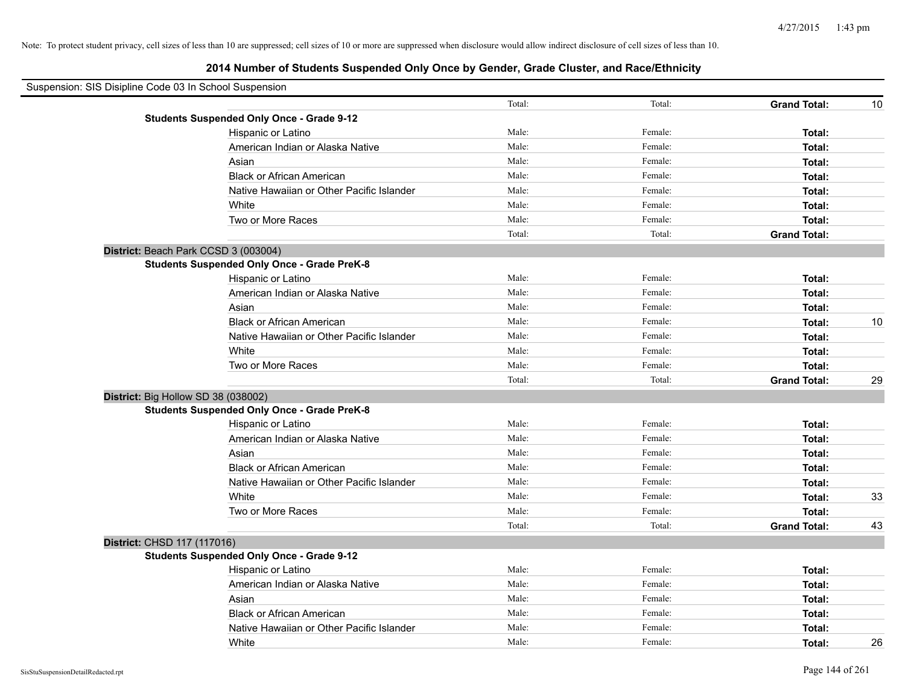Note: To protect student privacy, cell sizes of less than 10 are suppressed; cell sizes of 10 or more are suppressed when disclosure would allow indirect disclosure of cell sizes of less than 10.

## 2014 Number of Students Suspended Only Once by Gender, Grade Cluster, and Race/Ethnicity

Suspension: SIS Disipline Code 03 In School Suspension

| | | | | |
|---|---|---|---|---|
| | Total: | Total: | **Grand Total:** | 10 |
| **Students Suspended Only Once - Grade 9-12** | | | | |
| Hispanic or Latino | Male: | Female: | **Total:** | |
| American Indian or Alaska Native | Male: | Female: | **Total:** | |
| Asian | Male: | Female: | **Total:** | |
| Black or African American | Male: | Female: | **Total:** | |
| Native Hawaiian or Other Pacific Islander | Male: | Female: | **Total:** | |
| White | Male: | Female: | **Total:** | |
| Two or More Races | Male: | Female: | **Total:** | |
| | Total: | Total: | **Grand Total:** | |

**District:** Beach Park CCSD 3 (003004)

| | | | | |
|---|---|---|---|---|
| **Students Suspended Only Once - Grade PreK-8** | | | | |
| Hispanic or Latino | Male: | Female: | **Total:** | |
| American Indian or Alaska Native | Male: | Female: | **Total:** | |
| Asian | Male: | Female: | **Total:** | |
| Black or African American | Male: | Female: | **Total:** | 10 |
| Native Hawaiian or Other Pacific Islander | Male: | Female: | **Total:** | |
| White | Male: | Female: | **Total:** | |
| Two or More Races | Male: | Female: | **Total:** | |
| | Total: | Total: | **Grand Total:** | 29 |

**District:** Big Hollow SD 38 (038002)

| | | | | |
|---|---|---|---|---|
| **Students Suspended Only Once - Grade PreK-8** | | | | |
| Hispanic or Latino | Male: | Female: | **Total:** | |
| American Indian or Alaska Native | Male: | Female: | **Total:** | |
| Asian | Male: | Female: | **Total:** | |
| Black or African American | Male: | Female: | **Total:** | |
| Native Hawaiian or Other Pacific Islander | Male: | Female: | **Total:** | |
| White | Male: | Female: | **Total:** | 33 |
| Two or More Races | Male: | Female: | **Total:** | |
| | Total: | Total: | **Grand Total:** | 43 |

**District:** CHSD 117 (117016)

| | | | | |
|---|---|---|---|---|
| **Students Suspended Only Once - Grade 9-12** | | | | |
| Hispanic or Latino | Male: | Female: | **Total:** | |
| American Indian or Alaska Native | Male: | Female: | **Total:** | |
| Asian | Male: | Female: | **Total:** | |
| Black or African American | Male: | Female: | **Total:** | |
| Native Hawaiian or Other Pacific Islander | Male: | Female: | **Total:** | |
| White | Male: | Female: | **Total:** | 26 |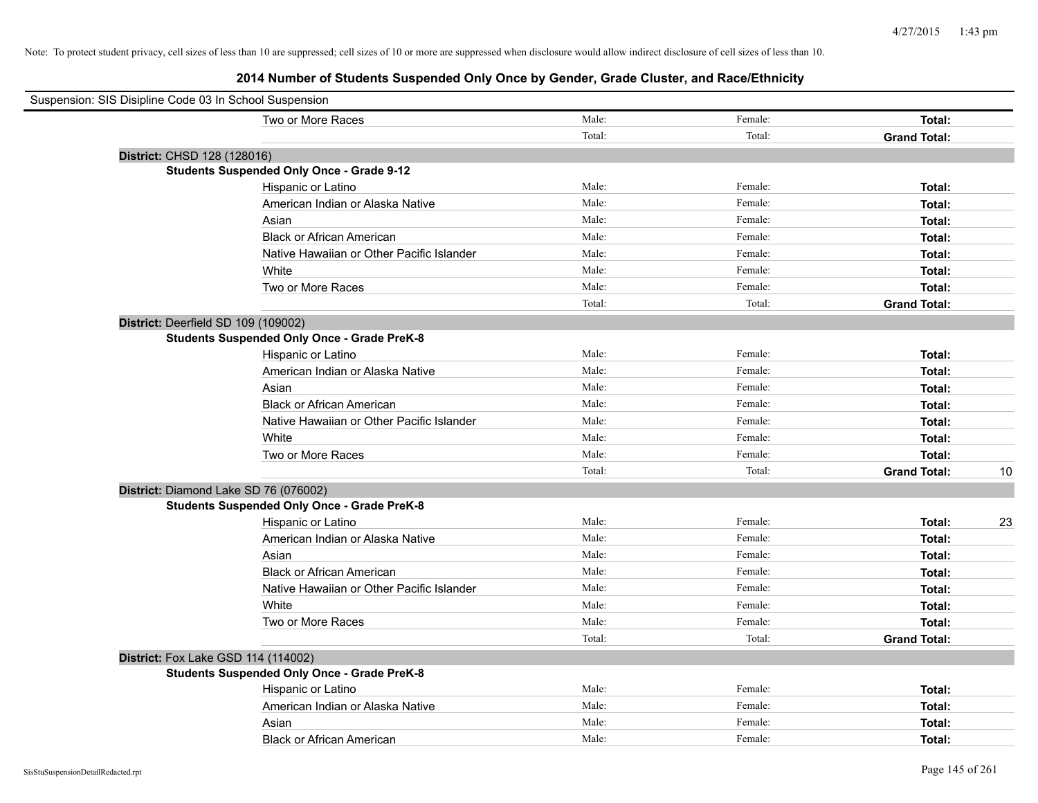Note: To protect student privacy, cell sizes of less than 10 are suppressed; cell sizes of 10 or more are suppressed when disclosure would allow indirect disclosure of cell sizes of less than 10.

## 2014 Number of Students Suspended Only Once by Gender, Grade Cluster, and Race/Ethnicity

Suspension: SIS Disipline Code 03 In School Suspension

| | | | | |
|---|---|---|---|---|
| Two or More Races | Male: | Female: | **Total:** | |
| | Total: | Total: | **Grand Total:** | |

**District:** CHSD 128 (128016)

**Students Suspended Only Once - Grade 9-12**

| | | | | |
|---|---|---|---|---|
| Hispanic or Latino | Male: | Female: | **Total:** | |
| American Indian or Alaska Native | Male: | Female: | **Total:** | |
| Asian | Male: | Female: | **Total:** | |
| Black or African American | Male: | Female: | **Total:** | |
| Native Hawaiian or Other Pacific Islander | Male: | Female: | **Total:** | |
| White | Male: | Female: | **Total:** | |
| Two or More Races | Male: | Female: | **Total:** | |
| | Total: | Total: | **Grand Total:** | |

**District:** Deerfield SD 109 (109002)

**Students Suspended Only Once - Grade PreK-8**

| | | | | |
|---|---|---|---|---|
| Hispanic or Latino | Male: | Female: | **Total:** | |
| American Indian or Alaska Native | Male: | Female: | **Total:** | |
| Asian | Male: | Female: | **Total:** | |
| Black or African American | Male: | Female: | **Total:** | |
| Native Hawaiian or Other Pacific Islander | Male: | Female: | **Total:** | |
| White | Male: | Female: | **Total:** | |
| Two or More Races | Male: | Female: | **Total:** | |
| | Total: | Total: | **Grand Total:** | 10 |

**District:** Diamond Lake SD 76 (076002)

**Students Suspended Only Once - Grade PreK-8**

| | | | | |
|---|---|---|---|---|
| Hispanic or Latino | Male: | Female: | **Total:** | 23 |
| American Indian or Alaska Native | Male: | Female: | **Total:** | |
| Asian | Male: | Female: | **Total:** | |
| Black or African American | Male: | Female: | **Total:** | |
| Native Hawaiian or Other Pacific Islander | Male: | Female: | **Total:** | |
| White | Male: | Female: | **Total:** | |
| Two or More Races | Male: | Female: | **Total:** | |
| | Total: | Total: | **Grand Total:** | |

**District:** Fox Lake GSD 114 (114002)

**Students Suspended Only Once - Grade PreK-8**

| | | | | |
|---|---|---|---|---|
| Hispanic or Latino | Male: | Female: | **Total:** | |
| American Indian or Alaska Native | Male: | Female: | **Total:** | |
| Asian | Male: | Female: | **Total:** | |
| Black or African American | Male: | Female: | **Total:** | |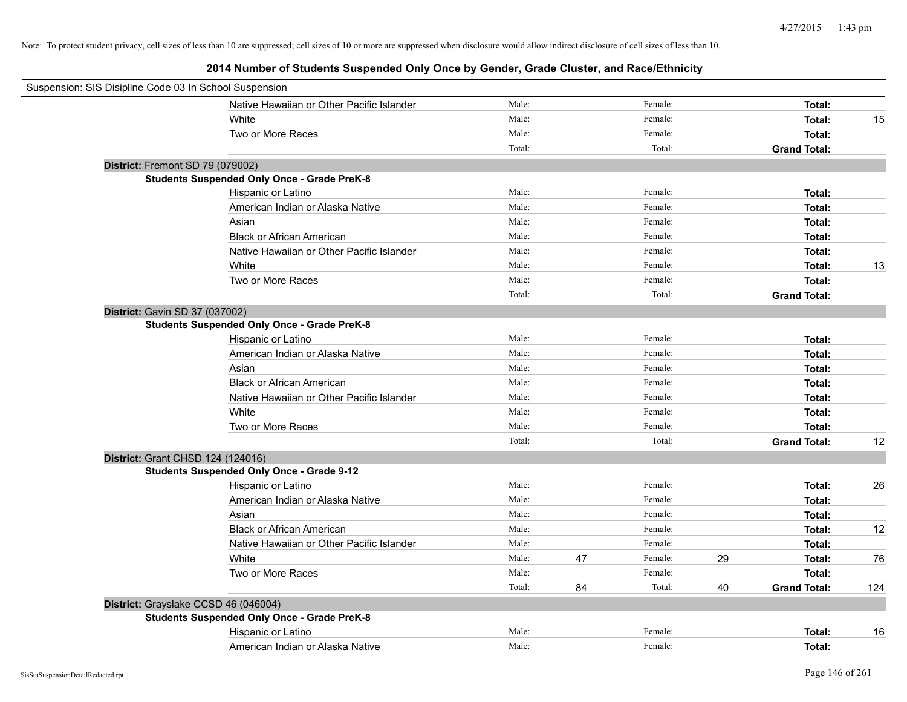Note: To protect student privacy, cell sizes of less than 10 are suppressed; cell sizes of 10 or more are suppressed when disclosure would allow indirect disclosure of cell sizes of less than 10.

## 2014 Number of Students Suspended Only Once by Gender, Grade Cluster, and Race/Ethnicity

Suspension: SIS Disipline Code 03 In School Suspension

| | | | | | | |
|---|---|---|---|---|---|---|
| Native Hawaiian or Other Pacific Islander | Male: | | Female: | | **Total:** | |
| White | Male: | | Female: | | **Total:** | 15 |
| Two or More Races | Male: | | Female: | | **Total:** | |
| | Total: | | Total: | | **Grand Total:** | |

**District:** Fremont SD 79 (079002)

**Students Suspended Only Once - Grade PreK-8**

| | | | | | | |
|---|---|---|---|---|---|---|
| Hispanic or Latino | Male: | | Female: | | **Total:** | |
| American Indian or Alaska Native | Male: | | Female: | | **Total:** | |
| Asian | Male: | | Female: | | **Total:** | |
| Black or African American | Male: | | Female: | | **Total:** | |
| Native Hawaiian or Other Pacific Islander | Male: | | Female: | | **Total:** | |
| White | Male: | | Female: | | **Total:** | 13 |
| Two or More Races | Male: | | Female: | | **Total:** | |
| | Total: | | Total: | | **Grand Total:** | |

**District:** Gavin SD 37 (037002)

**Students Suspended Only Once - Grade PreK-8**

| | | | | | | |
|---|---|---|---|---|---|---|
| Hispanic or Latino | Male: | | Female: | | **Total:** | |
| American Indian or Alaska Native | Male: | | Female: | | **Total:** | |
| Asian | Male: | | Female: | | **Total:** | |
| Black or African American | Male: | | Female: | | **Total:** | |
| Native Hawaiian or Other Pacific Islander | Male: | | Female: | | **Total:** | |
| White | Male: | | Female: | | **Total:** | |
| Two or More Races | Male: | | Female: | | **Total:** | |
| | Total: | | Total: | | **Grand Total:** | 12 |

**District:** Grant CHSD 124 (124016)

**Students Suspended Only Once - Grade 9-12**

| | | | | | | |
|---|---|---|---|---|---|---|
| Hispanic or Latino | Male: | | Female: | | **Total:** | 26 |
| American Indian or Alaska Native | Male: | | Female: | | **Total:** | |
| Asian | Male: | | Female: | | **Total:** | |
| Black or African American | Male: | | Female: | | **Total:** | 12 |
| Native Hawaiian or Other Pacific Islander | Male: | | Female: | | **Total:** | |
| White | Male: | 47 | Female: | 29 | **Total:** | 76 |
| Two or More Races | Male: | | Female: | | **Total:** | |
| | Total: | 84 | Total: | 40 | **Grand Total:** | 124 |

**District:** Grayslake CCSD 46 (046004)

**Students Suspended Only Once - Grade PreK-8**

| | | | | | | |
|---|---|---|---|---|---|---|
| Hispanic or Latino | Male: | | Female: | | **Total:** | 16 |
| American Indian or Alaska Native | Male: | | Female: | | **Total:** | |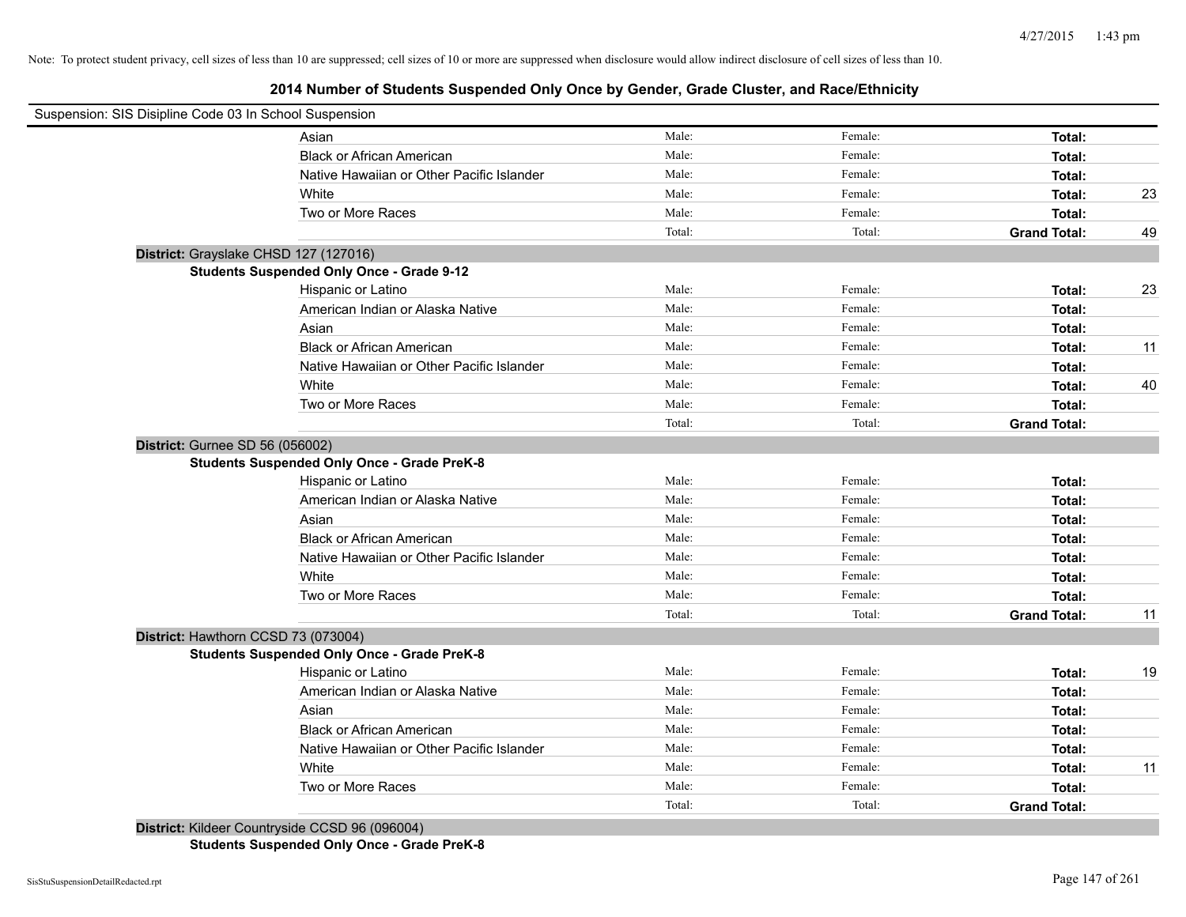Note: To protect student privacy, cell sizes of less than 10 are suppressed; cell sizes of 10 or more are suppressed when disclosure would allow indirect disclosure of cell sizes of less than 10.

# 2014 Number of Students Suspended Only Once by Gender, Grade Cluster, and Race/Ethnicity

Suspension: SIS Disipline Code 03 In School Suspension

| | Male | Female | Total | |
|---|---|---|---|---|
| Asian | Male: | Female: | **Total:** | |
| Black or African American | Male: | Female: | **Total:** | |
| Native Hawaiian or Other Pacific Islander | Male: | Female: | **Total:** | |
| White | Male: | Female: | **Total:** | 23 |
| Two or More Races | Male: | Female: | **Total:** | |
| | Total: | Total: | **Grand Total:** | 49 |

**District:** Grayslake CHSD 127 (127016)

**Students Suspended Only Once - Grade 9-12**

| | Male | Female | Total | |
|---|---|---|---|---|
| Hispanic or Latino | Male: | Female: | **Total:** | 23 |
| American Indian or Alaska Native | Male: | Female: | **Total:** | |
| Asian | Male: | Female: | **Total:** | |
| Black or African American | Male: | Female: | **Total:** | 11 |
| Native Hawaiian or Other Pacific Islander | Male: | Female: | **Total:** | |
| White | Male: | Female: | **Total:** | 40 |
| Two or More Races | Male: | Female: | **Total:** | |
| | Total: | Total: | **Grand Total:** | |

**District:** Gurnee SD 56 (056002)

**Students Suspended Only Once - Grade PreK-8**

| | Male | Female | Total | |
|---|---|---|---|---|
| Hispanic or Latino | Male: | Female: | **Total:** | |
| American Indian or Alaska Native | Male: | Female: | **Total:** | |
| Asian | Male: | Female: | **Total:** | |
| Black or African American | Male: | Female: | **Total:** | |
| Native Hawaiian or Other Pacific Islander | Male: | Female: | **Total:** | |
| White | Male: | Female: | **Total:** | |
| Two or More Races | Male: | Female: | **Total:** | |
| | Total: | Total: | **Grand Total:** | 11 |

**District:** Hawthorn CCSD 73 (073004)

**Students Suspended Only Once - Grade PreK-8**

| | Male | Female | Total | |
|---|---|---|---|---|
| Hispanic or Latino | Male: | Female: | **Total:** | 19 |
| American Indian or Alaska Native | Male: | Female: | **Total:** | |
| Asian | Male: | Female: | **Total:** | |
| Black or African American | Male: | Female: | **Total:** | |
| Native Hawaiian or Other Pacific Islander | Male: | Female: | **Total:** | |
| White | Male: | Female: | **Total:** | 11 |
| Two or More Races | Male: | Female: | **Total:** | |
| | Total: | Total: | **Grand Total:** | |

**District:** Kildeer Countryside CCSD 96 (096004)

**Students Suspended Only Once - Grade PreK-8**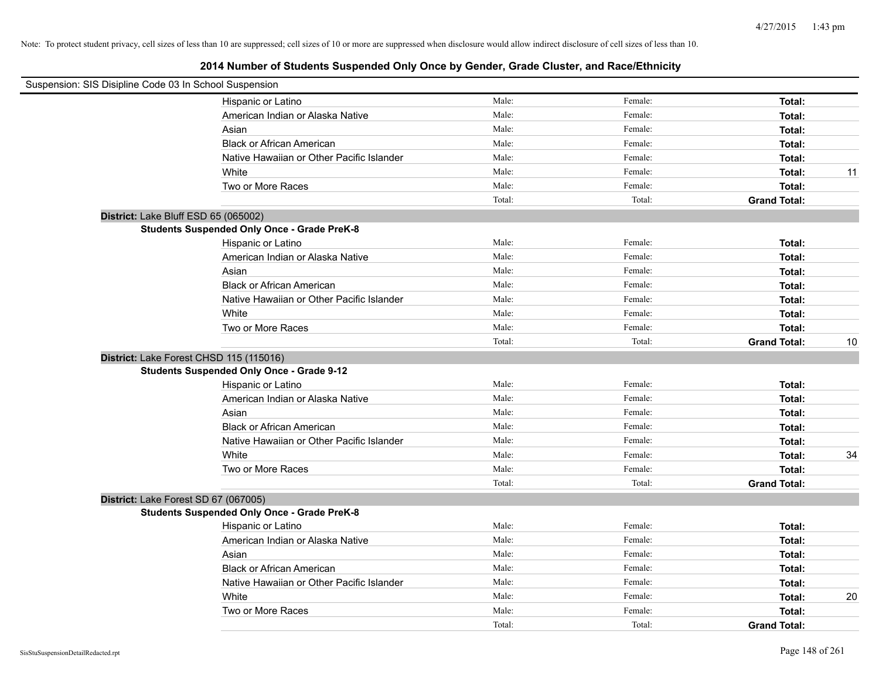Note: To protect student privacy, cell sizes of less than 10 are suppressed; cell sizes of 10 or more are suppressed when disclosure would allow indirect disclosure of cell sizes of less than 10.

## 2014 Number of Students Suspended Only Once by Gender, Grade Cluster, and Race/Ethnicity

Suspension: SIS Disipline Code 03 In School Suspension

| | Male | Female | Total |
|---|---|---|---|
| Hispanic or Latino | Male: | Female: | Total: |
| American Indian or Alaska Native | Male: | Female: | Total: |
| Asian | Male: | Female: | Total: |
| Black or African American | Male: | Female: | Total: |
| Native Hawaiian or Other Pacific Islander | Male: | Female: | Total: |
| White | Male: | Female: | Total: 11 |
| Two or More Races | Male: | Female: | Total: |
| | Total: | Total: | Grand Total: |

**District:** Lake Bluff ESD 65 (065002)

**Students Suspended Only Once - Grade PreK-8**

| | Male | Female | Total |
|---|---|---|---|
| Hispanic or Latino | Male: | Female: | Total: |
| American Indian or Alaska Native | Male: | Female: | Total: |
| Asian | Male: | Female: | Total: |
| Black or African American | Male: | Female: | Total: |
| Native Hawaiian or Other Pacific Islander | Male: | Female: | Total: |
| White | Male: | Female: | Total: |
| Two or More Races | Male: | Female: | Total: |
| | Total: | Total: | Grand Total: 10 |

**District:** Lake Forest CHSD 115 (115016)

**Students Suspended Only Once - Grade 9-12**

| | Male | Female | Total |
|---|---|---|---|
| Hispanic or Latino | Male: | Female: | Total: |
| American Indian or Alaska Native | Male: | Female: | Total: |
| Asian | Male: | Female: | Total: |
| Black or African American | Male: | Female: | Total: |
| Native Hawaiian or Other Pacific Islander | Male: | Female: | Total: |
| White | Male: | Female: | Total: 34 |
| Two or More Races | Male: | Female: | Total: |
| | Total: | Total: | Grand Total: |

**District:** Lake Forest SD 67 (067005)

**Students Suspended Only Once - Grade PreK-8**

| | Male | Female | Total |
|---|---|---|---|
| Hispanic or Latino | Male: | Female: | Total: |
| American Indian or Alaska Native | Male: | Female: | Total: |
| Asian | Male: | Female: | Total: |
| Black or African American | Male: | Female: | Total: |
| Native Hawaiian or Other Pacific Islander | Male: | Female: | Total: |
| White | Male: | Female: | Total: 20 |
| Two or More Races | Male: | Female: | Total: |
| | Total: | Total: | Grand Total: |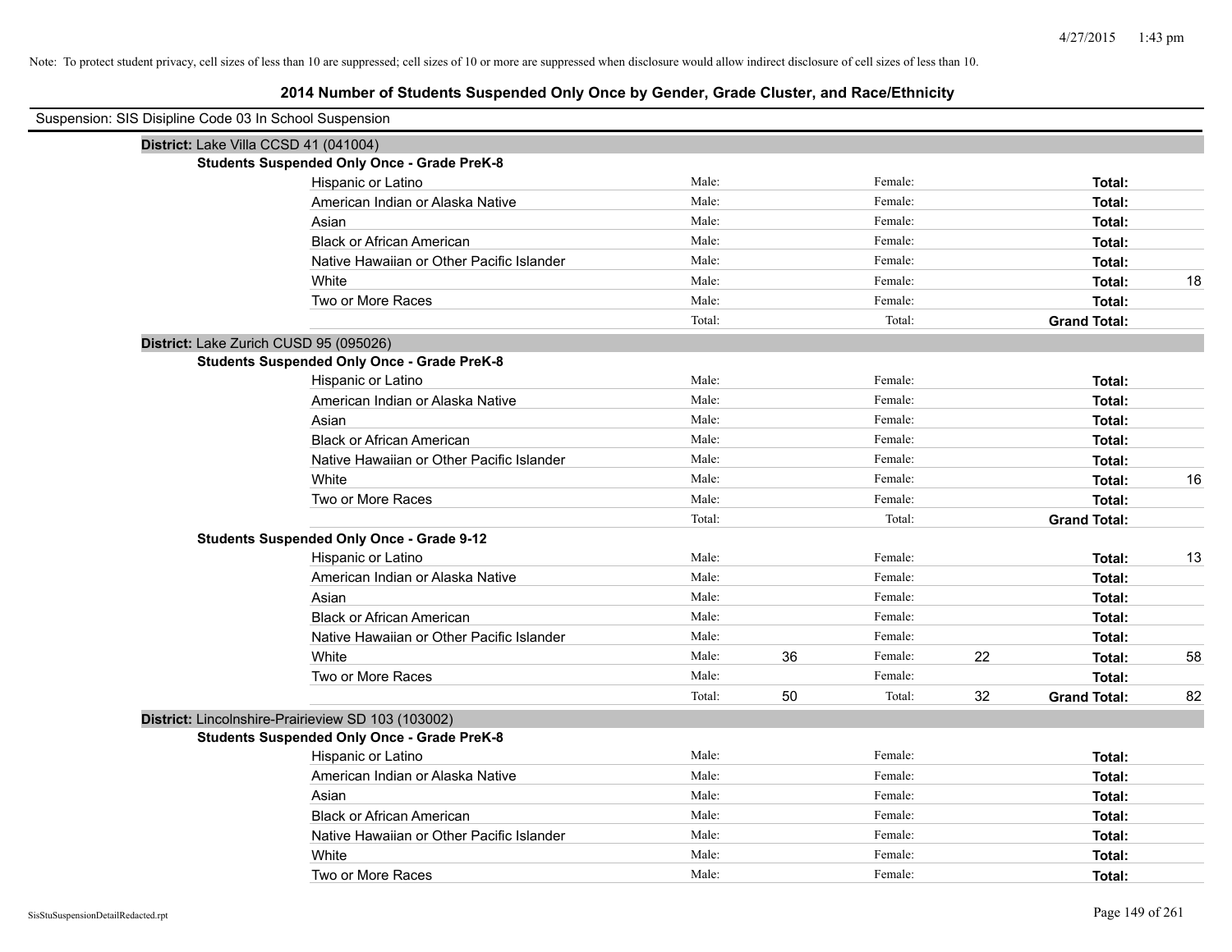Note: To protect student privacy, cell sizes of less than 10 are suppressed; cell sizes of 10 or more are suppressed when disclosure would allow indirect disclosure of cell sizes of less than 10.

## 2014 Number of Students Suspended Only Once by Gender, Grade Cluster, and Race/Ethnicity

Suspension: SIS Disipline Code 03 In School Suspension

**District:** Lake Villa CCSD 41 (041004)

**Students Suspended Only Once - Grade PreK-8**

| Race/Ethnicity | | | | | | |
|---|---|---|---|---|---|---|
| Hispanic or Latino | Male: | | Female: | | **Total:** | |
| American Indian or Alaska Native | Male: | | Female: | | **Total:** | |
| Asian | Male: | | Female: | | **Total:** | |
| Black or African American | Male: | | Female: | | **Total:** | |
| Native Hawaiian or Other Pacific Islander | Male: | | Female: | | **Total:** | |
| White | Male: | | Female: | | **Total:** | 18 |
| Two or More Races | Male: | | Female: | | **Total:** | |
| | Total: | | Total: | | **Grand Total:** | |

**District:** Lake Zurich CUSD 95 (095026)

**Students Suspended Only Once - Grade PreK-8**

| Race/Ethnicity | | | | | | |
|---|---|---|---|---|---|---|
| Hispanic or Latino | Male: | | Female: | | **Total:** | |
| American Indian or Alaska Native | Male: | | Female: | | **Total:** | |
| Asian | Male: | | Female: | | **Total:** | |
| Black or African American | Male: | | Female: | | **Total:** | |
| Native Hawaiian or Other Pacific Islander | Male: | | Female: | | **Total:** | |
| White | Male: | | Female: | | **Total:** | 16 |
| Two or More Races | Male: | | Female: | | **Total:** | |
| | Total: | | Total: | | **Grand Total:** | |

**Students Suspended Only Once - Grade 9-12**

| Race/Ethnicity | | | | | | |
|---|---|---|---|---|---|---|
| Hispanic or Latino | Male: | | Female: | | **Total:** | 13 |
| American Indian or Alaska Native | Male: | | Female: | | **Total:** | |
| Asian | Male: | | Female: | | **Total:** | |
| Black or African American | Male: | | Female: | | **Total:** | |
| Native Hawaiian or Other Pacific Islander | Male: | | Female: | | **Total:** | |
| White | Male: | 36 | Female: | 22 | **Total:** | 58 |
| Two or More Races | Male: | | Female: | | **Total:** | |
| | Total: | 50 | Total: | 32 | **Grand Total:** | 82 |

**District:** Lincolnshire-Prairieview SD 103 (103002)

**Students Suspended Only Once - Grade PreK-8**

| Race/Ethnicity | | | | | | |
|---|---|---|---|---|---|---|
| Hispanic or Latino | Male: | | Female: | | **Total:** | |
| American Indian or Alaska Native | Male: | | Female: | | **Total:** | |
| Asian | Male: | | Female: | | **Total:** | |
| Black or African American | Male: | | Female: | | **Total:** | |
| Native Hawaiian or Other Pacific Islander | Male: | | Female: | | **Total:** | |
| White | Male: | | Female: | | **Total:** | |
| Two or More Races | Male: | | Female: | | **Total:** | |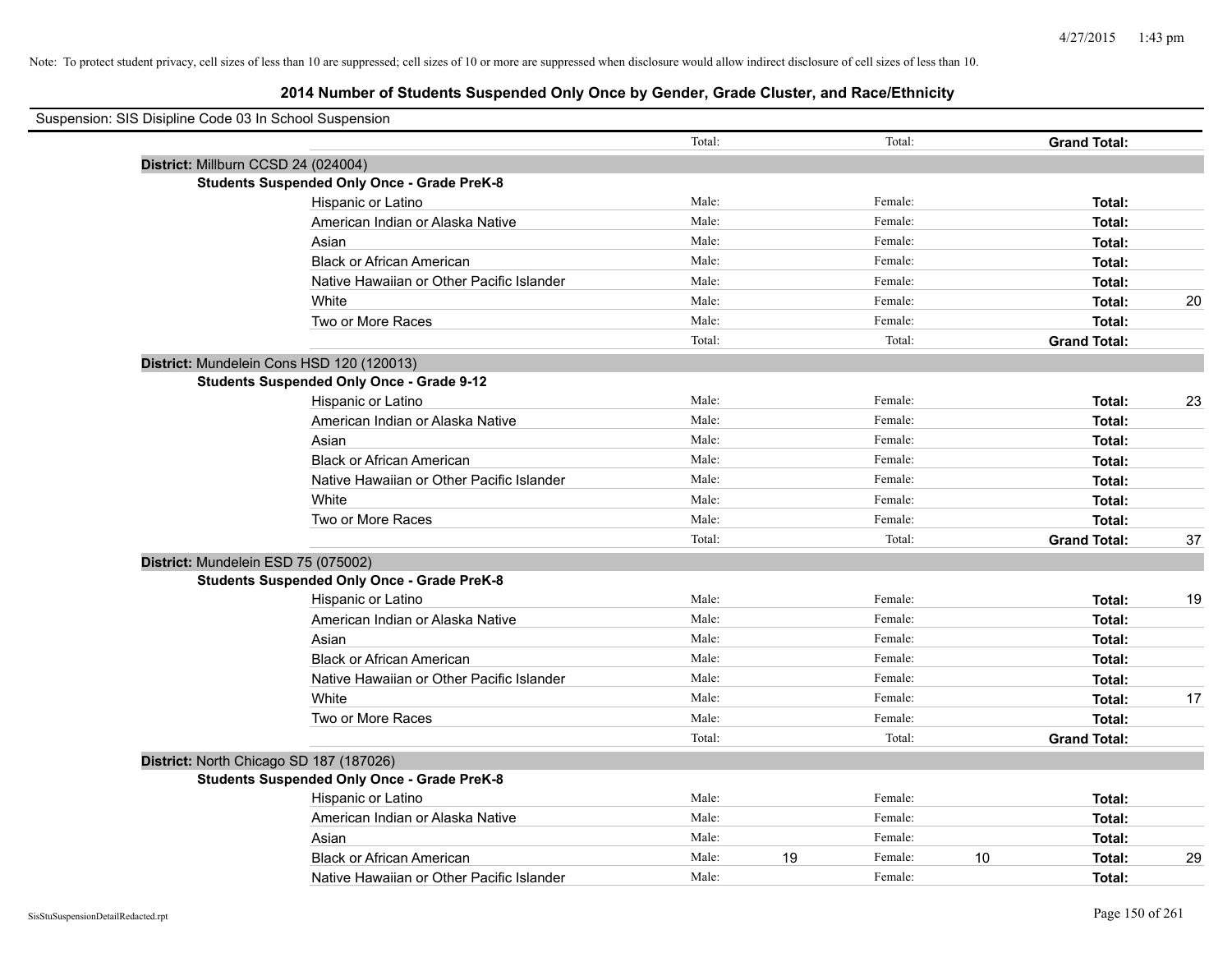Note: To protect student privacy, cell sizes of less than 10 are suppressed; cell sizes of 10 or more are suppressed when disclosure would allow indirect disclosure of cell sizes of less than 10.

## 2014 Number of Students Suspended Only Once by Gender, Grade Cluster, and Race/Ethnicity

Suspension: SIS Disipline Code 03 In School Suspension

| | | | | | | | |
|---|---|---|---|---|---|---|---|
| | Total: | | Total: | | **Grand Total:** | |

**District:** Millburn CCSD 24 (024004)

**Students Suspended Only Once - Grade PreK-8**

| | | | | | | |
|---|---|---|---|---|---|---|
| Hispanic or Latino | Male: | | Female: | | **Total:** | |
| American Indian or Alaska Native | Male: | | Female: | | **Total:** | |
| Asian | Male: | | Female: | | **Total:** | |
| Black or African American | Male: | | Female: | | **Total:** | |
| Native Hawaiian or Other Pacific Islander | Male: | | Female: | | **Total:** | |
| White | Male: | | Female: | | **Total:** | 20 |
| Two or More Races | Male: | | Female: | | **Total:** | |
| | Total: | | Total: | | **Grand Total:** | |

**District:** Mundelein Cons HSD 120 (120013)

**Students Suspended Only Once - Grade 9-12**

| | | | | | | |
|---|---|---|---|---|---|---|
| Hispanic or Latino | Male: | | Female: | | **Total:** | 23 |
| American Indian or Alaska Native | Male: | | Female: | | **Total:** | |
| Asian | Male: | | Female: | | **Total:** | |
| Black or African American | Male: | | Female: | | **Total:** | |
| Native Hawaiian or Other Pacific Islander | Male: | | Female: | | **Total:** | |
| White | Male: | | Female: | | **Total:** | |
| Two or More Races | Male: | | Female: | | **Total:** | |
| | Total: | | Total: | | **Grand Total:** | 37 |

**District:** Mundelein ESD 75 (075002)

**Students Suspended Only Once - Grade PreK-8**

| | | | | | | |
|---|---|---|---|---|---|---|
| Hispanic or Latino | Male: | | Female: | | **Total:** | 19 |
| American Indian or Alaska Native | Male: | | Female: | | **Total:** | |
| Asian | Male: | | Female: | | **Total:** | |
| Black or African American | Male: | | Female: | | **Total:** | |
| Native Hawaiian or Other Pacific Islander | Male: | | Female: | | **Total:** | |
| White | Male: | | Female: | | **Total:** | 17 |
| Two or More Races | Male: | | Female: | | **Total:** | |
| | Total: | | Total: | | **Grand Total:** | |

**District:** North Chicago SD 187 (187026)

**Students Suspended Only Once - Grade PreK-8**

| | | | | | | |
|---|---|---|---|---|---|---|
| Hispanic or Latino | Male: | | Female: | | **Total:** | |
| American Indian or Alaska Native | Male: | | Female: | | **Total:** | |
| Asian | Male: | | Female: | | **Total:** | |
| Black or African American | Male: | 19 | Female: | 10 | **Total:** | 29 |
| Native Hawaiian or Other Pacific Islander | Male: | | Female: | | **Total:** | |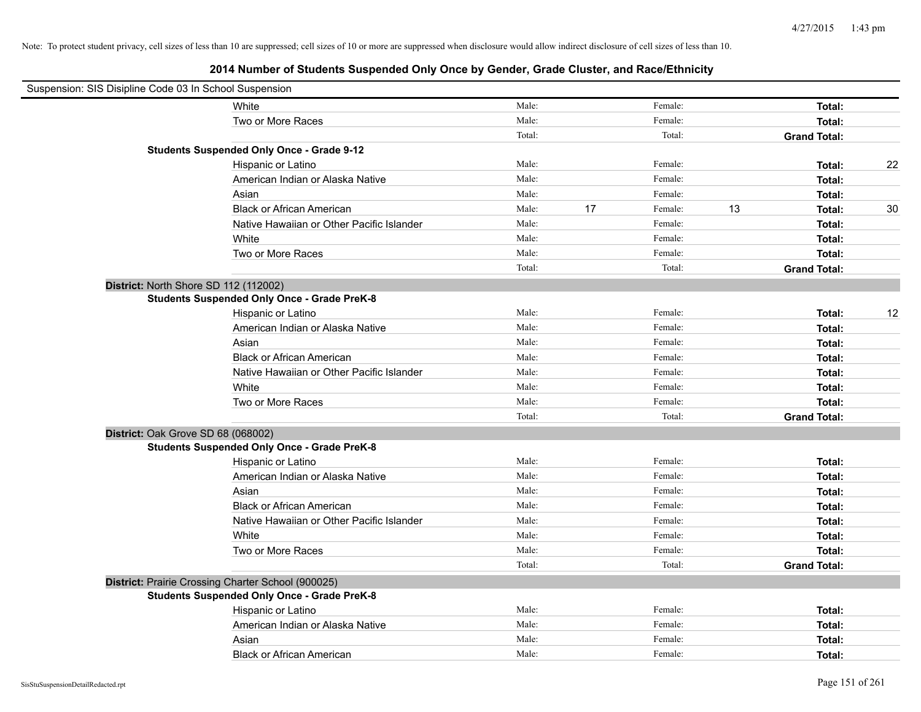Note: To protect student privacy, cell sizes of less than 10 are suppressed; cell sizes of 10 or more are suppressed when disclosure would allow indirect disclosure of cell sizes of less than 10.

## 2014 Number of Students Suspended Only Once by Gender, Grade Cluster, and Race/Ethnicity

Suspension: SIS Disipline Code 03 In School Suspension

| | | | | | | | |
|---|---|---|---|---|---|---|---|
| White | Male: | | Female: | | **Total:** | |
| Two or More Races | Male: | | Female: | | **Total:** | |
| | Total: | | Total: | | **Grand Total:** | |

**Students Suspended Only Once - Grade 9-12**

| | | | | | | |
|---|---|---|---|---|---|---|
| Hispanic or Latino | Male: | | Female: | | **Total:** | 22 |
| American Indian or Alaska Native | Male: | | Female: | | **Total:** | |
| Asian | Male: | | Female: | | **Total:** | |
| Black or African American | Male: | 17 | Female: | 13 | **Total:** | 30 |
| Native Hawaiian or Other Pacific Islander | Male: | | Female: | | **Total:** | |
| White | Male: | | Female: | | **Total:** | |
| Two or More Races | Male: | | Female: | | **Total:** | |
| | Total: | | Total: | | **Grand Total:** | |

**District:** North Shore SD 112 (112002)

**Students Suspended Only Once - Grade PreK-8**

| | | | | | | |
|---|---|---|---|---|---|---|
| Hispanic or Latino | Male: | | Female: | | **Total:** | 12 |
| American Indian or Alaska Native | Male: | | Female: | | **Total:** | |
| Asian | Male: | | Female: | | **Total:** | |
| Black or African American | Male: | | Female: | | **Total:** | |
| Native Hawaiian or Other Pacific Islander | Male: | | Female: | | **Total:** | |
| White | Male: | | Female: | | **Total:** | |
| Two or More Races | Male: | | Female: | | **Total:** | |
| | Total: | | Total: | | **Grand Total:** | |

**District:** Oak Grove SD 68 (068002)

**Students Suspended Only Once - Grade PreK-8**

| | | | | | | |
|---|---|---|---|---|---|---|
| Hispanic or Latino | Male: | | Female: | | **Total:** | |
| American Indian or Alaska Native | Male: | | Female: | | **Total:** | |
| Asian | Male: | | Female: | | **Total:** | |
| Black or African American | Male: | | Female: | | **Total:** | |
| Native Hawaiian or Other Pacific Islander | Male: | | Female: | | **Total:** | |
| White | Male: | | Female: | | **Total:** | |
| Two or More Races | Male: | | Female: | | **Total:** | |
| | Total: | | Total: | | **Grand Total:** | |

**District:** Prairie Crossing Charter School (900025)

**Students Suspended Only Once - Grade PreK-8**

| | | | | | | |
|---|---|---|---|---|---|---|
| Hispanic or Latino | Male: | | Female: | | **Total:** | |
| American Indian or Alaska Native | Male: | | Female: | | **Total:** | |
| Asian | Male: | | Female: | | **Total:** | |
| Black or African American | Male: | | Female: | | **Total:** | |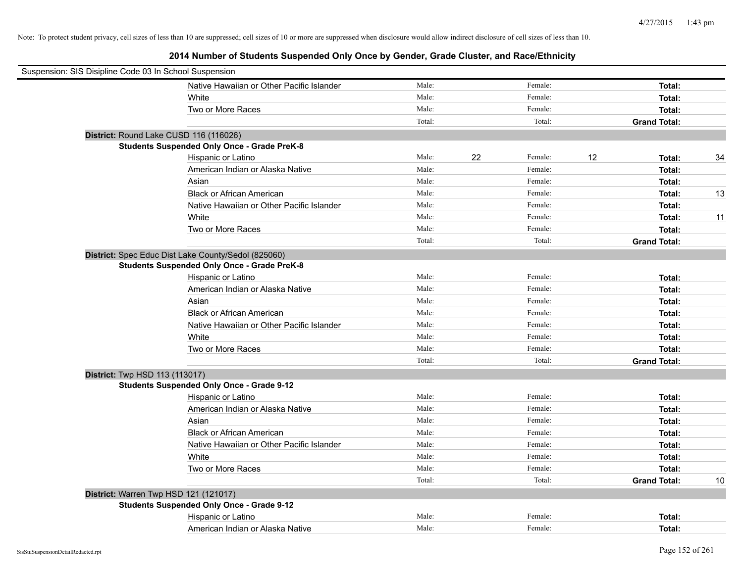Note: To protect student privacy, cell sizes of less than 10 are suppressed; cell sizes of 10 or more are suppressed when disclosure would allow indirect disclosure of cell sizes of less than 10.

# 2014 Number of Students Suspended Only Once by Gender, Grade Cluster, and Race/Ethnicity

Suspension: SIS Disipline Code 03 In School Suspension

| | | | | | | |
|---|---|---|---|---|---|---|
| Native Hawaiian or Other Pacific Islander | Male: | | Female: | | **Total:** | |
| White | Male: | | Female: | | **Total:** | |
| Two or More Races | Male: | | Female: | | **Total:** | |
| | Total: | | Total: | | **Grand Total:** | |

**District:** Round Lake CUSD 116 (116026)

**Students Suspended Only Once - Grade PreK-8**

| | | | | | | |
|---|---|---|---|---|---|---|
| Hispanic or Latino | Male: | 22 | Female: | 12 | **Total:** | 34 |
| American Indian or Alaska Native | Male: | | Female: | | **Total:** | |
| Asian | Male: | | Female: | | **Total:** | |
| Black or African American | Male: | | Female: | | **Total:** | 13 |
| Native Hawaiian or Other Pacific Islander | Male: | | Female: | | **Total:** | |
| White | Male: | | Female: | | **Total:** | 11 |
| Two or More Races | Male: | | Female: | | **Total:** | |
| | Total: | | Total: | | **Grand Total:** | |

**District:** Spec Educ Dist Lake County/Sedol (825060)

**Students Suspended Only Once - Grade PreK-8**

| | | | | | | |
|---|---|---|---|---|---|---|
| Hispanic or Latino | Male: | | Female: | | **Total:** | |
| American Indian or Alaska Native | Male: | | Female: | | **Total:** | |
| Asian | Male: | | Female: | | **Total:** | |
| Black or African American | Male: | | Female: | | **Total:** | |
| Native Hawaiian or Other Pacific Islander | Male: | | Female: | | **Total:** | |
| White | Male: | | Female: | | **Total:** | |
| Two or More Races | Male: | | Female: | | **Total:** | |
| | Total: | | Total: | | **Grand Total:** | |

**District:** Twp HSD 113 (113017)

**Students Suspended Only Once - Grade 9-12**

| | | | | | | |
|---|---|---|---|---|---|---|
| Hispanic or Latino | Male: | | Female: | | **Total:** | |
| American Indian or Alaska Native | Male: | | Female: | | **Total:** | |
| Asian | Male: | | Female: | | **Total:** | |
| Black or African American | Male: | | Female: | | **Total:** | |
| Native Hawaiian or Other Pacific Islander | Male: | | Female: | | **Total:** | |
| White | Male: | | Female: | | **Total:** | |
| Two or More Races | Male: | | Female: | | **Total:** | |
| | Total: | | Total: | | **Grand Total:** | 10 |

**District:** Warren Twp HSD 121 (121017)

**Students Suspended Only Once - Grade 9-12**

| | | | | | | |
|---|---|---|---|---|---|---|
| Hispanic or Latino | Male: | | Female: | | **Total:** | |
| American Indian or Alaska Native | Male: | | Female: | | **Total:** | |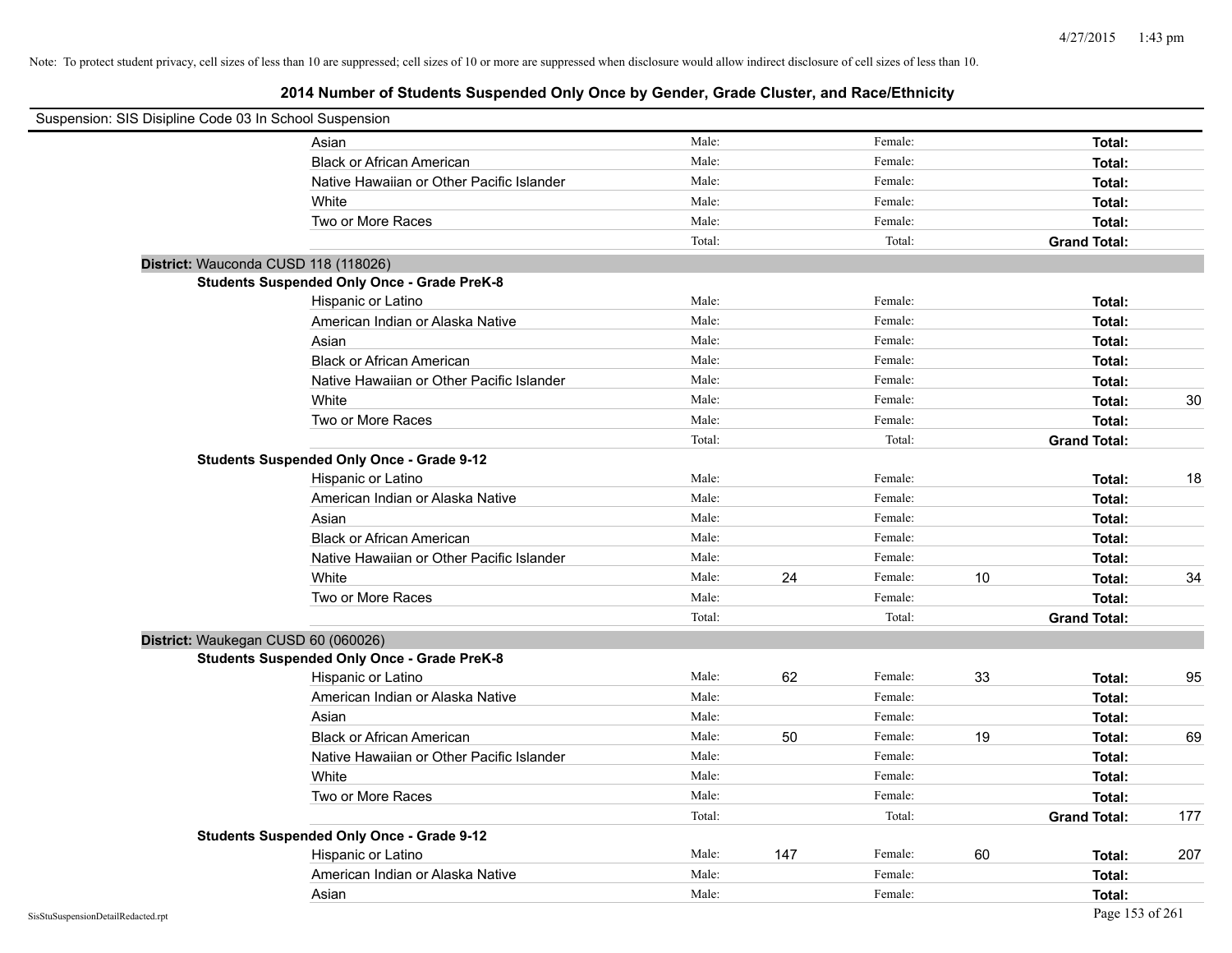Note: To protect student privacy, cell sizes of less than 10 are suppressed; cell sizes of 10 or more are suppressed when disclosure would allow indirect disclosure of cell sizes of less than 10.

## 2014 Number of Students Suspended Only Once by Gender, Grade Cluster, and Race/Ethnicity

Suspension: SIS Disipline Code 03 In School Suspension

| | Male: | | Female: | | | |
|---|---|---|---|---|---|---|
| Asian | Male: | | Female: | | **Total:** | |
| Black or African American | Male: | | Female: | | **Total:** | |
| Native Hawaiian or Other Pacific Islander | Male: | | Female: | | **Total:** | |
| White | Male: | | Female: | | **Total:** | |
| Two or More Races | Male: | | Female: | | **Total:** | |
| | Total: | | Total: | | **Grand Total:** | |

**District:** Wauconda CUSD 118 (118026)

**Students Suspended Only Once - Grade PreK-8**

| | | | | | | |
|---|---|---|---|---|---|---|
| Hispanic or Latino | Male: | | Female: | | **Total:** | |
| American Indian or Alaska Native | Male: | | Female: | | **Total:** | |
| Asian | Male: | | Female: | | **Total:** | |
| Black or African American | Male: | | Female: | | **Total:** | |
| Native Hawaiian or Other Pacific Islander | Male: | | Female: | | **Total:** | |
| White | Male: | | Female: | | **Total:** | 30 |
| Two or More Races | Male: | | Female: | | **Total:** | |
| | Total: | | Total: | | **Grand Total:** | |

**Students Suspended Only Once - Grade 9-12**

| | | | | | | |
|---|---|---|---|---|---|---|
| Hispanic or Latino | Male: | | Female: | | **Total:** | 18 |
| American Indian or Alaska Native | Male: | | Female: | | **Total:** | |
| Asian | Male: | | Female: | | **Total:** | |
| Black or African American | Male: | | Female: | | **Total:** | |
| Native Hawaiian or Other Pacific Islander | Male: | | Female: | | **Total:** | |
| White | Male: | 24 | Female: | 10 | **Total:** | 34 |
| Two or More Races | Male: | | Female: | | **Total:** | |
| | Total: | | Total: | | **Grand Total:** | |

**District:** Waukegan CUSD 60 (060026)

**Students Suspended Only Once - Grade PreK-8**

| | | | | | | |
|---|---|---|---|---|---|---|
| Hispanic or Latino | Male: | 62 | Female: | 33 | **Total:** | 95 |
| American Indian or Alaska Native | Male: | | Female: | | **Total:** | |
| Asian | Male: | | Female: | | **Total:** | |
| Black or African American | Male: | 50 | Female: | 19 | **Total:** | 69 |
| Native Hawaiian or Other Pacific Islander | Male: | | Female: | | **Total:** | |
| White | Male: | | Female: | | **Total:** | |
| Two or More Races | Male: | | Female: | | **Total:** | |
| | Total: | | Total: | | **Grand Total:** | 177 |

**Students Suspended Only Once - Grade 9-12**

| | | | | | | |
|---|---|---|---|---|---|---|
| Hispanic or Latino | Male: | 147 | Female: | 60 | **Total:** | 207 |
| American Indian or Alaska Native | Male: | | Female: | | **Total:** | |
| Asian | Male: | | Female: | | **Total:** | |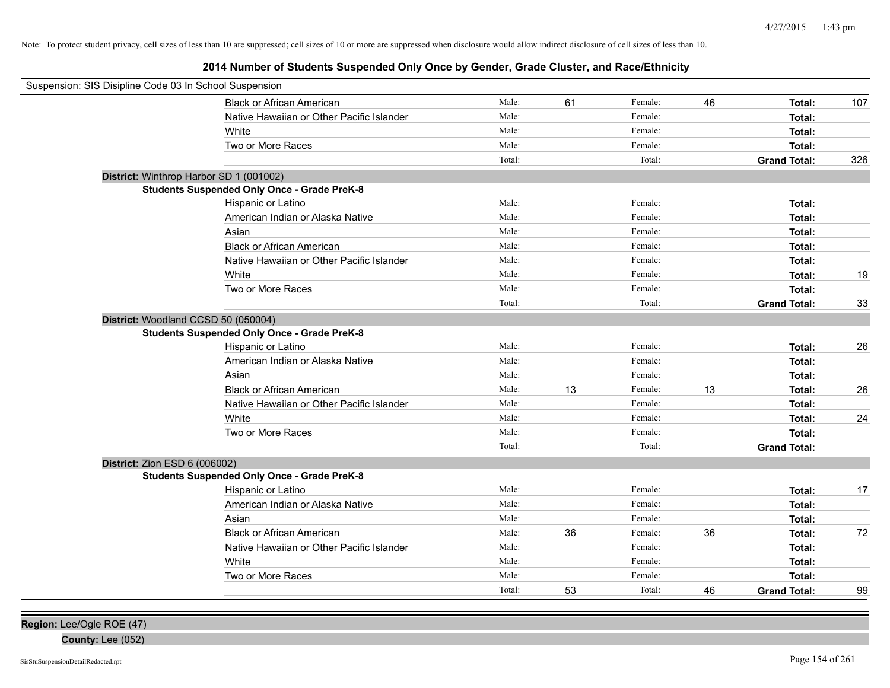Note: To protect student privacy, cell sizes of less than 10 are suppressed; cell sizes of 10 or more are suppressed when disclosure would allow indirect disclosure of cell sizes of less than 10.

## 2014 Number of Students Suspended Only Once by Gender, Grade Cluster, and Race/Ethnicity

Suspension: SIS Disipline Code 03 In School Suspension

| | | | | | | | |
|---|---|---|---|---|---|---|---|
| Black or African American | Male: | 61 | Female: | 46 | **Total:** | 107 |
| Native Hawaiian or Other Pacific Islander | Male: | | Female: | | **Total:** | |
| White | Male: | | Female: | | **Total:** | |
| Two or More Races | Male: | | Female: | | **Total:** | |
| | Total: | | Total: | | **Grand Total:** | 326 |

**District:** Winthrop Harbor SD 1 (001002)

**Students Suspended Only Once - Grade PreK-8**

| | | | | | | |
|---|---|---|---|---|---|---|
| Hispanic or Latino | Male: | | Female: | | **Total:** | |
| American Indian or Alaska Native | Male: | | Female: | | **Total:** | |
| Asian | Male: | | Female: | | **Total:** | |
| Black or African American | Male: | | Female: | | **Total:** | |
| Native Hawaiian or Other Pacific Islander | Male: | | Female: | | **Total:** | |
| White | Male: | | Female: | | **Total:** | 19 |
| Two or More Races | Male: | | Female: | | **Total:** | |
| | Total: | | Total: | | **Grand Total:** | 33 |

**District:** Woodland CCSD 50 (050004)

**Students Suspended Only Once - Grade PreK-8**

| | | | | | | |
|---|---|---|---|---|---|---|
| Hispanic or Latino | Male: | | Female: | | **Total:** | 26 |
| American Indian or Alaska Native | Male: | | Female: | | **Total:** | |
| Asian | Male: | | Female: | | **Total:** | |
| Black or African American | Male: | 13 | Female: | 13 | **Total:** | 26 |
| Native Hawaiian or Other Pacific Islander | Male: | | Female: | | **Total:** | |
| White | Male: | | Female: | | **Total:** | 24 |
| Two or More Races | Male: | | Female: | | **Total:** | |
| | Total: | | Total: | | **Grand Total:** | |

**District:** Zion ESD 6 (006002)

**Students Suspended Only Once - Grade PreK-8**

| | | | | | | |
|---|---|---|---|---|---|---|
| Hispanic or Latino | Male: | | Female: | | **Total:** | 17 |
| American Indian or Alaska Native | Male: | | Female: | | **Total:** | |
| Asian | Male: | | Female: | | **Total:** | |
| Black or African American | Male: | 36 | Female: | 36 | **Total:** | 72 |
| Native Hawaiian or Other Pacific Islander | Male: | | Female: | | **Total:** | |
| White | Male: | | Female: | | **Total:** | |
| Two or More Races | Male: | | Female: | | **Total:** | |
| | Total: | 53 | Total: | 46 | **Grand Total:** | 99 |

**Region:** Lee/Ogle ROE (47)

**County:** Lee (052)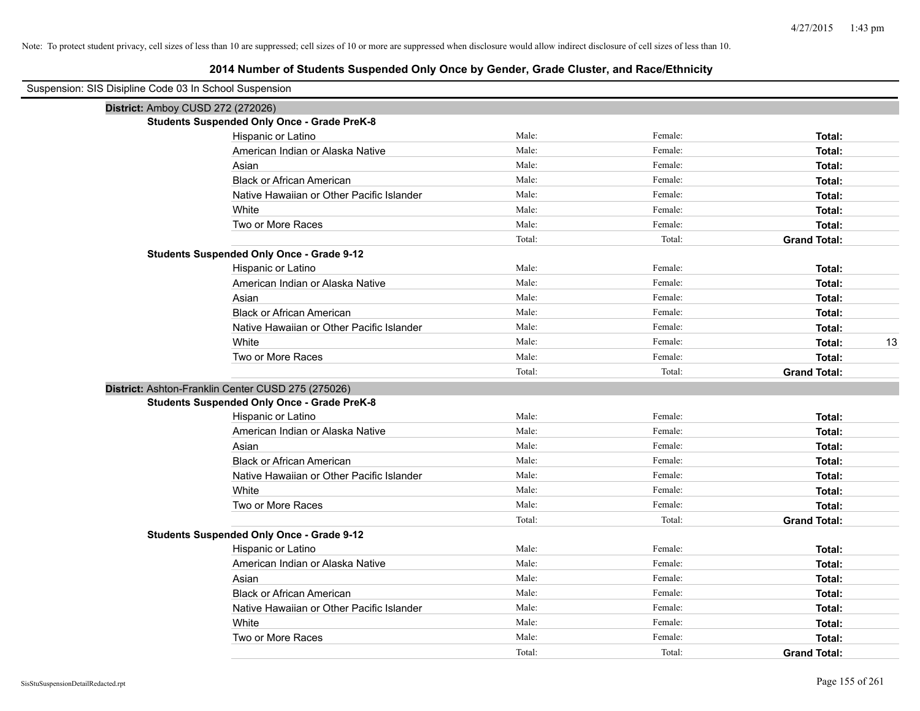Note: To protect student privacy, cell sizes of less than 10 are suppressed; cell sizes of 10 or more are suppressed when disclosure would allow indirect disclosure of cell sizes of less than 10.

# 2014 Number of Students Suspended Only Once by Gender, Grade Cluster, and Race/Ethnicity

Suspension: SIS Disipline Code 03 In School Suspension

## District: Amboy CUSD 272 (272026)

### Students Suspended Only Once - Grade PreK-8

| Race/Ethnicity | Male: | Female: | Total: |
|---|---|---|---|
| Hispanic or Latino | | | |
| American Indian or Alaska Native | | | |
| Asian | | | |
| Black or African American | | | |
| Native Hawaiian or Other Pacific Islander | | | |
| White | | | |
| Two or More Races | | | |
| | Total: | Total: | Grand Total: |

### Students Suspended Only Once - Grade 9-12

| Race/Ethnicity | Male: | Female: | Total: |
|---|---|---|---|
| Hispanic or Latino | | | |
| American Indian or Alaska Native | | | |
| Asian | | | |
| Black or African American | | | |
| Native Hawaiian or Other Pacific Islander | | | |
| White | | | 13 |
| Two or More Races | | | |
| | Total: | Total: | Grand Total: |

## District: Ashton-Franklin Center CUSD 275 (275026)

### Students Suspended Only Once - Grade PreK-8

| Race/Ethnicity | Male: | Female: | Total: |
|---|---|---|---|
| Hispanic or Latino | | | |
| American Indian or Alaska Native | | | |
| Asian | | | |
| Black or African American | | | |
| Native Hawaiian or Other Pacific Islander | | | |
| White | | | |
| Two or More Races | | | |
| | Total: | Total: | Grand Total: |

### Students Suspended Only Once - Grade 9-12

| Race/Ethnicity | Male: | Female: | Total: |
|---|---|---|---|
| Hispanic or Latino | | | |
| American Indian or Alaska Native | | | |
| Asian | | | |
| Black or African American | | | |
| Native Hawaiian or Other Pacific Islander | | | |
| White | | | |
| Two or More Races | | | |
| | Total: | Total: | Grand Total: |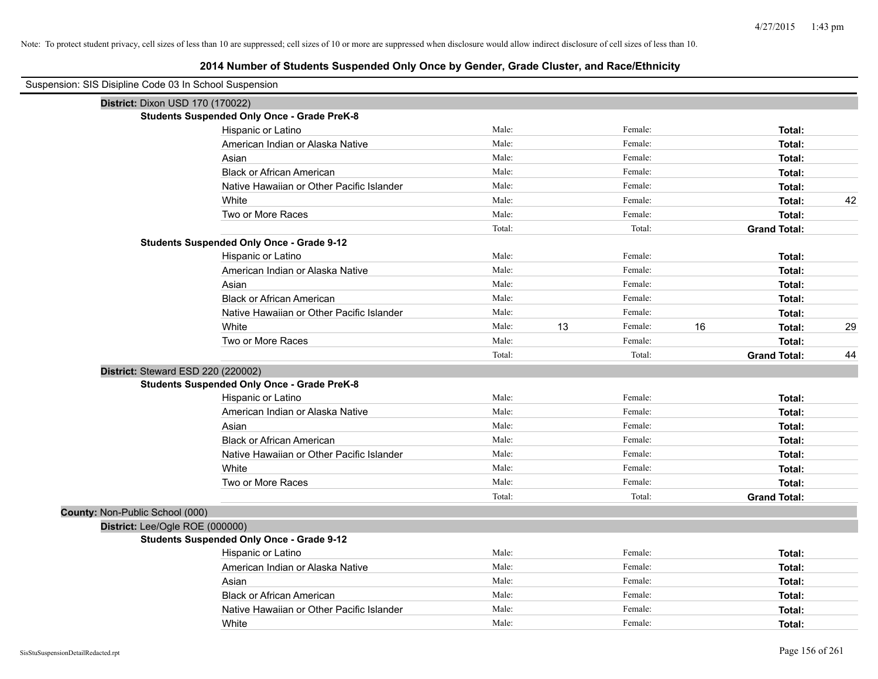Note: To protect student privacy, cell sizes of less than 10 are suppressed; cell sizes of 10 or more are suppressed when disclosure would allow indirect disclosure of cell sizes of less than 10.

# 2014 Number of Students Suspended Only Once by Gender, Grade Cluster, and Race/Ethnicity

Suspension: SIS Disipline Code 03 In School Suspension

**District:** Dixon USD 170 (170022)

**Students Suspended Only Once - Grade PreK-8**

| Race/Ethnicity | Male: | | Female: | | Total: | |
|---|---|---|---|---|---|---|
| Hispanic or Latino | Male: | | Female: | | **Total:** | |
| American Indian or Alaska Native | Male: | | Female: | | **Total:** | |
| Asian | Male: | | Female: | | **Total:** | |
| Black or African American | Male: | | Female: | | **Total:** | |
| Native Hawaiian or Other Pacific Islander | Male: | | Female: | | **Total:** | |
| White | Male: | | Female: | | **Total:** | 42 |
| Two or More Races | Male: | | Female: | | **Total:** | |
| | Total: | | Total: | | **Grand Total:** | |

**Students Suspended Only Once - Grade 9-12**

| Race/Ethnicity | Male: | | Female: | | Total: | |
|---|---|---|---|---|---|---|
| Hispanic or Latino | Male: | | Female: | | **Total:** | |
| American Indian or Alaska Native | Male: | | Female: | | **Total:** | |
| Asian | Male: | | Female: | | **Total:** | |
| Black or African American | Male: | | Female: | | **Total:** | |
| Native Hawaiian or Other Pacific Islander | Male: | | Female: | | **Total:** | |
| White | Male: | 13 | Female: | 16 | **Total:** | 29 |
| Two or More Races | Male: | | Female: | | **Total:** | |
| | Total: | | Total: | | **Grand Total:** | 44 |

**District:** Steward ESD 220 (220002)

**Students Suspended Only Once - Grade PreK-8**

| Race/Ethnicity | Male: | | Female: | | Total: | |
|---|---|---|---|---|---|---|
| Hispanic or Latino | Male: | | Female: | | **Total:** | |
| American Indian or Alaska Native | Male: | | Female: | | **Total:** | |
| Asian | Male: | | Female: | | **Total:** | |
| Black or African American | Male: | | Female: | | **Total:** | |
| Native Hawaiian or Other Pacific Islander | Male: | | Female: | | **Total:** | |
| White | Male: | | Female: | | **Total:** | |
| Two or More Races | Male: | | Female: | | **Total:** | |
| | Total: | | Total: | | **Grand Total:** | |

**County:** Non-Public School (000)

**District:** Lee/Ogle ROE (000000)

**Students Suspended Only Once - Grade 9-12**

| Race/Ethnicity | Male: | | Female: | | Total: | |
|---|---|---|---|---|---|---|
| Hispanic or Latino | Male: | | Female: | | **Total:** | |
| American Indian or Alaska Native | Male: | | Female: | | **Total:** | |
| Asian | Male: | | Female: | | **Total:** | |
| Black or African American | Male: | | Female: | | **Total:** | |
| Native Hawaiian or Other Pacific Islander | Male: | | Female: | | **Total:** | |
| White | Male: | | Female: | | **Total:** | |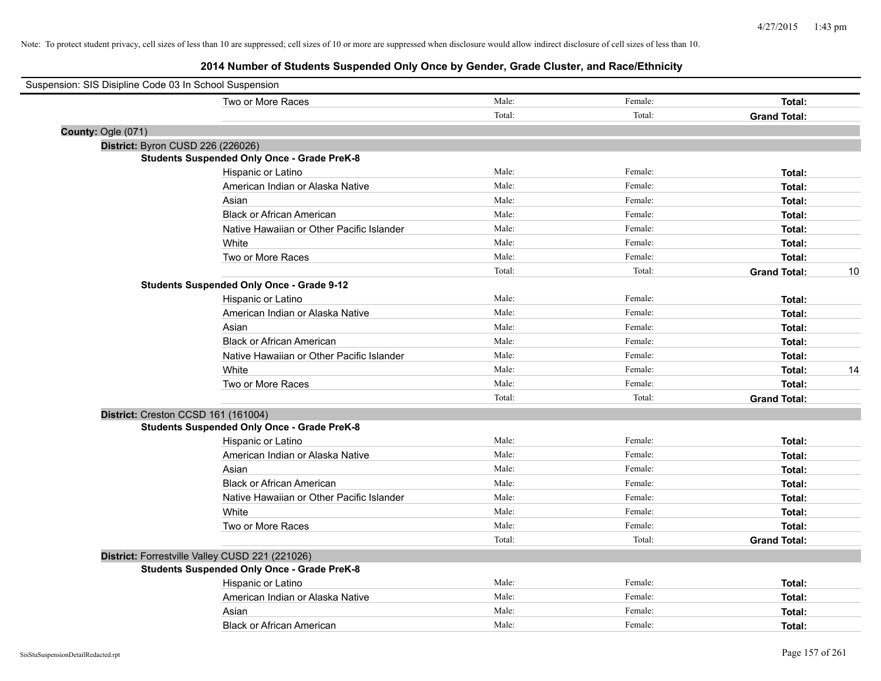Note: To protect student privacy, cell sizes of less than 10 are suppressed; cell sizes of 10 or more are suppressed when disclosure would allow indirect disclosure of cell sizes of less than 10.

# 2014 Number of Students Suspended Only Once by Gender, Grade Cluster, and Race/Ethnicity

Suspension: SIS Disipline Code 03 In School Suspension

| | Male: | Female: | Total: | |
|---|---|---|---|---|
| Two or More Races | Male: | Female: | **Total:** | |
| | Total: | Total: | **Grand Total:** | |

**County:** Ogle (071)

**District:** Byron CUSD 226 (226026)

**Students Suspended Only Once - Grade PreK-8**

| | | | | |
|---|---|---|---|---|
| Hispanic or Latino | Male: | Female: | **Total:** | |
| American Indian or Alaska Native | Male: | Female: | **Total:** | |
| Asian | Male: | Female: | **Total:** | |
| Black or African American | Male: | Female: | **Total:** | |
| Native Hawaiian or Other Pacific Islander | Male: | Female: | **Total:** | |
| White | Male: | Female: | **Total:** | |
| Two or More Races | Male: | Female: | **Total:** | |
| | Total: | Total: | **Grand Total:** | 10 |

**Students Suspended Only Once - Grade 9-12**

| | | | | |
|---|---|---|---|---|
| Hispanic or Latino | Male: | Female: | **Total:** | |
| American Indian or Alaska Native | Male: | Female: | **Total:** | |
| Asian | Male: | Female: | **Total:** | |
| Black or African American | Male: | Female: | **Total:** | |
| Native Hawaiian or Other Pacific Islander | Male: | Female: | **Total:** | |
| White | Male: | Female: | **Total:** | 14 |
| Two or More Races | Male: | Female: | **Total:** | |
| | Total: | Total: | **Grand Total:** | |

**District:** Creston CCSD 161 (161004)

**Students Suspended Only Once - Grade PreK-8**

| | | | | |
|---|---|---|---|---|
| Hispanic or Latino | Male: | Female: | **Total:** | |
| American Indian or Alaska Native | Male: | Female: | **Total:** | |
| Asian | Male: | Female: | **Total:** | |
| Black or African American | Male: | Female: | **Total:** | |
| Native Hawaiian or Other Pacific Islander | Male: | Female: | **Total:** | |
| White | Male: | Female: | **Total:** | |
| Two or More Races | Male: | Female: | **Total:** | |
| | Total: | Total: | **Grand Total:** | |

**District:** Forrestville Valley CUSD 221 (221026)

**Students Suspended Only Once - Grade PreK-8**

| | | | | |
|---|---|---|---|---|
| Hispanic or Latino | Male: | Female: | **Total:** | |
| American Indian or Alaska Native | Male: | Female: | **Total:** | |
| Asian | Male: | Female: | **Total:** | |
| Black or African American | Male: | Female: | **Total:** | |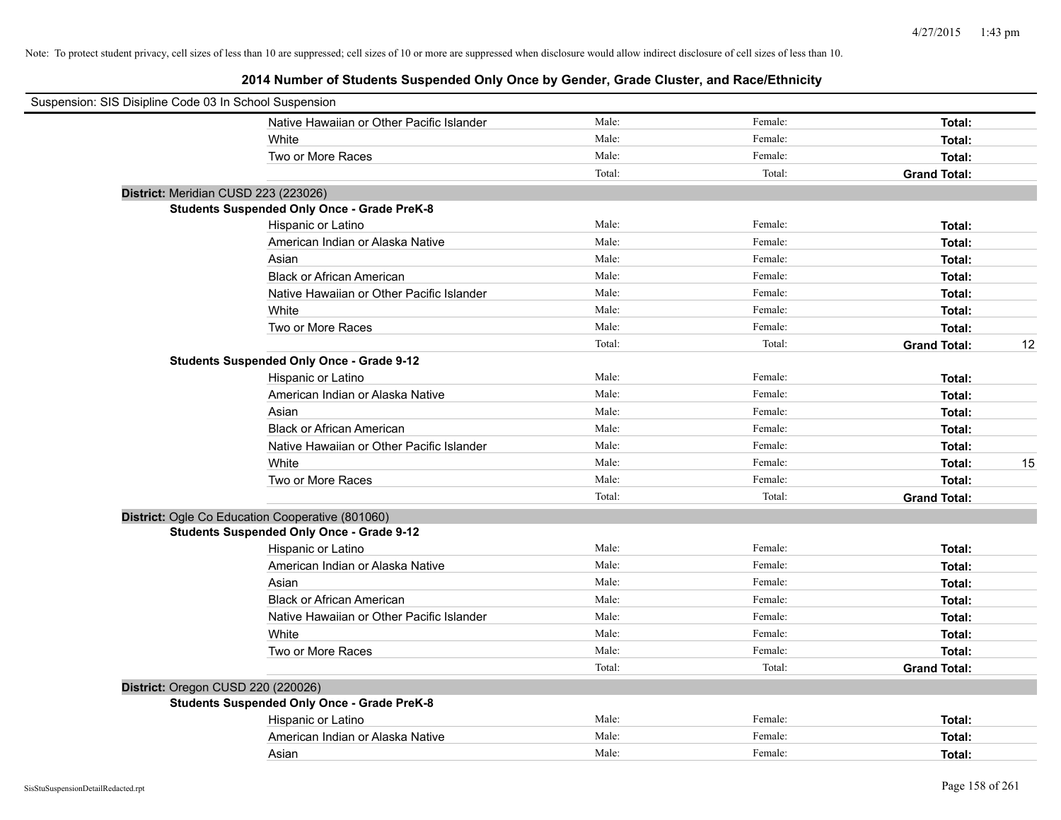Note: To protect student privacy, cell sizes of less than 10 are suppressed; cell sizes of 10 or more are suppressed when disclosure would allow indirect disclosure of cell sizes of less than 10.

# 2014 Number of Students Suspended Only Once by Gender, Grade Cluster, and Race/Ethnicity

Suspension: SIS Disipline Code 03 In School Suspension

| | | | | |
|---|---|---|---|---|
| Native Hawaiian or Other Pacific Islander | Male: | Female: | **Total:** | |
| White | Male: | Female: | **Total:** | |
| Two or More Races | Male: | Female: | **Total:** | |
| | Total: | Total: | **Grand Total:** | |

**District:** Meridian CUSD 223 (223026)

**Students Suspended Only Once - Grade PreK-8**

| | | | | |
|---|---|---|---|---|
| Hispanic or Latino | Male: | Female: | **Total:** | |
| American Indian or Alaska Native | Male: | Female: | **Total:** | |
| Asian | Male: | Female: | **Total:** | |
| Black or African American | Male: | Female: | **Total:** | |
| Native Hawaiian or Other Pacific Islander | Male: | Female: | **Total:** | |
| White | Male: | Female: | **Total:** | |
| Two or More Races | Male: | Female: | **Total:** | |
| | Total: | Total: | **Grand Total:** | 12 |

**Students Suspended Only Once - Grade 9-12**

| | | | | |
|---|---|---|---|---|
| Hispanic or Latino | Male: | Female: | **Total:** | |
| American Indian or Alaska Native | Male: | Female: | **Total:** | |
| Asian | Male: | Female: | **Total:** | |
| Black or African American | Male: | Female: | **Total:** | |
| Native Hawaiian or Other Pacific Islander | Male: | Female: | **Total:** | |
| White | Male: | Female: | **Total:** | 15 |
| Two or More Races | Male: | Female: | **Total:** | |
| | Total: | Total: | **Grand Total:** | |

**District:** Ogle Co Education Cooperative (801060)

**Students Suspended Only Once - Grade 9-12**

| | | | | |
|---|---|---|---|---|
| Hispanic or Latino | Male: | Female: | **Total:** | |
| American Indian or Alaska Native | Male: | Female: | **Total:** | |
| Asian | Male: | Female: | **Total:** | |
| Black or African American | Male: | Female: | **Total:** | |
| Native Hawaiian or Other Pacific Islander | Male: | Female: | **Total:** | |
| White | Male: | Female: | **Total:** | |
| Two or More Races | Male: | Female: | **Total:** | |
| | Total: | Total: | **Grand Total:** | |

**District:** Oregon CUSD 220 (220026)

**Students Suspended Only Once - Grade PreK-8**

| | | | | |
|---|---|---|---|---|
| Hispanic or Latino | Male: | Female: | **Total:** | |
| American Indian or Alaska Native | Male: | Female: | **Total:** | |
| Asian | Male: | Female: | **Total:** | |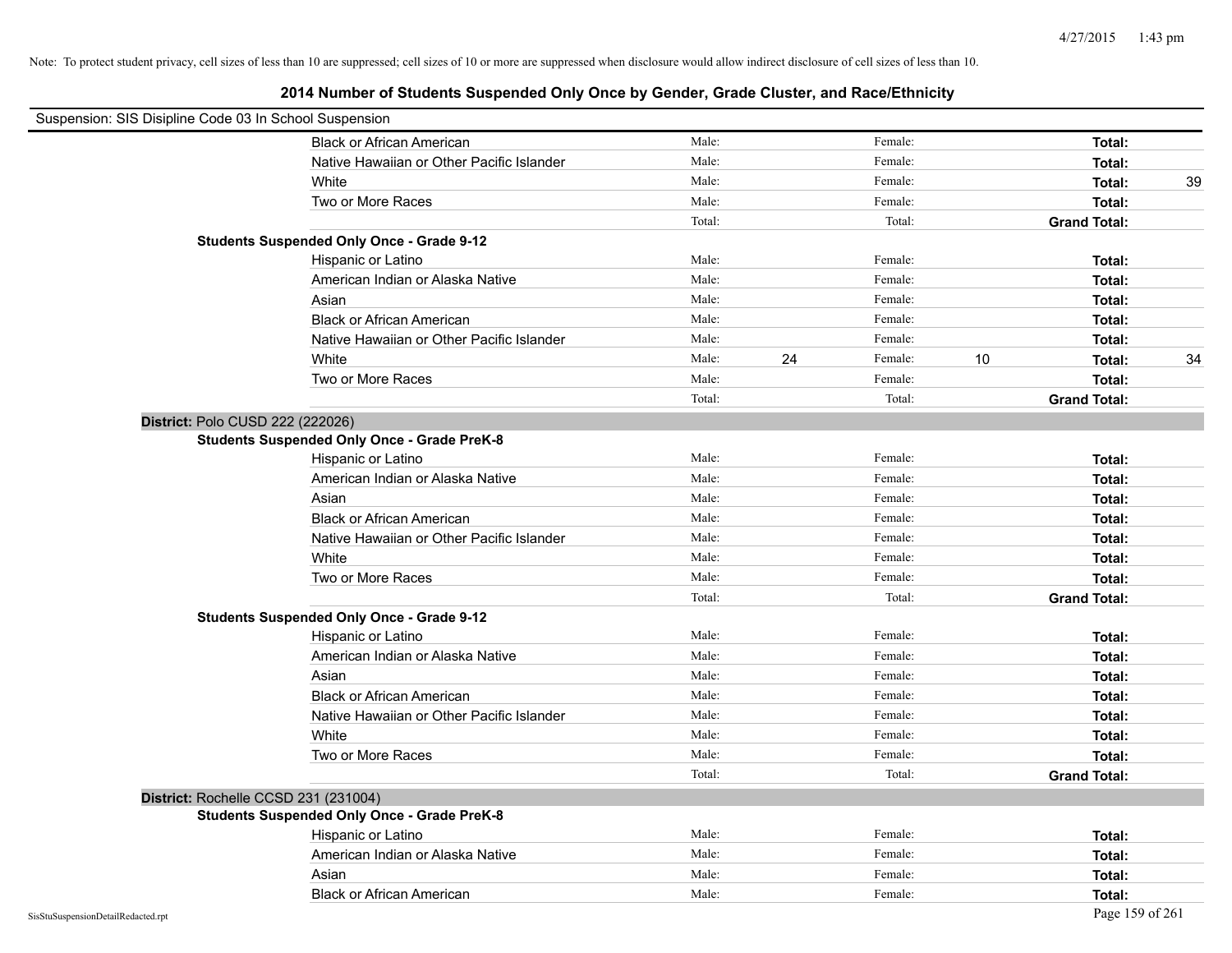Note: To protect student privacy, cell sizes of less than 10 are suppressed; cell sizes of 10 or more are suppressed when disclosure would allow indirect disclosure of cell sizes of less than 10.

## 2014 Number of Students Suspended Only Once by Gender, Grade Cluster, and Race/Ethnicity

Suspension: SIS Disipline Code 03 In School Suspension

| | | | | | | |
|---|---|---|---|---|---|---|
| Black or African American | Male: | | Female: | | **Total:** | |
| Native Hawaiian or Other Pacific Islander | Male: | | Female: | | **Total:** | |
| White | Male: | | Female: | | **Total:** | 39 |
| Two or More Races | Male: | | Female: | | **Total:** | |
| | Total: | | Total: | | **Grand Total:** | |

**Students Suspended Only Once - Grade 9-12**

| | | | | | | |
|---|---|---|---|---|---|---|
| Hispanic or Latino | Male: | | Female: | | **Total:** | |
| American Indian or Alaska Native | Male: | | Female: | | **Total:** | |
| Asian | Male: | | Female: | | **Total:** | |
| Black or African American | Male: | | Female: | | **Total:** | |
| Native Hawaiian or Other Pacific Islander | Male: | | Female: | | **Total:** | |
| White | Male: | 24 | Female: | 10 | **Total:** | 34 |
| Two or More Races | Male: | | Female: | | **Total:** | |
| | Total: | | Total: | | **Grand Total:** | |

### District: Polo CUSD 222 (222026)

**Students Suspended Only Once - Grade PreK-8**

| | | | | | | |
|---|---|---|---|---|---|---|
| Hispanic or Latino | Male: | | Female: | | **Total:** | |
| American Indian or Alaska Native | Male: | | Female: | | **Total:** | |
| Asian | Male: | | Female: | | **Total:** | |
| Black or African American | Male: | | Female: | | **Total:** | |
| Native Hawaiian or Other Pacific Islander | Male: | | Female: | | **Total:** | |
| White | Male: | | Female: | | **Total:** | |
| Two or More Races | Male: | | Female: | | **Total:** | |
| | Total: | | Total: | | **Grand Total:** | |

**Students Suspended Only Once - Grade 9-12**

| | | | | | | |
|---|---|---|---|---|---|---|
| Hispanic or Latino | Male: | | Female: | | **Total:** | |
| American Indian or Alaska Native | Male: | | Female: | | **Total:** | |
| Asian | Male: | | Female: | | **Total:** | |
| Black or African American | Male: | | Female: | | **Total:** | |
| Native Hawaiian or Other Pacific Islander | Male: | | Female: | | **Total:** | |
| White | Male: | | Female: | | **Total:** | |
| Two or More Races | Male: | | Female: | | **Total:** | |
| | Total: | | Total: | | **Grand Total:** | |

### District: Rochelle CCSD 231 (231004)

**Students Suspended Only Once - Grade PreK-8**

| | | | | | | |
|---|---|---|---|---|---|---|
| Hispanic or Latino | Male: | | Female: | | **Total:** | |
| American Indian or Alaska Native | Male: | | Female: | | **Total:** | |
| Asian | Male: | | Female: | | **Total:** | |
| Black or African American | Male: | | Female: | | **Total:** | |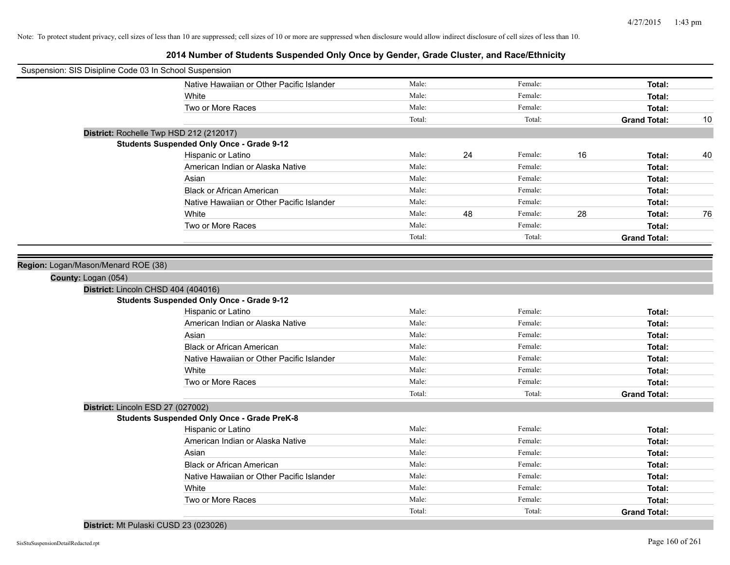Note: To protect student privacy, cell sizes of less than 10 are suppressed; cell sizes of 10 or more are suppressed when disclosure would allow indirect disclosure of cell sizes of less than 10.

# 2014 Number of Students Suspended Only Once by Gender, Grade Cluster, and Race/Ethnicity

Suspension: SIS Disipline Code 03 In School Suspension

| | | | | | | |
|---|---|---|---|---|---|---|
| Native Hawaiian or Other Pacific Islander | Male: | | Female: | | **Total:** | |
| White | Male: | | Female: | | **Total:** | |
| Two or More Races | Male: | | Female: | | **Total:** | |
| | Total: | | Total: | | **Grand Total:** | 10 |

**District:** Rochelle Twp HSD 212 (212017)

**Students Suspended Only Once - Grade 9-12**

| | | | | | | |
|---|---|---|---|---|---|---|
| Hispanic or Latino | Male: | 24 | Female: | 16 | **Total:** | 40 |
| American Indian or Alaska Native | Male: | | Female: | | **Total:** | |
| Asian | Male: | | Female: | | **Total:** | |
| Black or African American | Male: | | Female: | | **Total:** | |
| Native Hawaiian or Other Pacific Islander | Male: | | Female: | | **Total:** | |
| White | Male: | 48 | Female: | 28 | **Total:** | 76 |
| Two or More Races | Male: | | Female: | | **Total:** | |
| | Total: | | Total: | | **Grand Total:** | |

**Region:** Logan/Mason/Menard ROE (38)

**County:** Logan (054)

**District:** Lincoln CHSD 404 (404016)

**Students Suspended Only Once - Grade 9-12**

| | | | | | | |
|---|---|---|---|---|---|---|
| Hispanic or Latino | Male: | | Female: | | **Total:** | |
| American Indian or Alaska Native | Male: | | Female: | | **Total:** | |
| Asian | Male: | | Female: | | **Total:** | |
| Black or African American | Male: | | Female: | | **Total:** | |
| Native Hawaiian or Other Pacific Islander | Male: | | Female: | | **Total:** | |
| White | Male: | | Female: | | **Total:** | |
| Two or More Races | Male: | | Female: | | **Total:** | |
| | Total: | | Total: | | **Grand Total:** | |

**District:** Lincoln ESD 27 (027002)

**Students Suspended Only Once - Grade PreK-8**

| | | | | | | |
|---|---|---|---|---|---|---|
| Hispanic or Latino | Male: | | Female: | | **Total:** | |
| American Indian or Alaska Native | Male: | | Female: | | **Total:** | |
| Asian | Male: | | Female: | | **Total:** | |
| Black or African American | Male: | | Female: | | **Total:** | |
| Native Hawaiian or Other Pacific Islander | Male: | | Female: | | **Total:** | |
| White | Male: | | Female: | | **Total:** | |
| Two or More Races | Male: | | Female: | | **Total:** | |
| | Total: | | Total: | | **Grand Total:** | |

**District:** Mt Pulaski CUSD 23 (023026)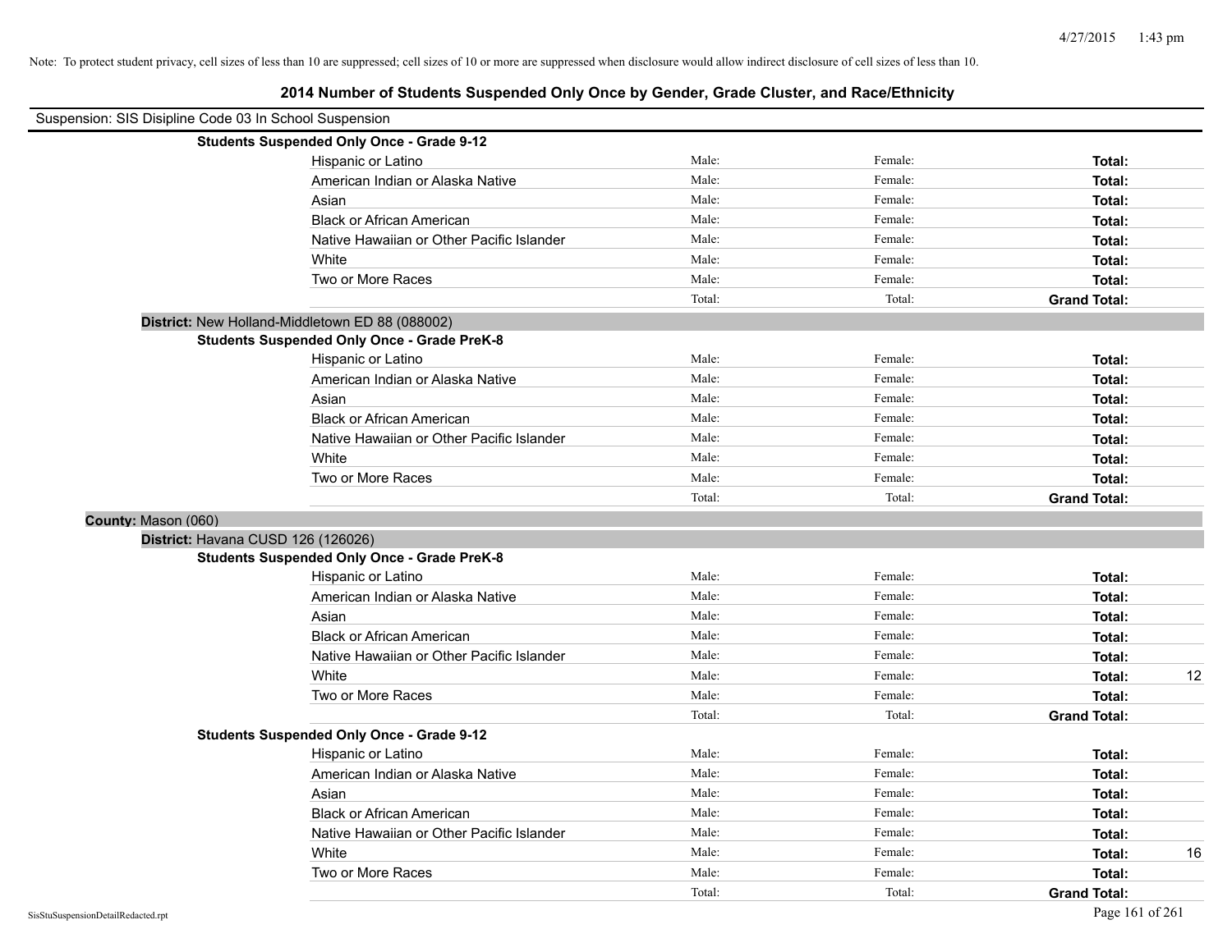Note: To protect student privacy, cell sizes of less than 10 are suppressed; cell sizes of 10 or more are suppressed when disclosure would allow indirect disclosure of cell sizes of less than 10.

# 2014 Number of Students Suspended Only Once by Gender, Grade Cluster, and Race/Ethnicity

Suspension: SIS Disipline Code 03 In School Suspension

**Students Suspended Only Once - Grade 9-12**

| | Male: | Female: | Total: | |
|---|---|---|---|---|
| Hispanic or Latino | Male: | Female: | **Total:** | |
| American Indian or Alaska Native | Male: | Female: | **Total:** | |
| Asian | Male: | Female: | **Total:** | |
| Black or African American | Male: | Female: | **Total:** | |
| Native Hawaiian or Other Pacific Islander | Male: | Female: | **Total:** | |
| White | Male: | Female: | **Total:** | |
| Two or More Races | Male: | Female: | **Total:** | |
| | Total: | Total: | **Grand Total:** | |

**District:** New Holland-Middletown ED 88 (088002)

**Students Suspended Only Once - Grade PreK-8**

| | Male: | Female: | Total: | |
|---|---|---|---|---|
| Hispanic or Latino | Male: | Female: | **Total:** | |
| American Indian or Alaska Native | Male: | Female: | **Total:** | |
| Asian | Male: | Female: | **Total:** | |
| Black or African American | Male: | Female: | **Total:** | |
| Native Hawaiian or Other Pacific Islander | Male: | Female: | **Total:** | |
| White | Male: | Female: | **Total:** | |
| Two or More Races | Male: | Female: | **Total:** | |
| | Total: | Total: | **Grand Total:** | |

**County:** Mason (060)

**District:** Havana CUSD 126 (126026)

**Students Suspended Only Once - Grade PreK-8**

| | Male: | Female: | Total: | |
|---|---|---|---|---|
| Hispanic or Latino | Male: | Female: | **Total:** | |
| American Indian or Alaska Native | Male: | Female: | **Total:** | |
| Asian | Male: | Female: | **Total:** | |
| Black or African American | Male: | Female: | **Total:** | |
| Native Hawaiian or Other Pacific Islander | Male: | Female: | **Total:** | |
| White | Male: | Female: | **Total:** | 12 |
| Two or More Races | Male: | Female: | **Total:** | |
| | Total: | Total: | **Grand Total:** | |

**Students Suspended Only Once - Grade 9-12**

| | Male: | Female: | Total: | |
|---|---|---|---|---|
| Hispanic or Latino | Male: | Female: | **Total:** | |
| American Indian or Alaska Native | Male: | Female: | **Total:** | |
| Asian | Male: | Female: | **Total:** | |
| Black or African American | Male: | Female: | **Total:** | |
| Native Hawaiian or Other Pacific Islander | Male: | Female: | **Total:** | |
| White | Male: | Female: | **Total:** | 16 |
| Two or More Races | Male: | Female: | **Total:** | |
| | Total: | Total: | **Grand Total:** | |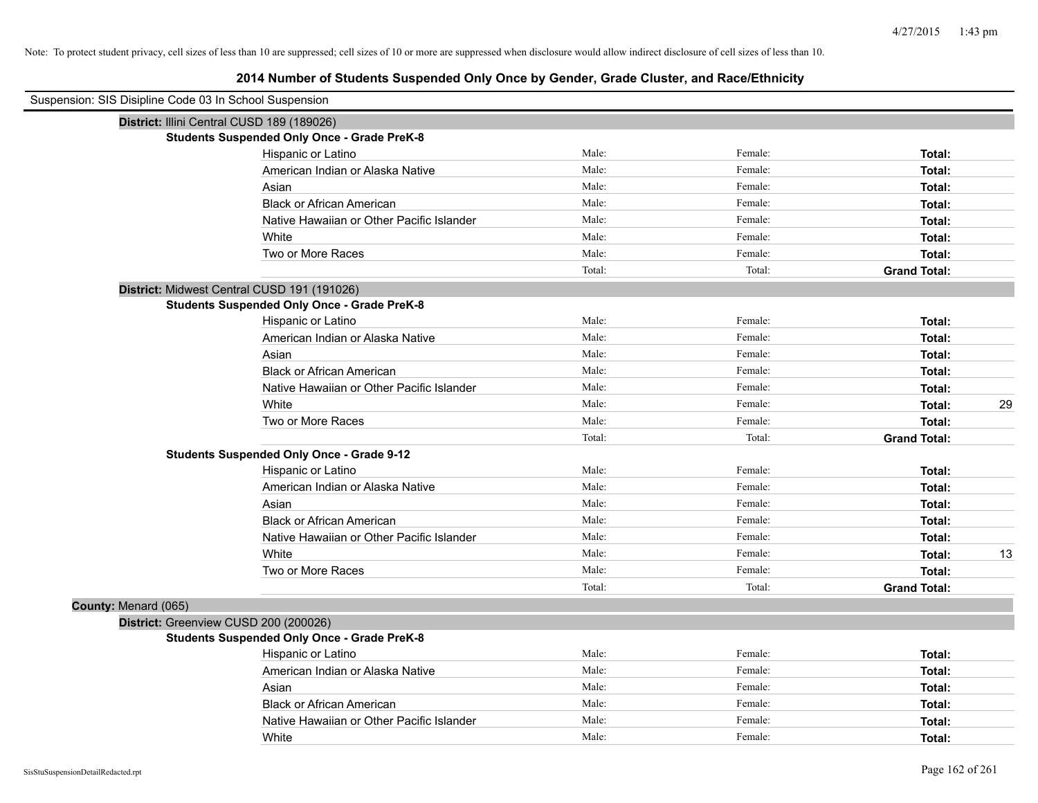Note: To protect student privacy, cell sizes of less than 10 are suppressed; cell sizes of 10 or more are suppressed when disclosure would allow indirect disclosure of cell sizes of less than 10.

# 2014 Number of Students Suspended Only Once by Gender, Grade Cluster, and Race/Ethnicity

Suspension: SIS Disipline Code 03 In School Suspension

**District:** Illini Central CUSD 189 (189026)

**Students Suspended Only Once - Grade PreK-8**

| | | | | |
|---|---|---|---|---|
| Hispanic or Latino | Male: | Female: | **Total:** | |
| American Indian or Alaska Native | Male: | Female: | **Total:** | |
| Asian | Male: | Female: | **Total:** | |
| Black or African American | Male: | Female: | **Total:** | |
| Native Hawaiian or Other Pacific Islander | Male: | Female: | **Total:** | |
| White | Male: | Female: | **Total:** | |
| Two or More Races | Male: | Female: | **Total:** | |
| | Total: | Total: | **Grand Total:** | |

**District:** Midwest Central CUSD 191 (191026)

**Students Suspended Only Once - Grade PreK-8**

| | | | | |
|---|---|---|---|---|
| Hispanic or Latino | Male: | Female: | **Total:** | |
| American Indian or Alaska Native | Male: | Female: | **Total:** | |
| Asian | Male: | Female: | **Total:** | |
| Black or African American | Male: | Female: | **Total:** | |
| Native Hawaiian or Other Pacific Islander | Male: | Female: | **Total:** | |
| White | Male: | Female: | **Total:** | 29 |
| Two or More Races | Male: | Female: | **Total:** | |
| | Total: | Total: | **Grand Total:** | |

**Students Suspended Only Once - Grade 9-12**

| | | | | |
|---|---|---|---|---|
| Hispanic or Latino | Male: | Female: | **Total:** | |
| American Indian or Alaska Native | Male: | Female: | **Total:** | |
| Asian | Male: | Female: | **Total:** | |
| Black or African American | Male: | Female: | **Total:** | |
| Native Hawaiian or Other Pacific Islander | Male: | Female: | **Total:** | |
| White | Male: | Female: | **Total:** | 13 |
| Two or More Races | Male: | Female: | **Total:** | |
| | Total: | Total: | **Grand Total:** | |

**County:** Menard (065)

**District:** Greenview CUSD 200 (200026)

**Students Suspended Only Once - Grade PreK-8**

| | | | | |
|---|---|---|---|---|
| Hispanic or Latino | Male: | Female: | **Total:** | |
| American Indian or Alaska Native | Male: | Female: | **Total:** | |
| Asian | Male: | Female: | **Total:** | |
| Black or African American | Male: | Female: | **Total:** | |
| Native Hawaiian or Other Pacific Islander | Male: | Female: | **Total:** | |
| White | Male: | Female: | **Total:** | |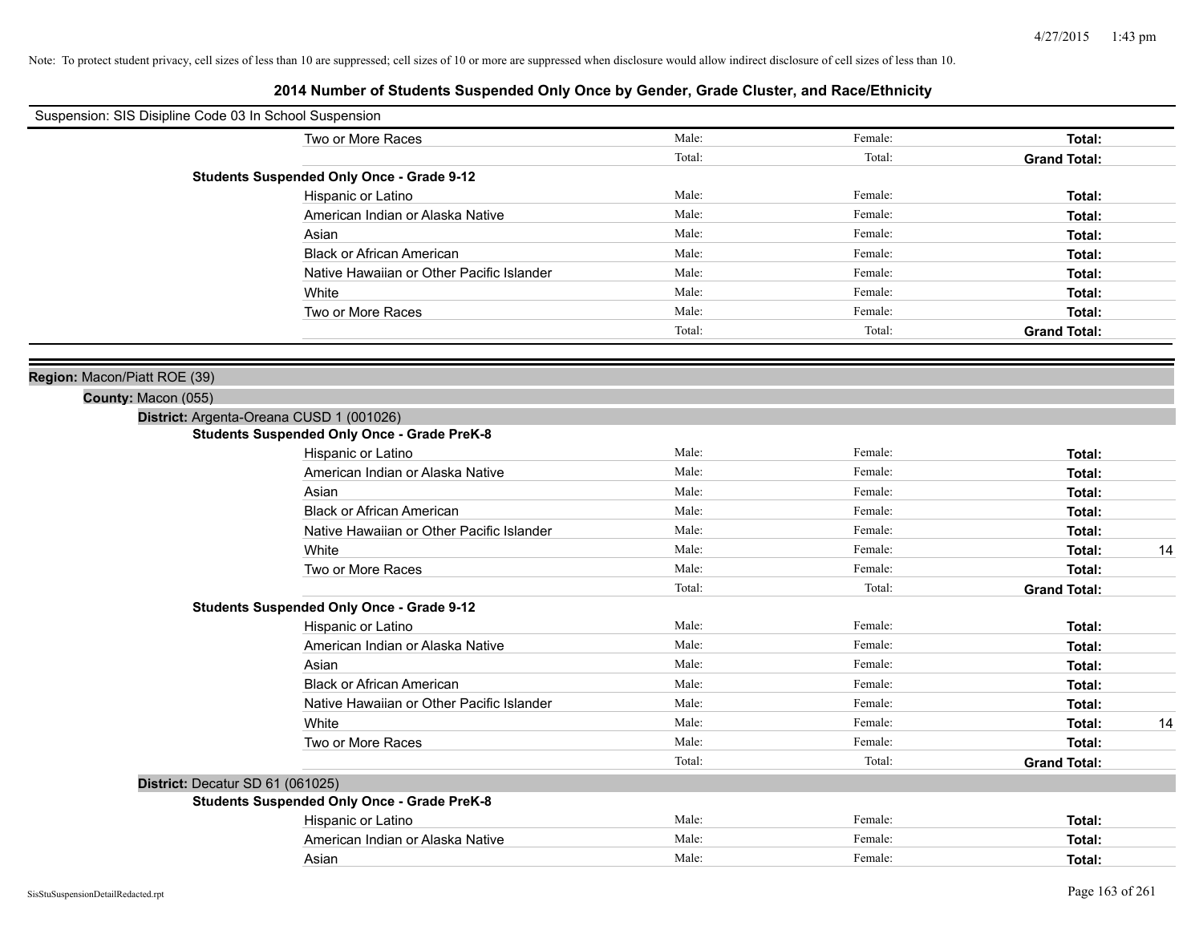Note: To protect student privacy, cell sizes of less than 10 are suppressed; cell sizes of 10 or more are suppressed when disclosure would allow indirect disclosure of cell sizes of less than 10.

# 2014 Number of Students Suspended Only Once by Gender, Grade Cluster, and Race/Ethnicity

Suspension: SIS Disipline Code 03 In School Suspension

| | Male | Female | Total |
|---|---|---|---|
| Two or More Races | Male: | Female: | Total: |
| | Total: | Total: | Grand Total: |

**Students Suspended Only Once - Grade 9-12**

| | Male | Female | Total |
|---|---|---|---|
| Hispanic or Latino | Male: | Female: | Total: |
| American Indian or Alaska Native | Male: | Female: | Total: |
| Asian | Male: | Female: | Total: |
| Black or African American | Male: | Female: | Total: |
| Native Hawaiian or Other Pacific Islander | Male: | Female: | Total: |
| White | Male: | Female: | Total: |
| Two or More Races | Male: | Female: | Total: |
| | Total: | Total: | Grand Total: |

**Region:** Macon/Piatt ROE (39)

**County:** Macon (055)

**District:** Argenta-Oreana CUSD 1 (001026)

**Students Suspended Only Once - Grade PreK-8**

| | Male | Female | Total |
|---|---|---|---|
| Hispanic or Latino | Male: | Female: | Total: |
| American Indian or Alaska Native | Male: | Female: | Total: |
| Asian | Male: | Female: | Total: |
| Black or African American | Male: | Female: | Total: |
| Native Hawaiian or Other Pacific Islander | Male: | Female: | Total: |
| White | Male: | Female: | Total: 14 |
| Two or More Races | Male: | Female: | Total: |
| | Total: | Total: | Grand Total: |

**Students Suspended Only Once - Grade 9-12**

| | Male | Female | Total |
|---|---|---|---|
| Hispanic or Latino | Male: | Female: | Total: |
| American Indian or Alaska Native | Male: | Female: | Total: |
| Asian | Male: | Female: | Total: |
| Black or African American | Male: | Female: | Total: |
| Native Hawaiian or Other Pacific Islander | Male: | Female: | Total: |
| White | Male: | Female: | Total: 14 |
| Two or More Races | Male: | Female: | Total: |
| | Total: | Total: | Grand Total: |

**District:** Decatur SD 61 (061025)

**Students Suspended Only Once - Grade PreK-8**

| | Male | Female | Total |
|---|---|---|---|
| Hispanic or Latino | Male: | Female: | Total: |
| American Indian or Alaska Native | Male: | Female: | Total: |
| Asian | Male: | Female: | Total: |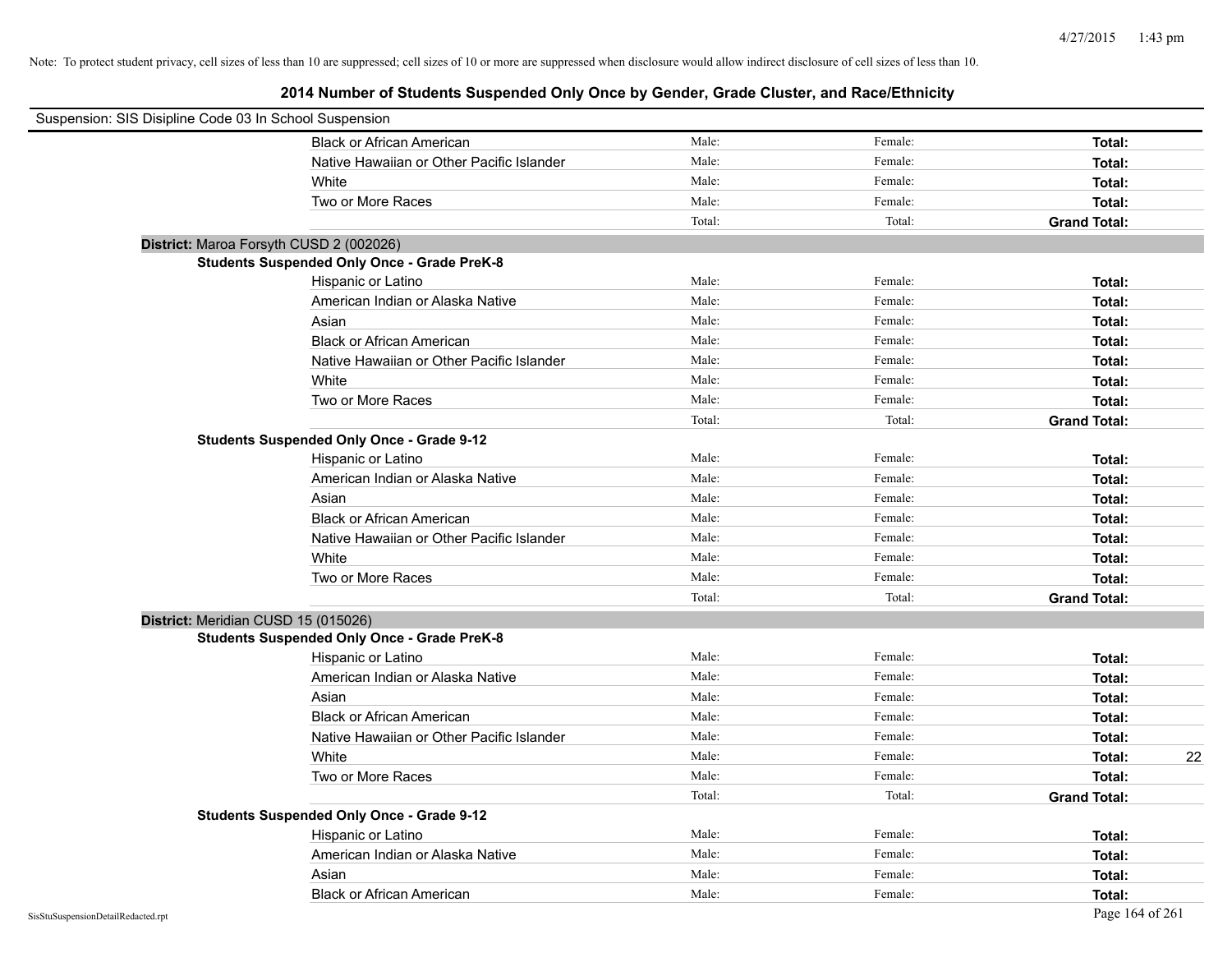Note: To protect student privacy, cell sizes of less than 10 are suppressed; cell sizes of 10 or more are suppressed when disclosure would allow indirect disclosure of cell sizes of less than 10.

## 2014 Number of Students Suspended Only Once by Gender, Grade Cluster, and Race/Ethnicity

Suspension: SIS Disipline Code 03 In School Suspension

| | Male | Female | Total |
|---|---|---|---|
| Black or African American | Male: | Female: | **Total:** |
| Native Hawaiian or Other Pacific Islander | Male: | Female: | **Total:** |
| White | Male: | Female: | **Total:** |
| Two or More Races | Male: | Female: | **Total:** |
| | Total: | Total: | **Grand Total:** |

**District:** Maroa Forsyth CUSD 2 (002026)

**Students Suspended Only Once - Grade PreK-8**

| | Male | Female | Total |
|---|---|---|---|
| Hispanic or Latino | Male: | Female: | **Total:** |
| American Indian or Alaska Native | Male: | Female: | **Total:** |
| Asian | Male: | Female: | **Total:** |
| Black or African American | Male: | Female: | **Total:** |
| Native Hawaiian or Other Pacific Islander | Male: | Female: | **Total:** |
| White | Male: | Female: | **Total:** |
| Two or More Races | Male: | Female: | **Total:** |
| | Total: | Total: | **Grand Total:** |

**Students Suspended Only Once - Grade 9-12**

| | Male | Female | Total |
|---|---|---|---|
| Hispanic or Latino | Male: | Female: | **Total:** |
| American Indian or Alaska Native | Male: | Female: | **Total:** |
| Asian | Male: | Female: | **Total:** |
| Black or African American | Male: | Female: | **Total:** |
| Native Hawaiian or Other Pacific Islander | Male: | Female: | **Total:** |
| White | Male: | Female: | **Total:** |
| Two or More Races | Male: | Female: | **Total:** |
| | Total: | Total: | **Grand Total:** |

**District:** Meridian CUSD 15 (015026)

**Students Suspended Only Once - Grade PreK-8**

| | Male | Female | Total |
|---|---|---|---|
| Hispanic or Latino | Male: | Female: | **Total:** |
| American Indian or Alaska Native | Male: | Female: | **Total:** |
| Asian | Male: | Female: | **Total:** |
| Black or African American | Male: | Female: | **Total:** |
| Native Hawaiian or Other Pacific Islander | Male: | Female: | **Total:** |
| White | Male: | Female: | **Total:** 22 |
| Two or More Races | Male: | Female: | **Total:** |
| | Total: | Total: | **Grand Total:** |

**Students Suspended Only Once - Grade 9-12**

| | Male | Female | Total |
|---|---|---|---|
| Hispanic or Latino | Male: | Female: | **Total:** |
| American Indian or Alaska Native | Male: | Female: | **Total:** |
| Asian | Male: | Female: | **Total:** |
| Black or African American | Male: | Female: | **Total:** |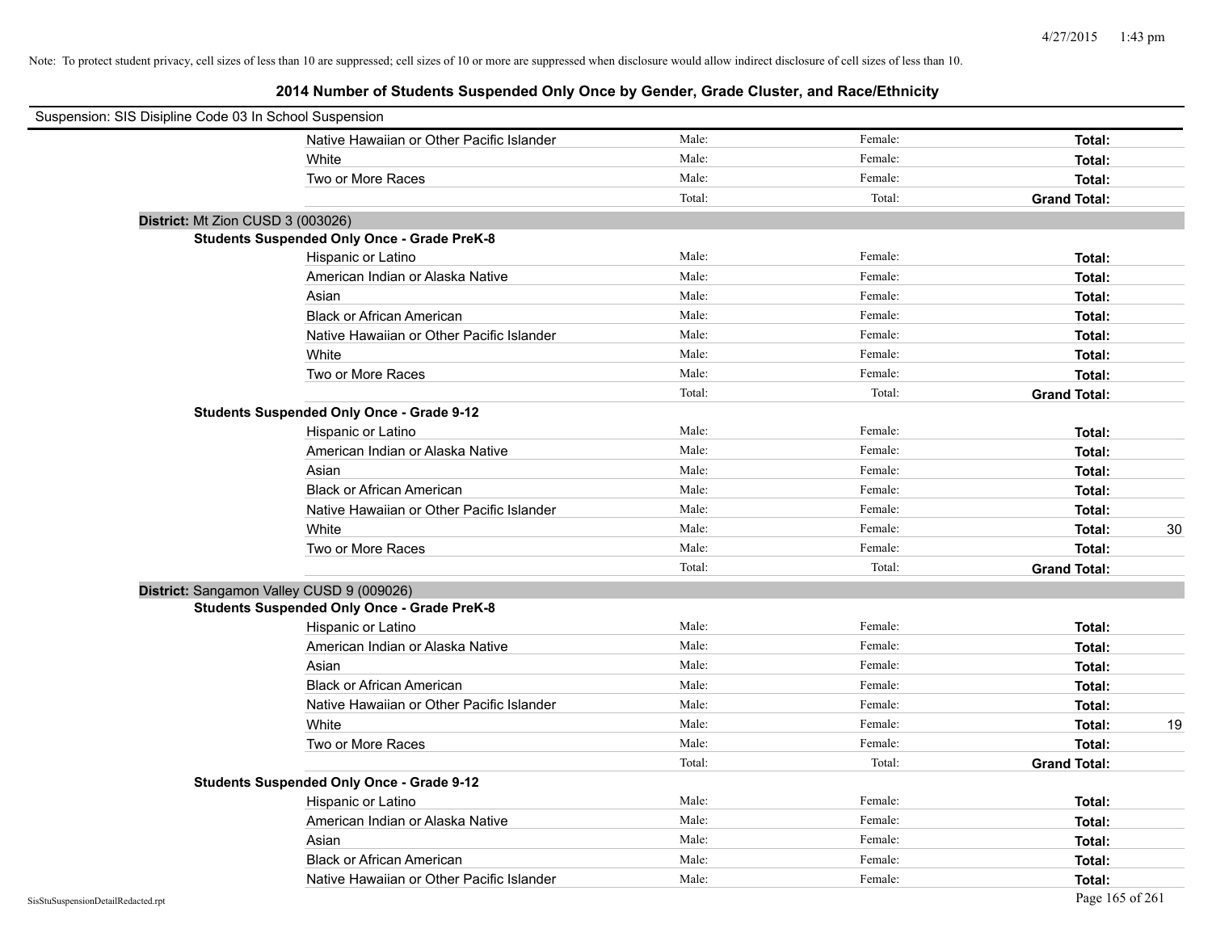Note: To protect student privacy, cell sizes of less than 10 are suppressed; cell sizes of 10 or more are suppressed when disclosure would allow indirect disclosure of cell sizes of less than 10.

# 2014 Number of Students Suspended Only Once by Gender, Grade Cluster, and Race/Ethnicity

Suspension: SIS Disipline Code 03 In School Suspension

| | | | | |
|---|---|---|---|---|
| Native Hawaiian or Other Pacific Islander | Male: | Female: | **Total:** | |
| White | Male: | Female: | **Total:** | |
| Two or More Races | Male: | Female: | **Total:** | |
| | Total: | Total: | **Grand Total:** | |

**District:** Mt Zion CUSD 3 (003026)

**Students Suspended Only Once - Grade PreK-8**

| | | | | |
|---|---|---|---|---|
| Hispanic or Latino | Male: | Female: | **Total:** | |
| American Indian or Alaska Native | Male: | Female: | **Total:** | |
| Asian | Male: | Female: | **Total:** | |
| Black or African American | Male: | Female: | **Total:** | |
| Native Hawaiian or Other Pacific Islander | Male: | Female: | **Total:** | |
| White | Male: | Female: | **Total:** | |
| Two or More Races | Male: | Female: | **Total:** | |
| | Total: | Total: | **Grand Total:** | |

**Students Suspended Only Once - Grade 9-12**

| | | | | |
|---|---|---|---|---|
| Hispanic or Latino | Male: | Female: | **Total:** | |
| American Indian or Alaska Native | Male: | Female: | **Total:** | |
| Asian | Male: | Female: | **Total:** | |
| Black or African American | Male: | Female: | **Total:** | |
| Native Hawaiian or Other Pacific Islander | Male: | Female: | **Total:** | |
| White | Male: | Female: | **Total:** | 30 |
| Two or More Races | Male: | Female: | **Total:** | |
| | Total: | Total: | **Grand Total:** | |

**District:** Sangamon Valley CUSD 9 (009026)

**Students Suspended Only Once - Grade PreK-8**

| | | | | |
|---|---|---|---|---|
| Hispanic or Latino | Male: | Female: | **Total:** | |
| American Indian or Alaska Native | Male: | Female: | **Total:** | |
| Asian | Male: | Female: | **Total:** | |
| Black or African American | Male: | Female: | **Total:** | |
| Native Hawaiian or Other Pacific Islander | Male: | Female: | **Total:** | |
| White | Male: | Female: | **Total:** | 19 |
| Two or More Races | Male: | Female: | **Total:** | |
| | Total: | Total: | **Grand Total:** | |

**Students Suspended Only Once - Grade 9-12**

| | | | | |
|---|---|---|---|---|
| Hispanic or Latino | Male: | Female: | **Total:** | |
| American Indian or Alaska Native | Male: | Female: | **Total:** | |
| Asian | Male: | Female: | **Total:** | |
| Black or African American | Male: | Female: | **Total:** | |
| Native Hawaiian or Other Pacific Islander | Male: | Female: | **Total:** | |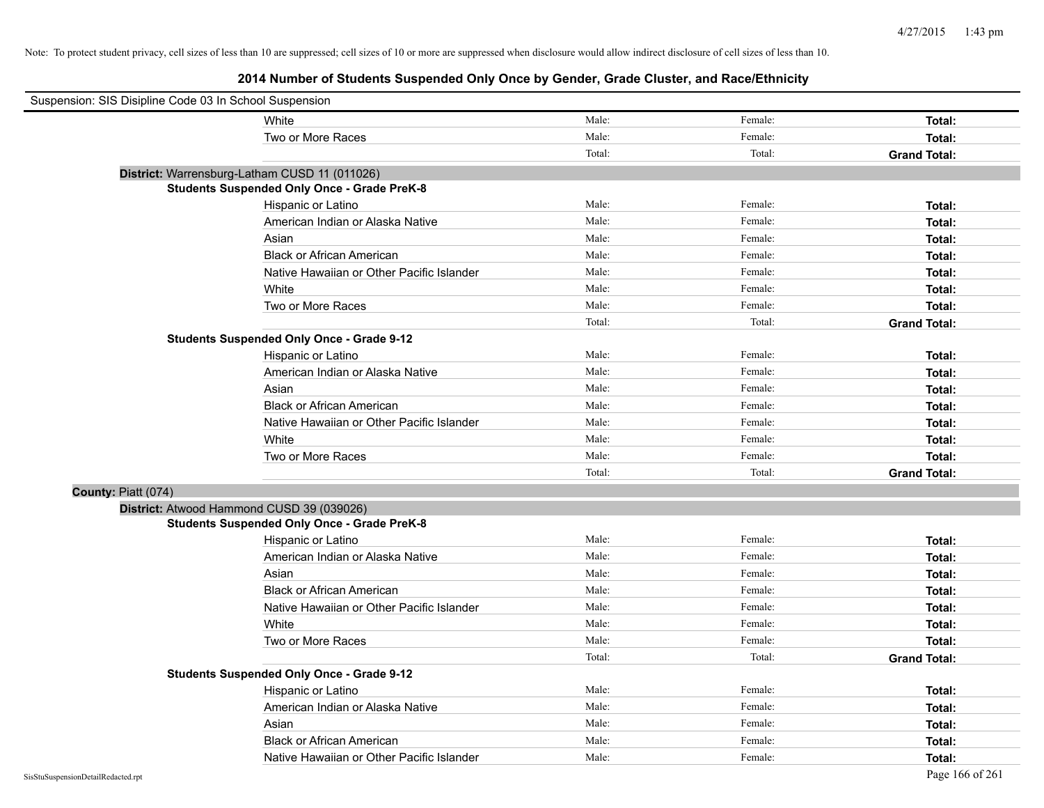Note: To protect student privacy, cell sizes of less than 10 are suppressed; cell sizes of 10 or more are suppressed when disclosure would allow indirect disclosure of cell sizes of less than 10.

## 2014 Number of Students Suspended Only Once by Gender, Grade Cluster, and Race/Ethnicity

Suspension: SIS Disipline Code 03 In School Suspension

| | Male | Female | Total |
|---|---|---|---|
| White | Male: | Female: | **Total:** |
| Two or More Races | Male: | Female: | **Total:** |
| | Total: | Total: | **Grand Total:** |

**District:** Warrensburg-Latham CUSD 11 (011026)

**Students Suspended Only Once - Grade PreK-8**

| | Male | Female | Total |
|---|---|---|---|
| Hispanic or Latino | Male: | Female: | **Total:** |
| American Indian or Alaska Native | Male: | Female: | **Total:** |
| Asian | Male: | Female: | **Total:** |
| Black or African American | Male: | Female: | **Total:** |
| Native Hawaiian or Other Pacific Islander | Male: | Female: | **Total:** |
| White | Male: | Female: | **Total:** |
| Two or More Races | Male: | Female: | **Total:** |
| | Total: | Total: | **Grand Total:** |

**Students Suspended Only Once - Grade 9-12**

| | Male | Female | Total |
|---|---|---|---|
| Hispanic or Latino | Male: | Female: | **Total:** |
| American Indian or Alaska Native | Male: | Female: | **Total:** |
| Asian | Male: | Female: | **Total:** |
| Black or African American | Male: | Female: | **Total:** |
| Native Hawaiian or Other Pacific Islander | Male: | Female: | **Total:** |
| White | Male: | Female: | **Total:** |
| Two or More Races | Male: | Female: | **Total:** |
| | Total: | Total: | **Grand Total:** |

**County:** Piatt (074)

**District:** Atwood Hammond CUSD 39 (039026)

**Students Suspended Only Once - Grade PreK-8**

| | Male | Female | Total |
|---|---|---|---|
| Hispanic or Latino | Male: | Female: | **Total:** |
| American Indian or Alaska Native | Male: | Female: | **Total:** |
| Asian | Male: | Female: | **Total:** |
| Black or African American | Male: | Female: | **Total:** |
| Native Hawaiian or Other Pacific Islander | Male: | Female: | **Total:** |
| White | Male: | Female: | **Total:** |
| Two or More Races | Male: | Female: | **Total:** |
| | Total: | Total: | **Grand Total:** |

**Students Suspended Only Once - Grade 9-12**

| | Male | Female | Total |
|---|---|---|---|
| Hispanic or Latino | Male: | Female: | **Total:** |
| American Indian or Alaska Native | Male: | Female: | **Total:** |
| Asian | Male: | Female: | **Total:** |
| Black or African American | Male: | Female: | **Total:** |
| Native Hawaiian or Other Pacific Islander | Male: | Female: | **Total:** |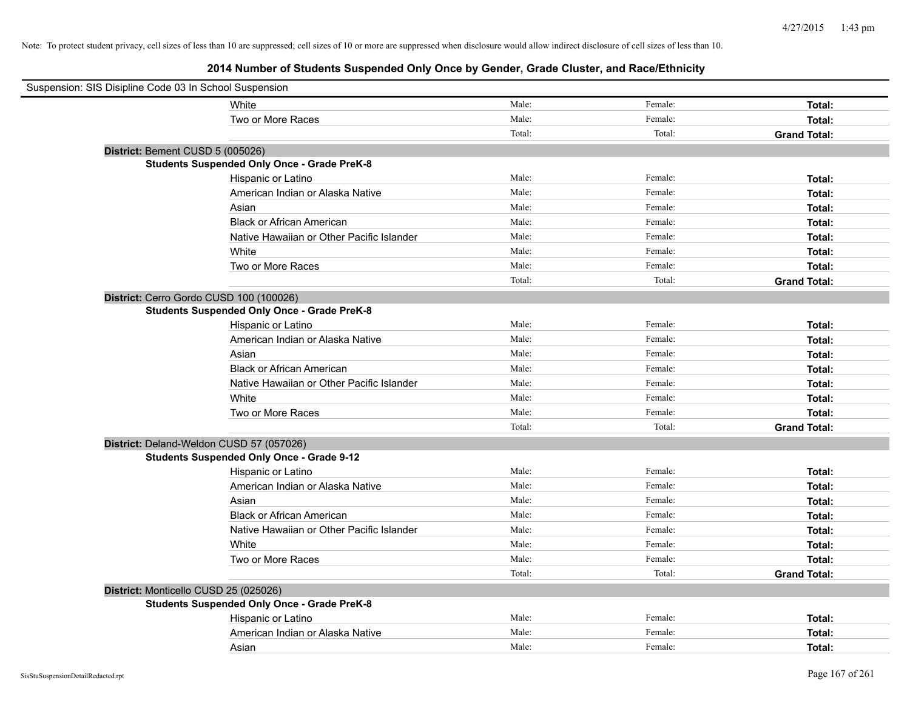Note: To protect student privacy, cell sizes of less than 10 are suppressed; cell sizes of 10 or more are suppressed when disclosure would allow indirect disclosure of cell sizes of less than 10.

## 2014 Number of Students Suspended Only Once by Gender, Grade Cluster, and Race/Ethnicity

Suspension: SIS Disipline Code 03 In School Suspension

| | | | | |
|---|---|---|---|---|
| | White | Male: | Female: | **Total:** |
| | Two or More Races | Male: | Female: | **Total:** |
| | | Total: | Total: | **Grand Total:** |

**District:** Bement CUSD 5 (005026)

**Students Suspended Only Once - Grade PreK-8**

| | | | |
|---|---|---|---|
| Hispanic or Latino | Male: | Female: | **Total:** |
| American Indian or Alaska Native | Male: | Female: | **Total:** |
| Asian | Male: | Female: | **Total:** |
| Black or African American | Male: | Female: | **Total:** |
| Native Hawaiian or Other Pacific Islander | Male: | Female: | **Total:** |
| White | Male: | Female: | **Total:** |
| Two or More Races | Male: | Female: | **Total:** |
| | Total: | Total: | **Grand Total:** |

**District:** Cerro Gordo CUSD 100 (100026)

**Students Suspended Only Once - Grade PreK-8**

| | | | |
|---|---|---|---|
| Hispanic or Latino | Male: | Female: | **Total:** |
| American Indian or Alaska Native | Male: | Female: | **Total:** |
| Asian | Male: | Female: | **Total:** |
| Black or African American | Male: | Female: | **Total:** |
| Native Hawaiian or Other Pacific Islander | Male: | Female: | **Total:** |
| White | Male: | Female: | **Total:** |
| Two or More Races | Male: | Female: | **Total:** |
| | Total: | Total: | **Grand Total:** |

**District:** Deland-Weldon CUSD 57 (057026)

**Students Suspended Only Once - Grade 9-12**

| | | | |
|---|---|---|---|
| Hispanic or Latino | Male: | Female: | **Total:** |
| American Indian or Alaska Native | Male: | Female: | **Total:** |
| Asian | Male: | Female: | **Total:** |
| Black or African American | Male: | Female: | **Total:** |
| Native Hawaiian or Other Pacific Islander | Male: | Female: | **Total:** |
| White | Male: | Female: | **Total:** |
| Two or More Races | Male: | Female: | **Total:** |
| | Total: | Total: | **Grand Total:** |

**District:** Monticello CUSD 25 (025026)

**Students Suspended Only Once - Grade PreK-8**

| | | | |
|---|---|---|---|
| Hispanic or Latino | Male: | Female: | **Total:** |
| American Indian or Alaska Native | Male: | Female: | **Total:** |
| Asian | Male: | Female: | **Total:** |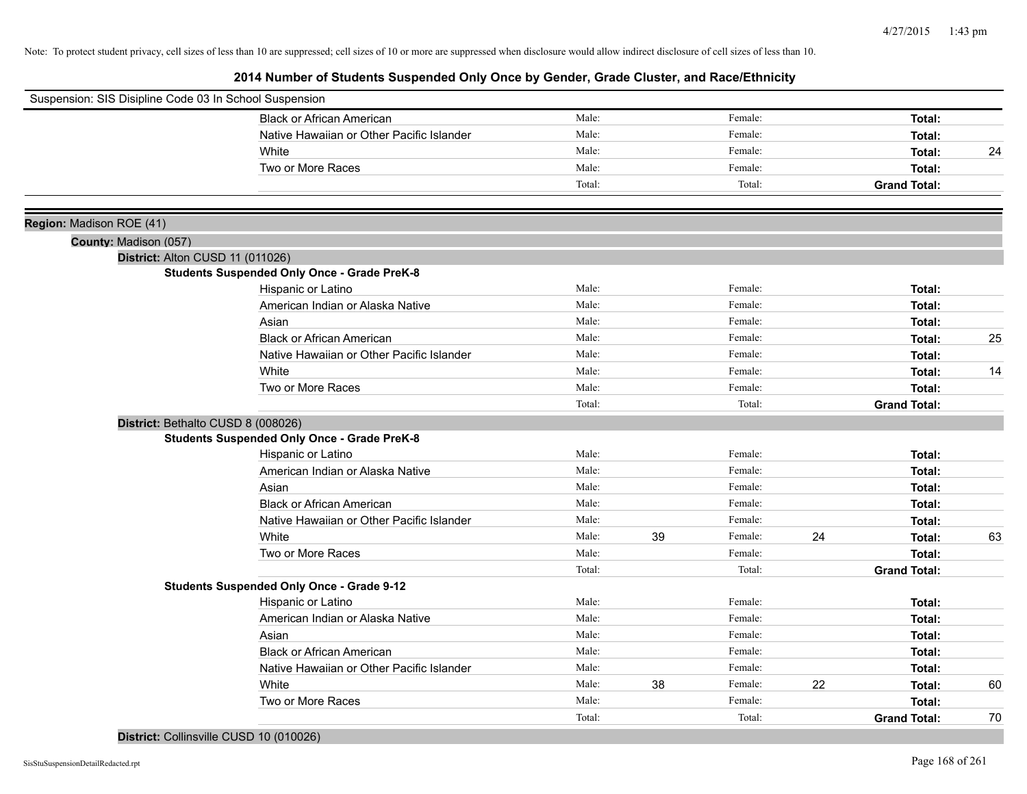Note: To protect student privacy, cell sizes of less than 10 are suppressed; cell sizes of 10 or more are suppressed when disclosure would allow indirect disclosure of cell sizes of less than 10.

# 2014 Number of Students Suspended Only Once by Gender, Grade Cluster, and Race/Ethnicity

Suspension: SIS Disipline Code 03 In School Suspension

| | | | | | | |
|---|---|---|---|---|---|---|
| Black or African American | Male: | | Female: | | **Total:** | |
| Native Hawaiian or Other Pacific Islander | Male: | | Female: | | **Total:** | |
| White | Male: | | Female: | | **Total:** | 24 |
| Two or More Races | Male: | | Female: | | **Total:** | |
| | Total: | | Total: | | **Grand Total:** | |

**Region:** Madison ROE (41)

**County:** Madison (057)

**District:** Alton CUSD 11 (011026)

**Students Suspended Only Once - Grade PreK-8**

| | | | | | | |
|---|---|---|---|---|---|---|
| Hispanic or Latino | Male: | | Female: | | **Total:** | |
| American Indian or Alaska Native | Male: | | Female: | | **Total:** | |
| Asian | Male: | | Female: | | **Total:** | |
| Black or African American | Male: | | Female: | | **Total:** | 25 |
| Native Hawaiian or Other Pacific Islander | Male: | | Female: | | **Total:** | |
| White | Male: | | Female: | | **Total:** | 14 |
| Two or More Races | Male: | | Female: | | **Total:** | |
| | Total: | | Total: | | **Grand Total:** | |

**District:** Bethalto CUSD 8 (008026)

**Students Suspended Only Once - Grade PreK-8**

| | | | | | | |
|---|---|---|---|---|---|---|
| Hispanic or Latino | Male: | | Female: | | **Total:** | |
| American Indian or Alaska Native | Male: | | Female: | | **Total:** | |
| Asian | Male: | | Female: | | **Total:** | |
| Black or African American | Male: | | Female: | | **Total:** | |
| Native Hawaiian or Other Pacific Islander | Male: | | Female: | | **Total:** | |
| White | Male: | 39 | Female: | 24 | **Total:** | 63 |
| Two or More Races | Male: | | Female: | | **Total:** | |
| | Total: | | Total: | | **Grand Total:** | |

**Students Suspended Only Once - Grade 9-12**

| | | | | | | |
|---|---|---|---|---|---|---|
| Hispanic or Latino | Male: | | Female: | | **Total:** | |
| American Indian or Alaska Native | Male: | | Female: | | **Total:** | |
| Asian | Male: | | Female: | | **Total:** | |
| Black or African American | Male: | | Female: | | **Total:** | |
| Native Hawaiian or Other Pacific Islander | Male: | | Female: | | **Total:** | |
| White | Male: | 38 | Female: | 22 | **Total:** | 60 |
| Two or More Races | Male: | | Female: | | **Total:** | |
| | Total: | | Total: | | **Grand Total:** | 70 |

**District:** Collinsville CUSD 10 (010026)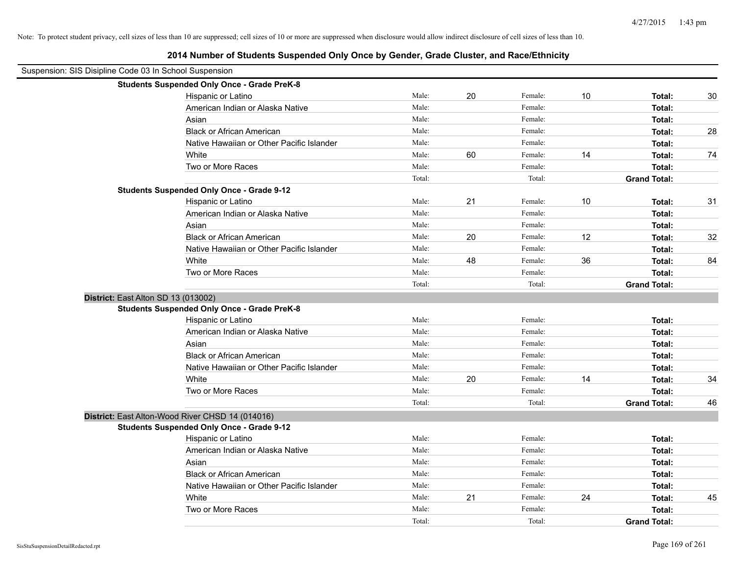Note: To protect student privacy, cell sizes of less than 10 are suppressed; cell sizes of 10 or more are suppressed when disclosure would allow indirect disclosure of cell sizes of less than 10.

# 2014 Number of Students Suspended Only Once by Gender, Grade Cluster, and Race/Ethnicity

Suspension: SIS Disipline Code 03 In School Suspension

**Students Suspended Only Once - Grade PreK-8**

| Race/Ethnicity | | Male | | Female | | Total |
|---|---|---|---|---|---|---|
| Hispanic or Latino | Male: | 20 | Female: | 10 | **Total:** | 30 |
| American Indian or Alaska Native | Male: | | Female: | | **Total:** | |
| Asian | Male: | | Female: | | **Total:** | |
| Black or African American | Male: | | Female: | | **Total:** | 28 |
| Native Hawaiian or Other Pacific Islander | Male: | | Female: | | **Total:** | |
| White | Male: | 60 | Female: | 14 | **Total:** | 74 |
| Two or More Races | Male: | | Female: | | **Total:** | |
| | Total: | | Total: | | **Grand Total:** | |

**Students Suspended Only Once - Grade 9-12**

| Race/Ethnicity | | Male | | Female | | Total |
|---|---|---|---|---|---|---|
| Hispanic or Latino | Male: | 21 | Female: | 10 | **Total:** | 31 |
| American Indian or Alaska Native | Male: | | Female: | | **Total:** | |
| Asian | Male: | | Female: | | **Total:** | |
| Black or African American | Male: | 20 | Female: | 12 | **Total:** | 32 |
| Native Hawaiian or Other Pacific Islander | Male: | | Female: | | **Total:** | |
| White | Male: | 48 | Female: | 36 | **Total:** | 84 |
| Two or More Races | Male: | | Female: | | **Total:** | |
| | Total: | | Total: | | **Grand Total:** | |

**District:** East Alton SD 13 (013002)

**Students Suspended Only Once - Grade PreK-8**

| Race/Ethnicity | | Male | | Female | | Total |
|---|---|---|---|---|---|---|
| Hispanic or Latino | Male: | | Female: | | **Total:** | |
| American Indian or Alaska Native | Male: | | Female: | | **Total:** | |
| Asian | Male: | | Female: | | **Total:** | |
| Black or African American | Male: | | Female: | | **Total:** | |
| Native Hawaiian or Other Pacific Islander | Male: | | Female: | | **Total:** | |
| White | Male: | 20 | Female: | 14 | **Total:** | 34 |
| Two or More Races | Male: | | Female: | | **Total:** | |
| | Total: | | Total: | | **Grand Total:** | 46 |

**District:** East Alton-Wood River CHSD 14 (014016)

**Students Suspended Only Once - Grade 9-12**

| Race/Ethnicity | | Male | | Female | | Total |
|---|---|---|---|---|---|---|
| Hispanic or Latino | Male: | | Female: | | **Total:** | |
| American Indian or Alaska Native | Male: | | Female: | | **Total:** | |
| Asian | Male: | | Female: | | **Total:** | |
| Black or African American | Male: | | Female: | | **Total:** | |
| Native Hawaiian or Other Pacific Islander | Male: | | Female: | | **Total:** | |
| White | Male: | 21 | Female: | 24 | **Total:** | 45 |
| Two or More Races | Male: | | Female: | | **Total:** | |
| | Total: | | Total: | | **Grand Total:** | |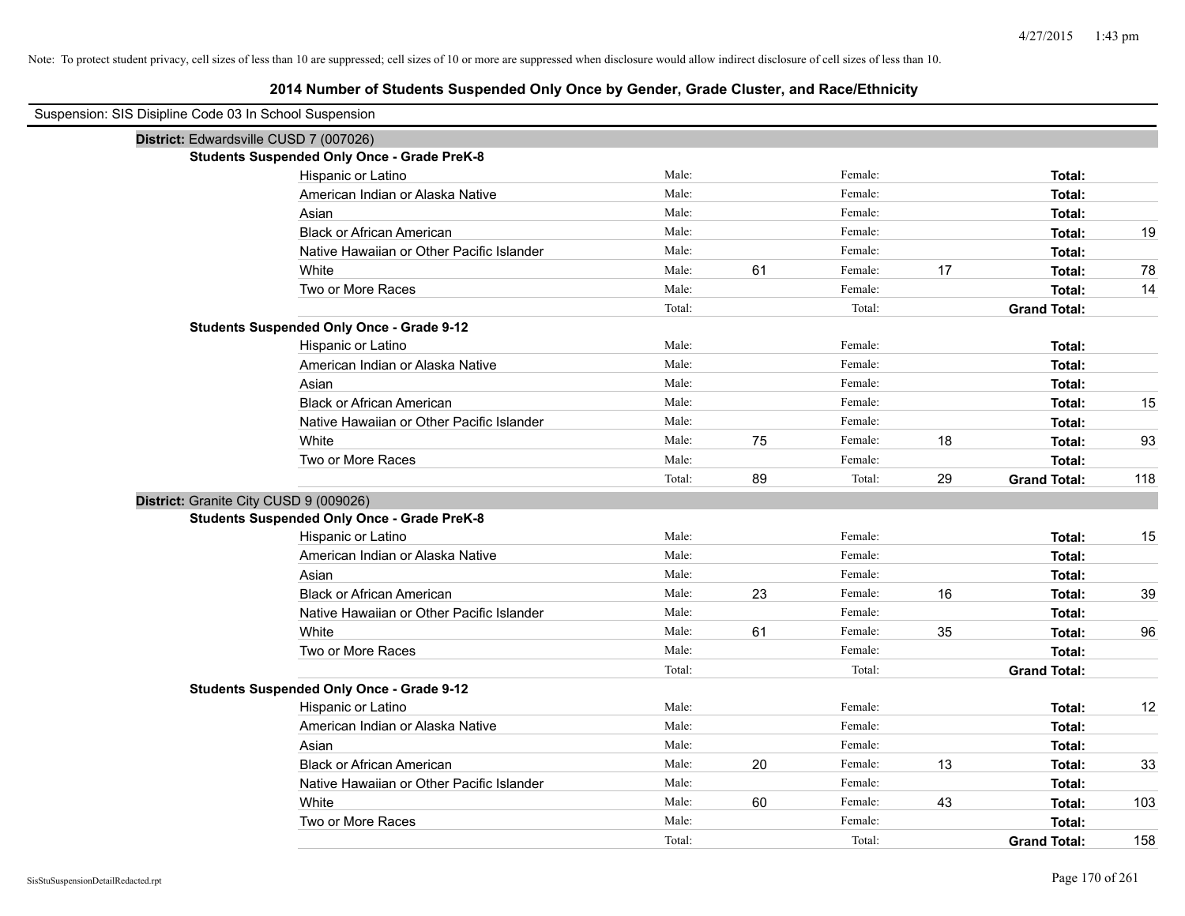Note: To protect student privacy, cell sizes of less than 10 are suppressed; cell sizes of 10 or more are suppressed when disclosure would allow indirect disclosure of cell sizes of less than 10.

# 2014 Number of Students Suspended Only Once by Gender, Grade Cluster, and Race/Ethnicity

Suspension: SIS Disipline Code 03 In School Suspension

## District: Edwardsville CUSD 7 (007026)

### Students Suspended Only Once - Grade PreK-8

| Race/Ethnicity | | Male | | Female | | Total |
|---|---|---|---|---|---|---|
| Hispanic or Latino | Male: | | Female: | | Total: | |
| American Indian or Alaska Native | Male: | | Female: | | Total: | |
| Asian | Male: | | Female: | | Total: | |
| Black or African American | Male: | | Female: | | Total: | 19 |
| Native Hawaiian or Other Pacific Islander | Male: | | Female: | | Total: | |
| White | Male: | 61 | Female: | 17 | Total: | 78 |
| Two or More Races | Male: | | Female: | | Total: | 14 |
| | Total: | | Total: | | Grand Total: | |

### Students Suspended Only Once - Grade 9-12

| Race/Ethnicity | | Male | | Female | | Total |
|---|---|---|---|---|---|---|
| Hispanic or Latino | Male: | | Female: | | Total: | |
| American Indian or Alaska Native | Male: | | Female: | | Total: | |
| Asian | Male: | | Female: | | Total: | |
| Black or African American | Male: | | Female: | | Total: | 15 |
| Native Hawaiian or Other Pacific Islander | Male: | | Female: | | Total: | |
| White | Male: | 75 | Female: | 18 | Total: | 93 |
| Two or More Races | Male: | | Female: | | Total: | |
| | Total: | 89 | Total: | 29 | Grand Total: | 118 |

## District: Granite City CUSD 9 (009026)

### Students Suspended Only Once - Grade PreK-8

| Race/Ethnicity | | Male | | Female | | Total |
|---|---|---|---|---|---|---|
| Hispanic or Latino | Male: | | Female: | | Total: | 15 |
| American Indian or Alaska Native | Male: | | Female: | | Total: | |
| Asian | Male: | | Female: | | Total: | |
| Black or African American | Male: | 23 | Female: | 16 | Total: | 39 |
| Native Hawaiian or Other Pacific Islander | Male: | | Female: | | Total: | |
| White | Male: | 61 | Female: | 35 | Total: | 96 |
| Two or More Races | Male: | | Female: | | Total: | |
| | Total: | | Total: | | Grand Total: | |

### Students Suspended Only Once - Grade 9-12

| Race/Ethnicity | | Male | | Female | | Total |
|---|---|---|---|---|---|---|
| Hispanic or Latino | Male: | | Female: | | Total: | 12 |
| American Indian or Alaska Native | Male: | | Female: | | Total: | |
| Asian | Male: | | Female: | | Total: | |
| Black or African American | Male: | 20 | Female: | 13 | Total: | 33 |
| Native Hawaiian or Other Pacific Islander | Male: | | Female: | | Total: | |
| White | Male: | 60 | Female: | 43 | Total: | 103 |
| Two or More Races | Male: | | Female: | | Total: | |
| | Total: | | Total: | | Grand Total: | 158 |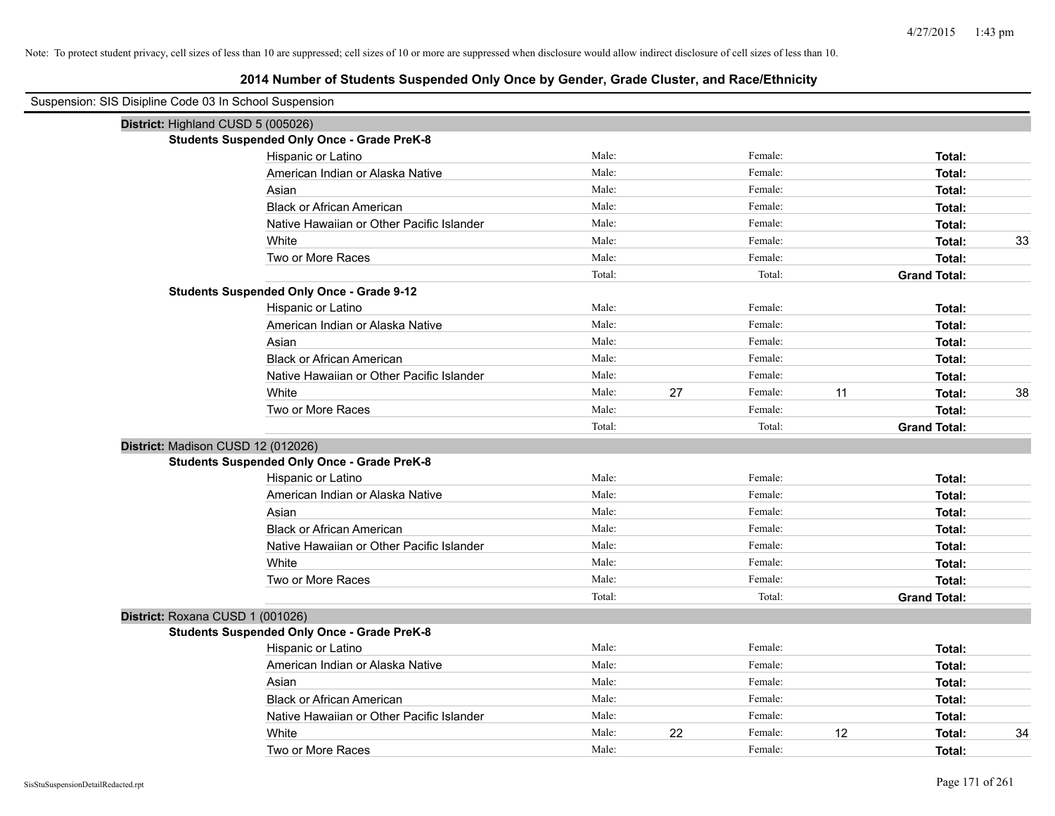Note: To protect student privacy, cell sizes of less than 10 are suppressed; cell sizes of 10 or more are suppressed when disclosure would allow indirect disclosure of cell sizes of less than 10.

## 2014 Number of Students Suspended Only Once by Gender, Grade Cluster, and Race/Ethnicity

Suspension: SIS Disipline Code 03 In School Suspension

### District: Highland CUSD 5 (005026)

**Students Suspended Only Once - Grade PreK-8**

| Race/Ethnicity | Male: | | Female: | | Total: | |
|---|---|---|---|---|---|---|
| Hispanic or Latino | Male: | | Female: | | **Total:** | |
| American Indian or Alaska Native | Male: | | Female: | | **Total:** | |
| Asian | Male: | | Female: | | **Total:** | |
| Black or African American | Male: | | Female: | | **Total:** | |
| Native Hawaiian or Other Pacific Islander | Male: | | Female: | | **Total:** | |
| White | Male: | | Female: | | **Total:** | 33 |
| Two or More Races | Male: | | Female: | | **Total:** | |
| | Total: | | Total: | | **Grand Total:** | |

**Students Suspended Only Once - Grade 9-12**

| Race/Ethnicity | Male: | | Female: | | Total: | |
|---|---|---|---|---|---|---|
| Hispanic or Latino | Male: | | Female: | | **Total:** | |
| American Indian or Alaska Native | Male: | | Female: | | **Total:** | |
| Asian | Male: | | Female: | | **Total:** | |
| Black or African American | Male: | | Female: | | **Total:** | |
| Native Hawaiian or Other Pacific Islander | Male: | | Female: | | **Total:** | |
| White | Male: | 27 | Female: | 11 | **Total:** | 38 |
| Two or More Races | Male: | | Female: | | **Total:** | |
| | Total: | | Total: | | **Grand Total:** | |

### District: Madison CUSD 12 (012026)

**Students Suspended Only Once - Grade PreK-8**

| Race/Ethnicity | Male: | | Female: | | Total: | |
|---|---|---|---|---|---|---|
| Hispanic or Latino | Male: | | Female: | | **Total:** | |
| American Indian or Alaska Native | Male: | | Female: | | **Total:** | |
| Asian | Male: | | Female: | | **Total:** | |
| Black or African American | Male: | | Female: | | **Total:** | |
| Native Hawaiian or Other Pacific Islander | Male: | | Female: | | **Total:** | |
| White | Male: | | Female: | | **Total:** | |
| Two or More Races | Male: | | Female: | | **Total:** | |
| | Total: | | Total: | | **Grand Total:** | |

### District: Roxana CUSD 1 (001026)

**Students Suspended Only Once - Grade PreK-8**

| Race/Ethnicity | Male: | | Female: | | Total: | |
|---|---|---|---|---|---|---|
| Hispanic or Latino | Male: | | Female: | | **Total:** | |
| American Indian or Alaska Native | Male: | | Female: | | **Total:** | |
| Asian | Male: | | Female: | | **Total:** | |
| Black or African American | Male: | | Female: | | **Total:** | |
| Native Hawaiian or Other Pacific Islander | Male: | | Female: | | **Total:** | |
| White | Male: | 22 | Female: | 12 | **Total:** | 34 |
| Two or More Races | Male: | | Female: | | **Total:** | |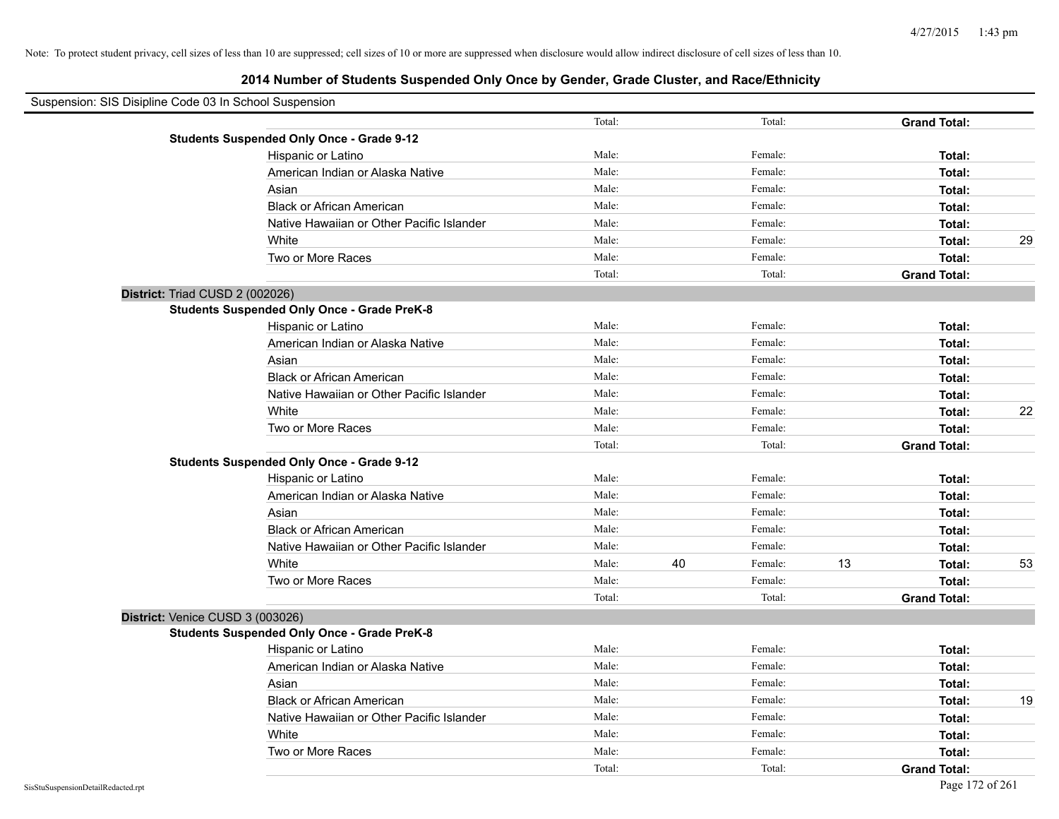Note: To protect student privacy, cell sizes of less than 10 are suppressed; cell sizes of 10 or more are suppressed when disclosure would allow indirect disclosure of cell sizes of less than 10.

# 2014 Number of Students Suspended Only Once by Gender, Grade Cluster, and Race/Ethnicity

Suspension: SIS Disipline Code 03 In School Suspension

| | | | | | |
|---|---|---|---|---|---|
| | Total: | | Total: | | **Grand Total:** |
| **Students Suspended Only Once - Grade 9-12** | | | | | |
| Hispanic or Latino | Male: | | Female: | | **Total:** |
| American Indian or Alaska Native | Male: | | Female: | | **Total:** |
| Asian | Male: | | Female: | | **Total:** |
| Black or African American | Male: | | Female: | | **Total:** |
| Native Hawaiian or Other Pacific Islander | Male: | | Female: | | **Total:** |
| White | Male: | | Female: | | **Total:** 29 |
| Two or More Races | Male: | | Female: | | **Total:** |
| | Total: | | Total: | | **Grand Total:** |

**District:** Triad CUSD 2 (002026)

| | | | | | |
|---|---|---|---|---|---|
| **Students Suspended Only Once - Grade PreK-8** | | | | | |
| Hispanic or Latino | Male: | | Female: | | **Total:** |
| American Indian or Alaska Native | Male: | | Female: | | **Total:** |
| Asian | Male: | | Female: | | **Total:** |
| Black or African American | Male: | | Female: | | **Total:** |
| Native Hawaiian or Other Pacific Islander | Male: | | Female: | | **Total:** |
| White | Male: | | Female: | | **Total:** 22 |
| Two or More Races | Male: | | Female: | | **Total:** |
| | Total: | | Total: | | **Grand Total:** |
| **Students Suspended Only Once - Grade 9-12** | | | | | |
| Hispanic or Latino | Male: | | Female: | | **Total:** |
| American Indian or Alaska Native | Male: | | Female: | | **Total:** |
| Asian | Male: | | Female: | | **Total:** |
| Black or African American | Male: | | Female: | | **Total:** |
| Native Hawaiian or Other Pacific Islander | Male: | | Female: | | **Total:** |
| White | Male: | 40 | Female: | 13 | **Total:** 53 |
| Two or More Races | Male: | | Female: | | **Total:** |
| | Total: | | Total: | | **Grand Total:** |

**District:** Venice CUSD 3 (003026)

| | | | | | |
|---|---|---|---|---|---|
| **Students Suspended Only Once - Grade PreK-8** | | | | | |
| Hispanic or Latino | Male: | | Female: | | **Total:** |
| American Indian or Alaska Native | Male: | | Female: | | **Total:** |
| Asian | Male: | | Female: | | **Total:** |
| Black or African American | Male: | | Female: | | **Total:** 19 |
| Native Hawaiian or Other Pacific Islander | Male: | | Female: | | **Total:** |
| White | Male: | | Female: | | **Total:** |
| Two or More Races | Male: | | Female: | | **Total:** |
| | Total: | | Total: | | **Grand Total:** |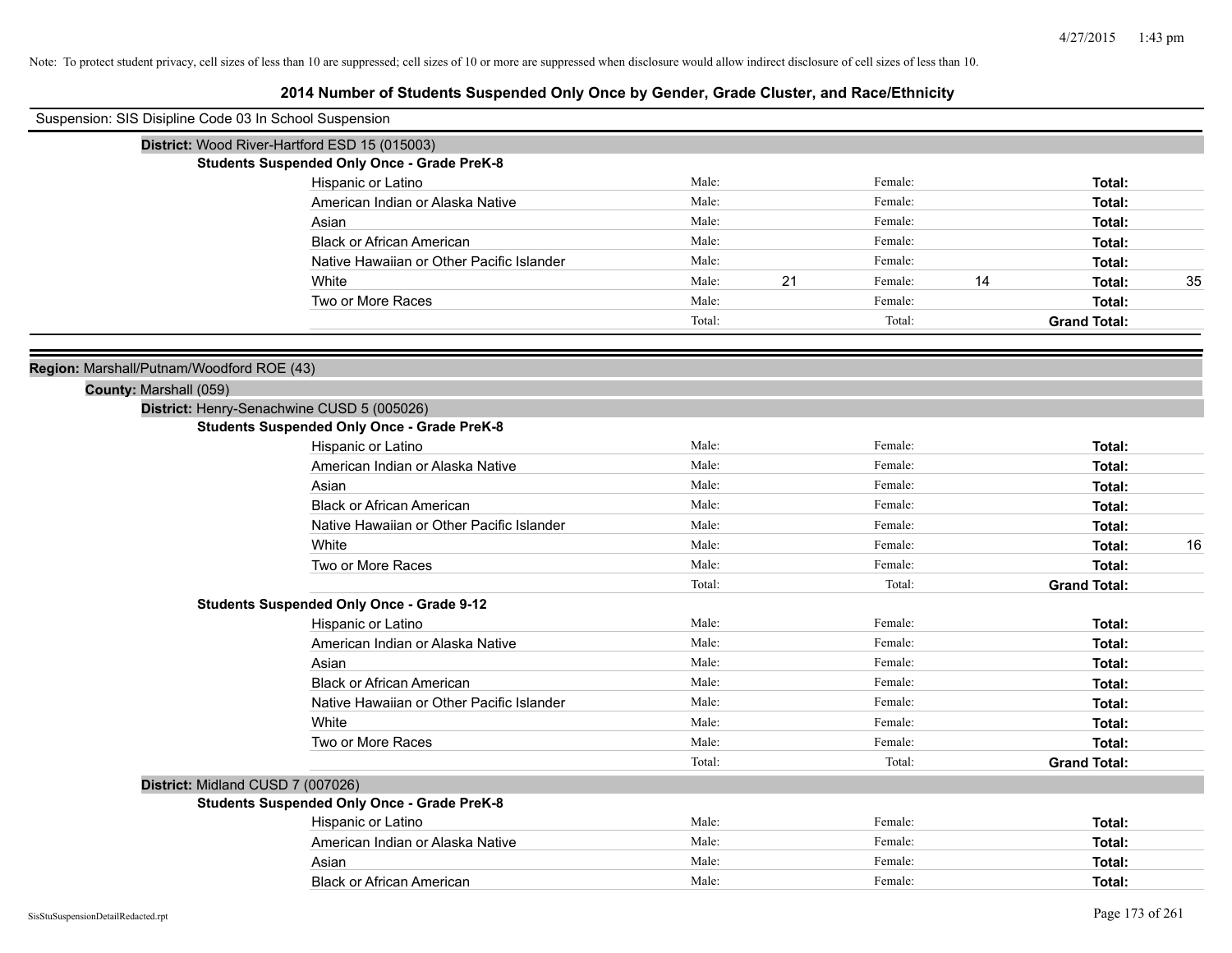Note: To protect student privacy, cell sizes of less than 10 are suppressed; cell sizes of 10 or more are suppressed when disclosure would allow indirect disclosure of cell sizes of less than 10.

# 2014 Number of Students Suspended Only Once by Gender, Grade Cluster, and Race/Ethnicity

Suspension: SIS Disipline Code 03 In School Suspension

**District:** Wood River-Hartford ESD 15 (015003)

**Students Suspended Only Once - Grade PreK-8**

| Race/Ethnicity | Male: | | Female: | | Total: | |
|---|---|---|---|---|---|---|
| Hispanic or Latino | Male: | | Female: | | **Total:** | |
| American Indian or Alaska Native | Male: | | Female: | | **Total:** | |
| Asian | Male: | | Female: | | **Total:** | |
| Black or African American | Male: | | Female: | | **Total:** | |
| Native Hawaiian or Other Pacific Islander | Male: | | Female: | | **Total:** | |
| White | Male: | 21 | Female: | 14 | **Total:** | 35 |
| Two or More Races | Male: | | Female: | | **Total:** | |
| | Total: | | Total: | | **Grand Total:** | |

**Region:** Marshall/Putnam/Woodford ROE (43)

**County:** Marshall (059)

**District:** Henry-Senachwine CUSD 5 (005026)

**Students Suspended Only Once - Grade PreK-8**

| Race/Ethnicity | Male: | | Female: | | Total: | |
|---|---|---|---|---|---|---|
| Hispanic or Latino | Male: | | Female: | | **Total:** | |
| American Indian or Alaska Native | Male: | | Female: | | **Total:** | |
| Asian | Male: | | Female: | | **Total:** | |
| Black or African American | Male: | | Female: | | **Total:** | |
| Native Hawaiian or Other Pacific Islander | Male: | | Female: | | **Total:** | |
| White | Male: | | Female: | | **Total:** | 16 |
| Two or More Races | Male: | | Female: | | **Total:** | |
| | Total: | | Total: | | **Grand Total:** | |

**Students Suspended Only Once - Grade 9-12**

| Race/Ethnicity | Male: | | Female: | | Total: | |
|---|---|---|---|---|---|---|
| Hispanic or Latino | Male: | | Female: | | **Total:** | |
| American Indian or Alaska Native | Male: | | Female: | | **Total:** | |
| Asian | Male: | | Female: | | **Total:** | |
| Black or African American | Male: | | Female: | | **Total:** | |
| Native Hawaiian or Other Pacific Islander | Male: | | Female: | | **Total:** | |
| White | Male: | | Female: | | **Total:** | |
| Two or More Races | Male: | | Female: | | **Total:** | |
| | Total: | | Total: | | **Grand Total:** | |

**District:** Midland CUSD 7 (007026)

**Students Suspended Only Once - Grade PreK-8**

| Race/Ethnicity | Male: | | Female: | | Total: | |
|---|---|---|---|---|---|---|
| Hispanic or Latino | Male: | | Female: | | **Total:** | |
| American Indian or Alaska Native | Male: | | Female: | | **Total:** | |
| Asian | Male: | | Female: | | **Total:** | |
| Black or African American | Male: | | Female: | | **Total:** | |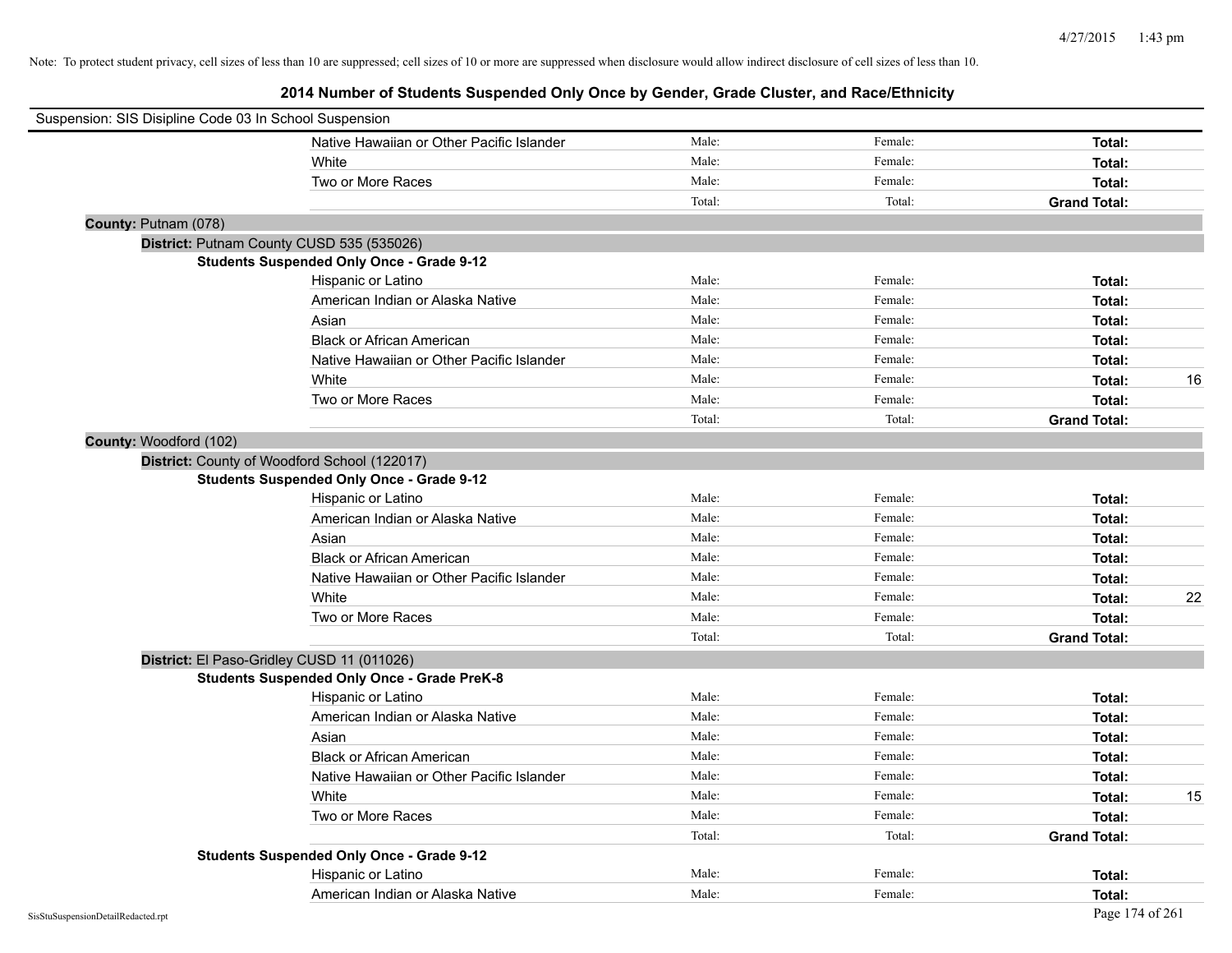Note: To protect student privacy, cell sizes of less than 10 are suppressed; cell sizes of 10 or more are suppressed when disclosure would allow indirect disclosure of cell sizes of less than 10.

# 2014 Number of Students Suspended Only Once by Gender, Grade Cluster, and Race/Ethnicity

Suspension: SIS Disipline Code 03 In School Suspension

| | | | | |
|---|---|---|---|---|
| Native Hawaiian or Other Pacific Islander | Male: | Female: | **Total:** | |
| White | Male: | Female: | **Total:** | |
| Two or More Races | Male: | Female: | **Total:** | |
| | Total: | Total: | **Grand Total:** | |

**County:** Putnam (078)

**District:** Putnam County CUSD 535 (535026)

**Students Suspended Only Once - Grade 9-12**

| | | | | |
|---|---|---|---|---|
| Hispanic or Latino | Male: | Female: | **Total:** | |
| American Indian or Alaska Native | Male: | Female: | **Total:** | |
| Asian | Male: | Female: | **Total:** | |
| Black or African American | Male: | Female: | **Total:** | |
| Native Hawaiian or Other Pacific Islander | Male: | Female: | **Total:** | |
| White | Male: | Female: | **Total:** | 16 |
| Two or More Races | Male: | Female: | **Total:** | |
| | Total: | Total: | **Grand Total:** | |

**County:** Woodford (102)

**District:** County of Woodford School (122017)

**Students Suspended Only Once - Grade 9-12**

| | | | | |
|---|---|---|---|---|
| Hispanic or Latino | Male: | Female: | **Total:** | |
| American Indian or Alaska Native | Male: | Female: | **Total:** | |
| Asian | Male: | Female: | **Total:** | |
| Black or African American | Male: | Female: | **Total:** | |
| Native Hawaiian or Other Pacific Islander | Male: | Female: | **Total:** | |
| White | Male: | Female: | **Total:** | 22 |
| Two or More Races | Male: | Female: | **Total:** | |
| | Total: | Total: | **Grand Total:** | |

**District:** El Paso-Gridley CUSD 11 (011026)

**Students Suspended Only Once - Grade PreK-8**

| | | | | |
|---|---|---|---|---|
| Hispanic or Latino | Male: | Female: | **Total:** | |
| American Indian or Alaska Native | Male: | Female: | **Total:** | |
| Asian | Male: | Female: | **Total:** | |
| Black or African American | Male: | Female: | **Total:** | |
| Native Hawaiian or Other Pacific Islander | Male: | Female: | **Total:** | |
| White | Male: | Female: | **Total:** | 15 |
| Two or More Races | Male: | Female: | **Total:** | |
| | Total: | Total: | **Grand Total:** | |

**Students Suspended Only Once - Grade 9-12**

| | | | | |
|---|---|---|---|---|
| Hispanic or Latino | Male: | Female: | **Total:** | |
| American Indian or Alaska Native | Male: | Female: | **Total:** | |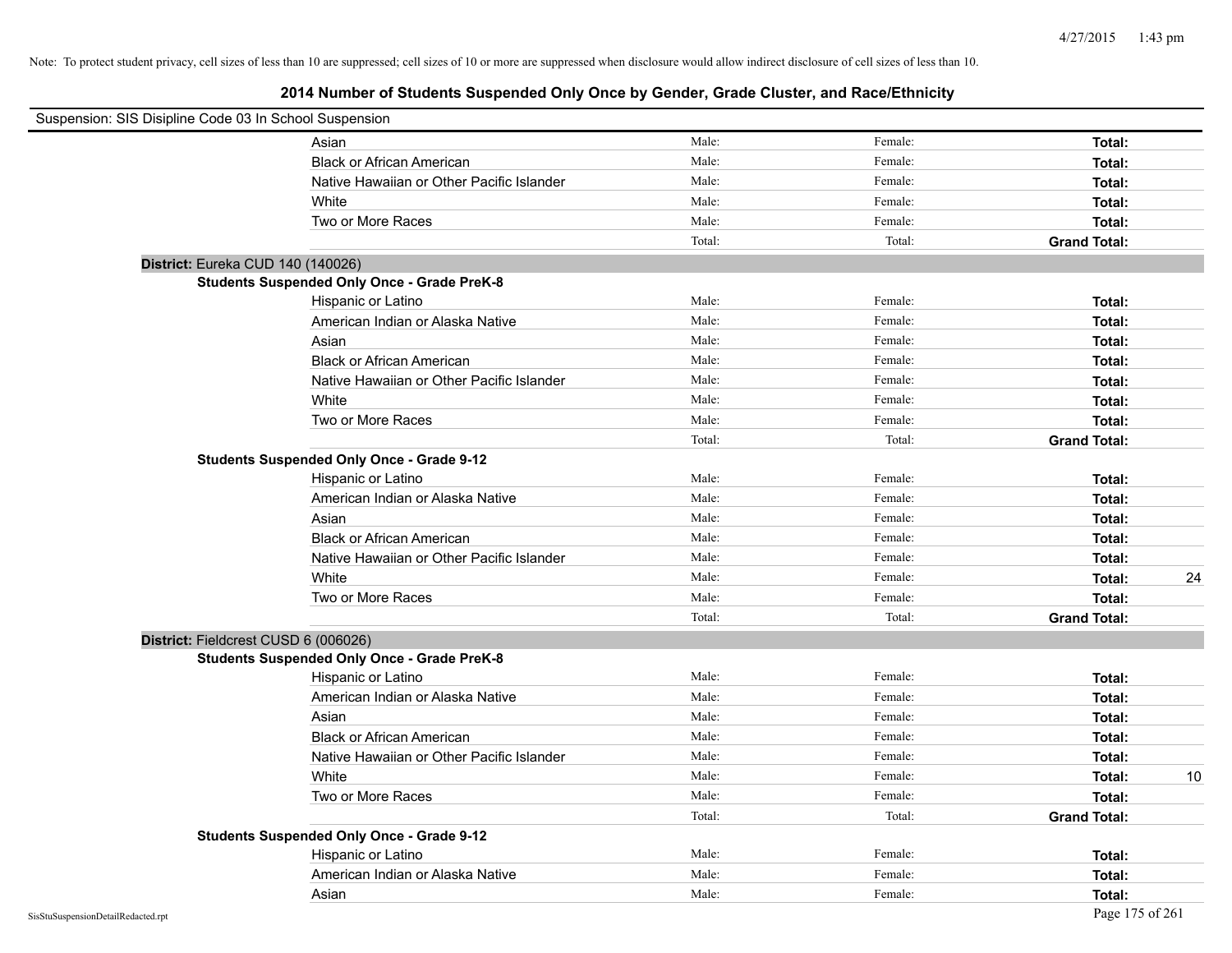Note: To protect student privacy, cell sizes of less than 10 are suppressed; cell sizes of 10 or more are suppressed when disclosure would allow indirect disclosure of cell sizes of less than 10.

## 2014 Number of Students Suspended Only Once by Gender, Grade Cluster, and Race/Ethnicity

Suspension: SIS Disipline Code 03 In School Suspension

| | Male: | Female: | Total: | |
|---|---|---|---|---|
| Asian | Male: | Female: | **Total:** | |
| Black or African American | Male: | Female: | **Total:** | |
| Native Hawaiian or Other Pacific Islander | Male: | Female: | **Total:** | |
| White | Male: | Female: | **Total:** | |
| Two or More Races | Male: | Female: | **Total:** | |
| | Total: | Total: | **Grand Total:** | |

**District:** Eureka CUD 140 (140026)

**Students Suspended Only Once - Grade PreK-8**

| | | | | |
|---|---|---|---|---|
| Hispanic or Latino | Male: | Female: | **Total:** | |
| American Indian or Alaska Native | Male: | Female: | **Total:** | |
| Asian | Male: | Female: | **Total:** | |
| Black or African American | Male: | Female: | **Total:** | |
| Native Hawaiian or Other Pacific Islander | Male: | Female: | **Total:** | |
| White | Male: | Female: | **Total:** | |
| Two or More Races | Male: | Female: | **Total:** | |
| | Total: | Total: | **Grand Total:** | |

**Students Suspended Only Once - Grade 9-12**

| | | | | |
|---|---|---|---|---|
| Hispanic or Latino | Male: | Female: | **Total:** | |
| American Indian or Alaska Native | Male: | Female: | **Total:** | |
| Asian | Male: | Female: | **Total:** | |
| Black or African American | Male: | Female: | **Total:** | |
| Native Hawaiian or Other Pacific Islander | Male: | Female: | **Total:** | |
| White | Male: | Female: | **Total:** | 24 |
| Two or More Races | Male: | Female: | **Total:** | |
| | Total: | Total: | **Grand Total:** | |

**District:** Fieldcrest CUSD 6 (006026)

**Students Suspended Only Once - Grade PreK-8**

| | | | | |
|---|---|---|---|---|
| Hispanic or Latino | Male: | Female: | **Total:** | |
| American Indian or Alaska Native | Male: | Female: | **Total:** | |
| Asian | Male: | Female: | **Total:** | |
| Black or African American | Male: | Female: | **Total:** | |
| Native Hawaiian or Other Pacific Islander | Male: | Female: | **Total:** | |
| White | Male: | Female: | **Total:** | 10 |
| Two or More Races | Male: | Female: | **Total:** | |
| | Total: | Total: | **Grand Total:** | |

**Students Suspended Only Once - Grade 9-12**

| | | | | |
|---|---|---|---|---|
| Hispanic or Latino | Male: | Female: | **Total:** | |
| American Indian or Alaska Native | Male: | Female: | **Total:** | |
| Asian | Male: | Female: | **Total:** | |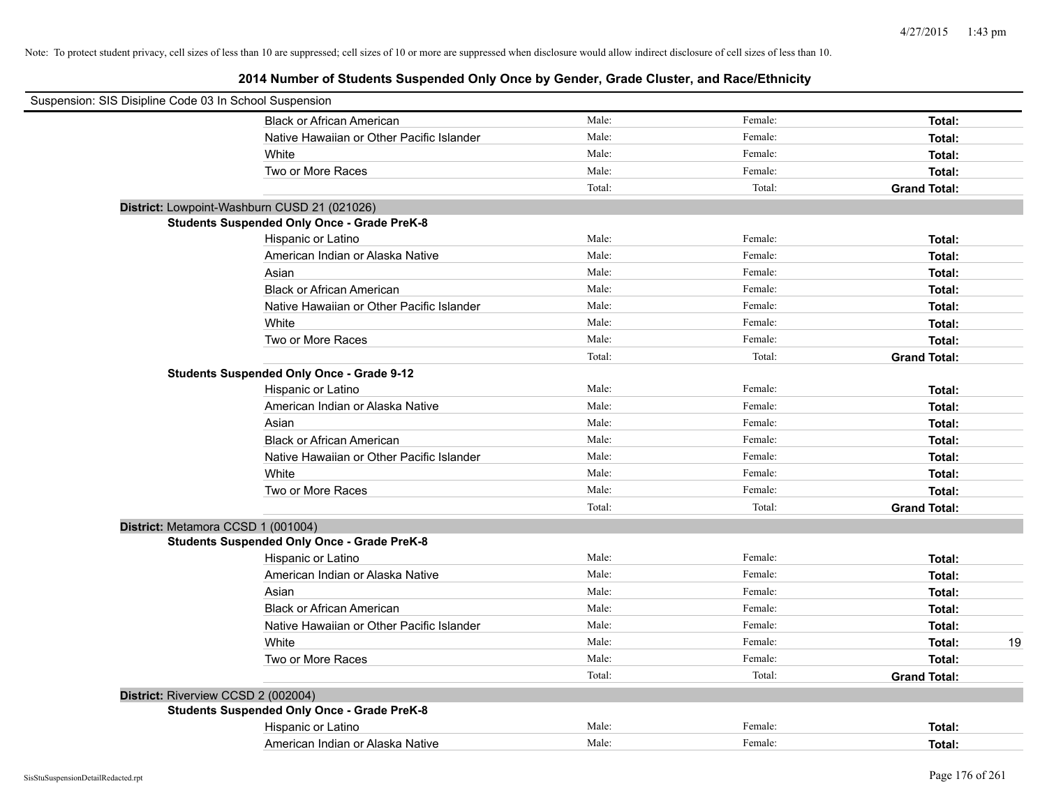Note: To protect student privacy, cell sizes of less than 10 are suppressed; cell sizes of 10 or more are suppressed when disclosure would allow indirect disclosure of cell sizes of less than 10.

## 2014 Number of Students Suspended Only Once by Gender, Grade Cluster, and Race/Ethnicity

Suspension: SIS Disipline Code 03 In School Suspension

| | | | | |
|---|---|---|---|---|
| Black or African American | Male: | Female: | **Total:** | |
| Native Hawaiian or Other Pacific Islander | Male: | Female: | **Total:** | |
| White | Male: | Female: | **Total:** | |
| Two or More Races | Male: | Female: | **Total:** | |
| | Total: | Total: | **Grand Total:** | |

**District:** Lowpoint-Washburn CUSD 21 (021026)

**Students Suspended Only Once - Grade PreK-8**

| | | | | |
|---|---|---|---|---|
| Hispanic or Latino | Male: | Female: | **Total:** | |
| American Indian or Alaska Native | Male: | Female: | **Total:** | |
| Asian | Male: | Female: | **Total:** | |
| Black or African American | Male: | Female: | **Total:** | |
| Native Hawaiian or Other Pacific Islander | Male: | Female: | **Total:** | |
| White | Male: | Female: | **Total:** | |
| Two or More Races | Male: | Female: | **Total:** | |
| | Total: | Total: | **Grand Total:** | |

**Students Suspended Only Once - Grade 9-12**

| | | | | |
|---|---|---|---|---|
| Hispanic or Latino | Male: | Female: | **Total:** | |
| American Indian or Alaska Native | Male: | Female: | **Total:** | |
| Asian | Male: | Female: | **Total:** | |
| Black or African American | Male: | Female: | **Total:** | |
| Native Hawaiian or Other Pacific Islander | Male: | Female: | **Total:** | |
| White | Male: | Female: | **Total:** | |
| Two or More Races | Male: | Female: | **Total:** | |
| | Total: | Total: | **Grand Total:** | |

**District:** Metamora CCSD 1 (001004)

**Students Suspended Only Once - Grade PreK-8**

| | | | | |
|---|---|---|---|---|
| Hispanic or Latino | Male: | Female: | **Total:** | |
| American Indian or Alaska Native | Male: | Female: | **Total:** | |
| Asian | Male: | Female: | **Total:** | |
| Black or African American | Male: | Female: | **Total:** | |
| Native Hawaiian or Other Pacific Islander | Male: | Female: | **Total:** | |
| White | Male: | Female: | **Total:** | 19 |
| Two or More Races | Male: | Female: | **Total:** | |
| | Total: | Total: | **Grand Total:** | |

**District:** Riverview CCSD 2 (002004)

**Students Suspended Only Once - Grade PreK-8**

| | | | | |
|---|---|---|---|---|
| Hispanic or Latino | Male: | Female: | **Total:** | |
| American Indian or Alaska Native | Male: | Female: | **Total:** | |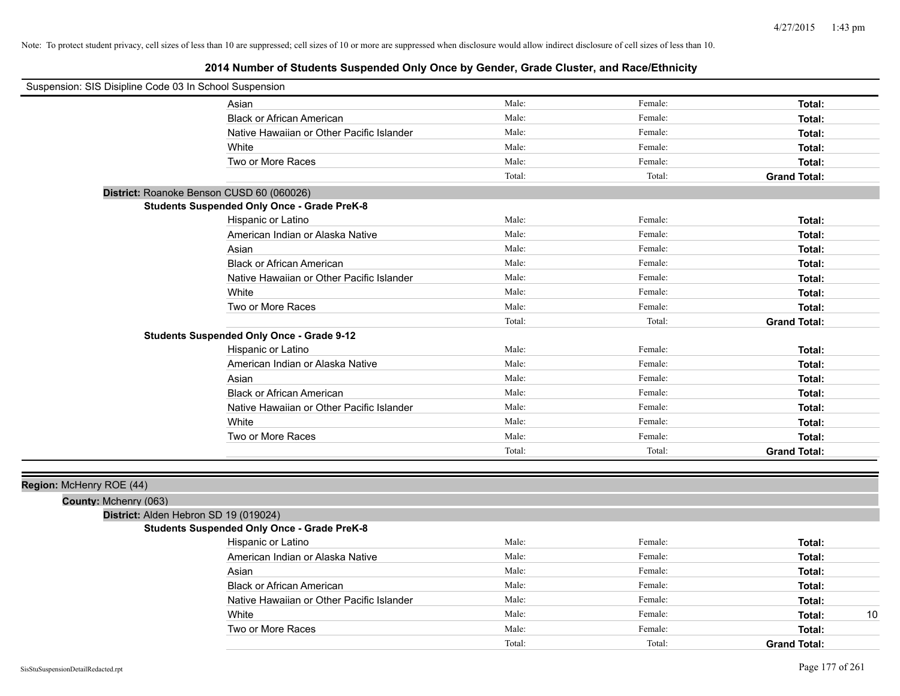Note: To protect student privacy, cell sizes of less than 10 are suppressed; cell sizes of 10 or more are suppressed when disclosure would allow indirect disclosure of cell sizes of less than 10.

# 2014 Number of Students Suspended Only Once by Gender, Grade Cluster, and Race/Ethnicity

Suspension: SIS Disipline Code 03 In School Suspension

| | | | | |
|---|---|---|---|---|
| Asian | Male: | Female: | **Total:** | |
| Black or African American | Male: | Female: | **Total:** | |
| Native Hawaiian or Other Pacific Islander | Male: | Female: | **Total:** | |
| White | Male: | Female: | **Total:** | |
| Two or More Races | Male: | Female: | **Total:** | |
| | Total: | Total: | **Grand Total:** | |

**District:** Roanoke Benson CUSD 60 (060026)

**Students Suspended Only Once - Grade PreK-8**

| | | | | |
|---|---|---|---|---|
| Hispanic or Latino | Male: | Female: | **Total:** | |
| American Indian or Alaska Native | Male: | Female: | **Total:** | |
| Asian | Male: | Female: | **Total:** | |
| Black or African American | Male: | Female: | **Total:** | |
| Native Hawaiian or Other Pacific Islander | Male: | Female: | **Total:** | |
| White | Male: | Female: | **Total:** | |
| Two or More Races | Male: | Female: | **Total:** | |
| | Total: | Total: | **Grand Total:** | |

**Students Suspended Only Once - Grade 9-12**

| | | | | |
|---|---|---|---|---|
| Hispanic or Latino | Male: | Female: | **Total:** | |
| American Indian or Alaska Native | Male: | Female: | **Total:** | |
| Asian | Male: | Female: | **Total:** | |
| Black or African American | Male: | Female: | **Total:** | |
| Native Hawaiian or Other Pacific Islander | Male: | Female: | **Total:** | |
| White | Male: | Female: | **Total:** | |
| Two or More Races | Male: | Female: | **Total:** | |
| | Total: | Total: | **Grand Total:** | |

**Region:** McHenry ROE (44)

**County:** Mchenry (063)

**District:** Alden Hebron SD 19 (019024)

**Students Suspended Only Once - Grade PreK-8**

| | | | | |
|---|---|---|---|---|
| Hispanic or Latino | Male: | Female: | **Total:** | |
| American Indian or Alaska Native | Male: | Female: | **Total:** | |
| Asian | Male: | Female: | **Total:** | |
| Black or African American | Male: | Female: | **Total:** | |
| Native Hawaiian or Other Pacific Islander | Male: | Female: | **Total:** | |
| White | Male: | Female: | **Total:** | 10 |
| Two or More Races | Male: | Female: | **Total:** | |
| | Total: | Total: | **Grand Total:** | |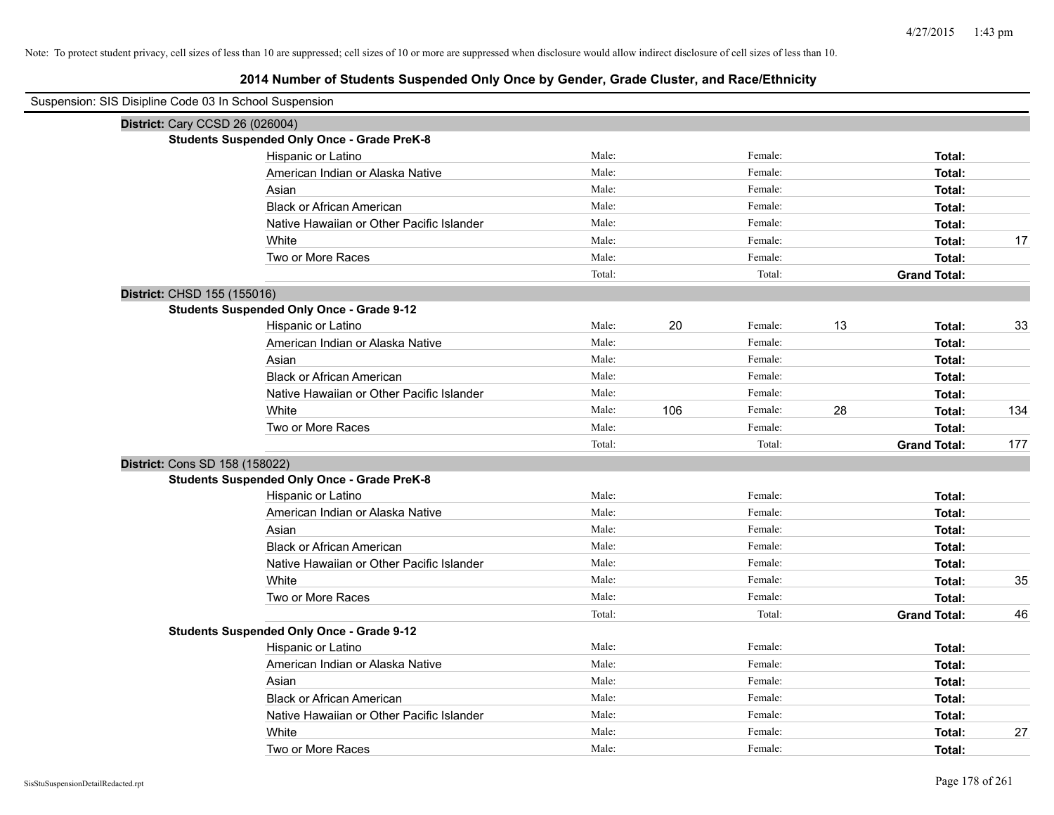Note: To protect student privacy, cell sizes of less than 10 are suppressed; cell sizes of 10 or more are suppressed when disclosure would allow indirect disclosure of cell sizes of less than 10.

## 2014 Number of Students Suspended Only Once by Gender, Grade Cluster, and Race/Ethnicity

Suspension: SIS Disipline Code 03 In School Suspension

### District: Cary CCSD 26 (026004)

**Students Suspended Only Once - Grade PreK-8**

| Race/Ethnicity | Male: | | Female: | | Total: | |
|---|---|---|---|---|---|---|
| Hispanic or Latino | Male: | | Female: | | **Total:** | |
| American Indian or Alaska Native | Male: | | Female: | | **Total:** | |
| Asian | Male: | | Female: | | **Total:** | |
| Black or African American | Male: | | Female: | | **Total:** | |
| Native Hawaiian or Other Pacific Islander | Male: | | Female: | | **Total:** | |
| White | Male: | | Female: | | **Total:** | 17 |
| Two or More Races | Male: | | Female: | | **Total:** | |
| | Total: | | Total: | | **Grand Total:** | |

### District: CHSD 155 (155016)

**Students Suspended Only Once - Grade 9-12**

| Race/Ethnicity | Male: | | Female: | | Total: | |
|---|---|---|---|---|---|---|
| Hispanic or Latino | Male: | 20 | Female: | 13 | **Total:** | 33 |
| American Indian or Alaska Native | Male: | | Female: | | **Total:** | |
| Asian | Male: | | Female: | | **Total:** | |
| Black or African American | Male: | | Female: | | **Total:** | |
| Native Hawaiian or Other Pacific Islander | Male: | | Female: | | **Total:** | |
| White | Male: | 106 | Female: | 28 | **Total:** | 134 |
| Two or More Races | Male: | | Female: | | **Total:** | |
| | Total: | | Total: | | **Grand Total:** | 177 |

### District: Cons SD 158 (158022)

**Students Suspended Only Once - Grade PreK-8**

| Race/Ethnicity | Male: | | Female: | | Total: | |
|---|---|---|---|---|---|---|
| Hispanic or Latino | Male: | | Female: | | **Total:** | |
| American Indian or Alaska Native | Male: | | Female: | | **Total:** | |
| Asian | Male: | | Female: | | **Total:** | |
| Black or African American | Male: | | Female: | | **Total:** | |
| Native Hawaiian or Other Pacific Islander | Male: | | Female: | | **Total:** | |
| White | Male: | | Female: | | **Total:** | 35 |
| Two or More Races | Male: | | Female: | | **Total:** | |
| | Total: | | Total: | | **Grand Total:** | 46 |

**Students Suspended Only Once - Grade 9-12**

| Race/Ethnicity | Male: | | Female: | | Total: | |
|---|---|---|---|---|---|---|
| Hispanic or Latino | Male: | | Female: | | **Total:** | |
| American Indian or Alaska Native | Male: | | Female: | | **Total:** | |
| Asian | Male: | | Female: | | **Total:** | |
| Black or African American | Male: | | Female: | | **Total:** | |
| Native Hawaiian or Other Pacific Islander | Male: | | Female: | | **Total:** | |
| White | Male: | | Female: | | **Total:** | 27 |
| Two or More Races | Male: | | Female: | | **Total:** | |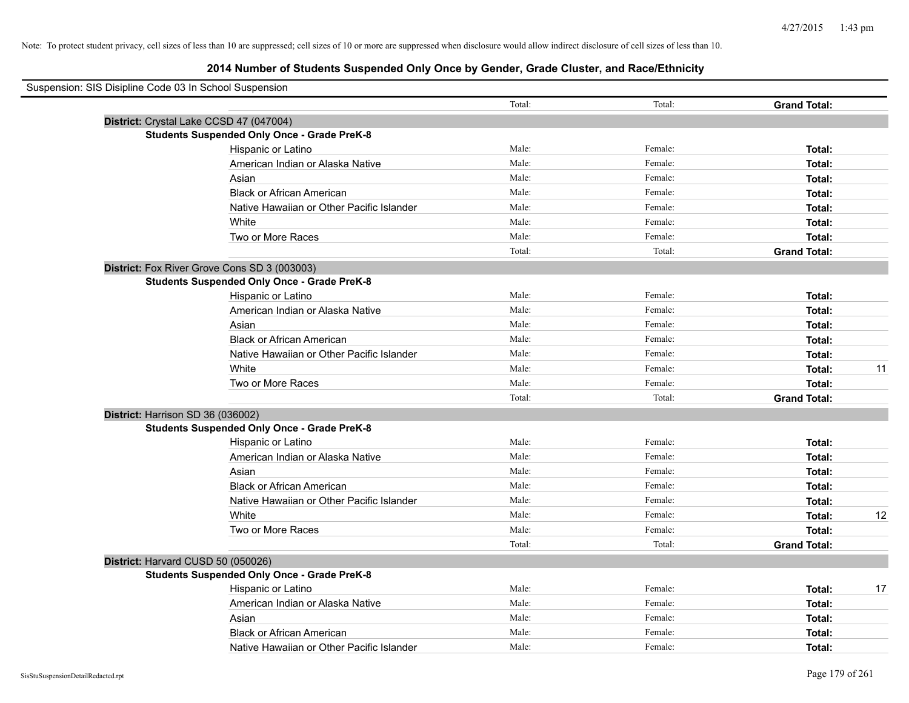Note: To protect student privacy, cell sizes of less than 10 are suppressed; cell sizes of 10 or more are suppressed when disclosure would allow indirect disclosure of cell sizes of less than 10.

# 2014 Number of Students Suspended Only Once by Gender, Grade Cluster, and Race/Ethnicity

Suspension: SIS Disipline Code 03 In School Suspension

| | | | | |
|---|---|---|---|---|
| | Total: | Total: | **Grand Total:** | |
| **District:** Crystal Lake CCSD 47 (047004) | | | | |
| **Students Suspended Only Once - Grade PreK-8** | | | | |
| Hispanic or Latino | Male: | Female: | **Total:** | |
| American Indian or Alaska Native | Male: | Female: | **Total:** | |
| Asian | Male: | Female: | **Total:** | |
| Black or African American | Male: | Female: | **Total:** | |
| Native Hawaiian or Other Pacific Islander | Male: | Female: | **Total:** | |
| White | Male: | Female: | **Total:** | |
| Two or More Races | Male: | Female: | **Total:** | |
| | Total: | Total: | **Grand Total:** | |
| **District:** Fox River Grove Cons SD 3 (003003) | | | | |
| **Students Suspended Only Once - Grade PreK-8** | | | | |
| Hispanic or Latino | Male: | Female: | **Total:** | |
| American Indian or Alaska Native | Male: | Female: | **Total:** | |
| Asian | Male: | Female: | **Total:** | |
| Black or African American | Male: | Female: | **Total:** | |
| Native Hawaiian or Other Pacific Islander | Male: | Female: | **Total:** | |
| White | Male: | Female: | **Total:** | 11 |
| Two or More Races | Male: | Female: | **Total:** | |
| | Total: | Total: | **Grand Total:** | |
| **District:** Harrison SD 36 (036002) | | | | |
| **Students Suspended Only Once - Grade PreK-8** | | | | |
| Hispanic or Latino | Male: | Female: | **Total:** | |
| American Indian or Alaska Native | Male: | Female: | **Total:** | |
| Asian | Male: | Female: | **Total:** | |
| Black or African American | Male: | Female: | **Total:** | |
| Native Hawaiian or Other Pacific Islander | Male: | Female: | **Total:** | |
| White | Male: | Female: | **Total:** | 12 |
| Two or More Races | Male: | Female: | **Total:** | |
| | Total: | Total: | **Grand Total:** | |
| **District:** Harvard CUSD 50 (050026) | | | | |
| **Students Suspended Only Once - Grade PreK-8** | | | | |
| Hispanic or Latino | Male: | Female: | **Total:** | 17 |
| American Indian or Alaska Native | Male: | Female: | **Total:** | |
| Asian | Male: | Female: | **Total:** | |
| Black or African American | Male: | Female: | **Total:** | |
| Native Hawaiian or Other Pacific Islander | Male: | Female: | **Total:** | |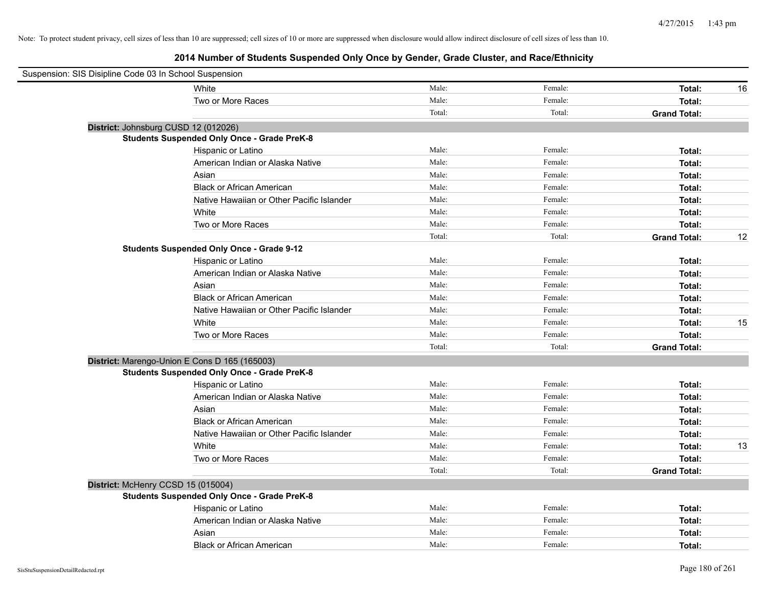Note: To protect student privacy, cell sizes of less than 10 are suppressed; cell sizes of 10 or more are suppressed when disclosure would allow indirect disclosure of cell sizes of less than 10.

# 2014 Number of Students Suspended Only Once by Gender, Grade Cluster, and Race/Ethnicity

Suspension: SIS Disipline Code 03 In School Suspension

| | | | | |
|---|---|---|---|---|
| White | Male: | Female: | **Total:** | 16 |
| Two or More Races | Male: | Female: | **Total:** | |
| | Total: | Total: | **Grand Total:** | |

**District:** Johnsburg CUSD 12 (012026)

**Students Suspended Only Once - Grade PreK-8**

| | | | | |
|---|---|---|---|---|
| Hispanic or Latino | Male: | Female: | **Total:** | |
| American Indian or Alaska Native | Male: | Female: | **Total:** | |
| Asian | Male: | Female: | **Total:** | |
| Black or African American | Male: | Female: | **Total:** | |
| Native Hawaiian or Other Pacific Islander | Male: | Female: | **Total:** | |
| White | Male: | Female: | **Total:** | |
| Two or More Races | Male: | Female: | **Total:** | |
| | Total: | Total: | **Grand Total:** | 12 |

**Students Suspended Only Once - Grade 9-12**

| | | | | |
|---|---|---|---|---|
| Hispanic or Latino | Male: | Female: | **Total:** | |
| American Indian or Alaska Native | Male: | Female: | **Total:** | |
| Asian | Male: | Female: | **Total:** | |
| Black or African American | Male: | Female: | **Total:** | |
| Native Hawaiian or Other Pacific Islander | Male: | Female: | **Total:** | |
| White | Male: | Female: | **Total:** | 15 |
| Two or More Races | Male: | Female: | **Total:** | |
| | Total: | Total: | **Grand Total:** | |

**District:** Marengo-Union E Cons D 165 (165003)

**Students Suspended Only Once - Grade PreK-8**

| | | | | |
|---|---|---|---|---|
| Hispanic or Latino | Male: | Female: | **Total:** | |
| American Indian or Alaska Native | Male: | Female: | **Total:** | |
| Asian | Male: | Female: | **Total:** | |
| Black or African American | Male: | Female: | **Total:** | |
| Native Hawaiian or Other Pacific Islander | Male: | Female: | **Total:** | |
| White | Male: | Female: | **Total:** | 13 |
| Two or More Races | Male: | Female: | **Total:** | |
| | Total: | Total: | **Grand Total:** | |

**District:** McHenry CCSD 15 (015004)

**Students Suspended Only Once - Grade PreK-8**

| | | | | |
|---|---|---|---|---|
| Hispanic or Latino | Male: | Female: | **Total:** | |
| American Indian or Alaska Native | Male: | Female: | **Total:** | |
| Asian | Male: | Female: | **Total:** | |
| Black or African American | Male: | Female: | **Total:** | |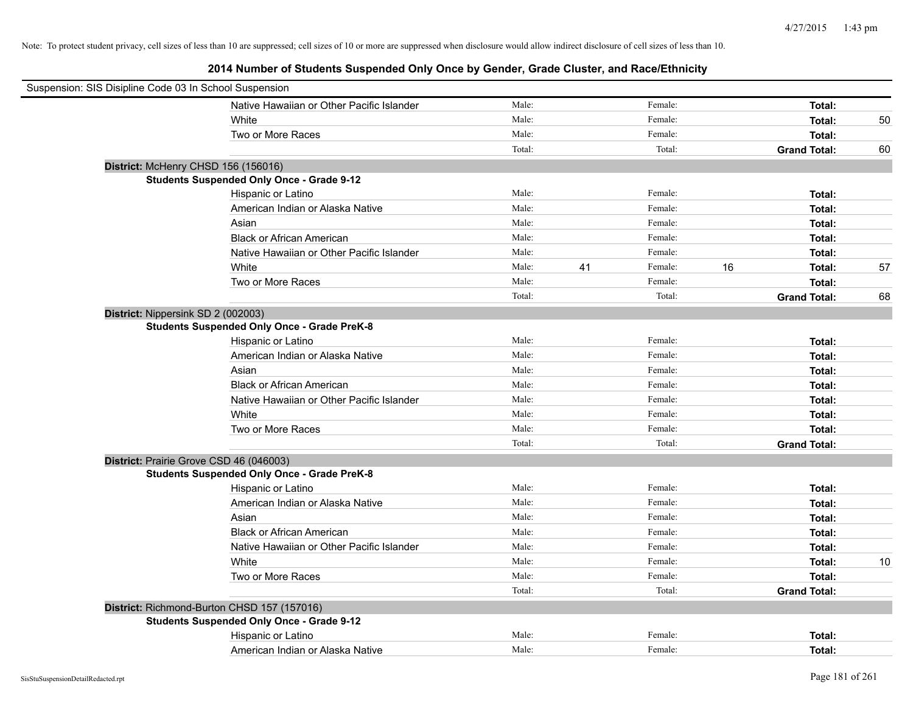Note: To protect student privacy, cell sizes of less than 10 are suppressed; cell sizes of 10 or more are suppressed when disclosure would allow indirect disclosure of cell sizes of less than 10.

## 2014 Number of Students Suspended Only Once by Gender, Grade Cluster, and Race/Ethnicity

Suspension: SIS Disipline Code 03 In School Suspension

| | | | | | | |
|---|---|---|---|---|---|---|
| Native Hawaiian or Other Pacific Islander | Male: | | Female: | | **Total:** | |
| White | Male: | | Female: | | **Total:** | 50 |
| Two or More Races | Male: | | Female: | | **Total:** | |
| | Total: | | Total: | | **Grand Total:** | 60 |

**District:** McHenry CHSD 156 (156016)

**Students Suspended Only Once - Grade 9-12**

| | | | | | | |
|---|---|---|---|---|---|---|
| Hispanic or Latino | Male: | | Female: | | **Total:** | |
| American Indian or Alaska Native | Male: | | Female: | | **Total:** | |
| Asian | Male: | | Female: | | **Total:** | |
| Black or African American | Male: | | Female: | | **Total:** | |
| Native Hawaiian or Other Pacific Islander | Male: | | Female: | | **Total:** | |
| White | Male: | 41 | Female: | 16 | **Total:** | 57 |
| Two or More Races | Male: | | Female: | | **Total:** | |
| | Total: | | Total: | | **Grand Total:** | 68 |

**District:** Nippersink SD 2 (002003)

**Students Suspended Only Once - Grade PreK-8**

| | | | | | | |
|---|---|---|---|---|---|---|
| Hispanic or Latino | Male: | | Female: | | **Total:** | |
| American Indian or Alaska Native | Male: | | Female: | | **Total:** | |
| Asian | Male: | | Female: | | **Total:** | |
| Black or African American | Male: | | Female: | | **Total:** | |
| Native Hawaiian or Other Pacific Islander | Male: | | Female: | | **Total:** | |
| White | Male: | | Female: | | **Total:** | |
| Two or More Races | Male: | | Female: | | **Total:** | |
| | Total: | | Total: | | **Grand Total:** | |

**District:** Prairie Grove CSD 46 (046003)

**Students Suspended Only Once - Grade PreK-8**

| | | | | | | |
|---|---|---|---|---|---|---|
| Hispanic or Latino | Male: | | Female: | | **Total:** | |
| American Indian or Alaska Native | Male: | | Female: | | **Total:** | |
| Asian | Male: | | Female: | | **Total:** | |
| Black or African American | Male: | | Female: | | **Total:** | |
| Native Hawaiian or Other Pacific Islander | Male: | | Female: | | **Total:** | |
| White | Male: | | Female: | | **Total:** | 10 |
| Two or More Races | Male: | | Female: | | **Total:** | |
| | Total: | | Total: | | **Grand Total:** | |

**District:** Richmond-Burton CHSD 157 (157016)

**Students Suspended Only Once - Grade 9-12**

| | | | | | | |
|---|---|---|---|---|---|---|
| Hispanic or Latino | Male: | | Female: | | **Total:** | |
| American Indian or Alaska Native | Male: | | Female: | | **Total:** | |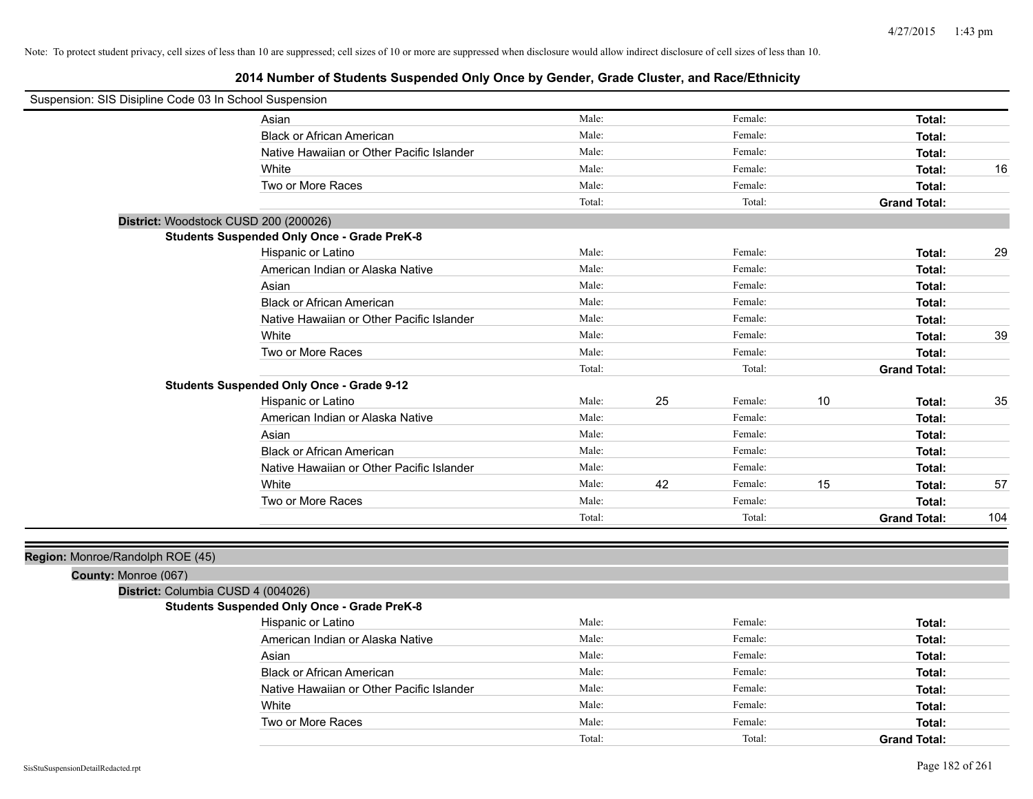Note: To protect student privacy, cell sizes of less than 10 are suppressed; cell sizes of 10 or more are suppressed when disclosure would allow indirect disclosure of cell sizes of less than 10.

## 2014 Number of Students Suspended Only Once by Gender, Grade Cluster, and Race/Ethnicity

Suspension: SIS Disipline Code 03 In School Suspension

| | Male: | | Female: | | | |
|---|---|---|---|---|---|---|
| Asian | Male: | | Female: | | **Total:** | |
| Black or African American | Male: | | Female: | | **Total:** | |
| Native Hawaiian or Other Pacific Islander | Male: | | Female: | | **Total:** | |
| White | Male: | | Female: | | **Total:** | 16 |
| Two or More Races | Male: | | Female: | | **Total:** | |
| | Total: | | Total: | | **Grand Total:** | |

**District:** Woodstock CUSD 200 (200026)

**Students Suspended Only Once - Grade PreK-8**

| | | | | | | |
|---|---|---|---|---|---|---|
| Hispanic or Latino | Male: | | Female: | | **Total:** | 29 |
| American Indian or Alaska Native | Male: | | Female: | | **Total:** | |
| Asian | Male: | | Female: | | **Total:** | |
| Black or African American | Male: | | Female: | | **Total:** | |
| Native Hawaiian or Other Pacific Islander | Male: | | Female: | | **Total:** | |
| White | Male: | | Female: | | **Total:** | 39 |
| Two or More Races | Male: | | Female: | | **Total:** | |
| | Total: | | Total: | | **Grand Total:** | |

**Students Suspended Only Once - Grade 9-12**

| | | | | | | |
|---|---|---|---|---|---|---|
| Hispanic or Latino | Male: | 25 | Female: | 10 | **Total:** | 35 |
| American Indian or Alaska Native | Male: | | Female: | | **Total:** | |
| Asian | Male: | | Female: | | **Total:** | |
| Black or African American | Male: | | Female: | | **Total:** | |
| Native Hawaiian or Other Pacific Islander | Male: | | Female: | | **Total:** | |
| White | Male: | 42 | Female: | 15 | **Total:** | 57 |
| Two or More Races | Male: | | Female: | | **Total:** | |
| | Total: | | Total: | | **Grand Total:** | 104 |

**Region:** Monroe/Randolph ROE (45)

**County:** Monroe (067)

**District:** Columbia CUSD 4 (004026)

**Students Suspended Only Once - Grade PreK-8**

| | | | | | | |
|---|---|---|---|---|---|---|
| Hispanic or Latino | Male: | | Female: | | **Total:** | |
| American Indian or Alaska Native | Male: | | Female: | | **Total:** | |
| Asian | Male: | | Female: | | **Total:** | |
| Black or African American | Male: | | Female: | | **Total:** | |
| Native Hawaiian or Other Pacific Islander | Male: | | Female: | | **Total:** | |
| White | Male: | | Female: | | **Total:** | |
| Two or More Races | Male: | | Female: | | **Total:** | |
| | Total: | | Total: | | **Grand Total:** | |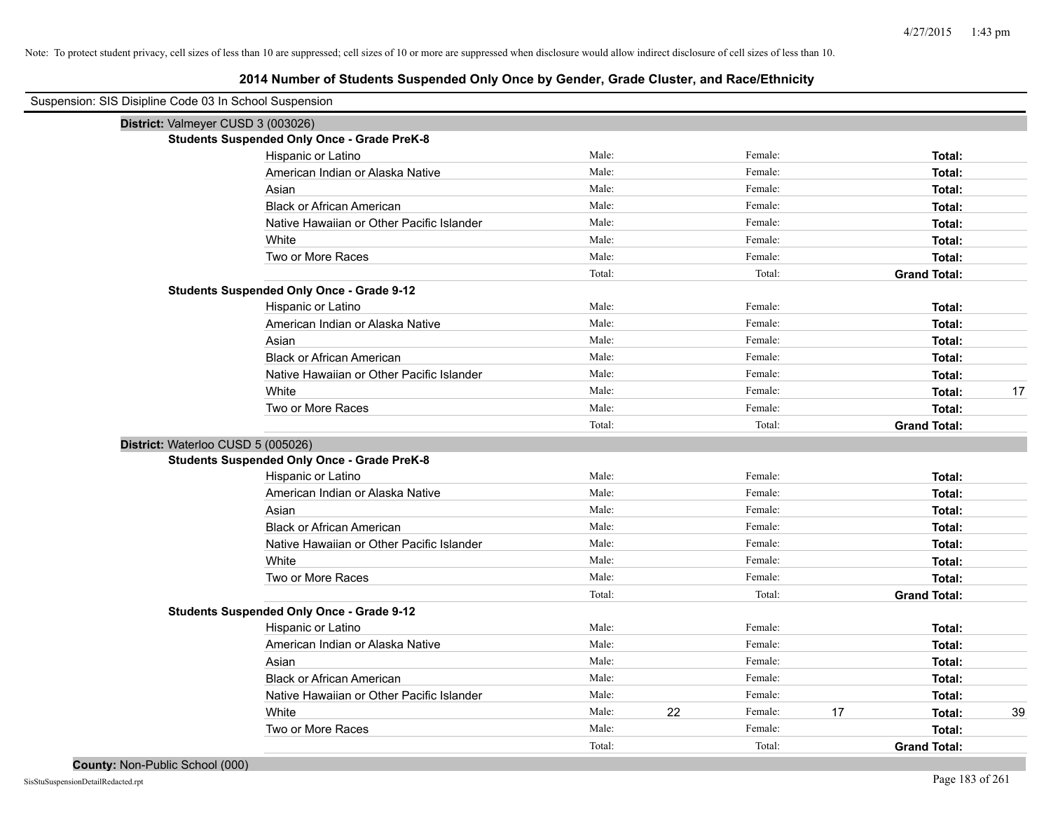Note: To protect student privacy, cell sizes of less than 10 are suppressed; cell sizes of 10 or more are suppressed when disclosure would allow indirect disclosure of cell sizes of less than 10.

# 2014 Number of Students Suspended Only Once by Gender, Grade Cluster, and Race/Ethnicity

Suspension: SIS Disipline Code 03 In School Suspension

## District: Valmeyer CUSD 3 (003026)

### Students Suspended Only Once - Grade PreK-8

| Race/Ethnicity | Male: | | Female: | | Total: | |
|---|---|---|---|---|---|---|
| Hispanic or Latino | Male: | | Female: | | **Total:** | |
| American Indian or Alaska Native | Male: | | Female: | | **Total:** | |
| Asian | Male: | | Female: | | **Total:** | |
| Black or African American | Male: | | Female: | | **Total:** | |
| Native Hawaiian or Other Pacific Islander | Male: | | Female: | | **Total:** | |
| White | Male: | | Female: | | **Total:** | |
| Two or More Races | Male: | | Female: | | **Total:** | |
| | Total: | | Total: | | **Grand Total:** | |

### Students Suspended Only Once - Grade 9-12

| Race/Ethnicity | Male: | | Female: | | Total: | |
|---|---|---|---|---|---|---|
| Hispanic or Latino | Male: | | Female: | | **Total:** | |
| American Indian or Alaska Native | Male: | | Female: | | **Total:** | |
| Asian | Male: | | Female: | | **Total:** | |
| Black or African American | Male: | | Female: | | **Total:** | |
| Native Hawaiian or Other Pacific Islander | Male: | | Female: | | **Total:** | |
| White | Male: | | Female: | | **Total:** | 17 |
| Two or More Races | Male: | | Female: | | **Total:** | |
| | Total: | | Total: | | **Grand Total:** | |

## District: Waterloo CUSD 5 (005026)

### Students Suspended Only Once - Grade PreK-8

| Race/Ethnicity | Male: | | Female: | | Total: | |
|---|---|---|---|---|---|---|
| Hispanic or Latino | Male: | | Female: | | **Total:** | |
| American Indian or Alaska Native | Male: | | Female: | | **Total:** | |
| Asian | Male: | | Female: | | **Total:** | |
| Black or African American | Male: | | Female: | | **Total:** | |
| Native Hawaiian or Other Pacific Islander | Male: | | Female: | | **Total:** | |
| White | Male: | | Female: | | **Total:** | |
| Two or More Races | Male: | | Female: | | **Total:** | |
| | Total: | | Total: | | **Grand Total:** | |

### Students Suspended Only Once - Grade 9-12

| Race/Ethnicity | Male: | | Female: | | Total: | |
|---|---|---|---|---|---|---|
| Hispanic or Latino | Male: | | Female: | | **Total:** | |
| American Indian or Alaska Native | Male: | | Female: | | **Total:** | |
| Asian | Male: | | Female: | | **Total:** | |
| Black or African American | Male: | | Female: | | **Total:** | |
| Native Hawaiian or Other Pacific Islander | Male: | | Female: | | **Total:** | |
| White | Male: | 22 | Female: | 17 | **Total:** | 39 |
| Two or More Races | Male: | | Female: | | **Total:** | |
| | Total: | | Total: | | **Grand Total:** | |

## County: Non-Public School (000)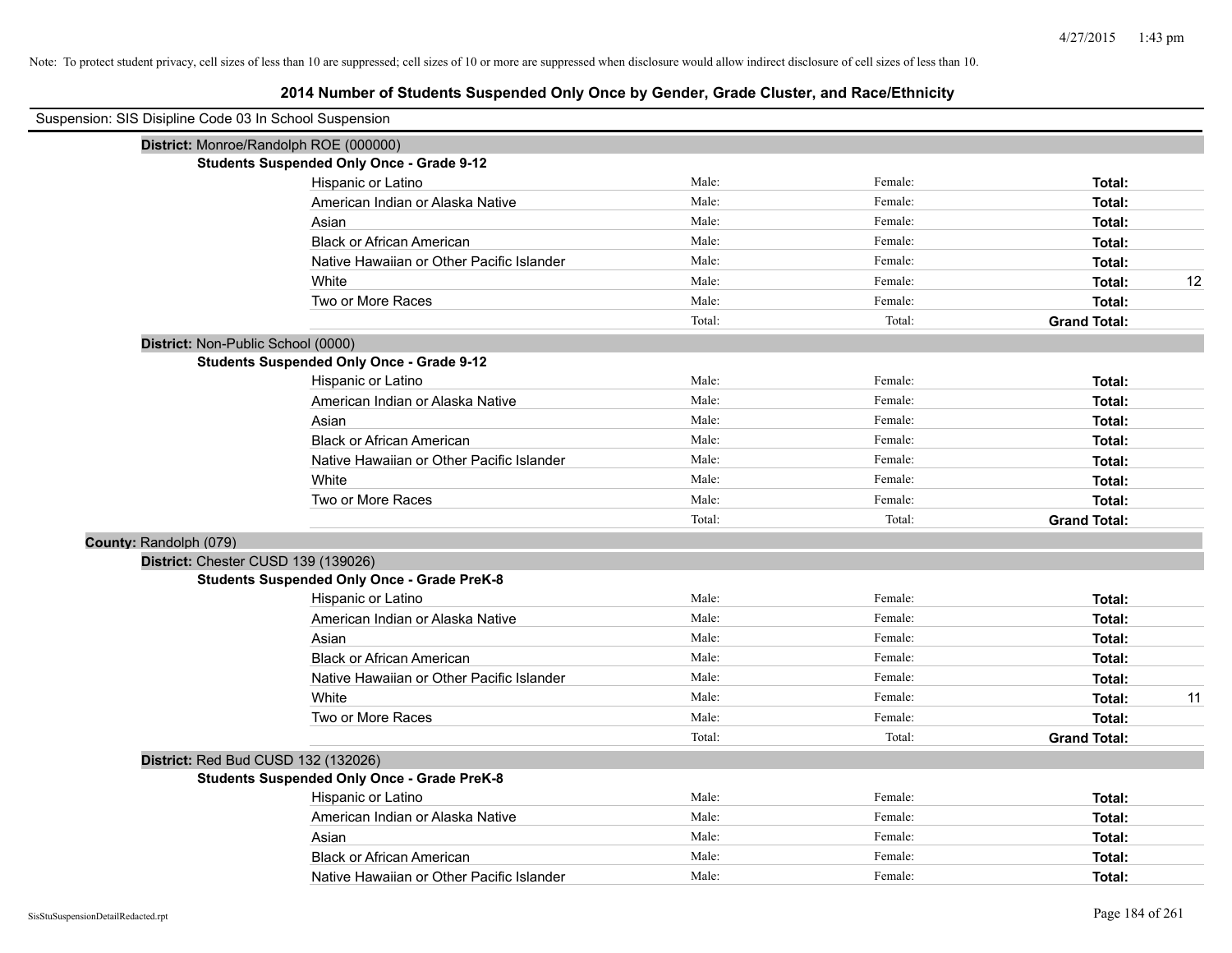Note: To protect student privacy, cell sizes of less than 10 are suppressed; cell sizes of 10 or more are suppressed when disclosure would allow indirect disclosure of cell sizes of less than 10.

# 2014 Number of Students Suspended Only Once by Gender, Grade Cluster, and Race/Ethnicity

Suspension: SIS Disipline Code 03 In School Suspension

**District:** Monroe/Randolph ROE (000000)

**Students Suspended Only Once - Grade 9-12**

| Race/Ethnicity | Male | Female | Total |
|---|---|---|---|
| Hispanic or Latino | Male: | Female: | **Total:** |
| American Indian or Alaska Native | Male: | Female: | **Total:** |
| Asian | Male: | Female: | **Total:** |
| Black or African American | Male: | Female: | **Total:** |
| Native Hawaiian or Other Pacific Islander | Male: | Female: | **Total:** |
| White | Male: | Female: | **Total:** 12 |
| Two or More Races | Male: | Female: | **Total:** |
| | Total: | Total: | **Grand Total:** |

**District:** Non-Public School (0000)

**Students Suspended Only Once - Grade 9-12**

| Race/Ethnicity | Male | Female | Total |
|---|---|---|---|
| Hispanic or Latino | Male: | Female: | **Total:** |
| American Indian or Alaska Native | Male: | Female: | **Total:** |
| Asian | Male: | Female: | **Total:** |
| Black or African American | Male: | Female: | **Total:** |
| Native Hawaiian or Other Pacific Islander | Male: | Female: | **Total:** |
| White | Male: | Female: | **Total:** |
| Two or More Races | Male: | Female: | **Total:** |
| | Total: | Total: | **Grand Total:** |

**County:** Randolph (079)

**District:** Chester CUSD 139 (139026)

**Students Suspended Only Once - Grade PreK-8**

| Race/Ethnicity | Male | Female | Total |
|---|---|---|---|
| Hispanic or Latino | Male: | Female: | **Total:** |
| American Indian or Alaska Native | Male: | Female: | **Total:** |
| Asian | Male: | Female: | **Total:** |
| Black or African American | Male: | Female: | **Total:** |
| Native Hawaiian or Other Pacific Islander | Male: | Female: | **Total:** |
| White | Male: | Female: | **Total:** 11 |
| Two or More Races | Male: | Female: | **Total:** |
| | Total: | Total: | **Grand Total:** |

**District:** Red Bud CUSD 132 (132026)

**Students Suspended Only Once - Grade PreK-8**

| Race/Ethnicity | Male | Female | Total |
|---|---|---|---|
| Hispanic or Latino | Male: | Female: | **Total:** |
| American Indian or Alaska Native | Male: | Female: | **Total:** |
| Asian | Male: | Female: | **Total:** |
| Black or African American | Male: | Female: | **Total:** |
| Native Hawaiian or Other Pacific Islander | Male: | Female: | **Total:** |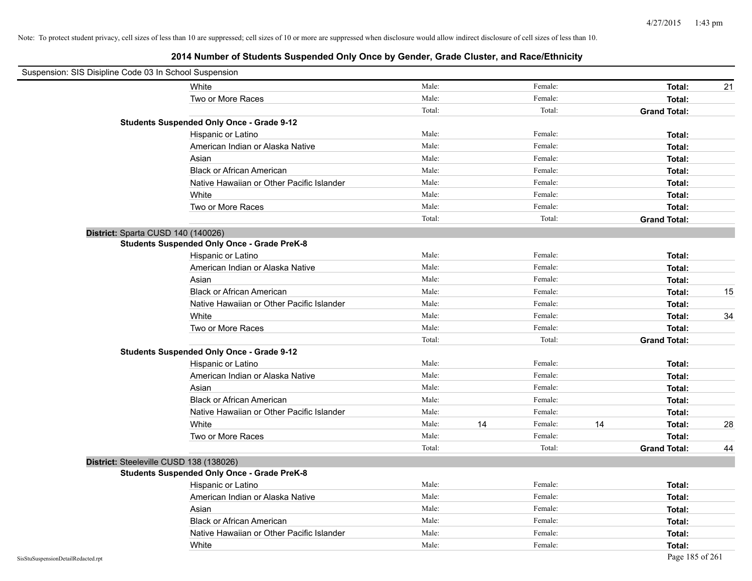Note: To protect student privacy, cell sizes of less than 10 are suppressed; cell sizes of 10 or more are suppressed when disclosure would allow indirect disclosure of cell sizes of less than 10.

## 2014 Number of Students Suspended Only Once by Gender, Grade Cluster, and Race/Ethnicity

Suspension: SIS Disipline Code 03 In School Suspension

| | | | | | | |
|---|---|---|---|---|---|---|
| White | Male: | | Female: | | **Total:** | 21 |
| Two or More Races | Male: | | Female: | | **Total:** | |
| | Total: | | Total: | | **Grand Total:** | |
| **Students Suspended Only Once - Grade 9-12** | | | | | | |
| Hispanic or Latino | Male: | | Female: | | **Total:** | |
| American Indian or Alaska Native | Male: | | Female: | | **Total:** | |
| Asian | Male: | | Female: | | **Total:** | |
| Black or African American | Male: | | Female: | | **Total:** | |
| Native Hawaiian or Other Pacific Islander | Male: | | Female: | | **Total:** | |
| White | Male: | | Female: | | **Total:** | |
| Two or More Races | Male: | | Female: | | **Total:** | |
| | Total: | | Total: | | **Grand Total:** | |

**District:** Sparta CUSD 140 (140026)

| | | | | | | |
|---|---|---|---|---|---|---|
| **Students Suspended Only Once - Grade PreK-8** | | | | | | |
| Hispanic or Latino | Male: | | Female: | | **Total:** | |
| American Indian or Alaska Native | Male: | | Female: | | **Total:** | |
| Asian | Male: | | Female: | | **Total:** | |
| Black or African American | Male: | | Female: | | **Total:** | 15 |
| Native Hawaiian or Other Pacific Islander | Male: | | Female: | | **Total:** | |
| White | Male: | | Female: | | **Total:** | 34 |
| Two or More Races | Male: | | Female: | | **Total:** | |
| | Total: | | Total: | | **Grand Total:** | |
| **Students Suspended Only Once - Grade 9-12** | | | | | | |
| Hispanic or Latino | Male: | | Female: | | **Total:** | |
| American Indian or Alaska Native | Male: | | Female: | | **Total:** | |
| Asian | Male: | | Female: | | **Total:** | |
| Black or African American | Male: | | Female: | | **Total:** | |
| Native Hawaiian or Other Pacific Islander | Male: | | Female: | | **Total:** | |
| White | Male: | 14 | Female: | 14 | **Total:** | 28 |
| Two or More Races | Male: | | Female: | | **Total:** | |
| | Total: | | Total: | | **Grand Total:** | 44 |

**District:** Steeleville CUSD 138 (138026)

| | | | | | | |
|---|---|---|---|---|---|---|
| **Students Suspended Only Once - Grade PreK-8** | | | | | | |
| Hispanic or Latino | Male: | | Female: | | **Total:** | |
| American Indian or Alaska Native | Male: | | Female: | | **Total:** | |
| Asian | Male: | | Female: | | **Total:** | |
| Black or African American | Male: | | Female: | | **Total:** | |
| Native Hawaiian or Other Pacific Islander | Male: | | Female: | | **Total:** | |
| White | Male: | | Female: | | **Total:** | |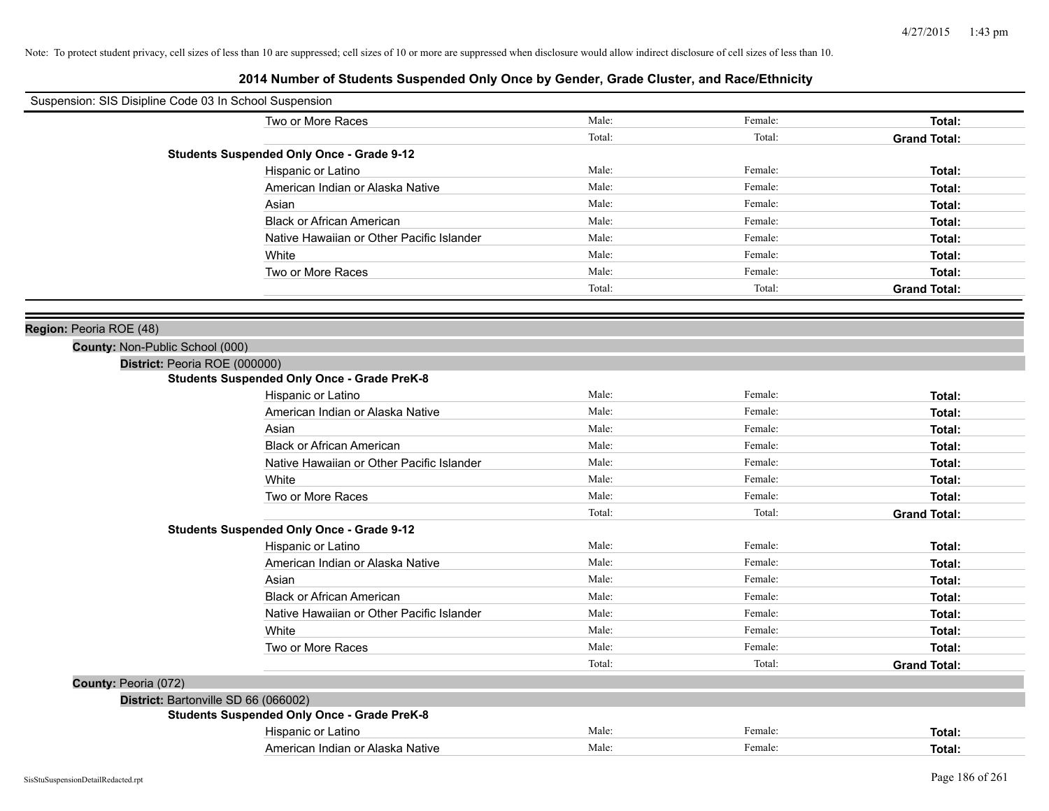Note: To protect student privacy, cell sizes of less than 10 are suppressed; cell sizes of 10 or more are suppressed when disclosure would allow indirect disclosure of cell sizes of less than 10.

# 2014 Number of Students Suspended Only Once by Gender, Grade Cluster, and Race/Ethnicity

Suspension: SIS Disipline Code 03 In School Suspension

| | | | |
|---|---|---|---|
| Two or More Races | Male: | Female: | **Total:** |
| | Total: | Total: | **Grand Total:** |

**Students Suspended Only Once - Grade 9-12**

| | | | |
|---|---|---|---|
| Hispanic or Latino | Male: | Female: | **Total:** |
| American Indian or Alaska Native | Male: | Female: | **Total:** |
| Asian | Male: | Female: | **Total:** |
| Black or African American | Male: | Female: | **Total:** |
| Native Hawaiian or Other Pacific Islander | Male: | Female: | **Total:** |
| White | Male: | Female: | **Total:** |
| Two or More Races | Male: | Female: | **Total:** |
| | Total: | Total: | **Grand Total:** |

**Region:** Peoria ROE (48)

**County:** Non-Public School (000)

**District:** Peoria ROE (000000)

**Students Suspended Only Once - Grade PreK-8**

| | | | |
|---|---|---|---|
| Hispanic or Latino | Male: | Female: | **Total:** |
| American Indian or Alaska Native | Male: | Female: | **Total:** |
| Asian | Male: | Female: | **Total:** |
| Black or African American | Male: | Female: | **Total:** |
| Native Hawaiian or Other Pacific Islander | Male: | Female: | **Total:** |
| White | Male: | Female: | **Total:** |
| Two or More Races | Male: | Female: | **Total:** |
| | Total: | Total: | **Grand Total:** |

**Students Suspended Only Once - Grade 9-12**

| | | | |
|---|---|---|---|
| Hispanic or Latino | Male: | Female: | **Total:** |
| American Indian or Alaska Native | Male: | Female: | **Total:** |
| Asian | Male: | Female: | **Total:** |
| Black or African American | Male: | Female: | **Total:** |
| Native Hawaiian or Other Pacific Islander | Male: | Female: | **Total:** |
| White | Male: | Female: | **Total:** |
| Two or More Races | Male: | Female: | **Total:** |
| | Total: | Total: | **Grand Total:** |

**County:** Peoria (072)

**District:** Bartonville SD 66 (066002)

**Students Suspended Only Once - Grade PreK-8**

| | | | |
|---|---|---|---|
| Hispanic or Latino | Male: | Female: | **Total:** |
| American Indian or Alaska Native | Male: | Female: | **Total:** |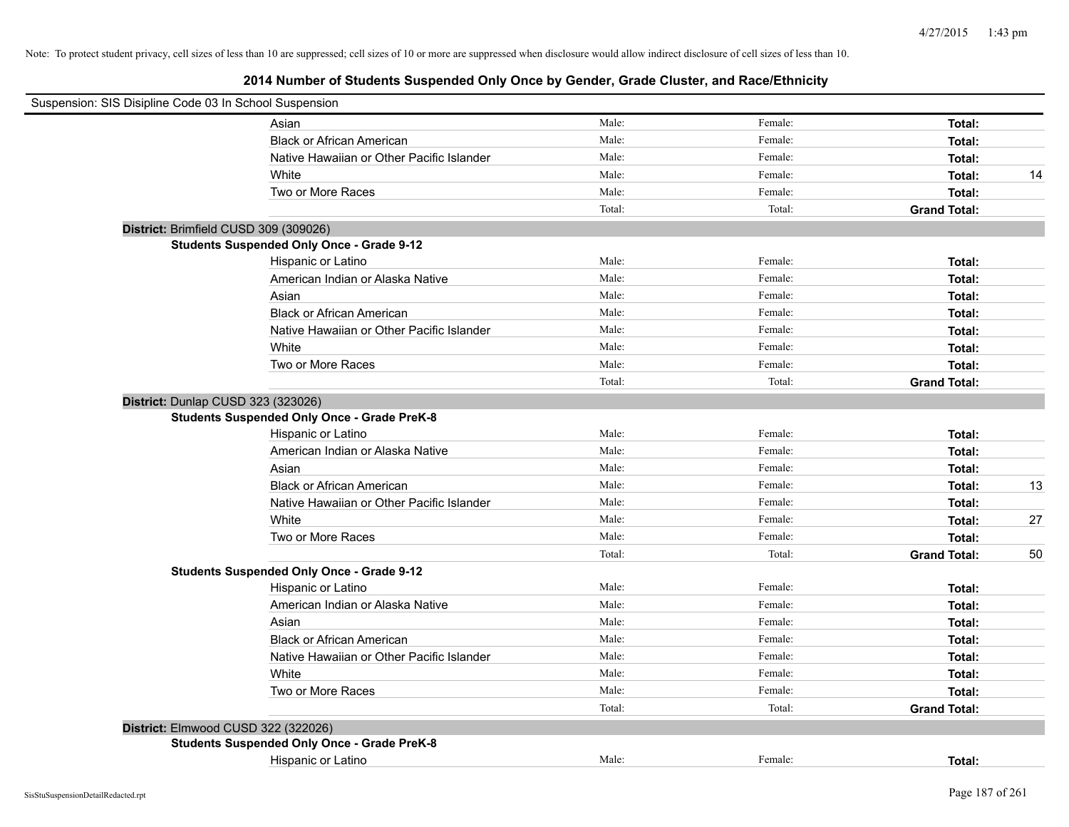Note: To protect student privacy, cell sizes of less than 10 are suppressed; cell sizes of 10 or more are suppressed when disclosure would allow indirect disclosure of cell sizes of less than 10.

## 2014 Number of Students Suspended Only Once by Gender, Grade Cluster, and Race/Ethnicity

Suspension: SIS Disipline Code 03 In School Suspension

| | | | | |
|---|---|---|---|---|
| Asian | Male: | Female: | **Total:** | |
| Black or African American | Male: | Female: | **Total:** | |
| Native Hawaiian or Other Pacific Islander | Male: | Female: | **Total:** | |
| White | Male: | Female: | **Total:** | 14 |
| Two or More Races | Male: | Female: | **Total:** | |
| | Total: | Total: | **Grand Total:** | |

**District:** Brimfield CUSD 309 (309026)

**Students Suspended Only Once - Grade 9-12**

| | | | | |
|---|---|---|---|---|
| Hispanic or Latino | Male: | Female: | **Total:** | |
| American Indian or Alaska Native | Male: | Female: | **Total:** | |
| Asian | Male: | Female: | **Total:** | |
| Black or African American | Male: | Female: | **Total:** | |
| Native Hawaiian or Other Pacific Islander | Male: | Female: | **Total:** | |
| White | Male: | Female: | **Total:** | |
| Two or More Races | Male: | Female: | **Total:** | |
| | Total: | Total: | **Grand Total:** | |

**District:** Dunlap CUSD 323 (323026)

**Students Suspended Only Once - Grade PreK-8**

| | | | | |
|---|---|---|---|---|
| Hispanic or Latino | Male: | Female: | **Total:** | |
| American Indian or Alaska Native | Male: | Female: | **Total:** | |
| Asian | Male: | Female: | **Total:** | |
| Black or African American | Male: | Female: | **Total:** | 13 |
| Native Hawaiian or Other Pacific Islander | Male: | Female: | **Total:** | |
| White | Male: | Female: | **Total:** | 27 |
| Two or More Races | Male: | Female: | **Total:** | |
| | Total: | Total: | **Grand Total:** | 50 |

**Students Suspended Only Once - Grade 9-12**

| | | | | |
|---|---|---|---|---|
| Hispanic or Latino | Male: | Female: | **Total:** | |
| American Indian or Alaska Native | Male: | Female: | **Total:** | |
| Asian | Male: | Female: | **Total:** | |
| Black or African American | Male: | Female: | **Total:** | |
| Native Hawaiian or Other Pacific Islander | Male: | Female: | **Total:** | |
| White | Male: | Female: | **Total:** | |
| Two or More Races | Male: | Female: | **Total:** | |
| | Total: | Total: | **Grand Total:** | |

**District:** Elmwood CUSD 322 (322026)

**Students Suspended Only Once - Grade PreK-8**

| | | | | |
|---|---|---|---|---|
| Hispanic or Latino | Male: | Female: | **Total:** | |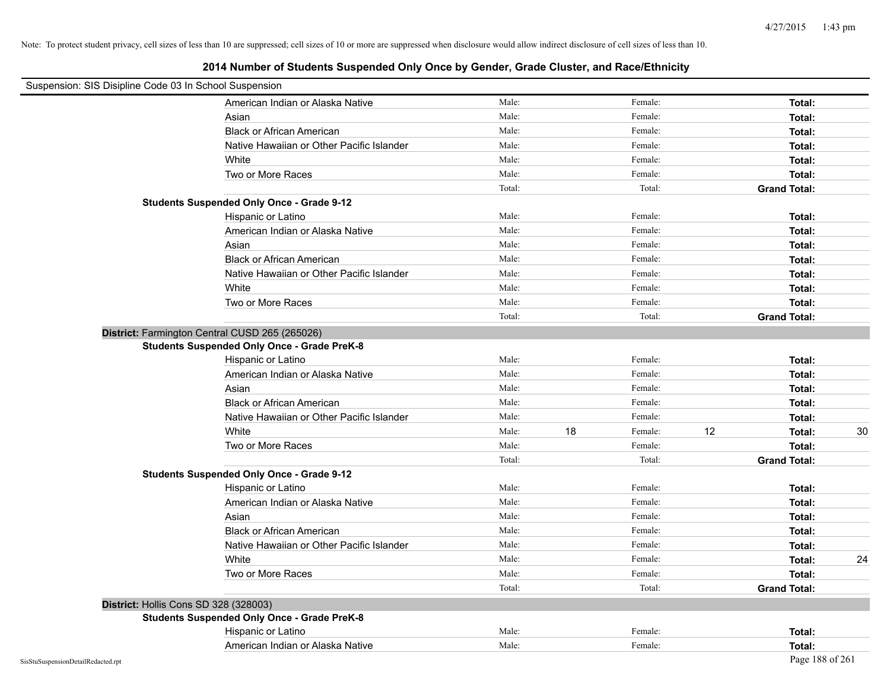Note: To protect student privacy, cell sizes of less than 10 are suppressed; cell sizes of 10 or more are suppressed when disclosure would allow indirect disclosure of cell sizes of less than 10.

# 2014 Number of Students Suspended Only Once by Gender, Grade Cluster, and Race/Ethnicity

Suspension: SIS Disipline Code 03 In School Suspension

| | Male: | | Female: | | | |
|---|---|---|---|---|---|---|
| American Indian or Alaska Native | Male: | | Female: | | **Total:** | |
| Asian | Male: | | Female: | | **Total:** | |
| Black or African American | Male: | | Female: | | **Total:** | |
| Native Hawaiian or Other Pacific Islander | Male: | | Female: | | **Total:** | |
| White | Male: | | Female: | | **Total:** | |
| Two or More Races | Male: | | Female: | | **Total:** | |
| | Total: | | Total: | | **Grand Total:** | |

**Students Suspended Only Once - Grade 9-12**

| | | | | | | |
|---|---|---|---|---|---|---|
| Hispanic or Latino | Male: | | Female: | | **Total:** | |
| American Indian or Alaska Native | Male: | | Female: | | **Total:** | |
| Asian | Male: | | Female: | | **Total:** | |
| Black or African American | Male: | | Female: | | **Total:** | |
| Native Hawaiian or Other Pacific Islander | Male: | | Female: | | **Total:** | |
| White | Male: | | Female: | | **Total:** | |
| Two or More Races | Male: | | Female: | | **Total:** | |
| | Total: | | Total: | | **Grand Total:** | |

**District:** Farmington Central CUSD 265 (265026)

**Students Suspended Only Once - Grade PreK-8**

| | | | | | | |
|---|---|---|---|---|---|---|
| Hispanic or Latino | Male: | | Female: | | **Total:** | |
| American Indian or Alaska Native | Male: | | Female: | | **Total:** | |
| Asian | Male: | | Female: | | **Total:** | |
| Black or African American | Male: | | Female: | | **Total:** | |
| Native Hawaiian or Other Pacific Islander | Male: | | Female: | | **Total:** | |
| White | Male: | 18 | Female: | 12 | **Total:** | 30 |
| Two or More Races | Male: | | Female: | | **Total:** | |
| | Total: | | Total: | | **Grand Total:** | |

**Students Suspended Only Once - Grade 9-12**

| | | | | | | |
|---|---|---|---|---|---|---|
| Hispanic or Latino | Male: | | Female: | | **Total:** | |
| American Indian or Alaska Native | Male: | | Female: | | **Total:** | |
| Asian | Male: | | Female: | | **Total:** | |
| Black or African American | Male: | | Female: | | **Total:** | |
| Native Hawaiian or Other Pacific Islander | Male: | | Female: | | **Total:** | |
| White | Male: | | Female: | | **Total:** | 24 |
| Two or More Races | Male: | | Female: | | **Total:** | |
| | Total: | | Total: | | **Grand Total:** | |

**District:** Hollis Cons SD 328 (328003)

**Students Suspended Only Once - Grade PreK-8**

| | | | | | | |
|---|---|---|---|---|---|---|
| Hispanic or Latino | Male: | | Female: | | **Total:** | |
| American Indian or Alaska Native | Male: | | Female: | | **Total:** | |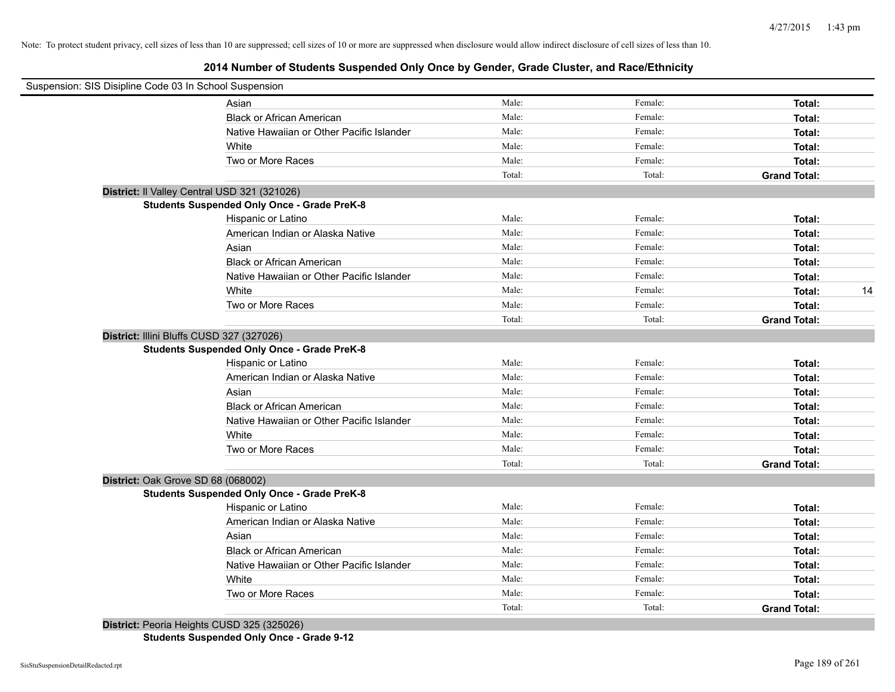Note: To protect student privacy, cell sizes of less than 10 are suppressed; cell sizes of 10 or more are suppressed when disclosure would allow indirect disclosure of cell sizes of less than 10.

# 2014 Number of Students Suspended Only Once by Gender, Grade Cluster, and Race/Ethnicity

Suspension: SIS Disipline Code 03 In School Suspension

| | Male: | Female: | Total: | |
|---|---|---|---|---|
| Asian | Male: | Female: | **Total:** | |
| Black or African American | Male: | Female: | **Total:** | |
| Native Hawaiian or Other Pacific Islander | Male: | Female: | **Total:** | |
| White | Male: | Female: | **Total:** | |
| Two or More Races | Male: | Female: | **Total:** | |
| | Total: | Total: | **Grand Total:** | |

**District:** Il Valley Central USD 321 (321026)

**Students Suspended Only Once - Grade PreK-8**

| | | | | |
|---|---|---|---|---|
| Hispanic or Latino | Male: | Female: | **Total:** | |
| American Indian or Alaska Native | Male: | Female: | **Total:** | |
| Asian | Male: | Female: | **Total:** | |
| Black or African American | Male: | Female: | **Total:** | |
| Native Hawaiian or Other Pacific Islander | Male: | Female: | **Total:** | |
| White | Male: | Female: | **Total:** | 14 |
| Two or More Races | Male: | Female: | **Total:** | |
| | Total: | Total: | **Grand Total:** | |

**District:** Illini Bluffs CUSD 327 (327026)

**Students Suspended Only Once - Grade PreK-8**

| | | | | |
|---|---|---|---|---|
| Hispanic or Latino | Male: | Female: | **Total:** | |
| American Indian or Alaska Native | Male: | Female: | **Total:** | |
| Asian | Male: | Female: | **Total:** | |
| Black or African American | Male: | Female: | **Total:** | |
| Native Hawaiian or Other Pacific Islander | Male: | Female: | **Total:** | |
| White | Male: | Female: | **Total:** | |
| Two or More Races | Male: | Female: | **Total:** | |
| | Total: | Total: | **Grand Total:** | |

**District:** Oak Grove SD 68 (068002)

**Students Suspended Only Once - Grade PreK-8**

| | | | | |
|---|---|---|---|---|
| Hispanic or Latino | Male: | Female: | **Total:** | |
| American Indian or Alaska Native | Male: | Female: | **Total:** | |
| Asian | Male: | Female: | **Total:** | |
| Black or African American | Male: | Female: | **Total:** | |
| Native Hawaiian or Other Pacific Islander | Male: | Female: | **Total:** | |
| White | Male: | Female: | **Total:** | |
| Two or More Races | Male: | Female: | **Total:** | |
| | Total: | Total: | **Grand Total:** | |

**District:** Peoria Heights CUSD 325 (325026)

**Students Suspended Only Once - Grade 9-12**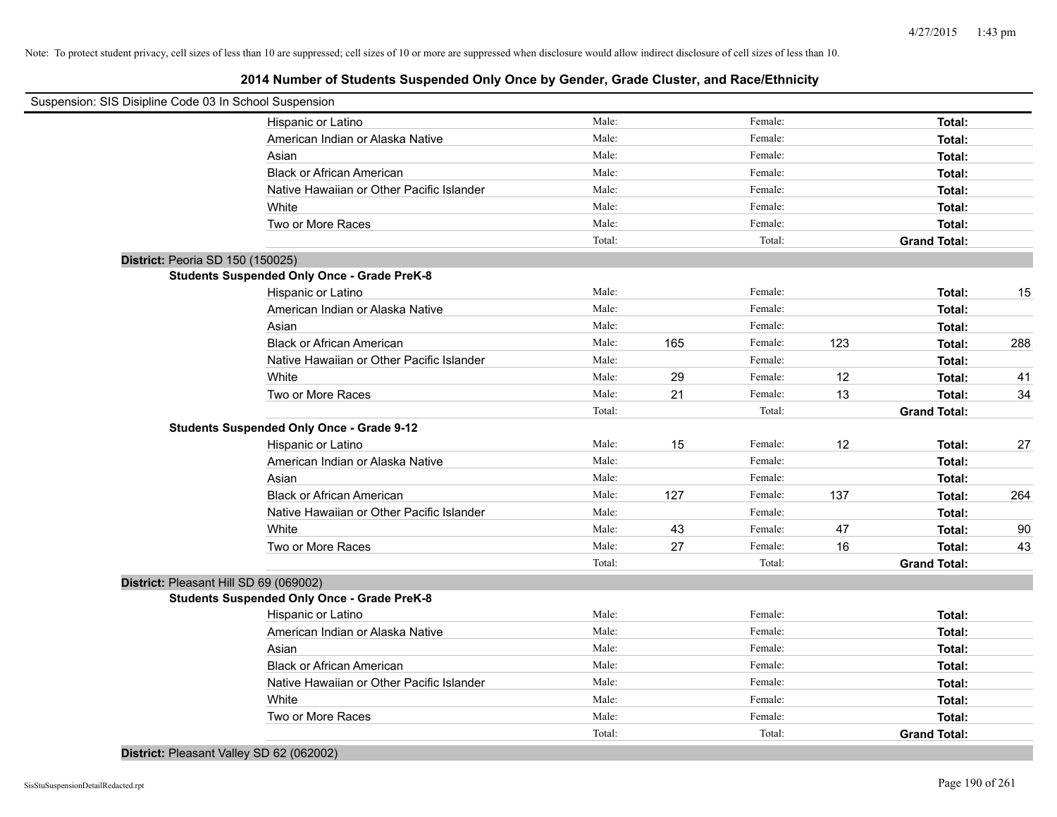Note: To protect student privacy, cell sizes of less than 10 are suppressed; cell sizes of 10 or more are suppressed when disclosure would allow indirect disclosure of cell sizes of less than 10.

# 2014 Number of Students Suspended Only Once by Gender, Grade Cluster, and Race/Ethnicity

Suspension: SIS Disipline Code 03 In School Suspension

| | | | | | | |
|---|---|---|---|---|---|---|
| Hispanic or Latino | Male: | | Female: | | **Total:** | |
| American Indian or Alaska Native | Male: | | Female: | | **Total:** | |
| Asian | Male: | | Female: | | **Total:** | |
| Black or African American | Male: | | Female: | | **Total:** | |
| Native Hawaiian or Other Pacific Islander | Male: | | Female: | | **Total:** | |
| White | Male: | | Female: | | **Total:** | |
| Two or More Races | Male: | | Female: | | **Total:** | |
| | Total: | | Total: | | **Grand Total:** | |

**District:** Peoria SD 150 (150025)

**Students Suspended Only Once - Grade PreK-8**

| | | | | | | |
|---|---|---|---|---|---|---|
| Hispanic or Latino | Male: | | Female: | | **Total:** | 15 |
| American Indian or Alaska Native | Male: | | Female: | | **Total:** | |
| Asian | Male: | | Female: | | **Total:** | |
| Black or African American | Male: | 165 | Female: | 123 | **Total:** | 288 |
| Native Hawaiian or Other Pacific Islander | Male: | | Female: | | **Total:** | |
| White | Male: | 29 | Female: | 12 | **Total:** | 41 |
| Two or More Races | Male: | 21 | Female: | 13 | **Total:** | 34 |
| | Total: | | Total: | | **Grand Total:** | |

**Students Suspended Only Once - Grade 9-12**

| | | | | | | |
|---|---|---|---|---|---|---|
| Hispanic or Latino | Male: | 15 | Female: | 12 | **Total:** | 27 |
| American Indian or Alaska Native | Male: | | Female: | | **Total:** | |
| Asian | Male: | | Female: | | **Total:** | |
| Black or African American | Male: | 127 | Female: | 137 | **Total:** | 264 |
| Native Hawaiian or Other Pacific Islander | Male: | | Female: | | **Total:** | |
| White | Male: | 43 | Female: | 47 | **Total:** | 90 |
| Two or More Races | Male: | 27 | Female: | 16 | **Total:** | 43 |
| | Total: | | Total: | | **Grand Total:** | |

**District:** Pleasant Hill SD 69 (069002)

**Students Suspended Only Once - Grade PreK-8**

| | | | | | | |
|---|---|---|---|---|---|---|
| Hispanic or Latino | Male: | | Female: | | **Total:** | |
| American Indian or Alaska Native | Male: | | Female: | | **Total:** | |
| Asian | Male: | | Female: | | **Total:** | |
| Black or African American | Male: | | Female: | | **Total:** | |
| Native Hawaiian or Other Pacific Islander | Male: | | Female: | | **Total:** | |
| White | Male: | | Female: | | **Total:** | |
| Two or More Races | Male: | | Female: | | **Total:** | |
| | Total: | | Total: | | **Grand Total:** | |

**District:** Pleasant Valley SD 62 (062002)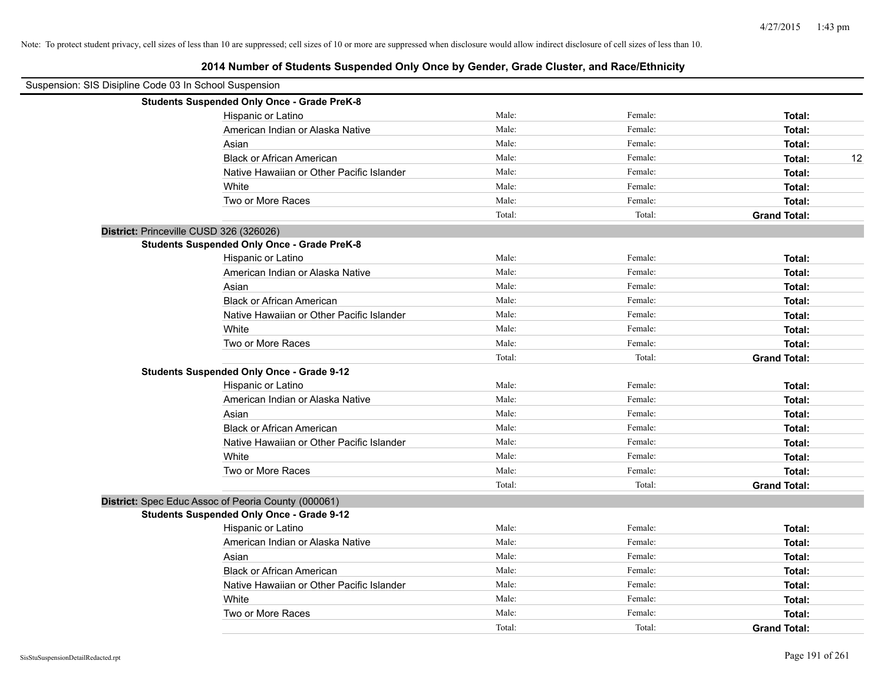Note: To protect student privacy, cell sizes of less than 10 are suppressed; cell sizes of 10 or more are suppressed when disclosure would allow indirect disclosure of cell sizes of less than 10.

# 2014 Number of Students Suspended Only Once by Gender, Grade Cluster, and Race/Ethnicity

Suspension: SIS Disipline Code 03 In School Suspension

**Students Suspended Only Once - Grade PreK-8**

| | | | | |
|---|---|---|---|---|
| Hispanic or Latino | Male: | Female: | **Total:** | |
| American Indian or Alaska Native | Male: | Female: | **Total:** | |
| Asian | Male: | Female: | **Total:** | |
| Black or African American | Male: | Female: | **Total:** | 12 |
| Native Hawaiian or Other Pacific Islander | Male: | Female: | **Total:** | |
| White | Male: | Female: | **Total:** | |
| Two or More Races | Male: | Female: | **Total:** | |
| | Total: | Total: | **Grand Total:** | |

**District:** Princeville CUSD 326 (326026)

**Students Suspended Only Once - Grade PreK-8**

| | | | | |
|---|---|---|---|---|
| Hispanic or Latino | Male: | Female: | **Total:** | |
| American Indian or Alaska Native | Male: | Female: | **Total:** | |
| Asian | Male: | Female: | **Total:** | |
| Black or African American | Male: | Female: | **Total:** | |
| Native Hawaiian or Other Pacific Islander | Male: | Female: | **Total:** | |
| White | Male: | Female: | **Total:** | |
| Two or More Races | Male: | Female: | **Total:** | |
| | Total: | Total: | **Grand Total:** | |

**Students Suspended Only Once - Grade 9-12**

| | | | | |
|---|---|---|---|---|
| Hispanic or Latino | Male: | Female: | **Total:** | |
| American Indian or Alaska Native | Male: | Female: | **Total:** | |
| Asian | Male: | Female: | **Total:** | |
| Black or African American | Male: | Female: | **Total:** | |
| Native Hawaiian or Other Pacific Islander | Male: | Female: | **Total:** | |
| White | Male: | Female: | **Total:** | |
| Two or More Races | Male: | Female: | **Total:** | |
| | Total: | Total: | **Grand Total:** | |

**District:** Spec Educ Assoc of Peoria County (000061)

**Students Suspended Only Once - Grade 9-12**

| | | | | |
|---|---|---|---|---|
| Hispanic or Latino | Male: | Female: | **Total:** | |
| American Indian or Alaska Native | Male: | Female: | **Total:** | |
| Asian | Male: | Female: | **Total:** | |
| Black or African American | Male: | Female: | **Total:** | |
| Native Hawaiian or Other Pacific Islander | Male: | Female: | **Total:** | |
| White | Male: | Female: | **Total:** | |
| Two or More Races | Male: | Female: | **Total:** | |
| | Total: | Total: | **Grand Total:** | |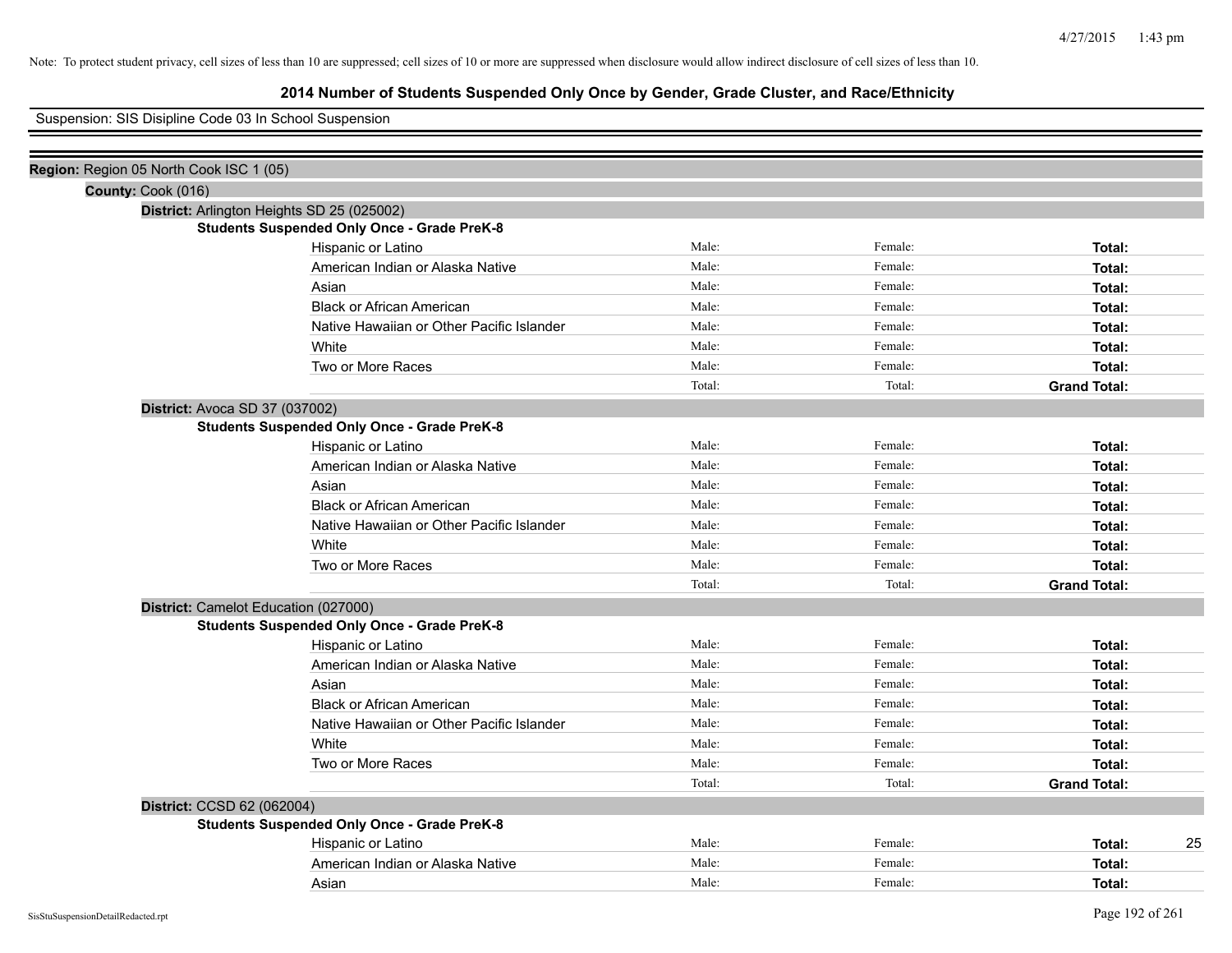Note: To protect student privacy, cell sizes of less than 10 are suppressed; cell sizes of 10 or more are suppressed when disclosure would allow indirect disclosure of cell sizes of less than 10.

# 2014 Number of Students Suspended Only Once by Gender, Grade Cluster, and Race/Ethnicity

Suspension: SIS Disipline Code 03 In School Suspension

**Region:** Region 05 North Cook ISC 1 (05)

**County:** Cook (016)

**District:** Arlington Heights SD 25 (025002)

**Students Suspended Only Once - Grade PreK-8**

| Race/Ethnicity | Male | Female | Total |
|---|---|---|---|
| Hispanic or Latino | Male: | Female: | **Total:** |
| American Indian or Alaska Native | Male: | Female: | **Total:** |
| Asian | Male: | Female: | **Total:** |
| Black or African American | Male: | Female: | **Total:** |
| Native Hawaiian or Other Pacific Islander | Male: | Female: | **Total:** |
| White | Male: | Female: | **Total:** |
| Two or More Races | Male: | Female: | **Total:** |
| | Total: | Total: | **Grand Total:** |

**District:** Avoca SD 37 (037002)

**Students Suspended Only Once - Grade PreK-8**

| Race/Ethnicity | Male | Female | Total |
|---|---|---|---|
| Hispanic or Latino | Male: | Female: | **Total:** |
| American Indian or Alaska Native | Male: | Female: | **Total:** |
| Asian | Male: | Female: | **Total:** |
| Black or African American | Male: | Female: | **Total:** |
| Native Hawaiian or Other Pacific Islander | Male: | Female: | **Total:** |
| White | Male: | Female: | **Total:** |
| Two or More Races | Male: | Female: | **Total:** |
| | Total: | Total: | **Grand Total:** |

**District:** Camelot Education (027000)

**Students Suspended Only Once - Grade PreK-8**

| Race/Ethnicity | Male | Female | Total |
|---|---|---|---|
| Hispanic or Latino | Male: | Female: | **Total:** |
| American Indian or Alaska Native | Male: | Female: | **Total:** |
| Asian | Male: | Female: | **Total:** |
| Black or African American | Male: | Female: | **Total:** |
| Native Hawaiian or Other Pacific Islander | Male: | Female: | **Total:** |
| White | Male: | Female: | **Total:** |
| Two or More Races | Male: | Female: | **Total:** |
| | Total: | Total: | **Grand Total:** |

**District:** CCSD 62 (062004)

**Students Suspended Only Once - Grade PreK-8**

| Race/Ethnicity | Male | Female | Total |
|---|---|---|---|
| Hispanic or Latino | Male: | Female: | **Total:** 25 |
| American Indian or Alaska Native | Male: | Female: | **Total:** |
| Asian | Male: | Female: | **Total:** |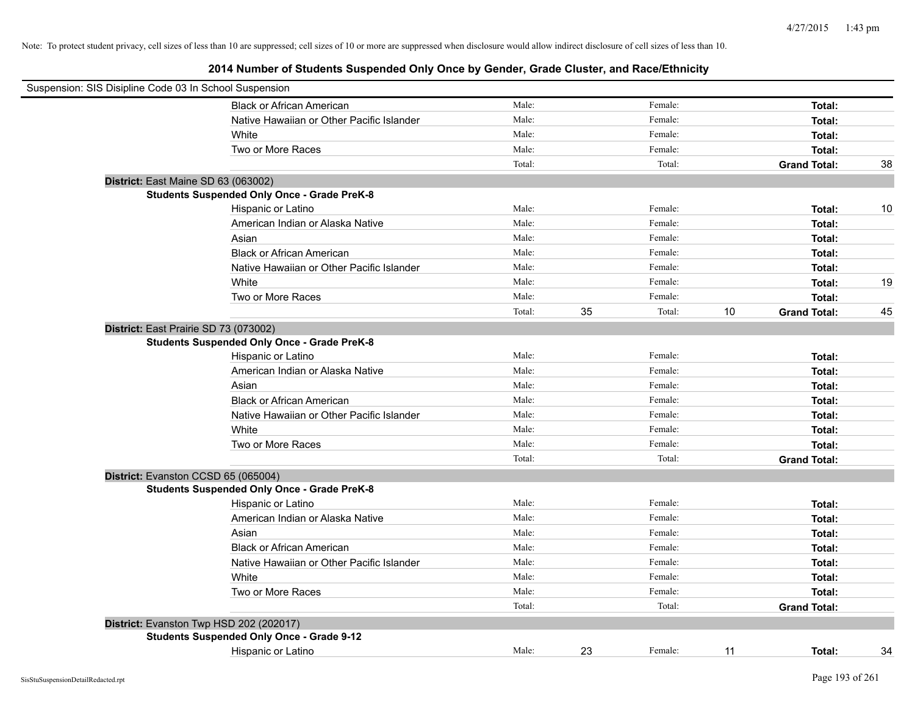Note: To protect student privacy, cell sizes of less than 10 are suppressed; cell sizes of 10 or more are suppressed when disclosure would allow indirect disclosure of cell sizes of less than 10.

## 2014 Number of Students Suspended Only Once by Gender, Grade Cluster, and Race/Ethnicity

Suspension: SIS Disipline Code 03 In School Suspension

| | | | | | | |
|---|---|---|---|---|---|---|
| Black or African American | Male: | | Female: | | **Total:** | |
| Native Hawaiian or Other Pacific Islander | Male: | | Female: | | **Total:** | |
| White | Male: | | Female: | | **Total:** | |
| Two or More Races | Male: | | Female: | | **Total:** | |
| | Total: | | Total: | | **Grand Total:** | 38 |

**District:** East Maine SD 63 (063002)

**Students Suspended Only Once - Grade PreK-8**

| | | | | | | |
|---|---|---|---|---|---|---|
| Hispanic or Latino | Male: | | Female: | | **Total:** | 10 |
| American Indian or Alaska Native | Male: | | Female: | | **Total:** | |
| Asian | Male: | | Female: | | **Total:** | |
| Black or African American | Male: | | Female: | | **Total:** | |
| Native Hawaiian or Other Pacific Islander | Male: | | Female: | | **Total:** | |
| White | Male: | | Female: | | **Total:** | 19 |
| Two or More Races | Male: | | Female: | | **Total:** | |
| | Total: | 35 | Total: | 10 | **Grand Total:** | 45 |

**District:** East Prairie SD 73 (073002)

**Students Suspended Only Once - Grade PreK-8**

| | | | | | | |
|---|---|---|---|---|---|---|
| Hispanic or Latino | Male: | | Female: | | **Total:** | |
| American Indian or Alaska Native | Male: | | Female: | | **Total:** | |
| Asian | Male: | | Female: | | **Total:** | |
| Black or African American | Male: | | Female: | | **Total:** | |
| Native Hawaiian or Other Pacific Islander | Male: | | Female: | | **Total:** | |
| White | Male: | | Female: | | **Total:** | |
| Two or More Races | Male: | | Female: | | **Total:** | |
| | Total: | | Total: | | **Grand Total:** | |

**District:** Evanston CCSD 65 (065004)

**Students Suspended Only Once - Grade PreK-8**

| | | | | | | |
|---|---|---|---|---|---|---|
| Hispanic or Latino | Male: | | Female: | | **Total:** | |
| American Indian or Alaska Native | Male: | | Female: | | **Total:** | |
| Asian | Male: | | Female: | | **Total:** | |
| Black or African American | Male: | | Female: | | **Total:** | |
| Native Hawaiian or Other Pacific Islander | Male: | | Female: | | **Total:** | |
| White | Male: | | Female: | | **Total:** | |
| Two or More Races | Male: | | Female: | | **Total:** | |
| | Total: | | Total: | | **Grand Total:** | |

**District:** Evanston Twp HSD 202 (202017)

**Students Suspended Only Once - Grade 9-12**

| | | | | | | |
|---|---|---|---|---|---|---|
| Hispanic or Latino | Male: | 23 | Female: | 11 | **Total:** | 34 |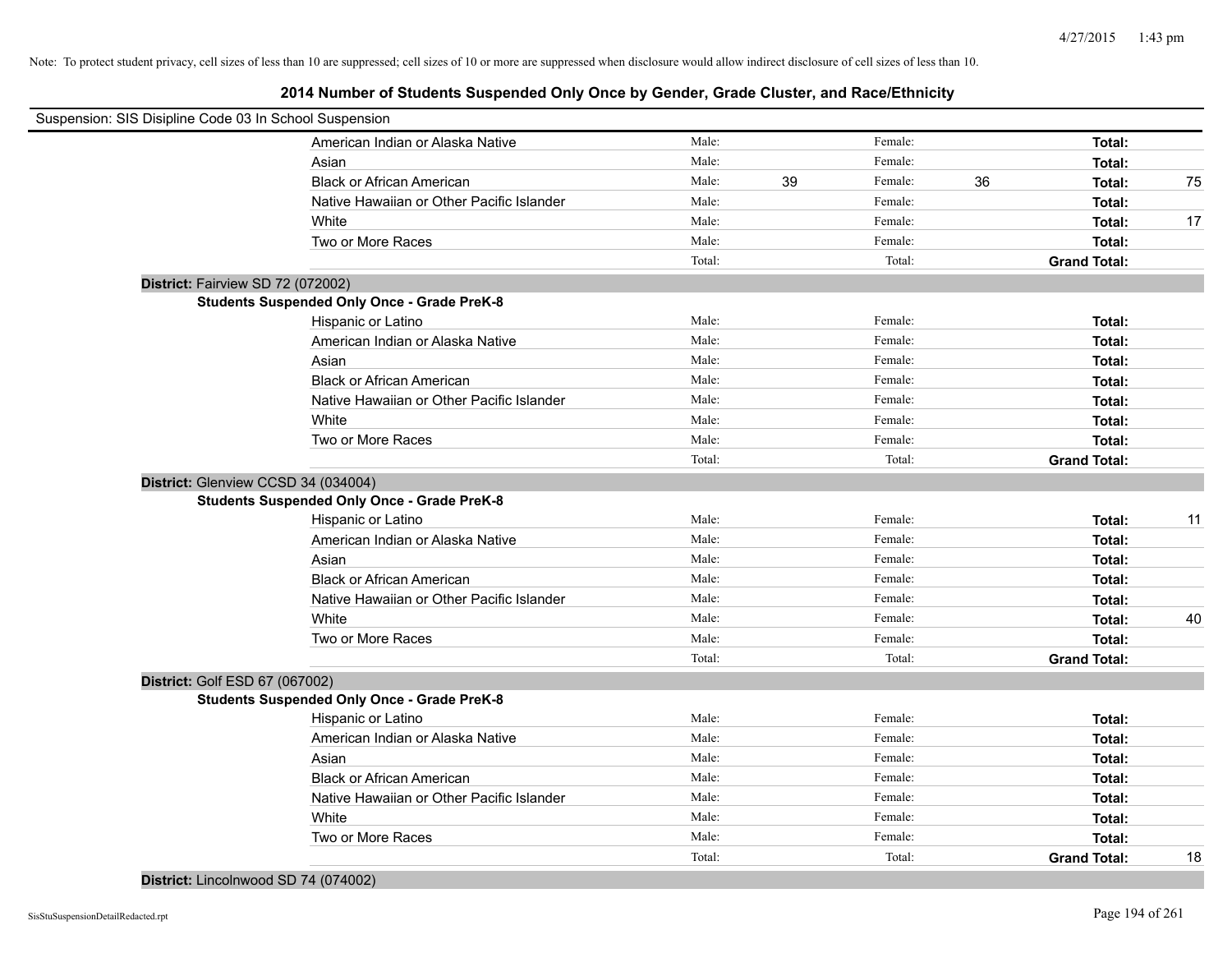Note: To protect student privacy, cell sizes of less than 10 are suppressed; cell sizes of 10 or more are suppressed when disclosure would allow indirect disclosure of cell sizes of less than 10.

## 2014 Number of Students Suspended Only Once by Gender, Grade Cluster, and Race/Ethnicity

Suspension: SIS Disipline Code 03 In School Suspension

| | Male: | | Female: | | | |
|---|---|---|---|---|---|---|
| American Indian or Alaska Native | Male: | | Female: | | **Total:** | |
| Asian | Male: | | Female: | | **Total:** | |
| Black or African American | Male: | 39 | Female: | 36 | **Total:** | 75 |
| Native Hawaiian or Other Pacific Islander | Male: | | Female: | | **Total:** | |
| White | Male: | | Female: | | **Total:** | 17 |
| Two or More Races | Male: | | Female: | | **Total:** | |
| | Total: | | Total: | | **Grand Total:** | |

**District:** Fairview SD 72 (072002)

**Students Suspended Only Once - Grade PreK-8**

| | | | | | | |
|---|---|---|---|---|---|---|
| Hispanic or Latino | Male: | | Female: | | **Total:** | |
| American Indian or Alaska Native | Male: | | Female: | | **Total:** | |
| Asian | Male: | | Female: | | **Total:** | |
| Black or African American | Male: | | Female: | | **Total:** | |
| Native Hawaiian or Other Pacific Islander | Male: | | Female: | | **Total:** | |
| White | Male: | | Female: | | **Total:** | |
| Two or More Races | Male: | | Female: | | **Total:** | |
| | Total: | | Total: | | **Grand Total:** | |

**District:** Glenview CCSD 34 (034004)

**Students Suspended Only Once - Grade PreK-8**

| | | | | | | |
|---|---|---|---|---|---|---|
| Hispanic or Latino | Male: | | Female: | | **Total:** | 11 |
| American Indian or Alaska Native | Male: | | Female: | | **Total:** | |
| Asian | Male: | | Female: | | **Total:** | |
| Black or African American | Male: | | Female: | | **Total:** | |
| Native Hawaiian or Other Pacific Islander | Male: | | Female: | | **Total:** | |
| White | Male: | | Female: | | **Total:** | 40 |
| Two or More Races | Male: | | Female: | | **Total:** | |
| | Total: | | Total: | | **Grand Total:** | |

**District:** Golf ESD 67 (067002)

**Students Suspended Only Once - Grade PreK-8**

| | | | | | | |
|---|---|---|---|---|---|---|
| Hispanic or Latino | Male: | | Female: | | **Total:** | |
| American Indian or Alaska Native | Male: | | Female: | | **Total:** | |
| Asian | Male: | | Female: | | **Total:** | |
| Black or African American | Male: | | Female: | | **Total:** | |
| Native Hawaiian or Other Pacific Islander | Male: | | Female: | | **Total:** | |
| White | Male: | | Female: | | **Total:** | |
| Two or More Races | Male: | | Female: | | **Total:** | |
| | Total: | | Total: | | **Grand Total:** | 18 |

**District:** Lincolnwood SD 74 (074002)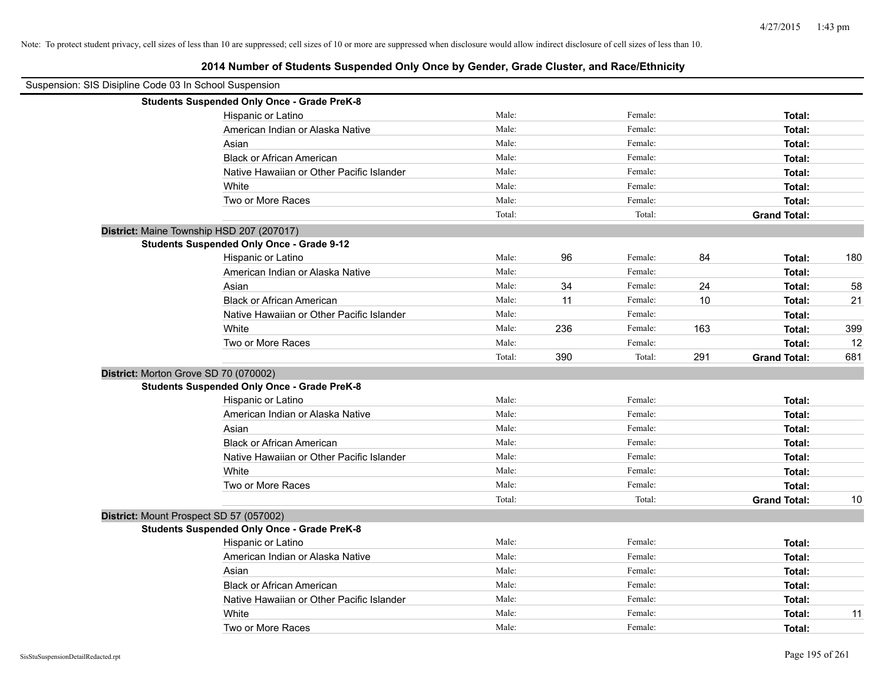Note: To protect student privacy, cell sizes of less than 10 are suppressed; cell sizes of 10 or more are suppressed when disclosure would allow indirect disclosure of cell sizes of less than 10.

# 2014 Number of Students Suspended Only Once by Gender, Grade Cluster, and Race/Ethnicity

Suspension: SIS Disipline Code 03 In School Suspension

**Students Suspended Only Once - Grade PreK-8**

| | | | | | | |
|---|---|---|---|---|---|---|
| Hispanic or Latino | Male: | | Female: | | **Total:** | |
| American Indian or Alaska Native | Male: | | Female: | | **Total:** | |
| Asian | Male: | | Female: | | **Total:** | |
| Black or African American | Male: | | Female: | | **Total:** | |
| Native Hawaiian or Other Pacific Islander | Male: | | Female: | | **Total:** | |
| White | Male: | | Female: | | **Total:** | |
| Two or More Races | Male: | | Female: | | **Total:** | |
| | Total: | | Total: | | **Grand Total:** | |

**District:** Maine Township HSD 207 (207017)

**Students Suspended Only Once - Grade 9-12**

| | | | | | | |
|---|---|---|---|---|---|---|
| Hispanic or Latino | Male: | 96 | Female: | 84 | **Total:** | 180 |
| American Indian or Alaska Native | Male: | | Female: | | **Total:** | |
| Asian | Male: | 34 | Female: | 24 | **Total:** | 58 |
| Black or African American | Male: | 11 | Female: | 10 | **Total:** | 21 |
| Native Hawaiian or Other Pacific Islander | Male: | | Female: | | **Total:** | |
| White | Male: | 236 | Female: | 163 | **Total:** | 399 |
| Two or More Races | Male: | | Female: | | **Total:** | 12 |
| | Total: | 390 | Total: | 291 | **Grand Total:** | 681 |

**District:** Morton Grove SD 70 (070002)

**Students Suspended Only Once - Grade PreK-8**

| | | | | | | |
|---|---|---|---|---|---|---|
| Hispanic or Latino | Male: | | Female: | | **Total:** | |
| American Indian or Alaska Native | Male: | | Female: | | **Total:** | |
| Asian | Male: | | Female: | | **Total:** | |
| Black or African American | Male: | | Female: | | **Total:** | |
| Native Hawaiian or Other Pacific Islander | Male: | | Female: | | **Total:** | |
| White | Male: | | Female: | | **Total:** | |
| Two or More Races | Male: | | Female: | | **Total:** | |
| | Total: | | Total: | | **Grand Total:** | 10 |

**District:** Mount Prospect SD 57 (057002)

**Students Suspended Only Once - Grade PreK-8**

| | | | | | | |
|---|---|---|---|---|---|---|
| Hispanic or Latino | Male: | | Female: | | **Total:** | |
| American Indian or Alaska Native | Male: | | Female: | | **Total:** | |
| Asian | Male: | | Female: | | **Total:** | |
| Black or African American | Male: | | Female: | | **Total:** | |
| Native Hawaiian or Other Pacific Islander | Male: | | Female: | | **Total:** | |
| White | Male: | | Female: | | **Total:** | 11 |
| Two or More Races | Male: | | Female: | | **Total:** | |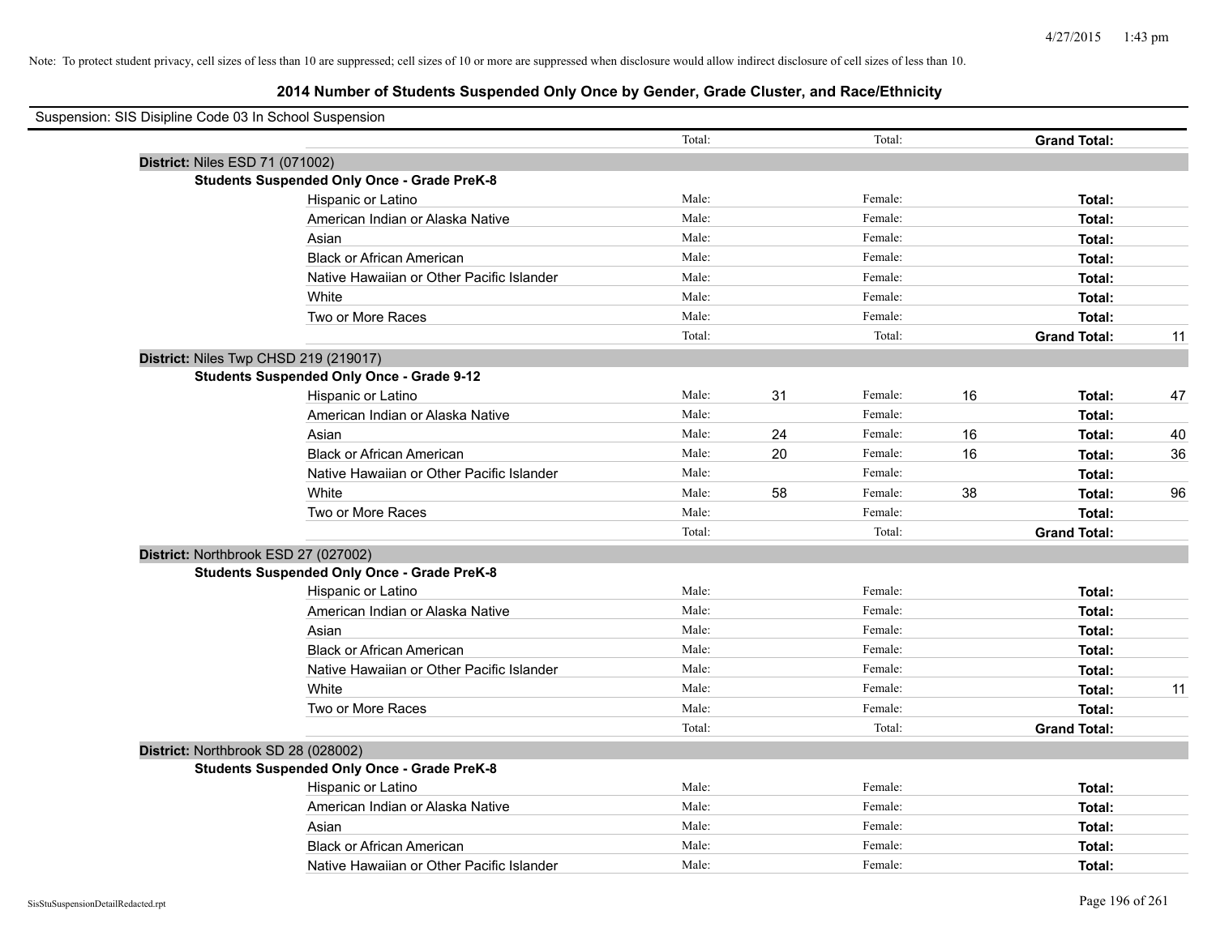Note: To protect student privacy, cell sizes of less than 10 are suppressed; cell sizes of 10 or more are suppressed when disclosure would allow indirect disclosure of cell sizes of less than 10.

# 2014 Number of Students Suspended Only Once by Gender, Grade Cluster, and Race/Ethnicity

Suspension: SIS Disipline Code 03 In School Suspension

| | | | | | | | |
|---|---|---|---|---|---|---|---|
| | Total: | | Total: | | **Grand Total:** | |
| **District:** Niles ESD 71 (071002) | | | | | | |
| **Students Suspended Only Once - Grade PreK-8** | | | | | | |
| Hispanic or Latino | Male: | | Female: | | **Total:** | |
| American Indian or Alaska Native | Male: | | Female: | | **Total:** | |
| Asian | Male: | | Female: | | **Total:** | |
| Black or African American | Male: | | Female: | | **Total:** | |
| Native Hawaiian or Other Pacific Islander | Male: | | Female: | | **Total:** | |
| White | Male: | | Female: | | **Total:** | |
| Two or More Races | Male: | | Female: | | **Total:** | |
| | Total: | | Total: | | **Grand Total:** | 11 |
| **District:** Niles Twp CHSD 219 (219017) | | | | | | |
| **Students Suspended Only Once - Grade 9-12** | | | | | | |
| Hispanic or Latino | Male: | 31 | Female: | 16 | **Total:** | 47 |
| American Indian or Alaska Native | Male: | | Female: | | **Total:** | |
| Asian | Male: | 24 | Female: | 16 | **Total:** | 40 |
| Black or African American | Male: | 20 | Female: | 16 | **Total:** | 36 |
| Native Hawaiian or Other Pacific Islander | Male: | | Female: | | **Total:** | |
| White | Male: | 58 | Female: | 38 | **Total:** | 96 |
| Two or More Races | Male: | | Female: | | **Total:** | |
| | Total: | | Total: | | **Grand Total:** | |
| **District:** Northbrook ESD 27 (027002) | | | | | | |
| **Students Suspended Only Once - Grade PreK-8** | | | | | | |
| Hispanic or Latino | Male: | | Female: | | **Total:** | |
| American Indian or Alaska Native | Male: | | Female: | | **Total:** | |
| Asian | Male: | | Female: | | **Total:** | |
| Black or African American | Male: | | Female: | | **Total:** | |
| Native Hawaiian or Other Pacific Islander | Male: | | Female: | | **Total:** | |
| White | Male: | | Female: | | **Total:** | 11 |
| Two or More Races | Male: | | Female: | | **Total:** | |
| | Total: | | Total: | | **Grand Total:** | |
| **District:** Northbrook SD 28 (028002) | | | | | | |
| **Students Suspended Only Once - Grade PreK-8** | | | | | | |
| Hispanic or Latino | Male: | | Female: | | **Total:** | |
| American Indian or Alaska Native | Male: | | Female: | | **Total:** | |
| Asian | Male: | | Female: | | **Total:** | |
| Black or African American | Male: | | Female: | | **Total:** | |
| Native Hawaiian or Other Pacific Islander | Male: | | Female: | | **Total:** | |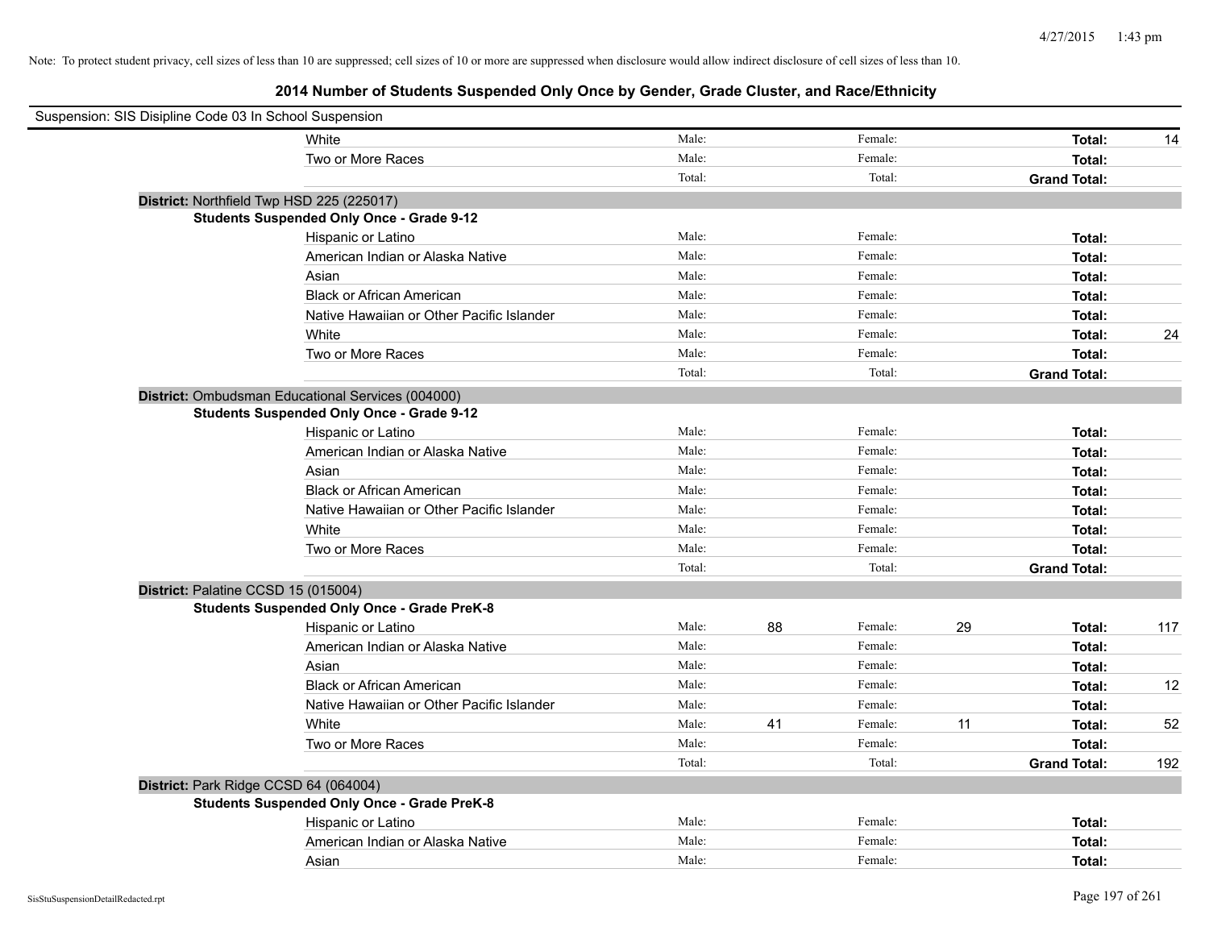Note: To protect student privacy, cell sizes of less than 10 are suppressed; cell sizes of 10 or more are suppressed when disclosure would allow indirect disclosure of cell sizes of less than 10.

# 2014 Number of Students Suspended Only Once by Gender, Grade Cluster, and Race/Ethnicity

Suspension: SIS Disipline Code 03 In School Suspension

| | | | | | | |
|---|---|---|---|---|---|---|
| White | Male: | | Female: | | **Total:** | 14 |
| Two or More Races | Male: | | Female: | | **Total:** | |
| | Total: | | Total: | | **Grand Total:** | |

**District:** Northfield Twp HSD 225 (225017)

**Students Suspended Only Once - Grade 9-12**

| | | | | | | |
|---|---|---|---|---|---|---|
| Hispanic or Latino | Male: | | Female: | | **Total:** | |
| American Indian or Alaska Native | Male: | | Female: | | **Total:** | |
| Asian | Male: | | Female: | | **Total:** | |
| Black or African American | Male: | | Female: | | **Total:** | |
| Native Hawaiian or Other Pacific Islander | Male: | | Female: | | **Total:** | |
| White | Male: | | Female: | | **Total:** | 24 |
| Two or More Races | Male: | | Female: | | **Total:** | |
| | Total: | | Total: | | **Grand Total:** | |

**District:** Ombudsman Educational Services (004000)

**Students Suspended Only Once - Grade 9-12**

| | | | | | | |
|---|---|---|---|---|---|---|
| Hispanic or Latino | Male: | | Female: | | **Total:** | |
| American Indian or Alaska Native | Male: | | Female: | | **Total:** | |
| Asian | Male: | | Female: | | **Total:** | |
| Black or African American | Male: | | Female: | | **Total:** | |
| Native Hawaiian or Other Pacific Islander | Male: | | Female: | | **Total:** | |
| White | Male: | | Female: | | **Total:** | |
| Two or More Races | Male: | | Female: | | **Total:** | |
| | Total: | | Total: | | **Grand Total:** | |

**District:** Palatine CCSD 15 (015004)

**Students Suspended Only Once - Grade PreK-8**

| | | | | | | |
|---|---|---|---|---|---|---|
| Hispanic or Latino | Male: | 88 | Female: | 29 | **Total:** | 117 |
| American Indian or Alaska Native | Male: | | Female: | | **Total:** | |
| Asian | Male: | | Female: | | **Total:** | |
| Black or African American | Male: | | Female: | | **Total:** | 12 |
| Native Hawaiian or Other Pacific Islander | Male: | | Female: | | **Total:** | |
| White | Male: | 41 | Female: | 11 | **Total:** | 52 |
| Two or More Races | Male: | | Female: | | **Total:** | |
| | Total: | | Total: | | **Grand Total:** | 192 |

**District:** Park Ridge CCSD 64 (064004)

**Students Suspended Only Once - Grade PreK-8**

| | | | | | | |
|---|---|---|---|---|---|---|
| Hispanic or Latino | Male: | | Female: | | **Total:** | |
| American Indian or Alaska Native | Male: | | Female: | | **Total:** | |
| Asian | Male: | | Female: | | **Total:** | |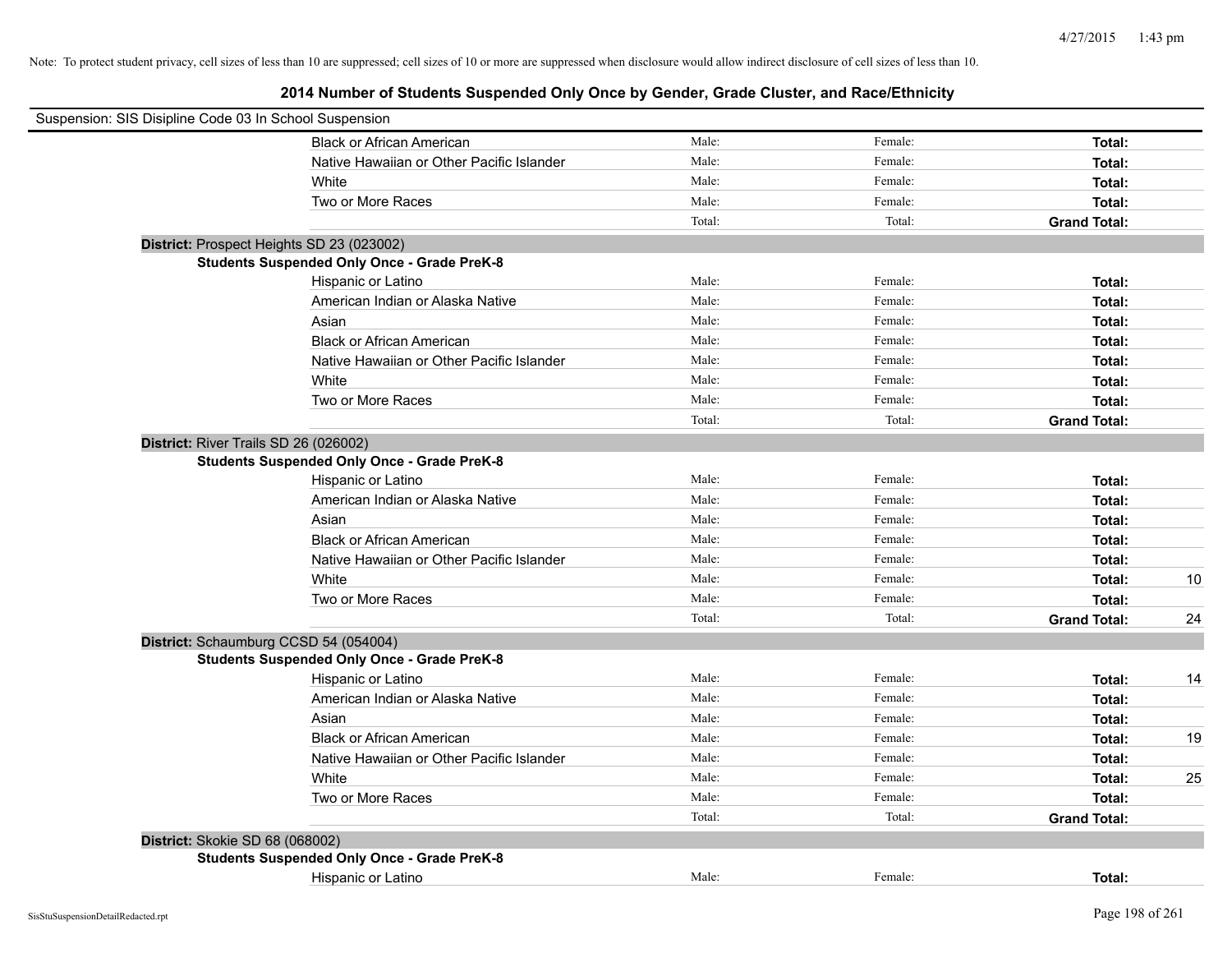Note: To protect student privacy, cell sizes of less than 10 are suppressed; cell sizes of 10 or more are suppressed when disclosure would allow indirect disclosure of cell sizes of less than 10.

## 2014 Number of Students Suspended Only Once by Gender, Grade Cluster, and Race/Ethnicity

Suspension: SIS Disipline Code 03 In School Suspension

| | | | | | |
|---|---|---|---|---|---|
| | Black or African American | Male: | Female: | **Total:** | |
| | Native Hawaiian or Other Pacific Islander | Male: | Female: | **Total:** | |
| | White | Male: | Female: | **Total:** | |
| | Two or More Races | Male: | Female: | **Total:** | |
| | | Total: | Total: | **Grand Total:** | |
| **District:** Prospect Heights SD 23 (023002) | | | | | |
| **Students Suspended Only Once - Grade PreK-8** | | | | | |
| | Hispanic or Latino | Male: | Female: | **Total:** | |
| | American Indian or Alaska Native | Male: | Female: | **Total:** | |
| | Asian | Male: | Female: | **Total:** | |
| | Black or African American | Male: | Female: | **Total:** | |
| | Native Hawaiian or Other Pacific Islander | Male: | Female: | **Total:** | |
| | White | Male: | Female: | **Total:** | |
| | Two or More Races | Male: | Female: | **Total:** | |
| | | Total: | Total: | **Grand Total:** | |
| **District:** River Trails SD 26 (026002) | | | | | |
| **Students Suspended Only Once - Grade PreK-8** | | | | | |
| | Hispanic or Latino | Male: | Female: | **Total:** | |
| | American Indian or Alaska Native | Male: | Female: | **Total:** | |
| | Asian | Male: | Female: | **Total:** | |
| | Black or African American | Male: | Female: | **Total:** | |
| | Native Hawaiian or Other Pacific Islander | Male: | Female: | **Total:** | |
| | White | Male: | Female: | **Total:** | 10 |
| | Two or More Races | Male: | Female: | **Total:** | |
| | | Total: | Total: | **Grand Total:** | 24 |
| **District:** Schaumburg CCSD 54 (054004) | | | | | |
| **Students Suspended Only Once - Grade PreK-8** | | | | | |
| | Hispanic or Latino | Male: | Female: | **Total:** | 14 |
| | American Indian or Alaska Native | Male: | Female: | **Total:** | |
| | Asian | Male: | Female: | **Total:** | |
| | Black or African American | Male: | Female: | **Total:** | 19 |
| | Native Hawaiian or Other Pacific Islander | Male: | Female: | **Total:** | |
| | White | Male: | Female: | **Total:** | 25 |
| | Two or More Races | Male: | Female: | **Total:** | |
| | | Total: | Total: | **Grand Total:** | |
| **District:** Skokie SD 68 (068002) | | | | | |
| **Students Suspended Only Once - Grade PreK-8** | | | | | |
| | Hispanic or Latino | Male: | Female: | **Total:** | |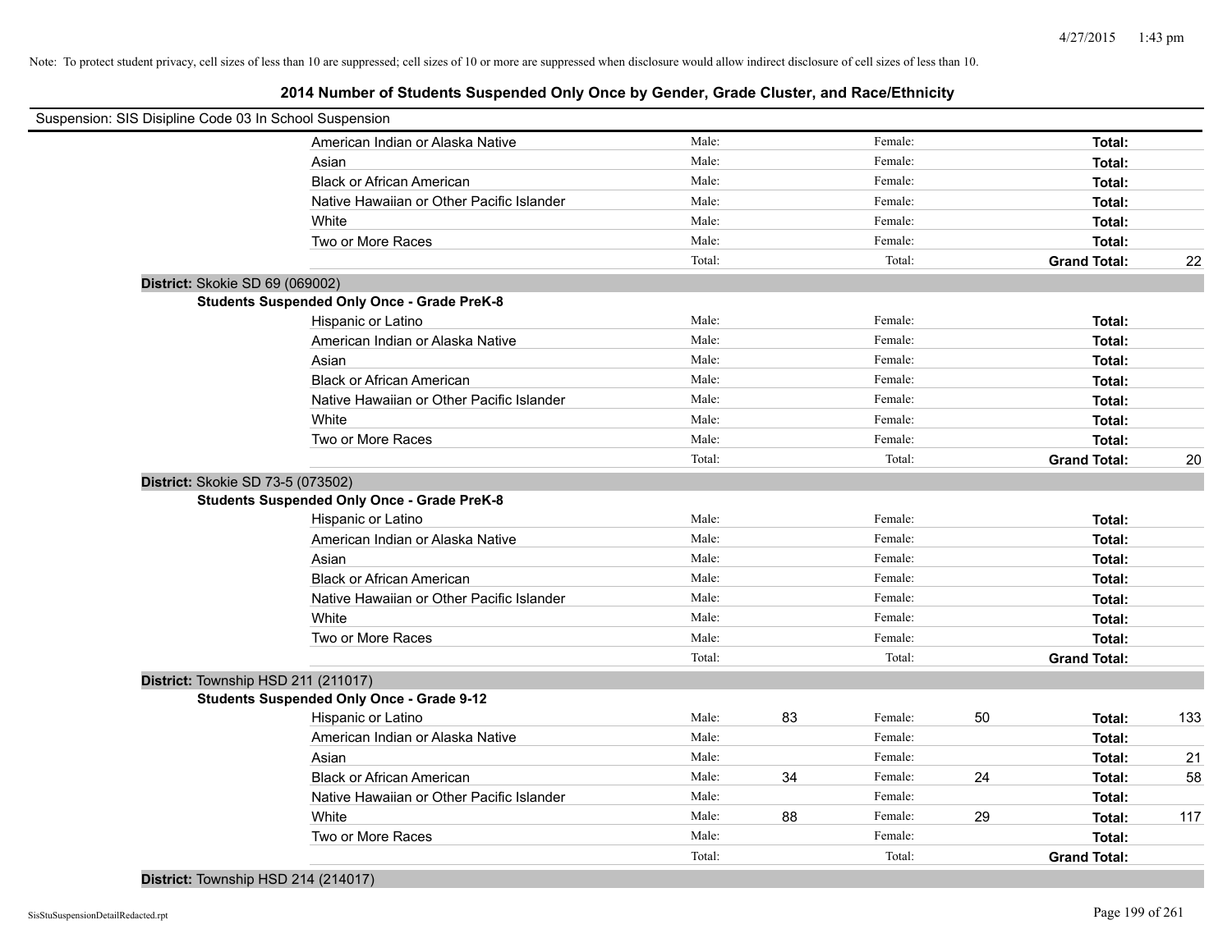Note: To protect student privacy, cell sizes of less than 10 are suppressed; cell sizes of 10 or more are suppressed when disclosure would allow indirect disclosure of cell sizes of less than 10.

## 2014 Number of Students Suspended Only Once by Gender, Grade Cluster, and Race/Ethnicity

Suspension: SIS Disipline Code 03 In School Suspension

| | | | | | | |
|---|---|---|---|---|---|---|
| American Indian or Alaska Native | Male: | | Female: | | **Total:** | |
| Asian | Male: | | Female: | | **Total:** | |
| Black or African American | Male: | | Female: | | **Total:** | |
| Native Hawaiian or Other Pacific Islander | Male: | | Female: | | **Total:** | |
| White | Male: | | Female: | | **Total:** | |
| Two or More Races | Male: | | Female: | | **Total:** | |
| | Total: | | Total: | | **Grand Total:** | 22 |

**District:** Skokie SD 69 (069002)

**Students Suspended Only Once - Grade PreK-8**

| | | | | | | |
|---|---|---|---|---|---|---|
| Hispanic or Latino | Male: | | Female: | | **Total:** | |
| American Indian or Alaska Native | Male: | | Female: | | **Total:** | |
| Asian | Male: | | Female: | | **Total:** | |
| Black or African American | Male: | | Female: | | **Total:** | |
| Native Hawaiian or Other Pacific Islander | Male: | | Female: | | **Total:** | |
| White | Male: | | Female: | | **Total:** | |
| Two or More Races | Male: | | Female: | | **Total:** | |
| | Total: | | Total: | | **Grand Total:** | 20 |

**District:** Skokie SD 73-5 (073502)

**Students Suspended Only Once - Grade PreK-8**

| | | | | | | |
|---|---|---|---|---|---|---|
| Hispanic or Latino | Male: | | Female: | | **Total:** | |
| American Indian or Alaska Native | Male: | | Female: | | **Total:** | |
| Asian | Male: | | Female: | | **Total:** | |
| Black or African American | Male: | | Female: | | **Total:** | |
| Native Hawaiian or Other Pacific Islander | Male: | | Female: | | **Total:** | |
| White | Male: | | Female: | | **Total:** | |
| Two or More Races | Male: | | Female: | | **Total:** | |
| | Total: | | Total: | | **Grand Total:** | |

**District:** Township HSD 211 (211017)

**Students Suspended Only Once - Grade 9-12**

| | | | | | | |
|---|---|---|---|---|---|---|
| Hispanic or Latino | Male: | 83 | Female: | 50 | **Total:** | 133 |
| American Indian or Alaska Native | Male: | | Female: | | **Total:** | |
| Asian | Male: | | Female: | | **Total:** | 21 |
| Black or African American | Male: | 34 | Female: | 24 | **Total:** | 58 |
| Native Hawaiian or Other Pacific Islander | Male: | | Female: | | **Total:** | |
| White | Male: | 88 | Female: | 29 | **Total:** | 117 |
| Two or More Races | Male: | | Female: | | **Total:** | |
| | Total: | | Total: | | **Grand Total:** | |

**District:** Township HSD 214 (214017)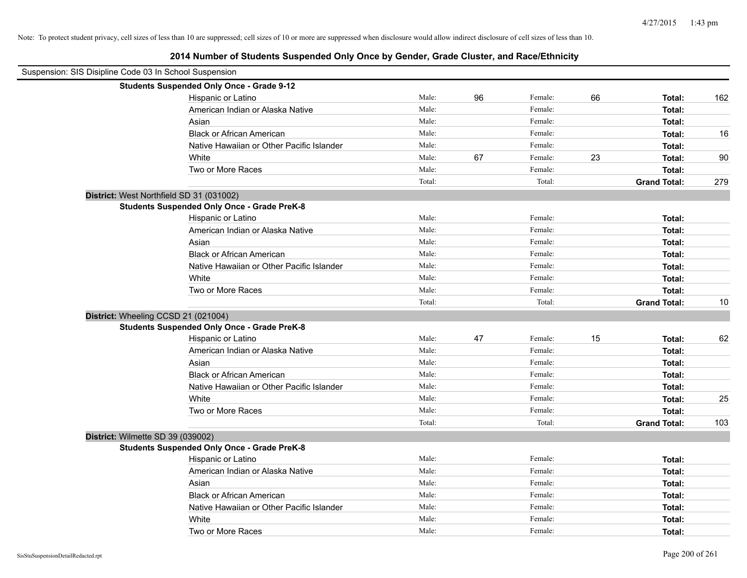Note: To protect student privacy, cell sizes of less than 10 are suppressed; cell sizes of 10 or more are suppressed when disclosure would allow indirect disclosure of cell sizes of less than 10.

## 2014 Number of Students Suspended Only Once by Gender, Grade Cluster, and Race/Ethnicity

Suspension: SIS Disipline Code 03 In School Suspension

**Students Suspended Only Once - Grade 9-12**

| Race/Ethnicity | | Male | | Female | | Total |
|---|---|---|---|---|---|---|
| Hispanic or Latino | Male: | 96 | Female: | 66 | **Total:** | 162 |
| American Indian or Alaska Native | Male: | | Female: | | **Total:** | |
| Asian | Male: | | Female: | | **Total:** | |
| Black or African American | Male: | | Female: | | **Total:** | 16 |
| Native Hawaiian or Other Pacific Islander | Male: | | Female: | | **Total:** | |
| White | Male: | 67 | Female: | 23 | **Total:** | 90 |
| Two or More Races | Male: | | Female: | | **Total:** | |
| | Total: | | Total: | | **Grand Total:** | 279 |

**District:** West Northfield SD 31 (031002)

**Students Suspended Only Once - Grade PreK-8**

| Race/Ethnicity | | Male | | Female | | Total |
|---|---|---|---|---|---|---|
| Hispanic or Latino | Male: | | Female: | | **Total:** | |
| American Indian or Alaska Native | Male: | | Female: | | **Total:** | |
| Asian | Male: | | Female: | | **Total:** | |
| Black or African American | Male: | | Female: | | **Total:** | |
| Native Hawaiian or Other Pacific Islander | Male: | | Female: | | **Total:** | |
| White | Male: | | Female: | | **Total:** | |
| Two or More Races | Male: | | Female: | | **Total:** | |
| | Total: | | Total: | | **Grand Total:** | 10 |

**District:** Wheeling CCSD 21 (021004)

**Students Suspended Only Once - Grade PreK-8**

| Race/Ethnicity | | Male | | Female | | Total |
|---|---|---|---|---|---|---|
| Hispanic or Latino | Male: | 47 | Female: | 15 | **Total:** | 62 |
| American Indian or Alaska Native | Male: | | Female: | | **Total:** | |
| Asian | Male: | | Female: | | **Total:** | |
| Black or African American | Male: | | Female: | | **Total:** | |
| Native Hawaiian or Other Pacific Islander | Male: | | Female: | | **Total:** | |
| White | Male: | | Female: | | **Total:** | 25 |
| Two or More Races | Male: | | Female: | | **Total:** | |
| | Total: | | Total: | | **Grand Total:** | 103 |

**District:** Wilmette SD 39 (039002)

**Students Suspended Only Once - Grade PreK-8**

| Race/Ethnicity | | Male | | Female | | Total |
|---|---|---|---|---|---|---|
| Hispanic or Latino | Male: | | Female: | | **Total:** | |
| American Indian or Alaska Native | Male: | | Female: | | **Total:** | |
| Asian | Male: | | Female: | | **Total:** | |
| Black or African American | Male: | | Female: | | **Total:** | |
| Native Hawaiian or Other Pacific Islander | Male: | | Female: | | **Total:** | |
| White | Male: | | Female: | | **Total:** | |
| Two or More Races | Male: | | Female: | | **Total:** | |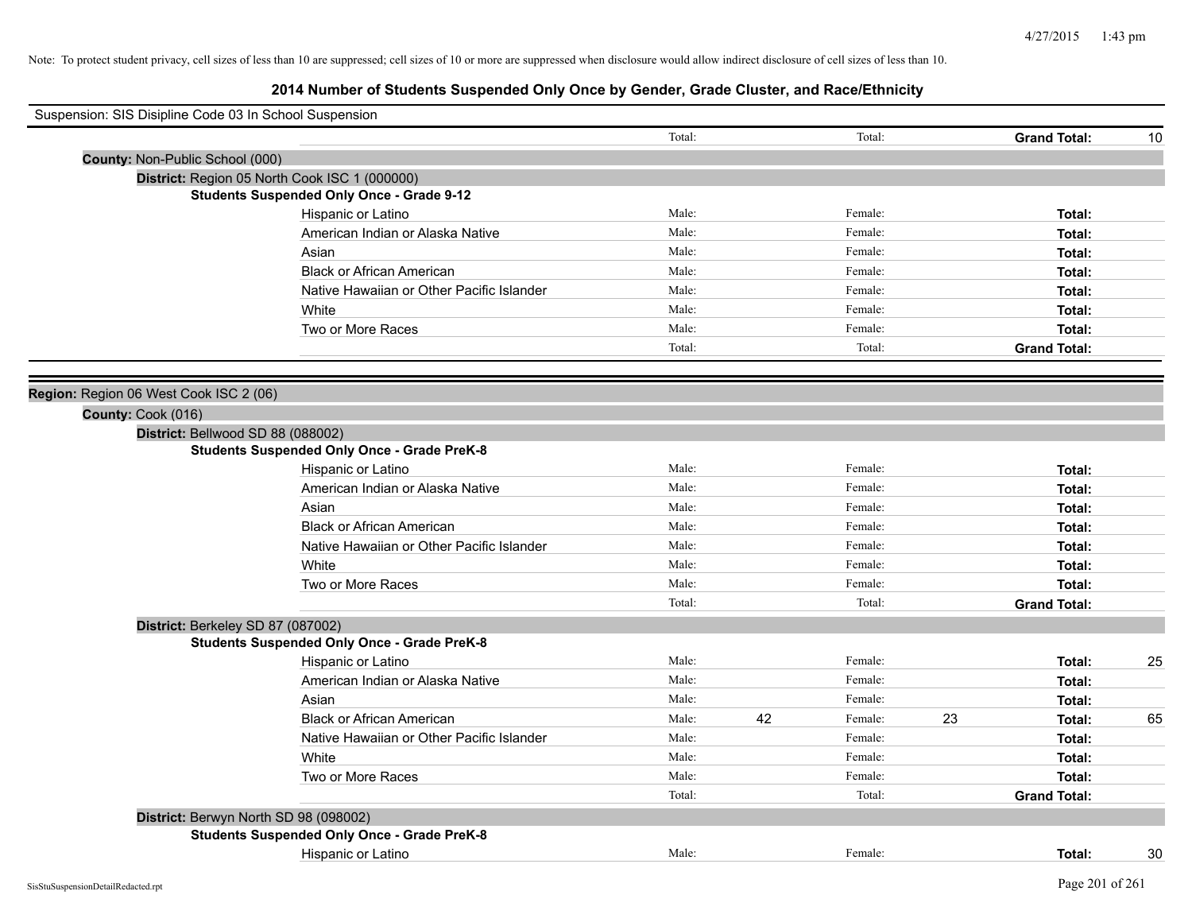Note: To protect student privacy, cell sizes of less than 10 are suppressed; cell sizes of 10 or more are suppressed when disclosure would allow indirect disclosure of cell sizes of less than 10.

# 2014 Number of Students Suspended Only Once by Gender, Grade Cluster, and Race/Ethnicity

Suspension: SIS Disipline Code 03 In School Suspension

| | Total: | | Total: | | **Grand Total:** | 10 |
|---|---|---|---|---|---|---|

**County:** Non-Public School (000)

**District:** Region 05 North Cook ISC 1 (000000)

**Students Suspended Only Once - Grade 9-12**

| Race/Ethnicity | Male: | | Female: | | **Total:** | |
|---|---|---|---|---|---|---|
| Hispanic or Latino | Male: | | Female: | | **Total:** | |
| American Indian or Alaska Native | Male: | | Female: | | **Total:** | |
| Asian | Male: | | Female: | | **Total:** | |
| Black or African American | Male: | | Female: | | **Total:** | |
| Native Hawaiian or Other Pacific Islander | Male: | | Female: | | **Total:** | |
| White | Male: | | Female: | | **Total:** | |
| Two or More Races | Male: | | Female: | | **Total:** | |
| | Total: | | Total: | | **Grand Total:** | |

**Region:** Region 06 West Cook ISC 2 (06)

**County:** Cook (016)

**District:** Bellwood SD 88 (088002)

**Students Suspended Only Once - Grade PreK-8**

| Race/Ethnicity | Male: | | Female: | | **Total:** | |
|---|---|---|---|---|---|---|
| Hispanic or Latino | Male: | | Female: | | **Total:** | |
| American Indian or Alaska Native | Male: | | Female: | | **Total:** | |
| Asian | Male: | | Female: | | **Total:** | |
| Black or African American | Male: | | Female: | | **Total:** | |
| Native Hawaiian or Other Pacific Islander | Male: | | Female: | | **Total:** | |
| White | Male: | | Female: | | **Total:** | |
| Two or More Races | Male: | | Female: | | **Total:** | |
| | Total: | | Total: | | **Grand Total:** | |

**District:** Berkeley SD 87 (087002)

**Students Suspended Only Once - Grade PreK-8**

| Race/Ethnicity | Male: | | Female: | | **Total:** | |
|---|---|---|---|---|---|---|
| Hispanic or Latino | Male: | | Female: | | **Total:** | 25 |
| American Indian or Alaska Native | Male: | | Female: | | **Total:** | |
| Asian | Male: | | Female: | | **Total:** | |
| Black or African American | Male: | 42 | Female: | 23 | **Total:** | 65 |
| Native Hawaiian or Other Pacific Islander | Male: | | Female: | | **Total:** | |
| White | Male: | | Female: | | **Total:** | |
| Two or More Races | Male: | | Female: | | **Total:** | |
| | Total: | | Total: | | **Grand Total:** | |

**District:** Berwyn North SD 98 (098002)

**Students Suspended Only Once - Grade PreK-8**

| Race/Ethnicity | Male: | | Female: | | **Total:** | |
|---|---|---|---|---|---|---|
| Hispanic or Latino | Male: | | Female: | | **Total:** | 30 |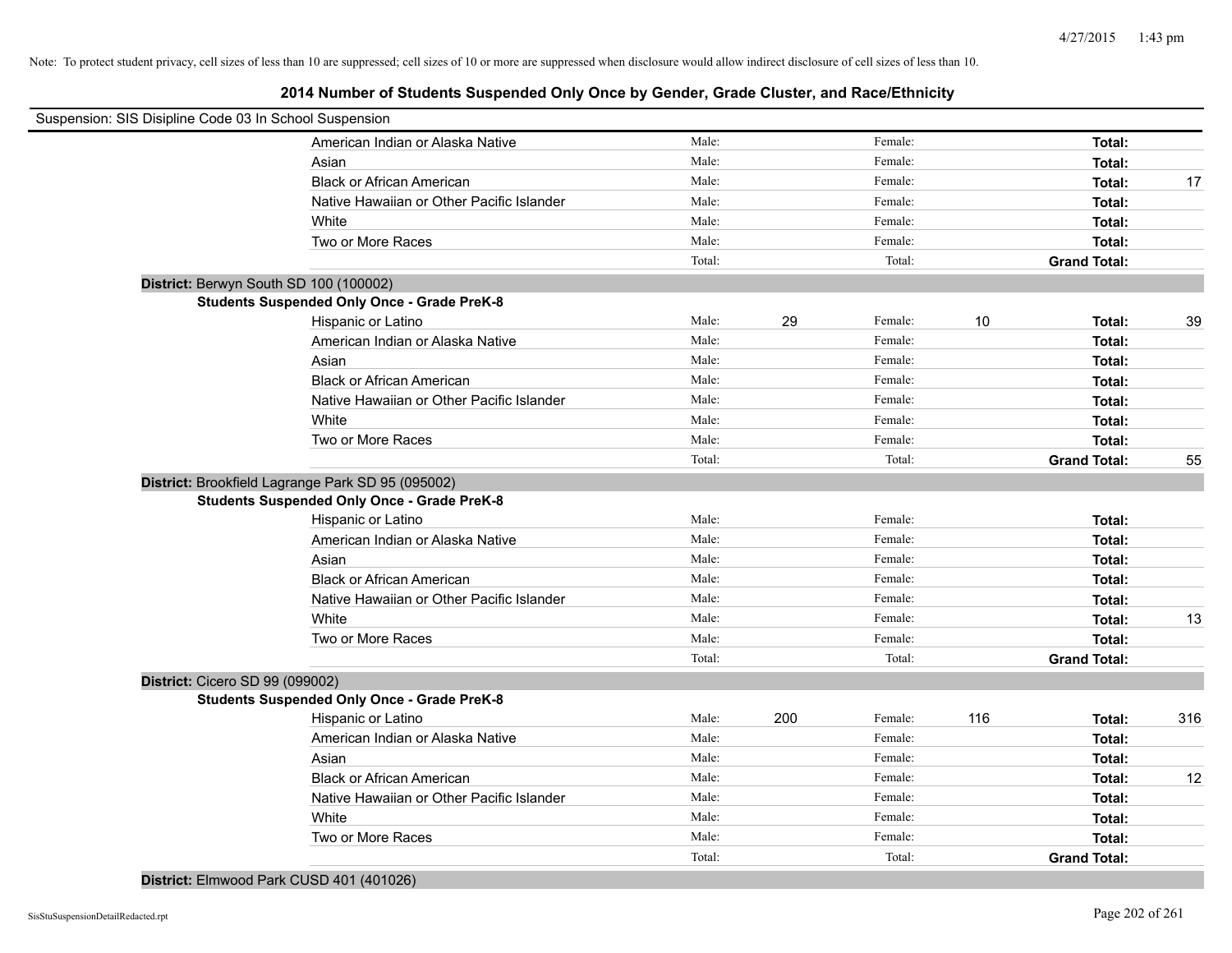Note: To protect student privacy, cell sizes of less than 10 are suppressed; cell sizes of 10 or more are suppressed when disclosure would allow indirect disclosure of cell sizes of less than 10.

# 2014 Number of Students Suspended Only Once by Gender, Grade Cluster, and Race/Ethnicity

Suspension: SIS Disipline Code 03 In School Suspension

| | | | | | | |
|---|---|---|---|---|---|---|
| American Indian or Alaska Native | Male: | | Female: | | **Total:** | |
| Asian | Male: | | Female: | | **Total:** | |
| Black or African American | Male: | | Female: | | **Total:** | 17 |
| Native Hawaiian or Other Pacific Islander | Male: | | Female: | | **Total:** | |
| White | Male: | | Female: | | **Total:** | |
| Two or More Races | Male: | | Female: | | **Total:** | |
| | Total: | | Total: | | **Grand Total:** | |

**District:** Berwyn South SD 100 (100002)

**Students Suspended Only Once - Grade PreK-8**

| | | | | | | |
|---|---|---|---|---|---|---|
| Hispanic or Latino | Male: | 29 | Female: | 10 | **Total:** | 39 |
| American Indian or Alaska Native | Male: | | Female: | | **Total:** | |
| Asian | Male: | | Female: | | **Total:** | |
| Black or African American | Male: | | Female: | | **Total:** | |
| Native Hawaiian or Other Pacific Islander | Male: | | Female: | | **Total:** | |
| White | Male: | | Female: | | **Total:** | |
| Two or More Races | Male: | | Female: | | **Total:** | |
| | Total: | | Total: | | **Grand Total:** | 55 |

**District:** Brookfield Lagrange Park SD 95 (095002)

**Students Suspended Only Once - Grade PreK-8**

| | | | | | | |
|---|---|---|---|---|---|---|
| Hispanic or Latino | Male: | | Female: | | **Total:** | |
| American Indian or Alaska Native | Male: | | Female: | | **Total:** | |
| Asian | Male: | | Female: | | **Total:** | |
| Black or African American | Male: | | Female: | | **Total:** | |
| Native Hawaiian or Other Pacific Islander | Male: | | Female: | | **Total:** | |
| White | Male: | | Female: | | **Total:** | 13 |
| Two or More Races | Male: | | Female: | | **Total:** | |
| | Total: | | Total: | | **Grand Total:** | |

**District:** Cicero SD 99 (099002)

**Students Suspended Only Once - Grade PreK-8**

| | | | | | | |
|---|---|---|---|---|---|---|
| Hispanic or Latino | Male: | 200 | Female: | 116 | **Total:** | 316 |
| American Indian or Alaska Native | Male: | | Female: | | **Total:** | |
| Asian | Male: | | Female: | | **Total:** | |
| Black or African American | Male: | | Female: | | **Total:** | 12 |
| Native Hawaiian or Other Pacific Islander | Male: | | Female: | | **Total:** | |
| White | Male: | | Female: | | **Total:** | |
| Two or More Races | Male: | | Female: | | **Total:** | |
| | Total: | | Total: | | **Grand Total:** | |

**District:** Elmwood Park CUSD 401 (401026)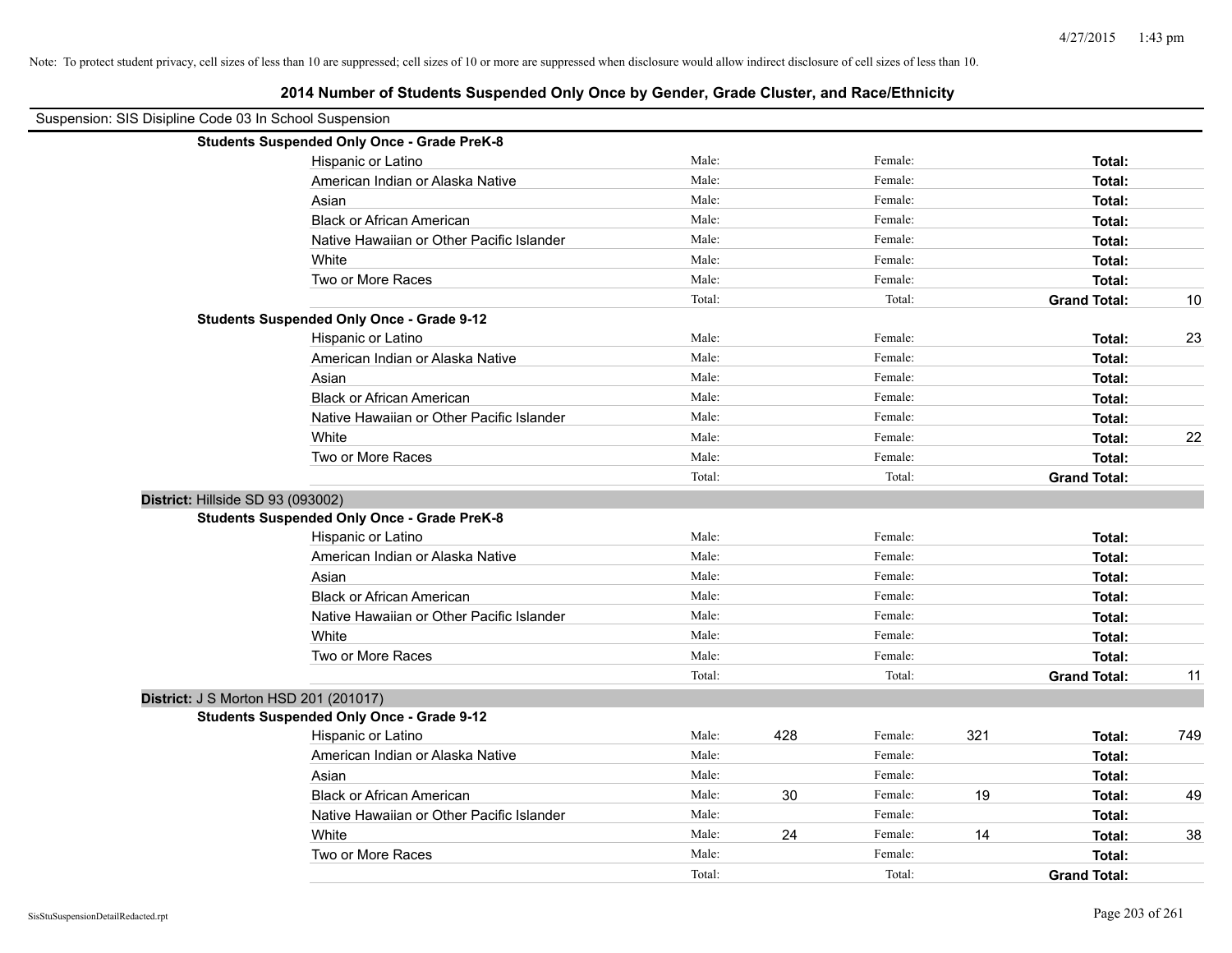Note: To protect student privacy, cell sizes of less than 10 are suppressed; cell sizes of 10 or more are suppressed when disclosure would allow indirect disclosure of cell sizes of less than 10.

# 2014 Number of Students Suspended Only Once by Gender, Grade Cluster, and Race/Ethnicity

Suspension: SIS Disipline Code 03 In School Suspension

| | Male: | | Female: | | | |
|---|---|---|---|---|---|---|
| **Students Suspended Only Once - Grade PreK-8** | | | | | | |
| Hispanic or Latino | Male: | | Female: | | **Total:** | |
| American Indian or Alaska Native | Male: | | Female: | | **Total:** | |
| Asian | Male: | | Female: | | **Total:** | |
| Black or African American | Male: | | Female: | | **Total:** | |
| Native Hawaiian or Other Pacific Islander | Male: | | Female: | | **Total:** | |
| White | Male: | | Female: | | **Total:** | |
| Two or More Races | Male: | | Female: | | **Total:** | |
| | Total: | | Total: | | **Grand Total:** | 10 |
| **Students Suspended Only Once - Grade 9-12** | | | | | | |
| Hispanic or Latino | Male: | | Female: | | **Total:** | 23 |
| American Indian or Alaska Native | Male: | | Female: | | **Total:** | |
| Asian | Male: | | Female: | | **Total:** | |
| Black or African American | Male: | | Female: | | **Total:** | |
| Native Hawaiian or Other Pacific Islander | Male: | | Female: | | **Total:** | |
| White | Male: | | Female: | | **Total:** | 22 |
| Two or More Races | Male: | | Female: | | **Total:** | |
| | Total: | | Total: | | **Grand Total:** | |

**District:** Hillside SD 93 (093002)

| | Male: | | Female: | | | |
|---|---|---|---|---|---|---|
| **Students Suspended Only Once - Grade PreK-8** | | | | | | |
| Hispanic or Latino | Male: | | Female: | | **Total:** | |
| American Indian or Alaska Native | Male: | | Female: | | **Total:** | |
| Asian | Male: | | Female: | | **Total:** | |
| Black or African American | Male: | | Female: | | **Total:** | |
| Native Hawaiian or Other Pacific Islander | Male: | | Female: | | **Total:** | |
| White | Male: | | Female: | | **Total:** | |
| Two or More Races | Male: | | Female: | | **Total:** | |
| | Total: | | Total: | | **Grand Total:** | 11 |

**District:** J S Morton HSD 201 (201017)

| | Male: | | Female: | | | |
|---|---|---|---|---|---|---|
| **Students Suspended Only Once - Grade 9-12** | | | | | | |
| Hispanic or Latino | Male: | 428 | Female: | 321 | **Total:** | 749 |
| American Indian or Alaska Native | Male: | | Female: | | **Total:** | |
| Asian | Male: | | Female: | | **Total:** | |
| Black or African American | Male: | 30 | Female: | 19 | **Total:** | 49 |
| Native Hawaiian or Other Pacific Islander | Male: | | Female: | | **Total:** | |
| White | Male: | 24 | Female: | 14 | **Total:** | 38 |
| Two or More Races | Male: | | Female: | | **Total:** | |
| | Total: | | Total: | | **Grand Total:** | |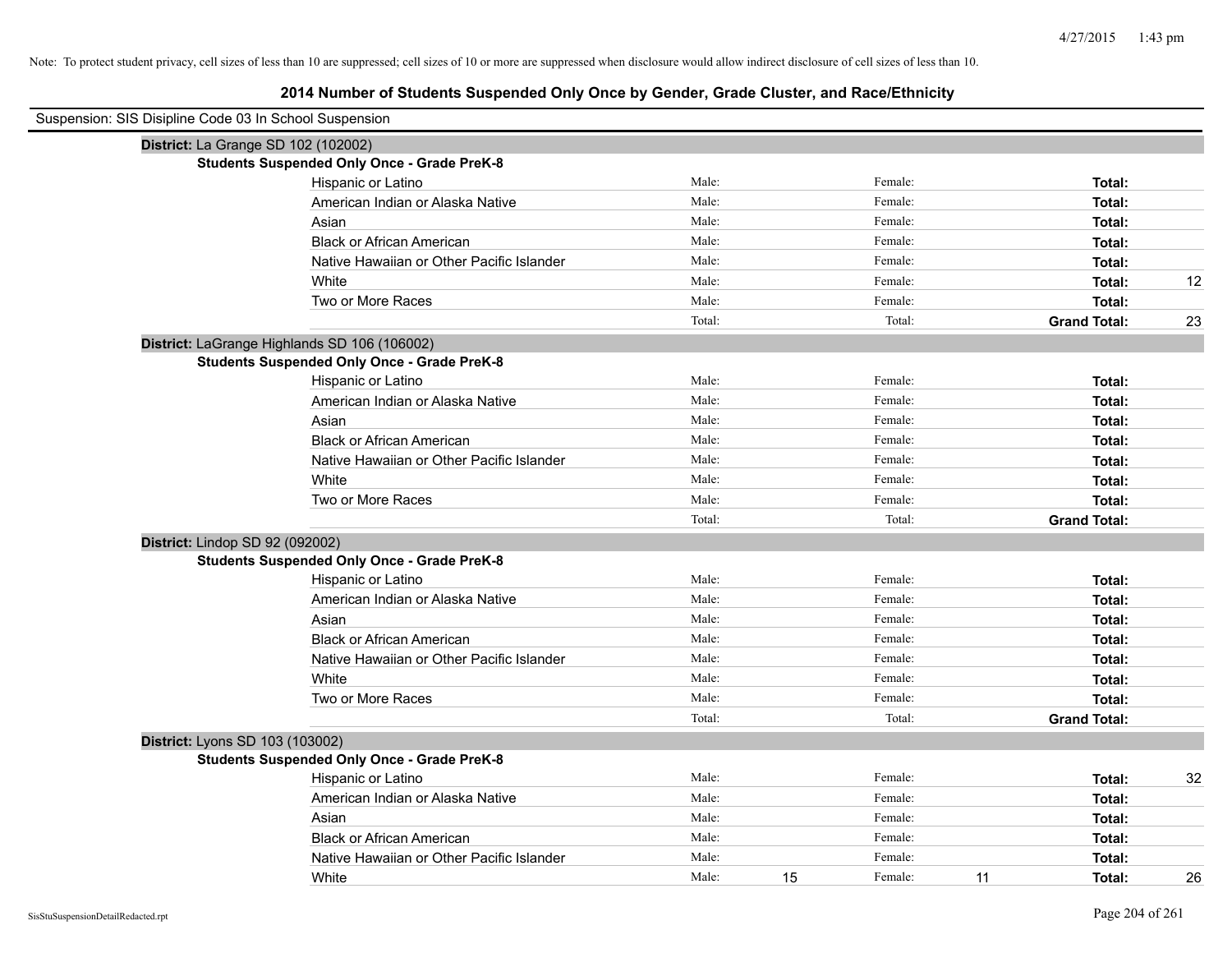Note: To protect student privacy, cell sizes of less than 10 are suppressed; cell sizes of 10 or more are suppressed when disclosure would allow indirect disclosure of cell sizes of less than 10.

# 2014 Number of Students Suspended Only Once by Gender, Grade Cluster, and Race/Ethnicity

Suspension: SIS Disipline Code 03 In School Suspension

**District:** La Grange SD 102 (102002)

**Students Suspended Only Once - Grade PreK-8**

| | | | | | | |
|---|---|---|---|---|---|---|
| Hispanic or Latino | Male: | | Female: | | **Total:** | |
| American Indian or Alaska Native | Male: | | Female: | | **Total:** | |
| Asian | Male: | | Female: | | **Total:** | |
| Black or African American | Male: | | Female: | | **Total:** | |
| Native Hawaiian or Other Pacific Islander | Male: | | Female: | | **Total:** | |
| White | Male: | | Female: | | **Total:** | 12 |
| Two or More Races | Male: | | Female: | | **Total:** | |
| | Total: | | Total: | | **Grand Total:** | 23 |

**District:** LaGrange Highlands SD 106 (106002)

**Students Suspended Only Once - Grade PreK-8**

| | | | | | | |
|---|---|---|---|---|---|---|
| Hispanic or Latino | Male: | | Female: | | **Total:** | |
| American Indian or Alaska Native | Male: | | Female: | | **Total:** | |
| Asian | Male: | | Female: | | **Total:** | |
| Black or African American | Male: | | Female: | | **Total:** | |
| Native Hawaiian or Other Pacific Islander | Male: | | Female: | | **Total:** | |
| White | Male: | | Female: | | **Total:** | |
| Two or More Races | Male: | | Female: | | **Total:** | |
| | Total: | | Total: | | **Grand Total:** | |

**District:** Lindop SD 92 (092002)

**Students Suspended Only Once - Grade PreK-8**

| | | | | | | |
|---|---|---|---|---|---|---|
| Hispanic or Latino | Male: | | Female: | | **Total:** | |
| American Indian or Alaska Native | Male: | | Female: | | **Total:** | |
| Asian | Male: | | Female: | | **Total:** | |
| Black or African American | Male: | | Female: | | **Total:** | |
| Native Hawaiian or Other Pacific Islander | Male: | | Female: | | **Total:** | |
| White | Male: | | Female: | | **Total:** | |
| Two or More Races | Male: | | Female: | | **Total:** | |
| | Total: | | Total: | | **Grand Total:** | |

**District:** Lyons SD 103 (103002)

**Students Suspended Only Once - Grade PreK-8**

| | | | | | | |
|---|---|---|---|---|---|---|
| Hispanic or Latino | Male: | | Female: | | **Total:** | 32 |
| American Indian or Alaska Native | Male: | | Female: | | **Total:** | |
| Asian | Male: | | Female: | | **Total:** | |
| Black or African American | Male: | | Female: | | **Total:** | |
| Native Hawaiian or Other Pacific Islander | Male: | | Female: | | **Total:** | |
| White | Male: | 15 | Female: | 11 | **Total:** | 26 |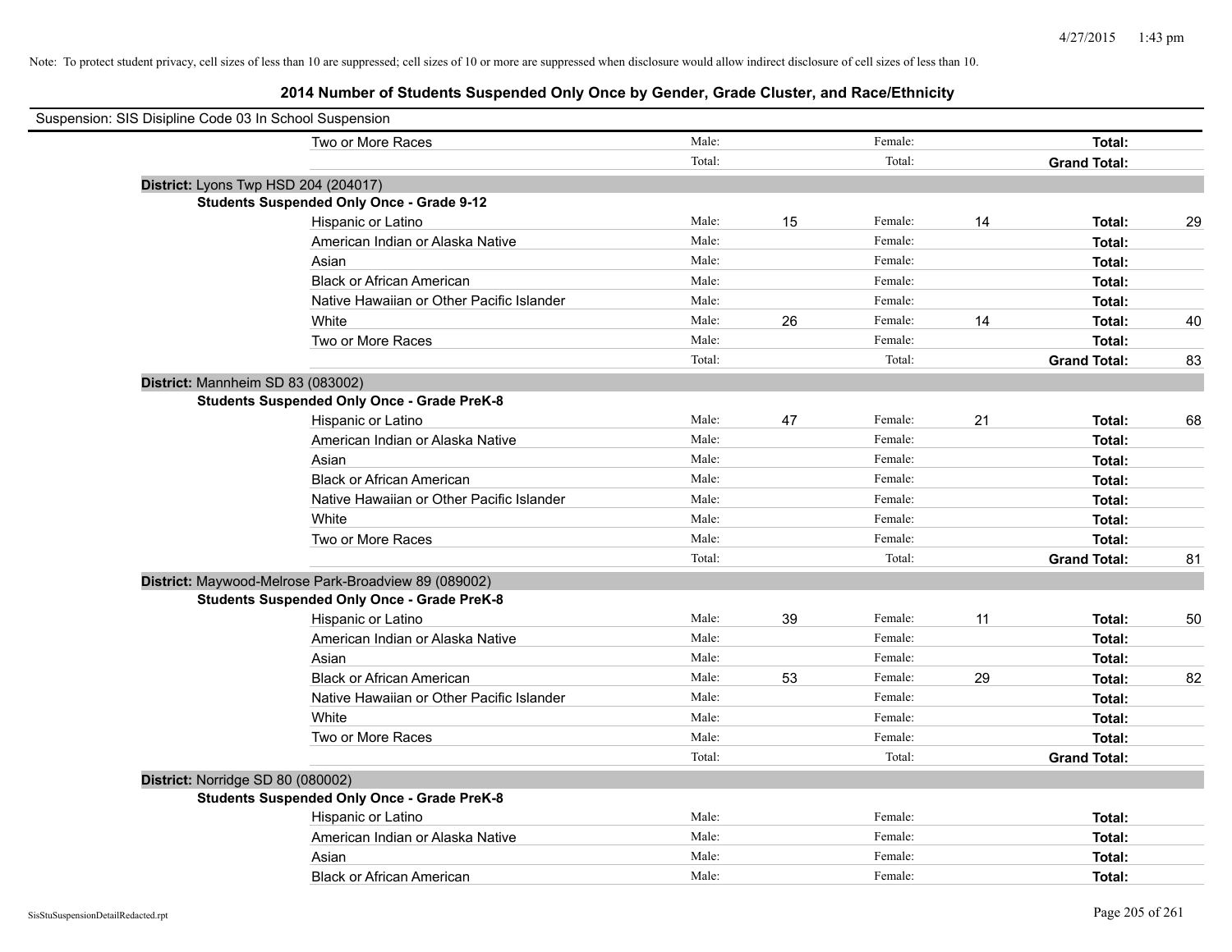Note: To protect student privacy, cell sizes of less than 10 are suppressed; cell sizes of 10 or more are suppressed when disclosure would allow indirect disclosure of cell sizes of less than 10.

## 2014 Number of Students Suspended Only Once by Gender, Grade Cluster, and Race/Ethnicity

Suspension: SIS Disipline Code 03 In School Suspension

| | | | | | | |
|---|---|---|---|---|---|---|
| Two or More Races | Male: | | Female: | | **Total:** | |
| | Total: | | Total: | | **Grand Total:** | |

**District:** Lyons Twp HSD 204 (204017)

**Students Suspended Only Once - Grade 9-12**

| | | | | | | |
|---|---|---|---|---|---|---|
| Hispanic or Latino | Male: | 15 | Female: | 14 | **Total:** | 29 |
| American Indian or Alaska Native | Male: | | Female: | | **Total:** | |
| Asian | Male: | | Female: | | **Total:** | |
| Black or African American | Male: | | Female: | | **Total:** | |
| Native Hawaiian or Other Pacific Islander | Male: | | Female: | | **Total:** | |
| White | Male: | 26 | Female: | 14 | **Total:** | 40 |
| Two or More Races | Male: | | Female: | | **Total:** | |
| | Total: | | Total: | | **Grand Total:** | 83 |

**District:** Mannheim SD 83 (083002)

**Students Suspended Only Once - Grade PreK-8**

| | | | | | | |
|---|---|---|---|---|---|---|
| Hispanic or Latino | Male: | 47 | Female: | 21 | **Total:** | 68 |
| American Indian or Alaska Native | Male: | | Female: | | **Total:** | |
| Asian | Male: | | Female: | | **Total:** | |
| Black or African American | Male: | | Female: | | **Total:** | |
| Native Hawaiian or Other Pacific Islander | Male: | | Female: | | **Total:** | |
| White | Male: | | Female: | | **Total:** | |
| Two or More Races | Male: | | Female: | | **Total:** | |
| | Total: | | Total: | | **Grand Total:** | 81 |

**District:** Maywood-Melrose Park-Broadview 89 (089002)

**Students Suspended Only Once - Grade PreK-8**

| | | | | | | |
|---|---|---|---|---|---|---|
| Hispanic or Latino | Male: | 39 | Female: | 11 | **Total:** | 50 |
| American Indian or Alaska Native | Male: | | Female: | | **Total:** | |
| Asian | Male: | | Female: | | **Total:** | |
| Black or African American | Male: | 53 | Female: | 29 | **Total:** | 82 |
| Native Hawaiian or Other Pacific Islander | Male: | | Female: | | **Total:** | |
| White | Male: | | Female: | | **Total:** | |
| Two or More Races | Male: | | Female: | | **Total:** | |
| | Total: | | Total: | | **Grand Total:** | |

**District:** Norridge SD 80 (080002)

**Students Suspended Only Once - Grade PreK-8**

| | | | | | | |
|---|---|---|---|---|---|---|
| Hispanic or Latino | Male: | | Female: | | **Total:** | |
| American Indian or Alaska Native | Male: | | Female: | | **Total:** | |
| Asian | Male: | | Female: | | **Total:** | |
| Black or African American | Male: | | Female: | | **Total:** | |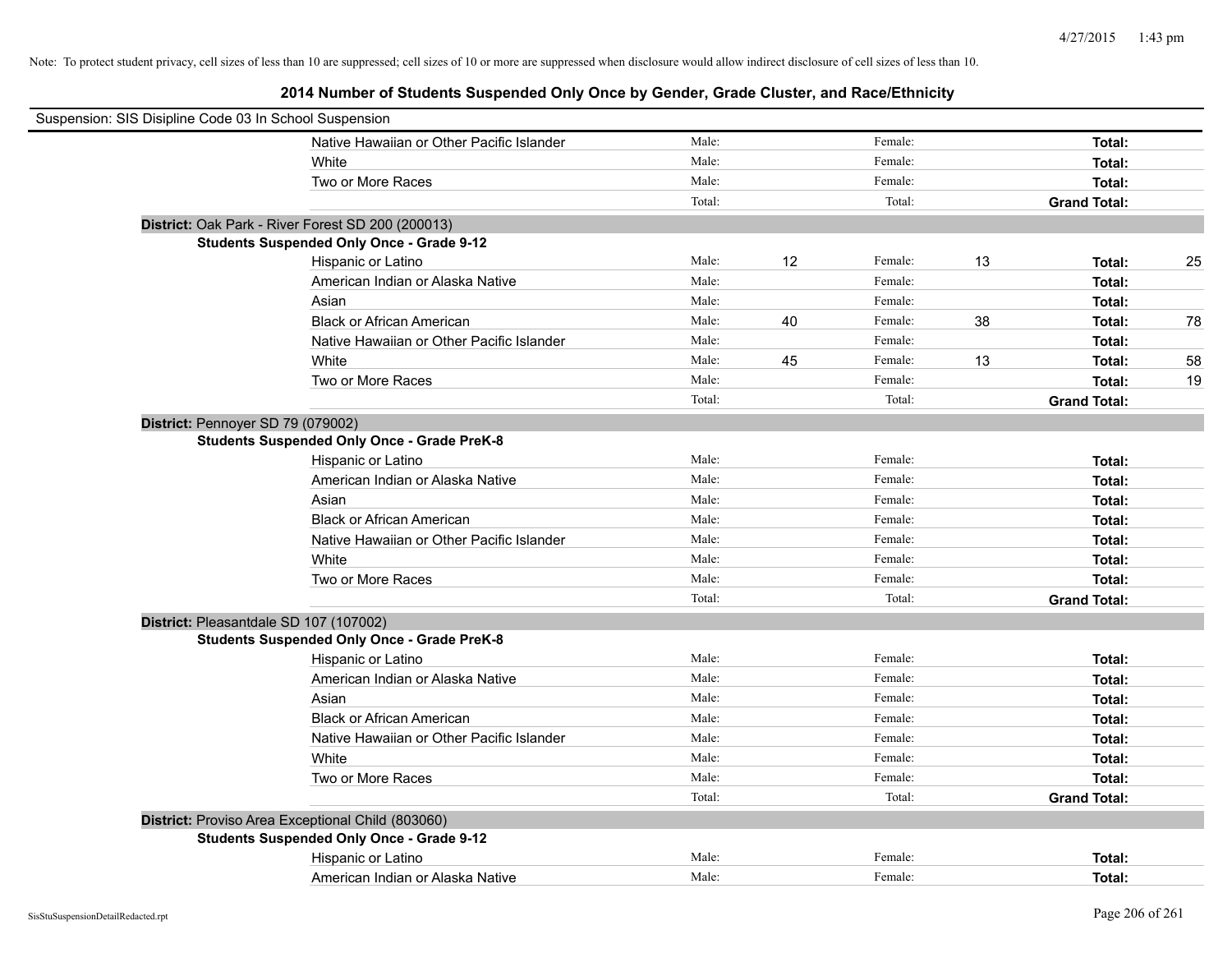Note: To protect student privacy, cell sizes of less than 10 are suppressed; cell sizes of 10 or more are suppressed when disclosure would allow indirect disclosure of cell sizes of less than 10.

## 2014 Number of Students Suspended Only Once by Gender, Grade Cluster, and Race/Ethnicity

Suspension: SIS Disipline Code 03 In School Suspension

| | | | | | | |
|---|---|---|---|---|---|---|
| Native Hawaiian or Other Pacific Islander | Male: | | Female: | | **Total:** | |
| White | Male: | | Female: | | **Total:** | |
| Two or More Races | Male: | | Female: | | **Total:** | |
| | Total: | | Total: | | **Grand Total:** | |

**District:** Oak Park - River Forest SD 200 (200013)

**Students Suspended Only Once - Grade 9-12**

| | | | | | | |
|---|---|---|---|---|---|---|
| Hispanic or Latino | Male: | 12 | Female: | 13 | **Total:** | 25 |
| American Indian or Alaska Native | Male: | | Female: | | **Total:** | |
| Asian | Male: | | Female: | | **Total:** | |
| Black or African American | Male: | 40 | Female: | 38 | **Total:** | 78 |
| Native Hawaiian or Other Pacific Islander | Male: | | Female: | | **Total:** | |
| White | Male: | 45 | Female: | 13 | **Total:** | 58 |
| Two or More Races | Male: | | Female: | | **Total:** | 19 |
| | Total: | | Total: | | **Grand Total:** | |

**District:** Pennoyer SD 79 (079002)

**Students Suspended Only Once - Grade PreK-8**

| | | | | | | |
|---|---|---|---|---|---|---|
| Hispanic or Latino | Male: | | Female: | | **Total:** | |
| American Indian or Alaska Native | Male: | | Female: | | **Total:** | |
| Asian | Male: | | Female: | | **Total:** | |
| Black or African American | Male: | | Female: | | **Total:** | |
| Native Hawaiian or Other Pacific Islander | Male: | | Female: | | **Total:** | |
| White | Male: | | Female: | | **Total:** | |
| Two or More Races | Male: | | Female: | | **Total:** | |
| | Total: | | Total: | | **Grand Total:** | |

**District:** Pleasantdale SD 107 (107002)

**Students Suspended Only Once - Grade PreK-8**

| | | | | | | |
|---|---|---|---|---|---|---|
| Hispanic or Latino | Male: | | Female: | | **Total:** | |
| American Indian or Alaska Native | Male: | | Female: | | **Total:** | |
| Asian | Male: | | Female: | | **Total:** | |
| Black or African American | Male: | | Female: | | **Total:** | |
| Native Hawaiian or Other Pacific Islander | Male: | | Female: | | **Total:** | |
| White | Male: | | Female: | | **Total:** | |
| Two or More Races | Male: | | Female: | | **Total:** | |
| | Total: | | Total: | | **Grand Total:** | |

**District:** Proviso Area Exceptional Child (803060)

**Students Suspended Only Once - Grade 9-12**

| | | | | | | |
|---|---|---|---|---|---|---|
| Hispanic or Latino | Male: | | Female: | | **Total:** | |
| American Indian or Alaska Native | Male: | | Female: | | **Total:** | |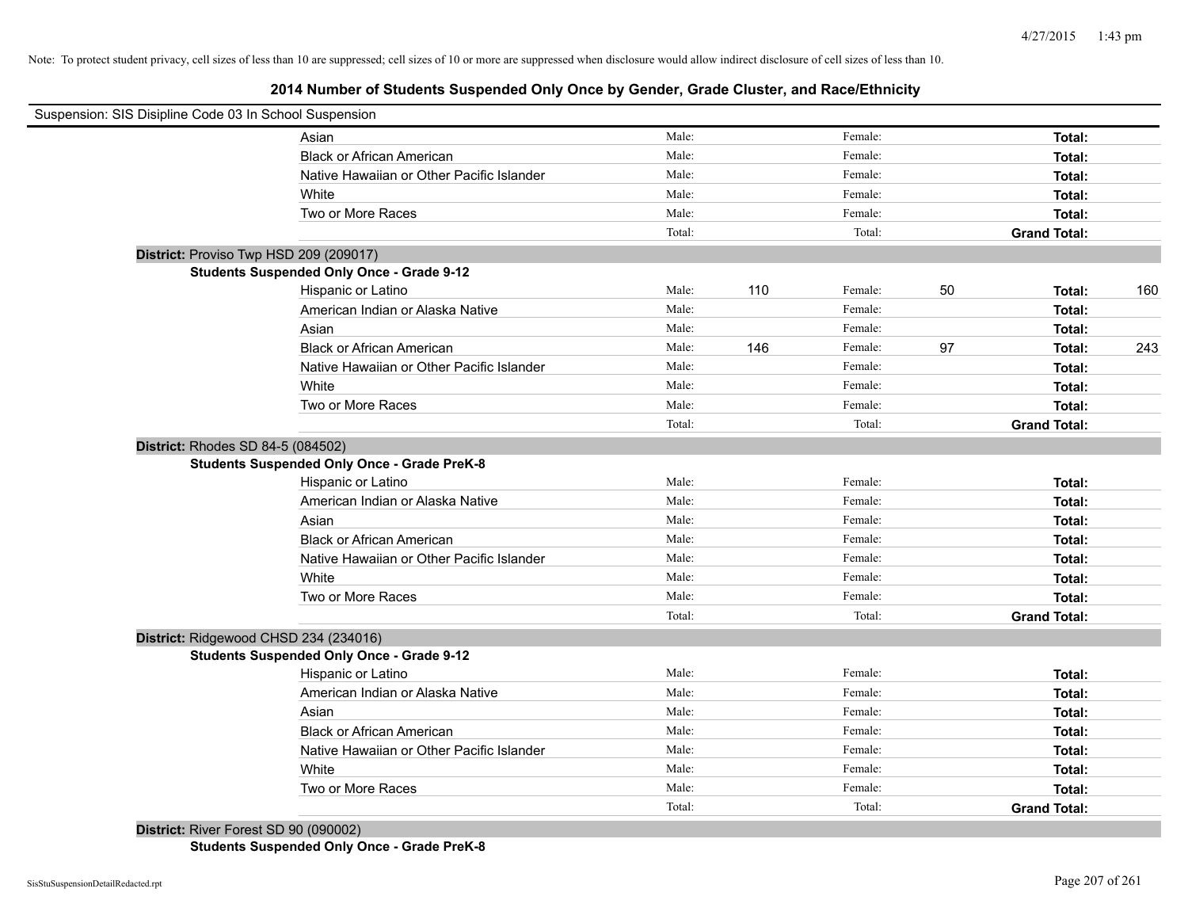Note: To protect student privacy, cell sizes of less than 10 are suppressed; cell sizes of 10 or more are suppressed when disclosure would allow indirect disclosure of cell sizes of less than 10.

## 2014 Number of Students Suspended Only Once by Gender, Grade Cluster, and Race/Ethnicity

Suspension: SIS Disipline Code 03 In School Suspension

| | | | | | | |
|---|---|---|---|---|---|---|
| Asian | Male: | | Female: | | **Total:** | |
| Black or African American | Male: | | Female: | | **Total:** | |
| Native Hawaiian or Other Pacific Islander | Male: | | Female: | | **Total:** | |
| White | Male: | | Female: | | **Total:** | |
| Two or More Races | Male: | | Female: | | **Total:** | |
| | Total: | | Total: | | **Grand Total:** | |

**District:** Proviso Twp HSD 209 (209017)

**Students Suspended Only Once - Grade 9-12**

| | | | | | | |
|---|---|---|---|---|---|---|
| Hispanic or Latino | Male: | 110 | Female: | 50 | **Total:** | 160 |
| American Indian or Alaska Native | Male: | | Female: | | **Total:** | |
| Asian | Male: | | Female: | | **Total:** | |
| Black or African American | Male: | 146 | Female: | 97 | **Total:** | 243 |
| Native Hawaiian or Other Pacific Islander | Male: | | Female: | | **Total:** | |
| White | Male: | | Female: | | **Total:** | |
| Two or More Races | Male: | | Female: | | **Total:** | |
| | Total: | | Total: | | **Grand Total:** | |

**District:** Rhodes SD 84-5 (084502)

**Students Suspended Only Once - Grade PreK-8**

| | | | | | | |
|---|---|---|---|---|---|---|
| Hispanic or Latino | Male: | | Female: | | **Total:** | |
| American Indian or Alaska Native | Male: | | Female: | | **Total:** | |
| Asian | Male: | | Female: | | **Total:** | |
| Black or African American | Male: | | Female: | | **Total:** | |
| Native Hawaiian or Other Pacific Islander | Male: | | Female: | | **Total:** | |
| White | Male: | | Female: | | **Total:** | |
| Two or More Races | Male: | | Female: | | **Total:** | |
| | Total: | | Total: | | **Grand Total:** | |

**District:** Ridgewood CHSD 234 (234016)

**Students Suspended Only Once - Grade 9-12**

| | | | | | | |
|---|---|---|---|---|---|---|
| Hispanic or Latino | Male: | | Female: | | **Total:** | |
| American Indian or Alaska Native | Male: | | Female: | | **Total:** | |
| Asian | Male: | | Female: | | **Total:** | |
| Black or African American | Male: | | Female: | | **Total:** | |
| Native Hawaiian or Other Pacific Islander | Male: | | Female: | | **Total:** | |
| White | Male: | | Female: | | **Total:** | |
| Two or More Races | Male: | | Female: | | **Total:** | |
| | Total: | | Total: | | **Grand Total:** | |

**District:** River Forest SD 90 (090002)

**Students Suspended Only Once - Grade PreK-8**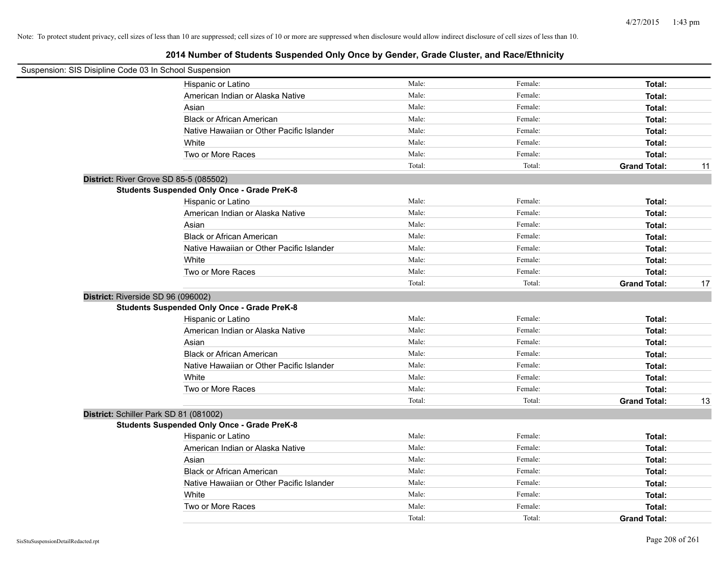Note: To protect student privacy, cell sizes of less than 10 are suppressed; cell sizes of 10 or more are suppressed when disclosure would allow indirect disclosure of cell sizes of less than 10.

## 2014 Number of Students Suspended Only Once by Gender, Grade Cluster, and Race/Ethnicity

Suspension: SIS Disipline Code 03 In School Suspension

| | | | | |
|---|---|---|---|---|
| Hispanic or Latino | Male: | Female: | **Total:** | |
| American Indian or Alaska Native | Male: | Female: | **Total:** | |
| Asian | Male: | Female: | **Total:** | |
| Black or African American | Male: | Female: | **Total:** | |
| Native Hawaiian or Other Pacific Islander | Male: | Female: | **Total:** | |
| White | Male: | Female: | **Total:** | |
| Two or More Races | Male: | Female: | **Total:** | |
| | Total: | Total: | **Grand Total:** | 11 |

**District:** River Grove SD 85-5 (085502)

**Students Suspended Only Once - Grade PreK-8**

| | | | | |
|---|---|---|---|---|
| Hispanic or Latino | Male: | Female: | **Total:** | |
| American Indian or Alaska Native | Male: | Female: | **Total:** | |
| Asian | Male: | Female: | **Total:** | |
| Black or African American | Male: | Female: | **Total:** | |
| Native Hawaiian or Other Pacific Islander | Male: | Female: | **Total:** | |
| White | Male: | Female: | **Total:** | |
| Two or More Races | Male: | Female: | **Total:** | |
| | Total: | Total: | **Grand Total:** | 17 |

**District:** Riverside SD 96 (096002)

**Students Suspended Only Once - Grade PreK-8**

| | | | | |
|---|---|---|---|---|
| Hispanic or Latino | Male: | Female: | **Total:** | |
| American Indian or Alaska Native | Male: | Female: | **Total:** | |
| Asian | Male: | Female: | **Total:** | |
| Black or African American | Male: | Female: | **Total:** | |
| Native Hawaiian or Other Pacific Islander | Male: | Female: | **Total:** | |
| White | Male: | Female: | **Total:** | |
| Two or More Races | Male: | Female: | **Total:** | |
| | Total: | Total: | **Grand Total:** | 13 |

**District:** Schiller Park SD 81 (081002)

**Students Suspended Only Once - Grade PreK-8**

| | | | | |
|---|---|---|---|---|
| Hispanic or Latino | Male: | Female: | **Total:** | |
| American Indian or Alaska Native | Male: | Female: | **Total:** | |
| Asian | Male: | Female: | **Total:** | |
| Black or African American | Male: | Female: | **Total:** | |
| Native Hawaiian or Other Pacific Islander | Male: | Female: | **Total:** | |
| White | Male: | Female: | **Total:** | |
| Two or More Races | Male: | Female: | **Total:** | |
| | Total: | Total: | **Grand Total:** | |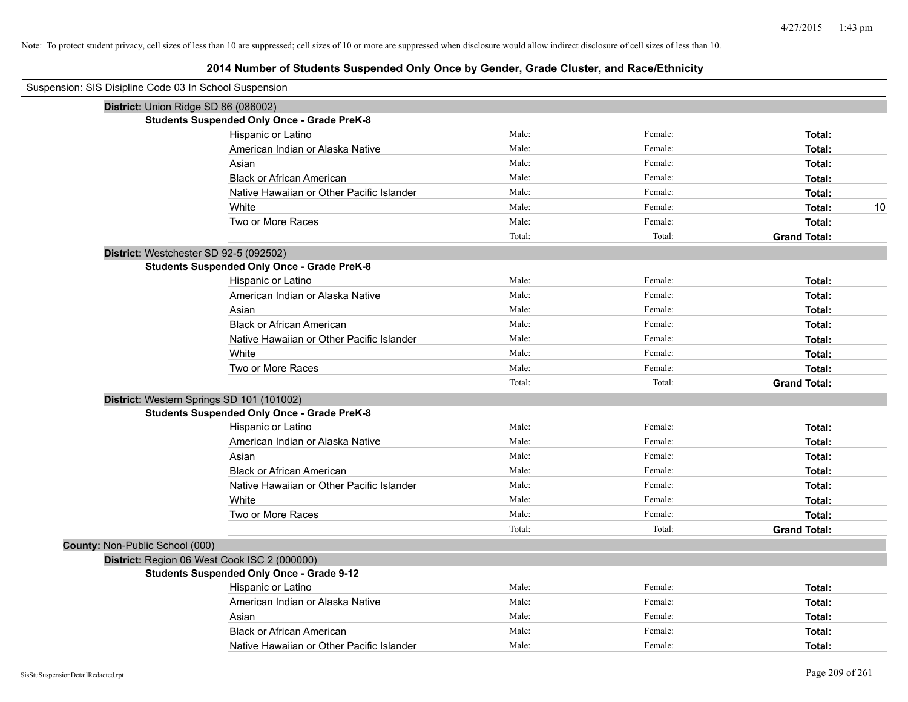Note: To protect student privacy, cell sizes of less than 10 are suppressed; cell sizes of 10 or more are suppressed when disclosure would allow indirect disclosure of cell sizes of less than 10.

# 2014 Number of Students Suspended Only Once by Gender, Grade Cluster, and Race/Ethnicity

Suspension: SIS Disipline Code 03 In School Suspension

**District:** Union Ridge SD 86 (086002)

**Students Suspended Only Once - Grade PreK-8**

| Race/Ethnicity | Male: | Female: | Total: | |
|---|---|---|---|---|
| Hispanic or Latino | Male: | Female: | **Total:** | |
| American Indian or Alaska Native | Male: | Female: | **Total:** | |
| Asian | Male: | Female: | **Total:** | |
| Black or African American | Male: | Female: | **Total:** | |
| Native Hawaiian or Other Pacific Islander | Male: | Female: | **Total:** | |
| White | Male: | Female: | **Total:** | 10 |
| Two or More Races | Male: | Female: | **Total:** | |
| | Total: | Total: | **Grand Total:** | |

**District:** Westchester SD 92-5 (092502)

**Students Suspended Only Once - Grade PreK-8**

| Race/Ethnicity | Male: | Female: | Total: | |
|---|---|---|---|---|
| Hispanic or Latino | Male: | Female: | **Total:** | |
| American Indian or Alaska Native | Male: | Female: | **Total:** | |
| Asian | Male: | Female: | **Total:** | |
| Black or African American | Male: | Female: | **Total:** | |
| Native Hawaiian or Other Pacific Islander | Male: | Female: | **Total:** | |
| White | Male: | Female: | **Total:** | |
| Two or More Races | Male: | Female: | **Total:** | |
| | Total: | Total: | **Grand Total:** | |

**District:** Western Springs SD 101 (101002)

**Students Suspended Only Once - Grade PreK-8**

| Race/Ethnicity | Male: | Female: | Total: | |
|---|---|---|---|---|
| Hispanic or Latino | Male: | Female: | **Total:** | |
| American Indian or Alaska Native | Male: | Female: | **Total:** | |
| Asian | Male: | Female: | **Total:** | |
| Black or African American | Male: | Female: | **Total:** | |
| Native Hawaiian or Other Pacific Islander | Male: | Female: | **Total:** | |
| White | Male: | Female: | **Total:** | |
| Two or More Races | Male: | Female: | **Total:** | |
| | Total: | Total: | **Grand Total:** | |

**County:** Non-Public School (000)

**District:** Region 06 West Cook ISC 2 (000000)

**Students Suspended Only Once - Grade 9-12**

| Race/Ethnicity | Male: | Female: | Total: | |
|---|---|---|---|---|
| Hispanic or Latino | Male: | Female: | **Total:** | |
| American Indian or Alaska Native | Male: | Female: | **Total:** | |
| Asian | Male: | Female: | **Total:** | |
| Black or African American | Male: | Female: | **Total:** | |
| Native Hawaiian or Other Pacific Islander | Male: | Female: | **Total:** | |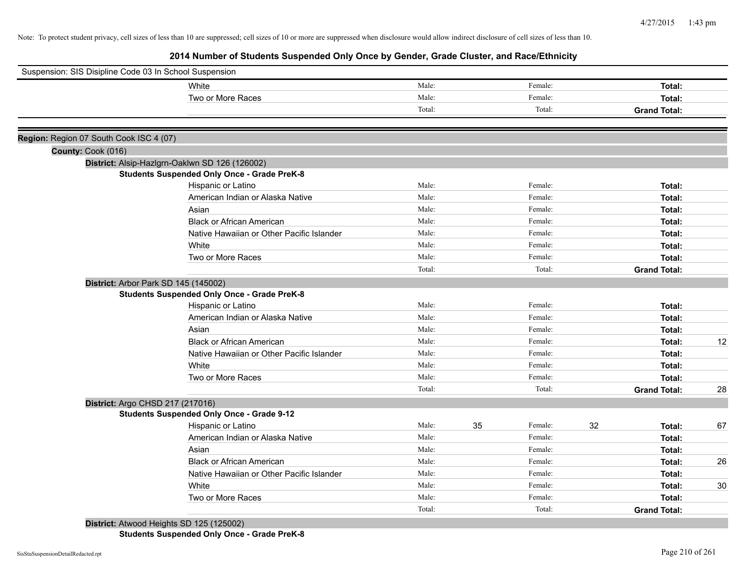Note: To protect student privacy, cell sizes of less than 10 are suppressed; cell sizes of 10 or more are suppressed when disclosure would allow indirect disclosure of cell sizes of less than 10.

# 2014 Number of Students Suspended Only Once by Gender, Grade Cluster, and Race/Ethnicity

Suspension: SIS Disipline Code 03 In School Suspension

| | Male | | Female | | Total | |
|---|---|---|---|---|---|---|
| White | Male: | | Female: | | **Total:** | |
| Two or More Races | Male: | | Female: | | **Total:** | |
| | Total: | | Total: | | **Grand Total:** | |

**Region:** Region 07 South Cook ISC 4 (07)

**County:** Cook (016)

**District:** Alsip-Hazlgrn-Oaklwn SD 126 (126002)

**Students Suspended Only Once - Grade PreK-8**

| | Male | | Female | | Total | |
|---|---|---|---|---|---|---|
| Hispanic or Latino | Male: | | Female: | | **Total:** | |
| American Indian or Alaska Native | Male: | | Female: | | **Total:** | |
| Asian | Male: | | Female: | | **Total:** | |
| Black or African American | Male: | | Female: | | **Total:** | |
| Native Hawaiian or Other Pacific Islander | Male: | | Female: | | **Total:** | |
| White | Male: | | Female: | | **Total:** | |
| Two or More Races | Male: | | Female: | | **Total:** | |
| | Total: | | Total: | | **Grand Total:** | |

**District:** Arbor Park SD 145 (145002)

**Students Suspended Only Once - Grade PreK-8**

| | Male | | Female | | Total | |
|---|---|---|---|---|---|---|
| Hispanic or Latino | Male: | | Female: | | **Total:** | |
| American Indian or Alaska Native | Male: | | Female: | | **Total:** | |
| Asian | Male: | | Female: | | **Total:** | |
| Black or African American | Male: | | Female: | | **Total:** | 12 |
| Native Hawaiian or Other Pacific Islander | Male: | | Female: | | **Total:** | |
| White | Male: | | Female: | | **Total:** | |
| Two or More Races | Male: | | Female: | | **Total:** | |
| | Total: | | Total: | | **Grand Total:** | 28 |

**District:** Argo CHSD 217 (217016)

**Students Suspended Only Once - Grade 9-12**

| | Male | | Female | | Total | |
|---|---|---|---|---|---|---|
| Hispanic or Latino | Male: | 35 | Female: | 32 | **Total:** | 67 |
| American Indian or Alaska Native | Male: | | Female: | | **Total:** | |
| Asian | Male: | | Female: | | **Total:** | |
| Black or African American | Male: | | Female: | | **Total:** | 26 |
| Native Hawaiian or Other Pacific Islander | Male: | | Female: | | **Total:** | |
| White | Male: | | Female: | | **Total:** | 30 |
| Two or More Races | Male: | | Female: | | **Total:** | |
| | Total: | | Total: | | **Grand Total:** | |

**District:** Atwood Heights SD 125 (125002)

**Students Suspended Only Once - Grade PreK-8**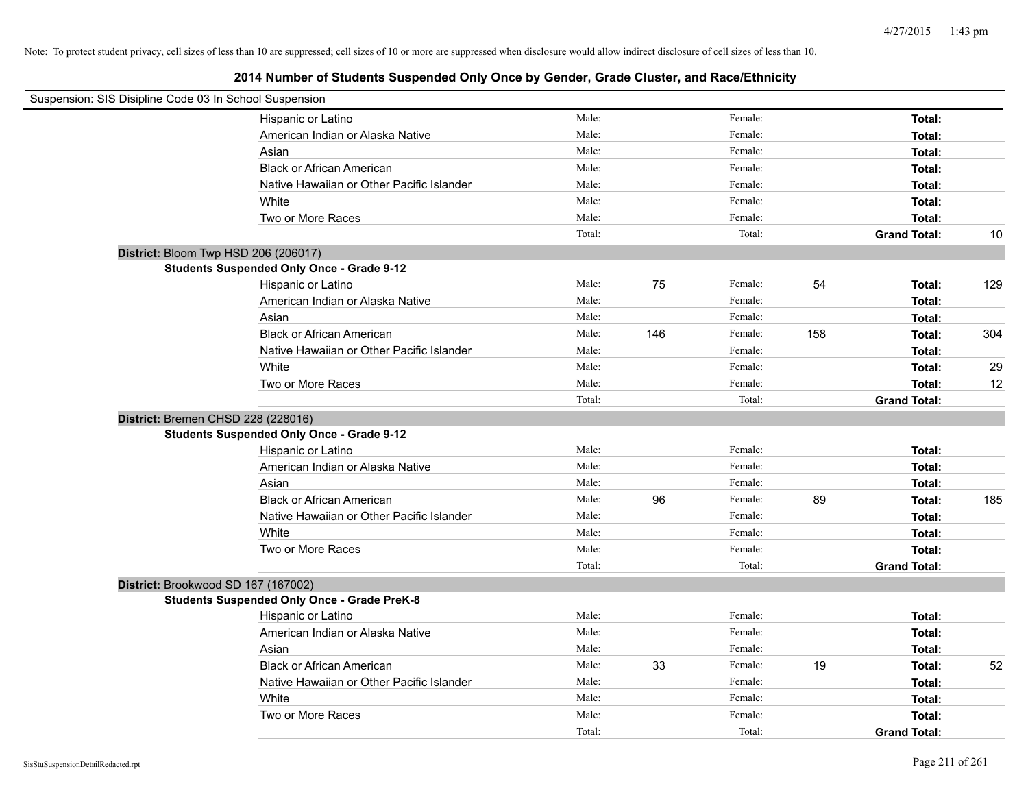Note: To protect student privacy, cell sizes of less than 10 are suppressed; cell sizes of 10 or more are suppressed when disclosure would allow indirect disclosure of cell sizes of less than 10.

# 2014 Number of Students Suspended Only Once by Gender, Grade Cluster, and Race/Ethnicity

Suspension: SIS Disipline Code 03 In School Suspension

| | | | | | | |
|---|---|---|---|---|---|---|
| Hispanic or Latino | Male: | | Female: | | **Total:** | |
| American Indian or Alaska Native | Male: | | Female: | | **Total:** | |
| Asian | Male: | | Female: | | **Total:** | |
| Black or African American | Male: | | Female: | | **Total:** | |
| Native Hawaiian or Other Pacific Islander | Male: | | Female: | | **Total:** | |
| White | Male: | | Female: | | **Total:** | |
| Two or More Races | Male: | | Female: | | **Total:** | |
| | Total: | | Total: | | **Grand Total:** | 10 |

**District:** Bloom Twp HSD 206 (206017)

**Students Suspended Only Once - Grade 9-12**

| | | | | | | |
|---|---|---|---|---|---|---|
| Hispanic or Latino | Male: | 75 | Female: | 54 | **Total:** | 129 |
| American Indian or Alaska Native | Male: | | Female: | | **Total:** | |
| Asian | Male: | | Female: | | **Total:** | |
| Black or African American | Male: | 146 | Female: | 158 | **Total:** | 304 |
| Native Hawaiian or Other Pacific Islander | Male: | | Female: | | **Total:** | |
| White | Male: | | Female: | | **Total:** | 29 |
| Two or More Races | Male: | | Female: | | **Total:** | 12 |
| | Total: | | Total: | | **Grand Total:** | |

**District:** Bremen CHSD 228 (228016)

**Students Suspended Only Once - Grade 9-12**

| | | | | | | |
|---|---|---|---|---|---|---|
| Hispanic or Latino | Male: | | Female: | | **Total:** | |
| American Indian or Alaska Native | Male: | | Female: | | **Total:** | |
| Asian | Male: | | Female: | | **Total:** | |
| Black or African American | Male: | 96 | Female: | 89 | **Total:** | 185 |
| Native Hawaiian or Other Pacific Islander | Male: | | Female: | | **Total:** | |
| White | Male: | | Female: | | **Total:** | |
| Two or More Races | Male: | | Female: | | **Total:** | |
| | Total: | | Total: | | **Grand Total:** | |

**District:** Brookwood SD 167 (167002)

**Students Suspended Only Once - Grade PreK-8**

| | | | | | | |
|---|---|---|---|---|---|---|
| Hispanic or Latino | Male: | | Female: | | **Total:** | |
| American Indian or Alaska Native | Male: | | Female: | | **Total:** | |
| Asian | Male: | | Female: | | **Total:** | |
| Black or African American | Male: | 33 | Female: | 19 | **Total:** | 52 |
| Native Hawaiian or Other Pacific Islander | Male: | | Female: | | **Total:** | |
| White | Male: | | Female: | | **Total:** | |
| Two or More Races | Male: | | Female: | | **Total:** | |
| | Total: | | Total: | | **Grand Total:** | |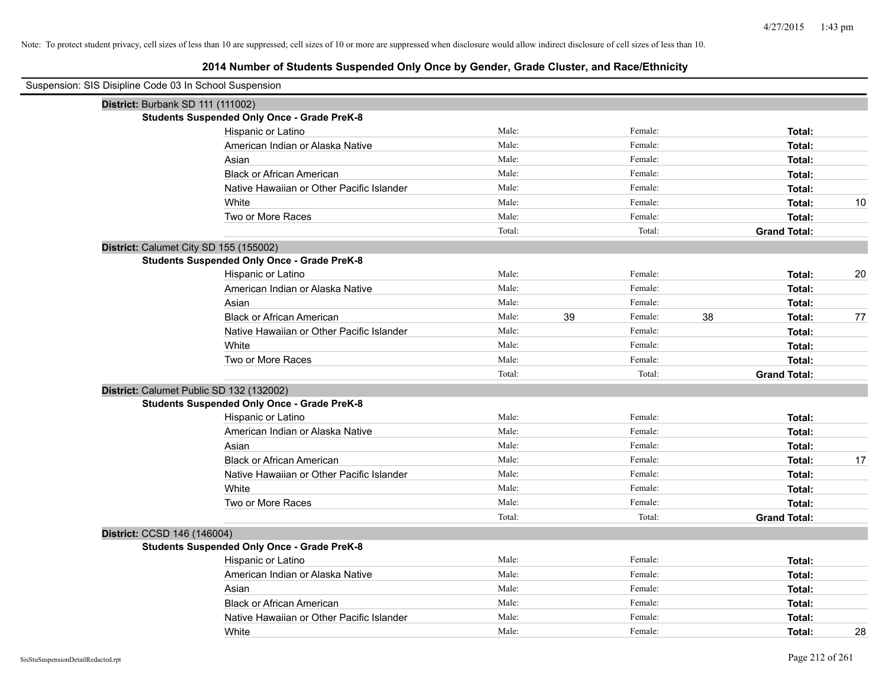Note: To protect student privacy, cell sizes of less than 10 are suppressed; cell sizes of 10 or more are suppressed when disclosure would allow indirect disclosure of cell sizes of less than 10.

## 2014 Number of Students Suspended Only Once by Gender, Grade Cluster, and Race/Ethnicity

Suspension: SIS Disipline Code 03 In School Suspension

**District:** Burbank SD 111 (111002)

**Students Suspended Only Once - Grade PreK-8**

| Race/Ethnicity | | | | | | |
|---|---|---|---|---|---|---|
| Hispanic or Latino | Male: | | Female: | | **Total:** | |
| American Indian or Alaska Native | Male: | | Female: | | **Total:** | |
| Asian | Male: | | Female: | | **Total:** | |
| Black or African American | Male: | | Female: | | **Total:** | |
| Native Hawaiian or Other Pacific Islander | Male: | | Female: | | **Total:** | |
| White | Male: | | Female: | | **Total:** | 10 |
| Two or More Races | Male: | | Female: | | **Total:** | |
| | Total: | | Total: | | **Grand Total:** | |

**District:** Calumet City SD 155 (155002)

**Students Suspended Only Once - Grade PreK-8**

| Race/Ethnicity | | | | | | |
|---|---|---|---|---|---|---|
| Hispanic or Latino | Male: | | Female: | | **Total:** | 20 |
| American Indian or Alaska Native | Male: | | Female: | | **Total:** | |
| Asian | Male: | | Female: | | **Total:** | |
| Black or African American | Male: | 39 | Female: | 38 | **Total:** | 77 |
| Native Hawaiian or Other Pacific Islander | Male: | | Female: | | **Total:** | |
| White | Male: | | Female: | | **Total:** | |
| Two or More Races | Male: | | Female: | | **Total:** | |
| | Total: | | Total: | | **Grand Total:** | |

**District:** Calumet Public SD 132 (132002)

**Students Suspended Only Once - Grade PreK-8**

| Race/Ethnicity | | | | | | |
|---|---|---|---|---|---|---|
| Hispanic or Latino | Male: | | Female: | | **Total:** | |
| American Indian or Alaska Native | Male: | | Female: | | **Total:** | |
| Asian | Male: | | Female: | | **Total:** | |
| Black or African American | Male: | | Female: | | **Total:** | 17 |
| Native Hawaiian or Other Pacific Islander | Male: | | Female: | | **Total:** | |
| White | Male: | | Female: | | **Total:** | |
| Two or More Races | Male: | | Female: | | **Total:** | |
| | Total: | | Total: | | **Grand Total:** | |

**District:** CCSD 146 (146004)

**Students Suspended Only Once - Grade PreK-8**

| Race/Ethnicity | | | | | | |
|---|---|---|---|---|---|---|
| Hispanic or Latino | Male: | | Female: | | **Total:** | |
| American Indian or Alaska Native | Male: | | Female: | | **Total:** | |
| Asian | Male: | | Female: | | **Total:** | |
| Black or African American | Male: | | Female: | | **Total:** | |
| Native Hawaiian or Other Pacific Islander | Male: | | Female: | | **Total:** | |
| White | Male: | | Female: | | **Total:** | 28 |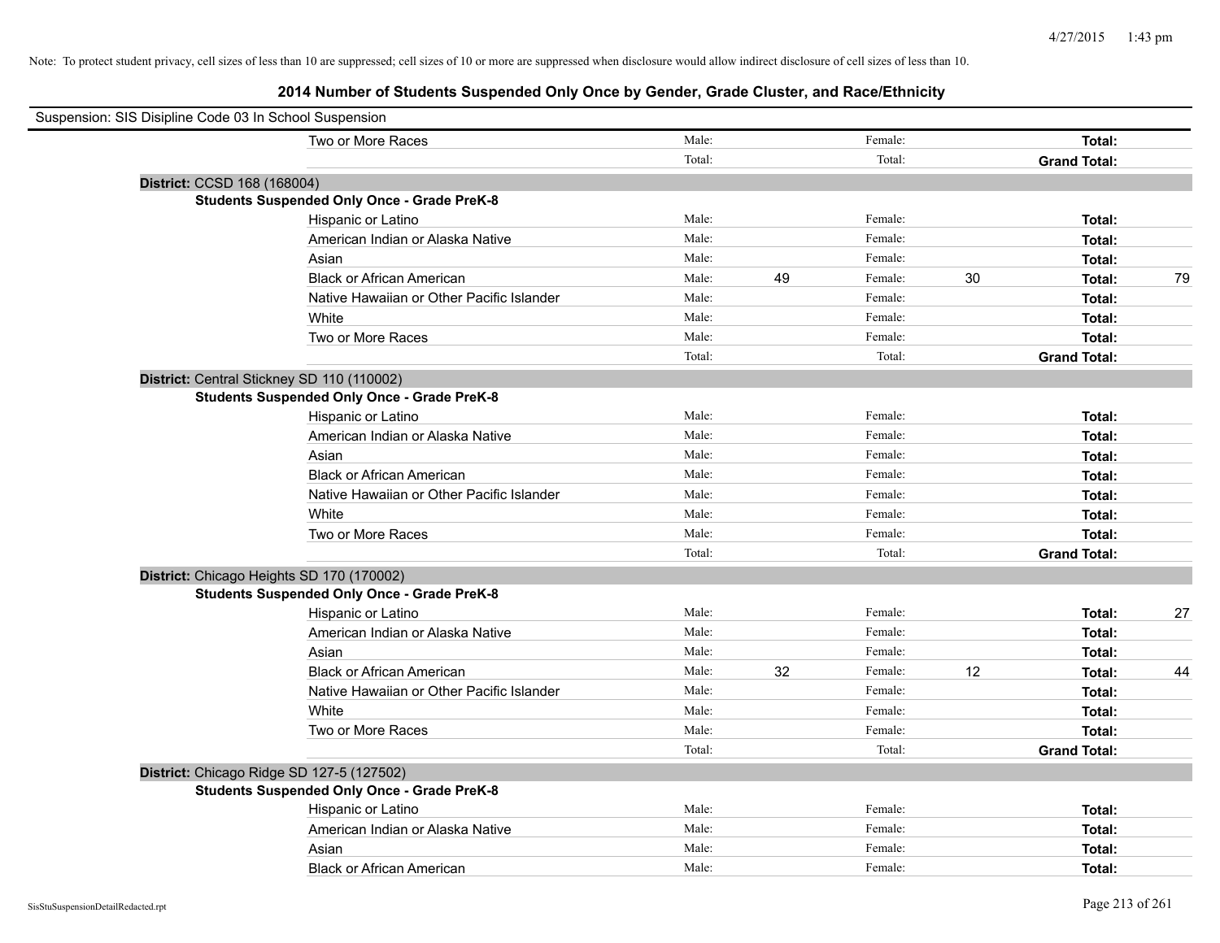Note: To protect student privacy, cell sizes of less than 10 are suppressed; cell sizes of 10 or more are suppressed when disclosure would allow indirect disclosure of cell sizes of less than 10.

# 2014 Number of Students Suspended Only Once by Gender, Grade Cluster, and Race/Ethnicity

Suspension: SIS Disipline Code 03 In School Suspension

| | | | | | |
|---|---|---|---|---|---|
| Two or More Races | Male: | | Female: | | Total: |
| | Total: | | Total: | | Grand Total: |

**District:** CCSD 168 (168004)

**Students Suspended Only Once - Grade PreK-8**

| Race/Ethnicity | Male: | | Female: | | Total: | |
|---|---|---|---|---|---|---|
| Hispanic or Latino | Male: | | Female: | | Total: | |
| American Indian or Alaska Native | Male: | | Female: | | Total: | |
| Asian | Male: | | Female: | | Total: | |
| Black or African American | Male: | 49 | Female: | 30 | Total: | 79 |
| Native Hawaiian or Other Pacific Islander | Male: | | Female: | | Total: | |
| White | Male: | | Female: | | Total: | |
| Two or More Races | Male: | | Female: | | Total: | |
| | Total: | | Total: | | Grand Total: | |

**District:** Central Stickney SD 110 (110002)

**Students Suspended Only Once - Grade PreK-8**

| Race/Ethnicity | Male: | | Female: | | Total: | |
|---|---|---|---|---|---|---|
| Hispanic or Latino | Male: | | Female: | | Total: | |
| American Indian or Alaska Native | Male: | | Female: | | Total: | |
| Asian | Male: | | Female: | | Total: | |
| Black or African American | Male: | | Female: | | Total: | |
| Native Hawaiian or Other Pacific Islander | Male: | | Female: | | Total: | |
| White | Male: | | Female: | | Total: | |
| Two or More Races | Male: | | Female: | | Total: | |
| | Total: | | Total: | | Grand Total: | |

**District:** Chicago Heights SD 170 (170002)

**Students Suspended Only Once - Grade PreK-8**

| Race/Ethnicity | Male: | | Female: | | Total: | |
|---|---|---|---|---|---|---|
| Hispanic or Latino | Male: | | Female: | | Total: | 27 |
| American Indian or Alaska Native | Male: | | Female: | | Total: | |
| Asian | Male: | | Female: | | Total: | |
| Black or African American | Male: | 32 | Female: | 12 | Total: | 44 |
| Native Hawaiian or Other Pacific Islander | Male: | | Female: | | Total: | |
| White | Male: | | Female: | | Total: | |
| Two or More Races | Male: | | Female: | | Total: | |
| | Total: | | Total: | | Grand Total: | |

**District:** Chicago Ridge SD 127-5 (127502)

**Students Suspended Only Once - Grade PreK-8**

| Race/Ethnicity | Male: | | Female: | | Total: | |
|---|---|---|---|---|---|---|
| Hispanic or Latino | Male: | | Female: | | Total: | |
| American Indian or Alaska Native | Male: | | Female: | | Total: | |
| Asian | Male: | | Female: | | Total: | |
| Black or African American | Male: | | Female: | | Total: | |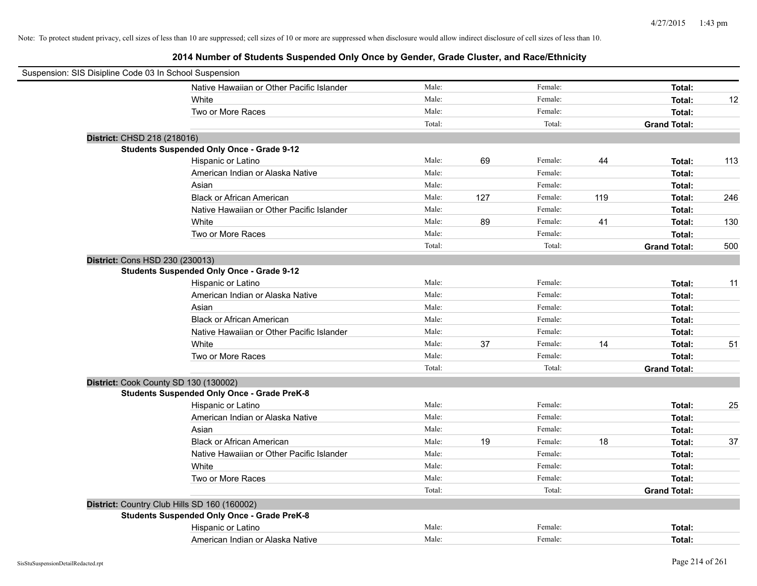Note: To protect student privacy, cell sizes of less than 10 are suppressed; cell sizes of 10 or more are suppressed when disclosure would allow indirect disclosure of cell sizes of less than 10.

## 2014 Number of Students Suspended Only Once by Gender, Grade Cluster, and Race/Ethnicity

Suspension: SIS Disipline Code 03 In School Suspension

| | | | | | | | |
|---|---|---|---|---|---|---|---|
| Native Hawaiian or Other Pacific Islander | Male: | | Female: | | **Total:** | |
| White | Male: | | Female: | | **Total:** | 12 |
| Two or More Races | Male: | | Female: | | **Total:** | |
| | Total: | | Total: | | **Grand Total:** | |

**District:** CHSD 218 (218016)

**Students Suspended Only Once - Grade 9-12**

| | | | | | | |
|---|---|---|---|---|---|---|
| Hispanic or Latino | Male: | 69 | Female: | 44 | **Total:** | 113 |
| American Indian or Alaska Native | Male: | | Female: | | **Total:** | |
| Asian | Male: | | Female: | | **Total:** | |
| Black or African American | Male: | 127 | Female: | 119 | **Total:** | 246 |
| Native Hawaiian or Other Pacific Islander | Male: | | Female: | | **Total:** | |
| White | Male: | 89 | Female: | 41 | **Total:** | 130 |
| Two or More Races | Male: | | Female: | | **Total:** | |
| | Total: | | Total: | | **Grand Total:** | 500 |

**District:** Cons HSD 230 (230013)

**Students Suspended Only Once - Grade 9-12**

| | | | | | | |
|---|---|---|---|---|---|---|
| Hispanic or Latino | Male: | | Female: | | **Total:** | 11 |
| American Indian or Alaska Native | Male: | | Female: | | **Total:** | |
| Asian | Male: | | Female: | | **Total:** | |
| Black or African American | Male: | | Female: | | **Total:** | |
| Native Hawaiian or Other Pacific Islander | Male: | | Female: | | **Total:** | |
| White | Male: | 37 | Female: | 14 | **Total:** | 51 |
| Two or More Races | Male: | | Female: | | **Total:** | |
| | Total: | | Total: | | **Grand Total:** | |

**District:** Cook County SD 130 (130002)

**Students Suspended Only Once - Grade PreK-8**

| | | | | | | |
|---|---|---|---|---|---|---|
| Hispanic or Latino | Male: | | Female: | | **Total:** | 25 |
| American Indian or Alaska Native | Male: | | Female: | | **Total:** | |
| Asian | Male: | | Female: | | **Total:** | |
| Black or African American | Male: | 19 | Female: | 18 | **Total:** | 37 |
| Native Hawaiian or Other Pacific Islander | Male: | | Female: | | **Total:** | |
| White | Male: | | Female: | | **Total:** | |
| Two or More Races | Male: | | Female: | | **Total:** | |
| | Total: | | Total: | | **Grand Total:** | |

**District:** Country Club Hills SD 160 (160002)

**Students Suspended Only Once - Grade PreK-8**

| | | | | | | |
|---|---|---|---|---|---|---|
| Hispanic or Latino | Male: | | Female: | | **Total:** | |
| American Indian or Alaska Native | Male: | | Female: | | **Total:** | |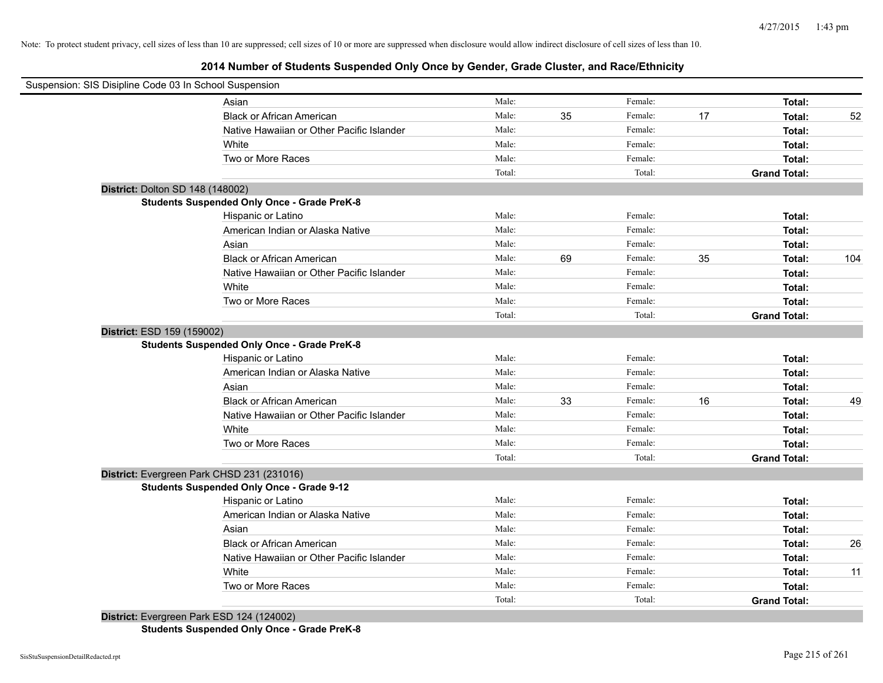Note: To protect student privacy, cell sizes of less than 10 are suppressed; cell sizes of 10 or more are suppressed when disclosure would allow indirect disclosure of cell sizes of less than 10.

## 2014 Number of Students Suspended Only Once by Gender, Grade Cluster, and Race/Ethnicity

Suspension: SIS Disipline Code 03 In School Suspension

| | | | | | | |
|---|---|---|---|---|---|---|
| Asian | Male: | | Female: | | **Total:** | |
| Black or African American | Male: | 35 | Female: | 17 | **Total:** | 52 |
| Native Hawaiian or Other Pacific Islander | Male: | | Female: | | **Total:** | |
| White | Male: | | Female: | | **Total:** | |
| Two or More Races | Male: | | Female: | | **Total:** | |
| | Total: | | Total: | | **Grand Total:** | |

**District:** Dolton SD 148 (148002)

**Students Suspended Only Once - Grade PreK-8**

| | | | | | | |
|---|---|---|---|---|---|---|
| Hispanic or Latino | Male: | | Female: | | **Total:** | |
| American Indian or Alaska Native | Male: | | Female: | | **Total:** | |
| Asian | Male: | | Female: | | **Total:** | |
| Black or African American | Male: | 69 | Female: | 35 | **Total:** | 104 |
| Native Hawaiian or Other Pacific Islander | Male: | | Female: | | **Total:** | |
| White | Male: | | Female: | | **Total:** | |
| Two or More Races | Male: | | Female: | | **Total:** | |
| | Total: | | Total: | | **Grand Total:** | |

**District:** ESD 159 (159002)

**Students Suspended Only Once - Grade PreK-8**

| | | | | | | |
|---|---|---|---|---|---|---|
| Hispanic or Latino | Male: | | Female: | | **Total:** | |
| American Indian or Alaska Native | Male: | | Female: | | **Total:** | |
| Asian | Male: | | Female: | | **Total:** | |
| Black or African American | Male: | 33 | Female: | 16 | **Total:** | 49 |
| Native Hawaiian or Other Pacific Islander | Male: | | Female: | | **Total:** | |
| White | Male: | | Female: | | **Total:** | |
| Two or More Races | Male: | | Female: | | **Total:** | |
| | Total: | | Total: | | **Grand Total:** | |

**District:** Evergreen Park CHSD 231 (231016)

**Students Suspended Only Once - Grade 9-12**

| | | | | | | |
|---|---|---|---|---|---|---|
| Hispanic or Latino | Male: | | Female: | | **Total:** | |
| American Indian or Alaska Native | Male: | | Female: | | **Total:** | |
| Asian | Male: | | Female: | | **Total:** | |
| Black or African American | Male: | | Female: | | **Total:** | 26 |
| Native Hawaiian or Other Pacific Islander | Male: | | Female: | | **Total:** | |
| White | Male: | | Female: | | **Total:** | 11 |
| Two or More Races | Male: | | Female: | | **Total:** | |
| | Total: | | Total: | | **Grand Total:** | |

**District:** Evergreen Park ESD 124 (124002)

**Students Suspended Only Once - Grade PreK-8**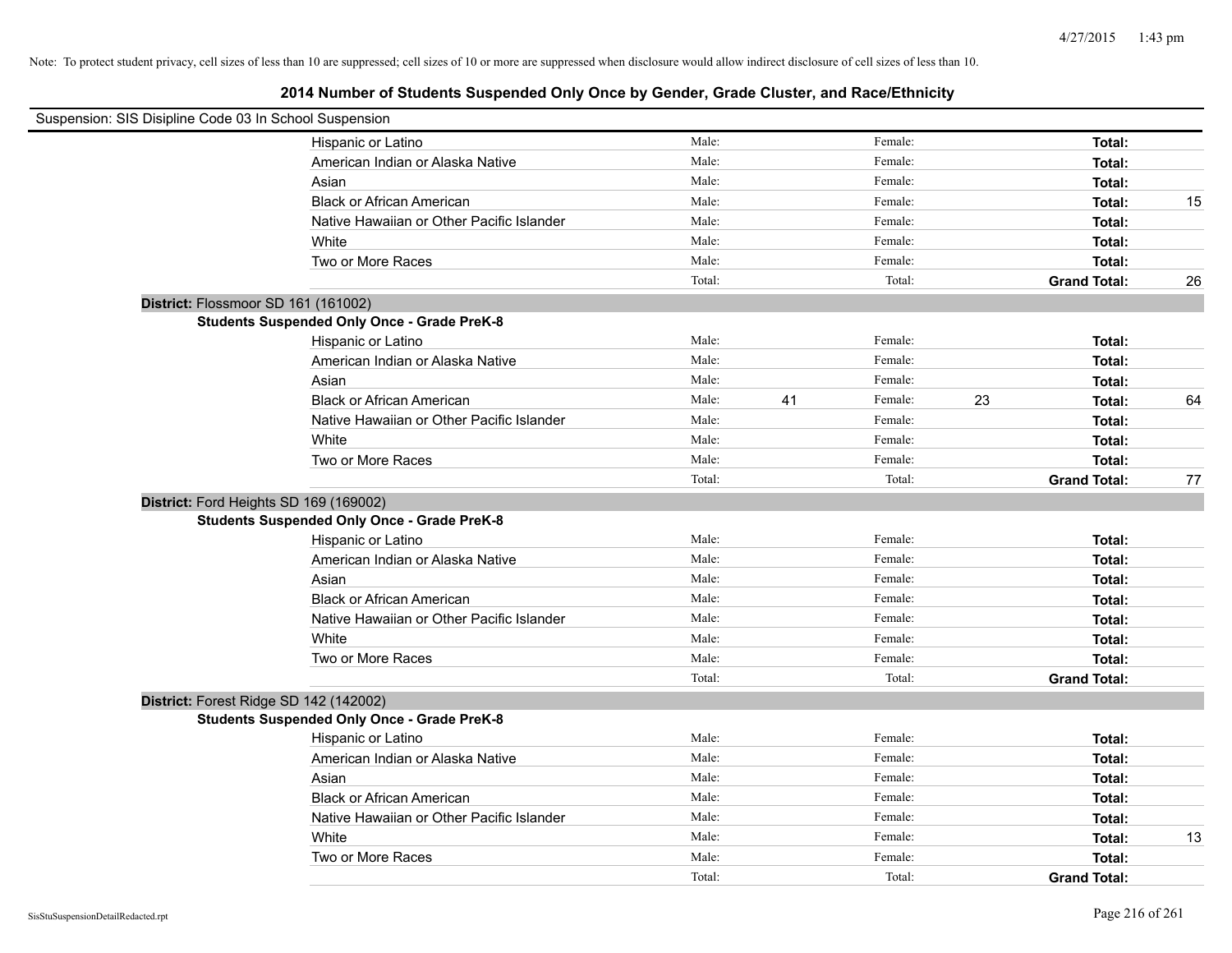Note: To protect student privacy, cell sizes of less than 10 are suppressed; cell sizes of 10 or more are suppressed when disclosure would allow indirect disclosure of cell sizes of less than 10.

## 2014 Number of Students Suspended Only Once by Gender, Grade Cluster, and Race/Ethnicity

Suspension: SIS Disipline Code 03 In School Suspension

| | | | | | | |
|---|---|---|---|---|---|---|
| Hispanic or Latino | Male: | | Female: | | **Total:** | |
| American Indian or Alaska Native | Male: | | Female: | | **Total:** | |
| Asian | Male: | | Female: | | **Total:** | |
| Black or African American | Male: | | Female: | | **Total:** | 15 |
| Native Hawaiian or Other Pacific Islander | Male: | | Female: | | **Total:** | |
| White | Male: | | Female: | | **Total:** | |
| Two or More Races | Male: | | Female: | | **Total:** | |
| | Total: | | Total: | | **Grand Total:** | 26 |

**District:** Flossmoor SD 161 (161002)

**Students Suspended Only Once - Grade PreK-8**

| | | | | | | |
|---|---|---|---|---|---|---|
| Hispanic or Latino | Male: | | Female: | | **Total:** | |
| American Indian or Alaska Native | Male: | | Female: | | **Total:** | |
| Asian | Male: | | Female: | | **Total:** | |
| Black or African American | Male: | 41 | Female: | 23 | **Total:** | 64 |
| Native Hawaiian or Other Pacific Islander | Male: | | Female: | | **Total:** | |
| White | Male: | | Female: | | **Total:** | |
| Two or More Races | Male: | | Female: | | **Total:** | |
| | Total: | | Total: | | **Grand Total:** | 77 |

**District:** Ford Heights SD 169 (169002)

**Students Suspended Only Once - Grade PreK-8**

| | | | | | | |
|---|---|---|---|---|---|---|
| Hispanic or Latino | Male: | | Female: | | **Total:** | |
| American Indian or Alaska Native | Male: | | Female: | | **Total:** | |
| Asian | Male: | | Female: | | **Total:** | |
| Black or African American | Male: | | Female: | | **Total:** | |
| Native Hawaiian or Other Pacific Islander | Male: | | Female: | | **Total:** | |
| White | Male: | | Female: | | **Total:** | |
| Two or More Races | Male: | | Female: | | **Total:** | |
| | Total: | | Total: | | **Grand Total:** | |

**District:** Forest Ridge SD 142 (142002)

**Students Suspended Only Once - Grade PreK-8**

| | | | | | | |
|---|---|---|---|---|---|---|
| Hispanic or Latino | Male: | | Female: | | **Total:** | |
| American Indian or Alaska Native | Male: | | Female: | | **Total:** | |
| Asian | Male: | | Female: | | **Total:** | |
| Black or African American | Male: | | Female: | | **Total:** | |
| Native Hawaiian or Other Pacific Islander | Male: | | Female: | | **Total:** | |
| White | Male: | | Female: | | **Total:** | 13 |
| Two or More Races | Male: | | Female: | | **Total:** | |
| | Total: | | Total: | | **Grand Total:** | |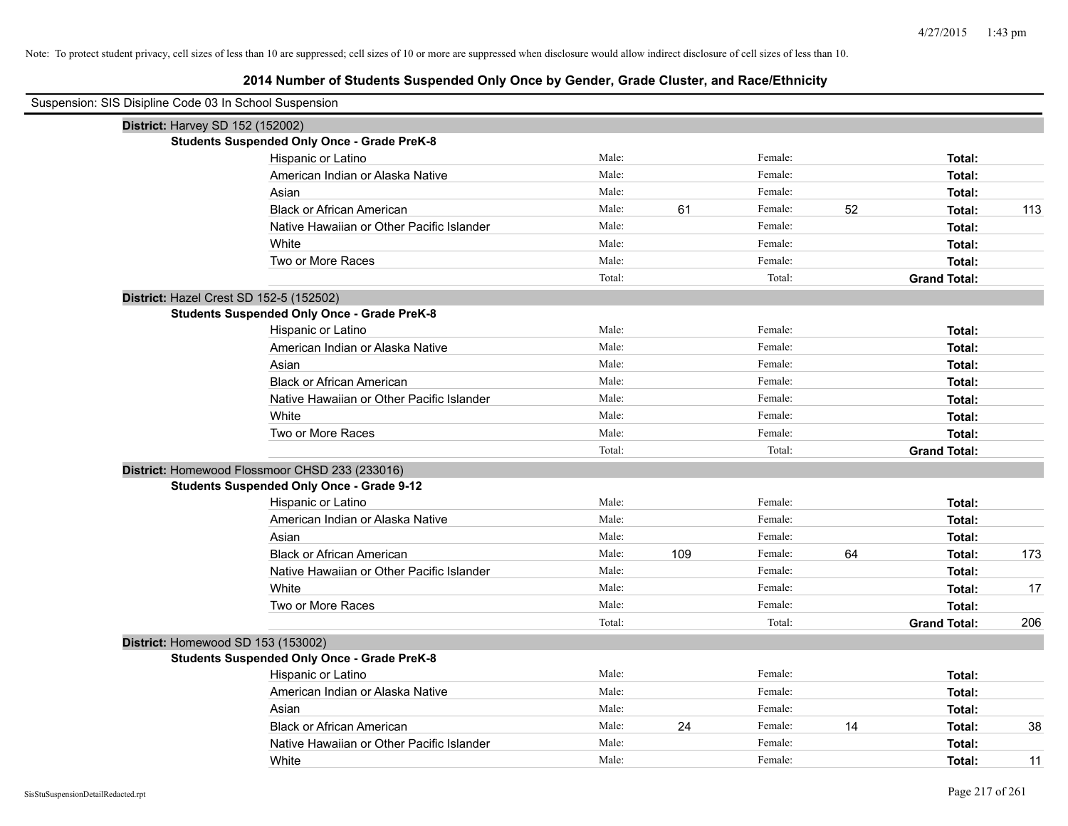Note: To protect student privacy, cell sizes of less than 10 are suppressed; cell sizes of 10 or more are suppressed when disclosure would allow indirect disclosure of cell sizes of less than 10.

# 2014 Number of Students Suspended Only Once by Gender, Grade Cluster, and Race/Ethnicity

Suspension: SIS Disipline Code 03 In School Suspension

**District:** Harvey SD 152 (152002)

**Students Suspended Only Once - Grade PreK-8**

| | | | | | | |
|---|---|---|---|---|---|---|
| Hispanic or Latino | Male: | | Female: | | **Total:** | |
| American Indian or Alaska Native | Male: | | Female: | | **Total:** | |
| Asian | Male: | | Female: | | **Total:** | |
| Black or African American | Male: | 61 | Female: | 52 | **Total:** | 113 |
| Native Hawaiian or Other Pacific Islander | Male: | | Female: | | **Total:** | |
| White | Male: | | Female: | | **Total:** | |
| Two or More Races | Male: | | Female: | | **Total:** | |
| | Total: | | Total: | | **Grand Total:** | |

**District:** Hazel Crest SD 152-5 (152502)

**Students Suspended Only Once - Grade PreK-8**

| | | | | | | |
|---|---|---|---|---|---|---|
| Hispanic or Latino | Male: | | Female: | | **Total:** | |
| American Indian or Alaska Native | Male: | | Female: | | **Total:** | |
| Asian | Male: | | Female: | | **Total:** | |
| Black or African American | Male: | | Female: | | **Total:** | |
| Native Hawaiian or Other Pacific Islander | Male: | | Female: | | **Total:** | |
| White | Male: | | Female: | | **Total:** | |
| Two or More Races | Male: | | Female: | | **Total:** | |
| | Total: | | Total: | | **Grand Total:** | |

**District:** Homewood Flossmoor CHSD 233 (233016)

**Students Suspended Only Once - Grade 9-12**

| | | | | | | |
|---|---|---|---|---|---|---|
| Hispanic or Latino | Male: | | Female: | | **Total:** | |
| American Indian or Alaska Native | Male: | | Female: | | **Total:** | |
| Asian | Male: | | Female: | | **Total:** | |
| Black or African American | Male: | 109 | Female: | 64 | **Total:** | 173 |
| Native Hawaiian or Other Pacific Islander | Male: | | Female: | | **Total:** | |
| White | Male: | | Female: | | **Total:** | 17 |
| Two or More Races | Male: | | Female: | | **Total:** | |
| | Total: | | Total: | | **Grand Total:** | 206 |

**District:** Homewood SD 153 (153002)

**Students Suspended Only Once - Grade PreK-8**

| | | | | | | |
|---|---|---|---|---|---|---|
| Hispanic or Latino | Male: | | Female: | | **Total:** | |
| American Indian or Alaska Native | Male: | | Female: | | **Total:** | |
| Asian | Male: | | Female: | | **Total:** | |
| Black or African American | Male: | 24 | Female: | 14 | **Total:** | 38 |
| Native Hawaiian or Other Pacific Islander | Male: | | Female: | | **Total:** | |
| White | Male: | | Female: | | **Total:** | 11 |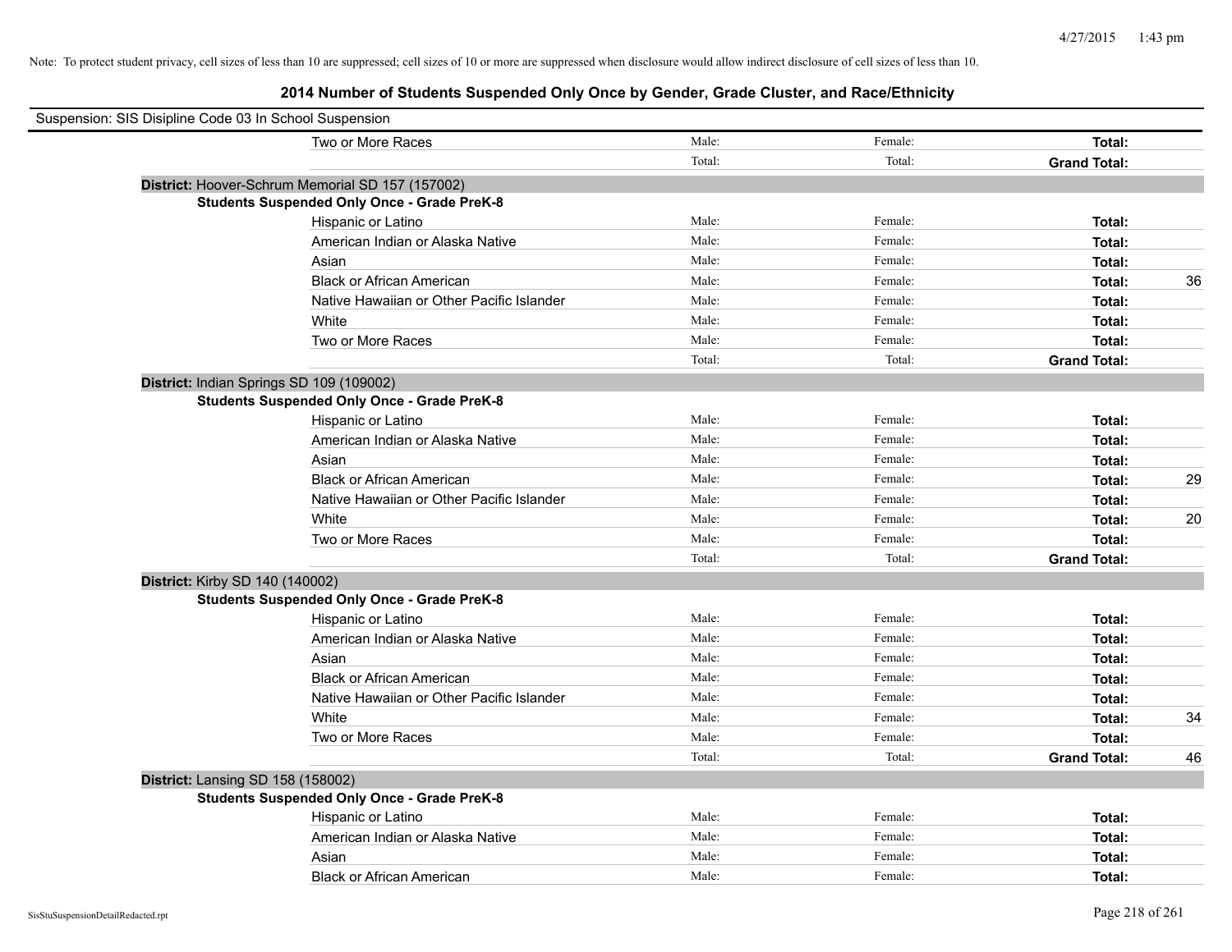Note: To protect student privacy, cell sizes of less than 10 are suppressed; cell sizes of 10 or more are suppressed when disclosure would allow indirect disclosure of cell sizes of less than 10.

## 2014 Number of Students Suspended Only Once by Gender, Grade Cluster, and Race/Ethnicity

Suspension: SIS Disipline Code 03 In School Suspension

| | | | | |
|---|---|---|---|---|
| Two or More Races | Male: | Female: | **Total:** | |
| | Total: | Total: | **Grand Total:** | |

**District:** Hoover-Schrum Memorial SD 157 (157002)

**Students Suspended Only Once - Grade PreK-8**

| | | | | |
|---|---|---|---|---|
| Hispanic or Latino | Male: | Female: | **Total:** | |
| American Indian or Alaska Native | Male: | Female: | **Total:** | |
| Asian | Male: | Female: | **Total:** | |
| Black or African American | Male: | Female: | **Total:** | 36 |
| Native Hawaiian or Other Pacific Islander | Male: | Female: | **Total:** | |
| White | Male: | Female: | **Total:** | |
| Two or More Races | Male: | Female: | **Total:** | |
| | Total: | Total: | **Grand Total:** | |

**District:** Indian Springs SD 109 (109002)

**Students Suspended Only Once - Grade PreK-8**

| | | | | |
|---|---|---|---|---|
| Hispanic or Latino | Male: | Female: | **Total:** | |
| American Indian or Alaska Native | Male: | Female: | **Total:** | |
| Asian | Male: | Female: | **Total:** | |
| Black or African American | Male: | Female: | **Total:** | 29 |
| Native Hawaiian or Other Pacific Islander | Male: | Female: | **Total:** | |
| White | Male: | Female: | **Total:** | 20 |
| Two or More Races | Male: | Female: | **Total:** | |
| | Total: | Total: | **Grand Total:** | |

**District:** Kirby SD 140 (140002)

**Students Suspended Only Once - Grade PreK-8**

| | | | | |
|---|---|---|---|---|
| Hispanic or Latino | Male: | Female: | **Total:** | |
| American Indian or Alaska Native | Male: | Female: | **Total:** | |
| Asian | Male: | Female: | **Total:** | |
| Black or African American | Male: | Female: | **Total:** | |
| Native Hawaiian or Other Pacific Islander | Male: | Female: | **Total:** | |
| White | Male: | Female: | **Total:** | 34 |
| Two or More Races | Male: | Female: | **Total:** | |
| | Total: | Total: | **Grand Total:** | 46 |

**District:** Lansing SD 158 (158002)

**Students Suspended Only Once - Grade PreK-8**

| | | | | |
|---|---|---|---|---|
| Hispanic or Latino | Male: | Female: | **Total:** | |
| American Indian or Alaska Native | Male: | Female: | **Total:** | |
| Asian | Male: | Female: | **Total:** | |
| Black or African American | Male: | Female: | **Total:** | |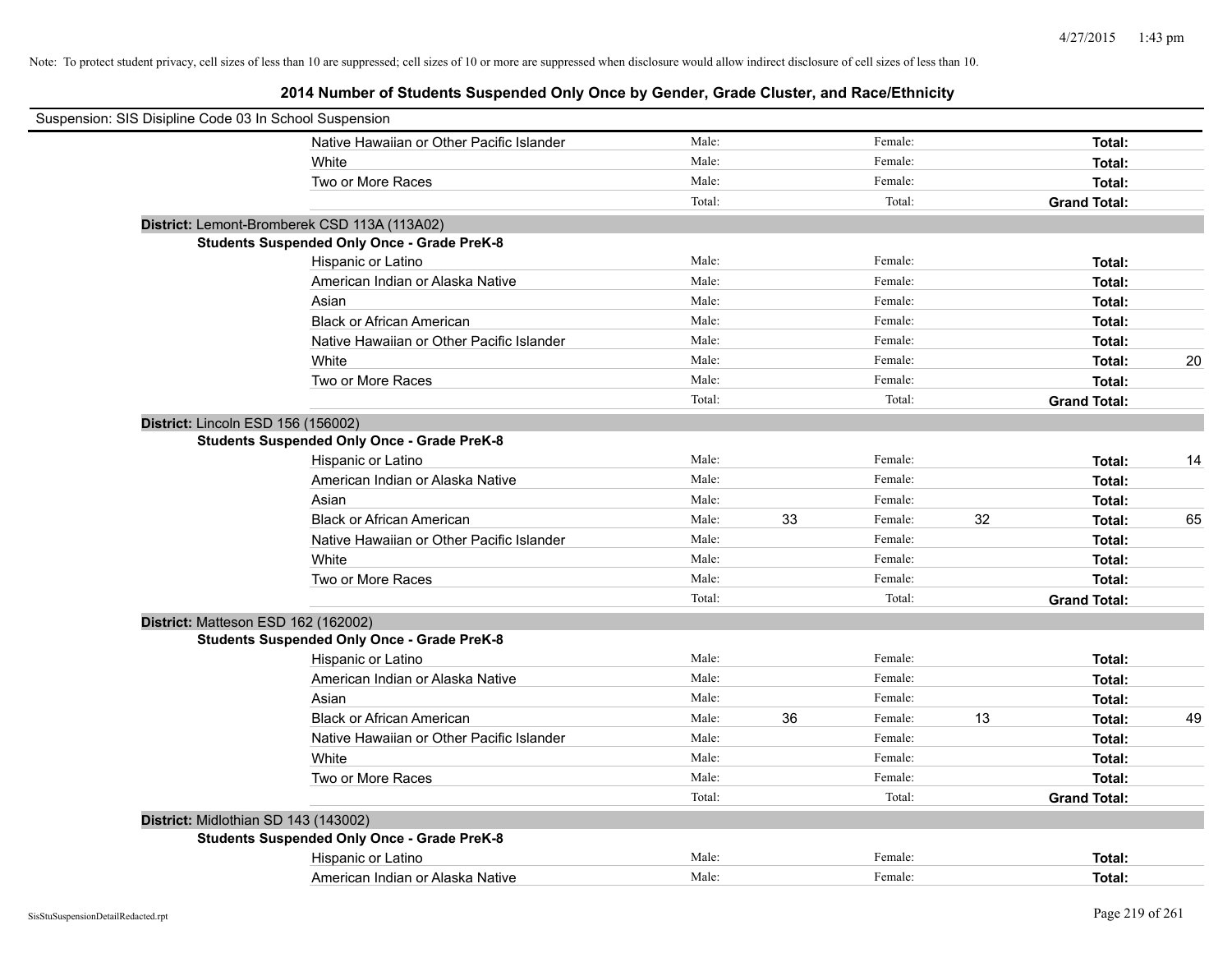Note: To protect student privacy, cell sizes of less than 10 are suppressed; cell sizes of 10 or more are suppressed when disclosure would allow indirect disclosure of cell sizes of less than 10.

## 2014 Number of Students Suspended Only Once by Gender, Grade Cluster, and Race/Ethnicity

Suspension: SIS Disipline Code 03 In School Suspension

| | | | | | | |
|---|---|---|---|---|---|---|
| Native Hawaiian or Other Pacific Islander | Male: | | Female: | | **Total:** | |
| White | Male: | | Female: | | **Total:** | |
| Two or More Races | Male: | | Female: | | **Total:** | |
| | Total: | | Total: | | **Grand Total:** | |

**District:** Lemont-Bromberek CSD 113A (113A02)

**Students Suspended Only Once - Grade PreK-8**

| | | | | | | |
|---|---|---|---|---|---|---|
| Hispanic or Latino | Male: | | Female: | | **Total:** | |
| American Indian or Alaska Native | Male: | | Female: | | **Total:** | |
| Asian | Male: | | Female: | | **Total:** | |
| Black or African American | Male: | | Female: | | **Total:** | |
| Native Hawaiian or Other Pacific Islander | Male: | | Female: | | **Total:** | |
| White | Male: | | Female: | | **Total:** | 20 |
| Two or More Races | Male: | | Female: | | **Total:** | |
| | Total: | | Total: | | **Grand Total:** | |

**District:** Lincoln ESD 156 (156002)

**Students Suspended Only Once - Grade PreK-8**

| | | | | | | |
|---|---|---|---|---|---|---|
| Hispanic or Latino | Male: | | Female: | | **Total:** | 14 |
| American Indian or Alaska Native | Male: | | Female: | | **Total:** | |
| Asian | Male: | | Female: | | **Total:** | |
| Black or African American | Male: | 33 | Female: | 32 | **Total:** | 65 |
| Native Hawaiian or Other Pacific Islander | Male: | | Female: | | **Total:** | |
| White | Male: | | Female: | | **Total:** | |
| Two or More Races | Male: | | Female: | | **Total:** | |
| | Total: | | Total: | | **Grand Total:** | |

**District:** Matteson ESD 162 (162002)

**Students Suspended Only Once - Grade PreK-8**

| | | | | | | |
|---|---|---|---|---|---|---|
| Hispanic or Latino | Male: | | Female: | | **Total:** | |
| American Indian or Alaska Native | Male: | | Female: | | **Total:** | |
| Asian | Male: | | Female: | | **Total:** | |
| Black or African American | Male: | 36 | Female: | 13 | **Total:** | 49 |
| Native Hawaiian or Other Pacific Islander | Male: | | Female: | | **Total:** | |
| White | Male: | | Female: | | **Total:** | |
| Two or More Races | Male: | | Female: | | **Total:** | |
| | Total: | | Total: | | **Grand Total:** | |

**District:** Midlothian SD 143 (143002)

**Students Suspended Only Once - Grade PreK-8**

| | | | | | | |
|---|---|---|---|---|---|---|
| Hispanic or Latino | Male: | | Female: | | **Total:** | |
| American Indian or Alaska Native | Male: | | Female: | | **Total:** | |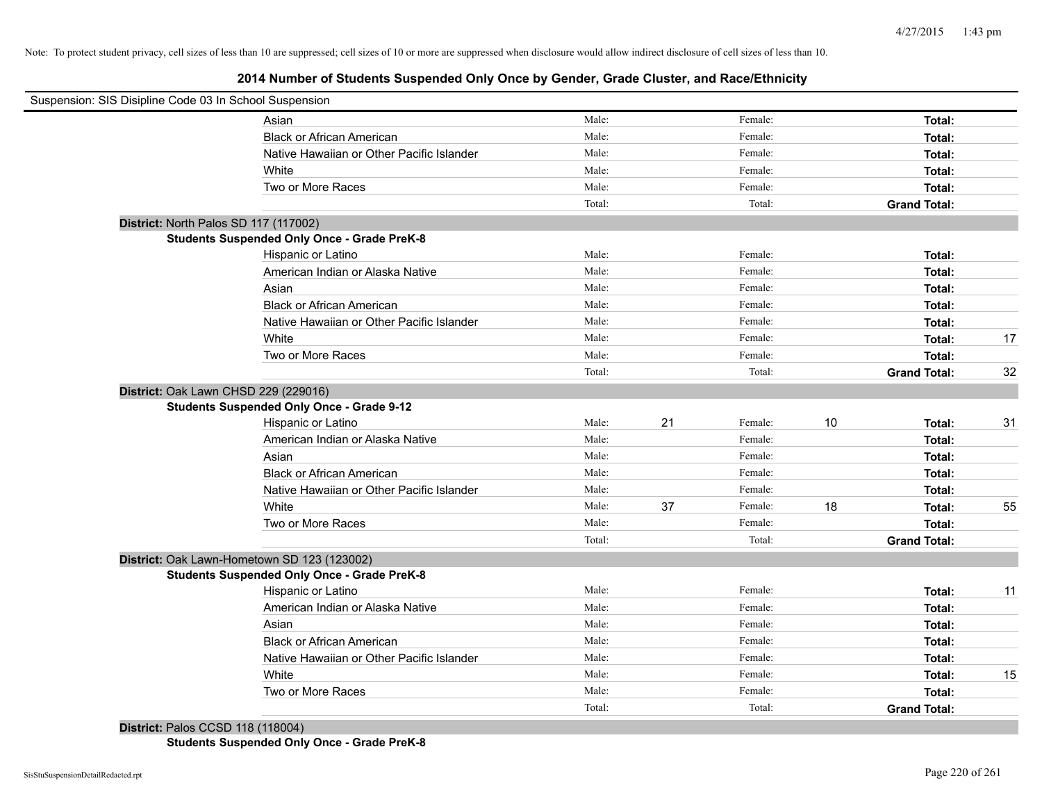Note: To protect student privacy, cell sizes of less than 10 are suppressed; cell sizes of 10 or more are suppressed when disclosure would allow indirect disclosure of cell sizes of less than 10.

## 2014 Number of Students Suspended Only Once by Gender, Grade Cluster, and Race/Ethnicity

Suspension: SIS Disipline Code 03 In School Suspension

| | | | | | | |
|---|---|---|---|---|---|---|
| Asian | Male: | | Female: | | **Total:** | |
| Black or African American | Male: | | Female: | | **Total:** | |
| Native Hawaiian or Other Pacific Islander | Male: | | Female: | | **Total:** | |
| White | Male: | | Female: | | **Total:** | |
| Two or More Races | Male: | | Female: | | **Total:** | |
| | Total: | | Total: | | **Grand Total:** | |

**District:** North Palos SD 117 (117002)

**Students Suspended Only Once - Grade PreK-8**

| | | | | | | |
|---|---|---|---|---|---|---|
| Hispanic or Latino | Male: | | Female: | | **Total:** | |
| American Indian or Alaska Native | Male: | | Female: | | **Total:** | |
| Asian | Male: | | Female: | | **Total:** | |
| Black or African American | Male: | | Female: | | **Total:** | |
| Native Hawaiian or Other Pacific Islander | Male: | | Female: | | **Total:** | |
| White | Male: | | Female: | | **Total:** | 17 |
| Two or More Races | Male: | | Female: | | **Total:** | |
| | Total: | | Total: | | **Grand Total:** | 32 |

**District:** Oak Lawn CHSD 229 (229016)

**Students Suspended Only Once - Grade 9-12**

| | | | | | | |
|---|---|---|---|---|---|---|
| Hispanic or Latino | Male: | 21 | Female: | 10 | **Total:** | 31 |
| American Indian or Alaska Native | Male: | | Female: | | **Total:** | |
| Asian | Male: | | Female: | | **Total:** | |
| Black or African American | Male: | | Female: | | **Total:** | |
| Native Hawaiian or Other Pacific Islander | Male: | | Female: | | **Total:** | |
| White | Male: | 37 | Female: | 18 | **Total:** | 55 |
| Two or More Races | Male: | | Female: | | **Total:** | |
| | Total: | | Total: | | **Grand Total:** | |

**District:** Oak Lawn-Hometown SD 123 (123002)

**Students Suspended Only Once - Grade PreK-8**

| | | | | | | |
|---|---|---|---|---|---|---|
| Hispanic or Latino | Male: | | Female: | | **Total:** | 11 |
| American Indian or Alaska Native | Male: | | Female: | | **Total:** | |
| Asian | Male: | | Female: | | **Total:** | |
| Black or African American | Male: | | Female: | | **Total:** | |
| Native Hawaiian or Other Pacific Islander | Male: | | Female: | | **Total:** | |
| White | Male: | | Female: | | **Total:** | 15 |
| Two or More Races | Male: | | Female: | | **Total:** | |
| | Total: | | Total: | | **Grand Total:** | |

**District:** Palos CCSD 118 (118004)

**Students Suspended Only Once - Grade PreK-8**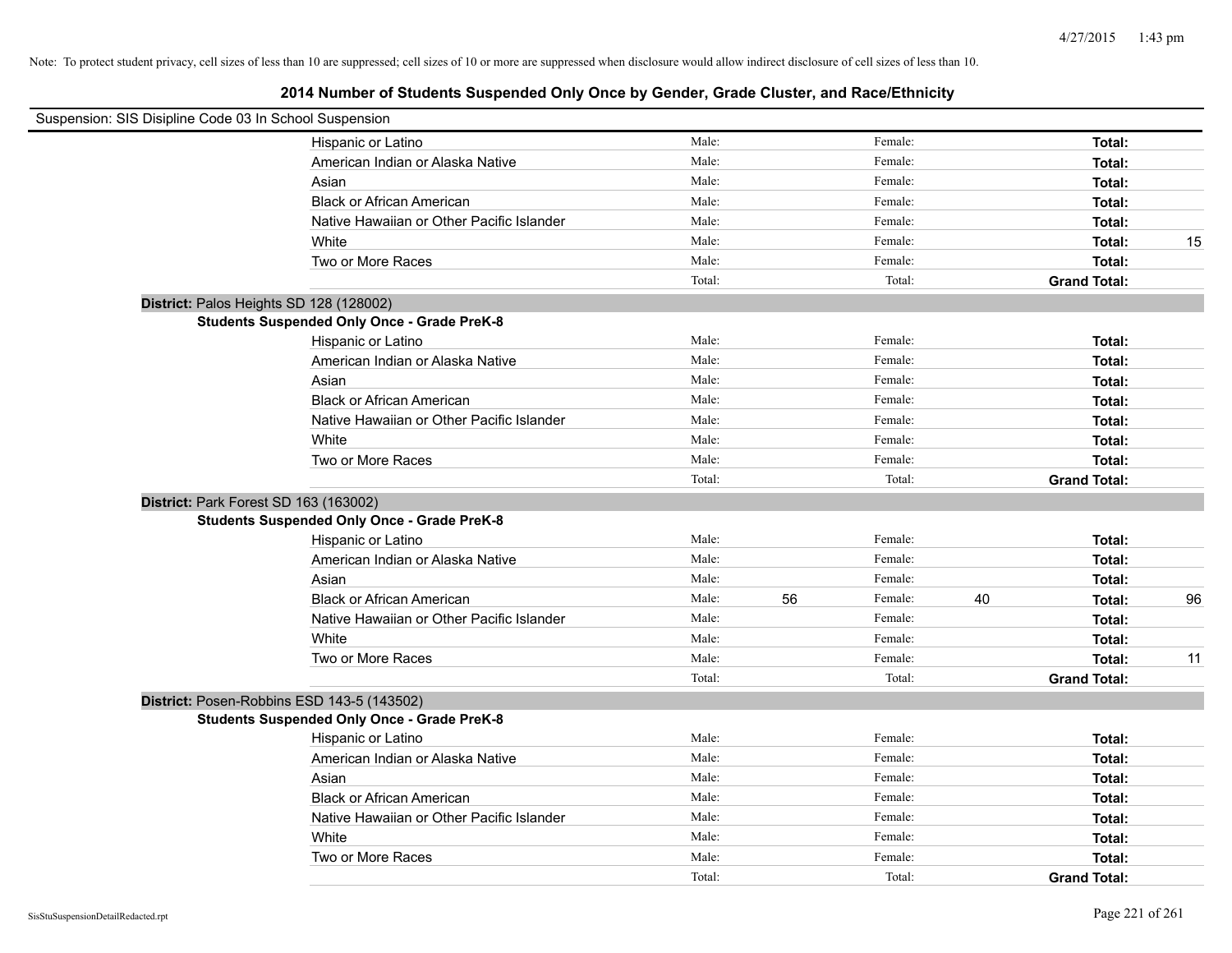Note: To protect student privacy, cell sizes of less than 10 are suppressed; cell sizes of 10 or more are suppressed when disclosure would allow indirect disclosure of cell sizes of less than 10.

# 2014 Number of Students Suspended Only Once by Gender, Grade Cluster, and Race/Ethnicity

Suspension: SIS Disipline Code 03 In School Suspension

| | | | | | | | |
|---|---|---|---|---|---|---|---|
| Hispanic or Latino | Male: | | Female: | | **Total:** | |
| American Indian or Alaska Native | Male: | | Female: | | **Total:** | |
| Asian | Male: | | Female: | | **Total:** | |
| Black or African American | Male: | | Female: | | **Total:** | |
| Native Hawaiian or Other Pacific Islander | Male: | | Female: | | **Total:** | |
| White | Male: | | Female: | | **Total:** | 15 |
| Two or More Races | Male: | | Female: | | **Total:** | |
| | Total: | | Total: | | **Grand Total:** | |

**District:** Palos Heights SD 128 (128002)

**Students Suspended Only Once - Grade PreK-8**

| | | | | | | |
|---|---|---|---|---|---|---|
| Hispanic or Latino | Male: | | Female: | | **Total:** | |
| American Indian or Alaska Native | Male: | | Female: | | **Total:** | |
| Asian | Male: | | Female: | | **Total:** | |
| Black or African American | Male: | | Female: | | **Total:** | |
| Native Hawaiian or Other Pacific Islander | Male: | | Female: | | **Total:** | |
| White | Male: | | Female: | | **Total:** | |
| Two or More Races | Male: | | Female: | | **Total:** | |
| | Total: | | Total: | | **Grand Total:** | |

**District:** Park Forest SD 163 (163002)

**Students Suspended Only Once - Grade PreK-8**

| | | | | | | |
|---|---|---|---|---|---|---|
| Hispanic or Latino | Male: | | Female: | | **Total:** | |
| American Indian or Alaska Native | Male: | | Female: | | **Total:** | |
| Asian | Male: | | Female: | | **Total:** | |
| Black or African American | Male: | 56 | Female: | 40 | **Total:** | 96 |
| Native Hawaiian or Other Pacific Islander | Male: | | Female: | | **Total:** | |
| White | Male: | | Female: | | **Total:** | |
| Two or More Races | Male: | | Female: | | **Total:** | 11 |
| | Total: | | Total: | | **Grand Total:** | |

**District:** Posen-Robbins ESD 143-5 (143502)

**Students Suspended Only Once - Grade PreK-8**

| | | | | | | |
|---|---|---|---|---|---|---|
| Hispanic or Latino | Male: | | Female: | | **Total:** | |
| American Indian or Alaska Native | Male: | | Female: | | **Total:** | |
| Asian | Male: | | Female: | | **Total:** | |
| Black or African American | Male: | | Female: | | **Total:** | |
| Native Hawaiian or Other Pacific Islander | Male: | | Female: | | **Total:** | |
| White | Male: | | Female: | | **Total:** | |
| Two or More Races | Male: | | Female: | | **Total:** | |
| | Total: | | Total: | | **Grand Total:** | |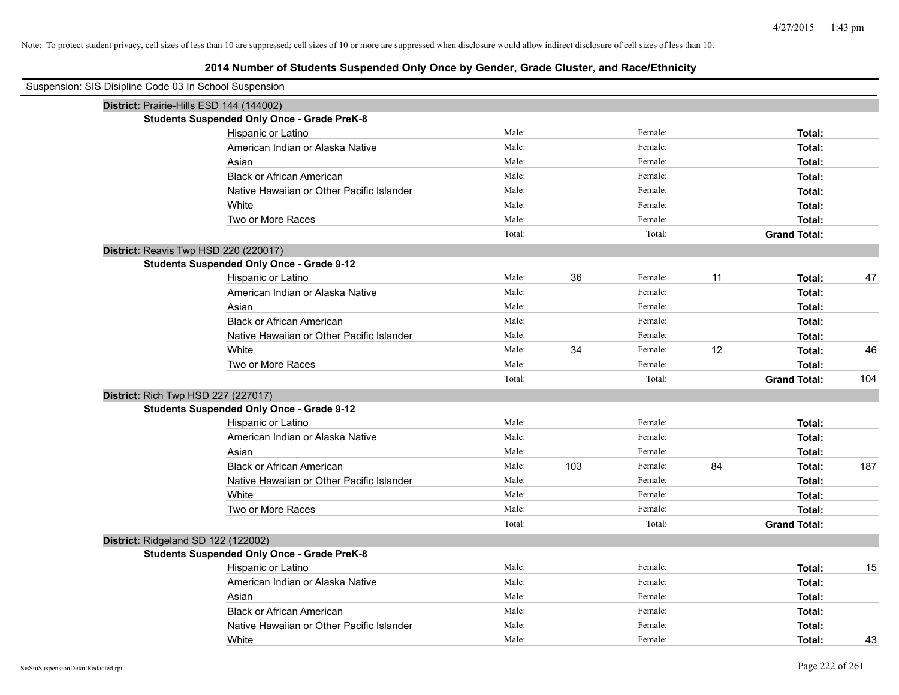Note: To protect student privacy, cell sizes of less than 10 are suppressed; cell sizes of 10 or more are suppressed when disclosure would allow indirect disclosure of cell sizes of less than 10.

## 2014 Number of Students Suspended Only Once by Gender, Grade Cluster, and Race/Ethnicity

Suspension: SIS Disipline Code 03 In School Suspension

**District:** Prairie-Hills ESD 144 (144002)

**Students Suspended Only Once - Grade PreK-8**

| Race/Ethnicity | | Male | | Female | | Total |
|---|---|---|---|---|---|---|
| Hispanic or Latino | Male: | | Female: | | **Total:** | |
| American Indian or Alaska Native | Male: | | Female: | | **Total:** | |
| Asian | Male: | | Female: | | **Total:** | |
| Black or African American | Male: | | Female: | | **Total:** | |
| Native Hawaiian or Other Pacific Islander | Male: | | Female: | | **Total:** | |
| White | Male: | | Female: | | **Total:** | |
| Two or More Races | Male: | | Female: | | **Total:** | |
| | Total: | | Total: | | **Grand Total:** | |

**District:** Reavis Twp HSD 220 (220017)

**Students Suspended Only Once - Grade 9-12**

| Race/Ethnicity | | Male | | Female | | Total |
|---|---|---|---|---|---|---|
| Hispanic or Latino | Male: | 36 | Female: | 11 | **Total:** | 47 |
| American Indian or Alaska Native | Male: | | Female: | | **Total:** | |
| Asian | Male: | | Female: | | **Total:** | |
| Black or African American | Male: | | Female: | | **Total:** | |
| Native Hawaiian or Other Pacific Islander | Male: | | Female: | | **Total:** | |
| White | Male: | 34 | Female: | 12 | **Total:** | 46 |
| Two or More Races | Male: | | Female: | | **Total:** | |
| | Total: | | Total: | | **Grand Total:** | 104 |

**District:** Rich Twp HSD 227 (227017)

**Students Suspended Only Once - Grade 9-12**

| Race/Ethnicity | | Male | | Female | | Total |
|---|---|---|---|---|---|---|
| Hispanic or Latino | Male: | | Female: | | **Total:** | |
| American Indian or Alaska Native | Male: | | Female: | | **Total:** | |
| Asian | Male: | | Female: | | **Total:** | |
| Black or African American | Male: | 103 | Female: | 84 | **Total:** | 187 |
| Native Hawaiian or Other Pacific Islander | Male: | | Female: | | **Total:** | |
| White | Male: | | Female: | | **Total:** | |
| Two or More Races | Male: | | Female: | | **Total:** | |
| | Total: | | Total: | | **Grand Total:** | |

**District:** Ridgeland SD 122 (122002)

**Students Suspended Only Once - Grade PreK-8**

| Race/Ethnicity | | Male | | Female | | Total |
|---|---|---|---|---|---|---|
| Hispanic or Latino | Male: | | Female: | | **Total:** | 15 |
| American Indian or Alaska Native | Male: | | Female: | | **Total:** | |
| Asian | Male: | | Female: | | **Total:** | |
| Black or African American | Male: | | Female: | | **Total:** | |
| Native Hawaiian or Other Pacific Islander | Male: | | Female: | | **Total:** | |
| White | Male: | | Female: | | **Total:** | 43 |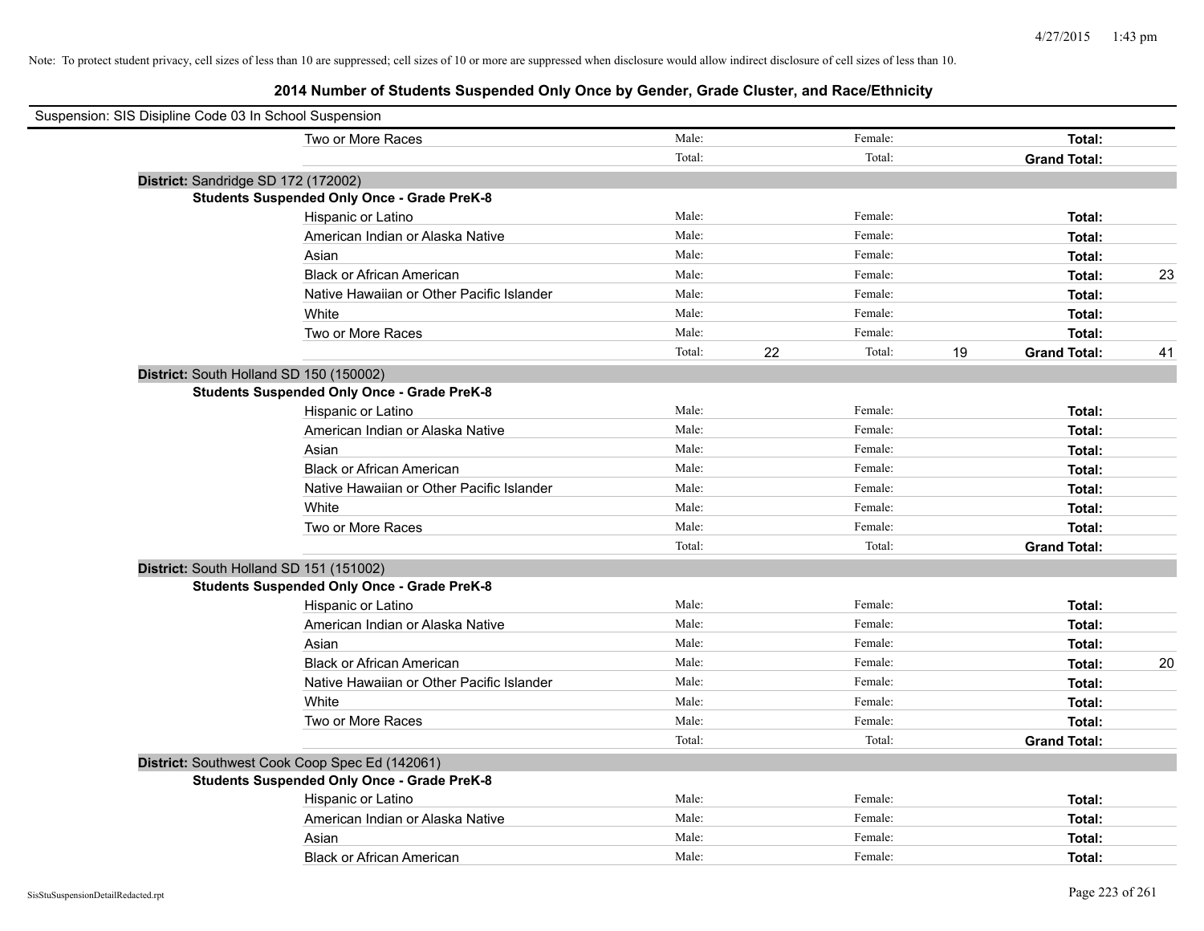Note: To protect student privacy, cell sizes of less than 10 are suppressed; cell sizes of 10 or more are suppressed when disclosure would allow indirect disclosure of cell sizes of less than 10.

# 2014 Number of Students Suspended Only Once by Gender, Grade Cluster, and Race/Ethnicity

Suspension: SIS Disipline Code 03 In School Suspension

| | | | | | | | |
|---|---|---|---|---|---|---|---|
| Two or More Races | Male: | | Female: | | **Total:** | |
| | Total: | | Total: | | **Grand Total:** | |

**District:** Sandridge SD 172 (172002)

**Students Suspended Only Once - Grade PreK-8**

| | | | | | | |
|---|---|---|---|---|---|---|
| Hispanic or Latino | Male: | | Female: | | **Total:** | |
| American Indian or Alaska Native | Male: | | Female: | | **Total:** | |
| Asian | Male: | | Female: | | **Total:** | |
| Black or African American | Male: | | Female: | | **Total:** | 23 |
| Native Hawaiian or Other Pacific Islander | Male: | | Female: | | **Total:** | |
| White | Male: | | Female: | | **Total:** | |
| Two or More Races | Male: | | Female: | | **Total:** | |
| | Total: | 22 | Total: | 19 | **Grand Total:** | 41 |

**District:** South Holland SD 150 (150002)

**Students Suspended Only Once - Grade PreK-8**

| | | | | | | |
|---|---|---|---|---|---|---|
| Hispanic or Latino | Male: | | Female: | | **Total:** | |
| American Indian or Alaska Native | Male: | | Female: | | **Total:** | |
| Asian | Male: | | Female: | | **Total:** | |
| Black or African American | Male: | | Female: | | **Total:** | |
| Native Hawaiian or Other Pacific Islander | Male: | | Female: | | **Total:** | |
| White | Male: | | Female: | | **Total:** | |
| Two or More Races | Male: | | Female: | | **Total:** | |
| | Total: | | Total: | | **Grand Total:** | |

**District:** South Holland SD 151 (151002)

**Students Suspended Only Once - Grade PreK-8**

| | | | | | | |
|---|---|---|---|---|---|---|
| Hispanic or Latino | Male: | | Female: | | **Total:** | |
| American Indian or Alaska Native | Male: | | Female: | | **Total:** | |
| Asian | Male: | | Female: | | **Total:** | |
| Black or African American | Male: | | Female: | | **Total:** | 20 |
| Native Hawaiian or Other Pacific Islander | Male: | | Female: | | **Total:** | |
| White | Male: | | Female: | | **Total:** | |
| Two or More Races | Male: | | Female: | | **Total:** | |
| | Total: | | Total: | | **Grand Total:** | |

**District:** Southwest Cook Coop Spec Ed (142061)

**Students Suspended Only Once - Grade PreK-8**

| | | | | | | |
|---|---|---|---|---|---|---|
| Hispanic or Latino | Male: | | Female: | | **Total:** | |
| American Indian or Alaska Native | Male: | | Female: | | **Total:** | |
| Asian | Male: | | Female: | | **Total:** | |
| Black or African American | Male: | | Female: | | **Total:** | |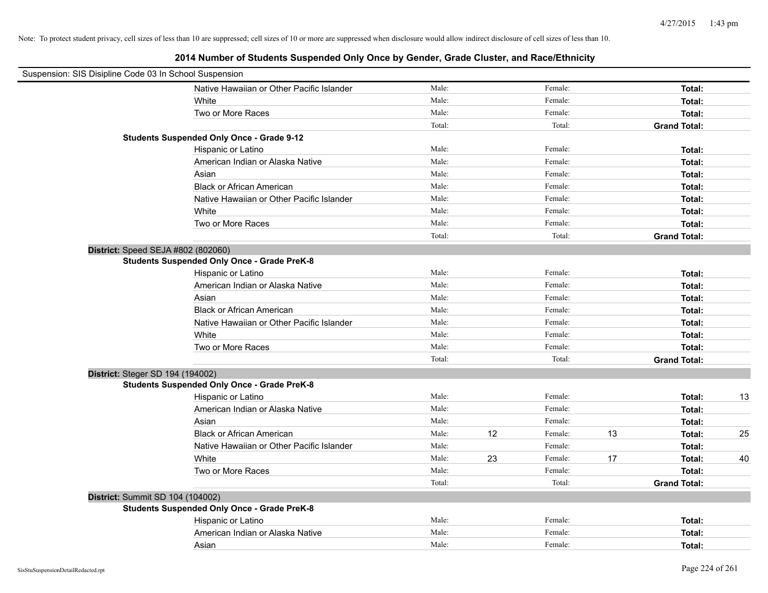Note: To protect student privacy, cell sizes of less than 10 are suppressed; cell sizes of 10 or more are suppressed when disclosure would allow indirect disclosure of cell sizes of less than 10.

# 2014 Number of Students Suspended Only Once by Gender, Grade Cluster, and Race/Ethnicity

Suspension: SIS Disipline Code 03 In School Suspension

| | | | | | | |
|---|---|---|---|---|---|---|
| Native Hawaiian or Other Pacific Islander | Male: | | Female: | | **Total:** | |
| White | Male: | | Female: | | **Total:** | |
| Two or More Races | Male: | | Female: | | **Total:** | |
| | Total: | | Total: | | **Grand Total:** | |

**Students Suspended Only Once - Grade 9-12**

| | | | | | | |
|---|---|---|---|---|---|---|
| Hispanic or Latino | Male: | | Female: | | **Total:** | |
| American Indian or Alaska Native | Male: | | Female: | | **Total:** | |
| Asian | Male: | | Female: | | **Total:** | |
| Black or African American | Male: | | Female: | | **Total:** | |
| Native Hawaiian or Other Pacific Islander | Male: | | Female: | | **Total:** | |
| White | Male: | | Female: | | **Total:** | |
| Two or More Races | Male: | | Female: | | **Total:** | |
| | Total: | | Total: | | **Grand Total:** | |

**District:** Speed SEJA #802 (802060)

**Students Suspended Only Once - Grade PreK-8**

| | | | | | | |
|---|---|---|---|---|---|---|
| Hispanic or Latino | Male: | | Female: | | **Total:** | |
| American Indian or Alaska Native | Male: | | Female: | | **Total:** | |
| Asian | Male: | | Female: | | **Total:** | |
| Black or African American | Male: | | Female: | | **Total:** | |
| Native Hawaiian or Other Pacific Islander | Male: | | Female: | | **Total:** | |
| White | Male: | | Female: | | **Total:** | |
| Two or More Races | Male: | | Female: | | **Total:** | |
| | Total: | | Total: | | **Grand Total:** | |

**District:** Steger SD 194 (194002)

**Students Suspended Only Once - Grade PreK-8**

| | | | | | | |
|---|---|---|---|---|---|---|
| Hispanic or Latino | Male: | | Female: | | **Total:** | 13 |
| American Indian or Alaska Native | Male: | | Female: | | **Total:** | |
| Asian | Male: | | Female: | | **Total:** | |
| Black or African American | Male: | 12 | Female: | 13 | **Total:** | 25 |
| Native Hawaiian or Other Pacific Islander | Male: | | Female: | | **Total:** | |
| White | Male: | 23 | Female: | 17 | **Total:** | 40 |
| Two or More Races | Male: | | Female: | | **Total:** | |
| | Total: | | Total: | | **Grand Total:** | |

**District:** Summit SD 104 (104002)

**Students Suspended Only Once - Grade PreK-8**

| | | | | | | |
|---|---|---|---|---|---|---|
| Hispanic or Latino | Male: | | Female: | | **Total:** | |
| American Indian or Alaska Native | Male: | | Female: | | **Total:** | |
| Asian | Male: | | Female: | | **Total:** | |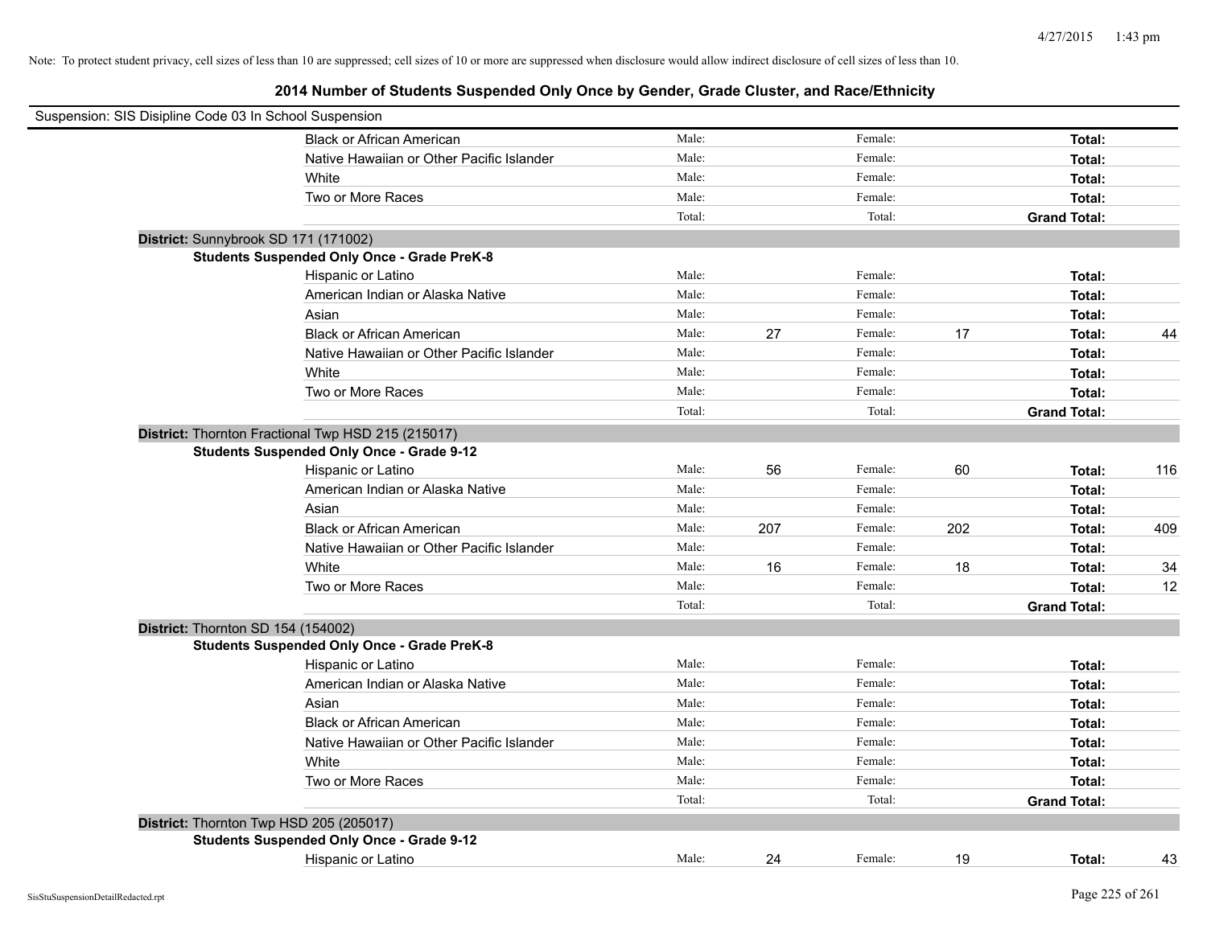Note: To protect student privacy, cell sizes of less than 10 are suppressed; cell sizes of 10 or more are suppressed when disclosure would allow indirect disclosure of cell sizes of less than 10.

## 2014 Number of Students Suspended Only Once by Gender, Grade Cluster, and Race/Ethnicity

Suspension: SIS Disipline Code 03 In School Suspension

| | | | | | | |
|---|---|---|---|---|---|---|
| Black or African American | Male: | | Female: | | **Total:** | |
| Native Hawaiian or Other Pacific Islander | Male: | | Female: | | **Total:** | |
| White | Male: | | Female: | | **Total:** | |
| Two or More Races | Male: | | Female: | | **Total:** | |
| | Total: | | Total: | | **Grand Total:** | |

**District:** Sunnybrook SD 171 (171002)

**Students Suspended Only Once - Grade PreK-8**

| | | | | | | |
|---|---|---|---|---|---|---|
| Hispanic or Latino | Male: | | Female: | | **Total:** | |
| American Indian or Alaska Native | Male: | | Female: | | **Total:** | |
| Asian | Male: | | Female: | | **Total:** | |
| Black or African American | Male: | 27 | Female: | 17 | **Total:** | 44 |
| Native Hawaiian or Other Pacific Islander | Male: | | Female: | | **Total:** | |
| White | Male: | | Female: | | **Total:** | |
| Two or More Races | Male: | | Female: | | **Total:** | |
| | Total: | | Total: | | **Grand Total:** | |

**District:** Thornton Fractional Twp HSD 215 (215017)

**Students Suspended Only Once - Grade 9-12**

| | | | | | | |
|---|---|---|---|---|---|---|
| Hispanic or Latino | Male: | 56 | Female: | 60 | **Total:** | 116 |
| American Indian or Alaska Native | Male: | | Female: | | **Total:** | |
| Asian | Male: | | Female: | | **Total:** | |
| Black or African American | Male: | 207 | Female: | 202 | **Total:** | 409 |
| Native Hawaiian or Other Pacific Islander | Male: | | Female: | | **Total:** | |
| White | Male: | 16 | Female: | 18 | **Total:** | 34 |
| Two or More Races | Male: | | Female: | | **Total:** | 12 |
| | Total: | | Total: | | **Grand Total:** | |

**District:** Thornton SD 154 (154002)

**Students Suspended Only Once - Grade PreK-8**

| | | | | | | |
|---|---|---|---|---|---|---|
| Hispanic or Latino | Male: | | Female: | | **Total:** | |
| American Indian or Alaska Native | Male: | | Female: | | **Total:** | |
| Asian | Male: | | Female: | | **Total:** | |
| Black or African American | Male: | | Female: | | **Total:** | |
| Native Hawaiian or Other Pacific Islander | Male: | | Female: | | **Total:** | |
| White | Male: | | Female: | | **Total:** | |
| Two or More Races | Male: | | Female: | | **Total:** | |
| | Total: | | Total: | | **Grand Total:** | |

**District:** Thornton Twp HSD 205 (205017)

**Students Suspended Only Once - Grade 9-12**

| | | | | | | |
|---|---|---|---|---|---|---|
| Hispanic or Latino | Male: | 24 | Female: | 19 | **Total:** | 43 |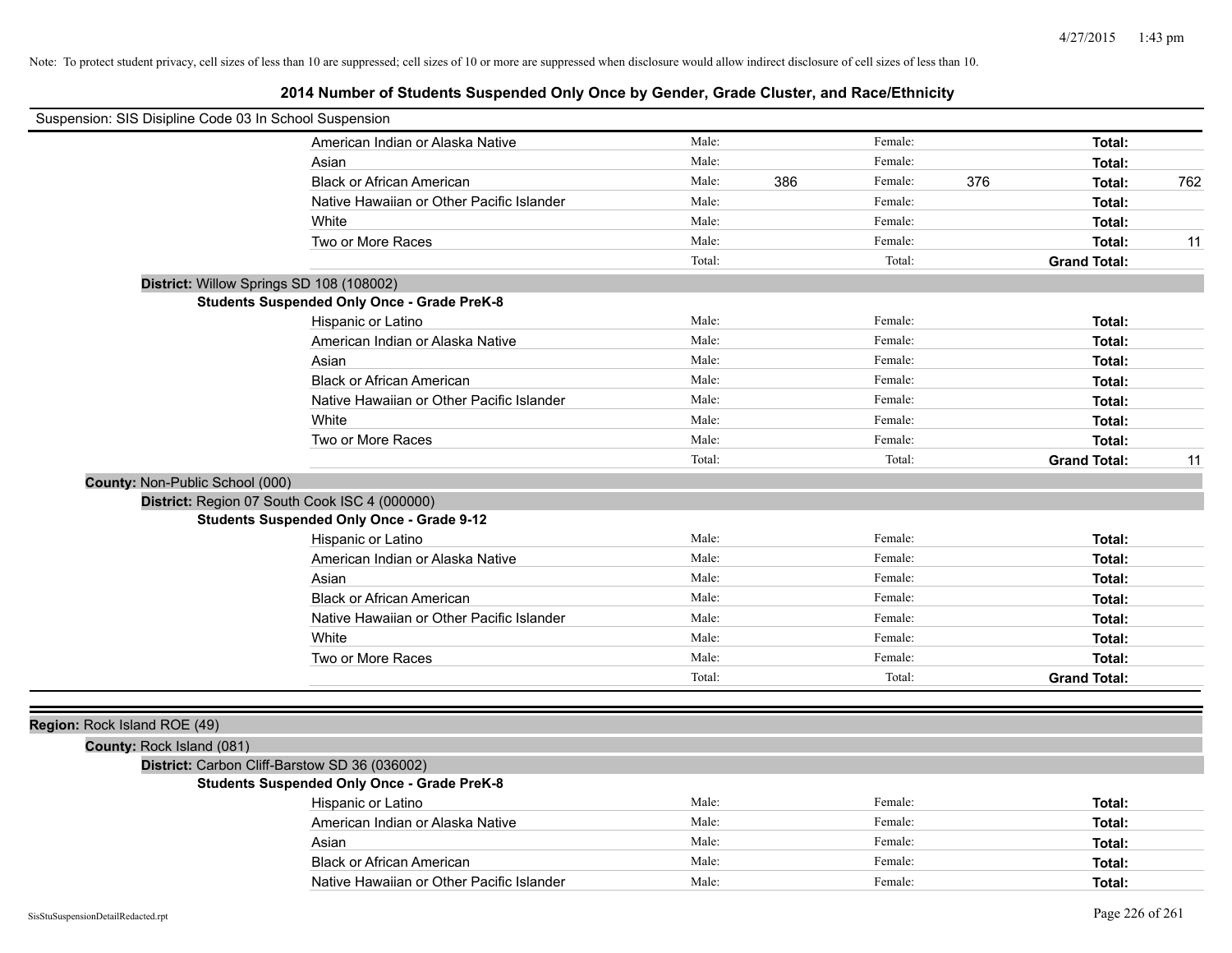Note: To protect student privacy, cell sizes of less than 10 are suppressed; cell sizes of 10 or more are suppressed when disclosure would allow indirect disclosure of cell sizes of less than 10.

## 2014 Number of Students Suspended Only Once by Gender, Grade Cluster, and Race/Ethnicity

Suspension: SIS Disipline Code 03 In School Suspension

| | Male: | | Female: | | Total: | |
|---|---|---|---|---|---|---|
| American Indian or Alaska Native | Male: | | Female: | | Total: | |
| Asian | Male: | | Female: | | Total: | |
| Black or African American | Male: | 386 | Female: | 376 | Total: | 762 |
| Native Hawaiian or Other Pacific Islander | Male: | | Female: | | Total: | |
| White | Male: | | Female: | | Total: | |
| Two or More Races | Male: | | Female: | | Total: | 11 |
| | Total: | | Total: | | Grand Total: | |

**District:** Willow Springs SD 108 (108002)

**Students Suspended Only Once - Grade PreK-8**

| | | | | | | |
|---|---|---|---|---|---|---|
| Hispanic or Latino | Male: | | Female: | | Total: | |
| American Indian or Alaska Native | Male: | | Female: | | Total: | |
| Asian | Male: | | Female: | | Total: | |
| Black or African American | Male: | | Female: | | Total: | |
| Native Hawaiian or Other Pacific Islander | Male: | | Female: | | Total: | |
| White | Male: | | Female: | | Total: | |
| Two or More Races | Male: | | Female: | | Total: | |
| | Total: | | Total: | | Grand Total: | 11 |

**County:** Non-Public School (000)

**District:** Region 07 South Cook ISC 4 (000000)

**Students Suspended Only Once - Grade 9-12**

| | | | | | | |
|---|---|---|---|---|---|---|
| Hispanic or Latino | Male: | | Female: | | Total: | |
| American Indian or Alaska Native | Male: | | Female: | | Total: | |
| Asian | Male: | | Female: | | Total: | |
| Black or African American | Male: | | Female: | | Total: | |
| Native Hawaiian or Other Pacific Islander | Male: | | Female: | | Total: | |
| White | Male: | | Female: | | Total: | |
| Two or More Races | Male: | | Female: | | Total: | |
| | Total: | | Total: | | Grand Total: | |

**Region:** Rock Island ROE (49)

**County:** Rock Island (081)

**District:** Carbon Cliff-Barstow SD 36 (036002)

**Students Suspended Only Once - Grade PreK-8**

| | | | | | | |
|---|---|---|---|---|---|---|
| Hispanic or Latino | Male: | | Female: | | Total: | |
| American Indian or Alaska Native | Male: | | Female: | | Total: | |
| Asian | Male: | | Female: | | Total: | |
| Black or African American | Male: | | Female: | | Total: | |
| Native Hawaiian or Other Pacific Islander | Male: | | Female: | | Total: | |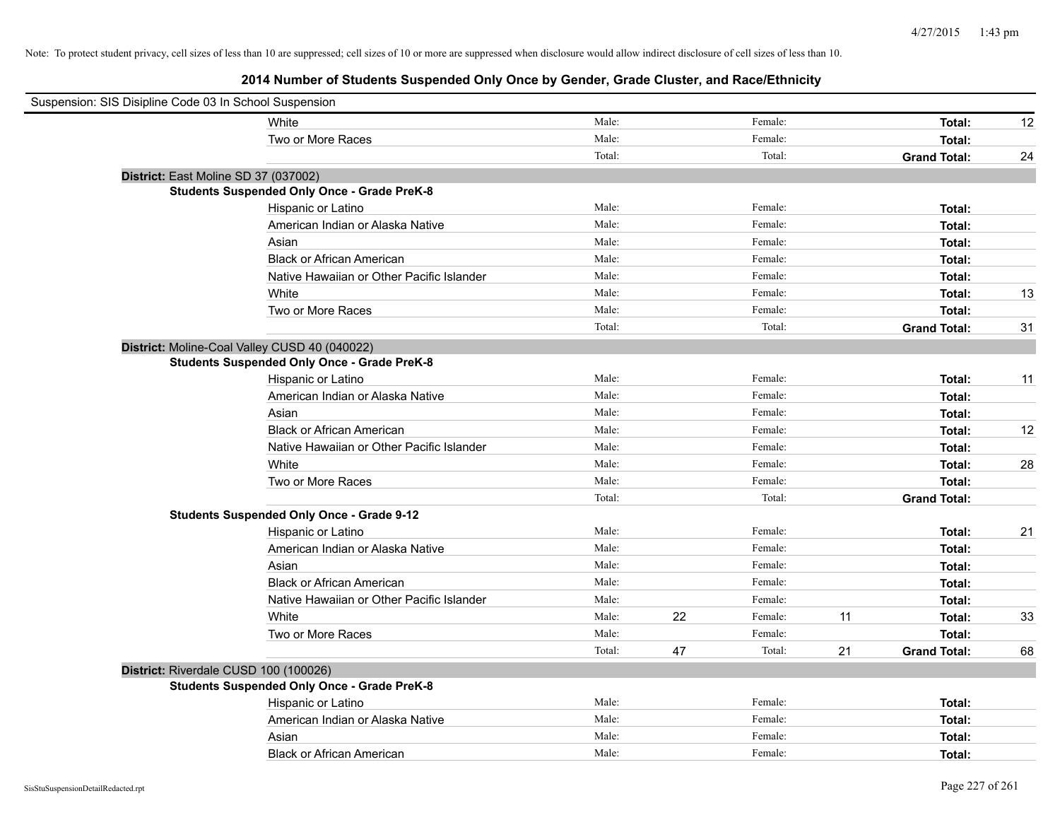Note: To protect student privacy, cell sizes of less than 10 are suppressed; cell sizes of 10 or more are suppressed when disclosure would allow indirect disclosure of cell sizes of less than 10.

## 2014 Number of Students Suspended Only Once by Gender, Grade Cluster, and Race/Ethnicity

Suspension: SIS Disipline Code 03 In School Suspension

| | | | | | | |
|---|---|---|---|---|---|---|
| White | Male: | | Female: | | **Total:** | 12 |
| Two or More Races | Male: | | Female: | | **Total:** | |
| | Total: | | Total: | | **Grand Total:** | 24 |

**District:** East Moline SD 37 (037002)

**Students Suspended Only Once - Grade PreK-8**

| | | | | | | |
|---|---|---|---|---|---|---|
| Hispanic or Latino | Male: | | Female: | | **Total:** | |
| American Indian or Alaska Native | Male: | | Female: | | **Total:** | |
| Asian | Male: | | Female: | | **Total:** | |
| Black or African American | Male: | | Female: | | **Total:** | |
| Native Hawaiian or Other Pacific Islander | Male: | | Female: | | **Total:** | |
| White | Male: | | Female: | | **Total:** | 13 |
| Two or More Races | Male: | | Female: | | **Total:** | |
| | Total: | | Total: | | **Grand Total:** | 31 |

**District:** Moline-Coal Valley CUSD 40 (040022)

**Students Suspended Only Once - Grade PreK-8**

| | | | | | | |
|---|---|---|---|---|---|---|
| Hispanic or Latino | Male: | | Female: | | **Total:** | 11 |
| American Indian or Alaska Native | Male: | | Female: | | **Total:** | |
| Asian | Male: | | Female: | | **Total:** | |
| Black or African American | Male: | | Female: | | **Total:** | 12 |
| Native Hawaiian or Other Pacific Islander | Male: | | Female: | | **Total:** | |
| White | Male: | | Female: | | **Total:** | 28 |
| Two or More Races | Male: | | Female: | | **Total:** | |
| | Total: | | Total: | | **Grand Total:** | |

**Students Suspended Only Once - Grade 9-12**

| | | | | | | |
|---|---|---|---|---|---|---|
| Hispanic or Latino | Male: | | Female: | | **Total:** | 21 |
| American Indian or Alaska Native | Male: | | Female: | | **Total:** | |
| Asian | Male: | | Female: | | **Total:** | |
| Black or African American | Male: | | Female: | | **Total:** | |
| Native Hawaiian or Other Pacific Islander | Male: | | Female: | | **Total:** | |
| White | Male: | 22 | Female: | 11 | **Total:** | 33 |
| Two or More Races | Male: | | Female: | | **Total:** | |
| | Total: | 47 | Total: | 21 | **Grand Total:** | 68 |

**District:** Riverdale CUSD 100 (100026)

**Students Suspended Only Once - Grade PreK-8**

| | | | | | | |
|---|---|---|---|---|---|---|
| Hispanic or Latino | Male: | | Female: | | **Total:** | |
| American Indian or Alaska Native | Male: | | Female: | | **Total:** | |
| Asian | Male: | | Female: | | **Total:** | |
| Black or African American | Male: | | Female: | | **Total:** | |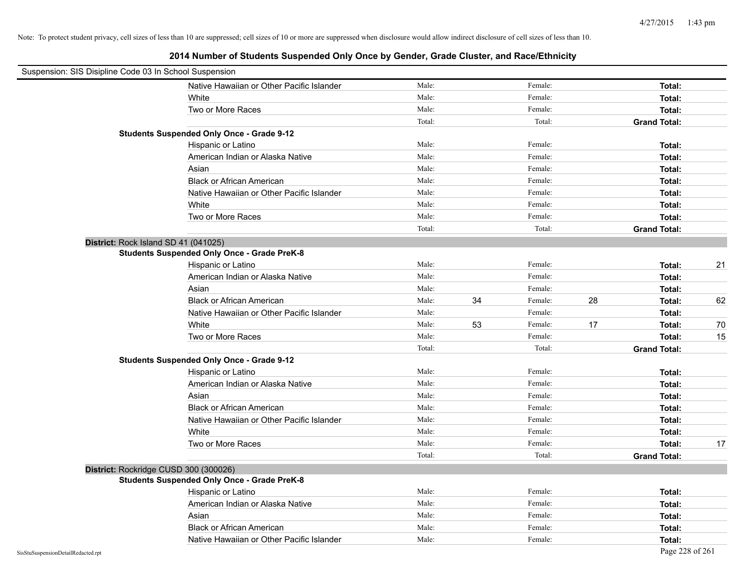Note: To protect student privacy, cell sizes of less than 10 are suppressed; cell sizes of 10 or more are suppressed when disclosure would allow indirect disclosure of cell sizes of less than 10.

## 2014 Number of Students Suspended Only Once by Gender, Grade Cluster, and Race/Ethnicity

Suspension: SIS Disipline Code 03 In School Suspension

| | | | | | | | |
|---|---|---|---|---|---|---|---|
| Native Hawaiian or Other Pacific Islander | Male: | | Female: | | **Total:** | |
| White | Male: | | Female: | | **Total:** | |
| Two or More Races | Male: | | Female: | | **Total:** | |
| | Total: | | Total: | | **Grand Total:** | |

**Students Suspended Only Once - Grade 9-12**

| | | | | | | |
|---|---|---|---|---|---|---|
| Hispanic or Latino | Male: | | Female: | | **Total:** | |
| American Indian or Alaska Native | Male: | | Female: | | **Total:** | |
| Asian | Male: | | Female: | | **Total:** | |
| Black or African American | Male: | | Female: | | **Total:** | |
| Native Hawaiian or Other Pacific Islander | Male: | | Female: | | **Total:** | |
| White | Male: | | Female: | | **Total:** | |
| Two or More Races | Male: | | Female: | | **Total:** | |
| | Total: | | Total: | | **Grand Total:** | |

**District:** Rock Island SD 41 (041025)

**Students Suspended Only Once - Grade PreK-8**

| | | | | | | |
|---|---|---|---|---|---|---|
| Hispanic or Latino | Male: | | Female: | | **Total:** | 21 |
| American Indian or Alaska Native | Male: | | Female: | | **Total:** | |
| Asian | Male: | | Female: | | **Total:** | |
| Black or African American | Male: | 34 | Female: | 28 | **Total:** | 62 |
| Native Hawaiian or Other Pacific Islander | Male: | | Female: | | **Total:** | |
| White | Male: | 53 | Female: | 17 | **Total:** | 70 |
| Two or More Races | Male: | | Female: | | **Total:** | 15 |
| | Total: | | Total: | | **Grand Total:** | |

**Students Suspended Only Once - Grade 9-12**

| | | | | | | |
|---|---|---|---|---|---|---|
| Hispanic or Latino | Male: | | Female: | | **Total:** | |
| American Indian or Alaska Native | Male: | | Female: | | **Total:** | |
| Asian | Male: | | Female: | | **Total:** | |
| Black or African American | Male: | | Female: | | **Total:** | |
| Native Hawaiian or Other Pacific Islander | Male: | | Female: | | **Total:** | |
| White | Male: | | Female: | | **Total:** | |
| Two or More Races | Male: | | Female: | | **Total:** | 17 |
| | Total: | | Total: | | **Grand Total:** | |

**District:** Rockridge CUSD 300 (300026)

**Students Suspended Only Once - Grade PreK-8**

| | | | | | | |
|---|---|---|---|---|---|---|
| Hispanic or Latino | Male: | | Female: | | **Total:** | |
| American Indian or Alaska Native | Male: | | Female: | | **Total:** | |
| Asian | Male: | | Female: | | **Total:** | |
| Black or African American | Male: | | Female: | | **Total:** | |
| Native Hawaiian or Other Pacific Islander | Male: | | Female: | | **Total:** | |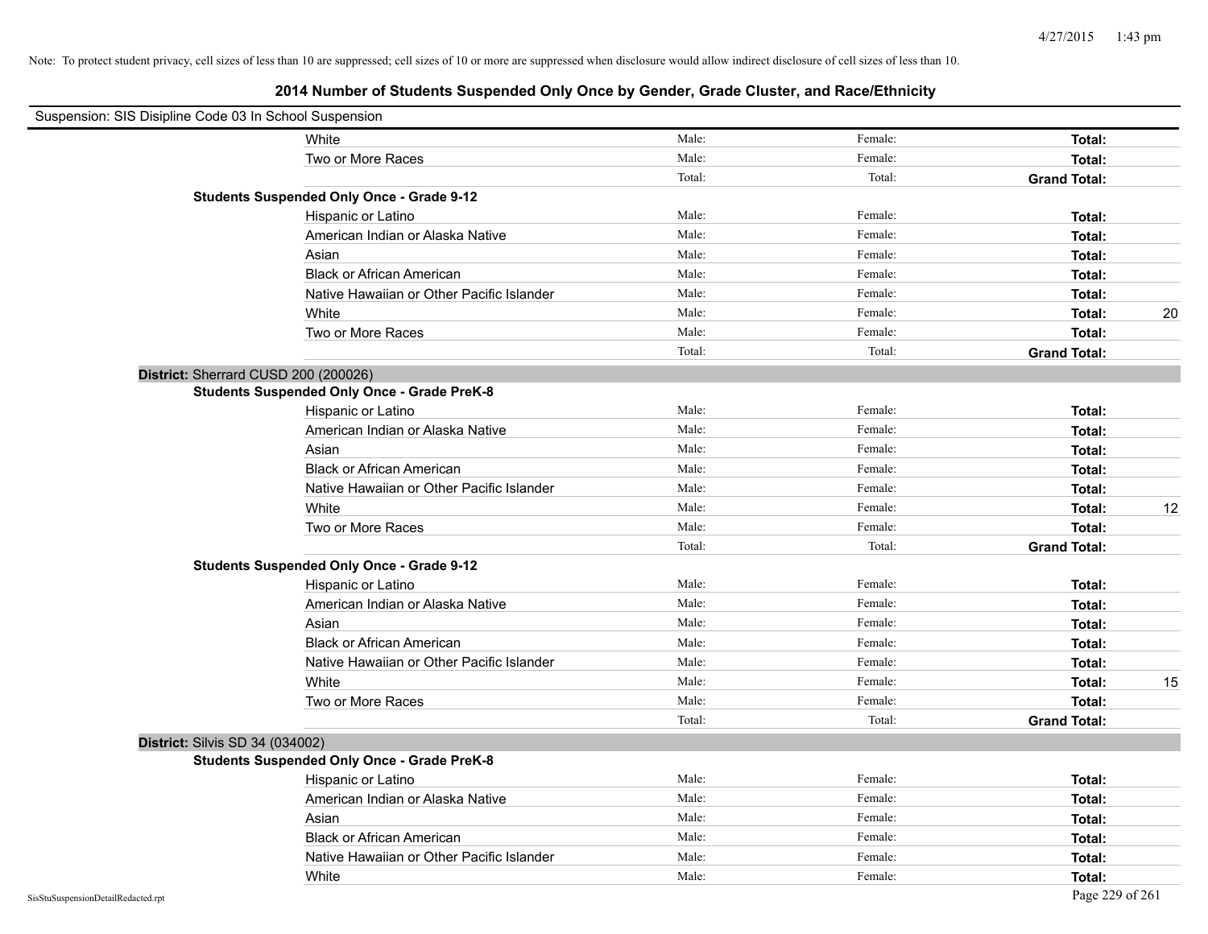Note: To protect student privacy, cell sizes of less than 10 are suppressed; cell sizes of 10 or more are suppressed when disclosure would allow indirect disclosure of cell sizes of less than 10.

# 2014 Number of Students Suspended Only Once by Gender, Grade Cluster, and Race/Ethnicity

Suspension: SIS Disipline Code 03 In School Suspension

| | | | | | |
|---|---|---|---|---|---|
| | White | Male: | Female: | **Total:** | |
| | Two or More Races | Male: | Female: | **Total:** | |
| | | Total: | Total: | **Grand Total:** | |
| **Students Suspended Only Once - Grade 9-12** | | | | | |
| | Hispanic or Latino | Male: | Female: | **Total:** | |
| | American Indian or Alaska Native | Male: | Female: | **Total:** | |
| | Asian | Male: | Female: | **Total:** | |
| | Black or African American | Male: | Female: | **Total:** | |
| | Native Hawaiian or Other Pacific Islander | Male: | Female: | **Total:** | |
| | White | Male: | Female: | **Total:** | 20 |
| | Two or More Races | Male: | Female: | **Total:** | |
| | | Total: | Total: | **Grand Total:** | |

**District:** Sherrard CUSD 200 (200026)

| | | | | | |
|---|---|---|---|---|---|
| **Students Suspended Only Once - Grade PreK-8** | | | | | |
| | Hispanic or Latino | Male: | Female: | **Total:** | |
| | American Indian or Alaska Native | Male: | Female: | **Total:** | |
| | Asian | Male: | Female: | **Total:** | |
| | Black or African American | Male: | Female: | **Total:** | |
| | Native Hawaiian or Other Pacific Islander | Male: | Female: | **Total:** | |
| | White | Male: | Female: | **Total:** | 12 |
| | Two or More Races | Male: | Female: | **Total:** | |
| | | Total: | Total: | **Grand Total:** | |
| **Students Suspended Only Once - Grade 9-12** | | | | | |
| | Hispanic or Latino | Male: | Female: | **Total:** | |
| | American Indian or Alaska Native | Male: | Female: | **Total:** | |
| | Asian | Male: | Female: | **Total:** | |
| | Black or African American | Male: | Female: | **Total:** | |
| | Native Hawaiian or Other Pacific Islander | Male: | Female: | **Total:** | |
| | White | Male: | Female: | **Total:** | 15 |
| | Two or More Races | Male: | Female: | **Total:** | |
| | | Total: | Total: | **Grand Total:** | |

**District:** Silvis SD 34 (034002)

| | | | | | |
|---|---|---|---|---|---|
| **Students Suspended Only Once - Grade PreK-8** | | | | | |
| | Hispanic or Latino | Male: | Female: | **Total:** | |
| | American Indian or Alaska Native | Male: | Female: | **Total:** | |
| | Asian | Male: | Female: | **Total:** | |
| | Black or African American | Male: | Female: | **Total:** | |
| | Native Hawaiian or Other Pacific Islander | Male: | Female: | **Total:** | |
| | White | Male: | Female: | **Total:** | |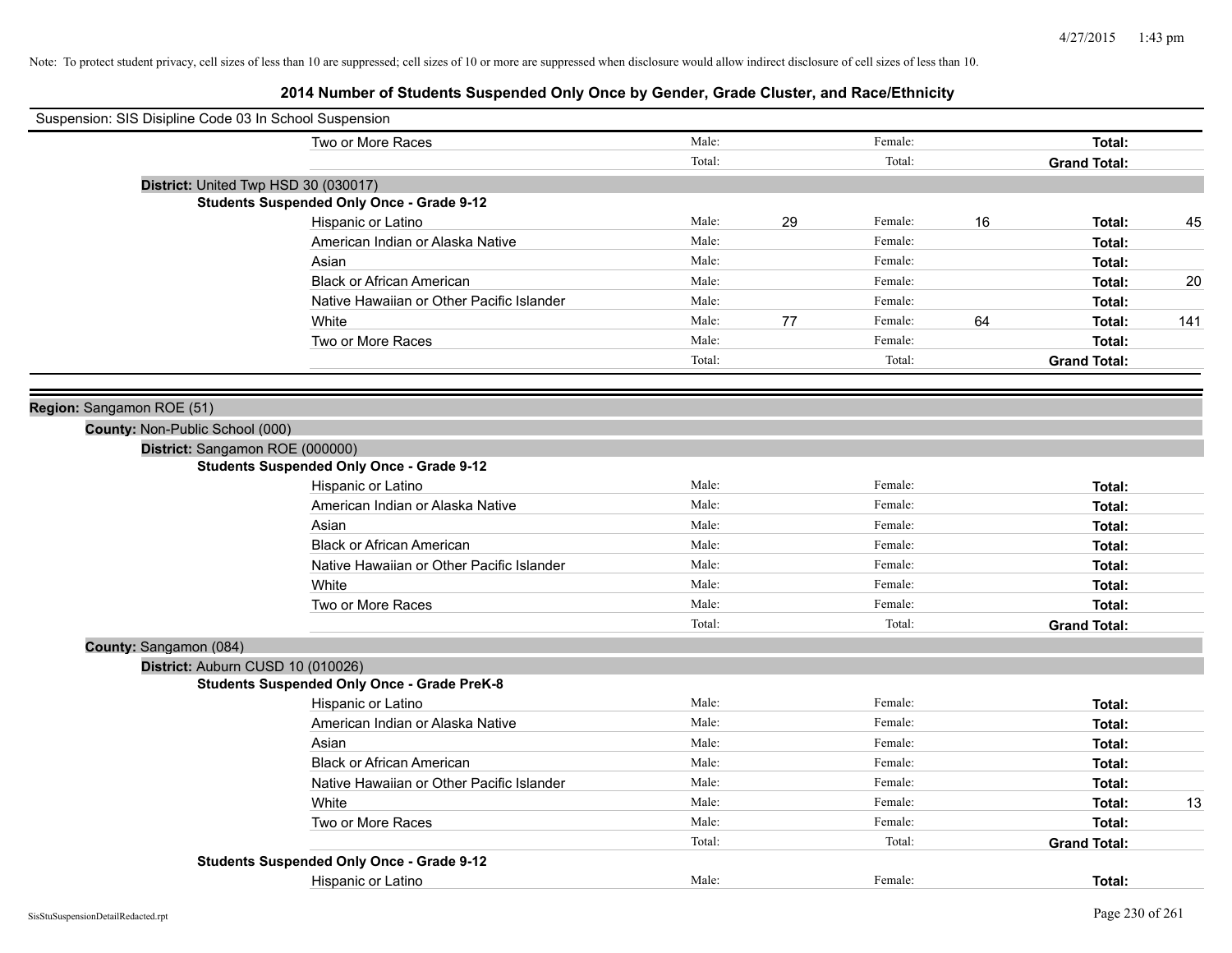Note: To protect student privacy, cell sizes of less than 10 are suppressed; cell sizes of 10 or more are suppressed when disclosure would allow indirect disclosure of cell sizes of less than 10.

# 2014 Number of Students Suspended Only Once by Gender, Grade Cluster, and Race/Ethnicity

Suspension: SIS Disipline Code 03 In School Suspension

| | Male: | | Female: | | | |
|---|---|---|---|---|---|---|
| Two or More Races | Male: | | Female: | | **Total:** | |
| | Total: | | Total: | | **Grand Total:** | |

**District:** United Twp HSD 30 (030017)

**Students Suspended Only Once - Grade 9-12**

| Race/Ethnicity | | | | | | |
|---|---|---|---|---|---|---|
| Hispanic or Latino | Male: | 29 | Female: | 16 | **Total:** | 45 |
| American Indian or Alaska Native | Male: | | Female: | | **Total:** | |
| Asian | Male: | | Female: | | **Total:** | |
| Black or African American | Male: | | Female: | | **Total:** | 20 |
| Native Hawaiian or Other Pacific Islander | Male: | | Female: | | **Total:** | |
| White | Male: | 77 | Female: | 64 | **Total:** | 141 |
| Two or More Races | Male: | | Female: | | **Total:** | |
| | Total: | | Total: | | **Grand Total:** | |

**Region:** Sangamon ROE (51)

**County:** Non-Public School (000)

**District:** Sangamon ROE (000000)

**Students Suspended Only Once - Grade 9-12**

| Race/Ethnicity | | | | | | |
|---|---|---|---|---|---|---|
| Hispanic or Latino | Male: | | Female: | | **Total:** | |
| American Indian or Alaska Native | Male: | | Female: | | **Total:** | |
| Asian | Male: | | Female: | | **Total:** | |
| Black or African American | Male: | | Female: | | **Total:** | |
| Native Hawaiian or Other Pacific Islander | Male: | | Female: | | **Total:** | |
| White | Male: | | Female: | | **Total:** | |
| Two or More Races | Male: | | Female: | | **Total:** | |
| | Total: | | Total: | | **Grand Total:** | |

**County:** Sangamon (084)

**District:** Auburn CUSD 10 (010026)

**Students Suspended Only Once - Grade PreK-8**

| Race/Ethnicity | | | | | | |
|---|---|---|---|---|---|---|
| Hispanic or Latino | Male: | | Female: | | **Total:** | |
| American Indian or Alaska Native | Male: | | Female: | | **Total:** | |
| Asian | Male: | | Female: | | **Total:** | |
| Black or African American | Male: | | Female: | | **Total:** | |
| Native Hawaiian or Other Pacific Islander | Male: | | Female: | | **Total:** | |
| White | Male: | | Female: | | **Total:** | 13 |
| Two or More Races | Male: | | Female: | | **Total:** | |
| | Total: | | Total: | | **Grand Total:** | |

**Students Suspended Only Once - Grade 9-12**

| Race/Ethnicity | | | | | | |
|---|---|---|---|---|---|---|
| Hispanic or Latino | Male: | | Female: | | **Total:** | |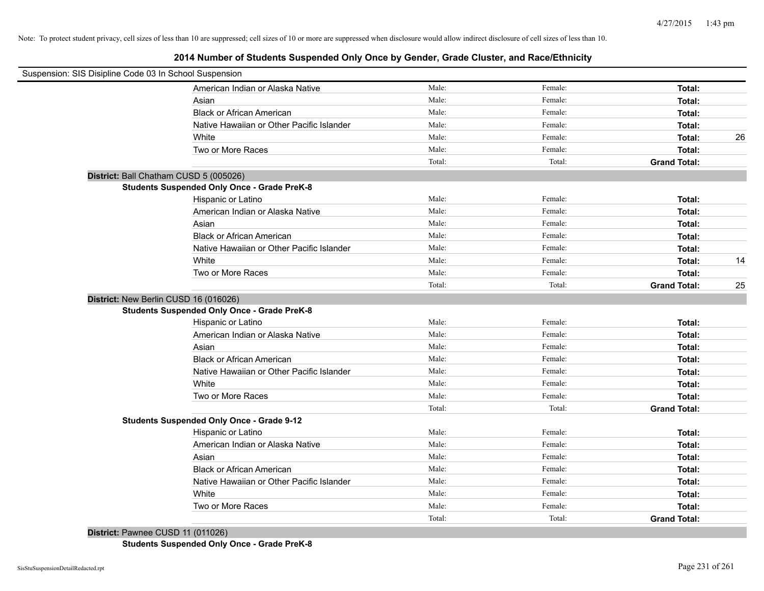Note: To protect student privacy, cell sizes of less than 10 are suppressed; cell sizes of 10 or more are suppressed when disclosure would allow indirect disclosure of cell sizes of less than 10.

## 2014 Number of Students Suspended Only Once by Gender, Grade Cluster, and Race/Ethnicity

Suspension: SIS Disipline Code 03 In School Suspension

| | Male | Female | Total |
|---|---|---|---|
| American Indian or Alaska Native | Male: | Female: | Total: |
| Asian | Male: | Female: | Total: |
| Black or African American | Male: | Female: | Total: |
| Native Hawaiian or Other Pacific Islander | Male: | Female: | Total: |
| White | Male: | Female: | Total: 26 |
| Two or More Races | Male: | Female: | Total: |
| | Total: | Total: | Grand Total: |

**District:** Ball Chatham CUSD 5 (005026)

**Students Suspended Only Once - Grade PreK-8**

| | Male | Female | Total |
|---|---|---|---|
| Hispanic or Latino | Male: | Female: | Total: |
| American Indian or Alaska Native | Male: | Female: | Total: |
| Asian | Male: | Female: | Total: |
| Black or African American | Male: | Female: | Total: |
| Native Hawaiian or Other Pacific Islander | Male: | Female: | Total: |
| White | Male: | Female: | Total: 14 |
| Two or More Races | Male: | Female: | Total: |
| | Total: | Total: | Grand Total: 25 |

**District:** New Berlin CUSD 16 (016026)

**Students Suspended Only Once - Grade PreK-8**

| | Male | Female | Total |
|---|---|---|---|
| Hispanic or Latino | Male: | Female: | Total: |
| American Indian or Alaska Native | Male: | Female: | Total: |
| Asian | Male: | Female: | Total: |
| Black or African American | Male: | Female: | Total: |
| Native Hawaiian or Other Pacific Islander | Male: | Female: | Total: |
| White | Male: | Female: | Total: |
| Two or More Races | Male: | Female: | Total: |
| | Total: | Total: | Grand Total: |

**Students Suspended Only Once - Grade 9-12**

| | Male | Female | Total |
|---|---|---|---|
| Hispanic or Latino | Male: | Female: | Total: |
| American Indian or Alaska Native | Male: | Female: | Total: |
| Asian | Male: | Female: | Total: |
| Black or African American | Male: | Female: | Total: |
| Native Hawaiian or Other Pacific Islander | Male: | Female: | Total: |
| White | Male: | Female: | Total: |
| Two or More Races | Male: | Female: | Total: |
| | Total: | Total: | Grand Total: |

**District:** Pawnee CUSD 11 (011026)

**Students Suspended Only Once - Grade PreK-8**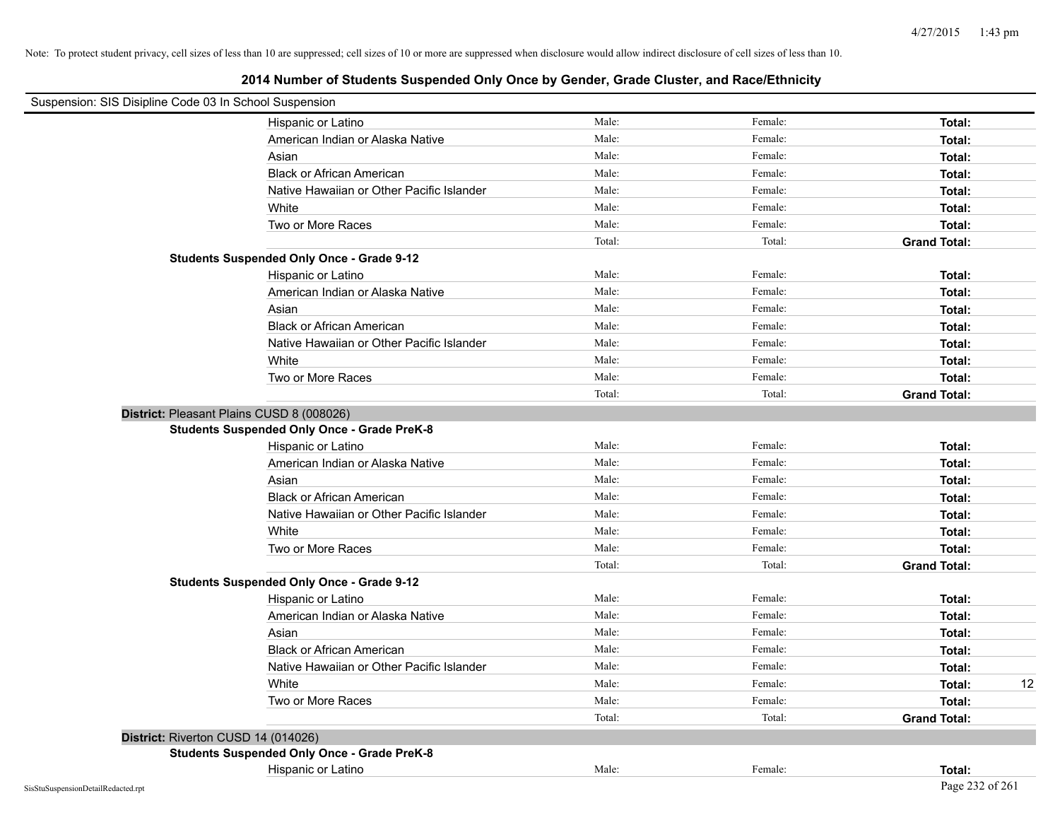Note: To protect student privacy, cell sizes of less than 10 are suppressed; cell sizes of 10 or more are suppressed when disclosure would allow indirect disclosure of cell sizes of less than 10.

## 2014 Number of Students Suspended Only Once by Gender, Grade Cluster, and Race/Ethnicity

Suspension: SIS Disipline Code 03 In School Suspension

| | | | | |
|---|---|---|---|---|
| Hispanic or Latino | Male: | Female: | **Total:** | |
| American Indian or Alaska Native | Male: | Female: | **Total:** | |
| Asian | Male: | Female: | **Total:** | |
| Black or African American | Male: | Female: | **Total:** | |
| Native Hawaiian or Other Pacific Islander | Male: | Female: | **Total:** | |
| White | Male: | Female: | **Total:** | |
| Two or More Races | Male: | Female: | **Total:** | |
| | Total: | Total: | **Grand Total:** | |

**Students Suspended Only Once - Grade 9-12**

| | | | | |
|---|---|---|---|---|
| Hispanic or Latino | Male: | Female: | **Total:** | |
| American Indian or Alaska Native | Male: | Female: | **Total:** | |
| Asian | Male: | Female: | **Total:** | |
| Black or African American | Male: | Female: | **Total:** | |
| Native Hawaiian or Other Pacific Islander | Male: | Female: | **Total:** | |
| White | Male: | Female: | **Total:** | |
| Two or More Races | Male: | Female: | **Total:** | |
| | Total: | Total: | **Grand Total:** | |

**District:** Pleasant Plains CUSD 8 (008026)

**Students Suspended Only Once - Grade PreK-8**

| | | | | |
|---|---|---|---|---|
| Hispanic or Latino | Male: | Female: | **Total:** | |
| American Indian or Alaska Native | Male: | Female: | **Total:** | |
| Asian | Male: | Female: | **Total:** | |
| Black or African American | Male: | Female: | **Total:** | |
| Native Hawaiian or Other Pacific Islander | Male: | Female: | **Total:** | |
| White | Male: | Female: | **Total:** | |
| Two or More Races | Male: | Female: | **Total:** | |
| | Total: | Total: | **Grand Total:** | |

**Students Suspended Only Once - Grade 9-12**

| | | | | |
|---|---|---|---|---|
| Hispanic or Latino | Male: | Female: | **Total:** | |
| American Indian or Alaska Native | Male: | Female: | **Total:** | |
| Asian | Male: | Female: | **Total:** | |
| Black or African American | Male: | Female: | **Total:** | |
| Native Hawaiian or Other Pacific Islander | Male: | Female: | **Total:** | |
| White | Male: | Female: | **Total:** | 12 |
| Two or More Races | Male: | Female: | **Total:** | |
| | Total: | Total: | **Grand Total:** | |

**District:** Riverton CUSD 14 (014026)

**Students Suspended Only Once - Grade PreK-8**

| | | | | |
|---|---|---|---|---|
| Hispanic or Latino | Male: | Female: | **Total:** | |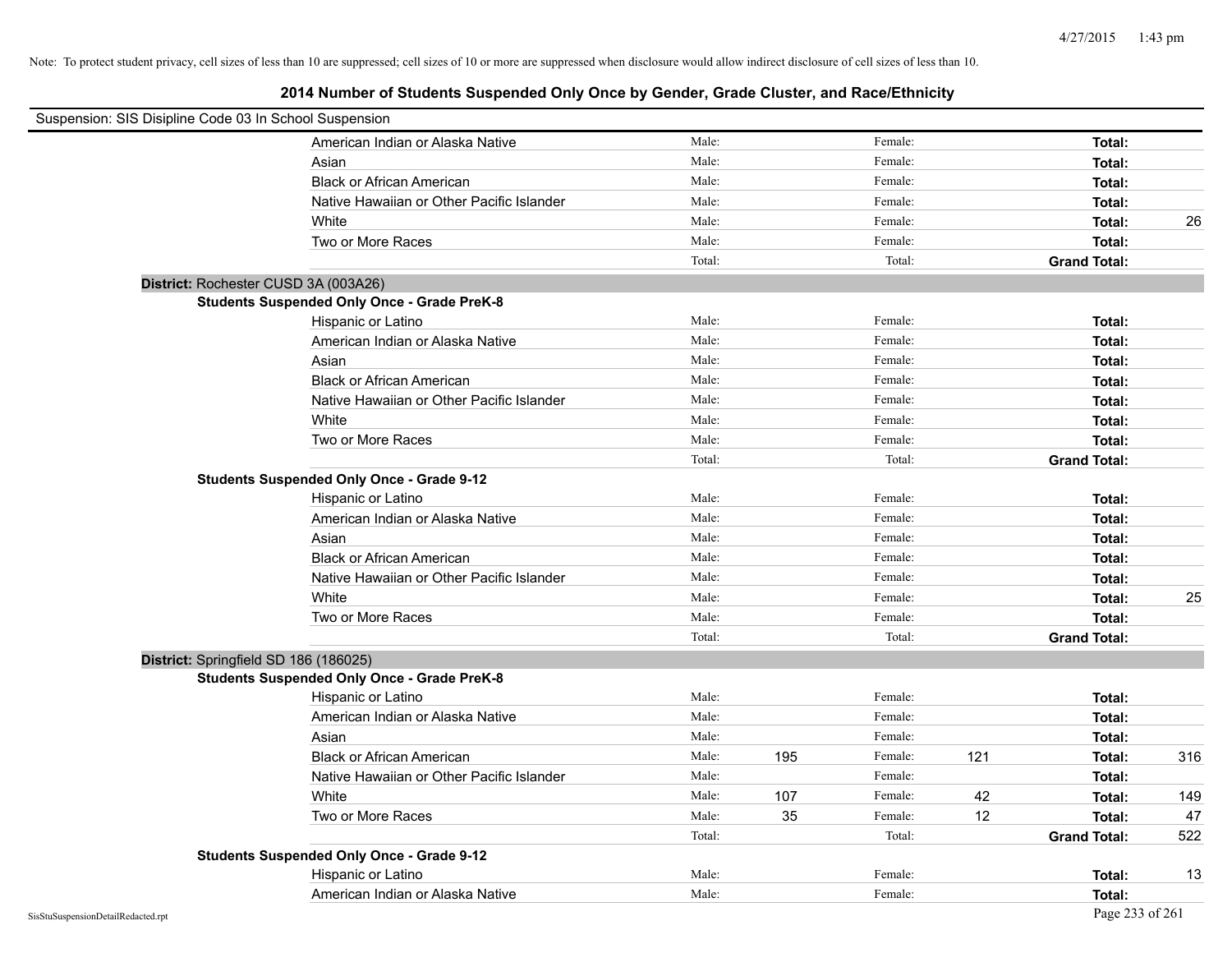Note: To protect student privacy, cell sizes of less than 10 are suppressed; cell sizes of 10 or more are suppressed when disclosure would allow indirect disclosure of cell sizes of less than 10.

## 2014 Number of Students Suspended Only Once by Gender, Grade Cluster, and Race/Ethnicity

Suspension: SIS Disipline Code 03 In School Suspension

| | Male: | | Female: | | | |
|---|---|---|---|---|---|---|
| American Indian or Alaska Native | Male: | | Female: | | **Total:** | |
| Asian | Male: | | Female: | | **Total:** | |
| Black or African American | Male: | | Female: | | **Total:** | |
| Native Hawaiian or Other Pacific Islander | Male: | | Female: | | **Total:** | |
| White | Male: | | Female: | | **Total:** | 26 |
| Two or More Races | Male: | | Female: | | **Total:** | |
| | Total: | | Total: | | **Grand Total:** | |

**District:** Rochester CUSD 3A (003A26)

**Students Suspended Only Once - Grade PreK-8**

| | | | | | | |
|---|---|---|---|---|---|---|
| Hispanic or Latino | Male: | | Female: | | **Total:** | |
| American Indian or Alaska Native | Male: | | Female: | | **Total:** | |
| Asian | Male: | | Female: | | **Total:** | |
| Black or African American | Male: | | Female: | | **Total:** | |
| Native Hawaiian or Other Pacific Islander | Male: | | Female: | | **Total:** | |
| White | Male: | | Female: | | **Total:** | |
| Two or More Races | Male: | | Female: | | **Total:** | |
| | Total: | | Total: | | **Grand Total:** | |

**Students Suspended Only Once - Grade 9-12**

| | | | | | | |
|---|---|---|---|---|---|---|
| Hispanic or Latino | Male: | | Female: | | **Total:** | |
| American Indian or Alaska Native | Male: | | Female: | | **Total:** | |
| Asian | Male: | | Female: | | **Total:** | |
| Black or African American | Male: | | Female: | | **Total:** | |
| Native Hawaiian or Other Pacific Islander | Male: | | Female: | | **Total:** | |
| White | Male: | | Female: | | **Total:** | 25 |
| Two or More Races | Male: | | Female: | | **Total:** | |
| | Total: | | Total: | | **Grand Total:** | |

**District:** Springfield SD 186 (186025)

**Students Suspended Only Once - Grade PreK-8**

| | | | | | | |
|---|---|---|---|---|---|---|
| Hispanic or Latino | Male: | | Female: | | **Total:** | |
| American Indian or Alaska Native | Male: | | Female: | | **Total:** | |
| Asian | Male: | | Female: | | **Total:** | |
| Black or African American | Male: | 195 | Female: | 121 | **Total:** | 316 |
| Native Hawaiian or Other Pacific Islander | Male: | | Female: | | **Total:** | |
| White | Male: | 107 | Female: | 42 | **Total:** | 149 |
| Two or More Races | Male: | 35 | Female: | 12 | **Total:** | 47 |
| | Total: | | Total: | | **Grand Total:** | 522 |

**Students Suspended Only Once - Grade 9-12**

| | | | | | | |
|---|---|---|---|---|---|---|
| Hispanic or Latino | Male: | | Female: | | **Total:** | 13 |
| American Indian or Alaska Native | Male: | | Female: | | **Total:** | |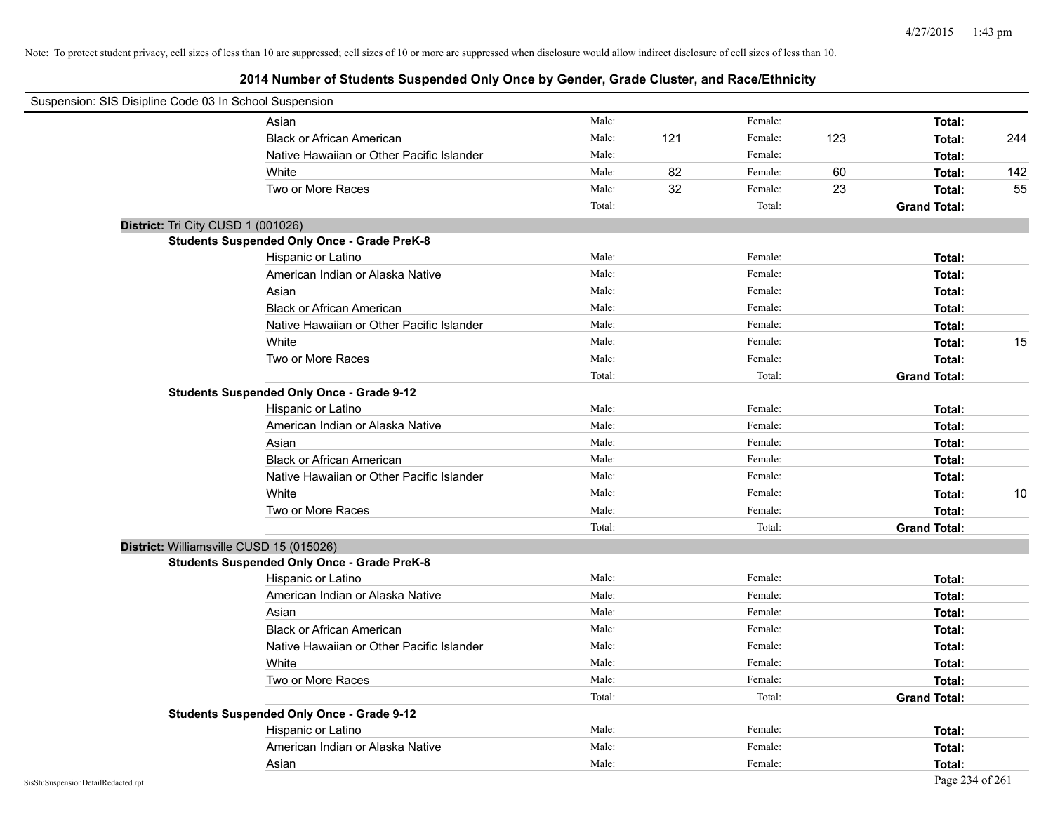Note: To protect student privacy, cell sizes of less than 10 are suppressed; cell sizes of 10 or more are suppressed when disclosure would allow indirect disclosure of cell sizes of less than 10.

## 2014 Number of Students Suspended Only Once by Gender, Grade Cluster, and Race/Ethnicity

Suspension: SIS Disipline Code 03 In School Suspension

| | | | | | | |
|---|---|---|---|---|---|---|
| Asian | Male: | | Female: | | **Total:** | |
| Black or African American | Male: | 121 | Female: | 123 | **Total:** | 244 |
| Native Hawaiian or Other Pacific Islander | Male: | | Female: | | **Total:** | |
| White | Male: | 82 | Female: | 60 | **Total:** | 142 |
| Two or More Races | Male: | 32 | Female: | 23 | **Total:** | 55 |
| | Total: | | Total: | | **Grand Total:** | |

**District:** Tri City CUSD 1 (001026)

**Students Suspended Only Once - Grade PreK-8**

| | | | | | | |
|---|---|---|---|---|---|---|
| Hispanic or Latino | Male: | | Female: | | **Total:** | |
| American Indian or Alaska Native | Male: | | Female: | | **Total:** | |
| Asian | Male: | | Female: | | **Total:** | |
| Black or African American | Male: | | Female: | | **Total:** | |
| Native Hawaiian or Other Pacific Islander | Male: | | Female: | | **Total:** | |
| White | Male: | | Female: | | **Total:** | 15 |
| Two or More Races | Male: | | Female: | | **Total:** | |
| | Total: | | Total: | | **Grand Total:** | |

**Students Suspended Only Once - Grade 9-12**

| | | | | | | |
|---|---|---|---|---|---|---|
| Hispanic or Latino | Male: | | Female: | | **Total:** | |
| American Indian or Alaska Native | Male: | | Female: | | **Total:** | |
| Asian | Male: | | Female: | | **Total:** | |
| Black or African American | Male: | | Female: | | **Total:** | |
| Native Hawaiian or Other Pacific Islander | Male: | | Female: | | **Total:** | |
| White | Male: | | Female: | | **Total:** | 10 |
| Two or More Races | Male: | | Female: | | **Total:** | |
| | Total: | | Total: | | **Grand Total:** | |

**District:** Williamsville CUSD 15 (015026)

**Students Suspended Only Once - Grade PreK-8**

| | | | | | | |
|---|---|---|---|---|---|---|
| Hispanic or Latino | Male: | | Female: | | **Total:** | |
| American Indian or Alaska Native | Male: | | Female: | | **Total:** | |
| Asian | Male: | | Female: | | **Total:** | |
| Black or African American | Male: | | Female: | | **Total:** | |
| Native Hawaiian or Other Pacific Islander | Male: | | Female: | | **Total:** | |
| White | Male: | | Female: | | **Total:** | |
| Two or More Races | Male: | | Female: | | **Total:** | |
| | Total: | | Total: | | **Grand Total:** | |

**Students Suspended Only Once - Grade 9-12**

| | | | | | | |
|---|---|---|---|---|---|---|
| Hispanic or Latino | Male: | | Female: | | **Total:** | |
| American Indian or Alaska Native | Male: | | Female: | | **Total:** | |
| Asian | Male: | | Female: | | **Total:** | |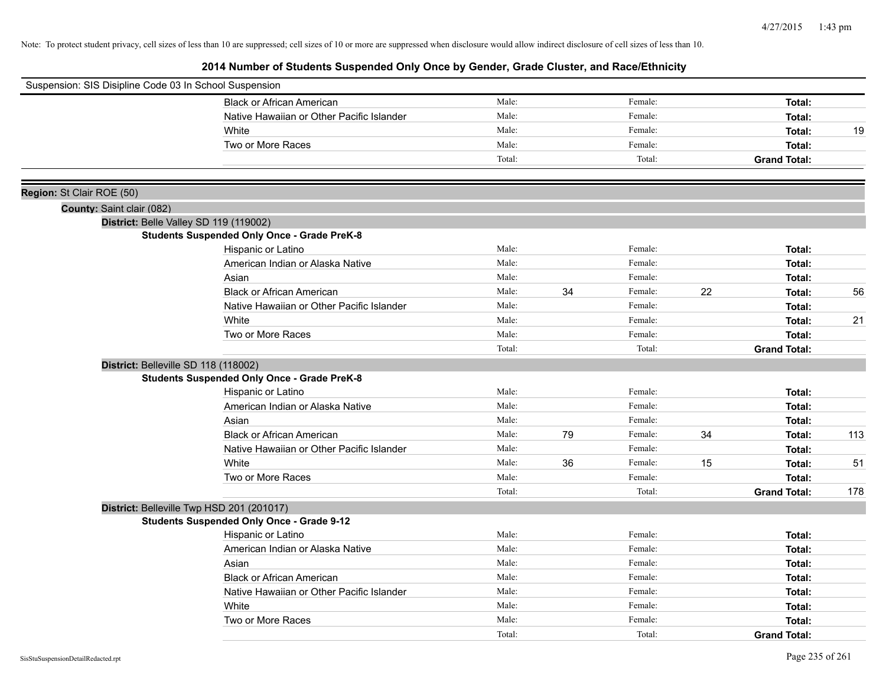Note: To protect student privacy, cell sizes of less than 10 are suppressed; cell sizes of 10 or more are suppressed when disclosure would allow indirect disclosure of cell sizes of less than 10.

# 2014 Number of Students Suspended Only Once by Gender, Grade Cluster, and Race/Ethnicity

Suspension: SIS Disipline Code 03 In School Suspension

| | Male: | | Female: | | | |
|---|---|---|---|---|---|---|
| Black or African American | Male: | | Female: | | Total: | |
| Native Hawaiian or Other Pacific Islander | Male: | | Female: | | Total: | |
| White | Male: | | Female: | | Total: | 19 |
| Two or More Races | Male: | | Female: | | Total: | |
| | Total: | | Total: | | Grand Total: | |

**Region:** St Clair ROE (50)

**County:** Saint clair (082)

**District:** Belle Valley SD 119 (119002)

**Students Suspended Only Once - Grade PreK-8**

| | | | | | | |
|---|---|---|---|---|---|---|
| Hispanic or Latino | Male: | | Female: | | Total: | |
| American Indian or Alaska Native | Male: | | Female: | | Total: | |
| Asian | Male: | | Female: | | Total: | |
| Black or African American | Male: | 34 | Female: | 22 | Total: | 56 |
| Native Hawaiian or Other Pacific Islander | Male: | | Female: | | Total: | |
| White | Male: | | Female: | | Total: | 21 |
| Two or More Races | Male: | | Female: | | Total: | |
| | Total: | | Total: | | Grand Total: | |

**District:** Belleville SD 118 (118002)

**Students Suspended Only Once - Grade PreK-8**

| | | | | | | |
|---|---|---|---|---|---|---|
| Hispanic or Latino | Male: | | Female: | | Total: | |
| American Indian or Alaska Native | Male: | | Female: | | Total: | |
| Asian | Male: | | Female: | | Total: | |
| Black or African American | Male: | 79 | Female: | 34 | Total: | 113 |
| Native Hawaiian or Other Pacific Islander | Male: | | Female: | | Total: | |
| White | Male: | 36 | Female: | 15 | Total: | 51 |
| Two or More Races | Male: | | Female: | | Total: | |
| | Total: | | Total: | | Grand Total: | 178 |

**District:** Belleville Twp HSD 201 (201017)

**Students Suspended Only Once - Grade 9-12**

| | | | | | | |
|---|---|---|---|---|---|---|
| Hispanic or Latino | Male: | | Female: | | Total: | |
| American Indian or Alaska Native | Male: | | Female: | | Total: | |
| Asian | Male: | | Female: | | Total: | |
| Black or African American | Male: | | Female: | | Total: | |
| Native Hawaiian or Other Pacific Islander | Male: | | Female: | | Total: | |
| White | Male: | | Female: | | Total: | |
| Two or More Races | Male: | | Female: | | Total: | |
| | Total: | | Total: | | Grand Total: | |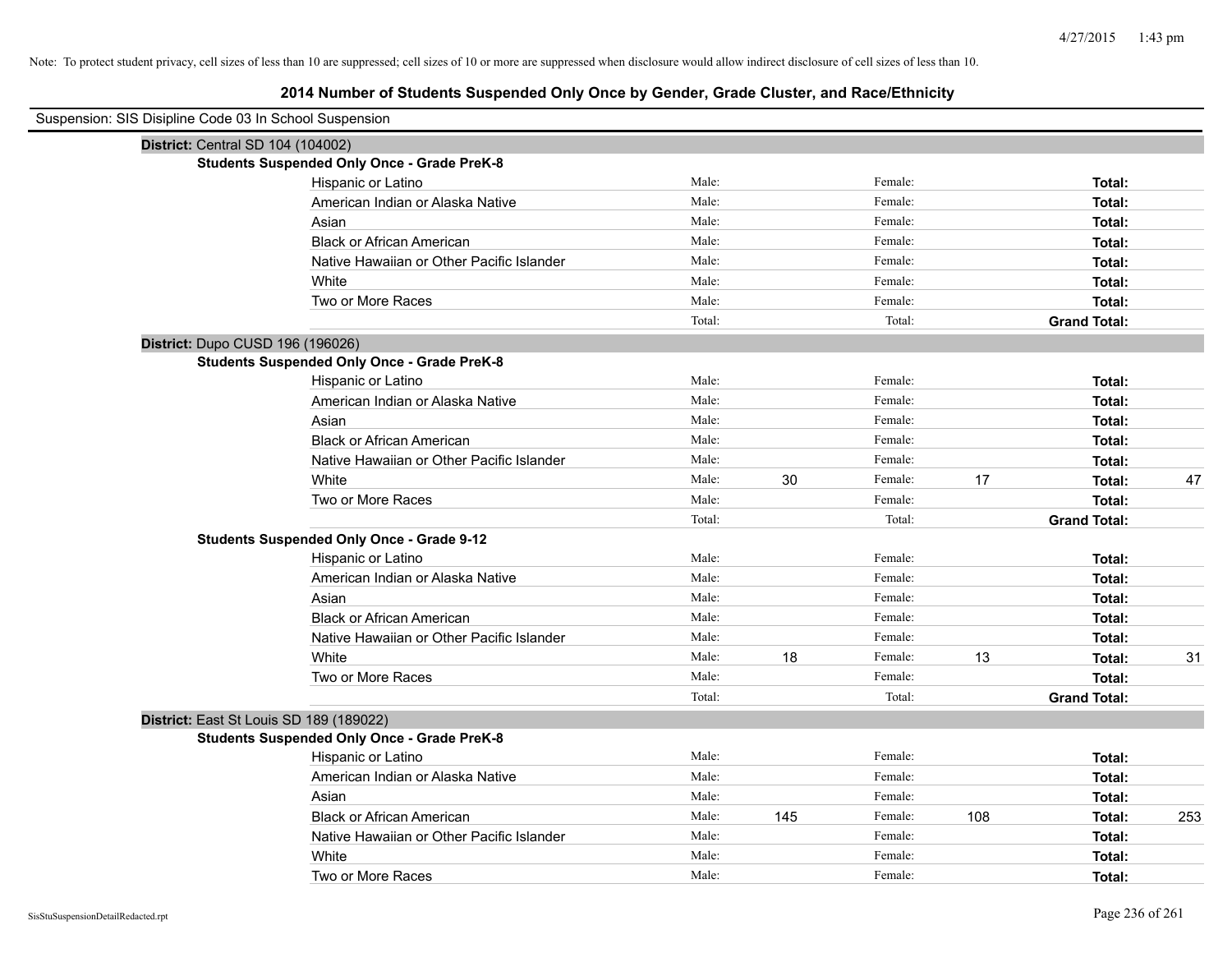Note: To protect student privacy, cell sizes of less than 10 are suppressed; cell sizes of 10 or more are suppressed when disclosure would allow indirect disclosure of cell sizes of less than 10.

# 2014 Number of Students Suspended Only Once by Gender, Grade Cluster, and Race/Ethnicity

Suspension: SIS Disipline Code 03 In School Suspension

**District:** Central SD 104 (104002)

**Students Suspended Only Once - Grade PreK-8**

| Race/Ethnicity | Male: | | Female: | | Total: | |
|---|---|---|---|---|---|---|
| Hispanic or Latino | Male: | | Female: | | **Total:** | |
| American Indian or Alaska Native | Male: | | Female: | | **Total:** | |
| Asian | Male: | | Female: | | **Total:** | |
| Black or African American | Male: | | Female: | | **Total:** | |
| Native Hawaiian or Other Pacific Islander | Male: | | Female: | | **Total:** | |
| White | Male: | | Female: | | **Total:** | |
| Two or More Races | Male: | | Female: | | **Total:** | |
| | Total: | | Total: | | **Grand Total:** | |

**District:** Dupo CUSD 196 (196026)

**Students Suspended Only Once - Grade PreK-8**

| Race/Ethnicity | Male: | | Female: | | Total: | |
|---|---|---|---|---|---|---|
| Hispanic or Latino | Male: | | Female: | | **Total:** | |
| American Indian or Alaska Native | Male: | | Female: | | **Total:** | |
| Asian | Male: | | Female: | | **Total:** | |
| Black or African American | Male: | | Female: | | **Total:** | |
| Native Hawaiian or Other Pacific Islander | Male: | | Female: | | **Total:** | |
| White | Male: | 30 | Female: | 17 | **Total:** | 47 |
| Two or More Races | Male: | | Female: | | **Total:** | |
| | Total: | | Total: | | **Grand Total:** | |

**Students Suspended Only Once - Grade 9-12**

| Race/Ethnicity | Male: | | Female: | | Total: | |
|---|---|---|---|---|---|---|
| Hispanic or Latino | Male: | | Female: | | **Total:** | |
| American Indian or Alaska Native | Male: | | Female: | | **Total:** | |
| Asian | Male: | | Female: | | **Total:** | |
| Black or African American | Male: | | Female: | | **Total:** | |
| Native Hawaiian or Other Pacific Islander | Male: | | Female: | | **Total:** | |
| White | Male: | 18 | Female: | 13 | **Total:** | 31 |
| Two or More Races | Male: | | Female: | | **Total:** | |
| | Total: | | Total: | | **Grand Total:** | |

**District:** East St Louis SD 189 (189022)

**Students Suspended Only Once - Grade PreK-8**

| Race/Ethnicity | Male: | | Female: | | Total: | |
|---|---|---|---|---|---|---|
| Hispanic or Latino | Male: | | Female: | | **Total:** | |
| American Indian or Alaska Native | Male: | | Female: | | **Total:** | |
| Asian | Male: | | Female: | | **Total:** | |
| Black or African American | Male: | 145 | Female: | 108 | **Total:** | 253 |
| Native Hawaiian or Other Pacific Islander | Male: | | Female: | | **Total:** | |
| White | Male: | | Female: | | **Total:** | |
| Two or More Races | Male: | | Female: | | **Total:** | |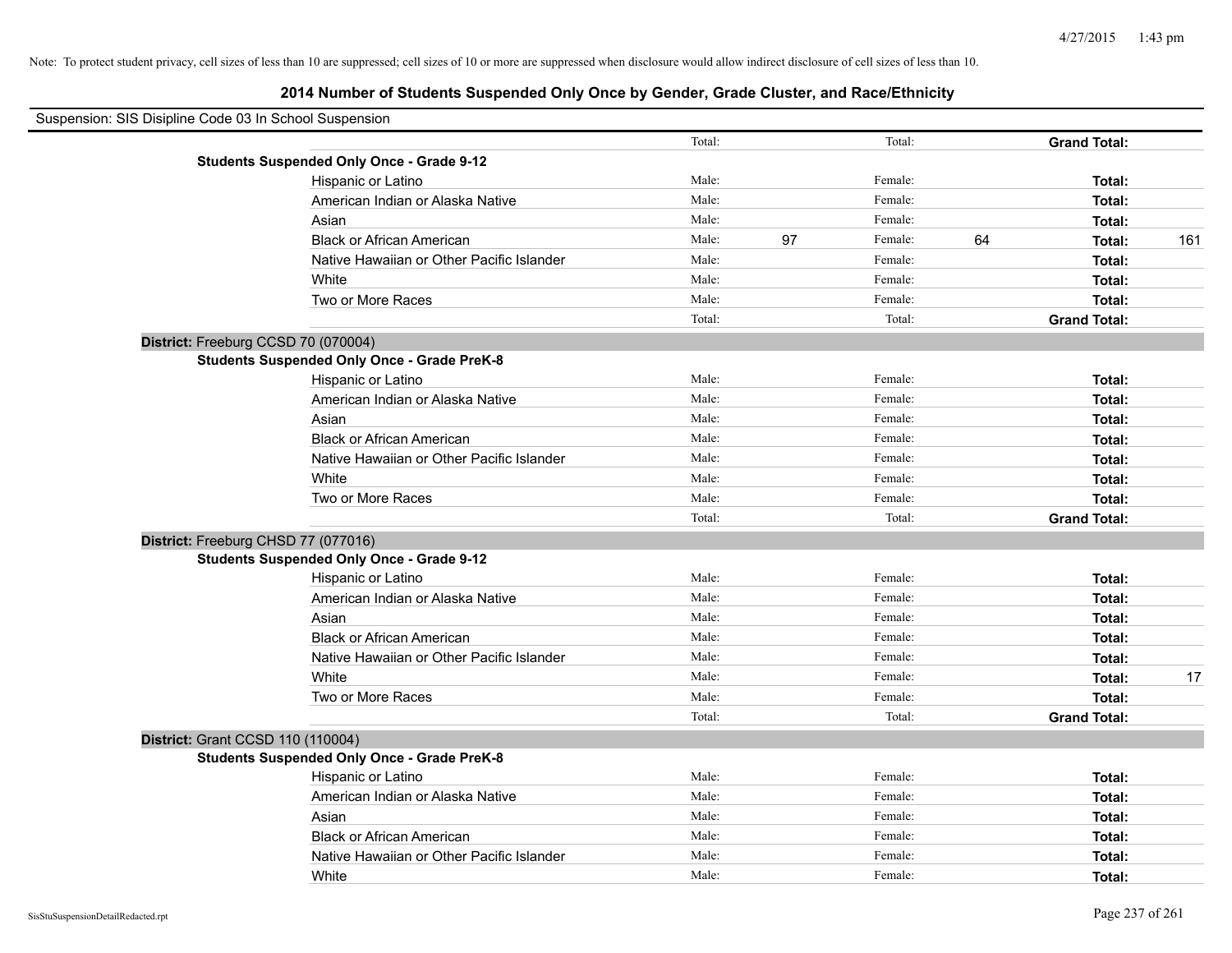Note: To protect student privacy, cell sizes of less than 10 are suppressed; cell sizes of 10 or more are suppressed when disclosure would allow indirect disclosure of cell sizes of less than 10.

## 2014 Number of Students Suspended Only Once by Gender, Grade Cluster, and Race/Ethnicity

Suspension: SIS Disipline Code 03 In School Suspension

| | | | | | | | |
|---|---|---|---|---|---|---|---|
| | Total: | | Total: | | **Grand Total:** | |
| **Students Suspended Only Once - Grade 9-12** | | | | | | |
| Hispanic or Latino | Male: | | Female: | | **Total:** | |
| American Indian or Alaska Native | Male: | | Female: | | **Total:** | |
| Asian | Male: | | Female: | | **Total:** | |
| Black or African American | Male: | 97 | Female: | 64 | **Total:** | 161 |
| Native Hawaiian or Other Pacific Islander | Male: | | Female: | | **Total:** | |
| White | Male: | | Female: | | **Total:** | |
| Two or More Races | Male: | | Female: | | **Total:** | |
| | Total: | | Total: | | **Grand Total:** | |

**District:** Freeburg CCSD 70 (070004)

| | | | | | | |
|---|---|---|---|---|---|---|
| **Students Suspended Only Once - Grade PreK-8** | | | | | | |
| Hispanic or Latino | Male: | | Female: | | **Total:** | |
| American Indian or Alaska Native | Male: | | Female: | | **Total:** | |
| Asian | Male: | | Female: | | **Total:** | |
| Black or African American | Male: | | Female: | | **Total:** | |
| Native Hawaiian or Other Pacific Islander | Male: | | Female: | | **Total:** | |
| White | Male: | | Female: | | **Total:** | |
| Two or More Races | Male: | | Female: | | **Total:** | |
| | Total: | | Total: | | **Grand Total:** | |

**District:** Freeburg CHSD 77 (077016)

| | | | | | | |
|---|---|---|---|---|---|---|
| **Students Suspended Only Once - Grade 9-12** | | | | | | |
| Hispanic or Latino | Male: | | Female: | | **Total:** | |
| American Indian or Alaska Native | Male: | | Female: | | **Total:** | |
| Asian | Male: | | Female: | | **Total:** | |
| Black or African American | Male: | | Female: | | **Total:** | |
| Native Hawaiian or Other Pacific Islander | Male: | | Female: | | **Total:** | |
| White | Male: | | Female: | | **Total:** | 17 |
| Two or More Races | Male: | | Female: | | **Total:** | |
| | Total: | | Total: | | **Grand Total:** | |

**District:** Grant CCSD 110 (110004)

| | | | | | | |
|---|---|---|---|---|---|---|
| **Students Suspended Only Once - Grade PreK-8** | | | | | | |
| Hispanic or Latino | Male: | | Female: | | **Total:** | |
| American Indian or Alaska Native | Male: | | Female: | | **Total:** | |
| Asian | Male: | | Female: | | **Total:** | |
| Black or African American | Male: | | Female: | | **Total:** | |
| Native Hawaiian or Other Pacific Islander | Male: | | Female: | | **Total:** | |
| White | Male: | | Female: | | **Total:** | |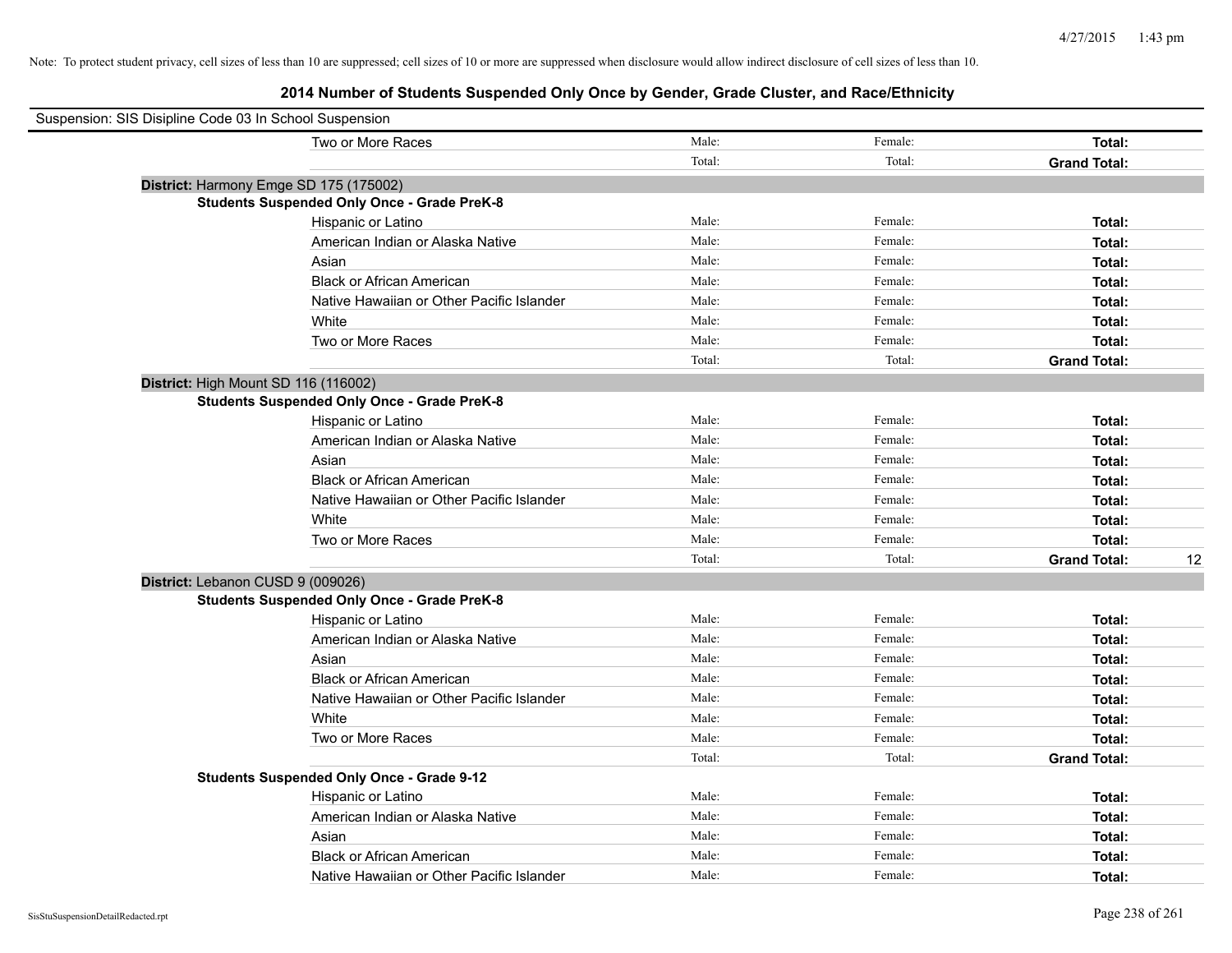Note: To protect student privacy, cell sizes of less than 10 are suppressed; cell sizes of 10 or more are suppressed when disclosure would allow indirect disclosure of cell sizes of less than 10.

# 2014 Number of Students Suspended Only Once by Gender, Grade Cluster, and Race/Ethnicity

Suspension: SIS Disipline Code 03 In School Suspension

| | | | | |
|---|---|---|---|---|
| Two or More Races | Male: | Female: | **Total:** | |
| | Total: | Total: | **Grand Total:** | |

**District:** Harmony Emge SD 175 (175002)

**Students Suspended Only Once - Grade PreK-8**

| | | | | |
|---|---|---|---|---|
| Hispanic or Latino | Male: | Female: | **Total:** | |
| American Indian or Alaska Native | Male: | Female: | **Total:** | |
| Asian | Male: | Female: | **Total:** | |
| Black or African American | Male: | Female: | **Total:** | |
| Native Hawaiian or Other Pacific Islander | Male: | Female: | **Total:** | |
| White | Male: | Female: | **Total:** | |
| Two or More Races | Male: | Female: | **Total:** | |
| | Total: | Total: | **Grand Total:** | |

**District:** High Mount SD 116 (116002)

**Students Suspended Only Once - Grade PreK-8**

| | | | | |
|---|---|---|---|---|
| Hispanic or Latino | Male: | Female: | **Total:** | |
| American Indian or Alaska Native | Male: | Female: | **Total:** | |
| Asian | Male: | Female: | **Total:** | |
| Black or African American | Male: | Female: | **Total:** | |
| Native Hawaiian or Other Pacific Islander | Male: | Female: | **Total:** | |
| White | Male: | Female: | **Total:** | |
| Two or More Races | Male: | Female: | **Total:** | |
| | Total: | Total: | **Grand Total:** | 12 |

**District:** Lebanon CUSD 9 (009026)

**Students Suspended Only Once - Grade PreK-8**

| | | | | |
|---|---|---|---|---|
| Hispanic or Latino | Male: | Female: | **Total:** | |
| American Indian or Alaska Native | Male: | Female: | **Total:** | |
| Asian | Male: | Female: | **Total:** | |
| Black or African American | Male: | Female: | **Total:** | |
| Native Hawaiian or Other Pacific Islander | Male: | Female: | **Total:** | |
| White | Male: | Female: | **Total:** | |
| Two or More Races | Male: | Female: | **Total:** | |
| | Total: | Total: | **Grand Total:** | |

**Students Suspended Only Once - Grade 9-12**

| | | | | |
|---|---|---|---|---|
| Hispanic or Latino | Male: | Female: | **Total:** | |
| American Indian or Alaska Native | Male: | Female: | **Total:** | |
| Asian | Male: | Female: | **Total:** | |
| Black or African American | Male: | Female: | **Total:** | |
| Native Hawaiian or Other Pacific Islander | Male: | Female: | **Total:** | |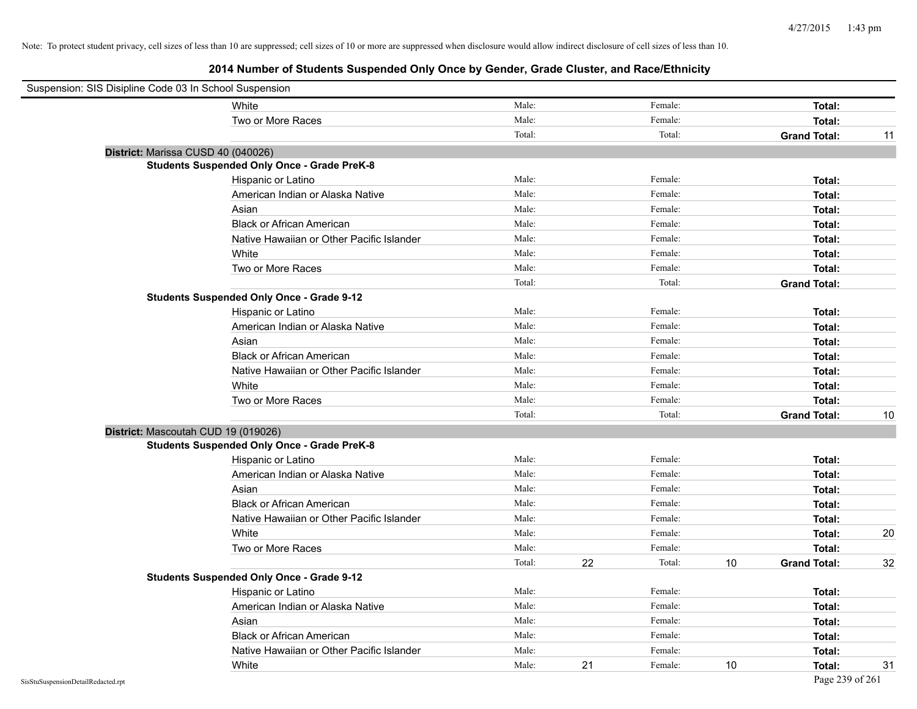Note: To protect student privacy, cell sizes of less than 10 are suppressed; cell sizes of 10 or more are suppressed when disclosure would allow indirect disclosure of cell sizes of less than 10.

## 2014 Number of Students Suspended Only Once by Gender, Grade Cluster, and Race/Ethnicity

Suspension: SIS Disipline Code 03 In School Suspension

| | | | | | |
|---|---|---|---|---|---|
| White | Male: | | Female: | | **Total:** | |
| Two or More Races | Male: | | Female: | | **Total:** | |
| | Total: | | Total: | | **Grand Total:** | 11 |

**District:** Marissa CUSD 40 (040026)

**Students Suspended Only Once - Grade PreK-8**

| | | | | | | |
|---|---|---|---|---|---|---|
| Hispanic or Latino | Male: | | Female: | | **Total:** | |
| American Indian or Alaska Native | Male: | | Female: | | **Total:** | |
| Asian | Male: | | Female: | | **Total:** | |
| Black or African American | Male: | | Female: | | **Total:** | |
| Native Hawaiian or Other Pacific Islander | Male: | | Female: | | **Total:** | |
| White | Male: | | Female: | | **Total:** | |
| Two or More Races | Male: | | Female: | | **Total:** | |
| | Total: | | Total: | | **Grand Total:** | |

**Students Suspended Only Once - Grade 9-12**

| | | | | | | |
|---|---|---|---|---|---|---|
| Hispanic or Latino | Male: | | Female: | | **Total:** | |
| American Indian or Alaska Native | Male: | | Female: | | **Total:** | |
| Asian | Male: | | Female: | | **Total:** | |
| Black or African American | Male: | | Female: | | **Total:** | |
| Native Hawaiian or Other Pacific Islander | Male: | | Female: | | **Total:** | |
| White | Male: | | Female: | | **Total:** | |
| Two or More Races | Male: | | Female: | | **Total:** | |
| | Total: | | Total: | | **Grand Total:** | 10 |

**District:** Mascoutah CUD 19 (019026)

**Students Suspended Only Once - Grade PreK-8**

| | | | | | | |
|---|---|---|---|---|---|---|
| Hispanic or Latino | Male: | | Female: | | **Total:** | |
| American Indian or Alaska Native | Male: | | Female: | | **Total:** | |
| Asian | Male: | | Female: | | **Total:** | |
| Black or African American | Male: | | Female: | | **Total:** | |
| Native Hawaiian or Other Pacific Islander | Male: | | Female: | | **Total:** | |
| White | Male: | | Female: | | **Total:** | 20 |
| Two or More Races | Male: | | Female: | | **Total:** | |
| | Total: | 22 | Total: | 10 | **Grand Total:** | 32 |

**Students Suspended Only Once - Grade 9-12**

| | | | | | | |
|---|---|---|---|---|---|---|
| Hispanic or Latino | Male: | | Female: | | **Total:** | |
| American Indian or Alaska Native | Male: | | Female: | | **Total:** | |
| Asian | Male: | | Female: | | **Total:** | |
| Black or African American | Male: | | Female: | | **Total:** | |
| Native Hawaiian or Other Pacific Islander | Male: | | Female: | | **Total:** | |
| White | Male: | 21 | Female: | 10 | **Total:** | 31 |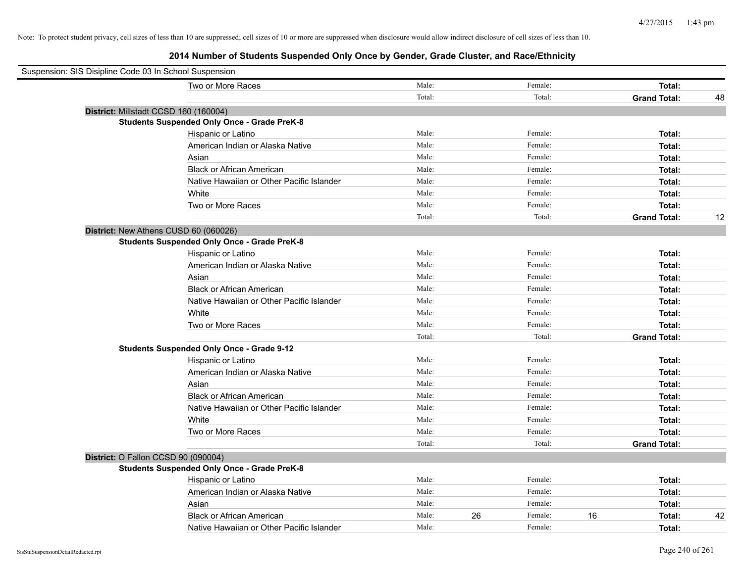Note: To protect student privacy, cell sizes of less than 10 are suppressed; cell sizes of 10 or more are suppressed when disclosure would allow indirect disclosure of cell sizes of less than 10.

# 2014 Number of Students Suspended Only Once by Gender, Grade Cluster, and Race/Ethnicity

Suspension: SIS Disipline Code 03 In School Suspension

| | Male: | | Female: | | | |
|---|---|---|---|---|---|---|
| Two or More Races | Male: | | Female: | | **Total:** | |
| | Total: | | Total: | | **Grand Total:** | 48 |

**District:** Millstadt CCSD 160 (160004)

**Students Suspended Only Once - Grade PreK-8**

| | | | | | | |
|---|---|---|---|---|---|---|
| Hispanic or Latino | Male: | | Female: | | **Total:** | |
| American Indian or Alaska Native | Male: | | Female: | | **Total:** | |
| Asian | Male: | | Female: | | **Total:** | |
| Black or African American | Male: | | Female: | | **Total:** | |
| Native Hawaiian or Other Pacific Islander | Male: | | Female: | | **Total:** | |
| White | Male: | | Female: | | **Total:** | |
| Two or More Races | Male: | | Female: | | **Total:** | |
| | Total: | | Total: | | **Grand Total:** | 12 |

**District:** New Athens CUSD 60 (060026)

**Students Suspended Only Once - Grade PreK-8**

| | | | | | | |
|---|---|---|---|---|---|---|
| Hispanic or Latino | Male: | | Female: | | **Total:** | |
| American Indian or Alaska Native | Male: | | Female: | | **Total:** | |
| Asian | Male: | | Female: | | **Total:** | |
| Black or African American | Male: | | Female: | | **Total:** | |
| Native Hawaiian or Other Pacific Islander | Male: | | Female: | | **Total:** | |
| White | Male: | | Female: | | **Total:** | |
| Two or More Races | Male: | | Female: | | **Total:** | |
| | Total: | | Total: | | **Grand Total:** | |

**Students Suspended Only Once - Grade 9-12**

| | | | | | | |
|---|---|---|---|---|---|---|
| Hispanic or Latino | Male: | | Female: | | **Total:** | |
| American Indian or Alaska Native | Male: | | Female: | | **Total:** | |
| Asian | Male: | | Female: | | **Total:** | |
| Black or African American | Male: | | Female: | | **Total:** | |
| Native Hawaiian or Other Pacific Islander | Male: | | Female: | | **Total:** | |
| White | Male: | | Female: | | **Total:** | |
| Two or More Races | Male: | | Female: | | **Total:** | |
| | Total: | | Total: | | **Grand Total:** | |

**District:** O Fallon CCSD 90 (090004)

**Students Suspended Only Once - Grade PreK-8**

| | | | | | | |
|---|---|---|---|---|---|---|
| Hispanic or Latino | Male: | | Female: | | **Total:** | |
| American Indian or Alaska Native | Male: | | Female: | | **Total:** | |
| Asian | Male: | | Female: | | **Total:** | |
| Black or African American | Male: | 26 | Female: | 16 | **Total:** | 42 |
| Native Hawaiian or Other Pacific Islander | Male: | | Female: | | **Total:** | |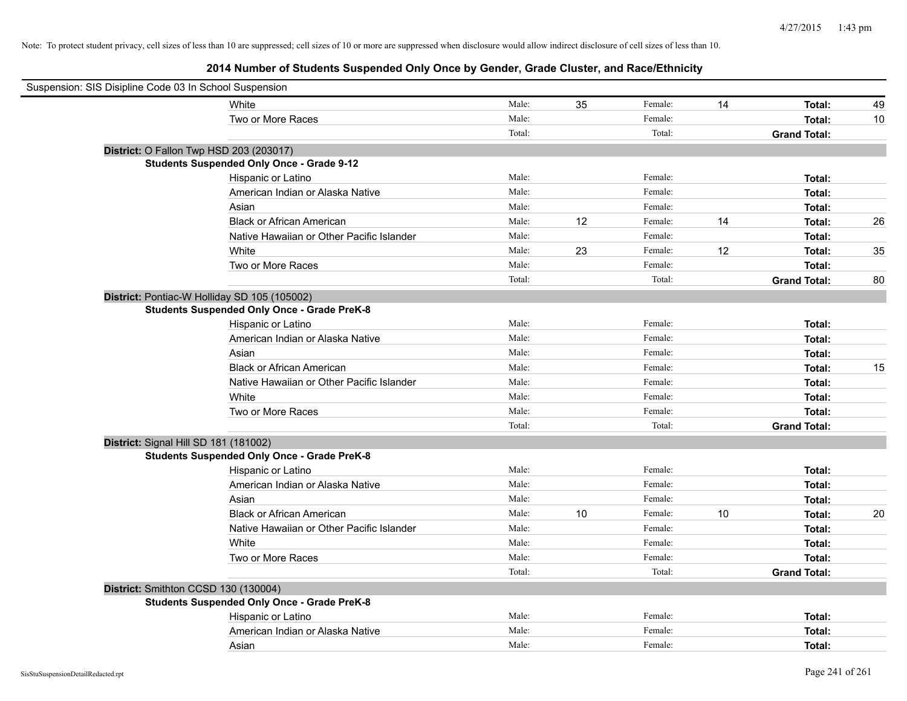Note: To protect student privacy, cell sizes of less than 10 are suppressed; cell sizes of 10 or more are suppressed when disclosure would allow indirect disclosure of cell sizes of less than 10.

## 2014 Number of Students Suspended Only Once by Gender, Grade Cluster, and Race/Ethnicity

Suspension: SIS Disipline Code 03 In School Suspension

| | Male: | | Female: | | | |
|---|---|---|---|---|---|---|
| White | Male: | 35 | Female: | 14 | **Total:** | 49 |
| Two or More Races | Male: | | Female: | | **Total:** | 10 |
| | Total: | | Total: | | **Grand Total:** | |

**District:** O Fallon Twp HSD 203 (203017)

**Students Suspended Only Once - Grade 9-12**

| | | | | | | |
|---|---|---|---|---|---|---|
| Hispanic or Latino | Male: | | Female: | | **Total:** | |
| American Indian or Alaska Native | Male: | | Female: | | **Total:** | |
| Asian | Male: | | Female: | | **Total:** | |
| Black or African American | Male: | 12 | Female: | 14 | **Total:** | 26 |
| Native Hawaiian or Other Pacific Islander | Male: | | Female: | | **Total:** | |
| White | Male: | 23 | Female: | 12 | **Total:** | 35 |
| Two or More Races | Male: | | Female: | | **Total:** | |
| | Total: | | Total: | | **Grand Total:** | 80 |

**District:** Pontiac-W Holliday SD 105 (105002)

**Students Suspended Only Once - Grade PreK-8**

| | | | | | | |
|---|---|---|---|---|---|---|
| Hispanic or Latino | Male: | | Female: | | **Total:** | |
| American Indian or Alaska Native | Male: | | Female: | | **Total:** | |
| Asian | Male: | | Female: | | **Total:** | |
| Black or African American | Male: | | Female: | | **Total:** | 15 |
| Native Hawaiian or Other Pacific Islander | Male: | | Female: | | **Total:** | |
| White | Male: | | Female: | | **Total:** | |
| Two or More Races | Male: | | Female: | | **Total:** | |
| | Total: | | Total: | | **Grand Total:** | |

**District:** Signal Hill SD 181 (181002)

**Students Suspended Only Once - Grade PreK-8**

| | | | | | | |
|---|---|---|---|---|---|---|
| Hispanic or Latino | Male: | | Female: | | **Total:** | |
| American Indian or Alaska Native | Male: | | Female: | | **Total:** | |
| Asian | Male: | | Female: | | **Total:** | |
| Black or African American | Male: | 10 | Female: | 10 | **Total:** | 20 |
| Native Hawaiian or Other Pacific Islander | Male: | | Female: | | **Total:** | |
| White | Male: | | Female: | | **Total:** | |
| Two or More Races | Male: | | Female: | | **Total:** | |
| | Total: | | Total: | | **Grand Total:** | |

**District:** Smithton CCSD 130 (130004)

**Students Suspended Only Once - Grade PreK-8**

| | | | | | | |
|---|---|---|---|---|---|---|
| Hispanic or Latino | Male: | | Female: | | **Total:** | |
| American Indian or Alaska Native | Male: | | Female: | | **Total:** | |
| Asian | Male: | | Female: | | **Total:** | |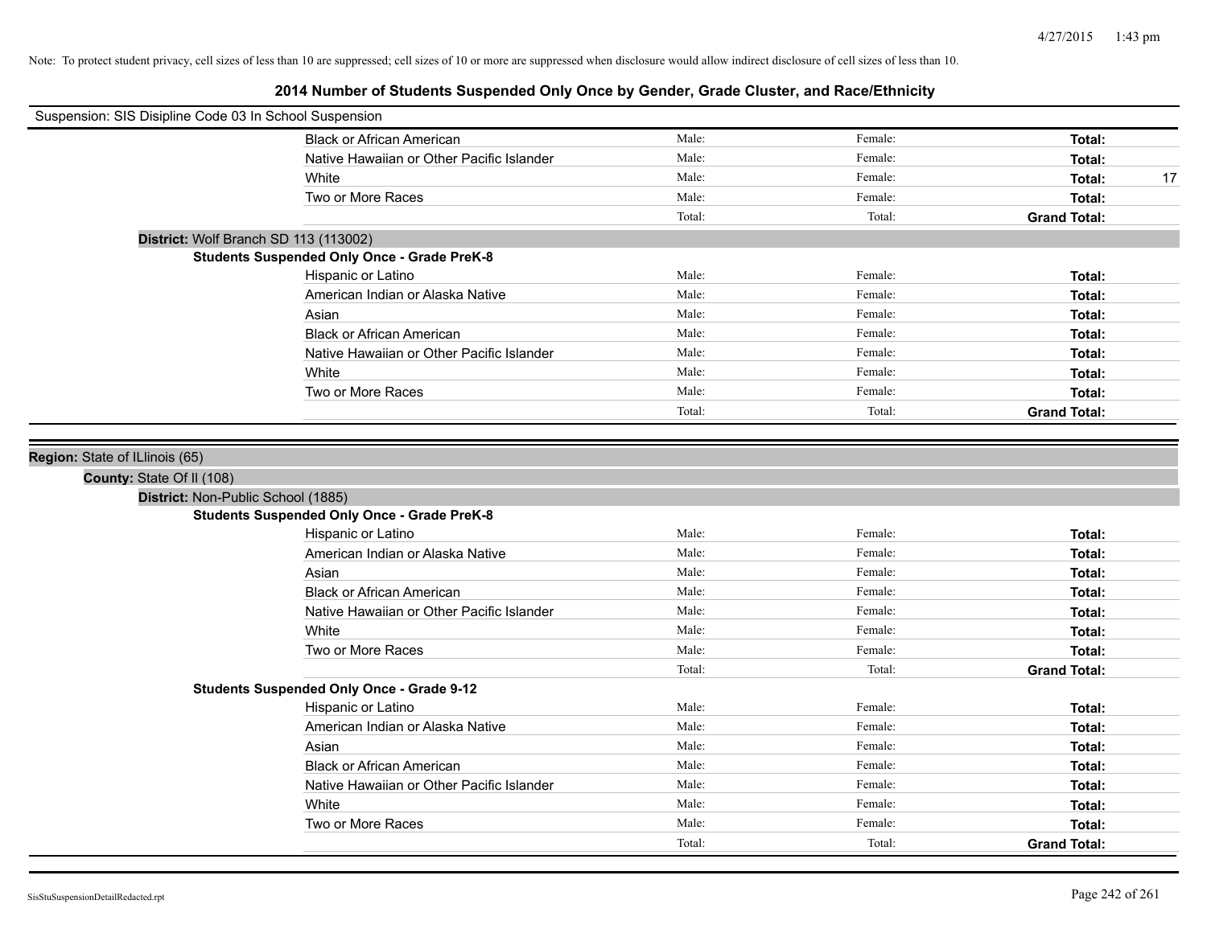Note: To protect student privacy, cell sizes of less than 10 are suppressed; cell sizes of 10 or more are suppressed when disclosure would allow indirect disclosure of cell sizes of less than 10.

## 2014 Number of Students Suspended Only Once by Gender, Grade Cluster, and Race/Ethnicity

Suspension: SIS Disipline Code 03 In School Suspension

| | | | | |
|---|---|---|---|---|
| Black or African American | Male: | Female: | **Total:** | |
| Native Hawaiian or Other Pacific Islander | Male: | Female: | **Total:** | |
| White | Male: | Female: | **Total:** | 17 |
| Two or More Races | Male: | Female: | **Total:** | |
| | Total: | Total: | **Grand Total:** | |

**District:** Wolf Branch SD 113 (113002)

**Students Suspended Only Once - Grade PreK-8**

| | | | | |
|---|---|---|---|---|
| Hispanic or Latino | Male: | Female: | **Total:** | |
| American Indian or Alaska Native | Male: | Female: | **Total:** | |
| Asian | Male: | Female: | **Total:** | |
| Black or African American | Male: | Female: | **Total:** | |
| Native Hawaiian or Other Pacific Islander | Male: | Female: | **Total:** | |
| White | Male: | Female: | **Total:** | |
| Two or More Races | Male: | Female: | **Total:** | |
| | Total: | Total: | **Grand Total:** | |

**Region:** State of ILlinois (65)

**County:** State Of Il (108)

**District:** Non-Public School (1885)

**Students Suspended Only Once - Grade PreK-8**

| | | | | |
|---|---|---|---|---|
| Hispanic or Latino | Male: | Female: | **Total:** | |
| American Indian or Alaska Native | Male: | Female: | **Total:** | |
| Asian | Male: | Female: | **Total:** | |
| Black or African American | Male: | Female: | **Total:** | |
| Native Hawaiian or Other Pacific Islander | Male: | Female: | **Total:** | |
| White | Male: | Female: | **Total:** | |
| Two or More Races | Male: | Female: | **Total:** | |
| | Total: | Total: | **Grand Total:** | |

**Students Suspended Only Once - Grade 9-12**

| | | | | |
|---|---|---|---|---|
| Hispanic or Latino | Male: | Female: | **Total:** | |
| American Indian or Alaska Native | Male: | Female: | **Total:** | |
| Asian | Male: | Female: | **Total:** | |
| Black or African American | Male: | Female: | **Total:** | |
| Native Hawaiian or Other Pacific Islander | Male: | Female: | **Total:** | |
| White | Male: | Female: | **Total:** | |
| Two or More Races | Male: | Female: | **Total:** | |
| | Total: | Total: | **Grand Total:** | |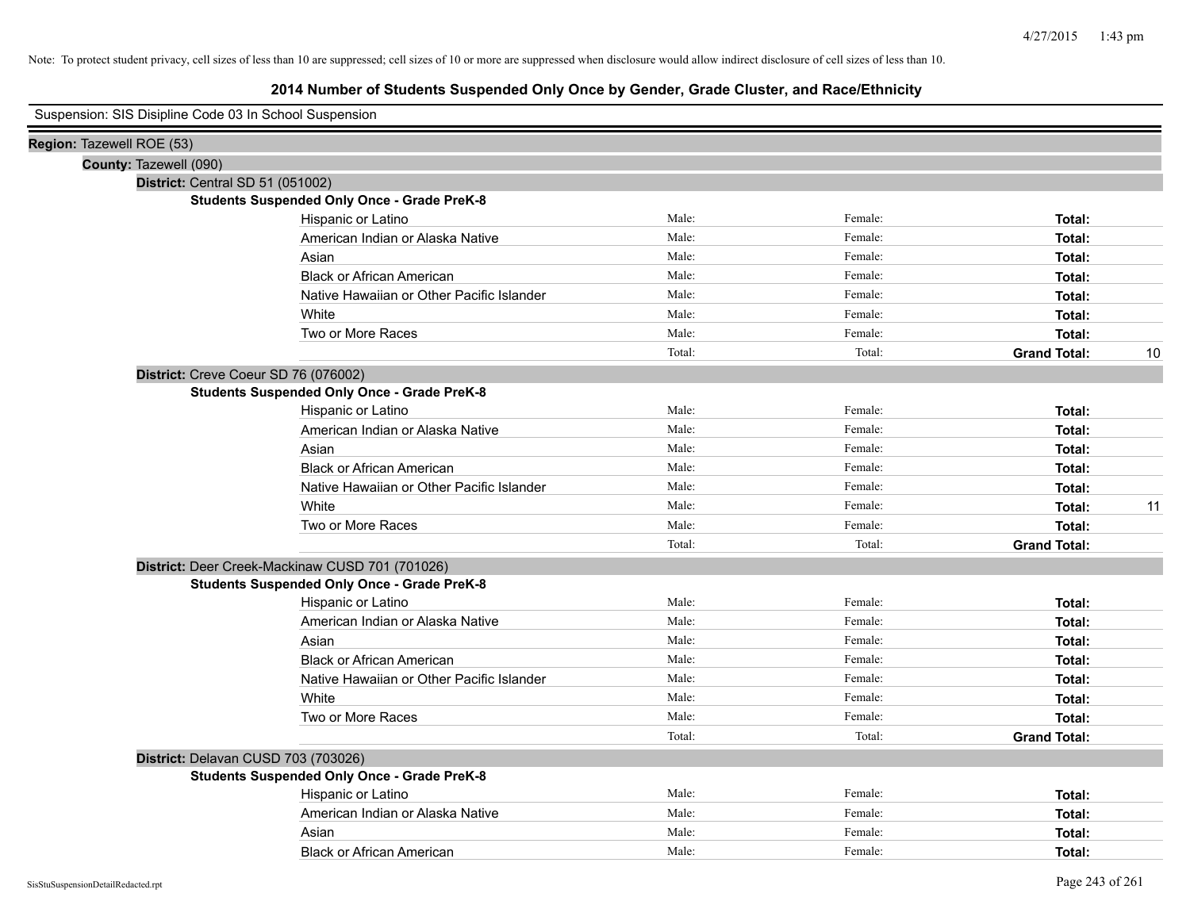Note: To protect student privacy, cell sizes of less than 10 are suppressed; cell sizes of 10 or more are suppressed when disclosure would allow indirect disclosure of cell sizes of less than 10.

# 2014 Number of Students Suspended Only Once by Gender, Grade Cluster, and Race/Ethnicity

Suspension: SIS Disipline Code 03 In School Suspension

**Region:** Tazewell ROE (53)

**County:** Tazewell (090)

**District:** Central SD 51 (051002)

**Students Suspended Only Once - Grade PreK-8**

| | | | | |
|---|---|---|---|---|
| Hispanic or Latino | Male: | Female: | **Total:** | |
| American Indian or Alaska Native | Male: | Female: | **Total:** | |
| Asian | Male: | Female: | **Total:** | |
| Black or African American | Male: | Female: | **Total:** | |
| Native Hawaiian or Other Pacific Islander | Male: | Female: | **Total:** | |
| White | Male: | Female: | **Total:** | |
| Two or More Races | Male: | Female: | **Total:** | |
| | Total: | Total: | **Grand Total:** | 10 |

**District:** Creve Coeur SD 76 (076002)

**Students Suspended Only Once - Grade PreK-8**

| | | | | |
|---|---|---|---|---|
| Hispanic or Latino | Male: | Female: | **Total:** | |
| American Indian or Alaska Native | Male: | Female: | **Total:** | |
| Asian | Male: | Female: | **Total:** | |
| Black or African American | Male: | Female: | **Total:** | |
| Native Hawaiian or Other Pacific Islander | Male: | Female: | **Total:** | |
| White | Male: | Female: | **Total:** | 11 |
| Two or More Races | Male: | Female: | **Total:** | |
| | Total: | Total: | **Grand Total:** | |

**District:** Deer Creek-Mackinaw CUSD 701 (701026)

**Students Suspended Only Once - Grade PreK-8**

| | | | | |
|---|---|---|---|---|
| Hispanic or Latino | Male: | Female: | **Total:** | |
| American Indian or Alaska Native | Male: | Female: | **Total:** | |
| Asian | Male: | Female: | **Total:** | |
| Black or African American | Male: | Female: | **Total:** | |
| Native Hawaiian or Other Pacific Islander | Male: | Female: | **Total:** | |
| White | Male: | Female: | **Total:** | |
| Two or More Races | Male: | Female: | **Total:** | |
| | Total: | Total: | **Grand Total:** | |

**District:** Delavan CUSD 703 (703026)

**Students Suspended Only Once - Grade PreK-8**

| | | | | |
|---|---|---|---|---|
| Hispanic or Latino | Male: | Female: | **Total:** | |
| American Indian or Alaska Native | Male: | Female: | **Total:** | |
| Asian | Male: | Female: | **Total:** | |
| Black or African American | Male: | Female: | **Total:** | |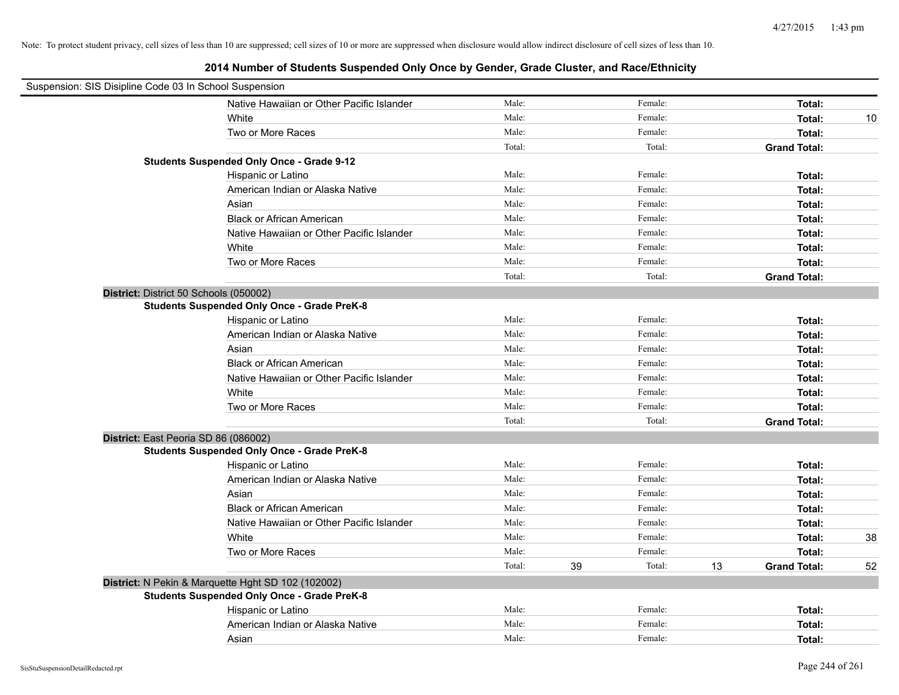Note: To protect student privacy, cell sizes of less than 10 are suppressed; cell sizes of 10 or more are suppressed when disclosure would allow indirect disclosure of cell sizes of less than 10.

# 2014 Number of Students Suspended Only Once by Gender, Grade Cluster, and Race/Ethnicity

Suspension: SIS Disipline Code 03 In School Suspension

| | | | | | | | |
|---|---|---|---|---|---|---|---|
| | Native Hawaiian or Other Pacific Islander | Male: | | Female: | | **Total:** | |
| | White | Male: | | Female: | | **Total:** | 10 |
| | Two or More Races | Male: | | Female: | | **Total:** | |
| | | Total: | | Total: | | **Grand Total:** | |
| **Students Suspended Only Once - Grade 9-12** | | | | | | | |
| | Hispanic or Latino | Male: | | Female: | | **Total:** | |
| | American Indian or Alaska Native | Male: | | Female: | | **Total:** | |
| | Asian | Male: | | Female: | | **Total:** | |
| | Black or African American | Male: | | Female: | | **Total:** | |
| | Native Hawaiian or Other Pacific Islander | Male: | | Female: | | **Total:** | |
| | White | Male: | | Female: | | **Total:** | |
| | Two or More Races | Male: | | Female: | | **Total:** | |
| | | Total: | | Total: | | **Grand Total:** | |
| **District:** District 50 Schools (050002) | | | | | | | |
| **Students Suspended Only Once - Grade PreK-8** | | | | | | | |
| | Hispanic or Latino | Male: | | Female: | | **Total:** | |
| | American Indian or Alaska Native | Male: | | Female: | | **Total:** | |
| | Asian | Male: | | Female: | | **Total:** | |
| | Black or African American | Male: | | Female: | | **Total:** | |
| | Native Hawaiian or Other Pacific Islander | Male: | | Female: | | **Total:** | |
| | White | Male: | | Female: | | **Total:** | |
| | Two or More Races | Male: | | Female: | | **Total:** | |
| | | Total: | | Total: | | **Grand Total:** | |
| **District:** East Peoria SD 86 (086002) | | | | | | | |
| **Students Suspended Only Once - Grade PreK-8** | | | | | | | |
| | Hispanic or Latino | Male: | | Female: | | **Total:** | |
| | American Indian or Alaska Native | Male: | | Female: | | **Total:** | |
| | Asian | Male: | | Female: | | **Total:** | |
| | Black or African American | Male: | | Female: | | **Total:** | |
| | Native Hawaiian or Other Pacific Islander | Male: | | Female: | | **Total:** | |
| | White | Male: | | Female: | | **Total:** | 38 |
| | Two or More Races | Male: | | Female: | | **Total:** | |
| | | Total: | 39 | Total: | 13 | **Grand Total:** | 52 |
| **District:** N Pekin & Marquette Hght SD 102 (102002) | | | | | | | |
| **Students Suspended Only Once - Grade PreK-8** | | | | | | | |
| | Hispanic or Latino | Male: | | Female: | | **Total:** | |
| | American Indian or Alaska Native | Male: | | Female: | | **Total:** | |
| | Asian | Male: | | Female: | | **Total:** | |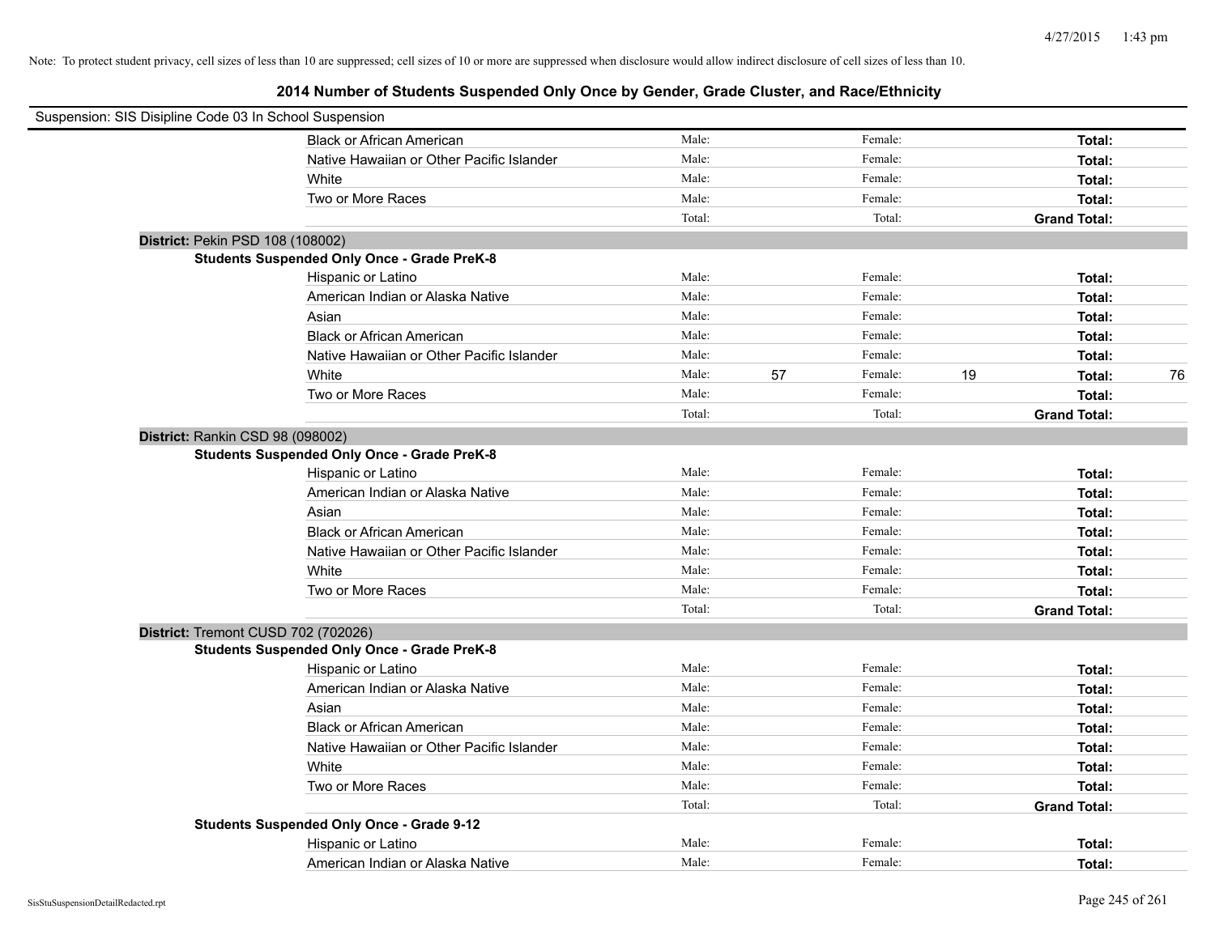Note: To protect student privacy, cell sizes of less than 10 are suppressed; cell sizes of 10 or more are suppressed when disclosure would allow indirect disclosure of cell sizes of less than 10.

## 2014 Number of Students Suspended Only Once by Gender, Grade Cluster, and Race/Ethnicity

Suspension: SIS Disipline Code 03 In School Suspension

| | | | | | | |
|---|---|---|---|---|---|---|
| Black or African American | Male: | | Female: | | **Total:** | |
| Native Hawaiian or Other Pacific Islander | Male: | | Female: | | **Total:** | |
| White | Male: | | Female: | | **Total:** | |
| Two or More Races | Male: | | Female: | | **Total:** | |
| | Total: | | Total: | | **Grand Total:** | |

**District:** Pekin PSD 108 (108002)

**Students Suspended Only Once - Grade PreK-8**

| | | | | | | |
|---|---|---|---|---|---|---|
| Hispanic or Latino | Male: | | Female: | | **Total:** | |
| American Indian or Alaska Native | Male: | | Female: | | **Total:** | |
| Asian | Male: | | Female: | | **Total:** | |
| Black or African American | Male: | | Female: | | **Total:** | |
| Native Hawaiian or Other Pacific Islander | Male: | | Female: | | **Total:** | |
| White | Male: | 57 | Female: | 19 | **Total:** | 76 |
| Two or More Races | Male: | | Female: | | **Total:** | |
| | Total: | | Total: | | **Grand Total:** | |

**District:** Rankin CSD 98 (098002)

**Students Suspended Only Once - Grade PreK-8**

| | | | | | | |
|---|---|---|---|---|---|---|
| Hispanic or Latino | Male: | | Female: | | **Total:** | |
| American Indian or Alaska Native | Male: | | Female: | | **Total:** | |
| Asian | Male: | | Female: | | **Total:** | |
| Black or African American | Male: | | Female: | | **Total:** | |
| Native Hawaiian or Other Pacific Islander | Male: | | Female: | | **Total:** | |
| White | Male: | | Female: | | **Total:** | |
| Two or More Races | Male: | | Female: | | **Total:** | |
| | Total: | | Total: | | **Grand Total:** | |

**District:** Tremont CUSD 702 (702026)

**Students Suspended Only Once - Grade PreK-8**

| | | | | | | |
|---|---|---|---|---|---|---|
| Hispanic or Latino | Male: | | Female: | | **Total:** | |
| American Indian or Alaska Native | Male: | | Female: | | **Total:** | |
| Asian | Male: | | Female: | | **Total:** | |
| Black or African American | Male: | | Female: | | **Total:** | |
| Native Hawaiian or Other Pacific Islander | Male: | | Female: | | **Total:** | |
| White | Male: | | Female: | | **Total:** | |
| Two or More Races | Male: | | Female: | | **Total:** | |
| | Total: | | Total: | | **Grand Total:** | |

**Students Suspended Only Once - Grade 9-12**

| | | | | | | |
|---|---|---|---|---|---|---|
| Hispanic or Latino | Male: | | Female: | | **Total:** | |
| American Indian or Alaska Native | Male: | | Female: | | **Total:** | |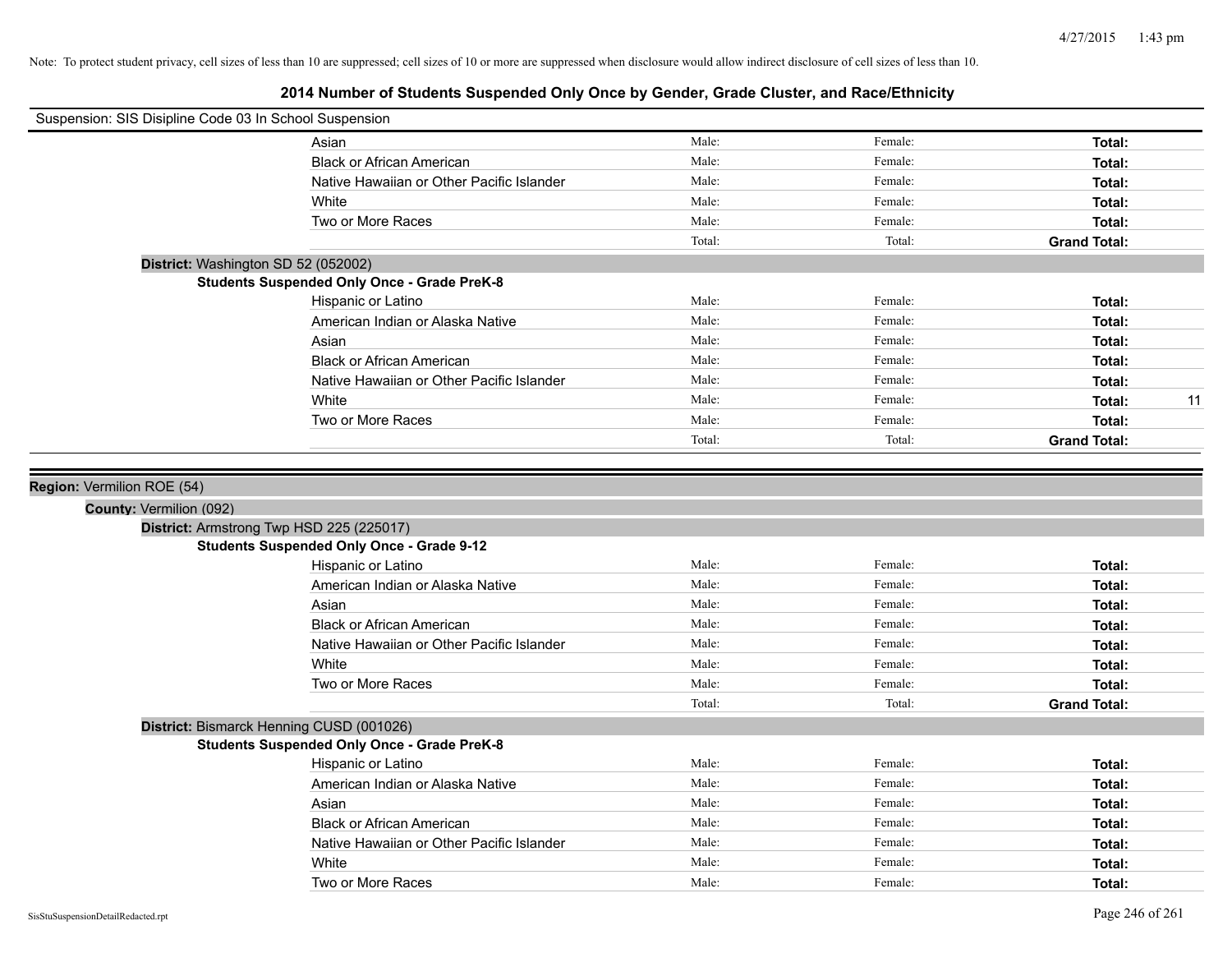Note: To protect student privacy, cell sizes of less than 10 are suppressed; cell sizes of 10 or more are suppressed when disclosure would allow indirect disclosure of cell sizes of less than 10.

# 2014 Number of Students Suspended Only Once by Gender, Grade Cluster, and Race/Ethnicity

Suspension: SIS Disipline Code 03 In School Suspension

| | | | | |
|---|---|---|---|---|
| Asian | Male: | Female: | **Total:** | |
| Black or African American | Male: | Female: | **Total:** | |
| Native Hawaiian or Other Pacific Islander | Male: | Female: | **Total:** | |
| White | Male: | Female: | **Total:** | |
| Two or More Races | Male: | Female: | **Total:** | |
| | Total: | Total: | **Grand Total:** | |

**District:** Washington SD 52 (052002)

**Students Suspended Only Once - Grade PreK-8**

| | | | | |
|---|---|---|---|---|
| Hispanic or Latino | Male: | Female: | **Total:** | |
| American Indian or Alaska Native | Male: | Female: | **Total:** | |
| Asian | Male: | Female: | **Total:** | |
| Black or African American | Male: | Female: | **Total:** | |
| Native Hawaiian or Other Pacific Islander | Male: | Female: | **Total:** | |
| White | Male: | Female: | **Total:** | 11 |
| Two or More Races | Male: | Female: | **Total:** | |
| | Total: | Total: | **Grand Total:** | |

**Region:** Vermilion ROE (54)

**County:** Vermilion (092)

**District:** Armstrong Twp HSD 225 (225017)

**Students Suspended Only Once - Grade 9-12**

| | | | | |
|---|---|---|---|---|
| Hispanic or Latino | Male: | Female: | **Total:** | |
| American Indian or Alaska Native | Male: | Female: | **Total:** | |
| Asian | Male: | Female: | **Total:** | |
| Black or African American | Male: | Female: | **Total:** | |
| Native Hawaiian or Other Pacific Islander | Male: | Female: | **Total:** | |
| White | Male: | Female: | **Total:** | |
| Two or More Races | Male: | Female: | **Total:** | |
| | Total: | Total: | **Grand Total:** | |

**District:** Bismarck Henning CUSD (001026)

**Students Suspended Only Once - Grade PreK-8**

| | | | | |
|---|---|---|---|---|
| Hispanic or Latino | Male: | Female: | **Total:** | |
| American Indian or Alaska Native | Male: | Female: | **Total:** | |
| Asian | Male: | Female: | **Total:** | |
| Black or African American | Male: | Female: | **Total:** | |
| Native Hawaiian or Other Pacific Islander | Male: | Female: | **Total:** | |
| White | Male: | Female: | **Total:** | |
| Two or More Races | Male: | Female: | **Total:** | |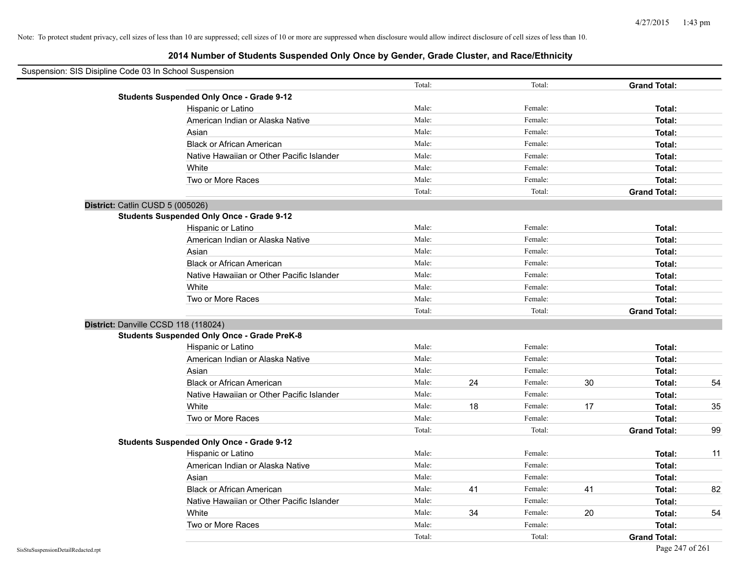Note: To protect student privacy, cell sizes of less than 10 are suppressed; cell sizes of 10 or more are suppressed when disclosure would allow indirect disclosure of cell sizes of less than 10.

# 2014 Number of Students Suspended Only Once by Gender, Grade Cluster, and Race/Ethnicity

Suspension: SIS Disipline Code 03 In School Suspension

| | | | | | | |
|---|---|---|---|---|---|---|
| | Total: | | Total: | | **Grand Total:** | |
| **Students Suspended Only Once - Grade 9-12** | | | | | | |
| Hispanic or Latino | Male: | | Female: | | **Total:** | |
| American Indian or Alaska Native | Male: | | Female: | | **Total:** | |
| Asian | Male: | | Female: | | **Total:** | |
| Black or African American | Male: | | Female: | | **Total:** | |
| Native Hawaiian or Other Pacific Islander | Male: | | Female: | | **Total:** | |
| White | Male: | | Female: | | **Total:** | |
| Two or More Races | Male: | | Female: | | **Total:** | |
| | Total: | | Total: | | **Grand Total:** | |

**District:** Catlin CUSD 5 (005026)

| | | | | | | |
|---|---|---|---|---|---|---|
| **Students Suspended Only Once - Grade 9-12** | | | | | | |
| Hispanic or Latino | Male: | | Female: | | **Total:** | |
| American Indian or Alaska Native | Male: | | Female: | | **Total:** | |
| Asian | Male: | | Female: | | **Total:** | |
| Black or African American | Male: | | Female: | | **Total:** | |
| Native Hawaiian or Other Pacific Islander | Male: | | Female: | | **Total:** | |
| White | Male: | | Female: | | **Total:** | |
| Two or More Races | Male: | | Female: | | **Total:** | |
| | Total: | | Total: | | **Grand Total:** | |

**District:** Danville CCSD 118 (118024)

| | | | | | | |
|---|---|---|---|---|---|---|
| **Students Suspended Only Once - Grade PreK-8** | | | | | | |
| Hispanic or Latino | Male: | | Female: | | **Total:** | |
| American Indian or Alaska Native | Male: | | Female: | | **Total:** | |
| Asian | Male: | | Female: | | **Total:** | |
| Black or African American | Male: | 24 | Female: | 30 | **Total:** | 54 |
| Native Hawaiian or Other Pacific Islander | Male: | | Female: | | **Total:** | |
| White | Male: | 18 | Female: | 17 | **Total:** | 35 |
| Two or More Races | Male: | | Female: | | **Total:** | |
| | Total: | | Total: | | **Grand Total:** | 99 |
| **Students Suspended Only Once - Grade 9-12** | | | | | | |
| Hispanic or Latino | Male: | | Female: | | **Total:** | 11 |
| American Indian or Alaska Native | Male: | | Female: | | **Total:** | |
| Asian | Male: | | Female: | | **Total:** | |
| Black or African American | Male: | 41 | Female: | 41 | **Total:** | 82 |
| Native Hawaiian or Other Pacific Islander | Male: | | Female: | | **Total:** | |
| White | Male: | 34 | Female: | 20 | **Total:** | 54 |
| Two or More Races | Male: | | Female: | | **Total:** | |
| | Total: | | Total: | | **Grand Total:** | |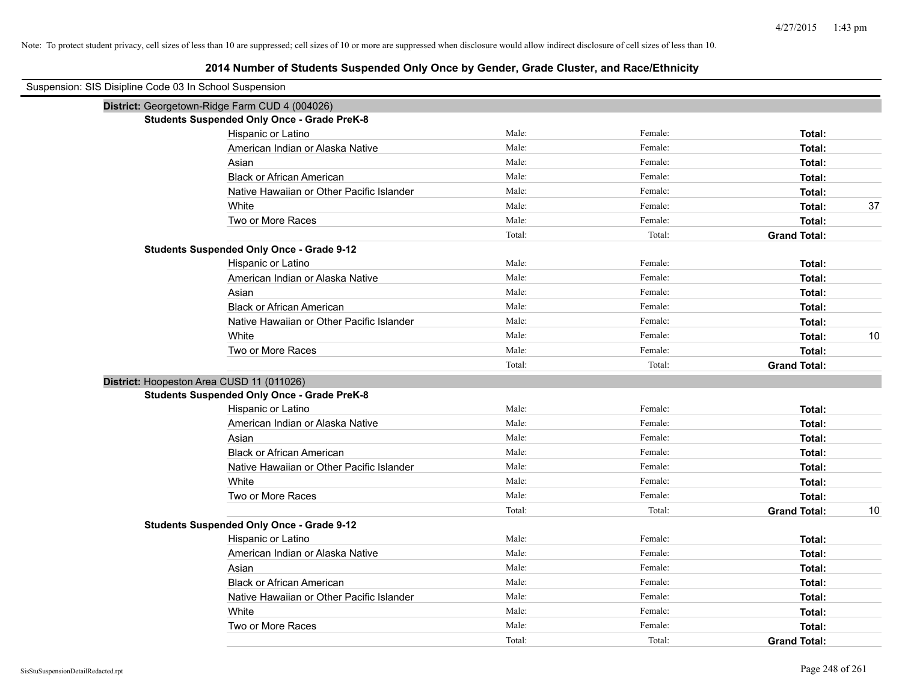Note: To protect student privacy, cell sizes of less than 10 are suppressed; cell sizes of 10 or more are suppressed when disclosure would allow indirect disclosure of cell sizes of less than 10.

# 2014 Number of Students Suspended Only Once by Gender, Grade Cluster, and Race/Ethnicity

Suspension: SIS Disipline Code 03 In School Suspension

## District: Georgetown-Ridge Farm CUD 4 (004026)

### Students Suspended Only Once - Grade PreK-8

| Race/Ethnicity | Male: | Female: | Total: | |
|---|---|---|---|---|
| Hispanic or Latino | Male: | Female: | Total: | |
| American Indian or Alaska Native | Male: | Female: | Total: | |
| Asian | Male: | Female: | Total: | |
| Black or African American | Male: | Female: | Total: | |
| Native Hawaiian or Other Pacific Islander | Male: | Female: | Total: | |
| White | Male: | Female: | Total: | 37 |
| Two or More Races | Male: | Female: | Total: | |
| | Total: | Total: | Grand Total: | |

### Students Suspended Only Once - Grade 9-12

| Race/Ethnicity | Male: | Female: | Total: | |
|---|---|---|---|---|
| Hispanic or Latino | Male: | Female: | Total: | |
| American Indian or Alaska Native | Male: | Female: | Total: | |
| Asian | Male: | Female: | Total: | |
| Black or African American | Male: | Female: | Total: | |
| Native Hawaiian or Other Pacific Islander | Male: | Female: | Total: | |
| White | Male: | Female: | Total: | 10 |
| Two or More Races | Male: | Female: | Total: | |
| | Total: | Total: | Grand Total: | |

## District: Hoopeston Area CUSD 11 (011026)

### Students Suspended Only Once - Grade PreK-8

| Race/Ethnicity | Male: | Female: | Total: | |
|---|---|---|---|---|
| Hispanic or Latino | Male: | Female: | Total: | |
| American Indian or Alaska Native | Male: | Female: | Total: | |
| Asian | Male: | Female: | Total: | |
| Black or African American | Male: | Female: | Total: | |
| Native Hawaiian or Other Pacific Islander | Male: | Female: | Total: | |
| White | Male: | Female: | Total: | |
| Two or More Races | Male: | Female: | Total: | |
| | Total: | Total: | Grand Total: | 10 |

### Students Suspended Only Once - Grade 9-12

| Race/Ethnicity | Male: | Female: | Total: | |
|---|---|---|---|---|
| Hispanic or Latino | Male: | Female: | Total: | |
| American Indian or Alaska Native | Male: | Female: | Total: | |
| Asian | Male: | Female: | Total: | |
| Black or African American | Male: | Female: | Total: | |
| Native Hawaiian or Other Pacific Islander | Male: | Female: | Total: | |
| White | Male: | Female: | Total: | |
| Two or More Races | Male: | Female: | Total: | |
| | Total: | Total: | Grand Total: | |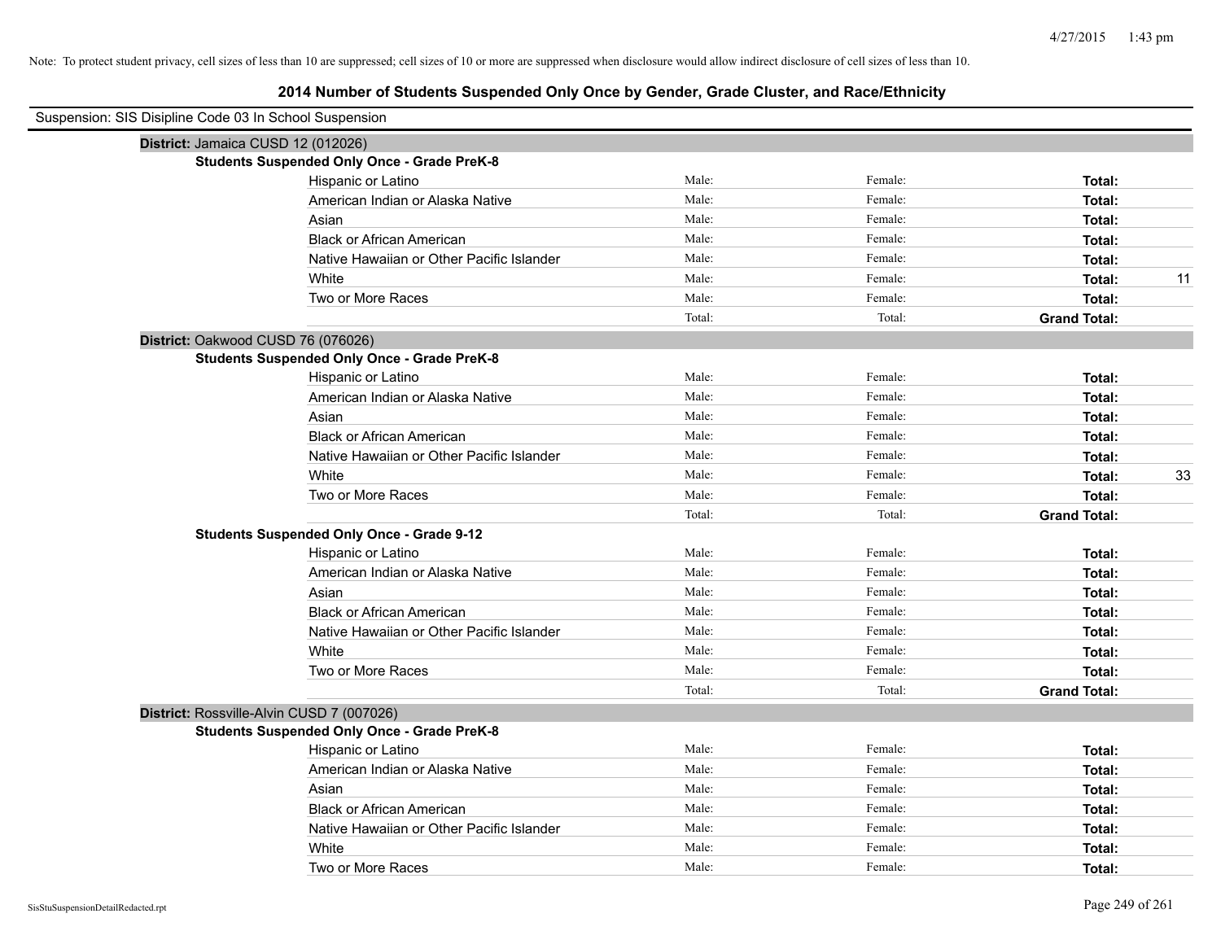Note: To protect student privacy, cell sizes of less than 10 are suppressed; cell sizes of 10 or more are suppressed when disclosure would allow indirect disclosure of cell sizes of less than 10.

## 2014 Number of Students Suspended Only Once by Gender, Grade Cluster, and Race/Ethnicity

Suspension: SIS Disipline Code 03 In School Suspension

**District:** Jamaica CUSD 12 (012026)

**Students Suspended Only Once - Grade PreK-8**

| Race/Ethnicity | Male: | Female: | Total: | |
|---|---|---|---|---|
| Hispanic or Latino | Male: | Female: | **Total:** | |
| American Indian or Alaska Native | Male: | Female: | **Total:** | |
| Asian | Male: | Female: | **Total:** | |
| Black or African American | Male: | Female: | **Total:** | |
| Native Hawaiian or Other Pacific Islander | Male: | Female: | **Total:** | |
| White | Male: | Female: | **Total:** | 11 |
| Two or More Races | Male: | Female: | **Total:** | |
| | Total: | Total: | **Grand Total:** | |

**District:** Oakwood CUSD 76 (076026)

**Students Suspended Only Once - Grade PreK-8**

| Race/Ethnicity | Male: | Female: | Total: | |
|---|---|---|---|---|
| Hispanic or Latino | Male: | Female: | **Total:** | |
| American Indian or Alaska Native | Male: | Female: | **Total:** | |
| Asian | Male: | Female: | **Total:** | |
| Black or African American | Male: | Female: | **Total:** | |
| Native Hawaiian or Other Pacific Islander | Male: | Female: | **Total:** | |
| White | Male: | Female: | **Total:** | 33 |
| Two or More Races | Male: | Female: | **Total:** | |
| | Total: | Total: | **Grand Total:** | |

**Students Suspended Only Once - Grade 9-12**

| Race/Ethnicity | Male: | Female: | Total: | |
|---|---|---|---|---|
| Hispanic or Latino | Male: | Female: | **Total:** | |
| American Indian or Alaska Native | Male: | Female: | **Total:** | |
| Asian | Male: | Female: | **Total:** | |
| Black or African American | Male: | Female: | **Total:** | |
| Native Hawaiian or Other Pacific Islander | Male: | Female: | **Total:** | |
| White | Male: | Female: | **Total:** | |
| Two or More Races | Male: | Female: | **Total:** | |
| | Total: | Total: | **Grand Total:** | |

**District:** Rossville-Alvin CUSD 7 (007026)

**Students Suspended Only Once - Grade PreK-8**

| Race/Ethnicity | Male: | Female: | Total: | |
|---|---|---|---|---|
| Hispanic or Latino | Male: | Female: | **Total:** | |
| American Indian or Alaska Native | Male: | Female: | **Total:** | |
| Asian | Male: | Female: | **Total:** | |
| Black or African American | Male: | Female: | **Total:** | |
| Native Hawaiian or Other Pacific Islander | Male: | Female: | **Total:** | |
| White | Male: | Female: | **Total:** | |
| Two or More Races | Male: | Female: | **Total:** | |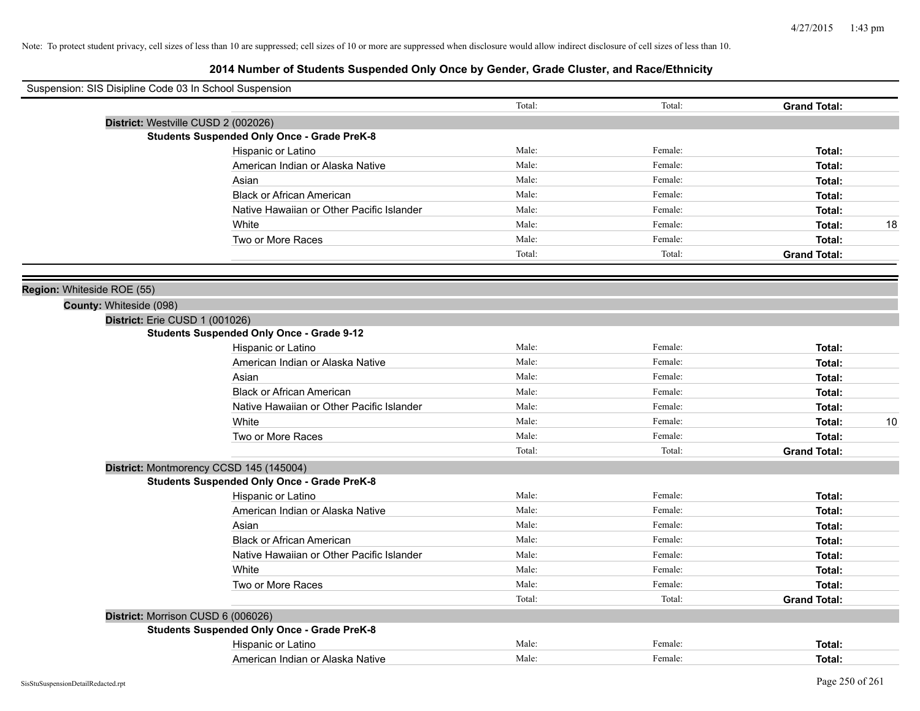Note: To protect student privacy, cell sizes of less than 10 are suppressed; cell sizes of 10 or more are suppressed when disclosure would allow indirect disclosure of cell sizes of less than 10.

# 2014 Number of Students Suspended Only Once by Gender, Grade Cluster, and Race/Ethnicity

Suspension: SIS Disipline Code 03 In School Suspension

| | | | | |
|---|---|---|---|---|
| | Total: | Total: | **Grand Total:** | |
| **District:** Westville CUSD 2 (002026) | | | | |
| **Students Suspended Only Once - Grade PreK-8** | | | | |
| Hispanic or Latino | Male: | Female: | **Total:** | |
| American Indian or Alaska Native | Male: | Female: | **Total:** | |
| Asian | Male: | Female: | **Total:** | |
| Black or African American | Male: | Female: | **Total:** | |
| Native Hawaiian or Other Pacific Islander | Male: | Female: | **Total:** | |
| White | Male: | Female: | **Total:** | 18 |
| Two or More Races | Male: | Female: | **Total:** | |
| | Total: | Total: | **Grand Total:** | |

**Region:** Whiteside ROE (55)

**County:** Whiteside (098)

| | | | | |
|---|---|---|---|---|
| **District:** Erie CUSD 1 (001026) | | | | |
| **Students Suspended Only Once - Grade 9-12** | | | | |
| Hispanic or Latino | Male: | Female: | **Total:** | |
| American Indian or Alaska Native | Male: | Female: | **Total:** | |
| Asian | Male: | Female: | **Total:** | |
| Black or African American | Male: | Female: | **Total:** | |
| Native Hawaiian or Other Pacific Islander | Male: | Female: | **Total:** | |
| White | Male: | Female: | **Total:** | 10 |
| Two or More Races | Male: | Female: | **Total:** | |
| | Total: | Total: | **Grand Total:** | |
| **District:** Montmorency CCSD 145 (145004) | | | | |
| **Students Suspended Only Once - Grade PreK-8** | | | | |
| Hispanic or Latino | Male: | Female: | **Total:** | |
| American Indian or Alaska Native | Male: | Female: | **Total:** | |
| Asian | Male: | Female: | **Total:** | |
| Black or African American | Male: | Female: | **Total:** | |
| Native Hawaiian or Other Pacific Islander | Male: | Female: | **Total:** | |
| White | Male: | Female: | **Total:** | |
| Two or More Races | Male: | Female: | **Total:** | |
| | Total: | Total: | **Grand Total:** | |
| **District:** Morrison CUSD 6 (006026) | | | | |
| **Students Suspended Only Once - Grade PreK-8** | | | | |
| Hispanic or Latino | Male: | Female: | **Total:** | |
| American Indian or Alaska Native | Male: | Female: | **Total:** | |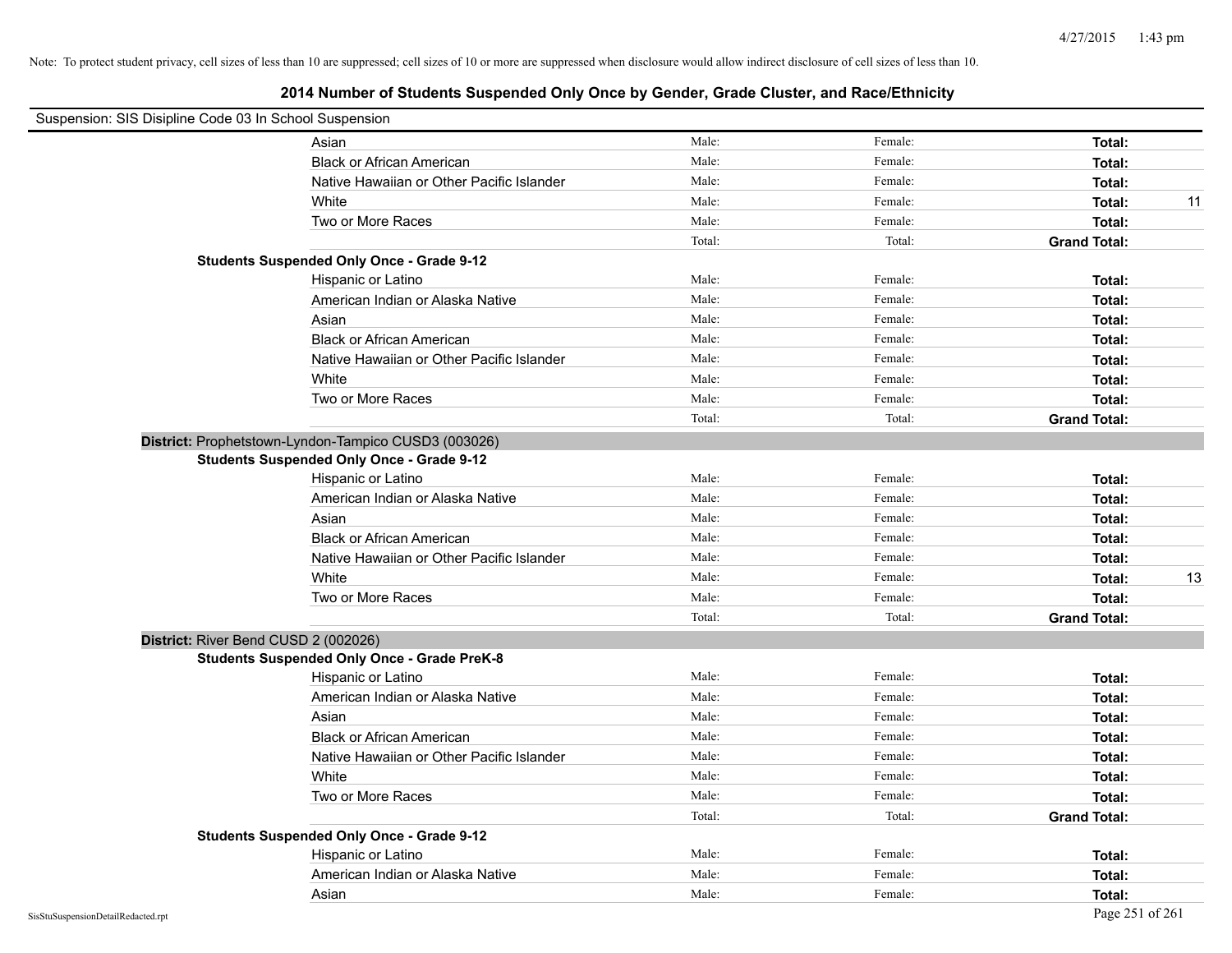Note: To protect student privacy, cell sizes of less than 10 are suppressed; cell sizes of 10 or more are suppressed when disclosure would allow indirect disclosure of cell sizes of less than 10.

## 2014 Number of Students Suspended Only Once by Gender, Grade Cluster, and Race/Ethnicity

Suspension: SIS Disipline Code 03 In School Suspension

| | | | | |
|---|---|---|---|---|
| Asian | Male: | Female: | **Total:** | |
| Black or African American | Male: | Female: | **Total:** | |
| Native Hawaiian or Other Pacific Islander | Male: | Female: | **Total:** | |
| White | Male: | Female: | **Total:** | 11 |
| Two or More Races | Male: | Female: | **Total:** | |
| | Total: | Total: | **Grand Total:** | |

**Students Suspended Only Once - Grade 9-12**

| | | | | |
|---|---|---|---|---|
| Hispanic or Latino | Male: | Female: | **Total:** | |
| American Indian or Alaska Native | Male: | Female: | **Total:** | |
| Asian | Male: | Female: | **Total:** | |
| Black or African American | Male: | Female: | **Total:** | |
| Native Hawaiian or Other Pacific Islander | Male: | Female: | **Total:** | |
| White | Male: | Female: | **Total:** | |
| Two or More Races | Male: | Female: | **Total:** | |
| | Total: | Total: | **Grand Total:** | |

**District:** Prophetstown-Lyndon-Tampico CUSD3 (003026)

**Students Suspended Only Once - Grade 9-12**

| | | | | |
|---|---|---|---|---|
| Hispanic or Latino | Male: | Female: | **Total:** | |
| American Indian or Alaska Native | Male: | Female: | **Total:** | |
| Asian | Male: | Female: | **Total:** | |
| Black or African American | Male: | Female: | **Total:** | |
| Native Hawaiian or Other Pacific Islander | Male: | Female: | **Total:** | |
| White | Male: | Female: | **Total:** | 13 |
| Two or More Races | Male: | Female: | **Total:** | |
| | Total: | Total: | **Grand Total:** | |

**District:** River Bend CUSD 2 (002026)

**Students Suspended Only Once - Grade PreK-8**

| | | | | |
|---|---|---|---|---|
| Hispanic or Latino | Male: | Female: | **Total:** | |
| American Indian or Alaska Native | Male: | Female: | **Total:** | |
| Asian | Male: | Female: | **Total:** | |
| Black or African American | Male: | Female: | **Total:** | |
| Native Hawaiian or Other Pacific Islander | Male: | Female: | **Total:** | |
| White | Male: | Female: | **Total:** | |
| Two or More Races | Male: | Female: | **Total:** | |
| | Total: | Total: | **Grand Total:** | |

**Students Suspended Only Once - Grade 9-12**

| | | | | |
|---|---|---|---|---|
| Hispanic or Latino | Male: | Female: | **Total:** | |
| American Indian or Alaska Native | Male: | Female: | **Total:** | |
| Asian | Male: | Female: | **Total:** | |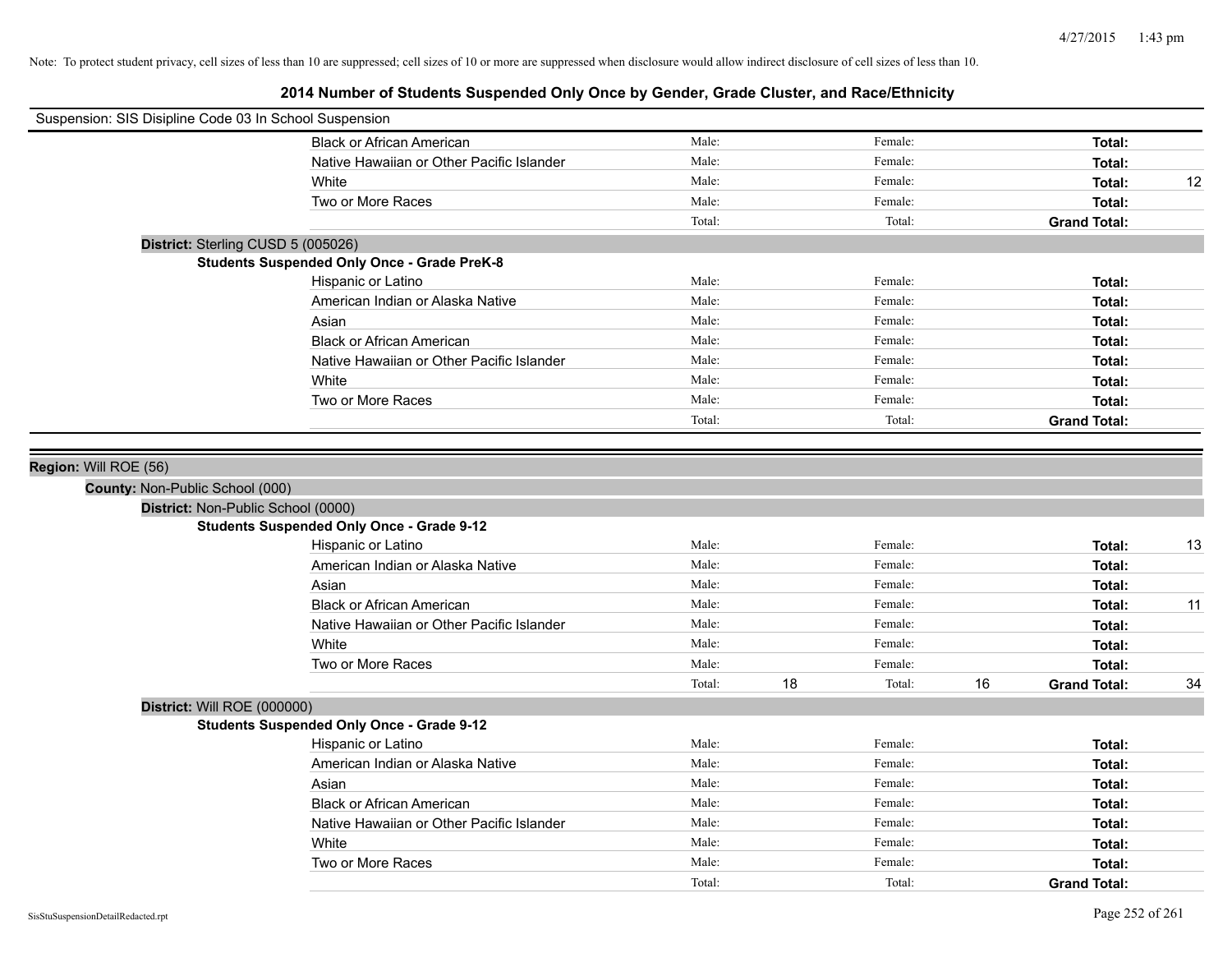Note: To protect student privacy, cell sizes of less than 10 are suppressed; cell sizes of 10 or more are suppressed when disclosure would allow indirect disclosure of cell sizes of less than 10.

# 2014 Number of Students Suspended Only Once by Gender, Grade Cluster, and Race/Ethnicity

Suspension: SIS Disipline Code 03 In School Suspension

| | | | | | |
|---|---|---|---|---|---|
| Black or African American | Male: | | Female: | | **Total:** |
| Native Hawaiian or Other Pacific Islander | Male: | | Female: | | **Total:** |
| White | Male: | | Female: | | **Total:** 12 |
| Two or More Races | Male: | | Female: | | **Total:** |
| | Total: | | Total: | | **Grand Total:** |

**District:** Sterling CUSD 5 (005026)

**Students Suspended Only Once - Grade PreK-8**

| | | | | | |
|---|---|---|---|---|---|
| Hispanic or Latino | Male: | | Female: | | **Total:** |
| American Indian or Alaska Native | Male: | | Female: | | **Total:** |
| Asian | Male: | | Female: | | **Total:** |
| Black or African American | Male: | | Female: | | **Total:** |
| Native Hawaiian or Other Pacific Islander | Male: | | Female: | | **Total:** |
| White | Male: | | Female: | | **Total:** |
| Two or More Races | Male: | | Female: | | **Total:** |
| | Total: | | Total: | | **Grand Total:** |

**Region:** Will ROE (56)

**County:** Non-Public School (000)

**District:** Non-Public School (0000)

**Students Suspended Only Once - Grade 9-12**

| | | | | | |
|---|---|---|---|---|---|
| Hispanic or Latino | Male: | | Female: | | **Total:** 13 |
| American Indian or Alaska Native | Male: | | Female: | | **Total:** |
| Asian | Male: | | Female: | | **Total:** |
| Black or African American | Male: | | Female: | | **Total:** 11 |
| Native Hawaiian or Other Pacific Islander | Male: | | Female: | | **Total:** |
| White | Male: | | Female: | | **Total:** |
| Two or More Races | Male: | | Female: | | **Total:** |
| | Total: | 18 | Total: | 16 | **Grand Total:** 34 |

**District:** Will ROE (000000)

**Students Suspended Only Once - Grade 9-12**

| | | | | | |
|---|---|---|---|---|---|
| Hispanic or Latino | Male: | | Female: | | **Total:** |
| American Indian or Alaska Native | Male: | | Female: | | **Total:** |
| Asian | Male: | | Female: | | **Total:** |
| Black or African American | Male: | | Female: | | **Total:** |
| Native Hawaiian or Other Pacific Islander | Male: | | Female: | | **Total:** |
| White | Male: | | Female: | | **Total:** |
| Two or More Races | Male: | | Female: | | **Total:** |
| | Total: | | Total: | | **Grand Total:** |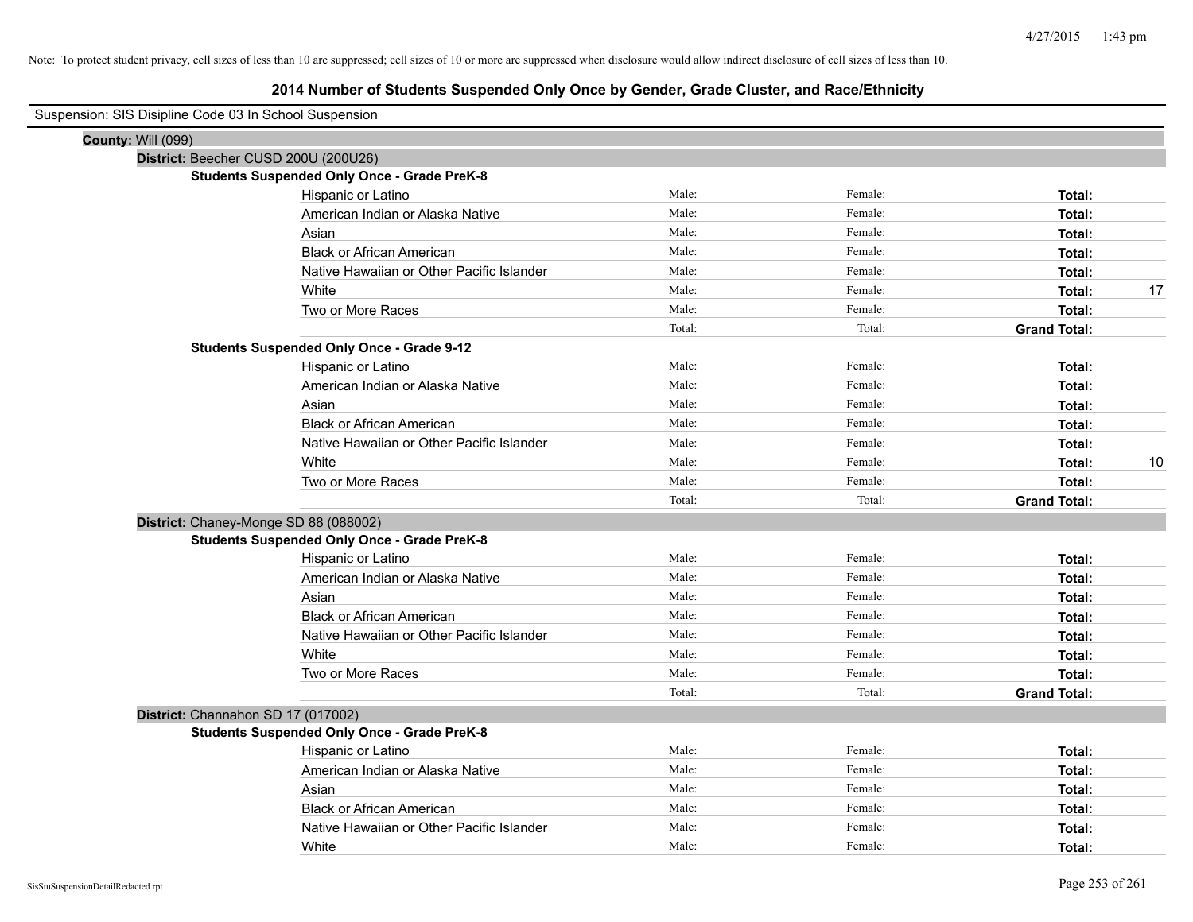Note: To protect student privacy, cell sizes of less than 10 are suppressed; cell sizes of 10 or more are suppressed when disclosure would allow indirect disclosure of cell sizes of less than 10.

## 2014 Number of Students Suspended Only Once by Gender, Grade Cluster, and Race/Ethnicity

Suspension: SIS Disipline Code 03 In School Suspension

**County:** Will (099)

**District:** Beecher CUSD 200U (200U26)

**Students Suspended Only Once - Grade PreK-8**

| | | | | |
|---|---|---|---|---|
| Hispanic or Latino | Male: | Female: | **Total:** | |
| American Indian or Alaska Native | Male: | Female: | **Total:** | |
| Asian | Male: | Female: | **Total:** | |
| Black or African American | Male: | Female: | **Total:** | |
| Native Hawaiian or Other Pacific Islander | Male: | Female: | **Total:** | |
| White | Male: | Female: | **Total:** | 17 |
| Two or More Races | Male: | Female: | **Total:** | |
| | Total: | Total: | **Grand Total:** | |

**Students Suspended Only Once - Grade 9-12**

| | | | | |
|---|---|---|---|---|
| Hispanic or Latino | Male: | Female: | **Total:** | |
| American Indian or Alaska Native | Male: | Female: | **Total:** | |
| Asian | Male: | Female: | **Total:** | |
| Black or African American | Male: | Female: | **Total:** | |
| Native Hawaiian or Other Pacific Islander | Male: | Female: | **Total:** | |
| White | Male: | Female: | **Total:** | 10 |
| Two or More Races | Male: | Female: | **Total:** | |
| | Total: | Total: | **Grand Total:** | |

**District:** Chaney-Monge SD 88 (088002)

**Students Suspended Only Once - Grade PreK-8**

| | | | | |
|---|---|---|---|---|
| Hispanic or Latino | Male: | Female: | **Total:** | |
| American Indian or Alaska Native | Male: | Female: | **Total:** | |
| Asian | Male: | Female: | **Total:** | |
| Black or African American | Male: | Female: | **Total:** | |
| Native Hawaiian or Other Pacific Islander | Male: | Female: | **Total:** | |
| White | Male: | Female: | **Total:** | |
| Two or More Races | Male: | Female: | **Total:** | |
| | Total: | Total: | **Grand Total:** | |

**District:** Channahon SD 17 (017002)

**Students Suspended Only Once - Grade PreK-8**

| | | | | |
|---|---|---|---|---|
| Hispanic or Latino | Male: | Female: | **Total:** | |
| American Indian or Alaska Native | Male: | Female: | **Total:** | |
| Asian | Male: | Female: | **Total:** | |
| Black or African American | Male: | Female: | **Total:** | |
| Native Hawaiian or Other Pacific Islander | Male: | Female: | **Total:** | |
| White | Male: | Female: | **Total:** | |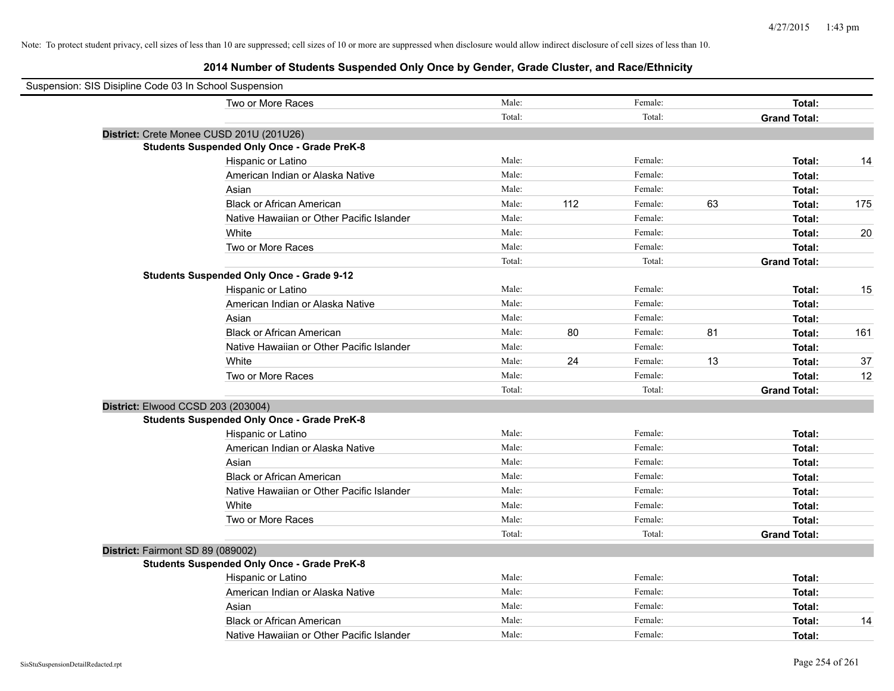Note: To protect student privacy, cell sizes of less than 10 are suppressed; cell sizes of 10 or more are suppressed when disclosure would allow indirect disclosure of cell sizes of less than 10.

# 2014 Number of Students Suspended Only Once by Gender, Grade Cluster, and Race/Ethnicity

Suspension: SIS Disipline Code 03 In School Suspension

| | | | | | | | |
|---|---|---|---|---|---|---|---|
| Two or More Races | Male: | | Female: | | **Total:** | |
| | Total: | | Total: | | **Grand Total:** | |

**District:** Crete Monee CUSD 201U (201U26)

**Students Suspended Only Once - Grade PreK-8**

| | | | | | | |
|---|---|---|---|---|---|---|
| Hispanic or Latino | Male: | | Female: | | **Total:** | 14 |
| American Indian or Alaska Native | Male: | | Female: | | **Total:** | |
| Asian | Male: | | Female: | | **Total:** | |
| Black or African American | Male: | 112 | Female: | 63 | **Total:** | 175 |
| Native Hawaiian or Other Pacific Islander | Male: | | Female: | | **Total:** | |
| White | Male: | | Female: | | **Total:** | 20 |
| Two or More Races | Male: | | Female: | | **Total:** | |
| | Total: | | Total: | | **Grand Total:** | |

**Students Suspended Only Once - Grade 9-12**

| | | | | | | |
|---|---|---|---|---|---|---|
| Hispanic or Latino | Male: | | Female: | | **Total:** | 15 |
| American Indian or Alaska Native | Male: | | Female: | | **Total:** | |
| Asian | Male: | | Female: | | **Total:** | |
| Black or African American | Male: | 80 | Female: | 81 | **Total:** | 161 |
| Native Hawaiian or Other Pacific Islander | Male: | | Female: | | **Total:** | |
| White | Male: | 24 | Female: | 13 | **Total:** | 37 |
| Two or More Races | Male: | | Female: | | **Total:** | 12 |
| | Total: | | Total: | | **Grand Total:** | |

**District:** Elwood CCSD 203 (203004)

**Students Suspended Only Once - Grade PreK-8**

| | | | | | | |
|---|---|---|---|---|---|---|
| Hispanic or Latino | Male: | | Female: | | **Total:** | |
| American Indian or Alaska Native | Male: | | Female: | | **Total:** | |
| Asian | Male: | | Female: | | **Total:** | |
| Black or African American | Male: | | Female: | | **Total:** | |
| Native Hawaiian or Other Pacific Islander | Male: | | Female: | | **Total:** | |
| White | Male: | | Female: | | **Total:** | |
| Two or More Races | Male: | | Female: | | **Total:** | |
| | Total: | | Total: | | **Grand Total:** | |

**District:** Fairmont SD 89 (089002)

**Students Suspended Only Once - Grade PreK-8**

| | | | | | | |
|---|---|---|---|---|---|---|
| Hispanic or Latino | Male: | | Female: | | **Total:** | |
| American Indian or Alaska Native | Male: | | Female: | | **Total:** | |
| Asian | Male: | | Female: | | **Total:** | |
| Black or African American | Male: | | Female: | | **Total:** | 14 |
| Native Hawaiian or Other Pacific Islander | Male: | | Female: | | **Total:** | |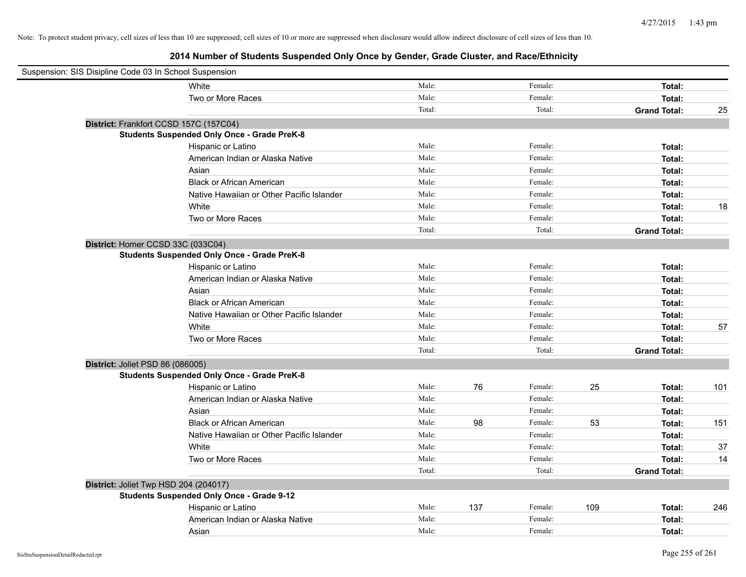Note: To protect student privacy, cell sizes of less than 10 are suppressed; cell sizes of 10 or more are suppressed when disclosure would allow indirect disclosure of cell sizes of less than 10.

# 2014 Number of Students Suspended Only Once by Gender, Grade Cluster, and Race/Ethnicity

Suspension: SIS Disipline Code 03 In School Suspension

| | | | | | | |
|---|---|---|---|---|---|---|
| White | Male: | | Female: | | **Total:** | |
| Two or More Races | Male: | | Female: | | **Total:** | |
| | Total: | | Total: | | **Grand Total:** | 25 |

**District:** Frankfort CCSD 157C (157C04)

**Students Suspended Only Once - Grade PreK-8**

| | | | | | | |
|---|---|---|---|---|---|---|
| Hispanic or Latino | Male: | | Female: | | **Total:** | |
| American Indian or Alaska Native | Male: | | Female: | | **Total:** | |
| Asian | Male: | | Female: | | **Total:** | |
| Black or African American | Male: | | Female: | | **Total:** | |
| Native Hawaiian or Other Pacific Islander | Male: | | Female: | | **Total:** | |
| White | Male: | | Female: | | **Total:** | 18 |
| Two or More Races | Male: | | Female: | | **Total:** | |
| | Total: | | Total: | | **Grand Total:** | |

**District:** Homer CCSD 33C (033C04)

**Students Suspended Only Once - Grade PreK-8**

| | | | | | | |
|---|---|---|---|---|---|---|
| Hispanic or Latino | Male: | | Female: | | **Total:** | |
| American Indian or Alaska Native | Male: | | Female: | | **Total:** | |
| Asian | Male: | | Female: | | **Total:** | |
| Black or African American | Male: | | Female: | | **Total:** | |
| Native Hawaiian or Other Pacific Islander | Male: | | Female: | | **Total:** | |
| White | Male: | | Female: | | **Total:** | 57 |
| Two or More Races | Male: | | Female: | | **Total:** | |
| | Total: | | Total: | | **Grand Total:** | |

**District:** Joliet PSD 86 (086005)

**Students Suspended Only Once - Grade PreK-8**

| | | | | | | |
|---|---|---|---|---|---|---|
| Hispanic or Latino | Male: | 76 | Female: | 25 | **Total:** | 101 |
| American Indian or Alaska Native | Male: | | Female: | | **Total:** | |
| Asian | Male: | | Female: | | **Total:** | |
| Black or African American | Male: | 98 | Female: | 53 | **Total:** | 151 |
| Native Hawaiian or Other Pacific Islander | Male: | | Female: | | **Total:** | |
| White | Male: | | Female: | | **Total:** | 37 |
| Two or More Races | Male: | | Female: | | **Total:** | 14 |
| | Total: | | Total: | | **Grand Total:** | |

**District:** Joliet Twp HSD 204 (204017)

**Students Suspended Only Once - Grade 9-12**

| | | | | | | |
|---|---|---|---|---|---|---|
| Hispanic or Latino | Male: | 137 | Female: | 109 | **Total:** | 246 |
| American Indian or Alaska Native | Male: | | Female: | | **Total:** | |
| Asian | Male: | | Female: | | **Total:** | |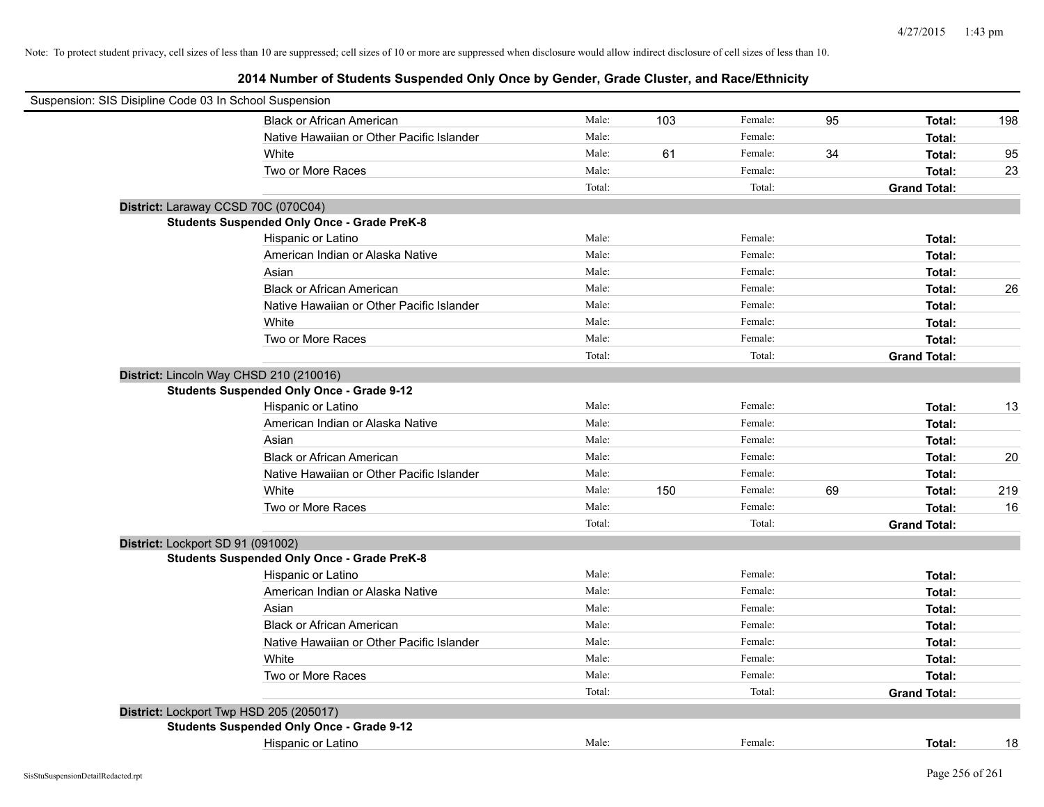Note: To protect student privacy, cell sizes of less than 10 are suppressed; cell sizes of 10 or more are suppressed when disclosure would allow indirect disclosure of cell sizes of less than 10.

## 2014 Number of Students Suspended Only Once by Gender, Grade Cluster, and Race/Ethnicity

Suspension: SIS Disipline Code 03 In School Suspension

| | | | | | | |
|---|---|---|---|---|---|---|
| Black or African American | Male: | 103 | Female: | 95 | **Total:** | 198 |
| Native Hawaiian or Other Pacific Islander | Male: | | Female: | | **Total:** | |
| White | Male: | 61 | Female: | 34 | **Total:** | 95 |
| Two or More Races | Male: | | Female: | | **Total:** | 23 |
| | Total: | | Total: | | **Grand Total:** | |

**District:** Laraway CCSD 70C (070C04)

**Students Suspended Only Once - Grade PreK-8**

| | | | | | | |
|---|---|---|---|---|---|---|
| Hispanic or Latino | Male: | | Female: | | **Total:** | |
| American Indian or Alaska Native | Male: | | Female: | | **Total:** | |
| Asian | Male: | | Female: | | **Total:** | |
| Black or African American | Male: | | Female: | | **Total:** | 26 |
| Native Hawaiian or Other Pacific Islander | Male: | | Female: | | **Total:** | |
| White | Male: | | Female: | | **Total:** | |
| Two or More Races | Male: | | Female: | | **Total:** | |
| | Total: | | Total: | | **Grand Total:** | |

**District:** Lincoln Way CHSD 210 (210016)

**Students Suspended Only Once - Grade 9-12**

| | | | | | | |
|---|---|---|---|---|---|---|
| Hispanic or Latino | Male: | | Female: | | **Total:** | 13 |
| American Indian or Alaska Native | Male: | | Female: | | **Total:** | |
| Asian | Male: | | Female: | | **Total:** | |
| Black or African American | Male: | | Female: | | **Total:** | 20 |
| Native Hawaiian or Other Pacific Islander | Male: | | Female: | | **Total:** | |
| White | Male: | 150 | Female: | 69 | **Total:** | 219 |
| Two or More Races | Male: | | Female: | | **Total:** | 16 |
| | Total: | | Total: | | **Grand Total:** | |

**District:** Lockport SD 91 (091002)

**Students Suspended Only Once - Grade PreK-8**

| | | | | | | |
|---|---|---|---|---|---|---|
| Hispanic or Latino | Male: | | Female: | | **Total:** | |
| American Indian or Alaska Native | Male: | | Female: | | **Total:** | |
| Asian | Male: | | Female: | | **Total:** | |
| Black or African American | Male: | | Female: | | **Total:** | |
| Native Hawaiian or Other Pacific Islander | Male: | | Female: | | **Total:** | |
| White | Male: | | Female: | | **Total:** | |
| Two or More Races | Male: | | Female: | | **Total:** | |
| | Total: | | Total: | | **Grand Total:** | |

**District:** Lockport Twp HSD 205 (205017)

**Students Suspended Only Once - Grade 9-12**

| | | | | | | |
|---|---|---|---|---|---|---|
| Hispanic or Latino | Male: | | Female: | | **Total:** | 18 |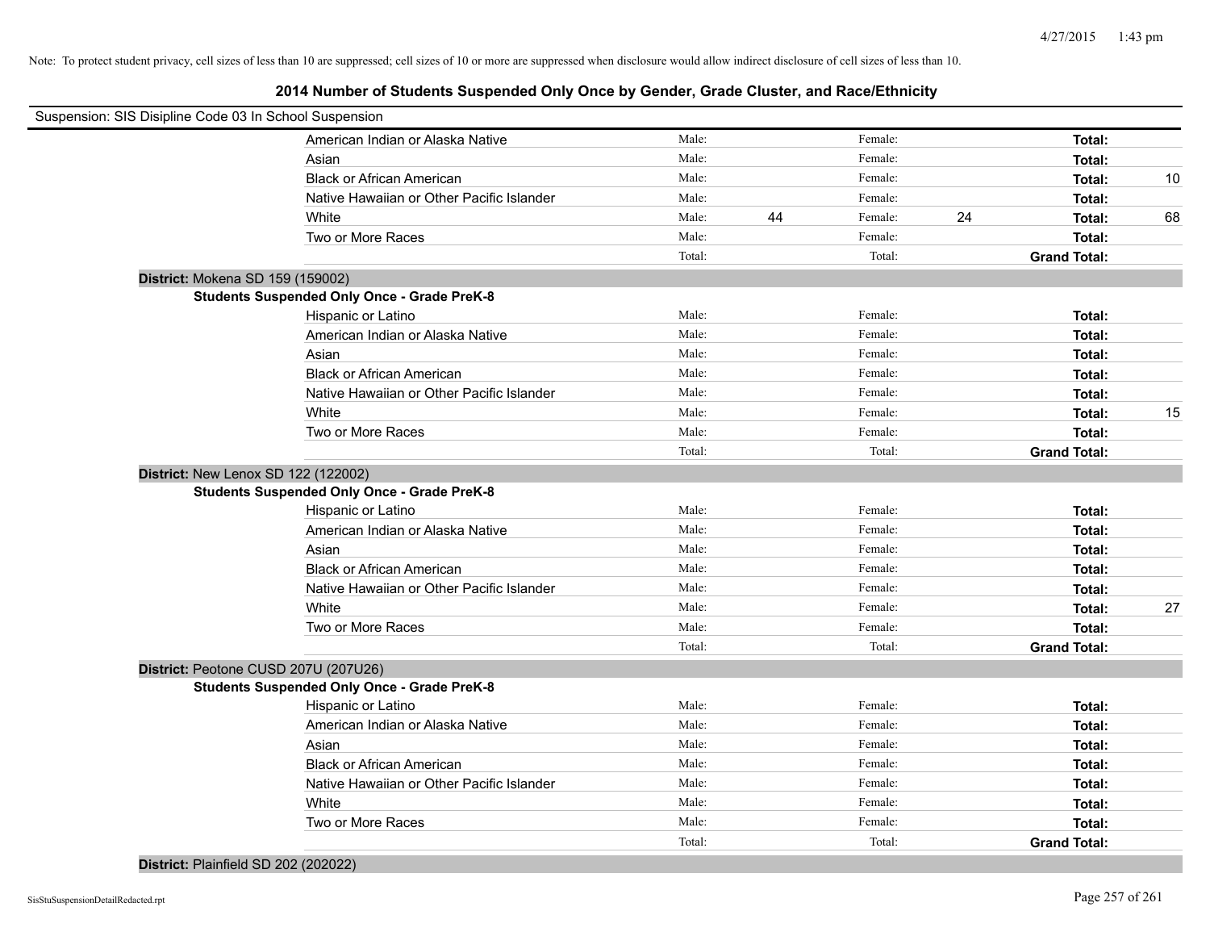Note: To protect student privacy, cell sizes of less than 10 are suppressed; cell sizes of 10 or more are suppressed when disclosure would allow indirect disclosure of cell sizes of less than 10.

## 2014 Number of Students Suspended Only Once by Gender, Grade Cluster, and Race/Ethnicity

Suspension: SIS Disipline Code 03 In School Suspension

| | Male: | | Female: | | | |
|---|---|---|---|---|---|---|
| American Indian or Alaska Native | Male: | | Female: | | **Total:** | |
| Asian | Male: | | Female: | | **Total:** | |
| Black or African American | Male: | | Female: | | **Total:** | 10 |
| Native Hawaiian or Other Pacific Islander | Male: | | Female: | | **Total:** | |
| White | Male: | 44 | Female: | 24 | **Total:** | 68 |
| Two or More Races | Male: | | Female: | | **Total:** | |
| | Total: | | Total: | | **Grand Total:** | |

**District:** Mokena SD 159 (159002)

**Students Suspended Only Once - Grade PreK-8**

| | | | | | | |
|---|---|---|---|---|---|---|
| Hispanic or Latino | Male: | | Female: | | **Total:** | |
| American Indian or Alaska Native | Male: | | Female: | | **Total:** | |
| Asian | Male: | | Female: | | **Total:** | |
| Black or African American | Male: | | Female: | | **Total:** | |
| Native Hawaiian or Other Pacific Islander | Male: | | Female: | | **Total:** | |
| White | Male: | | Female: | | **Total:** | 15 |
| Two or More Races | Male: | | Female: | | **Total:** | |
| | Total: | | Total: | | **Grand Total:** | |

**District:** New Lenox SD 122 (122002)

**Students Suspended Only Once - Grade PreK-8**

| | | | | | | |
|---|---|---|---|---|---|---|
| Hispanic or Latino | Male: | | Female: | | **Total:** | |
| American Indian or Alaska Native | Male: | | Female: | | **Total:** | |
| Asian | Male: | | Female: | | **Total:** | |
| Black or African American | Male: | | Female: | | **Total:** | |
| Native Hawaiian or Other Pacific Islander | Male: | | Female: | | **Total:** | |
| White | Male: | | Female: | | **Total:** | 27 |
| Two or More Races | Male: | | Female: | | **Total:** | |
| | Total: | | Total: | | **Grand Total:** | |

**District:** Peotone CUSD 207U (207U26)

**Students Suspended Only Once - Grade PreK-8**

| | | | | | | |
|---|---|---|---|---|---|---|
| Hispanic or Latino | Male: | | Female: | | **Total:** | |
| American Indian or Alaska Native | Male: | | Female: | | **Total:** | |
| Asian | Male: | | Female: | | **Total:** | |
| Black or African American | Male: | | Female: | | **Total:** | |
| Native Hawaiian or Other Pacific Islander | Male: | | Female: | | **Total:** | |
| White | Male: | | Female: | | **Total:** | |
| Two or More Races | Male: | | Female: | | **Total:** | |
| | Total: | | Total: | | **Grand Total:** | |

**District:** Plainfield SD 202 (202022)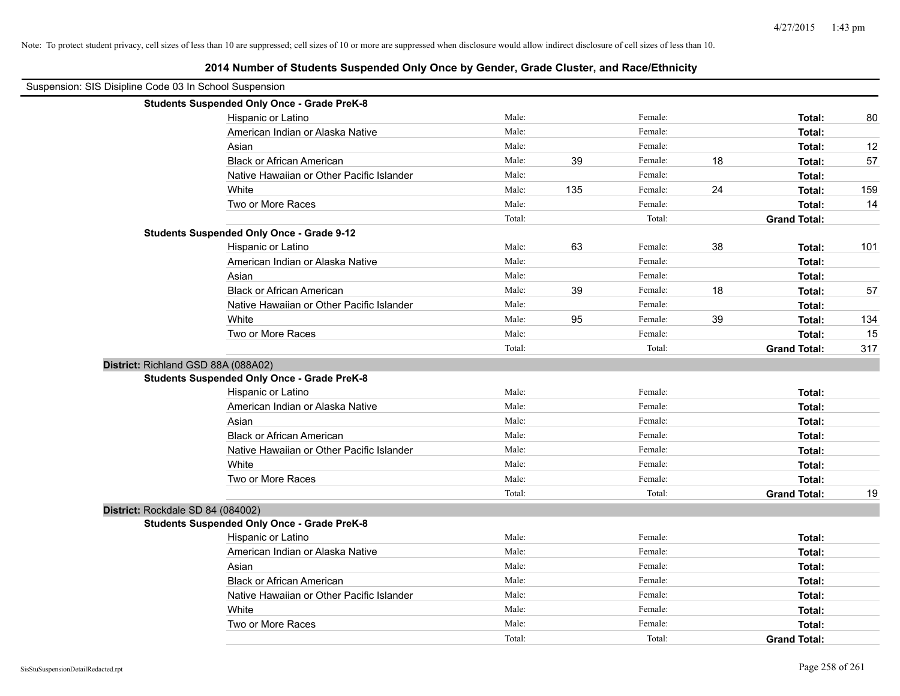Note: To protect student privacy, cell sizes of less than 10 are suppressed; cell sizes of 10 or more are suppressed when disclosure would allow indirect disclosure of cell sizes of less than 10.

## 2014 Number of Students Suspended Only Once by Gender, Grade Cluster, and Race/Ethnicity

Suspension: SIS Disipline Code 03 In School Suspension

| | | | | | | |
|---|---|---|---|---|---|---|
| **Students Suspended Only Once - Grade PreK-8** | | | | | | |
| Hispanic or Latino | Male: | | Female: | | **Total:** | 80 |
| American Indian or Alaska Native | Male: | | Female: | | **Total:** | |
| Asian | Male: | | Female: | | **Total:** | 12 |
| Black or African American | Male: | 39 | Female: | 18 | **Total:** | 57 |
| Native Hawaiian or Other Pacific Islander | Male: | | Female: | | **Total:** | |
| White | Male: | 135 | Female: | 24 | **Total:** | 159 |
| Two or More Races | Male: | | Female: | | **Total:** | 14 |
| | Total: | | Total: | | **Grand Total:** | |
| **Students Suspended Only Once - Grade 9-12** | | | | | | |
| Hispanic or Latino | Male: | 63 | Female: | 38 | **Total:** | 101 |
| American Indian or Alaska Native | Male: | | Female: | | **Total:** | |
| Asian | Male: | | Female: | | **Total:** | |
| Black or African American | Male: | 39 | Female: | 18 | **Total:** | 57 |
| Native Hawaiian or Other Pacific Islander | Male: | | Female: | | **Total:** | |
| White | Male: | 95 | Female: | 39 | **Total:** | 134 |
| Two or More Races | Male: | | Female: | | **Total:** | 15 |
| | Total: | | Total: | | **Grand Total:** | 317 |

**District:** Richland GSD 88A (088A02)

| | | | | | | |
|---|---|---|---|---|---|---|
| **Students Suspended Only Once - Grade PreK-8** | | | | | | |
| Hispanic or Latino | Male: | | Female: | | **Total:** | |
| American Indian or Alaska Native | Male: | | Female: | | **Total:** | |
| Asian | Male: | | Female: | | **Total:** | |
| Black or African American | Male: | | Female: | | **Total:** | |
| Native Hawaiian or Other Pacific Islander | Male: | | Female: | | **Total:** | |
| White | Male: | | Female: | | **Total:** | |
| Two or More Races | Male: | | Female: | | **Total:** | |
| | Total: | | Total: | | **Grand Total:** | 19 |

**District:** Rockdale SD 84 (084002)

| | | | | | | |
|---|---|---|---|---|---|---|
| **Students Suspended Only Once - Grade PreK-8** | | | | | | |
| Hispanic or Latino | Male: | | Female: | | **Total:** | |
| American Indian or Alaska Native | Male: | | Female: | | **Total:** | |
| Asian | Male: | | Female: | | **Total:** | |
| Black or African American | Male: | | Female: | | **Total:** | |
| Native Hawaiian or Other Pacific Islander | Male: | | Female: | | **Total:** | |
| White | Male: | | Female: | | **Total:** | |
| Two or More Races | Male: | | Female: | | **Total:** | |
| | Total: | | Total: | | **Grand Total:** | |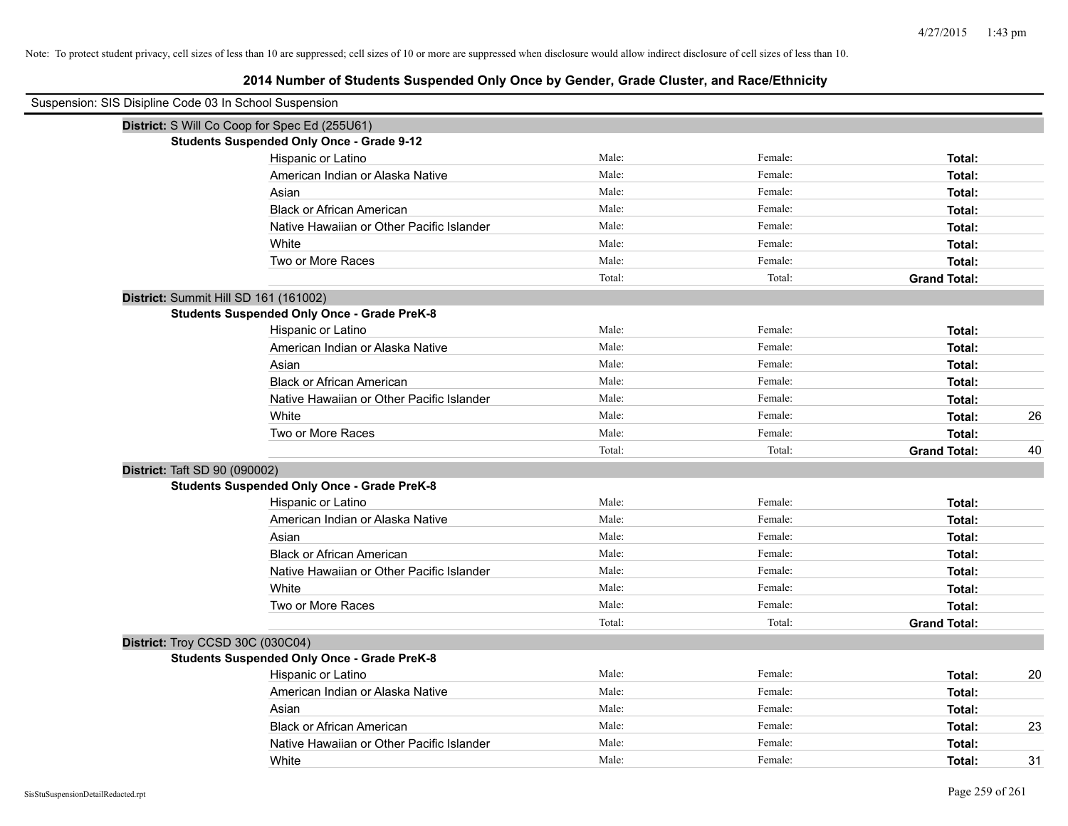Note: To protect student privacy, cell sizes of less than 10 are suppressed; cell sizes of 10 or more are suppressed when disclosure would allow indirect disclosure of cell sizes of less than 10.

# 2014 Number of Students Suspended Only Once by Gender, Grade Cluster, and Race/Ethnicity

Suspension: SIS Disipline Code 03 In School Suspension

**District:** S Will Co Coop for Spec Ed (255U61)

**Students Suspended Only Once - Grade 9-12**

| Race/Ethnicity | Male | Female | Total |
|---|---|---|---|
| Hispanic or Latino | Male: | Female: | **Total:** |
| American Indian or Alaska Native | Male: | Female: | **Total:** |
| Asian | Male: | Female: | **Total:** |
| Black or African American | Male: | Female: | **Total:** |
| Native Hawaiian or Other Pacific Islander | Male: | Female: | **Total:** |
| White | Male: | Female: | **Total:** |
| Two or More Races | Male: | Female: | **Total:** |
| | Total: | Total: | **Grand Total:** |

**District:** Summit Hill SD 161 (161002)

**Students Suspended Only Once - Grade PreK-8**

| Race/Ethnicity | Male | Female | Total |
|---|---|---|---|
| Hispanic or Latino | Male: | Female: | **Total:** |
| American Indian or Alaska Native | Male: | Female: | **Total:** |
| Asian | Male: | Female: | **Total:** |
| Black or African American | Male: | Female: | **Total:** |
| Native Hawaiian or Other Pacific Islander | Male: | Female: | **Total:** |
| White | Male: | Female: | **Total:** 26 |
| Two or More Races | Male: | Female: | **Total:** |
| | Total: | Total: | **Grand Total:** 40 |

**District:** Taft SD 90 (090002)

**Students Suspended Only Once - Grade PreK-8**

| Race/Ethnicity | Male | Female | Total |
|---|---|---|---|
| Hispanic or Latino | Male: | Female: | **Total:** |
| American Indian or Alaska Native | Male: | Female: | **Total:** |
| Asian | Male: | Female: | **Total:** |
| Black or African American | Male: | Female: | **Total:** |
| Native Hawaiian or Other Pacific Islander | Male: | Female: | **Total:** |
| White | Male: | Female: | **Total:** |
| Two or More Races | Male: | Female: | **Total:** |
| | Total: | Total: | **Grand Total:** |

**District:** Troy CCSD 30C (030C04)

**Students Suspended Only Once - Grade PreK-8**

| Race/Ethnicity | Male | Female | Total |
|---|---|---|---|
| Hispanic or Latino | Male: | Female: | **Total:** 20 |
| American Indian or Alaska Native | Male: | Female: | **Total:** |
| Asian | Male: | Female: | **Total:** |
| Black or African American | Male: | Female: | **Total:** 23 |
| Native Hawaiian or Other Pacific Islander | Male: | Female: | **Total:** |
| White | Male: | Female: | **Total:** 31 |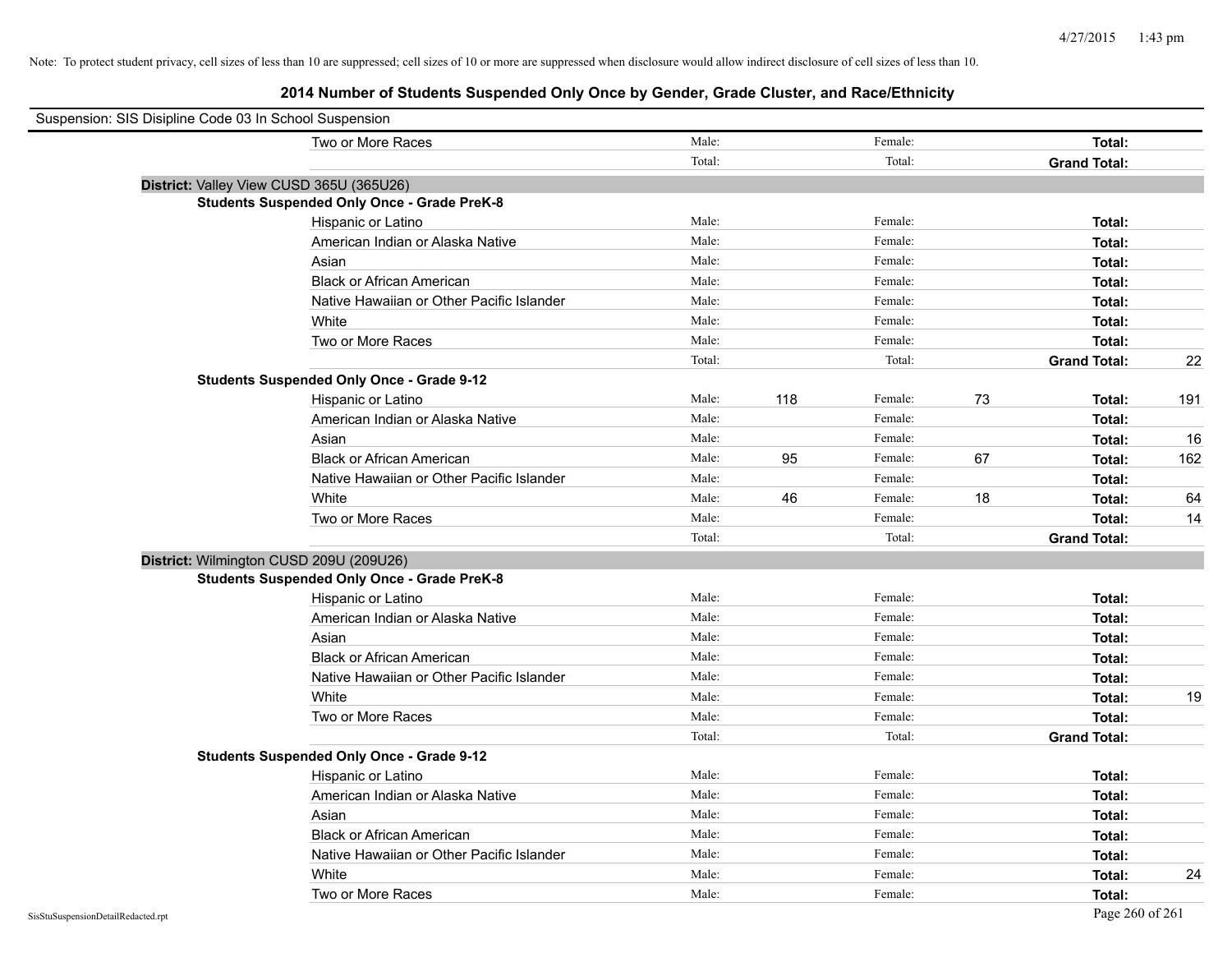Note: To protect student privacy, cell sizes of less than 10 are suppressed; cell sizes of 10 or more are suppressed when disclosure would allow indirect disclosure of cell sizes of less than 10.

# 2014 Number of Students Suspended Only Once by Gender, Grade Cluster, and Race/Ethnicity

Suspension: SIS Disipline Code 03 In School Suspension

| | | | | | | | |
|---|---|---|---|---|---|---|---|
| Two or More Races | Male: | | Female: | | **Total:** | |
| | Total: | | Total: | | **Grand Total:** | |

**District:** Valley View CUSD 365U (365U26)

**Students Suspended Only Once - Grade PreK-8**

| | | | | | | |
|---|---|---|---|---|---|---|
| Hispanic or Latino | Male: | | Female: | | **Total:** | |
| American Indian or Alaska Native | Male: | | Female: | | **Total:** | |
| Asian | Male: | | Female: | | **Total:** | |
| Black or African American | Male: | | Female: | | **Total:** | |
| Native Hawaiian or Other Pacific Islander | Male: | | Female: | | **Total:** | |
| White | Male: | | Female: | | **Total:** | |
| Two or More Races | Male: | | Female: | | **Total:** | |
| | Total: | | Total: | | **Grand Total:** | 22 |

**Students Suspended Only Once - Grade 9-12**

| | | | | | | |
|---|---|---|---|---|---|---|
| Hispanic or Latino | Male: | 118 | Female: | 73 | **Total:** | 191 |
| American Indian or Alaska Native | Male: | | Female: | | **Total:** | |
| Asian | Male: | | Female: | | **Total:** | 16 |
| Black or African American | Male: | 95 | Female: | 67 | **Total:** | 162 |
| Native Hawaiian or Other Pacific Islander | Male: | | Female: | | **Total:** | |
| White | Male: | 46 | Female: | 18 | **Total:** | 64 |
| Two or More Races | Male: | | Female: | | **Total:** | 14 |
| | Total: | | Total: | | **Grand Total:** | |

**District:** Wilmington CUSD 209U (209U26)

**Students Suspended Only Once - Grade PreK-8**

| | | | | | | |
|---|---|---|---|---|---|---|
| Hispanic or Latino | Male: | | Female: | | **Total:** | |
| American Indian or Alaska Native | Male: | | Female: | | **Total:** | |
| Asian | Male: | | Female: | | **Total:** | |
| Black or African American | Male: | | Female: | | **Total:** | |
| Native Hawaiian or Other Pacific Islander | Male: | | Female: | | **Total:** | |
| White | Male: | | Female: | | **Total:** | 19 |
| Two or More Races | Male: | | Female: | | **Total:** | |
| | Total: | | Total: | | **Grand Total:** | |

**Students Suspended Only Once - Grade 9-12**

| | | | | | | |
|---|---|---|---|---|---|---|
| Hispanic or Latino | Male: | | Female: | | **Total:** | |
| American Indian or Alaska Native | Male: | | Female: | | **Total:** | |
| Asian | Male: | | Female: | | **Total:** | |
| Black or African American | Male: | | Female: | | **Total:** | |
| Native Hawaiian or Other Pacific Islander | Male: | | Female: | | **Total:** | |
| White | Male: | | Female: | | **Total:** | 24 |
| Two or More Races | Male: | | Female: | | **Total:** | |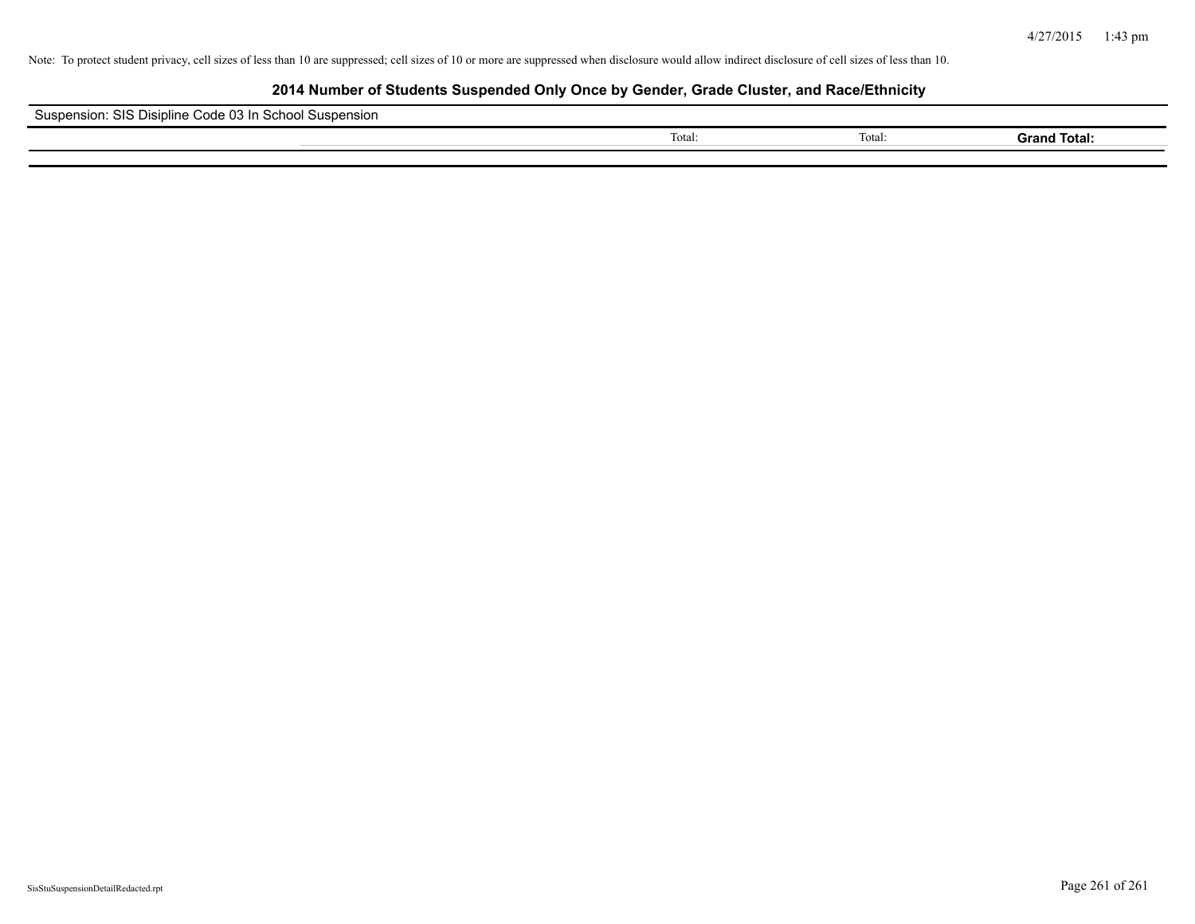Note: To protect student privacy, cell sizes of less than 10 are suppressed; cell sizes of 10 or more are suppressed when disclosure would allow indirect disclosure of cell sizes of less than 10.

## 2014 Number of Students Suspended Only Once by Gender, Grade Cluster, and Race/Ethnicity

Suspension: SIS Disipline Code 03 In School Suspension

| | Total: | Total: | **Grand Total:** |
|---|---|---|---|